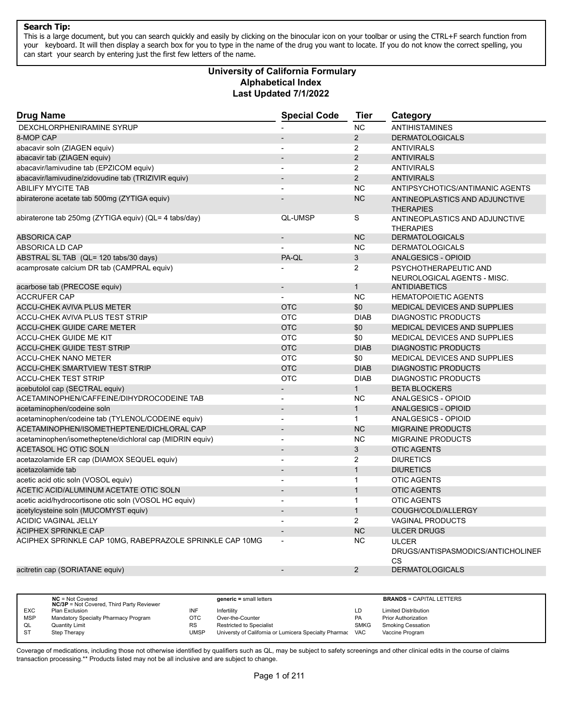**Search Tip:**
This is a large document, but you can search quickly and easily by clicking on the binocular icon on your toolbar or using the CTRL+F search function from your keyboard. It will then display a search box for you to type in the name of the drug you want to locate. If you do not know the correct spelling, you can start your search by entering just the first few letters of the name.

# University of California Formulary
## Alphabetical Index
## Last Updated 7/1/2022

| Drug Name | Special Code | Tier | Category |
|---|---|---|---|
| DEXCHLORPHENIRAMINE SYRUP | - | NC | ANTIHISTAMINES |
| 8-MOP CAP | - | 2 | DERMATOLOGICALS |
| abacavir soln (ZIAGEN equiv) | - | 2 | ANTIVIRALS |
| abacavir tab (ZIAGEN equiv) | - | 2 | ANTIVIRALS |
| abacavir/lamivudine tab (EPZICOM equiv) | - | 2 | ANTIVIRALS |
| abacavir/lamivudine/zidovudine tab (TRIZIVIR equiv) | - | 2 | ANTIVIRALS |
| ABILIFY MYCITE TAB | - | NC | ANTIPSYCHOTICS/ANTIMANIC AGENTS |
| abiraterone acetate tab 500mg (ZYTIGA equiv) | - | NC | ANTINEOPLASTICS AND ADJUNCTIVE THERAPIES |
| abiraterone tab 250mg (ZYTIGA equiv) (QL= 4 tabs/day) | QL-UMSP | S | ANTINEOPLASTICS AND ADJUNCTIVE THERAPIES |
| ABSORICA CAP | - | NC | DERMATOLOGICALS |
| ABSORICA LD CAP | - | NC | DERMATOLOGICALS |
| ABSTRAL SL TAB (QL= 120 tabs/30 days) | PA-QL | 3 | ANALGESICS - OPIOID |
| acamprosate calcium DR tab (CAMPRAL equiv) | - | 2 | PSYCHOTHERAPEUTIC AND NEUROLOGICAL AGENTS - MISC. |
| acarbose tab (PRECOSE equiv) | - | 1 | ANTIDIABETICS |
| ACCRUFER CAP | - | NC | HEMATOPOIETIC AGENTS |
| ACCU-CHEK AVIVA PLUS METER | OTC | $0 | MEDICAL DEVICES AND SUPPLIES |
| ACCU-CHEK AVIVA PLUS TEST STRIP | OTC | DIAB | DIAGNOSTIC PRODUCTS |
| ACCU-CHEK GUIDE CARE METER | OTC | $0 | MEDICAL DEVICES AND SUPPLIES |
| ACCU-CHEK GUIDE ME KIT | OTC | $0 | MEDICAL DEVICES AND SUPPLIES |
| ACCU-CHEK GUIDE TEST STRIP | OTC | DIAB | DIAGNOSTIC PRODUCTS |
| ACCU-CHEK NANO METER | OTC | $0 | MEDICAL DEVICES AND SUPPLIES |
| ACCU-CHEK SMARTVIEW TEST STRIP | OTC | DIAB | DIAGNOSTIC PRODUCTS |
| ACCU-CHEK TEST STRIP | OTC | DIAB | DIAGNOSTIC PRODUCTS |
| acebutolol cap (SECTRAL equiv) | - | 1 | BETA BLOCKERS |
| ACETAMINOPHEN/CAFFEINE/DIHYDROCODEINE TAB | - | NC | ANALGESICS - OPIOID |
| acetaminophen/codeine soln | - | 1 | ANALGESICS - OPIOID |
| acetaminophen/codeine tab (TYLENOL/CODEINE equiv) | - | 1 | ANALGESICS - OPIOID |
| ACETAMINOPHEN/ISOMETHEPTENE/DICHLORAL CAP | - | NC | MIGRAINE PRODUCTS |
| acetaminophen/isometheptene/dichloral cap (MIDRIN equiv) | - | NC | MIGRAINE PRODUCTS |
| ACETASOL HC OTIC SOLN | - | 3 | OTIC AGENTS |
| acetazolamide ER cap (DIAMOX SEQUEL equiv) | - | 2 | DIURETICS |
| acetazolamide tab | - | 1 | DIURETICS |
| acetic acid otic soln (VOSOL equiv) | - | 1 | OTIC AGENTS |
| ACETIC ACID/ALUMINUM ACETATE OTIC SOLN | - | 1 | OTIC AGENTS |
| acetic acid/hydrocortisone otic soln (VOSOL HC equiv) | - | 1 | OTIC AGENTS |
| acetylcysteine soln (MUCOMYST equiv) | - | 1 | COUGH/COLD/ALLERGY |
| ACIDIC VAGINAL JELLY | - | 2 | VAGINAL PRODUCTS |
| ACIPHEX SPRINKLE CAP | - | NC | ULCER DRUGS |
| ACIPHEX SPRINKLE CAP 10MG, RABEPRAZOLE SPRINKLE CAP 10MG | - | NC | ULCER DRUGS/ANTISPASMODICS/ANTICHOLINERGICS |
| acitretin cap (SORIATANE equiv) | - | 2 | DERMATOLOGICALS |

| | | | | | |
|---|---|---|---|---|---|
| | **NC** = Not Covered<br>**NC/3P** = Not Covered, Third Party Reviewer | | **generic =** small letters | | **BRANDS** = CAPITAL LETTERS |
| EXC | Plan Exclusion | INF | Infertility | LD | Limited Distribution |
| MSP | Mandatory Specialty Pharmacy Program | OTC | Over-the-Counter | PA | Prior Authorization |
| QL | Quantity Limit | RS | Restricted to Specialist | SMKG | Smoking Cessation |
| ST | Step Therapy | UMSP | Universty of California or Lumicera Specialty Pharmac | VAC | Vaccine Program |

Coverage of medications, including those not otherwise identified by qualifiers such as QL, may be subject to safety screenings and other clinical edits in the course of claims transaction processing.** Products listed may not be all inclusive and are subject to change.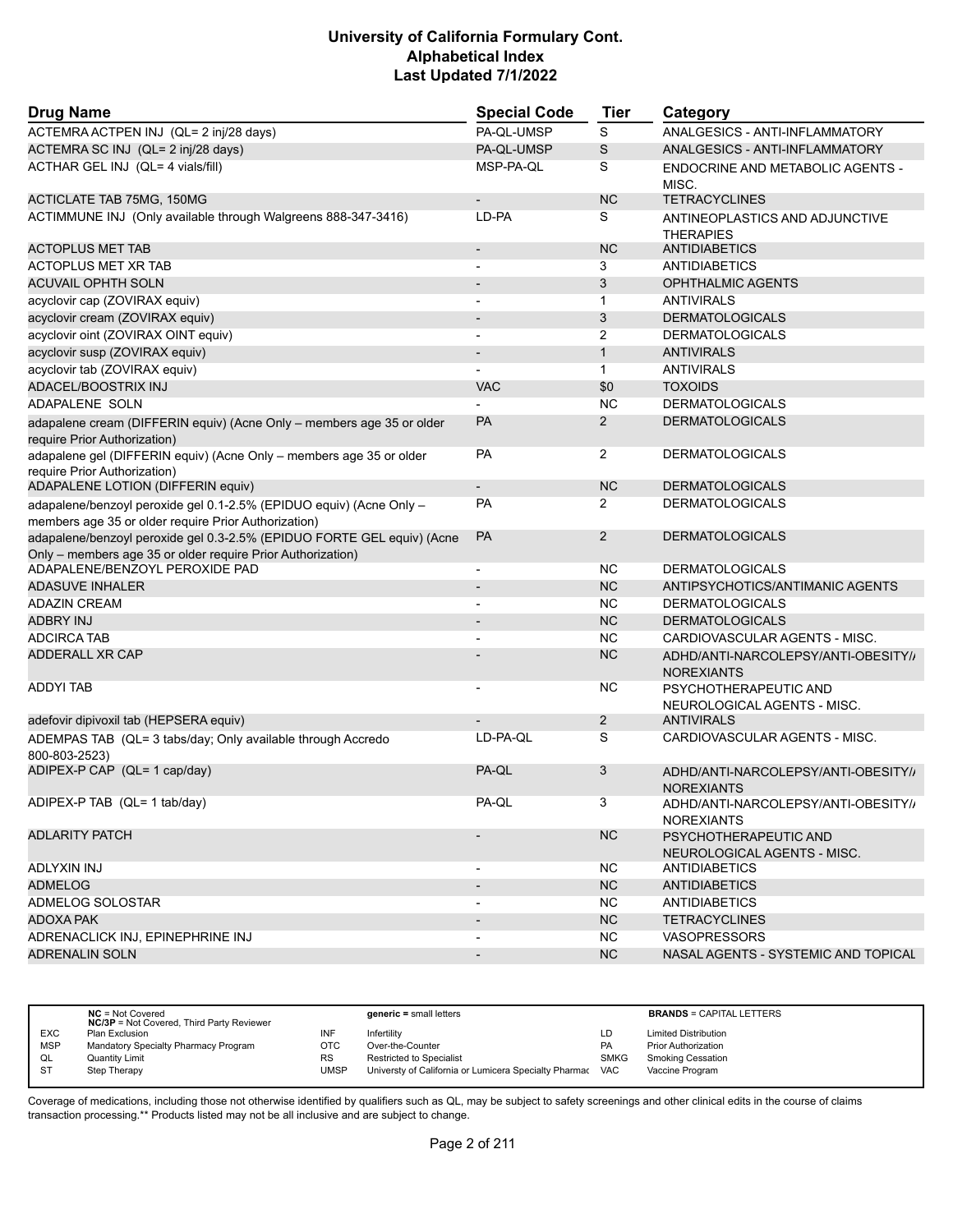# University of California Formulary Cont.
## Alphabetical Index
### Last Updated 7/1/2022

| Drug Name | Special Code | Tier | Category |
|---|---|---|---|
| ACTEMRA ACTPEN INJ (QL= 2 inj/28 days) | PA-QL-UMSP | S | ANALGESICS - ANTI-INFLAMMATORY |
| ACTEMRA SC INJ (QL= 2 inj/28 days) | PA-QL-UMSP | S | ANALGESICS - ANTI-INFLAMMATORY |
| ACTHAR GEL INJ (QL= 4 vials/fill) | MSP-PA-QL | S | ENDOCRINE AND METABOLIC AGENTS - MISC. |
| ACTICLATE TAB 75MG, 150MG | - | NC | TETRACYCLINES |
| ACTIMMUNE INJ (Only available through Walgreens 888-347-3416) | LD-PA | S | ANTINEOPLASTICS AND ADJUNCTIVE THERAPIES |
| ACTOPLUS MET TAB | - | NC | ANTIDIABETICS |
| ACTOPLUS MET XR TAB | - | 3 | ANTIDIABETICS |
| ACUVAIL OPHTH SOLN | - | 3 | OPHTHALMIC AGENTS |
| acyclovir cap (ZOVIRAX equiv) | - | 1 | ANTIVIRALS |
| acyclovir cream (ZOVIRAX equiv) | - | 3 | DERMATOLOGICALS |
| acyclovir oint (ZOVIRAX OINT equiv) | - | 2 | DERMATOLOGICALS |
| acyclovir susp (ZOVIRAX equiv) | - | 1 | ANTIVIRALS |
| acyclovir tab (ZOVIRAX equiv) | - | 1 | ANTIVIRALS |
| ADACEL/BOOSTRIX INJ | VAC | $0 | TOXOIDS |
| ADAPALENE SOLN | - | NC | DERMATOLOGICALS |
| adapalene cream (DIFFERIN equiv) (Acne Only – members age 35 or older require Prior Authorization) | PA | 2 | DERMATOLOGICALS |
| adapalene gel (DIFFERIN equiv) (Acne Only – members age 35 or older require Prior Authorization) | PA | 2 | DERMATOLOGICALS |
| ADAPALENE LOTION (DIFFERIN equiv) | - | NC | DERMATOLOGICALS |
| adapalene/benzoyl peroxide gel 0.1-2.5% (EPIDUO equiv) (Acne Only – members age 35 or older require Prior Authorization) | PA | 2 | DERMATOLOGICALS |
| adapalene/benzoyl peroxide gel 0.3-2.5% (EPIDUO FORTE GEL equiv) (Acne Only – members age 35 or older require Prior Authorization) | PA | 2 | DERMATOLOGICALS |
| ADAPALENE/BENZOYL PEROXIDE PAD | - | NC | DERMATOLOGICALS |
| ADASUVE INHALER | - | NC | ANTIPSYCHOTICS/ANTIMANIC AGENTS |
| ADAZIN CREAM | - | NC | DERMATOLOGICALS |
| ADBRY INJ | - | NC | DERMATOLOGICALS |
| ADCIRCA TAB | - | NC | CARDIOVASCULAR AGENTS - MISC. |
| ADDERALL XR CAP | - | NC | ADHD/ANTI-NARCOLEPSY/ANTI-OBESITY/ANOREXIANTS |
| ADDYI TAB | - | NC | PSYCHOTHERAPEUTIC AND NEUROLOGICAL AGENTS - MISC. |
| adefovir dipivoxil tab (HEPSERA equiv) | - | 2 | ANTIVIRALS |
| ADEMPAS TAB (QL= 3 tabs/day; Only available through Accredo 800-803-2523) | LD-PA-QL | S | CARDIOVASCULAR AGENTS - MISC. |
| ADIPEX-P CAP (QL= 1 cap/day) | PA-QL | 3 | ADHD/ANTI-NARCOLEPSY/ANTI-OBESITY/ANOREXIANTS |
| ADIPEX-P TAB (QL= 1 tab/day) | PA-QL | 3 | ADHD/ANTI-NARCOLEPSY/ANTI-OBESITY/ANOREXIANTS |
| ADLARITY PATCH | - | NC | PSYCHOTHERAPEUTIC AND NEUROLOGICAL AGENTS - MISC. |
| ADLYXIN INJ | - | NC | ANTIDIABETICS |
| ADMELOG | - | NC | ANTIDIABETICS |
| ADMELOG SOLOSTAR | - | NC | ANTIDIABETICS |
| ADOXA PAK | - | NC | TETRACYCLINES |
| ADRENACLICK INJ, EPINEPHRINE INJ | - | NC | VASOPRESSORS |
| ADRENALIN SOLN | - | NC | NASAL AGENTS - SYSTEMIC AND TOPICAL |

| | | | | | |
|---|---|---|---|---|---|
| | **NC** = Not Covered<br>**NC/3P** = Not Covered, Third Party Reviewer | | **generic =** small letters | | **BRANDS** = CAPITAL LETTERS |
| EXC | Plan Exclusion | INF | Infertility | LD | Limited Distribution |
| MSP | Mandatory Specialty Pharmacy Program | OTC | Over-the-Counter | PA | Prior Authorization |
| QL | Quantity Limit | RS | Restricted to Specialist | SMKG | Smoking Cessation |
| ST | Step Therapy | UMSP | Universty of California or Lumicera Specialty Pharmac | VAC | Vaccine Program |

Coverage of medications, including those not otherwise identified by qualifiers such as QL, may be subject to safety screenings and other clinical edits in the course of claims transaction processing.** Products listed may not be all inclusive and are subject to change.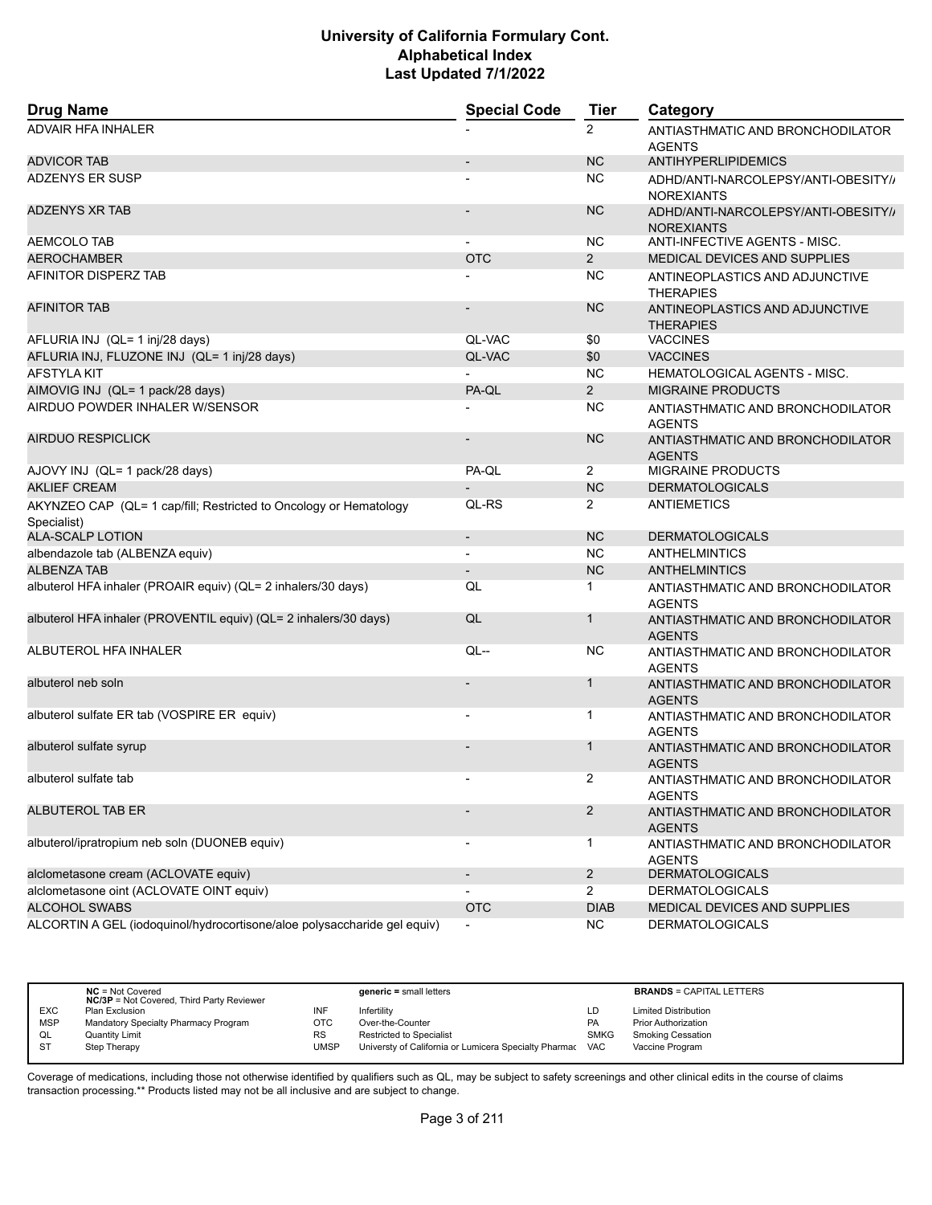# University of California Formulary Cont.
## Alphabetical Index
### Last Updated 7/1/2022

| Drug Name | Special Code | Tier | Category |
|---|---|---|---|
| ADVAIR HFA INHALER | - | 2 | ANTIASTHMATIC AND BRONCHODILATOR AGENTS |
| ADVICOR TAB | - | NC | ANTIHYPERLIPIDEMICS |
| ADZENYS ER SUSP | - | NC | ADHD/ANTI-NARCOLEPSY/ANTI-OBESITY/ANOREXIANTS |
| ADZENYS XR TAB | - | NC | ADHD/ANTI-NARCOLEPSY/ANTI-OBESITY/ANOREXIANTS |
| AEMCOLO TAB | - | NC | ANTI-INFECTIVE AGENTS - MISC. |
| AEROCHAMBER | OTC | 2 | MEDICAL DEVICES AND SUPPLIES |
| AFINITOR DISPERZ TAB | - | NC | ANTINEOPLASTICS AND ADJUNCTIVE THERAPIES |
| AFINITOR TAB | - | NC | ANTINEOPLASTICS AND ADJUNCTIVE THERAPIES |
| AFLURIA INJ (QL= 1 inj/28 days) | QL-VAC | $0 | VACCINES |
| AFLURIA INJ, FLUZONE INJ (QL= 1 inj/28 days) | QL-VAC | $0 | VACCINES |
| AFSTYLA KIT | - | NC | HEMATOLOGICAL AGENTS - MISC. |
| AIMOVIG INJ (QL= 1 pack/28 days) | PA-QL | 2 | MIGRAINE PRODUCTS |
| AIRDUO POWDER INHALER W/SENSOR | - | NC | ANTIASTHMATIC AND BRONCHODILATOR AGENTS |
| AIRDUO RESPICLICK | - | NC | ANTIASTHMATIC AND BRONCHODILATOR AGENTS |
| AJOVY INJ (QL= 1 pack/28 days) | PA-QL | 2 | MIGRAINE PRODUCTS |
| AKLIEF CREAM | - | NC | DERMATOLOGICALS |
| AKYNZEO CAP (QL= 1 cap/fill; Restricted to Oncology or Hematology Specialist) | QL-RS | 2 | ANTIEMETICS |
| ALA-SCALP LOTION | - | NC | DERMATOLOGICALS |
| albendazole tab (ALBENZA equiv) | - | NC | ANTHELMINTICS |
| ALBENZA TAB | - | NC | ANTHELMINTICS |
| albuterol HFA inhaler (PROAIR equiv) (QL= 2 inhalers/30 days) | QL | 1 | ANTIASTHMATIC AND BRONCHODILATOR AGENTS |
| albuterol HFA inhaler (PROVENTIL equiv) (QL= 2 inhalers/30 days) | QL | 1 | ANTIASTHMATIC AND BRONCHODILATOR AGENTS |
| ALBUTEROL HFA INHALER | QL-- | NC | ANTIASTHMATIC AND BRONCHODILATOR AGENTS |
| albuterol neb soln | - | 1 | ANTIASTHMATIC AND BRONCHODILATOR AGENTS |
| albuterol sulfate ER tab (VOSPIRE ER equiv) | - | 1 | ANTIASTHMATIC AND BRONCHODILATOR AGENTS |
| albuterol sulfate syrup | - | 1 | ANTIASTHMATIC AND BRONCHODILATOR AGENTS |
| albuterol sulfate tab | - | 2 | ANTIASTHMATIC AND BRONCHODILATOR AGENTS |
| ALBUTEROL TAB ER | - | 2 | ANTIASTHMATIC AND BRONCHODILATOR AGENTS |
| albuterol/ipratropium neb soln (DUONEB equiv) | - | 1 | ANTIASTHMATIC AND BRONCHODILATOR AGENTS |
| alclometasone cream (ACLOVATE equiv) | - | 2 | DERMATOLOGICALS |
| alclometasone oint (ACLOVATE OINT equiv) | - | 2 | DERMATOLOGICALS |
| ALCOHOL SWABS | OTC | DIAB | MEDICAL DEVICES AND SUPPLIES |
| ALCORTIN A GEL (iodoquinol/hydrocortisone/aloe polysaccharide gel equiv) | - | NC | DERMATOLOGICALS |

| | | | | | |
|---|---|---|---|---|---|
| | **NC** = Not Covered<br>**NC/3P** = Not Covered, Third Party Reviewer | | **generic =** small letters | | **BRANDS** = CAPITAL LETTERS |
| EXC | Plan Exclusion | INF | Infertility | LD | Limited Distribution |
| MSP | Mandatory Specialty Pharmacy Program | OTC | Over-the-Counter | PA | Prior Authorization |
| QL | Quantity Limit | RS | Restricted to Specialist | SMKG | Smoking Cessation |
| ST | Step Therapy | UMSP | Universty of California or Lumicera Specialty Pharmac | VAC | Vaccine Program |

Coverage of medications, including those not otherwise identified by qualifiers such as QL, may be subject to safety screenings and other clinical edits in the course of claims transaction processing.** Products listed may not be all inclusive and are subject to change.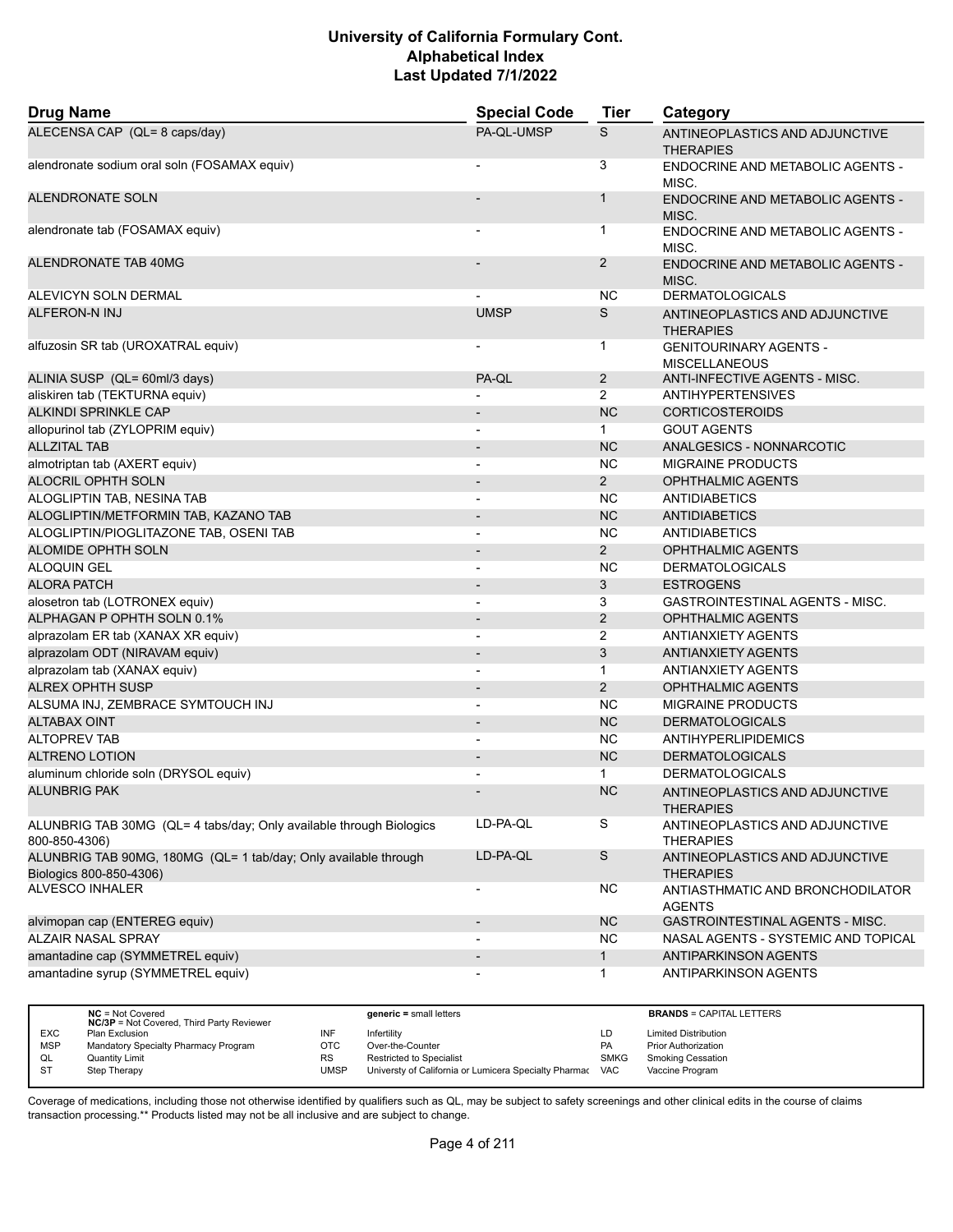# University of California Formulary Cont.
## Alphabetical Index
### Last Updated 7/1/2022

| Drug Name | Special Code | Tier | Category |
|---|---|---|---|
| ALECENSA CAP (QL= 8 caps/day) | PA-QL-UMSP | S | ANTINEOPLASTICS AND ADJUNCTIVE THERAPIES |
| alendronate sodium oral soln (FOSAMAX equiv) | - | 3 | ENDOCRINE AND METABOLIC AGENTS - MISC. |
| ALENDRONATE SOLN | - | 1 | ENDOCRINE AND METABOLIC AGENTS - MISC. |
| alendronate tab (FOSAMAX equiv) | - | 1 | ENDOCRINE AND METABOLIC AGENTS - MISC. |
| ALENDRONATE TAB 40MG | - | 2 | ENDOCRINE AND METABOLIC AGENTS - MISC. |
| ALEVICYN SOLN DERMAL | - | NC | DERMATOLOGICALS |
| ALFERON-N INJ | UMSP | S | ANTINEOPLASTICS AND ADJUNCTIVE THERAPIES |
| alfuzosin SR tab (UROXATRAL equiv) | - | 1 | GENITOURINARY AGENTS - MISCELLANEOUS |
| ALINIA SUSP (QL= 60ml/3 days) | PA-QL | 2 | ANTI-INFECTIVE AGENTS - MISC. |
| aliskiren tab (TEKTURNA equiv) | - | 2 | ANTIHYPERTENSIVES |
| ALKINDI SPRINKLE CAP | - | NC | CORTICOSTEROIDS |
| allopurinol tab (ZYLOPRIM equiv) | - | 1 | GOUT AGENTS |
| ALLZITAL TAB | - | NC | ANALGESICS - NONNARCOTIC |
| almotriptan tab (AXERT equiv) | - | NC | MIGRAINE PRODUCTS |
| ALOCRIL OPHTH SOLN | - | 2 | OPHTHALMIC AGENTS |
| ALOGLIPTIN TAB, NESINA TAB | - | NC | ANTIDIABETICS |
| ALOGLIPTIN/METFORMIN TAB, KAZANO TAB | - | NC | ANTIDIABETICS |
| ALOGLIPTIN/PIOGLITAZONE TAB, OSENI TAB | - | NC | ANTIDIABETICS |
| ALOMIDE OPHTH SOLN | - | 2 | OPHTHALMIC AGENTS |
| ALOQUIN GEL | - | NC | DERMATOLOGICALS |
| ALORA PATCH | - | 3 | ESTROGENS |
| alosetron tab (LOTRONEX equiv) | - | 3 | GASTROINTESTINAL AGENTS - MISC. |
| ALPHAGAN P OPHTH SOLN 0.1% | - | 2 | OPHTHALMIC AGENTS |
| alprazolam ER tab (XANAX XR equiv) | - | 2 | ANTIANXIETY AGENTS |
| alprazolam ODT (NIRAVAM equiv) | - | 3 | ANTIANXIETY AGENTS |
| alprazolam tab (XANAX equiv) | - | 1 | ANTIANXIETY AGENTS |
| ALREX OPHTH SUSP | - | 2 | OPHTHALMIC AGENTS |
| ALSUMA INJ, ZEMBRACE SYMTOUCH INJ | - | NC | MIGRAINE PRODUCTS |
| ALTABAX OINT | - | NC | DERMATOLOGICALS |
| ALTOPREV TAB | - | NC | ANTIHYPERLIPIDEMICS |
| ALTRENO LOTION | - | NC | DERMATOLOGICALS |
| aluminum chloride soln (DRYSOL equiv) | - | 1 | DERMATOLOGICALS |
| ALUNBRIG PAK | - | NC | ANTINEOPLASTICS AND ADJUNCTIVE THERAPIES |
| ALUNBRIG TAB 30MG (QL= 4 tabs/day; Only available through Biologics 800-850-4306) | LD-PA-QL | S | ANTINEOPLASTICS AND ADJUNCTIVE THERAPIES |
| ALUNBRIG TAB 90MG, 180MG (QL= 1 tab/day; Only available through Biologics 800-850-4306) | LD-PA-QL | S | ANTINEOPLASTICS AND ADJUNCTIVE THERAPIES |
| ALVESCO INHALER | - | NC | ANTIASTHMATIC AND BRONCHODILATOR AGENTS |
| alvimopan cap (ENTEREG equiv) | - | NC | GASTROINTESTINAL AGENTS - MISC. |
| ALZAIR NASAL SPRAY | - | NC | NASAL AGENTS - SYSTEMIC AND TOPICAL |
| amantadine cap (SYMMETREL equiv) | - | 1 | ANTIPARKINSON AGENTS |
| amantadine syrup (SYMMETREL equiv) | - | 1 | ANTIPARKINSON AGENTS |

| | NC = Not Covered<br>NC/3P = Not Covered, Third Party Reviewer | | generic = small letters | | BRANDS = CAPITAL LETTERS |
|---|---|---|---|---|---|
| EXC | Plan Exclusion | INF | Infertility | LD | Limited Distribution |
| MSP | Mandatory Specialty Pharmacy Program | OTC | Over-the-Counter | PA | Prior Authorization |
| QL | Quantity Limit | RS | Restricted to Specialist | SMKG | Smoking Cessation |
| ST | Step Therapy | UMSP | Universty of California or Lumicera Specialty Pharmac | VAC | Vaccine Program |

Coverage of medications, including those not otherwise identified by qualifiers such as QL, may be subject to safety screenings and other clinical edits in the course of claims transaction processing.** Products listed may not be all inclusive and are subject to change.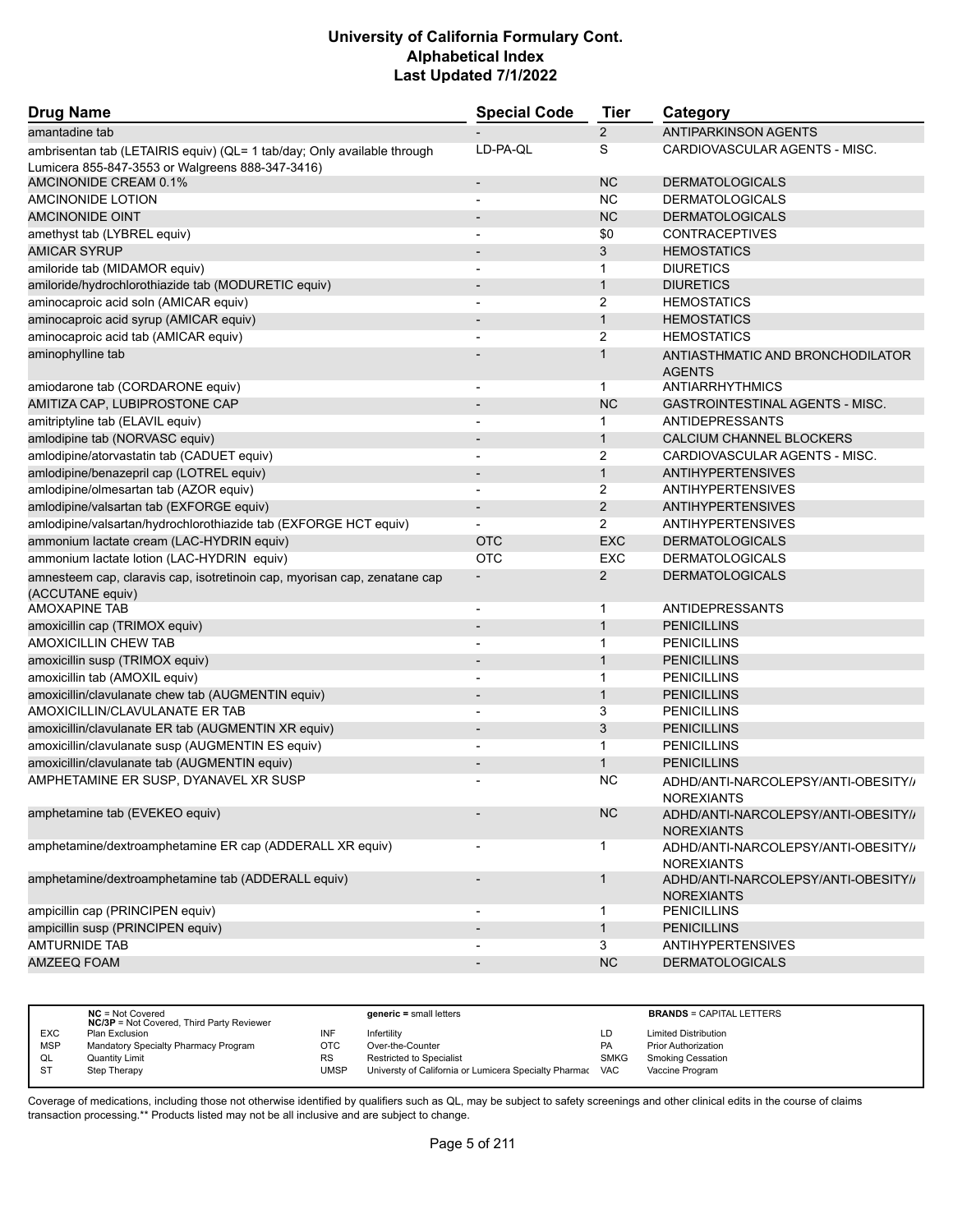# University of California Formulary Cont.
# Alphabetical Index
# Last Updated 7/1/2022

| Drug Name | Special Code | Tier | Category |
|---|---|---|---|
| amantadine tab | - | 2 | ANTIPARKINSON AGENTS |
| ambrisentan tab (LETAIRIS equiv) (QL= 1 tab/day; Only available through Lumicera 855-847-3553 or Walgreens 888-347-3416) | LD-PA-QL | S | CARDIOVASCULAR AGENTS - MISC. |
| AMCINONIDE CREAM 0.1% | - | NC | DERMATOLOGICALS |
| AMCINONIDE LOTION | - | NC | DERMATOLOGICALS |
| AMCINONIDE OINT | - | NC | DERMATOLOGICALS |
| amethyst tab (LYBREL equiv) | - | $0 | CONTRACEPTIVES |
| AMICAR SYRUP | - | 3 | HEMOSTATICS |
| amiloride tab (MIDAMOR equiv) | - | 1 | DIURETICS |
| amiloride/hydrochlorothiazide tab (MODURETIC equiv) | - | 1 | DIURETICS |
| aminocaproic acid soln (AMICAR equiv) | - | 2 | HEMOSTATICS |
| aminocaproic acid syrup (AMICAR equiv) | - | 1 | HEMOSTATICS |
| aminocaproic acid tab (AMICAR equiv) | - | 2 | HEMOSTATICS |
| aminophylline tab | - | 1 | ANTIASTHMATIC AND BRONCHODILATOR AGENTS |
| amiodarone tab (CORDARONE equiv) | - | 1 | ANTIARRHYTHMICS |
| AMITIZA CAP, LUBIPROSTONE CAP | - | NC | GASTROINTESTINAL AGENTS - MISC. |
| amitriptyline tab (ELAVIL equiv) | - | 1 | ANTIDEPRESSANTS |
| amlodipine tab (NORVASC equiv) | - | 1 | CALCIUM CHANNEL BLOCKERS |
| amlodipine/atorvastatin tab (CADUET equiv) | - | 2 | CARDIOVASCULAR AGENTS - MISC. |
| amlodipine/benazepril cap (LOTREL equiv) | - | 1 | ANTIHYPERTENSIVES |
| amlodipine/olmesartan tab (AZOR equiv) | - | 2 | ANTIHYPERTENSIVES |
| amlodipine/valsartan tab (EXFORGE equiv) | - | 2 | ANTIHYPERTENSIVES |
| amlodipine/valsartan/hydrochlorothiazide tab (EXFORGE HCT equiv) | - | 2 | ANTIHYPERTENSIVES |
| ammonium lactate cream (LAC-HYDRIN equiv) | OTC | EXC | DERMATOLOGICALS |
| ammonium lactate lotion (LAC-HYDRIN equiv) | OTC | EXC | DERMATOLOGICALS |
| amnesteem cap, claravis cap, isotretinoin cap, myorisan cap, zenatane cap (ACCUTANE equiv) | - | 2 | DERMATOLOGICALS |
| AMOXAPINE TAB | - | 1 | ANTIDEPRESSANTS |
| amoxicillin cap (TRIMOX equiv) | - | 1 | PENICILLINS |
| AMOXICILLIN CHEW TAB | - | 1 | PENICILLINS |
| amoxicillin susp (TRIMOX equiv) | - | 1 | PENICILLINS |
| amoxicillin tab (AMOXIL equiv) | - | 1 | PENICILLINS |
| amoxicillin/clavulanate chew tab (AUGMENTIN equiv) | - | 1 | PENICILLINS |
| AMOXICILLIN/CLAVULANATE ER TAB | - | 3 | PENICILLINS |
| amoxicillin/clavulanate ER tab (AUGMENTIN XR equiv) | - | 3 | PENICILLINS |
| amoxicillin/clavulanate susp (AUGMENTIN ES equiv) | - | 1 | PENICILLINS |
| amoxicillin/clavulanate tab (AUGMENTIN equiv) | - | 1 | PENICILLINS |
| AMPHETAMINE ER SUSP, DYANAVEL XR SUSP | - | NC | ADHD/ANTI-NARCOLEPSY/ANTI-OBESITY/ANOREXIANTS |
| amphetamine tab (EVEKEO equiv) | - | NC | ADHD/ANTI-NARCOLEPSY/ANTI-OBESITY/ANOREXIANTS |
| amphetamine/dextroamphetamine ER cap (ADDERALL XR equiv) | - | 1 | ADHD/ANTI-NARCOLEPSY/ANTI-OBESITY/ANOREXIANTS |
| amphetamine/dextroamphetamine tab (ADDERALL equiv) | - | 1 | ADHD/ANTI-NARCOLEPSY/ANTI-OBESITY/ANOREXIANTS |
| ampicillin cap (PRINCIPEN equiv) | - | 1 | PENICILLINS |
| ampicillin susp (PRINCIPEN equiv) | - | 1 | PENICILLINS |
| AMTURNIDE TAB | - | 3 | ANTIHYPERTENSIVES |
| AMZEEQ FOAM | - | NC | DERMATOLOGICALS |

| | NC = Not Covered<br>NC/3P = Not Covered, Third Party Reviewer | | generic = small letters | | BRANDS = CAPITAL LETTERS |
|---|---|---|---|---|---|
| EXC | Plan Exclusion | INF | Infertility | LD | Limited Distribution |
| MSP | Mandatory Specialty Pharmacy Program | OTC | Over-the-Counter | PA | Prior Authorization |
| QL | Quantity Limit | RS | Restricted to Specialist | SMKG | Smoking Cessation |
| ST | Step Therapy | UMSP | Universty of California or Lumicera Specialty Pharmacy | VAC | Vaccine Program |

Coverage of medications, including those not otherwise identified by qualifiers such as QL, may be subject to safety screenings and other clinical edits in the course of claims transaction processing.** Products listed may not be all inclusive and are subject to change.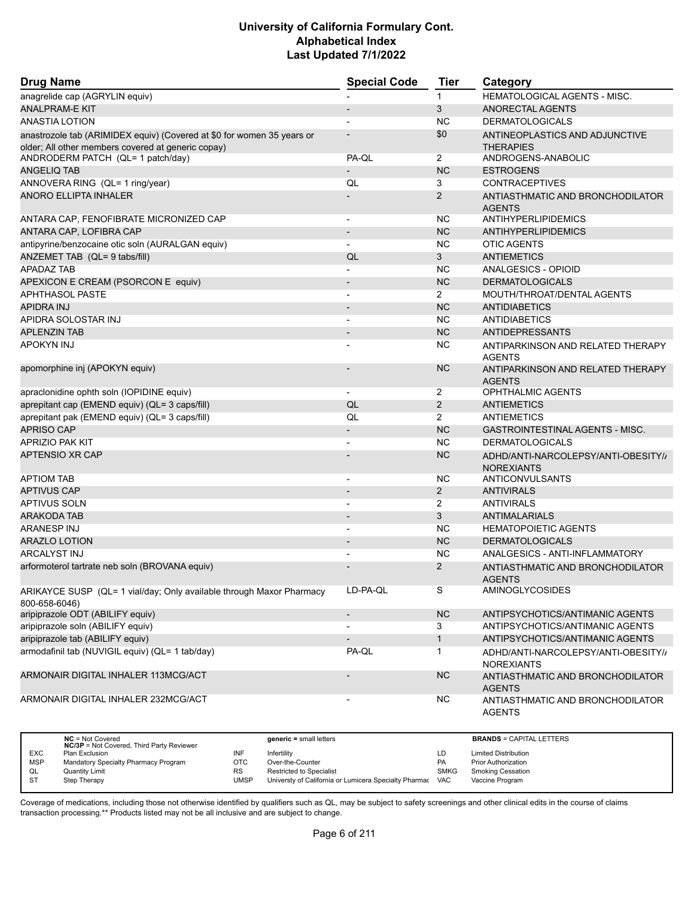| Drug Name | Special Code | Tier | Category |
|---|---|---|---|
| anagrelide cap (AGRYLIN equiv) | - | 1 | HEMATOLOGICAL AGENTS - MISC. |
| ANALPRAM-E KIT | - | 3 | ANORECTAL AGENTS |
| ANASTIA LOTION | - | NC | DERMATOLOGICALS |
| anastrozole tab (ARIMIDEX equiv) (Covered at $0 for women 35 years or older; All other members covered at generic copay) | - | $0 | ANTINEOPLASTICS AND ADJUNCTIVE THERAPIES |
| ANDRODERM PATCH (QL= 1 patch/day) | PA-QL | 2 | ANDROGENS-ANABOLIC |
| ANGELIQ TAB | - | NC | ESTROGENS |
| ANNOVERA RING (QL= 1 ring/year) | QL | 3 | CONTRACEPTIVES |
| ANORO ELLIPTA INHALER | - | 2 | ANTIASTHMATIC AND BRONCHODILATOR AGENTS |
| ANTARA CAP, FENOFIBRATE MICRONIZED CAP | - | NC | ANTIHYPERLIPIDEMICS |
| ANTARA CAP, LOFIBRA CAP | - | NC | ANTIHYPERLIPIDEMICS |
| antipyrine/benzocaine otic soln (AURALGAN equiv) | - | NC | OTIC AGENTS |
| ANZEMET TAB (QL= 9 tabs/fill) | QL | 3 | ANTIEMETICS |
| APADAZ TAB | - | NC | ANALGESICS - OPIOID |
| APEXICON E CREAM (PSORCON E equiv) | - | NC | DERMATOLOGICALS |
| APHTHASOL PASTE | - | 2 | MOUTH/THROAT/DENTAL AGENTS |
| APIDRA INJ | - | NC | ANTIDIABETICS |
| APIDRA SOLOSTAR INJ | - | NC | ANTIDIABETICS |
| APLENZIN TAB | - | NC | ANTIDEPRESSANTS |
| APOKYN INJ | - | NC | ANTIPARKINSON AND RELATED THERAPY AGENTS |
| apomorphine inj (APOKYN equiv) | - | NC | ANTIPARKINSON AND RELATED THERAPY AGENTS |
| apraclonidine ophth soln (IOPIDINE equiv) | - | 2 | OPHTHALMIC AGENTS |
| aprepitant cap (EMEND equiv) (QL= 3 caps/fill) | QL | 2 | ANTIEMETICS |
| aprepitant pak (EMEND equiv) (QL= 3 caps/fill) | QL | 2 | ANTIEMETICS |
| APRISO CAP | - | NC | GASTROINTESTINAL AGENTS - MISC. |
| APRIZIO PAK KIT | - | NC | DERMATOLOGICALS |
| APTENSIO XR CAP | - | NC | ADHD/ANTI-NARCOLEPSY/ANTI-OBESITY/ANOREXIANTS |
| APTIOM TAB | - | NC | ANTICONVULSANTS |
| APTIVUS CAP | - | 2 | ANTIVIRALS |
| APTIVUS SOLN | - | 2 | ANTIVIRALS |
| ARAKODA TAB | - | 3 | ANTIMALARIALS |
| ARANESP INJ | - | NC | HEMATOPOIETIC AGENTS |
| ARAZLO LOTION | - | NC | DERMATOLOGICALS |
| ARCALYST INJ | - | NC | ANALGESICS - ANTI-INFLAMMATORY |
| arformoterol tartrate neb soln (BROVANA equiv) | - | 2 | ANTIASTHMATIC AND BRONCHODILATOR AGENTS |
| ARIKAYCE SUSP (QL= 1 vial/day; Only available through Maxor Pharmacy 800-658-6046) | LD-PA-QL | S | AMINOGLYCOSIDES |
| aripiprazole ODT (ABILIFY equiv) | - | NC | ANTIPSYCHOTICS/ANTIMANIC AGENTS |
| aripiprazole soln (ABILIFY equiv) | - | 3 | ANTIPSYCHOTICS/ANTIMANIC AGENTS |
| aripiprazole tab (ABILIFY equiv) | - | 1 | ANTIPSYCHOTICS/ANTIMANIC AGENTS |
| armodafinil tab (NUVIGIL equiv) (QL= 1 tab/day) | PA-QL | 1 | ADHD/ANTI-NARCOLEPSY/ANTI-OBESITY/ANOREXIANTS |
| ARMONAIR DIGITAL INHALER 113MCG/ACT | - | NC | ANTIASTHMATIC AND BRONCHODILATOR AGENTS |
| ARMONAIR DIGITAL INHALER 232MCG/ACT | - | NC | ANTIASTHMATIC AND BRONCHODILATOR AGENTS |

| | | | | | |
|---|---|---|---|---|---|
| | **NC** = Not Covered<br>**NC/3P** = Not Covered, Third Party Reviewer | | **generic =** small letters | | **BRANDS** = CAPITAL LETTERS |
| EXC | Plan Exclusion | INF | Infertility | LD | Limited Distribution |
| MSP | Mandatory Specialty Pharmacy Program | OTC | Over-the-Counter | PA | Prior Authorization |
| QL | Quantity Limit | RS | Restricted to Specialist | SMKG | Smoking Cessation |
| ST | Step Therapy | UMSP | Universty of California or Lumicera Specialty Pharmac | VAC | Vaccine Program |

Coverage of medications, including those not otherwise identified by qualifiers such as QL, may be subject to safety screenings and other clinical edits in the course of claims transaction processing.** Products listed may not be all inclusive and are subject to change.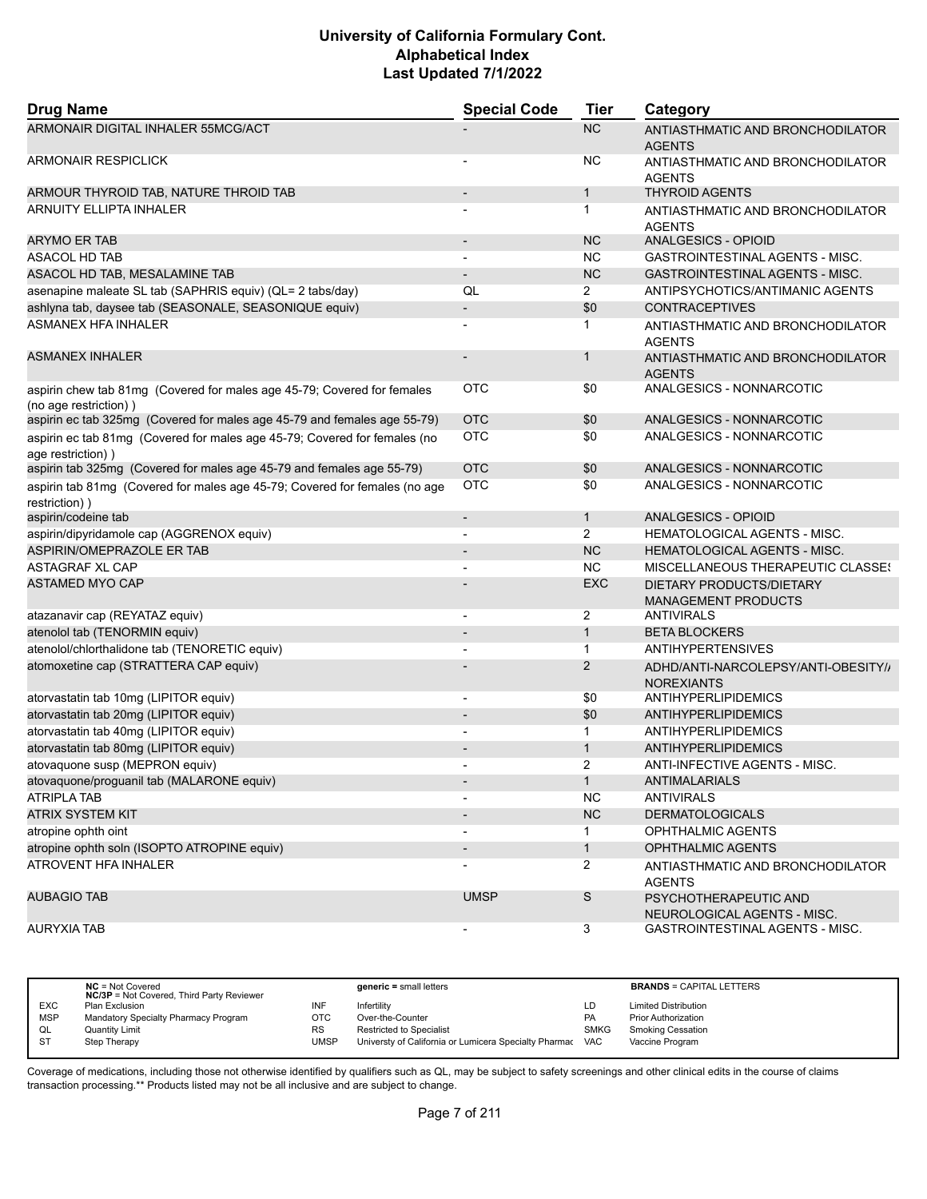# University of California Formulary Cont.
## Alphabetical Index
### Last Updated 7/1/2022

| Drug Name | Special Code | Tier | Category |
|---|---|---|---|
| ARMONAIR DIGITAL INHALER 55MCG/ACT | - | NC | ANTIASTHMATIC AND BRONCHODILATOR AGENTS |
| ARMONAIR RESPICLICK | - | NC | ANTIASTHMATIC AND BRONCHODILATOR AGENTS |
| ARMOUR THYROID TAB, NATURE THROID TAB | - | 1 | THYROID AGENTS |
| ARNUITY ELLIPTA INHALER | - | 1 | ANTIASTHMATIC AND BRONCHODILATOR AGENTS |
| ARYMO ER TAB | - | NC | ANALGESICS - OPIOID |
| ASACOL HD TAB | - | NC | GASTROINTESTINAL AGENTS - MISC. |
| ASACOL HD TAB, MESALAMINE TAB | - | NC | GASTROINTESTINAL AGENTS - MISC. |
| asenapine maleate SL tab (SAPHRIS equiv) (QL= 2 tabs/day) | QL | 2 | ANTIPSYCHOTICS/ANTIMANIC AGENTS |
| ashlyna tab, daysee tab (SEASONALE, SEASONIQUE equiv) | - | $0 | CONTRACEPTIVES |
| ASMANEX HFA INHALER | - | 1 | ANTIASTHMATIC AND BRONCHODILATOR AGENTS |
| ASMANEX INHALER | - | 1 | ANTIASTHMATIC AND BRONCHODILATOR AGENTS |
| aspirin chew tab 81mg (Covered for males age 45-79; Covered for females (no age restriction) ) | OTC | $0 | ANALGESICS - NONNARCOTIC |
| aspirin ec tab 325mg (Covered for males age 45-79 and females age 55-79) | OTC | $0 | ANALGESICS - NONNARCOTIC |
| aspirin ec tab 81mg (Covered for males age 45-79; Covered for females (no age restriction) ) | OTC | $0 | ANALGESICS - NONNARCOTIC |
| aspirin tab 325mg (Covered for males age 45-79 and females age 55-79) | OTC | $0 | ANALGESICS - NONNARCOTIC |
| aspirin tab 81mg (Covered for males age 45-79; Covered for females (no age restriction) ) | OTC | $0 | ANALGESICS - NONNARCOTIC |
| aspirin/codeine tab | - | 1 | ANALGESICS - OPIOID |
| aspirin/dipyridamole cap (AGGRENOX equiv) | - | 2 | HEMATOLOGICAL AGENTS - MISC. |
| ASPIRIN/OMEPRAZOLE ER TAB | - | NC | HEMATOLOGICAL AGENTS - MISC. |
| ASTAGRAF XL CAP | - | NC | MISCELLANEOUS THERAPEUTIC CLASSES |
| ASTAMED MYO CAP | - | EXC | DIETARY PRODUCTS/DIETARY MANAGEMENT PRODUCTS |
| atazanavir cap (REYATAZ equiv) | - | 2 | ANTIVIRALS |
| atenolol tab (TENORMIN equiv) | - | 1 | BETA BLOCKERS |
| atenolol/chlorthalidone tab (TENORETIC equiv) | - | 1 | ANTIHYPERTENSIVES |
| atomoxetine cap (STRATTERA CAP equiv) | - | 2 | ADHD/ANTI-NARCOLEPSY/ANTI-OBESITY/ANOREXIANTS |
| atorvastatin tab 10mg (LIPITOR equiv) | - | $0 | ANTIHYPERLIPIDEMICS |
| atorvastatin tab 20mg (LIPITOR equiv) | - | $0 | ANTIHYPERLIPIDEMICS |
| atorvastatin tab 40mg (LIPITOR equiv) | - | 1 | ANTIHYPERLIPIDEMICS |
| atorvastatin tab 80mg (LIPITOR equiv) | - | 1 | ANTIHYPERLIPIDEMICS |
| atovaquone susp (MEPRON equiv) | - | 2 | ANTI-INFECTIVE AGENTS - MISC. |
| atovaquone/proguanil tab (MALARONE equiv) | - | 1 | ANTIMALARIALS |
| ATRIPLA TAB | - | NC | ANTIVIRALS |
| ATRIX SYSTEM KIT | - | NC | DERMATOLOGICALS |
| atropine ophth oint | - | 1 | OPHTHALMIC AGENTS |
| atropine ophth soln (ISOPTO ATROPINE equiv) | - | 1 | OPHTHALMIC AGENTS |
| ATROVENT HFA INHALER | - | 2 | ANTIASTHMATIC AND BRONCHODILATOR AGENTS |
| AUBAGIO TAB | UMSP | S | PSYCHOTHERAPEUTIC AND NEUROLOGICAL AGENTS - MISC. |
| AURYXIA TAB | - | 3 | GASTROINTESTINAL AGENTS - MISC. |

| | | | | | |
|---|---|---|---|---|---|
| NC = Not Covered<br>NC/3P = Not Covered, Third Party Reviewer | | generic = small letters | | BRANDS = CAPITAL LETTERS | |
| EXC | Plan Exclusion | INF | Infertility | LD | Limited Distribution |
| MSP | Mandatory Specialty Pharmacy Program | OTC | Over-the-Counter | PA | Prior Authorization |
| QL | Quantity Limit | RS | Restricted to Specialist | SMKG | Smoking Cessation |
| ST | Step Therapy | UMSP | Universty of California or Lumicera Specialty Pharmac | VAC | Vaccine Program |

Coverage of medications, including those not otherwise identified by qualifiers such as QL, may be subject to safety screenings and other clinical edits in the course of claims transaction processing.** Products listed may not be all inclusive and are subject to change.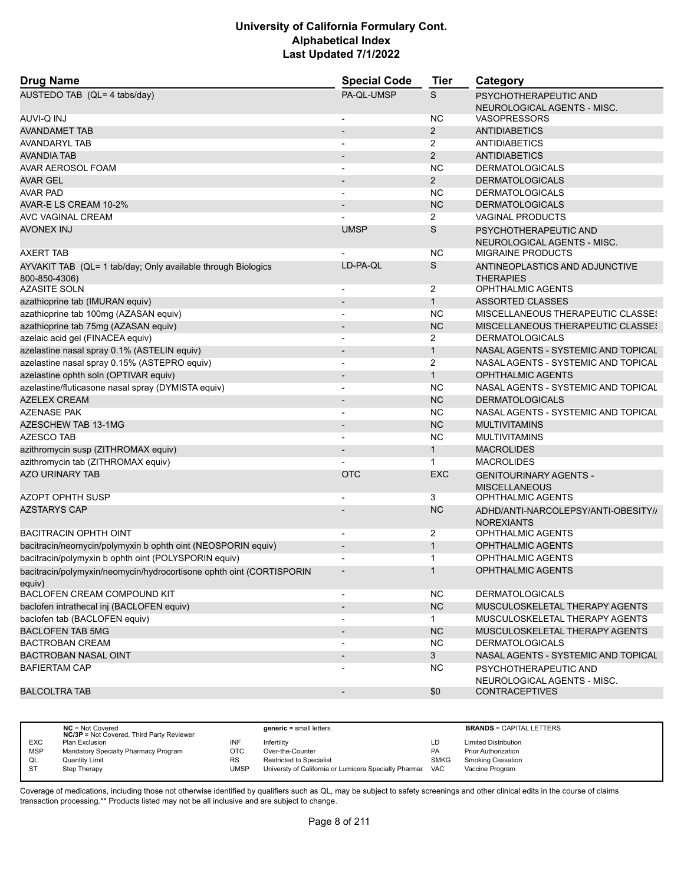| Drug Name | Special Code | Tier | Category |
|---|---|---|---|
| AUSTEDO TAB (QL= 4 tabs/day) | PA-QL-UMSP | S | PSYCHOTHERAPEUTIC AND NEUROLOGICAL AGENTS - MISC. |
| AUVI-Q INJ | - | NC | VASOPRESSORS |
| AVANDAMET TAB | - | 2 | ANTIDIABETICS |
| AVANDARYL TAB | - | 2 | ANTIDIABETICS |
| AVANDIA TAB | - | 2 | ANTIDIABETICS |
| AVAR AEROSOL FOAM | - | NC | DERMATOLOGICALS |
| AVAR GEL | - | 2 | DERMATOLOGICALS |
| AVAR PAD | - | NC | DERMATOLOGICALS |
| AVAR-E LS CREAM 10-2% | - | NC | DERMATOLOGICALS |
| AVC VAGINAL CREAM | - | 2 | VAGINAL PRODUCTS |
| AVONEX INJ | UMSP | S | PSYCHOTHERAPEUTIC AND NEUROLOGICAL AGENTS - MISC. |
| AXERT TAB | - | NC | MIGRAINE PRODUCTS |
| AYVAKIT TAB (QL= 1 tab/day; Only available through Biologics 800-850-4306) | LD-PA-QL | S | ANTINEOPLASTICS AND ADJUNCTIVE THERAPIES |
| AZASITE SOLN | - | 2 | OPHTHALMIC AGENTS |
| azathioprine tab (IMURAN equiv) | - | 1 | ASSORTED CLASSES |
| azathioprine tab 100mg (AZASAN equiv) | - | NC | MISCELLANEOUS THERAPEUTIC CLASSES |
| azathioprine tab 75mg (AZASAN equiv) | - | NC | MISCELLANEOUS THERAPEUTIC CLASSES |
| azelaic acid gel (FINACEA equiv) | - | 2 | DERMATOLOGICALS |
| azelastine nasal spray 0.1% (ASTELIN equiv) | - | 1 | NASAL AGENTS - SYSTEMIC AND TOPICAL |
| azelastine nasal spray 0.15% (ASTEPRO equiv) | - | 2 | NASAL AGENTS - SYSTEMIC AND TOPICAL |
| azelastine ophth soln (OPTIVAR equiv) | - | 1 | OPHTHALMIC AGENTS |
| azelastine/fluticasone nasal spray (DYMISTA equiv) | - | NC | NASAL AGENTS - SYSTEMIC AND TOPICAL |
| AZELEX CREAM | - | NC | DERMATOLOGICALS |
| AZENASE PAK | - | NC | NASAL AGENTS - SYSTEMIC AND TOPICAL |
| AZESCHEW TAB 13-1MG | - | NC | MULTIVITAMINS |
| AZESCO TAB | - | NC | MULTIVITAMINS |
| azithromycin susp (ZITHROMAX equiv) | - | 1 | MACROLIDES |
| azithromycin tab (ZITHROMAX equiv) | - | 1 | MACROLIDES |
| AZO URINARY TAB | OTC | EXC | GENITOURINARY AGENTS - MISCELLANEOUS |
| AZOPT OPHTH SUSP | - | 3 | OPHTHALMIC AGENTS |
| AZSTARYS CAP | - | NC | ADHD/ANTI-NARCOLEPSY/ANTI-OBESITY/ANOREXIANTS |
| BACITRACIN OPHTH OINT | - | 2 | OPHTHALMIC AGENTS |
| bacitracin/neomycin/polymyxin b ophth oint (NEOSPORIN equiv) | - | 1 | OPHTHALMIC AGENTS |
| bacitracin/polymyxin b ophth oint (POLYSPORIN equiv) | - | 1 | OPHTHALMIC AGENTS |
| bacitracin/polymyxin/neomycin/hydrocortisone ophth oint (CORTISPORIN equiv) | - | 1 | OPHTHALMIC AGENTS |
| BACLOFEN CREAM COMPOUND KIT | - | NC | DERMATOLOGICALS |
| baclofen intrathecal inj (BACLOFEN equiv) | - | NC | MUSCULOSKELETAL THERAPY AGENTS |
| baclofen tab (BACLOFEN equiv) | - | 1 | MUSCULOSKELETAL THERAPY AGENTS |
| BACLOFEN TAB 5MG | - | NC | MUSCULOSKELETAL THERAPY AGENTS |
| BACTROBAN CREAM | - | NC | DERMATOLOGICALS |
| BACTROBAN NASAL OINT | - | 3 | NASAL AGENTS - SYSTEMIC AND TOPICAL |
| BAFIERTAM CAP | - | NC | PSYCHOTHERAPEUTIC AND NEUROLOGICAL AGENTS - MISC. |
| BALCOLTRA TAB | - | $0 | CONTRACEPTIVES |

| | | | | | |
|---|---|---|---|---|---|
| | **NC** = Not Covered<br>**NC/3P** = Not Covered, Third Party Reviewer | | **generic** = small letters | | **BRANDS** = CAPITAL LETTERS |
| EXC | Plan Exclusion | INF | Infertility | LD | Limited Distribution |
| MSP | Mandatory Specialty Pharmacy Program | OTC | Over-the-Counter | PA | Prior Authorization |
| QL | Quantity Limit | RS | Restricted to Specialist | SMKG | Smoking Cessation |
| ST | Step Therapy | UMSP | Universty of California or Lumicera Specialty Pharmacy | VAC | Vaccine Program |

Coverage of medications, including those not otherwise identified by qualifiers such as QL, may be subject to safety screenings and other clinical edits in the course of claims transaction processing.** Products listed may not be all inclusive and are subject to change.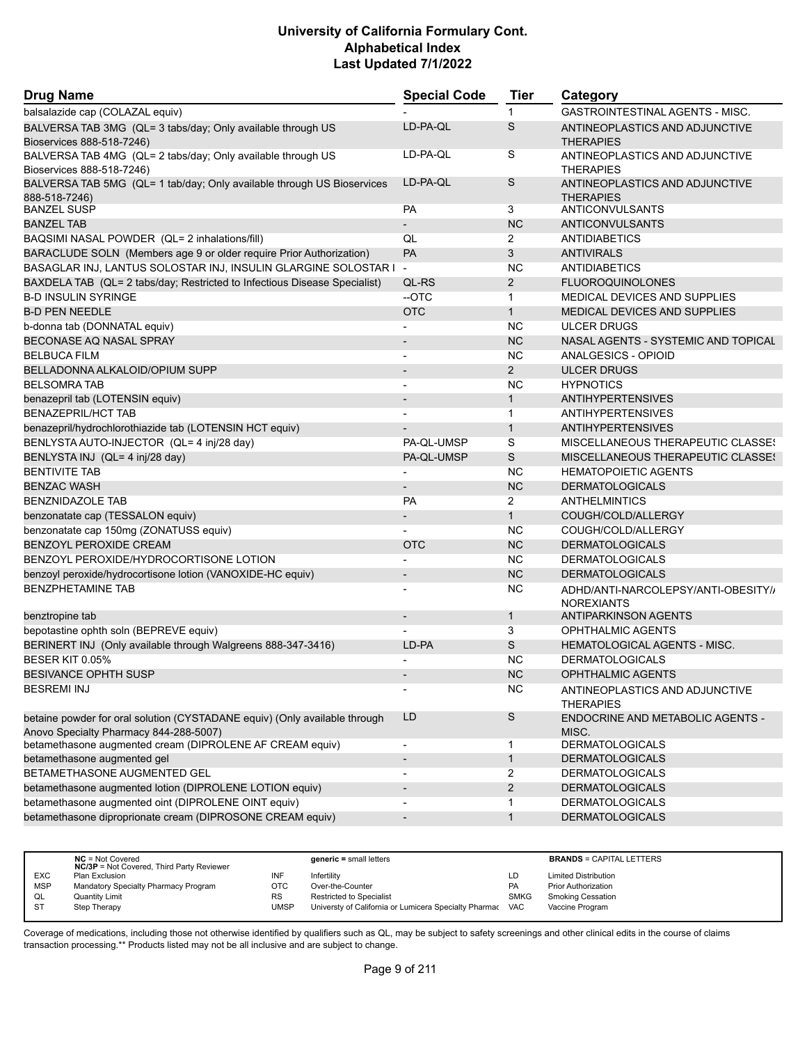# University of California Formulary Cont.
## Alphabetical Index
### Last Updated 7/1/2022

| Drug Name | Special Code | Tier | Category |
|---|---|---|---|
| balsalazide cap (COLAZAL equiv) | - | 1 | GASTROINTESTINAL AGENTS - MISC. |
| BALVERSA TAB 3MG (QL= 3 tabs/day; Only available through US Bioservices 888-518-7246) | LD-PA-QL | S | ANTINEOPLASTICS AND ADJUNCTIVE THERAPIES |
| BALVERSA TAB 4MG (QL= 2 tabs/day; Only available through US Bioservices 888-518-7246) | LD-PA-QL | S | ANTINEOPLASTICS AND ADJUNCTIVE THERAPIES |
| BALVERSA TAB 5MG (QL= 1 tab/day; Only available through US Bioservices 888-518-7246) | LD-PA-QL | S | ANTINEOPLASTICS AND ADJUNCTIVE THERAPIES |
| BANZEL SUSP | PA | 3 | ANTICONVULSANTS |
| BANZEL TAB | - | NC | ANTICONVULSANTS |
| BAQSIMI NASAL POWDER (QL= 2 inhalations/fill) | QL | 2 | ANTIDIABETICS |
| BARACLUDE SOLN (Members age 9 or older require Prior Authorization) | PA | 3 | ANTIVIRALS |
| BASAGLAR INJ, LANTUS SOLOSTAR INJ, INSULIN GLARGINE SOLOSTAR I | - | NC | ANTIDIABETICS |
| BAXDELA TAB (QL= 2 tabs/day; Restricted to Infectious Disease Specialist) | QL-RS | 2 | FLUOROQUINOLONES |
| B-D INSULIN SYRINGE | --OTC | 1 | MEDICAL DEVICES AND SUPPLIES |
| B-D PEN NEEDLE | OTC | 1 | MEDICAL DEVICES AND SUPPLIES |
| b-donna tab (DONNATAL equiv) | - | NC | ULCER DRUGS |
| BECONASE AQ NASAL SPRAY | - | NC | NASAL AGENTS - SYSTEMIC AND TOPICAL |
| BELBUCA FILM | - | NC | ANALGESICS - OPIOID |
| BELLADONNA ALKALOID/OPIUM SUPP | - | 2 | ULCER DRUGS |
| BELSOMRA TAB | - | NC | HYPNOTICS |
| benazepril tab (LOTENSIN equiv) | - | 1 | ANTIHYPERTENSIVES |
| BENAZEPRIL/HCT TAB | - | 1 | ANTIHYPERTENSIVES |
| benazepril/hydrochlorothiazide tab (LOTENSIN HCT equiv) | - | 1 | ANTIHYPERTENSIVES |
| BENLYSTA AUTO-INJECTOR (QL= 4 inj/28 day) | PA-QL-UMSP | S | MISCELLANEOUS THERAPEUTIC CLASSES |
| BENLYSTA INJ (QL= 4 inj/28 day) | PA-QL-UMSP | S | MISCELLANEOUS THERAPEUTIC CLASSES |
| BENTIVITE TAB | - | NC | HEMATOPOIETIC AGENTS |
| BENZAC WASH | - | NC | DERMATOLOGICALS |
| BENZNIDAZOLE TAB | PA | 2 | ANTHELMINTICS |
| benzonatate cap (TESSALON equiv) | - | 1 | COUGH/COLD/ALLERGY |
| benzonatate cap 150mg (ZONATUSS equiv) | - | NC | COUGH/COLD/ALLERGY |
| BENZOYL PEROXIDE CREAM | OTC | NC | DERMATOLOGICALS |
| BENZOYL PEROXIDE/HYDROCORTISONE LOTION | - | NC | DERMATOLOGICALS |
| benzoyl peroxide/hydrocortisone lotion (VANOXIDE-HC equiv) | - | NC | DERMATOLOGICALS |
| BENZPHETAMINE TAB | - | NC | ADHD/ANTI-NARCOLEPSY/ANTI-OBESITY/ANOREXIANTS |
| benztropine tab | - | 1 | ANTIPARKINSON AGENTS |
| bepotastine ophth soln (BEPREVE equiv) | - | 3 | OPHTHALMIC AGENTS |
| BERINERT INJ (Only available through Walgreens 888-347-3416) | LD-PA | S | HEMATOLOGICAL AGENTS - MISC. |
| BESER KIT 0.05% | - | NC | DERMATOLOGICALS |
| BESIVANCE OPHTH SUSP | - | NC | OPHTHALMIC AGENTS |
| BESREMI INJ | - | NC | ANTINEOPLASTICS AND ADJUNCTIVE THERAPIES |
| betaine powder for oral solution (CYSTADANE equiv) (Only available through Anovo Specialty Pharmacy 844-288-5007) | LD | S | ENDOCRINE AND METABOLIC AGENTS - MISC. |
| betamethasone augmented cream (DIPROLENE AF CREAM equiv) | - | 1 | DERMATOLOGICALS |
| betamethasone augmented gel | - | 1 | DERMATOLOGICALS |
| BETAMETHASONE AUGMENTED GEL | - | 2 | DERMATOLOGICALS |
| betamethasone augmented lotion (DIPROLENE LOTION equiv) | - | 2 | DERMATOLOGICALS |
| betamethasone augmented oint (DIPROLENE OINT equiv) | - | 1 | DERMATOLOGICALS |
| betamethasone diproprionate cream (DIPROSONE CREAM equiv) | - | 1 | DERMATOLOGICALS |

| | | | | | |
|---|---|---|---|---|---|
| | **NC** = Not Covered<br>**NC/3P** = Not Covered, Third Party Reviewer | | **generic =** small letters | | **BRANDS** = CAPITAL LETTERS |
| EXC | Plan Exclusion | INF | Infertility | LD | Limited Distribution |
| MSP | Mandatory Specialty Pharmacy Program | OTC | Over-the-Counter | PA | Prior Authorization |
| QL | Quantity Limit | RS | Restricted to Specialist | SMKG | Smoking Cessation |
| ST | Step Therapy | UMSP | Universty of California or Lumicera Specialty Pharmac | VAC | Vaccine Program |

Coverage of medications, including those not otherwise identified by qualifiers such as QL, may be subject to safety screenings and other clinical edits in the course of claims transaction processing.** Products listed may not be all inclusive and are subject to change.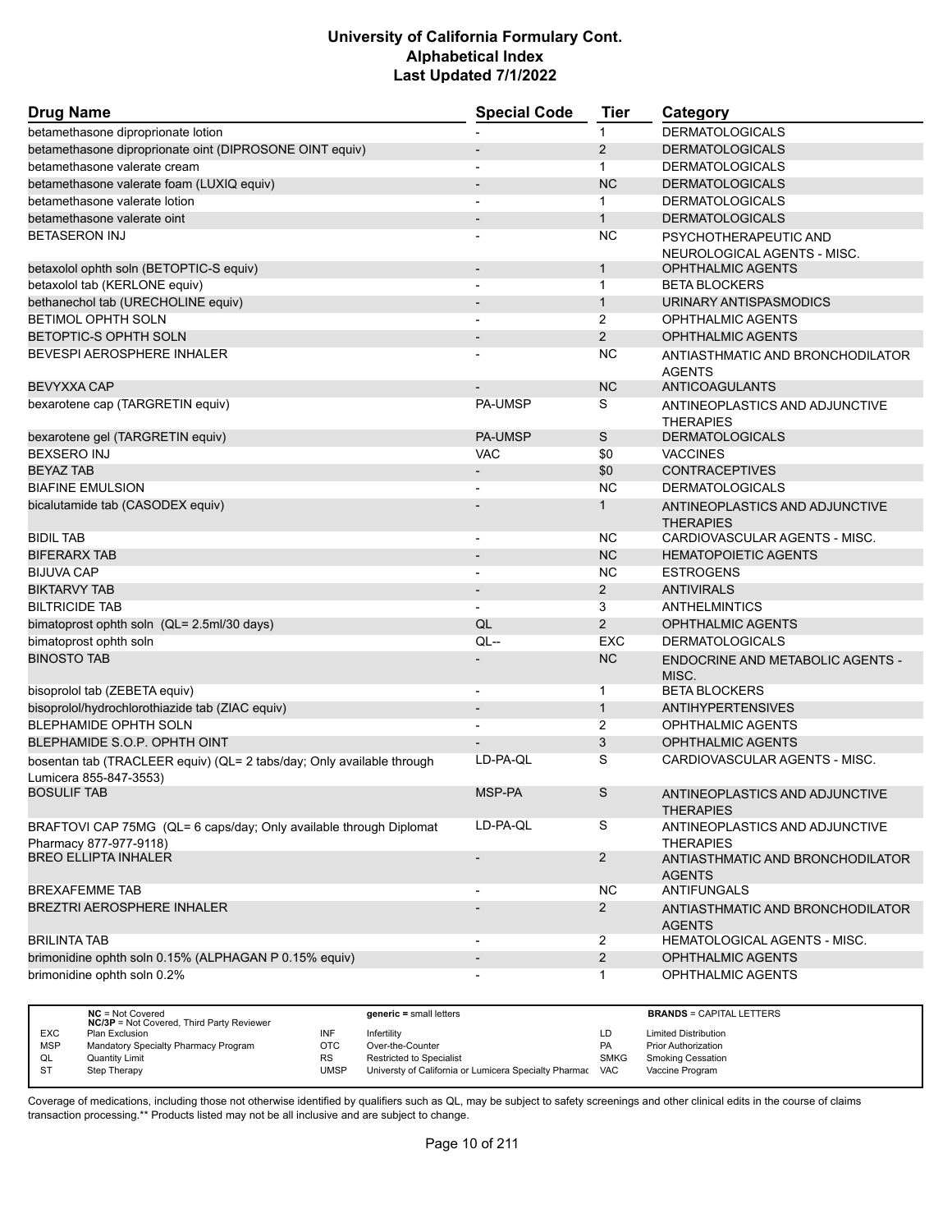# University of California Formulary Cont.
## Alphabetical Index
### Last Updated 7/1/2022

| Drug Name | Special Code | Tier | Category |
|---|---|---|---|
| betamethasone diproprionate lotion | - | 1 | DERMATOLOGICALS |
| betamethasone diproprionate oint (DIPROSONE OINT equiv) | - | 2 | DERMATOLOGICALS |
| betamethasone valerate cream | - | 1 | DERMATOLOGICALS |
| betamethasone valerate foam (LUXIQ equiv) | - | NC | DERMATOLOGICALS |
| betamethasone valerate lotion | - | 1 | DERMATOLOGICALS |
| betamethasone valerate oint | - | 1 | DERMATOLOGICALS |
| BETASERON INJ | - | NC | PSYCHOTHERAPEUTIC AND NEUROLOGICAL AGENTS - MISC. |
| betaxolol ophth soln (BETOPTIC-S equiv) | - | 1 | OPHTHALMIC AGENTS |
| betaxolol tab (KERLONE equiv) | - | 1 | BETA BLOCKERS |
| bethanechol tab (URECHOLINE equiv) | - | 1 | URINARY ANTISPASMODICS |
| BETIMOL OPHTH SOLN | - | 2 | OPHTHALMIC AGENTS |
| BETOPTIC-S OPHTH SOLN | - | 2 | OPHTHALMIC AGENTS |
| BEVESPI AEROSPHERE INHALER | - | NC | ANTIASTHMATIC AND BRONCHODILATOR AGENTS |
| BEVYXXA CAP | - | NC | ANTICOAGULANTS |
| bexarotene cap (TARGRETIN equiv) | PA-UMSP | S | ANTINEOPLASTICS AND ADJUNCTIVE THERAPIES |
| bexarotene gel (TARGRETIN equiv) | PA-UMSP | S | DERMATOLOGICALS |
| BEXSERO INJ | VAC | $0 | VACCINES |
| BEYAZ TAB | - | $0 | CONTRACEPTIVES |
| BIAFINE EMULSION | - | NC | DERMATOLOGICALS |
| bicalutamide tab (CASODEX equiv) | - | 1 | ANTINEOPLASTICS AND ADJUNCTIVE THERAPIES |
| BIDIL TAB | - | NC | CARDIOVASCULAR AGENTS - MISC. |
| BIFERARX TAB | - | NC | HEMATOPOIETIC AGENTS |
| BIJUVA CAP | - | NC | ESTROGENS |
| BIKTARVY TAB | - | 2 | ANTIVIRALS |
| BILTRICIDE TAB | - | 3 | ANTHELMINTICS |
| bimatoprost ophth soln (QL= 2.5ml/30 days) | QL | 2 | OPHTHALMIC AGENTS |
| bimatoprost ophth soln | QL-- | EXC | DERMATOLOGICALS |
| BINOSTO TAB | - | NC | ENDOCRINE AND METABOLIC AGENTS - MISC. |
| bisoprolol tab (ZEBETA equiv) | - | 1 | BETA BLOCKERS |
| bisoprolol/hydrochlorothiazide tab (ZIAC equiv) | - | 1 | ANTIHYPERTENSIVES |
| BLEPHAMIDE OPHTH SOLN | - | 2 | OPHTHALMIC AGENTS |
| BLEPHAMIDE S.O.P. OPHTH OINT | - | 3 | OPHTHALMIC AGENTS |
| bosentan tab (TRACLEER equiv) (QL= 2 tabs/day; Only available through Lumicera 855-847-3553) | LD-PA-QL | S | CARDIOVASCULAR AGENTS - MISC. |
| BOSULIF TAB | MSP-PA | S | ANTINEOPLASTICS AND ADJUNCTIVE THERAPIES |
| BRAFTOVI CAP 75MG (QL= 6 caps/day; Only available through Diplomat Pharmacy 877-977-9118) | LD-PA-QL | S | ANTINEOPLASTICS AND ADJUNCTIVE THERAPIES |
| BREO ELLIPTA INHALER | - | 2 | ANTIASTHMATIC AND BRONCHODILATOR AGENTS |
| BREXAFEMME TAB | - | NC | ANTIFUNGALS |
| BREZTRI AEROSPHERE INHALER | - | 2 | ANTIASTHMATIC AND BRONCHODILATOR AGENTS |
| BRILINTA TAB | - | 2 | HEMATOLOGICAL AGENTS - MISC. |
| brimonidine ophth soln 0.15% (ALPHAGAN P 0.15% equiv) | - | 2 | OPHTHALMIC AGENTS |
| brimonidine ophth soln 0.2% | - | 1 | OPHTHALMIC AGENTS |

| | | | | | |
|---|---|---|---|---|---|
| | **NC** = Not Covered<br>**NC/3P** = Not Covered, Third Party Reviewer | | **generic =** small letters | | **BRANDS** = CAPITAL LETTERS |
| EXC | Plan Exclusion | INF | Infertility | LD | Limited Distribution |
| MSP | Mandatory Specialty Pharmacy Program | OTC | Over-the-Counter | PA | Prior Authorization |
| QL | Quantity Limit | RS | Restricted to Specialist | SMKG | Smoking Cessation |
| ST | Step Therapy | UMSP | Universty of California or Lumicera Specialty Pharmac | VAC | Vaccine Program |

Coverage of medications, including those not otherwise identified by qualifiers such as QL, may be subject to safety screenings and other clinical edits in the course of claims transaction processing.** Products listed may not be all inclusive and are subject to change.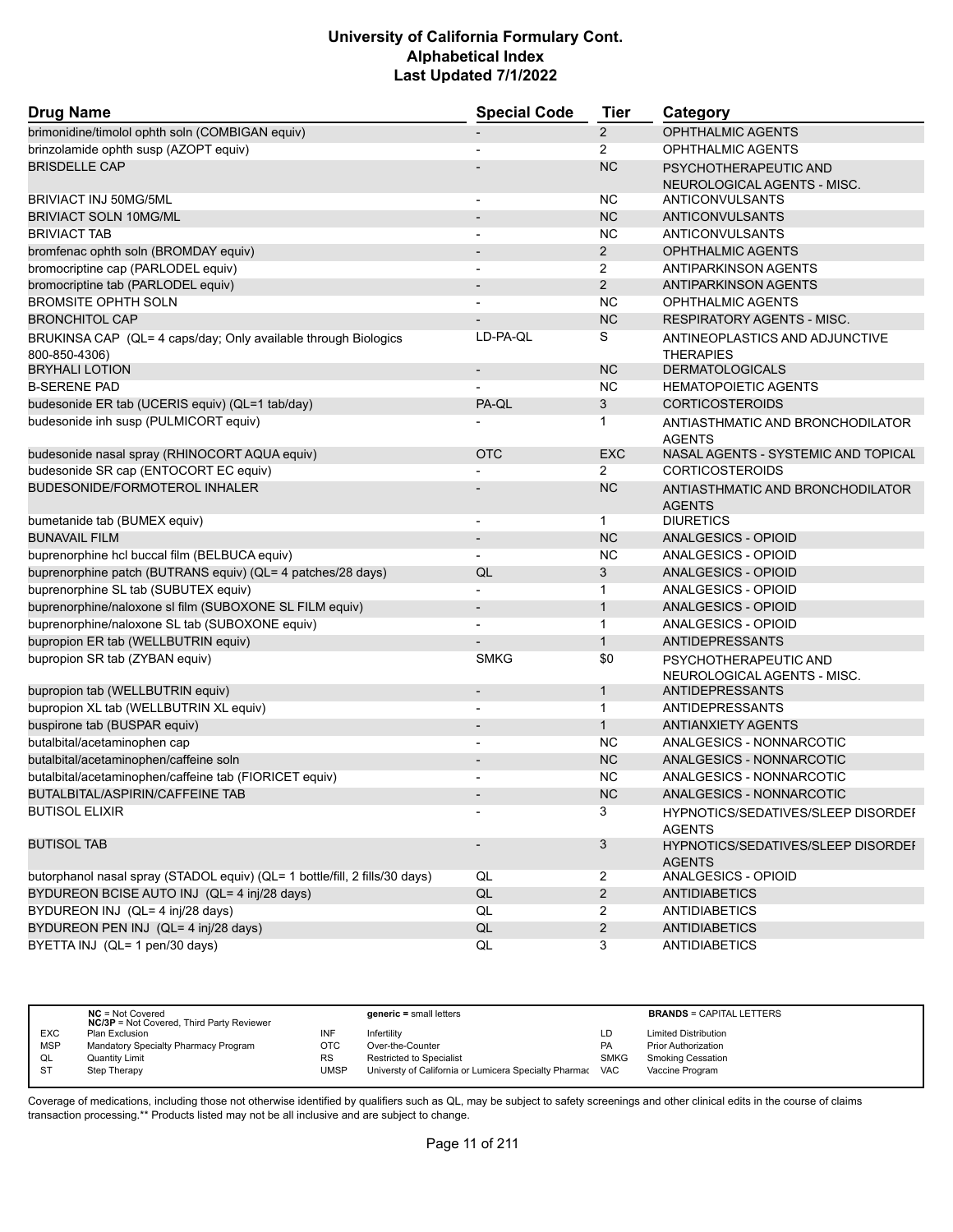| Drug Name | Special Code | Tier | Category |
| --- | --- | --- | --- |
| brimonidine/timolol ophth soln (COMBIGAN equiv) | - | 2 | OPHTHALMIC AGENTS |
| brinzolamide ophth susp (AZOPT equiv) | - | 2 | OPHTHALMIC AGENTS |
| BRISDELLE CAP | - | NC | PSYCHOTHERAPEUTIC AND NEUROLOGICAL AGENTS - MISC. |
| BRIVIACT INJ 50MG/5ML | - | NC | ANTICONVULSANTS |
| BRIVIACT SOLN 10MG/ML | - | NC | ANTICONVULSANTS |
| BRIVIACT TAB | - | NC | ANTICONVULSANTS |
| bromfenac ophth soln (BROMDAY equiv) | - | 2 | OPHTHALMIC AGENTS |
| bromocriptine cap (PARLODEL equiv) | - | 2 | ANTIPARKINSON AGENTS |
| bromocriptine tab (PARLODEL equiv) | - | 2 | ANTIPARKINSON AGENTS |
| BROMSITE OPHTH SOLN | - | NC | OPHTHALMIC AGENTS |
| BRONCHITOL CAP | - | NC | RESPIRATORY AGENTS - MISC. |
| BRUKINSA CAP (QL= 4 caps/day; Only available through Biologics 800-850-4306) | LD-PA-QL | S | ANTINEOPLASTICS AND ADJUNCTIVE THERAPIES |
| BRYHALI LOTION | - | NC | DERMATOLOGICALS |
| B-SERENE PAD | - | NC | HEMATOPOIETIC AGENTS |
| budesonide ER tab (UCERIS equiv) (QL=1 tab/day) | PA-QL | 3 | CORTICOSTEROIDS |
| budesonide inh susp (PULMICORT equiv) | - | 1 | ANTIASTHMATIC AND BRONCHODILATOR AGENTS |
| budesonide nasal spray (RHINOCORT AQUA equiv) | OTC | EXC | NASAL AGENTS - SYSTEMIC AND TOPICAL |
| budesonide SR cap (ENTOCORT EC equiv) | - | 2 | CORTICOSTEROIDS |
| BUDESONIDE/FORMOTEROL INHALER | - | NC | ANTIASTHMATIC AND BRONCHODILATOR AGENTS |
| bumetanide tab (BUMEX equiv) | - | 1 | DIURETICS |
| BUNAVAIL FILM | - | NC | ANALGESICS - OPIOID |
| buprenorphine hcl buccal film (BELBUCA equiv) | - | NC | ANALGESICS - OPIOID |
| buprenorphine patch (BUTRANS equiv) (QL= 4 patches/28 days) | QL | 3 | ANALGESICS - OPIOID |
| buprenorphine SL tab (SUBUTEX equiv) | - | 1 | ANALGESICS - OPIOID |
| buprenorphine/naloxone sl film (SUBOXONE SL FILM equiv) | - | 1 | ANALGESICS - OPIOID |
| buprenorphine/naloxone SL tab (SUBOXONE equiv) | - | 1 | ANALGESICS - OPIOID |
| bupropion ER tab (WELLBUTRIN equiv) | - | 1 | ANTIDEPRESSANTS |
| bupropion SR tab (ZYBAN equiv) | SMKG | $0 | PSYCHOTHERAPEUTIC AND NEUROLOGICAL AGENTS - MISC. |
| bupropion tab (WELLBUTRIN equiv) | - | 1 | ANTIDEPRESSANTS |
| bupropion XL tab (WELLBUTRIN XL equiv) | - | 1 | ANTIDEPRESSANTS |
| buspirone tab (BUSPAR equiv) | - | 1 | ANTIANXIETY AGENTS |
| butalbital/acetaminophen cap | - | NC | ANALGESICS - NONNARCOTIC |
| butalbital/acetaminophen/caffeine soln | - | NC | ANALGESICS - NONNARCOTIC |
| butalbital/acetaminophen/caffeine tab (FIORICET equiv) | - | NC | ANALGESICS - NONNARCOTIC |
| BUTALBITAL/ASPIRIN/CAFFEINE TAB | - | NC | ANALGESICS - NONNARCOTIC |
| BUTISOL ELIXIR | - | 3 | HYPNOTICS/SEDATIVES/SLEEP DISORDER AGENTS |
| BUTISOL TAB | - | 3 | HYPNOTICS/SEDATIVES/SLEEP DISORDER AGENTS |
| butorphanol nasal spray (STADOL equiv) (QL= 1 bottle/fill, 2 fills/30 days) | QL | 2 | ANALGESICS - OPIOID |
| BYDUREON BCISE AUTO INJ (QL= 4 inj/28 days) | QL | 2 | ANTIDIABETICS |
| BYDUREON INJ (QL= 4 inj/28 days) | QL | 2 | ANTIDIABETICS |
| BYDUREON PEN INJ (QL= 4 inj/28 days) | QL | 2 | ANTIDIABETICS |
| BYETTA INJ (QL= 1 pen/30 days) | QL | 3 | ANTIDIABETICS |

| | NC = Not Covered<br>NC/3P = Not Covered, Third Party Reviewer | | generic = small letters | | BRANDS = CAPITAL LETTERS |
| --- | --- | --- | --- | --- | --- |
| EXC | Plan Exclusion | INF | Infertility | LD | Limited Distribution |
| MSP | Mandatory Specialty Pharmacy Program | OTC | Over-the-Counter | PA | Prior Authorization |
| QL | Quantity Limit | RS | Restricted to Specialist | SMKG | Smoking Cessation |
| ST | Step Therapy | UMSP | Universty of California or Lumicera Specialty Pharmac | VAC | Vaccine Program |

Coverage of medications, including those not otherwise identified by qualifiers such as QL, may be subject to safety screenings and other clinical edits in the course of claims transaction processing.** Products listed may not be all inclusive and are subject to change.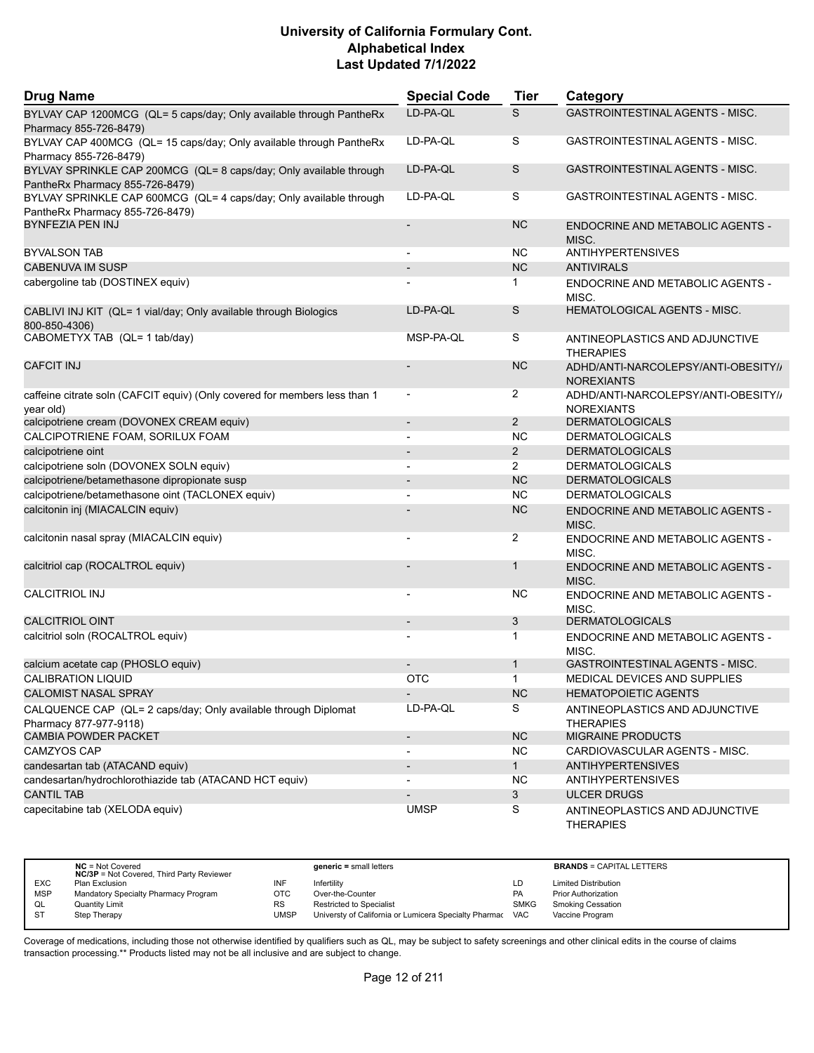| Drug Name | Special Code | Tier | Category |
|---|---|---|---|
| BYLVAY CAP 1200MCG (QL= 5 caps/day; Only available through PantheRx Pharmacy 855-726-8479) | LD-PA-QL | S | GASTROINTESTINAL AGENTS - MISC. |
| BYLVAY CAP 400MCG (QL= 15 caps/day; Only available through PantheRx Pharmacy 855-726-8479) | LD-PA-QL | S | GASTROINTESTINAL AGENTS - MISC. |
| BYLVAY SPRINKLE CAP 200MCG (QL= 8 caps/day; Only available through PantheRx Pharmacy 855-726-8479) | LD-PA-QL | S | GASTROINTESTINAL AGENTS - MISC. |
| BYLVAY SPRINKLE CAP 600MCG (QL= 4 caps/day; Only available through PantheRx Pharmacy 855-726-8479) | LD-PA-QL | S | GASTROINTESTINAL AGENTS - MISC. |
| BYNFEZIA PEN INJ | - | NC | ENDOCRINE AND METABOLIC AGENTS - MISC. |
| BYVALSON TAB | - | NC | ANTIHYPERTENSIVES |
| CABENUVA IM SUSP | - | NC | ANTIVIRALS |
| cabergoline tab (DOSTINEX equiv) | - | 1 | ENDOCRINE AND METABOLIC AGENTS - MISC. |
| CABLIVI INJ KIT (QL= 1 vial/day; Only available through Biologics 800-850-4306) | LD-PA-QL | S | HEMATOLOGICAL AGENTS - MISC. |
| CABOMETYX TAB (QL= 1 tab/day) | MSP-PA-QL | S | ANTINEOPLASTICS AND ADJUNCTIVE THERAPIES |
| CAFCIT INJ | - | NC | ADHD/ANTI-NARCOLEPSY/ANTI-OBESITY/ANOREXIANTS |
| caffeine citrate soln (CAFCIT equiv) (Only covered for members less than 1 year old) | - | 2 | ADHD/ANTI-NARCOLEPSY/ANTI-OBESITY/ANOREXIANTS |
| calcipotriene cream (DOVONEX CREAM equiv) | - | 2 | DERMATOLOGICALS |
| CALCIPOTRIENE FOAM, SORILUX FOAM | - | NC | DERMATOLOGICALS |
| calcipotriene oint | - | 2 | DERMATOLOGICALS |
| calcipotriene soln (DOVONEX SOLN equiv) | - | 2 | DERMATOLOGICALS |
| calcipotriene/betamethasone dipropionate susp | - | NC | DERMATOLOGICALS |
| calcipotriene/betamethasone oint (TACLONEX equiv) | - | NC | DERMATOLOGICALS |
| calcitonin inj (MIACALCIN equiv) | - | NC | ENDOCRINE AND METABOLIC AGENTS - MISC. |
| calcitonin nasal spray (MIACALCIN equiv) | - | 2 | ENDOCRINE AND METABOLIC AGENTS - MISC. |
| calcitriol cap (ROCALTROL equiv) | - | 1 | ENDOCRINE AND METABOLIC AGENTS - MISC. |
| CALCITRIOL INJ | - | NC | ENDOCRINE AND METABOLIC AGENTS - MISC. |
| CALCITRIOL OINT | - | 3 | DERMATOLOGICALS |
| calcitriol soln (ROCALTROL equiv) | - | 1 | ENDOCRINE AND METABOLIC AGENTS - MISC. |
| calcium acetate cap (PHOSLO equiv) | - | 1 | GASTROINTESTINAL AGENTS - MISC. |
| CALIBRATION LIQUID | OTC | 1 | MEDICAL DEVICES AND SUPPLIES |
| CALOMIST NASAL SPRAY | - | NC | HEMATOPOIETIC AGENTS |
| CALQUENCE CAP (QL= 2 caps/day; Only available through Diplomat Pharmacy 877-977-9118) | LD-PA-QL | S | ANTINEOPLASTICS AND ADJUNCTIVE THERAPIES |
| CAMBIA POWDER PACKET | - | NC | MIGRAINE PRODUCTS |
| CAMZYOS CAP | - | NC | CARDIOVASCULAR AGENTS - MISC. |
| candesartan tab (ATACAND equiv) | - | 1 | ANTIHYPERTENSIVES |
| candesartan/hydrochlorothiazide tab (ATACAND HCT equiv) | - | NC | ANTIHYPERTENSIVES |
| CANTIL TAB | - | 3 | ULCER DRUGS |
| capecitabine tab (XELODA equiv) | UMSP | S | ANTINEOPLASTICS AND ADJUNCTIVE THERAPIES |

| | | | | | |
|---|---|---|---|---|---|
| | **NC** = Not Covered<br>**NC/3P** = Not Covered, Third Party Reviewer | | **generic =** small letters | | **BRANDS** = CAPITAL LETTERS |
| EXC | Plan Exclusion | INF | Infertility | LD | Limited Distribution |
| MSP | Mandatory Specialty Pharmacy Program | OTC | Over-the-Counter | PA | Prior Authorization |
| QL | Quantity Limit | RS | Restricted to Specialist | SMKG | Smoking Cessation |
| ST | Step Therapy | UMSP | Universty of California or Lumicera Specialty Pharmac | VAC | Vaccine Program |

Coverage of medications, including those not otherwise identified by qualifiers such as QL, may be subject to safety screenings and other clinical edits in the course of claims transaction processing.** Products listed may not be all inclusive and are subject to change.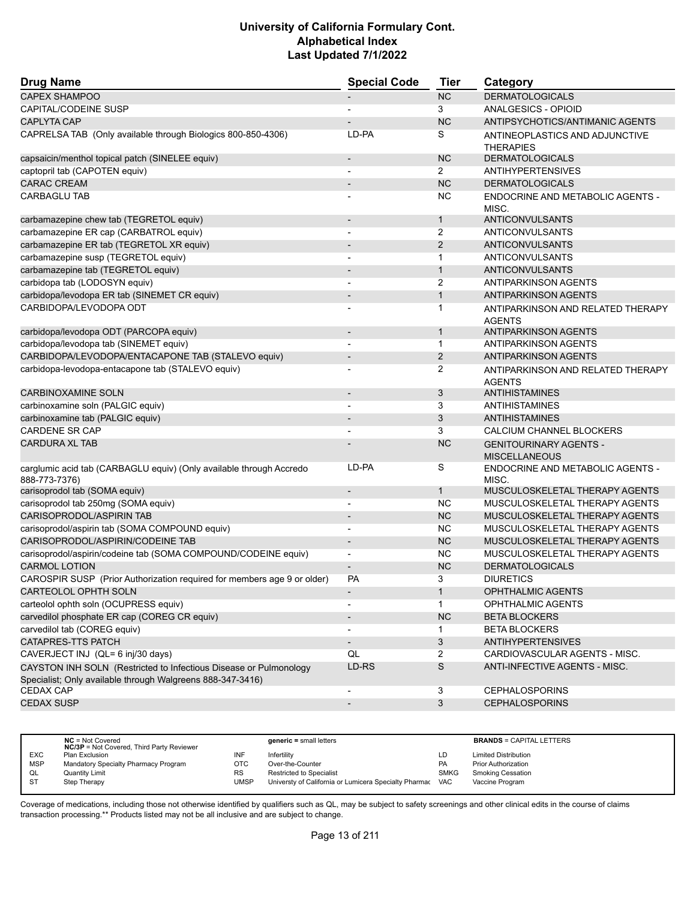# University of California Formulary Cont.
# Alphabetical Index
# Last Updated 7/1/2022

| Drug Name | Special Code | Tier | Category |
|---|---|---|---|
| CAPEX SHAMPOO | - | NC | DERMATOLOGICALS |
| CAPITAL/CODEINE SUSP | - | 3 | ANALGESICS - OPIOID |
| CAPLYTA CAP | - | NC | ANTIPSYCHOTICS/ANTIMANIC AGENTS |
| CAPRELSA TAB (Only available through Biologics 800-850-4306) | LD-PA | S | ANTINEOPLASTICS AND ADJUNCTIVE THERAPIES |
| capsaicin/menthol topical patch (SINELEE equiv) | - | NC | DERMATOLOGICALS |
| captopril tab (CAPOTEN equiv) | - | 2 | ANTIHYPERTENSIVES |
| CARAC CREAM | - | NC | DERMATOLOGICALS |
| CARBAGLU TAB | - | NC | ENDOCRINE AND METABOLIC AGENTS - MISC. |
| carbamazepine chew tab (TEGRETOL equiv) | - | 1 | ANTICONVULSANTS |
| carbamazepine ER cap (CARBATROL equiv) | - | 2 | ANTICONVULSANTS |
| carbamazepine ER tab (TEGRETOL XR equiv) | - | 2 | ANTICONVULSANTS |
| carbamazepine susp (TEGRETOL equiv) | - | 1 | ANTICONVULSANTS |
| carbamazepine tab (TEGRETOL equiv) | - | 1 | ANTICONVULSANTS |
| carbidopa tab (LODOSYN equiv) | - | 2 | ANTIPARKINSON AGENTS |
| carbidopa/levodopa ER tab (SINEMET CR equiv) | - | 1 | ANTIPARKINSON AGENTS |
| CARBIDOPA/LEVODOPA ODT | - | 1 | ANTIPARKINSON AND RELATED THERAPY AGENTS |
| carbidopa/levodopa ODT (PARCOPA equiv) | - | 1 | ANTIPARKINSON AGENTS |
| carbidopa/levodopa tab (SINEMET equiv) | - | 1 | ANTIPARKINSON AGENTS |
| CARBIDOPA/LEVODOPA/ENTACAPONE TAB (STALEVO equiv) | - | 2 | ANTIPARKINSON AGENTS |
| carbidopa-levodopa-entacapone tab (STALEVO equiv) | - | 2 | ANTIPARKINSON AND RELATED THERAPY AGENTS |
| CARBINOXAMINE SOLN | - | 3 | ANTIHISTAMINES |
| carbinoxamine soln (PALGIC equiv) | - | 3 | ANTIHISTAMINES |
| carbinoxamine tab (PALGIC equiv) | - | 3 | ANTIHISTAMINES |
| CARDENE SR CAP | - | 3 | CALCIUM CHANNEL BLOCKERS |
| CARDURA XL TAB | - | NC | GENITOURINARY AGENTS - MISCELLANEOUS |
| carglumic acid tab (CARBAGLU equiv) (Only available through Accredo 888-773-7376) | LD-PA | S | ENDOCRINE AND METABOLIC AGENTS - MISC. |
| carisoprodol tab (SOMA equiv) | - | 1 | MUSCULOSKELETAL THERAPY AGENTS |
| carisoprodol tab 250mg (SOMA equiv) | - | NC | MUSCULOSKELETAL THERAPY AGENTS |
| CARISOPRODOL/ASPIRIN TAB | - | NC | MUSCULOSKELETAL THERAPY AGENTS |
| carisoprodol/aspirin tab (SOMA COMPOUND equiv) | - | NC | MUSCULOSKELETAL THERAPY AGENTS |
| CARISOPRODOL/ASPIRIN/CODEINE TAB | - | NC | MUSCULOSKELETAL THERAPY AGENTS |
| carisoprodol/aspirin/codeine tab (SOMA COMPOUND/CODEINE equiv) | - | NC | MUSCULOSKELETAL THERAPY AGENTS |
| CARMOL LOTION | - | NC | DERMATOLOGICALS |
| CAROSPIR SUSP (Prior Authorization required for members age 9 or older) | PA | 3 | DIURETICS |
| CARTEOLOL OPHTH SOLN | - | 1 | OPHTHALMIC AGENTS |
| carteolol ophth soln (OCUPRESS equiv) | - | 1 | OPHTHALMIC AGENTS |
| carvedilol phosphate ER cap (COREG CR equiv) | - | NC | BETA BLOCKERS |
| carvedilol tab (COREG equiv) | - | 1 | BETA BLOCKERS |
| CATAPRES-TTS PATCH | - | 3 | ANTIHYPERTENSIVES |
| CAVERJECT INJ (QL= 6 inj/30 days) | QL | 2 | CARDIOVASCULAR AGENTS - MISC. |
| CAYSTON INH SOLN (Restricted to Infectious Disease or Pulmonology Specialist; Only available through Walgreens 888-347-3416) | LD-RS | S | ANTI-INFECTIVE AGENTS - MISC. |
| CEDAX CAP | - | 3 | CEPHALOSPORINS |
| CEDAX SUSP | - | 3 | CEPHALOSPORINS |

| | NC = Not Covered<br>NC/3P = Not Covered, Third Party Reviewer | | generic = small letters | | BRANDS = CAPITAL LETTERS |
|---|---|---|---|---|---|
| EXC | Plan Exclusion | INF | Infertility | LD | Limited Distribution |
| MSP | Mandatory Specialty Pharmacy Program | OTC | Over-the-Counter | PA | Prior Authorization |
| QL | Quantity Limit | RS | Restricted to Specialist | SMKG | Smoking Cessation |
| ST | Step Therapy | UMSP | Universty of California or Lumicera Specialty Pharmac | VAC | Vaccine Program |

Coverage of medications, including those not otherwise identified by qualifiers such as QL, may be subject to safety screenings and other clinical edits in the course of claims transaction processing.** Products listed may not be all inclusive and are subject to change.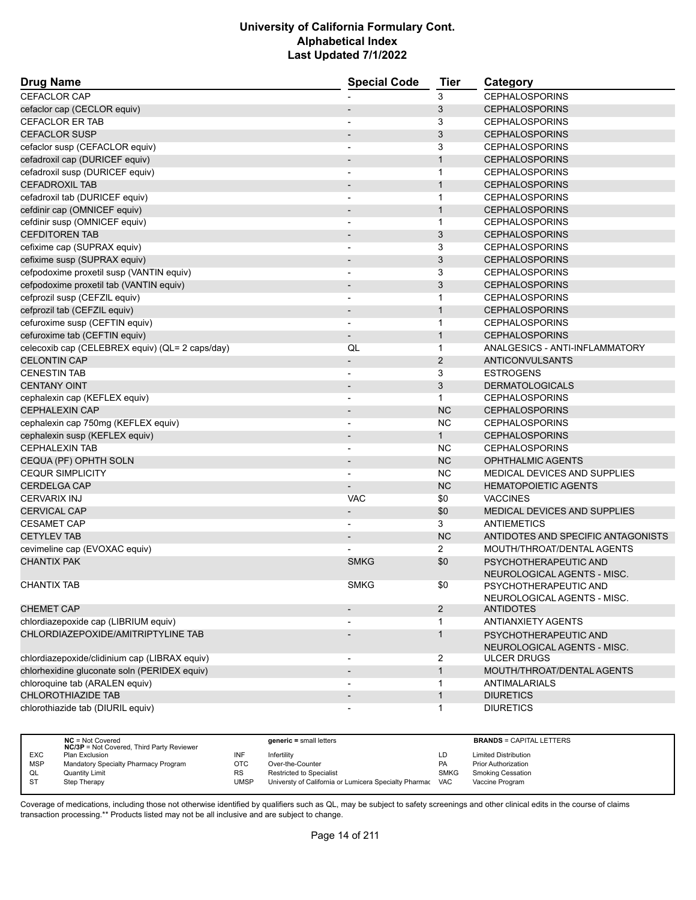| Drug Name | Special Code | Tier | Category |
|---|---|---|---|
| CEFACLOR CAP | - | 3 | CEPHALOSPORINS |
| cefaclor cap (CECLOR equiv) | - | 3 | CEPHALOSPORINS |
| CEFACLOR ER TAB | - | 3 | CEPHALOSPORINS |
| CEFACLOR SUSP | - | 3 | CEPHALOSPORINS |
| cefaclor susp (CEFACLOR equiv) | - | 3 | CEPHALOSPORINS |
| cefadroxil cap (DURICEF equiv) | - | 1 | CEPHALOSPORINS |
| cefadroxil susp (DURICEF equiv) | - | 1 | CEPHALOSPORINS |
| CEFADROXIL TAB | - | 1 | CEPHALOSPORINS |
| cefadroxil tab (DURICEF equiv) | - | 1 | CEPHALOSPORINS |
| cefdinir cap (OMNICEF equiv) | - | 1 | CEPHALOSPORINS |
| cefdinir susp (OMNICEF equiv) | - | 1 | CEPHALOSPORINS |
| CEFDITOREN TAB | - | 3 | CEPHALOSPORINS |
| cefixime cap (SUPRAX equiv) | - | 3 | CEPHALOSPORINS |
| cefixime susp (SUPRAX equiv) | - | 3 | CEPHALOSPORINS |
| cefpodoxime proxetil susp (VANTIN equiv) | - | 3 | CEPHALOSPORINS |
| cefpodoxime proxetil tab (VANTIN equiv) | - | 3 | CEPHALOSPORINS |
| cefprozil susp (CEFZIL equiv) | - | 1 | CEPHALOSPORINS |
| cefprozil tab (CEFZIL equiv) | - | 1 | CEPHALOSPORINS |
| cefuroxime susp (CEFTIN equiv) | - | 1 | CEPHALOSPORINS |
| cefuroxime tab (CEFTIN equiv) | - | 1 | CEPHALOSPORINS |
| celecoxib cap (CELEBREX equiv) (QL= 2 caps/day) | QL | 1 | ANALGESICS - ANTI-INFLAMMATORY |
| CELONTIN CAP | - | 2 | ANTICONVULSANTS |
| CENESTIN TAB | - | 3 | ESTROGENS |
| CENTANY OINT | - | 3 | DERMATOLOGICALS |
| cephalexin cap (KEFLEX equiv) | - | 1 | CEPHALOSPORINS |
| CEPHALEXIN CAP | - | NC | CEPHALOSPORINS |
| cephalexin cap 750mg (KEFLEX equiv) | - | NC | CEPHALOSPORINS |
| cephalexin susp (KEFLEX equiv) | - | 1 | CEPHALOSPORINS |
| CEPHALEXIN TAB | - | NC | CEPHALOSPORINS |
| CEQUA (PF) OPHTH SOLN | - | NC | OPHTHALMIC AGENTS |
| CEQUR SIMPLICITY | - | NC | MEDICAL DEVICES AND SUPPLIES |
| CERDELGA CAP | - | NC | HEMATOPOIETIC AGENTS |
| CERVARIX INJ | VAC | $0 | VACCINES |
| CERVICAL CAP | - | $0 | MEDICAL DEVICES AND SUPPLIES |
| CESAMET CAP | - | 3 | ANTIEMETICS |
| CETYLEV TAB | - | NC | ANTIDOTES AND SPECIFIC ANTAGONISTS |
| cevimeline cap (EVOXAC equiv) | - | 2 | MOUTH/THROAT/DENTAL AGENTS |
| CHANTIX PAK | SMKG | $0 | PSYCHOTHERAPEUTIC AND NEUROLOGICAL AGENTS - MISC. |
| CHANTIX TAB | SMKG | $0 | PSYCHOTHERAPEUTIC AND NEUROLOGICAL AGENTS - MISC. |
| CHEMET CAP | - | 2 | ANTIDOTES |
| chlordiazepoxide cap (LIBRIUM equiv) | - | 1 | ANTIANXIETY AGENTS |
| CHLORDIAZEPOXIDE/AMITRIPTYLINE TAB | - | 1 | PSYCHOTHERAPEUTIC AND NEUROLOGICAL AGENTS - MISC. |
| chlordiazepoxide/clidinium cap (LIBRAX equiv) | - | 2 | ULCER DRUGS |
| chlorhexidine gluconate soln (PERIDEX equiv) | - | 1 | MOUTH/THROAT/DENTAL AGENTS |
| chloroquine tab (ARALEN equiv) | - | 1 | ANTIMALARIALS |
| CHLOROTHIAZIDE TAB | - | 1 | DIURETICS |
| chlorothiazide tab (DIURIL equiv) | - | 1 | DIURETICS |

| | NC = Not Covered; NC/3P = Not Covered, Third Party Reviewer | | generic = small letters | | BRANDS = CAPITAL LETTERS |
|---|---|---|---|---|---|
| EXC | Plan Exclusion | INF | Infertility | LD | Limited Distribution |
| MSP | Mandatory Specialty Pharmacy Program | OTC | Over-the-Counter | PA | Prior Authorization |
| QL | Quantity Limit | RS | Restricted to Specialist | SMKG | Smoking Cessation |
| ST | Step Therapy | UMSP | Universty of California or Lumicera Specialty Pharmac | VAC | Vaccine Program |

Coverage of medications, including those not otherwise identified by qualifiers such as QL, may be subject to safety screenings and other clinical edits in the course of claims transaction processing.** Products listed may not be all inclusive and are subject to change.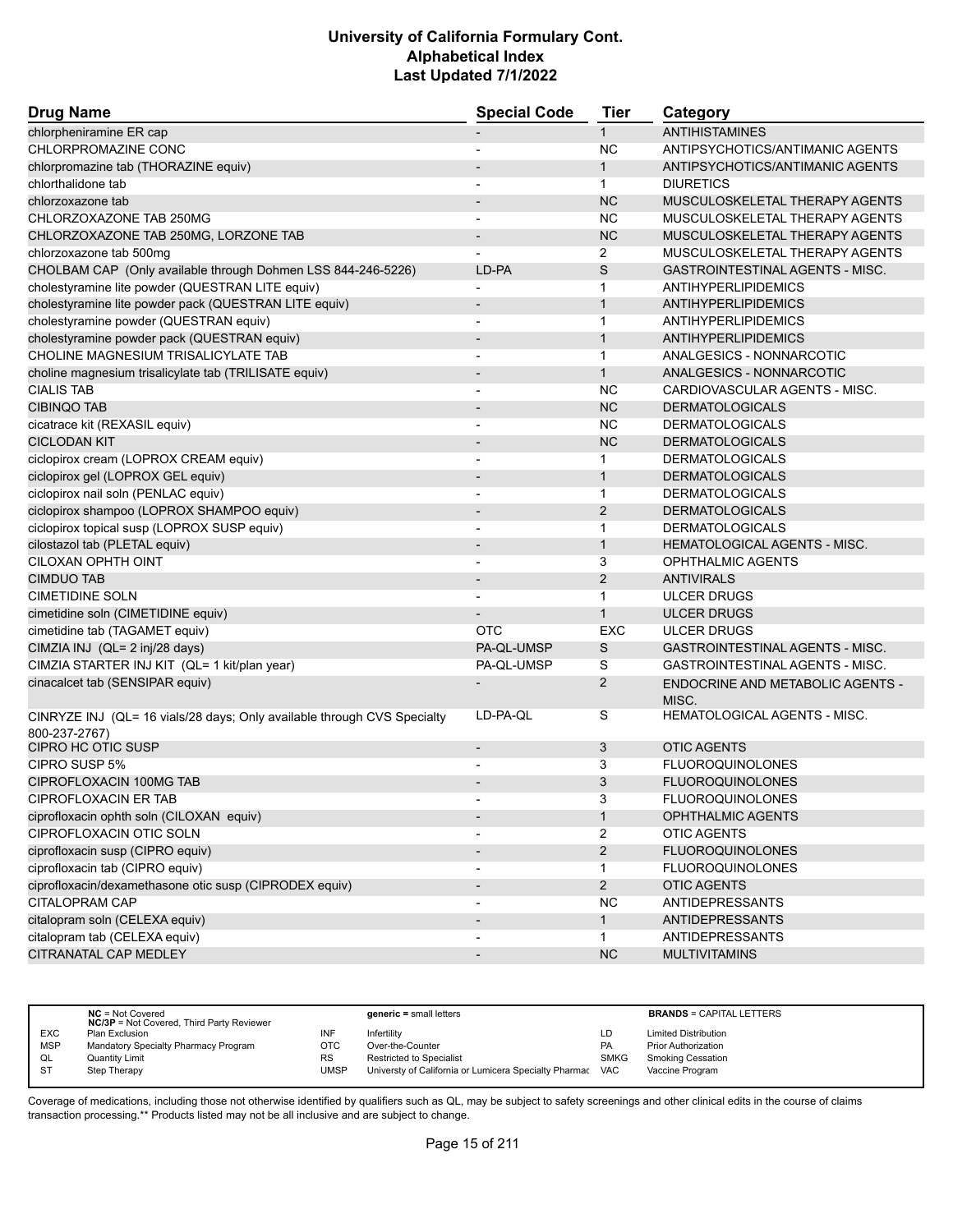# University of California Formulary Cont.
## Alphabetical Index
### Last Updated 7/1/2022

| Drug Name | Special Code | Tier | Category |
|---|---|---|---|
| chlorpheniramine ER cap | - | 1 | ANTIHISTAMINES |
| CHLORPROMAZINE CONC | - | NC | ANTIPSYCHOTICS/ANTIMANIC AGENTS |
| chlorpromazine tab (THORAZINE equiv) | - | 1 | ANTIPSYCHOTICS/ANTIMANIC AGENTS |
| chlorthalidone tab | - | 1 | DIURETICS |
| chlorzoxazone tab | - | NC | MUSCULOSKELETAL THERAPY AGENTS |
| CHLORZOXAZONE TAB 250MG | - | NC | MUSCULOSKELETAL THERAPY AGENTS |
| CHLORZOXAZONE TAB 250MG, LORZONE TAB | - | NC | MUSCULOSKELETAL THERAPY AGENTS |
| chlorzoxazone tab 500mg | - | 2 | MUSCULOSKELETAL THERAPY AGENTS |
| CHOLBAM CAP (Only available through Dohmen LSS 844-246-5226) | LD-PA | S | GASTROINTESTINAL AGENTS - MISC. |
| cholestyramine lite powder (QUESTRAN LITE equiv) | - | 1 | ANTIHYPERLIPIDEMICS |
| cholestyramine lite powder pack (QUESTRAN LITE equiv) | - | 1 | ANTIHYPERLIPIDEMICS |
| cholestyramine powder (QUESTRAN equiv) | - | 1 | ANTIHYPERLIPIDEMICS |
| cholestyramine powder pack (QUESTRAN equiv) | - | 1 | ANTIHYPERLIPIDEMICS |
| CHOLINE MAGNESIUM TRISALICYLATE TAB | - | 1 | ANALGESICS - NONNARCOTIC |
| choline magnesium trisalicylate tab (TRILISATE equiv) | - | 1 | ANALGESICS - NONNARCOTIC |
| CIALIS TAB | - | NC | CARDIOVASCULAR AGENTS - MISC. |
| CIBINQO TAB | - | NC | DERMATOLOGICALS |
| cicatrace kit (REXASIL equiv) | - | NC | DERMATOLOGICALS |
| CICLODAN KIT | - | NC | DERMATOLOGICALS |
| ciclopirox cream (LOPROX CREAM equiv) | - | 1 | DERMATOLOGICALS |
| ciclopirox gel (LOPROX GEL equiv) | - | 1 | DERMATOLOGICALS |
| ciclopirox nail soln (PENLAC equiv) | - | 1 | DERMATOLOGICALS |
| ciclopirox shampoo (LOPROX SHAMPOO equiv) | - | 2 | DERMATOLOGICALS |
| ciclopirox topical susp (LOPROX SUSP equiv) | - | 1 | DERMATOLOGICALS |
| cilostazol tab (PLETAL equiv) | - | 1 | HEMATOLOGICAL AGENTS - MISC. |
| CILOXAN OPHTH OINT | - | 3 | OPHTHALMIC AGENTS |
| CIMDUO TAB | - | 2 | ANTIVIRALS |
| CIMETIDINE SOLN | - | 1 | ULCER DRUGS |
| cimetidine soln (CIMETIDINE equiv) | - | 1 | ULCER DRUGS |
| cimetidine tab (TAGAMET equiv) | OTC | EXC | ULCER DRUGS |
| CIMZIA INJ (QL= 2 inj/28 days) | PA-QL-UMSP | S | GASTROINTESTINAL AGENTS - MISC. |
| CIMZIA STARTER INJ KIT (QL= 1 kit/plan year) | PA-QL-UMSP | S | GASTROINTESTINAL AGENTS - MISC. |
| cinacalcet tab (SENSIPAR equiv) | - | 2 | ENDOCRINE AND METABOLIC AGENTS - MISC. |
| CINRYZE INJ (QL= 16 vials/28 days; Only available through CVS Specialty 800-237-2767) | LD-PA-QL | S | HEMATOLOGICAL AGENTS - MISC. |
| CIPRO HC OTIC SUSP | - | 3 | OTIC AGENTS |
| CIPRO SUSP 5% | - | 3 | FLUOROQUINOLONES |
| CIPROFLOXACIN 100MG TAB | - | 3 | FLUOROQUINOLONES |
| CIPROFLOXACIN ER TAB | - | 3 | FLUOROQUINOLONES |
| ciprofloxacin ophth soln (CILOXAN equiv) | - | 1 | OPHTHALMIC AGENTS |
| CIPROFLOXACIN OTIC SOLN | - | 2 | OTIC AGENTS |
| ciprofloxacin susp (CIPRO equiv) | - | 2 | FLUOROQUINOLONES |
| ciprofloxacin tab (CIPRO equiv) | - | 1 | FLUOROQUINOLONES |
| ciprofloxacin/dexamethasone otic susp (CIPRODEX equiv) | - | 2 | OTIC AGENTS |
| CITALOPRAM CAP | - | NC | ANTIDEPRESSANTS |
| citalopram soln (CELEXA equiv) | - | 1 | ANTIDEPRESSANTS |
| citalopram tab (CELEXA equiv) | - | 1 | ANTIDEPRESSANTS |
| CITRANATAL CAP MEDLEY | - | NC | MULTIVITAMINS |

| | | | | | | | |
|---|---|---|---|---|---|---|---|
| | **NC** = Not Covered<br>**NC/3P** = Not Covered, Third Party Reviewer | | **generic =** small letters | | | **BRANDS** = CAPITAL LETTERS | |
| EXC | Plan Exclusion | INF | Infertility | LD | | Limited Distribution | |
| MSP | Mandatory Specialty Pharmacy Program | OTC | Over-the-Counter | PA | | Prior Authorization | |
| QL | Quantity Limit | RS | Restricted to Specialist | SMKG | | Smoking Cessation | |
| ST | Step Therapy | UMSP | Universty of California or Lumicera Specialty Pharmac | VAC | | Vaccine Program | |

Coverage of medications, including those not otherwise identified by qualifiers such as QL, may be subject to safety screenings and other clinical edits in the course of claims transaction processing.** Products listed may not be all inclusive and are subject to change.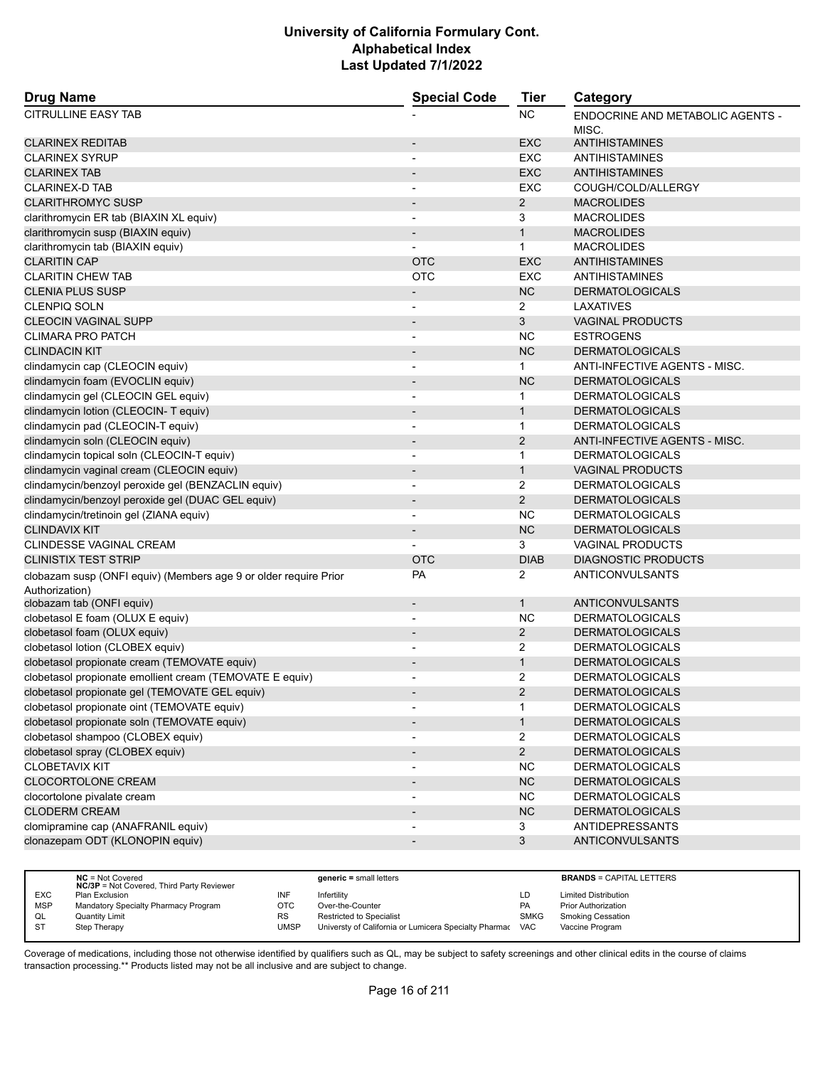# University of California Formulary Cont.
# Alphabetical Index
# Last Updated 7/1/2022

| Drug Name | Special Code | Tier | Category |
|---|---|---|---|
| CITRULLINE EASY TAB | - | NC | ENDOCRINE AND METABOLIC AGENTS - MISC. |
| CLARINEX REDITAB | - | EXC | ANTIHISTAMINES |
| CLARINEX SYRUP | - | EXC | ANTIHISTAMINES |
| CLARINEX TAB | - | EXC | ANTIHISTAMINES |
| CLARINEX-D TAB | - | EXC | COUGH/COLD/ALLERGY |
| CLARITHROMYC SUSP | - | 2 | MACROLIDES |
| clarithromycin ER tab (BIAXIN XL equiv) | - | 3 | MACROLIDES |
| clarithromycin susp (BIAXIN equiv) | - | 1 | MACROLIDES |
| clarithromycin tab (BIAXIN equiv) | - | 1 | MACROLIDES |
| CLARITIN CAP | OTC | EXC | ANTIHISTAMINES |
| CLARITIN CHEW TAB | OTC | EXC | ANTIHISTAMINES |
| CLENIA PLUS SUSP | - | NC | DERMATOLOGICALS |
| CLENPIQ SOLN | - | 2 | LAXATIVES |
| CLEOCIN VAGINAL SUPP | - | 3 | VAGINAL PRODUCTS |
| CLIMARA PRO PATCH | - | NC | ESTROGENS |
| CLINDACIN KIT | - | NC | DERMATOLOGICALS |
| clindamycin cap (CLEOCIN equiv) | - | 1 | ANTI-INFECTIVE AGENTS - MISC. |
| clindamycin foam (EVOCLIN equiv) | - | NC | DERMATOLOGICALS |
| clindamycin gel (CLEOCIN GEL equiv) | - | 1 | DERMATOLOGICALS |
| clindamycin lotion (CLEOCIN- T equiv) | - | 1 | DERMATOLOGICALS |
| clindamycin pad (CLEOCIN-T equiv) | - | 1 | DERMATOLOGICALS |
| clindamycin soln (CLEOCIN equiv) | - | 2 | ANTI-INFECTIVE AGENTS - MISC. |
| clindamycin topical soln (CLEOCIN-T equiv) | - | 1 | DERMATOLOGICALS |
| clindamycin vaginal cream (CLEOCIN equiv) | - | 1 | VAGINAL PRODUCTS |
| clindamycin/benzoyl peroxide gel (BENZACLIN equiv) | - | 2 | DERMATOLOGICALS |
| clindamycin/benzoyl peroxide gel (DUAC GEL equiv) | - | 2 | DERMATOLOGICALS |
| clindamycin/tretinoin gel (ZIANA equiv) | - | NC | DERMATOLOGICALS |
| CLINDAVIX KIT | - | NC | DERMATOLOGICALS |
| CLINDESSE VAGINAL CREAM | - | 3 | VAGINAL PRODUCTS |
| CLINISTIX TEST STRIP | OTC | DIAB | DIAGNOSTIC PRODUCTS |
| clobazam susp (ONFI equiv) (Members age 9 or older require Prior Authorization) | PA | 2 | ANTICONVULSANTS |
| clobazam tab (ONFI equiv) | - | 1 | ANTICONVULSANTS |
| clobetasol E foam (OLUX E equiv) | - | NC | DERMATOLOGICALS |
| clobetasol foam (OLUX equiv) | - | 2 | DERMATOLOGICALS |
| clobetasol lotion (CLOBEX equiv) | - | 2 | DERMATOLOGICALS |
| clobetasol propionate cream (TEMOVATE equiv) | - | 1 | DERMATOLOGICALS |
| clobetasol propionate emollient cream (TEMOVATE E equiv) | - | 2 | DERMATOLOGICALS |
| clobetasol propionate gel (TEMOVATE GEL equiv) | - | 2 | DERMATOLOGICALS |
| clobetasol propionate oint (TEMOVATE equiv) | - | 1 | DERMATOLOGICALS |
| clobetasol propionate soln (TEMOVATE equiv) | - | 1 | DERMATOLOGICALS |
| clobetasol shampoo (CLOBEX equiv) | - | 2 | DERMATOLOGICALS |
| clobetasol spray (CLOBEX equiv) | - | 2 | DERMATOLOGICALS |
| CLOBETAVIX KIT | - | NC | DERMATOLOGICALS |
| CLOCORTOLONE CREAM | - | NC | DERMATOLOGICALS |
| clocortolone pivalate cream | - | NC | DERMATOLOGICALS |
| CLODERM CREAM | - | NC | DERMATOLOGICALS |
| clomipramine cap (ANAFRANIL equiv) | - | 3 | ANTIDEPRESSANTS |
| clonazepam ODT (KLONOPIN equiv) | - | 3 | ANTICONVULSANTS |

| | NC = Not Covered<br>NC/3P = Not Covered, Third Party Reviewer | | generic = small letters | | BRANDS = CAPITAL LETTERS |
|---|---|---|---|---|---|
| EXC | Plan Exclusion | INF | Infertility | LD | Limited Distribution |
| MSP | Mandatory Specialty Pharmacy Program | OTC | Over-the-Counter | PA | Prior Authorization |
| QL | Quantity Limit | RS | Restricted to Specialist | SMKG | Smoking Cessation |
| ST | Step Therapy | UMSP | Universty of California or Lumicera Specialty Pharmac | VAC | Vaccine Program |

Coverage of medications, including those not otherwise identified by qualifiers such as QL, may be subject to safety screenings and other clinical edits in the course of claims transaction processing.** Products listed may not be all inclusive and are subject to change.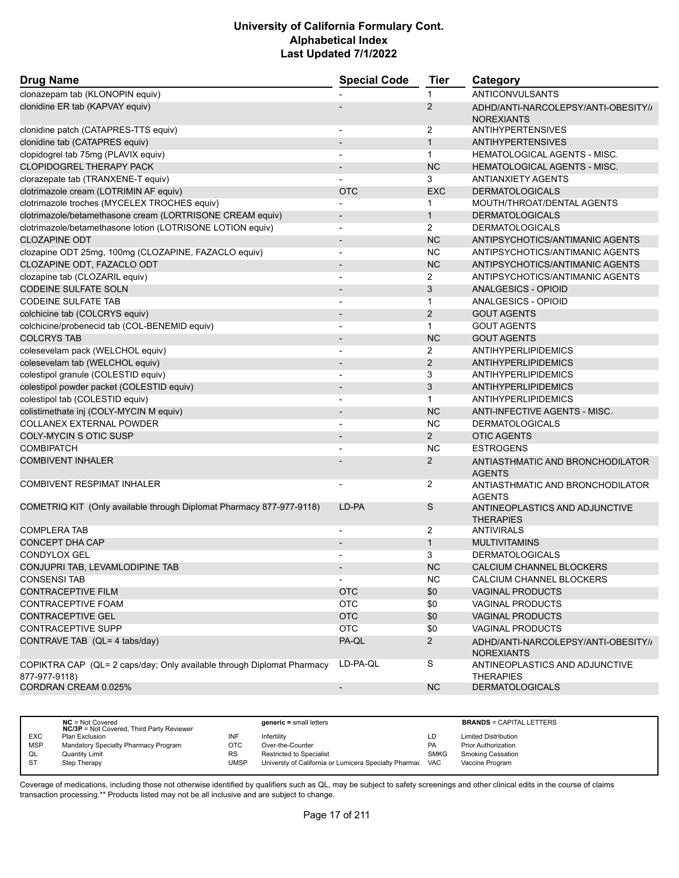| Drug Name | Special Code | Tier | Category |
|---|---|---|---|
| clonazepam tab (KLONOPIN equiv) | - | 1 | ANTICONVULSANTS |
| clonidine ER tab (KAPVAY equiv) | - | 2 | ADHD/ANTI-NARCOLEPSY/ANTI-OBESITY/NOREXIANTS |
| clonidine patch (CATAPRES-TTS equiv) | - | 2 | ANTIHYPERTENSIVES |
| clonidine tab (CATAPRES equiv) | - | 1 | ANTIHYPERTENSIVES |
| clopidogrel tab 75mg (PLAVIX equiv) | - | 1 | HEMATOLOGICAL AGENTS - MISC. |
| CLOPIDOGREL THERAPY PACK | - | NC | HEMATOLOGICAL AGENTS - MISC. |
| clorazepate tab (TRANXENE-T equiv) | - | 3 | ANTIANXIETY AGENTS |
| clotrimazole cream (LOTRIMIN AF equiv) | OTC | EXC | DERMATOLOGICALS |
| clotrimazole troches (MYCELEX TROCHES equiv) | - | 1 | MOUTH/THROAT/DENTAL AGENTS |
| clotrimazole/betamethasone cream (LORTRISONE CREAM equiv) | - | 1 | DERMATOLOGICALS |
| clotrimazole/betamethasone lotion (LOTRISONE LOTION equiv) | - | 2 | DERMATOLOGICALS |
| CLOZAPINE ODT | - | NC | ANTIPSYCHOTICS/ANTIMANIC AGENTS |
| clozapine ODT 25mg, 100mg (CLOZAPINE, FAZACLO equiv) | - | NC | ANTIPSYCHOTICS/ANTIMANIC AGENTS |
| CLOZAPINE ODT, FAZACLO ODT | - | NC | ANTIPSYCHOTICS/ANTIMANIC AGENTS |
| clozapine tab (CLOZARIL equiv) | - | 2 | ANTIPSYCHOTICS/ANTIMANIC AGENTS |
| CODEINE SULFATE SOLN | - | 3 | ANALGESICS - OPIOID |
| CODEINE SULFATE TAB | - | 1 | ANALGESICS - OPIOID |
| colchicine tab (COLCRYS equiv) | - | 2 | GOUT AGENTS |
| colchicine/probenecid tab (COL-BENEMID equiv) | - | 1 | GOUT AGENTS |
| COLCRYS TAB | - | NC | GOUT AGENTS |
| colesevelam pack (WELCHOL equiv) | - | 2 | ANTIHYPERLIPIDEMICS |
| colesevelam tab (WELCHOL equiv) | - | 2 | ANTIHYPERLIPIDEMICS |
| colestipol granule (COLESTID equiv) | - | 3 | ANTIHYPERLIPIDEMICS |
| colestipol powder packet (COLESTID equiv) | - | 3 | ANTIHYPERLIPIDEMICS |
| colestipol tab (COLESTID equiv) | - | 1 | ANTIHYPERLIPIDEMICS |
| colistimethate inj (COLY-MYCIN M equiv) | - | NC | ANTI-INFECTIVE AGENTS - MISC. |
| COLLANEX EXTERNAL POWDER | - | NC | DERMATOLOGICALS |
| COLY-MYCIN S OTIC SUSP | - | 2 | OTIC AGENTS |
| COMBIPATCH | - | NC | ESTROGENS |
| COMBIVENT INHALER | - | 2 | ANTIASTHMATIC AND BRONCHODILATOR AGENTS |
| COMBIVENT RESPIMAT INHALER | - | 2 | ANTIASTHMATIC AND BRONCHODILATOR AGENTS |
| COMETRIQ KIT (Only available through Diplomat Pharmacy 877-977-9118) | LD-PA | S | ANTINEOPLASTICS AND ADJUNCTIVE THERAPIES |
| COMPLERA TAB | - | 2 | ANTIVIRALS |
| CONCEPT DHA CAP | - | 1 | MULTIVITAMINS |
| CONDYLOX GEL | - | 3 | DERMATOLOGICALS |
| CONJUPRI TAB, LEVAMLODIPINE TAB | - | NC | CALCIUM CHANNEL BLOCKERS |
| CONSENSI TAB | - | NC | CALCIUM CHANNEL BLOCKERS |
| CONTRACEPTIVE FILM | OTC | $0 | VAGINAL PRODUCTS |
| CONTRACEPTIVE FOAM | OTC | $0 | VAGINAL PRODUCTS |
| CONTRACEPTIVE GEL | OTC | $0 | VAGINAL PRODUCTS |
| CONTRACEPTIVE SUPP | OTC | $0 | VAGINAL PRODUCTS |
| CONTRAVE TAB (QL= 4 tabs/day) | PA-QL | 2 | ADHD/ANTI-NARCOLEPSY/ANTI-OBESITY/NOREXIANTS |
| COPIKTRA CAP (QL= 2 caps/day; Only available through Diplomat Pharmacy 877-977-9118) | LD-PA-QL | S | ANTINEOPLASTICS AND ADJUNCTIVE THERAPIES |
| CORDRAN CREAM 0.025% | - | NC | DERMATOLOGICALS |

| | NC = Not Covered<br>NC/3P = Not Covered, Third Party Reviewer | | generic = small letters | | BRANDS = CAPITAL LETTERS |
|---|---|---|---|---|---|
| EXC | Plan Exclusion | INF | Infertility | LD | Limited Distribution |
| MSP | Mandatory Specialty Pharmacy Program | OTC | Over-the-Counter | PA | Prior Authorization |
| QL | Quantity Limit | RS | Restricted to Specialist | SMKG | Smoking Cessation |
| ST | Step Therapy | UMSP | Universty of California or Lumicera Specialty Pharmac | VAC | Vaccine Program |

Coverage of medications, including those not otherwise identified by qualifiers such as QL, may be subject to safety screenings and other clinical edits in the course of claims transaction processing.** Products listed may not be all inclusive and are subject to change.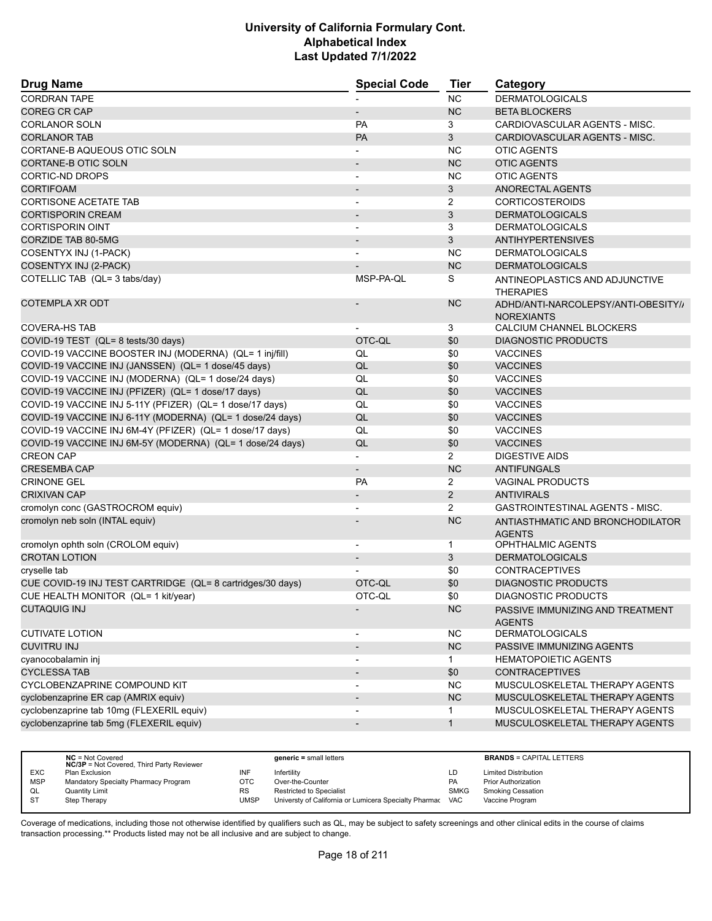| Drug Name | Special Code | Tier | Category |
|---|---|---|---|
| CORDRAN TAPE | - | NC | DERMATOLOGICALS |
| COREG CR CAP | - | NC | BETA BLOCKERS |
| CORLANOR SOLN | PA | 3 | CARDIOVASCULAR AGENTS - MISC. |
| CORLANOR TAB | PA | 3 | CARDIOVASCULAR AGENTS - MISC. |
| CORTANE-B AQUEOUS OTIC SOLN | - | NC | OTIC AGENTS |
| CORTANE-B OTIC SOLN | - | NC | OTIC AGENTS |
| CORTIC-ND DROPS | - | NC | OTIC AGENTS |
| CORTIFOAM | - | 3 | ANORECTAL AGENTS |
| CORTISONE ACETATE TAB | - | 2 | CORTICOSTEROIDS |
| CORTISPORIN CREAM | - | 3 | DERMATOLOGICALS |
| CORTISPORIN OINT | - | 3 | DERMATOLOGICALS |
| CORZIDE TAB 80-5MG | - | 3 | ANTIHYPERTENSIVES |
| COSENTYX INJ (1-PACK) | - | NC | DERMATOLOGICALS |
| COSENTYX INJ (2-PACK) | - | NC | DERMATOLOGICALS |
| COTELLIC TAB (QL= 3 tabs/day) | MSP-PA-QL | S | ANTINEOPLASTICS AND ADJUNCTIVE THERAPIES |
| COTEMPLA XR ODT | - | NC | ADHD/ANTI-NARCOLEPSY/ANTI-OBESITY/ANOREXIANTS |
| COVERA-HS TAB | - | 3 | CALCIUM CHANNEL BLOCKERS |
| COVID-19 TEST (QL= 8 tests/30 days) | OTC-QL | $0 | DIAGNOSTIC PRODUCTS |
| COVID-19 VACCINE BOOSTER INJ (MODERNA) (QL= 1 inj/fill) | QL | $0 | VACCINES |
| COVID-19 VACCINE INJ (JANSSEN) (QL= 1 dose/45 days) | QL | $0 | VACCINES |
| COVID-19 VACCINE INJ (MODERNA) (QL= 1 dose/24 days) | QL | $0 | VACCINES |
| COVID-19 VACCINE INJ (PFIZER) (QL= 1 dose/17 days) | QL | $0 | VACCINES |
| COVID-19 VACCINE INJ 5-11Y (PFIZER) (QL= 1 dose/17 days) | QL | $0 | VACCINES |
| COVID-19 VACCINE INJ 6-11Y (MODERNA) (QL= 1 dose/24 days) | QL | $0 | VACCINES |
| COVID-19 VACCINE INJ 6M-4Y (PFIZER) (QL= 1 dose/17 days) | QL | $0 | VACCINES |
| COVID-19 VACCINE INJ 6M-5Y (MODERNA) (QL= 1 dose/24 days) | QL | $0 | VACCINES |
| CREON CAP | - | 2 | DIGESTIVE AIDS |
| CRESEMBA CAP | - | NC | ANTIFUNGALS |
| CRINONE GEL | PA | 2 | VAGINAL PRODUCTS |
| CRIXIVAN CAP | - | 2 | ANTIVIRALS |
| cromolyn conc (GASTROCROM equiv) | - | 2 | GASTROINTESTINAL AGENTS - MISC. |
| cromolyn neb soln (INTAL equiv) | - | NC | ANTIASTHMATIC AND BRONCHODILATOR AGENTS |
| cromolyn ophth soln (CROLOM equiv) | - | 1 | OPHTHALMIC AGENTS |
| CROTAN LOTION | - | 3 | DERMATOLOGICALS |
| cryselle tab | - | $0 | CONTRACEPTIVES |
| CUE COVID-19 INJ TEST CARTRIDGE (QL= 8 cartridges/30 days) | OTC-QL | $0 | DIAGNOSTIC PRODUCTS |
| CUE HEALTH MONITOR (QL= 1 kit/year) | OTC-QL | $0 | DIAGNOSTIC PRODUCTS |
| CUTAQUIG INJ | - | NC | PASSIVE IMMUNIZING AND TREATMENT AGENTS |
| CUTIVATE LOTION | - | NC | DERMATOLOGICALS |
| CUVITRU INJ | - | NC | PASSIVE IMMUNIZING AGENTS |
| cyanocobalamin inj | - | 1 | HEMATOPOIETIC AGENTS |
| CYCLESSA TAB | - | $0 | CONTRACEPTIVES |
| CYCLOBENZAPRINE COMPOUND KIT | - | NC | MUSCULOSKELETAL THERAPY AGENTS |
| cyclobenzaprine ER cap (AMRIX equiv) | - | NC | MUSCULOSKELETAL THERAPY AGENTS |
| cyclobenzaprine tab 10mg (FLEXERIL equiv) | - | 1 | MUSCULOSKELETAL THERAPY AGENTS |
| cyclobenzaprine tab 5mg (FLEXERIL equiv) | - | 1 | MUSCULOSKELETAL THERAPY AGENTS |

| | NC = Not Covered<br>NC/3P = Not Covered, Third Party Reviewer | | generic = small letters | | BRANDS = CAPITAL LETTERS |
|---|---|---|---|---|---|
| EXC | Plan Exclusion | INF | Infertility | LD | Limited Distribution |
| MSP | Mandatory Specialty Pharmacy Program | OTC | Over-the-Counter | PA | Prior Authorization |
| QL | Quantity Limit | RS | Restricted to Specialist | SMKG | Smoking Cessation |
| ST | Step Therapy | UMSP | Universty of California or Lumicera Specialty Pharmac | VAC | Vaccine Program |

Coverage of medications, including those not otherwise identified by qualifiers such as QL, may be subject to safety screenings and other clinical edits in the course of claims transaction processing.** Products listed may not be all inclusive and are subject to change.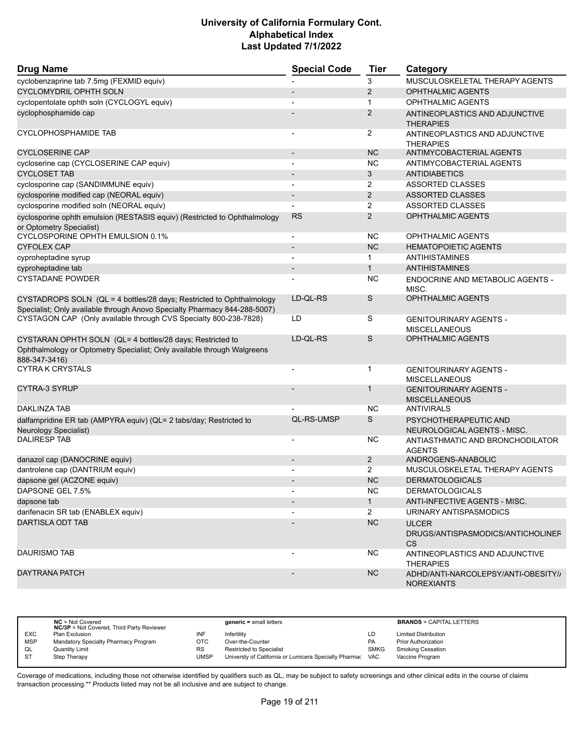# University of California Formulary Cont.
## Alphabetical Index
### Last Updated 7/1/2022

| Drug Name | Special Code | Tier | Category |
|---|---|---|---|
| cyclobenzaprine tab 7.5mg (FEXMID equiv) | - | 3 | MUSCULOSKELETAL THERAPY AGENTS |
| CYCLOMYDRIL OPHTH SOLN | - | 2 | OPHTHALMIC AGENTS |
| cyclopentolate ophth soln (CYCLOGYL equiv) | - | 1 | OPHTHALMIC AGENTS |
| cyclophosphamide cap | - | 2 | ANTINEOPLASTICS AND ADJUNCTIVE THERAPIES |
| CYCLOPHOSPHAMIDE TAB | - | 2 | ANTINEOPLASTICS AND ADJUNCTIVE THERAPIES |
| CYCLOSERINE CAP | - | NC | ANTIMYCOBACTERIAL AGENTS |
| cycloserine cap (CYCLOSERINE CAP equiv) | - | NC | ANTIMYCOBACTERIAL AGENTS |
| CYCLOSET TAB | - | 3 | ANTIDIABETICS |
| cyclosporine cap (SANDIMMUNE equiv) | - | 2 | ASSORTED CLASSES |
| cyclosporine modified cap (NEORAL equiv) | - | 2 | ASSORTED CLASSES |
| cyclosporine modified soln (NEORAL equiv) | - | 2 | ASSORTED CLASSES |
| cyclosporine ophth emulsion (RESTASIS equiv) (Restricted to Ophthalmology or Optometry Specialist) | RS | 2 | OPHTHALMIC AGENTS |
| CYCLOSPORINE OPHTH EMULSION 0.1% | - | NC | OPHTHALMIC AGENTS |
| CYFOLEX CAP | - | NC | HEMATOPOIETIC AGENTS |
| cyproheptadine syrup | - | 1 | ANTIHISTAMINES |
| cyproheptadine tab | - | 1 | ANTIHISTAMINES |
| CYSTADANE POWDER | - | NC | ENDOCRINE AND METABOLIC AGENTS - MISC. |
| CYSTADROPS SOLN (QL = 4 bottles/28 days; Restricted to Ophthalmology Specialist; Only available through Anovo Specialty Pharmacy 844-288-5007) | LD-QL-RS | S | OPHTHALMIC AGENTS |
| CYSTAGON CAP (Only available through CVS Specialty 800-238-7828) | LD | S | GENITOURINARY AGENTS - MISCELLANEOUS |
| CYSTARAN OPHTH SOLN (QL= 4 bottles/28 days; Restricted to Ophthalmology or Optometry Specialist; Only available through Walgreens 888-347-3416) | LD-QL-RS | S | OPHTHALMIC AGENTS |
| CYTRA K CRYSTALS | - | 1 | GENITOURINARY AGENTS - MISCELLANEOUS |
| CYTRA-3 SYRUP | - | 1 | GENITOURINARY AGENTS - MISCELLANEOUS |
| DAKLINZA TAB | - | NC | ANTIVIRALS |
| dalfampridine ER tab (AMPYRA equiv) (QL= 2 tabs/day; Restricted to Neurology Specialist) | QL-RS-UMSP | S | PSYCHOTHERAPEUTIC AND NEUROLOGICAL AGENTS - MISC. |
| DALIRESP TAB | - | NC | ANTIASTHMATIC AND BRONCHODILATOR AGENTS |
| danazol cap (DANOCRINE equiv) | - | 2 | ANDROGENS-ANABOLIC |
| dantrolene cap (DANTRIUM equiv) | - | 2 | MUSCULOSKELETAL THERAPY AGENTS |
| dapsone gel (ACZONE equiv) | - | NC | DERMATOLOGICALS |
| DAPSONE GEL 7.5% | - | NC | DERMATOLOGICALS |
| dapsone tab | - | 1 | ANTI-INFECTIVE AGENTS - MISC. |
| darifenacin SR tab (ENABLEX equiv) | - | 2 | URINARY ANTISPASMODICS |
| DARTISLA ODT TAB | - | NC | ULCER DRUGS/ANTISPASMODICS/ANTICHOLINERGICS |
| DAURISMO TAB | - | NC | ANTINEOPLASTICS AND ADJUNCTIVE THERAPIES |
| DAYTRANA PATCH | - | NC | ADHD/ANTI-NARCOLEPSY/ANTI-OBESITY/ANOREXIANTS |

| | | | | | |
|---|---|---|---|---|---|
| **NC** = Not Covered<br>**NC/3P** = Not Covered, Third Party Reviewer | | **generic =** small letters | | **BRANDS** = CAPITAL LETTERS | |
| EXC | Plan Exclusion | INF | Infertility | LD | Limited Distribution |
| MSP | Mandatory Specialty Pharmacy Program | OTC | Over-the-Counter | PA | Prior Authorization |
| QL | Quantity Limit | RS | Restricted to Specialist | SMKG | Smoking Cessation |
| ST | Step Therapy | UMSP | Universty of California or Lumicera Specialty Pharmac | VAC | Vaccine Program |

Coverage of medications, including those not otherwise identified by qualifiers such as QL, may be subject to safety screenings and other clinical edits in the course of claims transaction processing.** Products listed may not be all inclusive and are subject to change.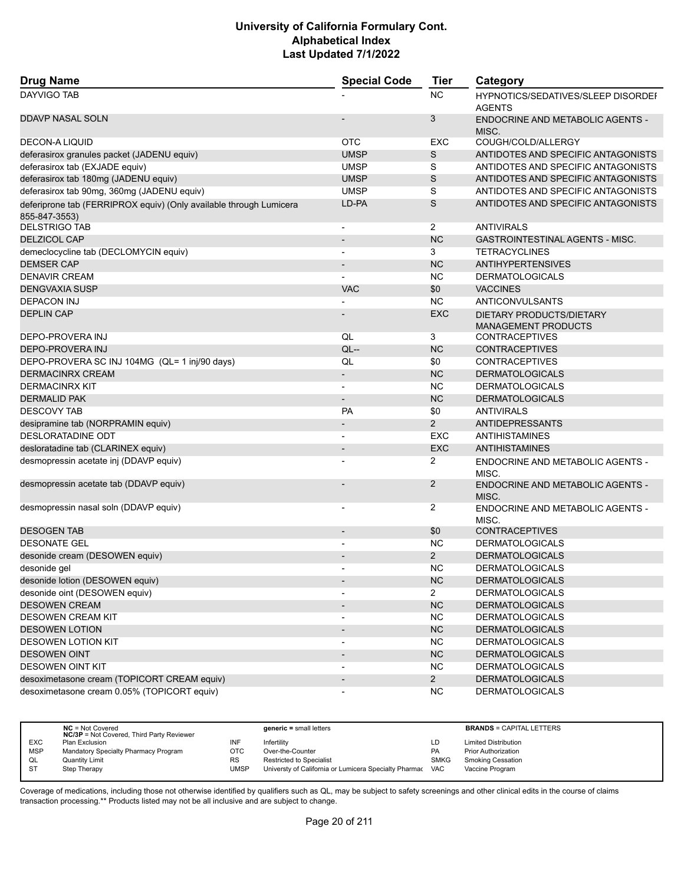| Drug Name | Special Code | Tier | Category |
|---|---|---|---|
| DAYVIGO TAB | - | NC | HYPNOTICS/SEDATIVES/SLEEP DISORDER AGENTS |
| DDAVP NASAL SOLN | - | 3 | ENDOCRINE AND METABOLIC AGENTS - MISC. |
| DECON-A LIQUID | OTC | EXC | COUGH/COLD/ALLERGY |
| deferasirox granules packet (JADENU equiv) | UMSP | S | ANTIDOTES AND SPECIFIC ANTAGONISTS |
| deferasirox tab (EXJADE equiv) | UMSP | S | ANTIDOTES AND SPECIFIC ANTAGONISTS |
| deferasirox tab 180mg (JADENU equiv) | UMSP | S | ANTIDOTES AND SPECIFIC ANTAGONISTS |
| deferasirox tab 90mg, 360mg (JADENU equiv) | UMSP | S | ANTIDOTES AND SPECIFIC ANTAGONISTS |
| deferiprone tab (FERRIPROX equiv) (Only available through Lumicera 855-847-3553) | LD-PA | S | ANTIDOTES AND SPECIFIC ANTAGONISTS |
| DELSTRIGO TAB | - | 2 | ANTIVIRALS |
| DELZICOL CAP | - | NC | GASTROINTESTINAL AGENTS - MISC. |
| demeclocycline tab (DECLOMYCIN equiv) | - | 3 | TETRACYCLINES |
| DEMSER CAP | - | NC | ANTIHYPERTENSIVES |
| DENAVIR CREAM | - | NC | DERMATOLOGICALS |
| DENGVAXIA SUSP | VAC | $0 | VACCINES |
| DEPACON INJ | - | NC | ANTICONVULSANTS |
| DEPLIN CAP | - | EXC | DIETARY PRODUCTS/DIETARY MANAGEMENT PRODUCTS |
| DEPO-PROVERA INJ | QL | 3 | CONTRACEPTIVES |
| DEPO-PROVERA INJ | QL-- | NC | CONTRACEPTIVES |
| DEPO-PROVERA SC INJ 104MG (QL= 1 inj/90 days) | QL | $0 | CONTRACEPTIVES |
| DERMACINRX CREAM | - | NC | DERMATOLOGICALS |
| DERMACINRX KIT | - | NC | DERMATOLOGICALS |
| DERMALID PAK | - | NC | DERMATOLOGICALS |
| DESCOVY TAB | PA | $0 | ANTIVIRALS |
| desipramine tab (NORPRAMIN equiv) | - | 2 | ANTIDEPRESSANTS |
| DESLORATADINE ODT | - | EXC | ANTIHISTAMINES |
| desloratadine tab (CLARINEX equiv) | - | EXC | ANTIHISTAMINES |
| desmopressin acetate inj (DDAVP equiv) | - | 2 | ENDOCRINE AND METABOLIC AGENTS - MISC. |
| desmopressin acetate tab (DDAVP equiv) | - | 2 | ENDOCRINE AND METABOLIC AGENTS - MISC. |
| desmopressin nasal soln (DDAVP equiv) | - | 2 | ENDOCRINE AND METABOLIC AGENTS - MISC. |
| DESOGEN TAB | - | $0 | CONTRACEPTIVES |
| DESONATE GEL | - | NC | DERMATOLOGICALS |
| desonide cream (DESOWEN equiv) | - | 2 | DERMATOLOGICALS |
| desonide gel | - | NC | DERMATOLOGICALS |
| desonide lotion (DESOWEN equiv) | - | NC | DERMATOLOGICALS |
| desonide oint (DESOWEN equiv) | - | 2 | DERMATOLOGICALS |
| DESOWEN CREAM | - | NC | DERMATOLOGICALS |
| DESOWEN CREAM KIT | - | NC | DERMATOLOGICALS |
| DESOWEN LOTION | - | NC | DERMATOLOGICALS |
| DESOWEN LOTION KIT | - | NC | DERMATOLOGICALS |
| DESOWEN OINT | - | NC | DERMATOLOGICALS |
| DESOWEN OINT KIT | - | NC | DERMATOLOGICALS |
| desoximetasone cream (TOPICORT CREAM equiv) | - | 2 | DERMATOLOGICALS |
| desoximetasone cream 0.05% (TOPICORT equiv) | - | NC | DERMATOLOGICALS |

| | | | | | |
|---|---|---|---|---|---|
| **NC** = Not Covered<br>**NC/3P** = Not Covered, Third Party Reviewer | | **generic** = small letters | | **BRANDS** = CAPITAL LETTERS | |
| EXC | Plan Exclusion | INF | Infertility | LD | Limited Distribution |
| MSP | Mandatory Specialty Pharmacy Program | OTC | Over-the-Counter | PA | Prior Authorization |
| QL | Quantity Limit | RS | Restricted to Specialist | SMKG | Smoking Cessation |
| ST | Step Therapy | UMSP | Universty of California or Lumicera Specialty Pharmac | VAC | Vaccine Program |

Coverage of medications, including those not otherwise identified by qualifiers such as QL, may be subject to safety screenings and other clinical edits in the course of claims transaction processing.** Products listed may not be all inclusive and are subject to change.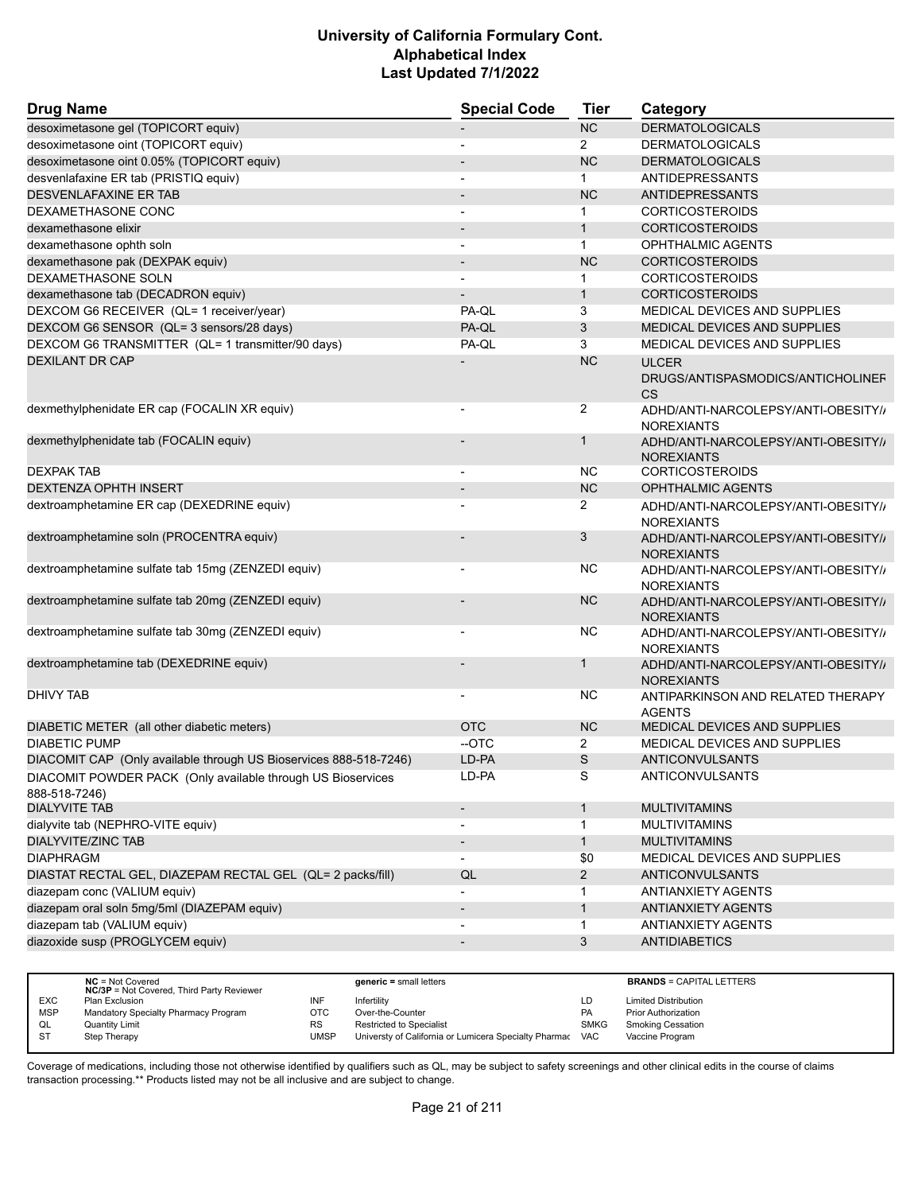| Drug Name | Special Code | Tier | Category |
|---|---|---|---|
| desoximetasone gel (TOPICORT equiv) | - | NC | DERMATOLOGICALS |
| desoximetasone oint (TOPICORT equiv) | - | 2 | DERMATOLOGICALS |
| desoximetasone oint 0.05% (TOPICORT equiv) | - | NC | DERMATOLOGICALS |
| desvenlafaxine ER tab (PRISTIQ equiv) | - | 1 | ANTIDEPRESSANTS |
| DESVENLAFAXINE ER TAB | - | NC | ANTIDEPRESSANTS |
| DEXAMETHASONE CONC | - | 1 | CORTICOSTEROIDS |
| dexamethasone elixir | - | 1 | CORTICOSTEROIDS |
| dexamethasone ophth soln | - | 1 | OPHTHALMIC AGENTS |
| dexamethasone pak (DEXPAK equiv) | - | NC | CORTICOSTEROIDS |
| DEXAMETHASONE SOLN | - | 1 | CORTICOSTEROIDS |
| dexamethasone tab (DECADRON equiv) | - | 1 | CORTICOSTEROIDS |
| DEXCOM G6 RECEIVER (QL= 1 receiver/year) | PA-QL | 3 | MEDICAL DEVICES AND SUPPLIES |
| DEXCOM G6 SENSOR (QL= 3 sensors/28 days) | PA-QL | 3 | MEDICAL DEVICES AND SUPPLIES |
| DEXCOM G6 TRANSMITTER (QL= 1 transmitter/90 days) | PA-QL | 3 | MEDICAL DEVICES AND SUPPLIES |
| DEXILANT DR CAP | - | NC | ULCER DRUGS/ANTISPASMODICS/ANTICHOLINERGICS |
| dexmethylphenidate ER cap (FOCALIN XR equiv) | - | 2 | ADHD/ANTI-NARCOLEPSY/ANTI-OBESITY/ANOREXIANTS |
| dexmethylphenidate tab (FOCALIN equiv) | - | 1 | ADHD/ANTI-NARCOLEPSY/ANTI-OBESITY/ANOREXIANTS |
| DEXPAK TAB | - | NC | CORTICOSTEROIDS |
| DEXTENZA OPHTH INSERT | - | NC | OPHTHALMIC AGENTS |
| dextroamphetamine ER cap (DEXEDRINE equiv) | - | 2 | ADHD/ANTI-NARCOLEPSY/ANTI-OBESITY/ANOREXIANTS |
| dextroamphetamine soln (PROCENTRA equiv) | - | 3 | ADHD/ANTI-NARCOLEPSY/ANTI-OBESITY/ANOREXIANTS |
| dextroamphetamine sulfate tab 15mg (ZENZEDI equiv) | - | NC | ADHD/ANTI-NARCOLEPSY/ANTI-OBESITY/ANOREXIANTS |
| dextroamphetamine sulfate tab 20mg (ZENZEDI equiv) | - | NC | ADHD/ANTI-NARCOLEPSY/ANTI-OBESITY/ANOREXIANTS |
| dextroamphetamine sulfate tab 30mg (ZENZEDI equiv) | - | NC | ADHD/ANTI-NARCOLEPSY/ANTI-OBESITY/ANOREXIANTS |
| dextroamphetamine tab (DEXEDRINE equiv) | - | 1 | ADHD/ANTI-NARCOLEPSY/ANTI-OBESITY/ANOREXIANTS |
| DHIVY TAB | - | NC | ANTIPARKINSON AND RELATED THERAPY AGENTS |
| DIABETIC METER (all other diabetic meters) | OTC | NC | MEDICAL DEVICES AND SUPPLIES |
| DIABETIC PUMP | --OTC | 2 | MEDICAL DEVICES AND SUPPLIES |
| DIACOMIT CAP (Only available through US Bioservices 888-518-7246) | LD-PA | S | ANTICONVULSANTS |
| DIACOMIT POWDER PACK (Only available through US Bioservices 888-518-7246) | LD-PA | S | ANTICONVULSANTS |
| DIALYVITE TAB | - | 1 | MULTIVITAMINS |
| dialyvite tab (NEPHRO-VITE equiv) | - | 1 | MULTIVITAMINS |
| DIALYVITE/ZINC TAB | - | 1 | MULTIVITAMINS |
| DIAPHRAGM | - | $0 | MEDICAL DEVICES AND SUPPLIES |
| DIASTAT RECTAL GEL, DIAZEPAM RECTAL GEL (QL= 2 packs/fill) | QL | 2 | ANTICONVULSANTS |
| diazepam conc (VALIUM equiv) | - | 1 | ANTIANXIETY AGENTS |
| diazepam oral soln 5mg/5ml (DIAZEPAM equiv) | - | 1 | ANTIANXIETY AGENTS |
| diazepam tab (VALIUM equiv) | - | 1 | ANTIANXIETY AGENTS |
| diazoxide susp (PROGLYCEM equiv) | - | 3 | ANTIDIABETICS |

| | NC = Not Covered<br>NC/3P = Not Covered, Third Party Reviewer | | generic = small letters | | BRANDS = CAPITAL LETTERS |
|---|---|---|---|---|---|
| EXC | Plan Exclusion | INF | Infertility | LD | Limited Distribution |
| MSP | Mandatory Specialty Pharmacy Program | OTC | Over-the-Counter | PA | Prior Authorization |
| QL | Quantity Limit | RS | Restricted to Specialist | SMKG | Smoking Cessation |
| ST | Step Therapy | UMSP | Universty of California or Lumicera Specialty Pharmacy | VAC | Vaccine Program |

Coverage of medications, including those not otherwise identified by qualifiers such as QL, may be subject to safety screenings and other clinical edits in the course of claims transaction processing.** Products listed may not be all inclusive and are subject to change.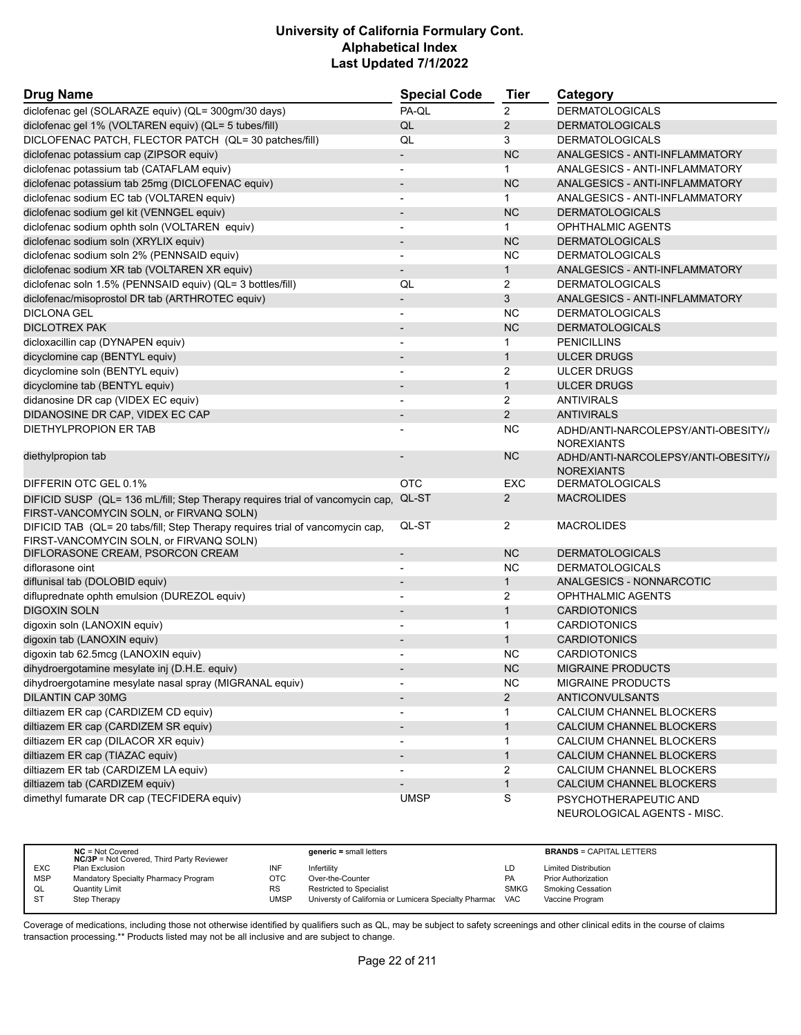# University of California Formulary Cont.
# Alphabetical Index
# Last Updated 7/1/2022

| Drug Name | Special Code | Tier | Category |
|---|---|---|---|
| diclofenac gel (SOLARAZE equiv) (QL= 300gm/30 days) | PA-QL | 2 | DERMATOLOGICALS |
| diclofenac gel 1% (VOLTAREN equiv) (QL= 5 tubes/fill) | QL | 2 | DERMATOLOGICALS |
| DICLOFENAC PATCH, FLECTOR PATCH (QL= 30 patches/fill) | QL | 3 | DERMATOLOGICALS |
| diclofenac potassium cap (ZIPSOR equiv) | - | NC | ANALGESICS - ANTI-INFLAMMATORY |
| diclofenac potassium tab (CATAFLAM equiv) | - | 1 | ANALGESICS - ANTI-INFLAMMATORY |
| diclofenac potassium tab 25mg (DICLOFENAC equiv) | - | NC | ANALGESICS - ANTI-INFLAMMATORY |
| diclofenac sodium EC tab (VOLTAREN equiv) | - | 1 | ANALGESICS - ANTI-INFLAMMATORY |
| diclofenac sodium gel kit (VENNGEL equiv) | - | NC | DERMATOLOGICALS |
| diclofenac sodium ophth soln (VOLTAREN equiv) | - | 1 | OPHTHALMIC AGENTS |
| diclofenac sodium soln (XRYLIX equiv) | - | NC | DERMATOLOGICALS |
| diclofenac sodium soln 2% (PENNSAID equiv) | - | NC | DERMATOLOGICALS |
| diclofenac sodium XR tab (VOLTAREN XR equiv) | - | 1 | ANALGESICS - ANTI-INFLAMMATORY |
| diclofenac soln 1.5% (PENNSAID equiv) (QL= 3 bottles/fill) | QL | 2 | DERMATOLOGICALS |
| diclofenac/misoprostol DR tab (ARTHROTEC equiv) | - | 3 | ANALGESICS - ANTI-INFLAMMATORY |
| DICLONA GEL | - | NC | DERMATOLOGICALS |
| DICLOTREX PAK | - | NC | DERMATOLOGICALS |
| dicloxacillin cap (DYNAPEN equiv) | - | 1 | PENICILLINS |
| dicyclomine cap (BENTYL equiv) | - | 1 | ULCER DRUGS |
| dicyclomine soln (BENTYL equiv) | - | 2 | ULCER DRUGS |
| dicyclomine tab (BENTYL equiv) | - | 1 | ULCER DRUGS |
| didanosine DR cap (VIDEX EC equiv) | - | 2 | ANTIVIRALS |
| DIDANOSINE DR CAP, VIDEX EC CAP | - | 2 | ANTIVIRALS |
| DIETHYLPROPION ER TAB | - | NC | ADHD/ANTI-NARCOLEPSY/ANTI-OBESITY/ANOREXIANTS |
| diethylpropion tab | - | NC | ADHD/ANTI-NARCOLEPSY/ANTI-OBESITY/ANOREXIANTS |
| DIFFERIN OTC GEL 0.1% | OTC | EXC | DERMATOLOGICALS |
| DIFICID SUSP (QL= 136 mL/fill; Step Therapy requires trial of vancomycin cap, FIRST-VANCOMYCIN SOLN, or FIRVANQ SOLN) | QL-ST | 2 | MACROLIDES |
| DIFICID TAB (QL= 20 tabs/fill; Step Therapy requires trial of vancomycin cap, FIRST-VANCOMYCIN SOLN, or FIRVANQ SOLN) | QL-ST | 2 | MACROLIDES |
| DIFLORASONE CREAM, PSORCON CREAM | - | NC | DERMATOLOGICALS |
| diflorasone oint | - | NC | DERMATOLOGICALS |
| diflunisal tab (DOLOBID equiv) | - | 1 | ANALGESICS - NONNARCOTIC |
| difluprednate ophth emulsion (DUREZOL equiv) | - | 2 | OPHTHALMIC AGENTS |
| DIGOXIN SOLN | - | 1 | CARDIOTONICS |
| digoxin soln (LANOXIN equiv) | - | 1 | CARDIOTONICS |
| digoxin tab (LANOXIN equiv) | - | 1 | CARDIOTONICS |
| digoxin tab 62.5mcg (LANOXIN equiv) | - | NC | CARDIOTONICS |
| dihydroergotamine mesylate inj (D.H.E. equiv) | - | NC | MIGRAINE PRODUCTS |
| dihydroergotamine mesylate nasal spray (MIGRANAL equiv) | - | NC | MIGRAINE PRODUCTS |
| DILANTIN CAP 30MG | - | 2 | ANTICONVULSANTS |
| diltiazem ER cap (CARDIZEM CD equiv) | - | 1 | CALCIUM CHANNEL BLOCKERS |
| diltiazem ER cap (CARDIZEM SR equiv) | - | 1 | CALCIUM CHANNEL BLOCKERS |
| diltiazem ER cap (DILACOR XR equiv) | - | 1 | CALCIUM CHANNEL BLOCKERS |
| diltiazem ER cap (TIAZAC equiv) | - | 1 | CALCIUM CHANNEL BLOCKERS |
| diltiazem ER tab (CARDIZEM LA equiv) | - | 2 | CALCIUM CHANNEL BLOCKERS |
| diltiazem tab (CARDIZEM equiv) | - | 1 | CALCIUM CHANNEL BLOCKERS |
| dimethyl fumarate DR cap (TECFIDERA equiv) | UMSP | S | PSYCHOTHERAPEUTIC AND NEUROLOGICAL AGENTS - MISC. |

| | | | | | |
|---|---|---|---|---|---|
| NC = Not Covered; NC/3P = Not Covered, Third Party Reviewer | | generic = small letters | | BRANDS = CAPITAL LETTERS | |
| EXC | Plan Exclusion | INF | Infertility | LD | Limited Distribution |
| MSP | Mandatory Specialty Pharmacy Program | OTC | Over-the-Counter | PA | Prior Authorization |
| QL | Quantity Limit | RS | Restricted to Specialist | SMKG | Smoking Cessation |
| ST | Step Therapy | UMSP | Universty of California or Lumicera Specialty Pharmac | VAC | Vaccine Program |

Coverage of medications, including those not otherwise identified by qualifiers such as QL, may be subject to safety screenings and other clinical edits in the course of claims transaction processing.** Products listed may not be all inclusive and are subject to change.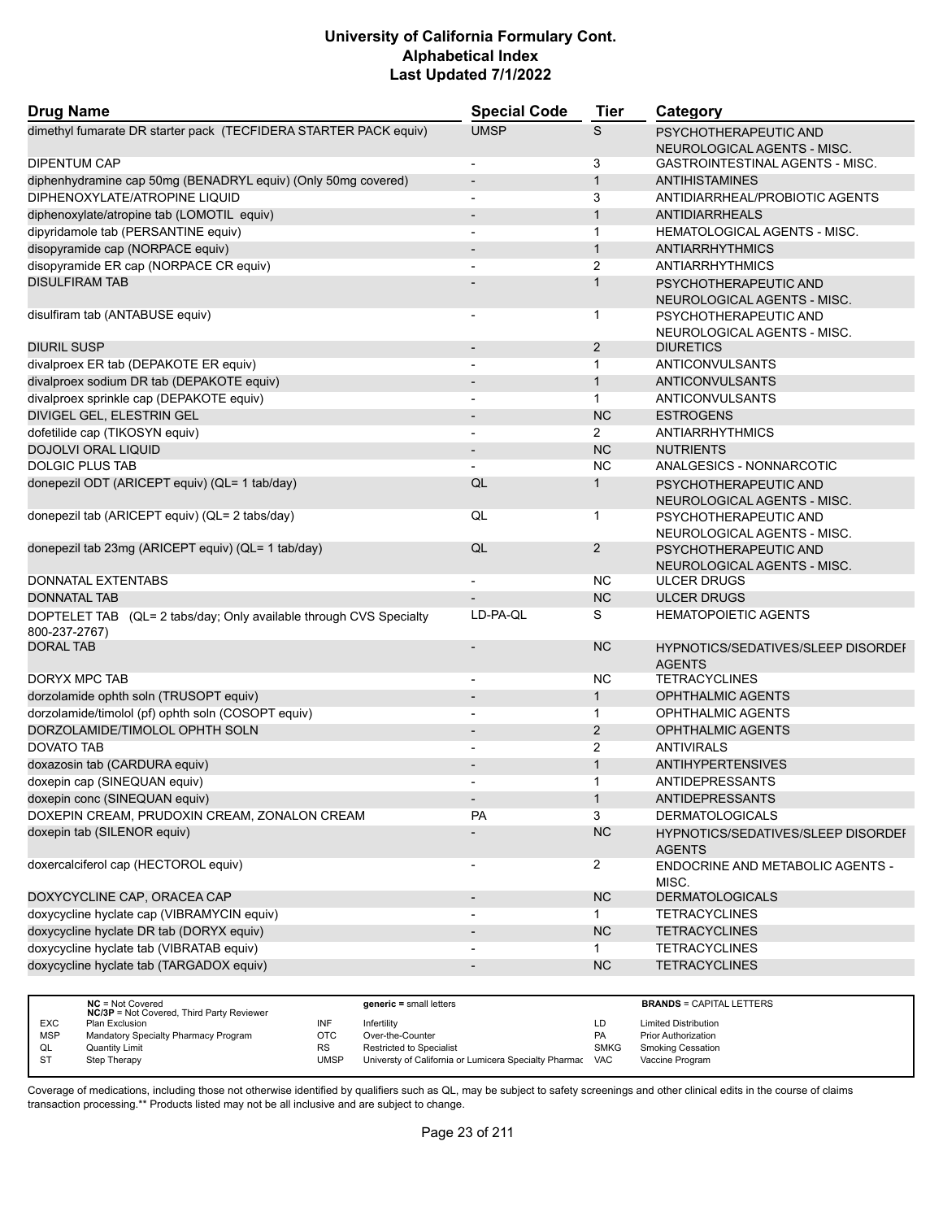# University of California Formulary Cont.
## Alphabetical Index
### Last Updated 7/1/2022

| Drug Name | Special Code | Tier | Category |
|---|---|---|---|
| dimethyl fumarate DR starter pack (TECFIDERA STARTER PACK equiv) | UMSP | S | PSYCHOTHERAPEUTIC AND NEUROLOGICAL AGENTS - MISC. |
| DIPENTUM CAP | - | 3 | GASTROINTESTINAL AGENTS - MISC. |
| diphenhydramine cap 50mg (BENADRYL equiv) (Only 50mg covered) | - | 1 | ANTIHISTAMINES |
| DIPHENOXYLATE/ATROPINE LIQUID | - | 3 | ANTIDIARRHEAL/PROBIOTIC AGENTS |
| diphenoxylate/atropine tab (LOMOTIL equiv) | - | 1 | ANTIDIARRHEALS |
| dipyridamole tab (PERSANTINE equiv) | - | 1 | HEMATOLOGICAL AGENTS - MISC. |
| disopyramide cap (NORPACE equiv) | - | 1 | ANTIARRHYTHMICS |
| disopyramide ER cap (NORPACE CR equiv) | - | 2 | ANTIARRHYTHMICS |
| DISULFIRAM TAB | - | 1 | PSYCHOTHERAPEUTIC AND NEUROLOGICAL AGENTS - MISC. |
| disulfiram tab (ANTABUSE equiv) | - | 1 | PSYCHOTHERAPEUTIC AND NEUROLOGICAL AGENTS - MISC. |
| DIURIL SUSP | - | 2 | DIURETICS |
| divalproex ER tab (DEPAKOTE ER equiv) | - | 1 | ANTICONVULSANTS |
| divalproex sodium DR tab (DEPAKOTE equiv) | - | 1 | ANTICONVULSANTS |
| divalproex sprinkle cap (DEPAKOTE equiv) | - | 1 | ANTICONVULSANTS |
| DIVIGEL GEL, ELESTRIN GEL | - | NC | ESTROGENS |
| dofetilide cap (TIKOSYN equiv) | - | 2 | ANTIARRHYTHMICS |
| DOJOLVI ORAL LIQUID | - | NC | NUTRIENTS |
| DOLGIC PLUS TAB | - | NC | ANALGESICS - NONNARCOTIC |
| donepezil ODT (ARICEPT equiv) (QL= 1 tab/day) | QL | 1 | PSYCHOTHERAPEUTIC AND NEUROLOGICAL AGENTS - MISC. |
| donepezil tab (ARICEPT equiv) (QL= 2 tabs/day) | QL | 1 | PSYCHOTHERAPEUTIC AND NEUROLOGICAL AGENTS - MISC. |
| donepezil tab 23mg (ARICEPT equiv) (QL= 1 tab/day) | QL | 2 | PSYCHOTHERAPEUTIC AND NEUROLOGICAL AGENTS - MISC. |
| DONNATAL EXTENTABS | - | NC | ULCER DRUGS |
| DONNATAL TAB | - | NC | ULCER DRUGS |
| DOPTELET TAB (QL= 2 tabs/day; Only available through CVS Specialty 800-237-2767) | LD-PA-QL | S | HEMATOPOIETIC AGENTS |
| DORAL TAB | - | NC | HYPNOTICS/SEDATIVES/SLEEP DISORDER AGENTS |
| DORYX MPC TAB | - | NC | TETRACYCLINES |
| dorzolamide ophth soln (TRUSOPT equiv) | - | 1 | OPHTHALMIC AGENTS |
| dorzolamide/timolol (pf) ophth soln (COSOPT equiv) | - | 1 | OPHTHALMIC AGENTS |
| DORZOLAMIDE/TIMOLOL OPHTH SOLN | - | 2 | OPHTHALMIC AGENTS |
| DOVATO TAB | - | 2 | ANTIVIRALS |
| doxazosin tab (CARDURA equiv) | - | 1 | ANTIHYPERTENSIVES |
| doxepin cap (SINEQUAN equiv) | - | 1 | ANTIDEPRESSANTS |
| doxepin conc (SINEQUAN equiv) | - | 1 | ANTIDEPRESSANTS |
| DOXEPIN CREAM, PRUDOXIN CREAM, ZONALON CREAM | PA | 3 | DERMATOLOGICALS |
| doxepin tab (SILENOR equiv) | - | NC | HYPNOTICS/SEDATIVES/SLEEP DISORDER AGENTS |
| doxercalciferol cap (HECTOROL equiv) | - | 2 | ENDOCRINE AND METABOLIC AGENTS - MISC. |
| DOXYCYCLINE CAP, ORACEA CAP | - | NC | DERMATOLOGICALS |
| doxycycline hyclate cap (VIBRAMYCIN equiv) | - | 1 | TETRACYCLINES |
| doxycycline hyclate DR tab (DORYX equiv) | - | NC | TETRACYCLINES |
| doxycycline hyclate tab (VIBRATAB equiv) | - | 1 | TETRACYCLINES |
| doxycycline hyclate tab (TARGADOX equiv) | - | NC | TETRACYCLINES |

| | | | | | |
|---|---|---|---|---|---|
| | **NC** = Not Covered<br>**NC/3P** = Not Covered, Third Party Reviewer | | **generic** = small letters | | **BRANDS** = CAPITAL LETTERS |
| EXC | Plan Exclusion | INF | Infertility | LD | Limited Distribution |
| MSP | Mandatory Specialty Pharmacy Program | OTC | Over-the-Counter | PA | Prior Authorization |
| QL | Quantity Limit | RS | Restricted to Specialist | SMKG | Smoking Cessation |
| ST | Step Therapy | UMSP | Universty of California or Lumicera Specialty Pharmac | VAC | Vaccine Program |

Coverage of medications, including those not otherwise identified by qualifiers such as QL, may be subject to safety screenings and other clinical edits in the course of claims transaction processing.** Products listed may not be all inclusive and are subject to change.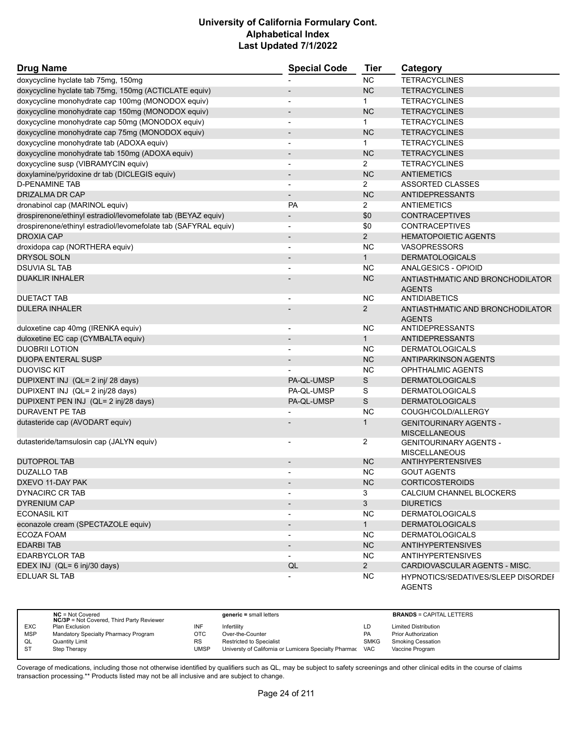# University of California Formulary Cont.
# Alphabetical Index
# Last Updated 7/1/2022

| Drug Name | Special Code | Tier | Category |
| --- | --- | --- | --- |
| doxycycline hyclate tab 75mg, 150mg | - | NC | TETRACYCLINES |
| doxycycline hyclate tab 75mg, 150mg (ACTICLATE equiv) | - | NC | TETRACYCLINES |
| doxycycline monohydrate cap 100mg (MONODOX equiv) | - | 1 | TETRACYCLINES |
| doxycycline monohydrate cap 150mg (MONODOX equiv) | - | NC | TETRACYCLINES |
| doxycycline monohydrate cap 50mg (MONODOX equiv) | - | 1 | TETRACYCLINES |
| doxycycline monohydrate cap 75mg (MONODOX equiv) | - | NC | TETRACYCLINES |
| doxycycline monohydrate tab (ADOXA equiv) | - | 1 | TETRACYCLINES |
| doxycycline monohydrate tab 150mg (ADOXA equiv) | - | NC | TETRACYCLINES |
| doxycycline susp (VIBRAMYCIN equiv) | - | 2 | TETRACYCLINES |
| doxylamine/pyridoxine dr tab (DICLEGIS equiv) | - | NC | ANTIEMETICS |
| D-PENAMINE TAB | - | 2 | ASSORTED CLASSES |
| DRIZALMA DR CAP | - | NC | ANTIDEPRESSANTS |
| dronabinol cap (MARINOL equiv) | PA | 2 | ANTIEMETICS |
| drospirenone/ethinyl estradiol/levomefolate tab (BEYAZ equiv) | - | $0 | CONTRACEPTIVES |
| drospirenone/ethinyl estradiol/levomefolate tab (SAFYRAL equiv) | - | $0 | CONTRACEPTIVES |
| DROXIA CAP | - | 2 | HEMATOPOIETIC AGENTS |
| droxidopa cap (NORTHERA equiv) | - | NC | VASOPRESSORS |
| DRYSOL SOLN | - | 1 | DERMATOLOGICALS |
| DSUVIA SL TAB | - | NC | ANALGESICS - OPIOID |
| DUAKLIR INHALER | - | NC | ANTIASTHMATIC AND BRONCHODILATOR AGENTS |
| DUETACT TAB | - | NC | ANTIDIABETICS |
| DULERA INHALER | - | 2 | ANTIASTHMATIC AND BRONCHODILATOR AGENTS |
| duloxetine cap 40mg (IRENKA equiv) | - | NC | ANTIDEPRESSANTS |
| duloxetine EC cap (CYMBALTA equiv) | - | 1 | ANTIDEPRESSANTS |
| DUOBRII LOTION | - | NC | DERMATOLOGICALS |
| DUOPA ENTERAL SUSP | - | NC | ANTIPARKINSON AGENTS |
| DUOVISC KIT | - | NC | OPHTHALMIC AGENTS |
| DUPIXENT INJ (QL= 2 inj/ 28 days) | PA-QL-UMSP | S | DERMATOLOGICALS |
| DUPIXENT INJ (QL= 2 inj/28 days) | PA-QL-UMSP | S | DERMATOLOGICALS |
| DUPIXENT PEN INJ (QL= 2 inj/28 days) | PA-QL-UMSP | S | DERMATOLOGICALS |
| DURAVENT PE TAB | - | NC | COUGH/COLD/ALLERGY |
| dutasteride cap (AVODART equiv) | - | 1 | GENITOURINARY AGENTS - MISCELLANEOUS |
| dutasteride/tamsulosin cap (JALYN equiv) | - | 2 | GENITOURINARY AGENTS - MISCELLANEOUS |
| DUTOPROL TAB | - | NC | ANTIHYPERTENSIVES |
| DUZALLO TAB | - | NC | GOUT AGENTS |
| DXEVO 11-DAY PAK | - | NC | CORTICOSTEROIDS |
| DYNACIRC CR TAB | - | 3 | CALCIUM CHANNEL BLOCKERS |
| DYRENIUM CAP | - | 3 | DIURETICS |
| ECONASIL KIT | - | NC | DERMATOLOGICALS |
| econazole cream (SPECTAZOLE equiv) | - | 1 | DERMATOLOGICALS |
| ECOZA FOAM | - | NC | DERMATOLOGICALS |
| EDARBI TAB | - | NC | ANTIHYPERTENSIVES |
| EDARBYCLOR TAB | - | NC | ANTIHYPERTENSIVES |
| EDEX INJ (QL= 6 inj/30 days) | QL | 2 | CARDIOVASCULAR AGENTS - MISC. |
| EDLUAR SL TAB | - | NC | HYPNOTICS/SEDATIVES/SLEEP DISORDER AGENTS |

| | NC = Not Covered<br>NC/3P = Not Covered, Third Party Reviewer | | generic = small letters | | BRANDS = CAPITAL LETTERS |
| --- | --- | --- | --- | --- | --- |
| EXC | Plan Exclusion | INF | Infertility | LD | Limited Distribution |
| MSP | Mandatory Specialty Pharmacy Program | OTC | Over-the-Counter | PA | Prior Authorization |
| QL | Quantity Limit | RS | Restricted to Specialist | SMKG | Smoking Cessation |
| ST | Step Therapy | UMSP | Universty of California or Lumicera Specialty Pharmac | VAC | Vaccine Program |

Coverage of medications, including those not otherwise identified by qualifiers such as QL, may be subject to safety screenings and other clinical edits in the course of claims transaction processing.** Products listed may not be all inclusive and are subject to change.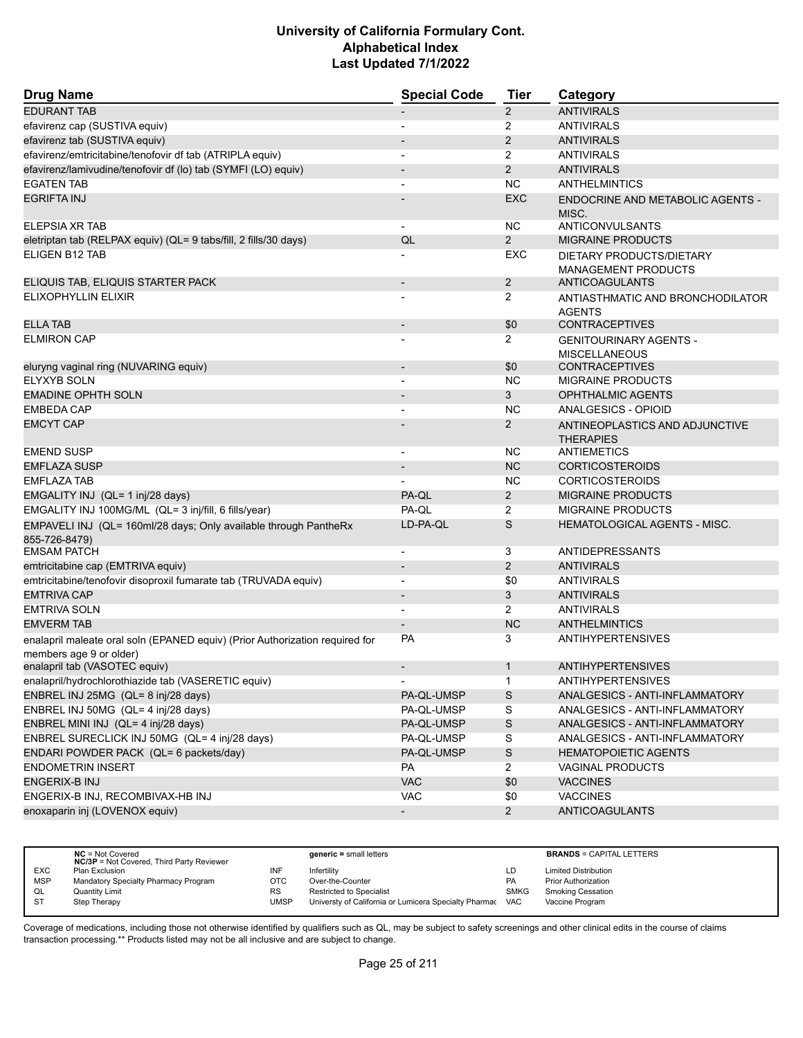| Drug Name | Special Code | Tier | Category |
|---|---|---|---|
| EDURANT TAB | - | 2 | ANTIVIRALS |
| efavirenz cap (SUSTIVA equiv) | - | 2 | ANTIVIRALS |
| efavirenz tab (SUSTIVA equiv) | - | 2 | ANTIVIRALS |
| efavirenz/emtricitabine/tenofovir df tab (ATRIPLA equiv) | - | 2 | ANTIVIRALS |
| efavirenz/lamivudine/tenofovir df (lo) tab (SYMFI (LO) equiv) | - | 2 | ANTIVIRALS |
| EGATEN TAB | - | NC | ANTHELMINTICS |
| EGRIFTA INJ | - | EXC | ENDOCRINE AND METABOLIC AGENTS - MISC. |
| ELEPSIA XR TAB | - | NC | ANTICONVULSANTS |
| eletriptan tab (RELPAX equiv) (QL= 9 tabs/fill, 2 fills/30 days) | QL | 2 | MIGRAINE PRODUCTS |
| ELIGEN B12 TAB | - | EXC | DIETARY PRODUCTS/DIETARY MANAGEMENT PRODUCTS |
| ELIQUIS TAB, ELIQUIS STARTER PACK | - | 2 | ANTICOAGULANTS |
| ELIXOPHYLLIN ELIXIR | - | 2 | ANTIASTHMATIC AND BRONCHODILATOR AGENTS |
| ELLA TAB | - | $0 | CONTRACEPTIVES |
| ELMIRON CAP | - | 2 | GENITOURINARY AGENTS - MISCELLANEOUS |
| eluryng vaginal ring (NUVARING equiv) | - | $0 | CONTRACEPTIVES |
| ELYXYB SOLN | - | NC | MIGRAINE PRODUCTS |
| EMADINE OPHTH SOLN | - | 3 | OPHTHALMIC AGENTS |
| EMBEDA CAP | - | NC | ANALGESICS - OPIOID |
| EMCYT CAP | - | 2 | ANTINEOPLASTICS AND ADJUNCTIVE THERAPIES |
| EMEND SUSP | - | NC | ANTIEMETICS |
| EMFLAZA SUSP | - | NC | CORTICOSTEROIDS |
| EMFLAZA TAB | - | NC | CORTICOSTEROIDS |
| EMGALITY INJ (QL= 1 inj/28 days) | PA-QL | 2 | MIGRAINE PRODUCTS |
| EMGALITY INJ 100MG/ML (QL= 3 inj/fill, 6 fills/year) | PA-QL | 2 | MIGRAINE PRODUCTS |
| EMPAVELI INJ (QL= 160ml/28 days; Only available through PantheRx 855-726-8479) | LD-PA-QL | S | HEMATOLOGICAL AGENTS - MISC. |
| EMSAM PATCH | - | 3 | ANTIDEPRESSANTS |
| emtricitabine cap (EMTRIVA equiv) | - | 2 | ANTIVIRALS |
| emtricitabine/tenofovir disoproxil fumarate tab (TRUVADA equiv) | - | $0 | ANTIVIRALS |
| EMTRIVA CAP | - | 3 | ANTIVIRALS |
| EMTRIVA SOLN | - | 2 | ANTIVIRALS |
| EMVERM TAB | - | NC | ANTHELMINTICS |
| enalapril maleate oral soln (EPANED equiv) (Prior Authorization required for members age 9 or older) | PA | 3 | ANTIHYPERTENSIVES |
| enalapril tab (VASOTEC equiv) | - | 1 | ANTIHYPERTENSIVES |
| enalapril/hydrochlorothiazide tab (VASERETIC equiv) | - | 1 | ANTIHYPERTENSIVES |
| ENBREL INJ 25MG (QL= 8 inj/28 days) | PA-QL-UMSP | S | ANALGESICS - ANTI-INFLAMMATORY |
| ENBREL INJ 50MG (QL= 4 inj/28 days) | PA-QL-UMSP | S | ANALGESICS - ANTI-INFLAMMATORY |
| ENBREL MINI INJ (QL= 4 inj/28 days) | PA-QL-UMSP | S | ANALGESICS - ANTI-INFLAMMATORY |
| ENBREL SURECLICK INJ 50MG (QL= 4 inj/28 days) | PA-QL-UMSP | S | ANALGESICS - ANTI-INFLAMMATORY |
| ENDARI POWDER PACK (QL= 6 packets/day) | PA-QL-UMSP | S | HEMATOPOIETIC AGENTS |
| ENDOMETRIN INSERT | PA | 2 | VAGINAL PRODUCTS |
| ENGERIX-B INJ | VAC | $0 | VACCINES |
| ENGERIX-B INJ, RECOMBIVAX-HB INJ | VAC | $0 | VACCINES |
| enoxaparin inj (LOVENOX equiv) | - | 2 | ANTICOAGULANTS |

| | NC = Not Covered<br>NC/3P = Not Covered, Third Party Reviewer | | generic = small letters | | BRANDS = CAPITAL LETTERS |
|---|---|---|---|---|---|
| EXC | Plan Exclusion | INF | Infertility | LD | Limited Distribution |
| MSP | Mandatory Specialty Pharmacy Program | OTC | Over-the-Counter | PA | Prior Authorization |
| QL | Quantity Limit | RS | Restricted to Specialist | SMKG | Smoking Cessation |
| ST | Step Therapy | UMSP | Universty of California or Lumicera Specialty Pharmac | VAC | Vaccine Program |

Coverage of medications, including those not otherwise identified by qualifiers such as QL, may be subject to safety screenings and other clinical edits in the course of claims transaction processing.** Products listed may not be all inclusive and are subject to change.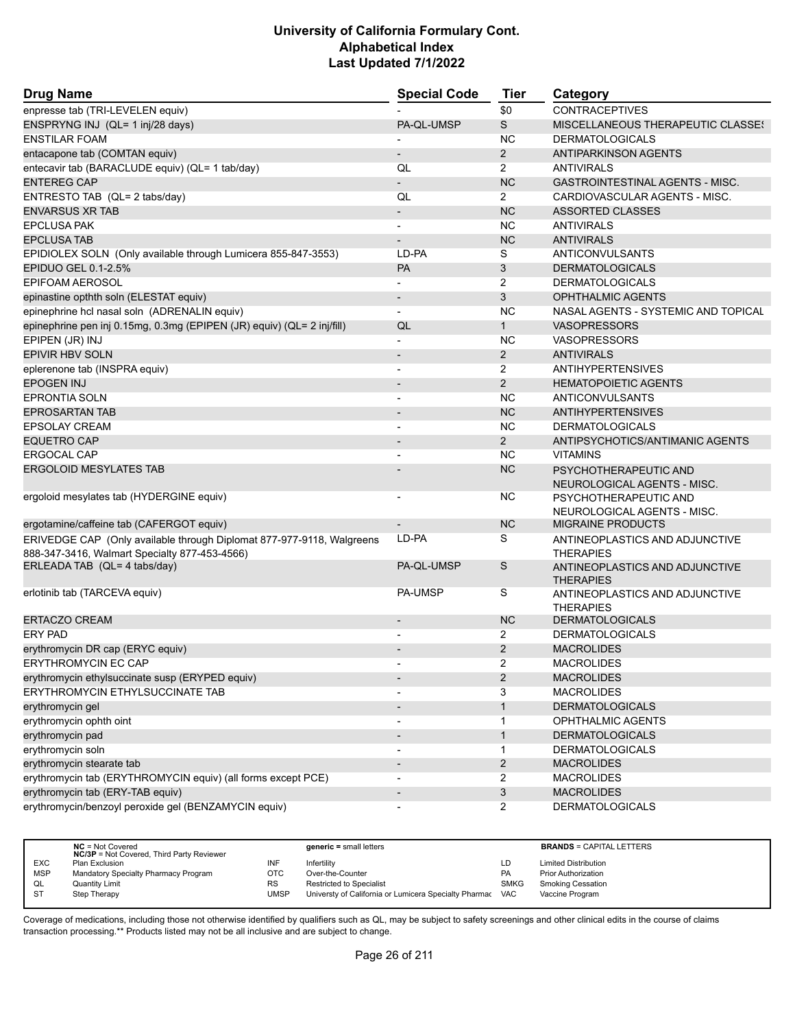| Drug Name | Special Code | Tier | Category |
|---|---|---|---|
| enpresse tab (TRI-LEVELEN equiv) | - | $0 | CONTRACEPTIVES |
| ENSPRYNG INJ (QL= 1 inj/28 days) | PA-QL-UMSP | S | MISCELLANEOUS THERAPEUTIC CLASSES |
| ENSTILAR FOAM | - | NC | DERMATOLOGICALS |
| entacapone tab (COMTAN equiv) | - | 2 | ANTIPARKINSON AGENTS |
| entecavir tab (BARACLUDE equiv) (QL= 1 tab/day) | QL | 2 | ANTIVIRALS |
| ENTEREG CAP | - | NC | GASTROINTESTINAL AGENTS - MISC. |
| ENTRESTO TAB (QL= 2 tabs/day) | QL | 2 | CARDIOVASCULAR AGENTS - MISC. |
| ENVARSUS XR TAB | - | NC | ASSORTED CLASSES |
| EPCLUSA PAK | - | NC | ANTIVIRALS |
| EPCLUSA TAB | - | NC | ANTIVIRALS |
| EPIDIOLEX SOLN (Only available through Lumicera 855-847-3553) | LD-PA | S | ANTICONVULSANTS |
| EPIDUO GEL 0.1-2.5% | PA | 3 | DERMATOLOGICALS |
| EPIFOAM AEROSOL | - | 2 | DERMATOLOGICALS |
| epinastine opthth soln (ELESTAT equiv) | - | 3 | OPHTHALMIC AGENTS |
| epinephrine hcl nasal soln (ADRENALIN equiv) | - | NC | NASAL AGENTS - SYSTEMIC AND TOPICAL |
| epinephrine pen inj 0.15mg, 0.3mg (EPIPEN (JR) equiv) (QL= 2 inj/fill) | QL | 1 | VASOPRESSORS |
| EPIPEN (JR) INJ | - | NC | VASOPRESSORS |
| EPIVIR HBV SOLN | - | 2 | ANTIVIRALS |
| eplerenone tab (INSPRA equiv) | - | 2 | ANTIHYPERTENSIVES |
| EPOGEN INJ | - | 2 | HEMATOPOIETIC AGENTS |
| EPRONTIA SOLN | - | NC | ANTICONVULSANTS |
| EPROSARTAN TAB | - | NC | ANTIHYPERTENSIVES |
| EPSOLAY CREAM | - | NC | DERMATOLOGICALS |
| EQUETRO CAP | - | 2 | ANTIPSYCHOTICS/ANTIMANIC AGENTS |
| ERGOCAL CAP | - | NC | VITAMINS |
| ERGOLOID MESYLATES TAB | - | NC | PSYCHOTHERAPEUTIC AND NEUROLOGICAL AGENTS - MISC. |
| ergoloid mesylates tab (HYDERGINE equiv) | - | NC | PSYCHOTHERAPEUTIC AND NEUROLOGICAL AGENTS - MISC. |
| ergotamine/caffeine tab (CAFERGOT equiv) | - | NC | MIGRAINE PRODUCTS |
| ERIVEDGE CAP (Only available through Diplomat 877-977-9118, Walgreens 888-347-3416, Walmart Specialty 877-453-4566) | LD-PA | S | ANTINEOPLASTICS AND ADJUNCTIVE THERAPIES |
| ERLEADA TAB (QL= 4 tabs/day) | PA-QL-UMSP | S | ANTINEOPLASTICS AND ADJUNCTIVE THERAPIES |
| erlotinib tab (TARCEVA equiv) | PA-UMSP | S | ANTINEOPLASTICS AND ADJUNCTIVE THERAPIES |
| ERTACZO CREAM | - | NC | DERMATOLOGICALS |
| ERY PAD | - | 2 | DERMATOLOGICALS |
| erythromycin DR cap (ERYC equiv) | - | 2 | MACROLIDES |
| ERYTHROMYCIN EC CAP | - | 2 | MACROLIDES |
| erythromycin ethylsuccinate susp (ERYPED equiv) | - | 2 | MACROLIDES |
| ERYTHROMYCIN ETHYLSUCCINATE TAB | - | 3 | MACROLIDES |
| erythromycin gel | - | 1 | DERMATOLOGICALS |
| erythromycin ophth oint | - | 1 | OPHTHALMIC AGENTS |
| erythromycin pad | - | 1 | DERMATOLOGICALS |
| erythromycin soln | - | 1 | DERMATOLOGICALS |
| erythromycin stearate tab | - | 2 | MACROLIDES |
| erythromycin tab (ERYTHROMYCIN equiv) (all forms except PCE) | - | 2 | MACROLIDES |
| erythromycin tab (ERY-TAB equiv) | - | 3 | MACROLIDES |
| erythromycin/benzoyl peroxide gel (BENZAMYCIN equiv) | - | 2 | DERMATOLOGICALS |

| | | | | | |
|---|---|---|---|---|---|
| | **NC** = Not Covered<br>**NC/3P** = Not Covered, Third Party Reviewer | | **generic** = small letters | | **BRANDS** = CAPITAL LETTERS |
| EXC | Plan Exclusion | INF | Infertility | LD | Limited Distribution |
| MSP | Mandatory Specialty Pharmacy Program | OTC | Over-the-Counter | PA | Prior Authorization |
| QL | Quantity Limit | RS | Restricted to Specialist | SMKG | Smoking Cessation |
| ST | Step Therapy | UMSP | Universty of California or Lumicera Specialty Pharmac | VAC | Vaccine Program |

Coverage of medications, including those not otherwise identified by qualifiers such as QL, may be subject to safety screenings and other clinical edits in the course of claims transaction processing.** Products listed may not be all inclusive and are subject to change.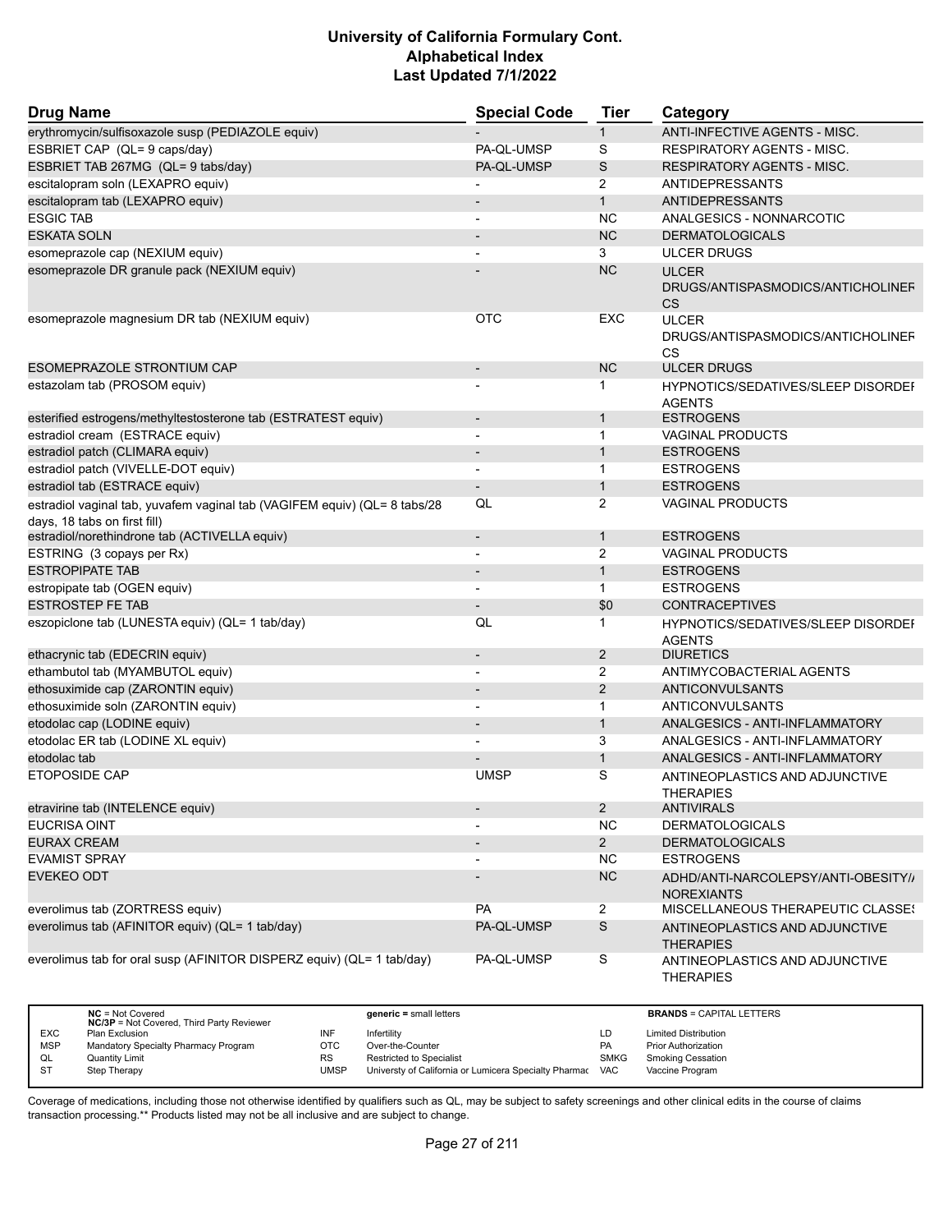| Drug Name | Special Code | Tier | Category |
|---|---|---|---|
| erythromycin/sulfisoxazole susp (PEDIAZOLE equiv) | - | 1 | ANTI-INFECTIVE AGENTS - MISC. |
| ESBRIET CAP (QL= 9 caps/day) | PA-QL-UMSP | S | RESPIRATORY AGENTS - MISC. |
| ESBRIET TAB 267MG (QL= 9 tabs/day) | PA-QL-UMSP | S | RESPIRATORY AGENTS - MISC. |
| escitalopram soln (LEXAPRO equiv) | - | 2 | ANTIDEPRESSANTS |
| escitalopram tab (LEXAPRO equiv) | - | 1 | ANTIDEPRESSANTS |
| ESGIC TAB | - | NC | ANALGESICS - NONNARCOTIC |
| ESKATA SOLN | - | NC | DERMATOLOGICALS |
| esomeprazole cap (NEXIUM equiv) | - | 3 | ULCER DRUGS |
| esomeprazole DR granule pack (NEXIUM equiv) | - | NC | ULCER DRUGS/ANTISPASMODICS/ANTICHOLINERCS |
| esomeprazole magnesium DR tab (NEXIUM equiv) | OTC | EXC | ULCER DRUGS/ANTISPASMODICS/ANTICHOLINERCS |
| ESOMEPRAZOLE STRONTIUM CAP | - | NC | ULCER DRUGS |
| estazolam tab (PROSOM equiv) | - | 1 | HYPNOTICS/SEDATIVES/SLEEP DISORDER AGENTS |
| esterified estrogens/methyltestosterone tab (ESTRATEST equiv) | - | 1 | ESTROGENS |
| estradiol cream (ESTRACE equiv) | - | 1 | VAGINAL PRODUCTS |
| estradiol patch (CLIMARA equiv) | - | 1 | ESTROGENS |
| estradiol patch (VIVELLE-DOT equiv) | - | 1 | ESTROGENS |
| estradiol tab (ESTRACE equiv) | - | 1 | ESTROGENS |
| estradiol vaginal tab, yuvafem vaginal tab (VAGIFEM equiv) (QL= 8 tabs/28 days, 18 tabs on first fill) | QL | 2 | VAGINAL PRODUCTS |
| estradiol/norethindrone tab (ACTIVELLA equiv) | - | 1 | ESTROGENS |
| ESTRING (3 copays per Rx) | - | 2 | VAGINAL PRODUCTS |
| ESTROPIPATE TAB | - | 1 | ESTROGENS |
| estropipate tab (OGEN equiv) | - | 1 | ESTROGENS |
| ESTROSTEP FE TAB | - | $0 | CONTRACEPTIVES |
| eszopiclone tab (LUNESTA equiv) (QL= 1 tab/day) | QL | 1 | HYPNOTICS/SEDATIVES/SLEEP DISORDER AGENTS |
| ethacrynic tab (EDECRIN equiv) | - | 2 | DIURETICS |
| ethambutol tab (MYAMBUTOL equiv) | - | 2 | ANTIMYCOBACTERIAL AGENTS |
| ethosuximide cap (ZARONTIN equiv) | - | 2 | ANTICONVULSANTS |
| ethosuximide soln (ZARONTIN equiv) | - | 1 | ANTICONVULSANTS |
| etodolac cap (LODINE equiv) | - | 1 | ANALGESICS - ANTI-INFLAMMATORY |
| etodolac ER tab (LODINE XL equiv) | - | 3 | ANALGESICS - ANTI-INFLAMMATORY |
| etodolac tab | - | 1 | ANALGESICS - ANTI-INFLAMMATORY |
| ETOPOSIDE CAP | UMSP | S | ANTINEOPLASTICS AND ADJUNCTIVE THERAPIES |
| etravirine tab (INTELENCE equiv) | - | 2 | ANTIVIRALS |
| EUCRISA OINT | - | NC | DERMATOLOGICALS |
| EURAX CREAM | - | 2 | DERMATOLOGICALS |
| EVAMIST SPRAY | - | NC | ESTROGENS |
| EVEKEO ODT | - | NC | ADHD/ANTI-NARCOLEPSY/ANTI-OBESITY/ANOREXIANTS |
| everolimus tab (ZORTRESS equiv) | PA | 2 | MISCELLANEOUS THERAPEUTIC CLASSES |
| everolimus tab (AFINITOR equiv) (QL= 1 tab/day) | PA-QL-UMSP | S | ANTINEOPLASTICS AND ADJUNCTIVE THERAPIES |
| everolimus tab for oral susp (AFINITOR DISPERZ equiv) (QL= 1 tab/day) | PA-QL-UMSP | S | ANTINEOPLASTICS AND ADJUNCTIVE THERAPIES |

| | | | | | |
|---|---|---|---|---|---|
| **NC** = Not Covered<br>**NC/3P** = Not Covered, Third Party Reviewer | | **generic** = small letters | | **BRANDS** = CAPITAL LETTERS | |
| EXC | Plan Exclusion | INF | Infertility | LD | Limited Distribution |
| MSP | Mandatory Specialty Pharmacy Program | OTC | Over-the-Counter | PA | Prior Authorization |
| QL | Quantity Limit | RS | Restricted to Specialist | SMKG | Smoking Cessation |
| ST | Step Therapy | UMSP | Universty of California or Lumicera Specialty Pharmac | VAC | Vaccine Program |

Coverage of medications, including those not otherwise identified by qualifiers such as QL, may be subject to safety screenings and other clinical edits in the course of claims transaction processing.** Products listed may not be all inclusive and are subject to change.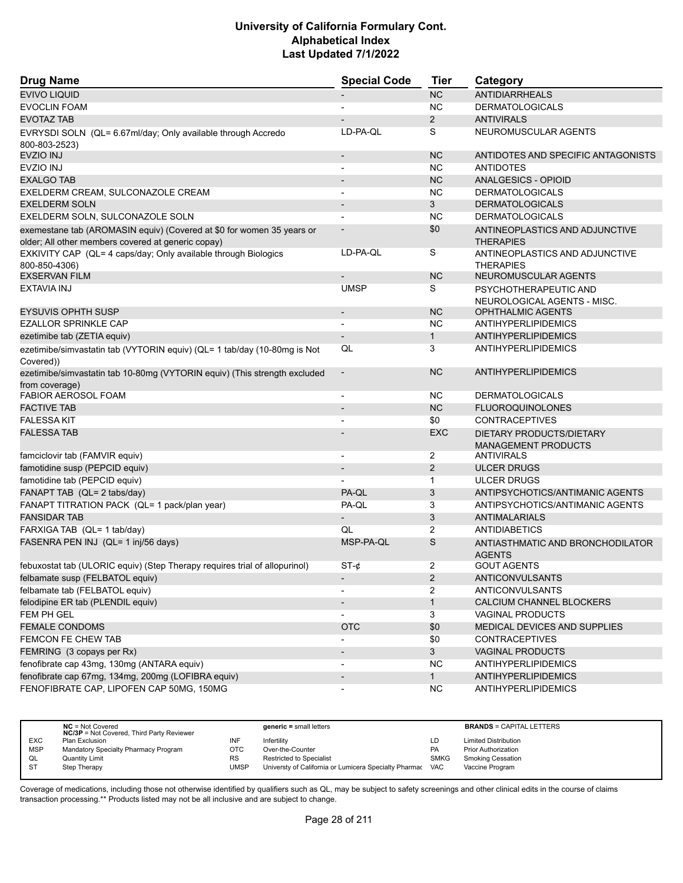# University of California Formulary Cont.
## Alphabetical Index
### Last Updated 7/1/2022

| Drug Name | Special Code | Tier | Category |
|---|---|---|---|
| EVIVO LIQUID | - | NC | ANTIDIARRHEALS |
| EVOCLIN FOAM | - | NC | DERMATOLOGICALS |
| EVOTAZ TAB | - | 2 | ANTIVIRALS |
| EVRYSDI SOLN (QL= 6.67ml/day; Only available through Accredo 800-803-2523) | LD-PA-QL | S | NEUROMUSCULAR AGENTS |
| EVZIO INJ | - | NC | ANTIDOTES AND SPECIFIC ANTAGONISTS |
| EVZIO INJ | - | NC | ANTIDOTES |
| EXALGO TAB | - | NC | ANALGESICS - OPIOID |
| EXELDERM CREAM, SULCONAZOLE CREAM | - | NC | DERMATOLOGICALS |
| EXELDERM SOLN | - | 3 | DERMATOLOGICALS |
| EXELDERM SOLN, SULCONAZOLE SOLN | - | NC | DERMATOLOGICALS |
| exemestane tab (AROMASIN equiv) (Covered at $0 for women 35 years or older; All other members covered at generic copay) | - | $0 | ANTINEOPLASTICS AND ADJUNCTIVE THERAPIES |
| EXKIVITY CAP (QL= 4 caps/day; Only available through Biologics 800-850-4306) | LD-PA-QL | S | ANTINEOPLASTICS AND ADJUNCTIVE THERAPIES |
| EXSERVAN FILM | - | NC | NEUROMUSCULAR AGENTS |
| EXTAVIA INJ | UMSP | S | PSYCHOTHERAPEUTIC AND NEUROLOGICAL AGENTS - MISC. |
| EYSUVIS OPHTH SUSP | - | NC | OPHTHALMIC AGENTS |
| EZALLOR SPRINKLE CAP | - | NC | ANTIHYPERLIPIDEMICS |
| ezetimibe tab (ZETIA equiv) | - | 1 | ANTIHYPERLIPIDEMICS |
| ezetimibe/simvastatin tab (VYTORIN equiv) (QL= 1 tab/day (10-80mg is Not Covered)) | QL | 3 | ANTIHYPERLIPIDEMICS |
| ezetimibe/simvastatin tab 10-80mg (VYTORIN equiv) (This strength excluded from coverage) | - | NC | ANTIHYPERLIPIDEMICS |
| FABIOR AEROSOL FOAM | - | NC | DERMATOLOGICALS |
| FACTIVE TAB | - | NC | FLUOROQUINOLONES |
| FALESSA KIT | - | $0 | CONTRACEPTIVES |
| FALESSA TAB | - | EXC | DIETARY PRODUCTS/DIETARY MANAGEMENT PRODUCTS |
| famciclovir tab (FAMVIR equiv) | - | 2 | ANTIVIRALS |
| famotidine susp (PEPCID equiv) | - | 2 | ULCER DRUGS |
| famotidine tab (PEPCID equiv) | - | 1 | ULCER DRUGS |
| FANAPT TAB (QL= 2 tabs/day) | PA-QL | 3 | ANTIPSYCHOTICS/ANTIMANIC AGENTS |
| FANAPT TITRATION PACK (QL= 1 pack/plan year) | PA-QL | 3 | ANTIPSYCHOTICS/ANTIMANIC AGENTS |
| FANSIDAR TAB | - | 3 | ANTIMALARIALS |
| FARXIGA TAB (QL= 1 tab/day) | QL | 2 | ANTIDIABETICS |
| FASENRA PEN INJ (QL= 1 inj/56 days) | MSP-PA-QL | S | ANTIASTHMATIC AND BRONCHODILATOR AGENTS |
| febuxostat tab (ULORIC equiv) (Step Therapy requires trial of allopurinol) | ST-¢ | 2 | GOUT AGENTS |
| felbamate susp (FELBATOL equiv) | - | 2 | ANTICONVULSANTS |
| felbamate tab (FELBATOL equiv) | - | 2 | ANTICONVULSANTS |
| felodipine ER tab (PLENDIL equiv) | - | 1 | CALCIUM CHANNEL BLOCKERS |
| FEM PH GEL | - | 3 | VAGINAL PRODUCTS |
| FEMALE CONDOMS | OTC | $0 | MEDICAL DEVICES AND SUPPLIES |
| FEMCON FE CHEW TAB | - | $0 | CONTRACEPTIVES |
| FEMRING (3 copays per Rx) | - | 3 | VAGINAL PRODUCTS |
| fenofibrate cap 43mg, 130mg (ANTARA equiv) | - | NC | ANTIHYPERLIPIDEMICS |
| fenofibrate cap 67mg, 134mg, 200mg (LOFIBRA equiv) | - | 1 | ANTIHYPERLIPIDEMICS |
| FENOFIBRATE CAP, LIPOFEN CAP 50MG, 150MG | - | NC | ANTIHYPERLIPIDEMICS |

| | | | | | |
|---|---|---|---|---|---|
| | **NC** = Not Covered<br>**NC/3P** = Not Covered, Third Party Reviewer | | **generic** = small letters | | **BRANDS** = CAPITAL LETTERS |
| EXC | Plan Exclusion | INF | Infertility | LD | Limited Distribution |
| MSP | Mandatory Specialty Pharmacy Program | OTC | Over-the-Counter | PA | Prior Authorization |
| QL | Quantity Limit | RS | Restricted to Specialist | SMKG | Smoking Cessation |
| ST | Step Therapy | UMSP | Universty of California or Lumicera Specialty Pharmac | VAC | Vaccine Program |

Coverage of medications, including those not otherwise identified by qualifiers such as QL, may be subject to safety screenings and other clinical edits in the course of claims transaction processing.** Products listed may not be all inclusive and are subject to change.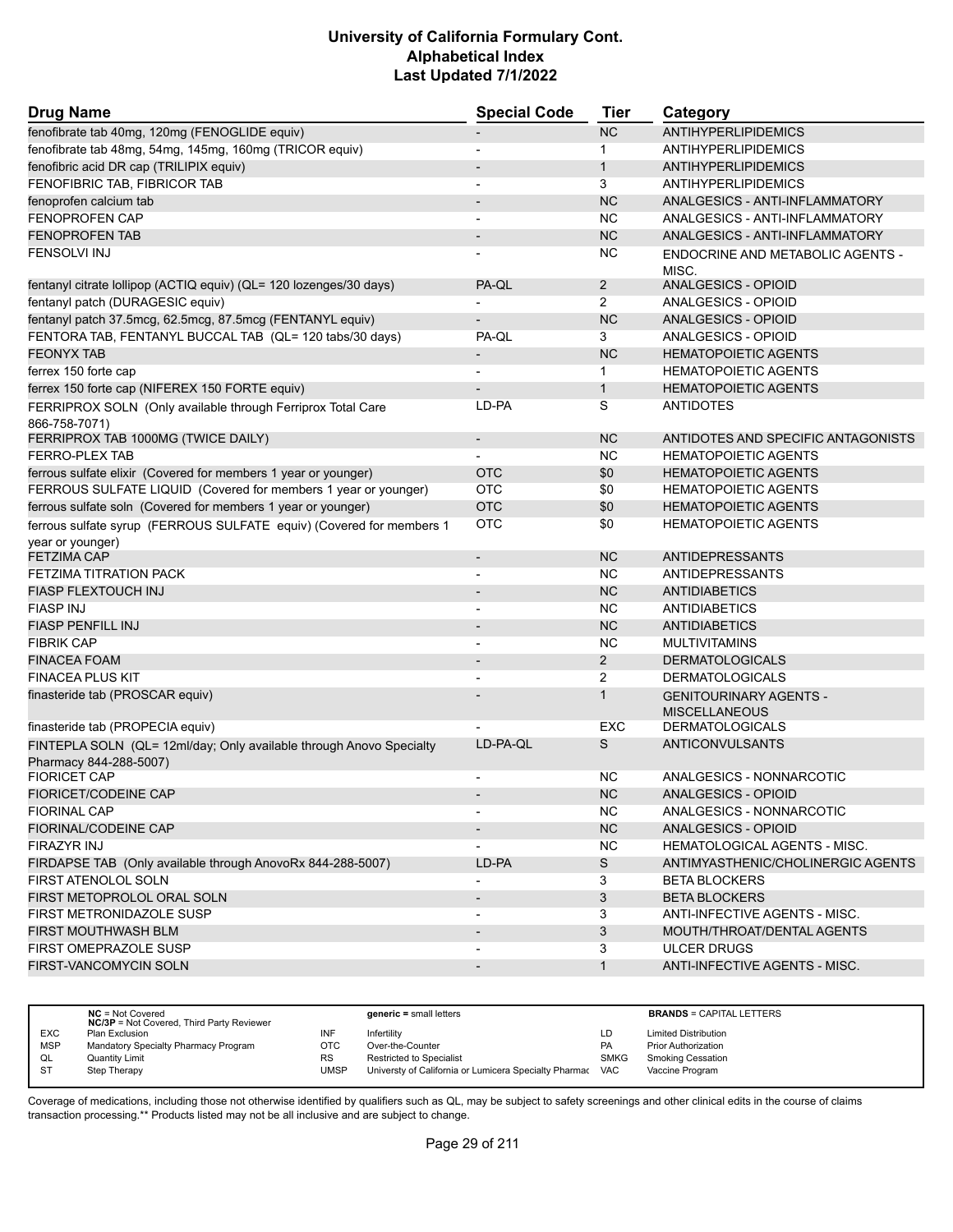| Drug Name | Special Code | Tier | Category |
|---|---|---|---|
| fenofibrate tab 40mg, 120mg (FENOGLIDE equiv) | - | NC | ANTIHYPERLIPIDEMICS |
| fenofibrate tab 48mg, 54mg, 145mg, 160mg (TRICOR equiv) | - | 1 | ANTIHYPERLIPIDEMICS |
| fenofibric acid DR cap (TRILIPIX equiv) | - | 1 | ANTIHYPERLIPIDEMICS |
| FENOFIBRIC TAB, FIBRICOR TAB | - | 3 | ANTIHYPERLIPIDEMICS |
| fenoprofen calcium tab | - | NC | ANALGESICS - ANTI-INFLAMMATORY |
| FENOPROFEN CAP | - | NC | ANALGESICS - ANTI-INFLAMMATORY |
| FENOPROFEN TAB | - | NC | ANALGESICS - ANTI-INFLAMMATORY |
| FENSOLVI INJ | - | NC | ENDOCRINE AND METABOLIC AGENTS - MISC. |
| fentanyl citrate lollipop (ACTIQ equiv) (QL= 120 lozenges/30 days) | PA-QL | 2 | ANALGESICS - OPIOID |
| fentanyl patch (DURAGESIC equiv) | - | 2 | ANALGESICS - OPIOID |
| fentanyl patch 37.5mcg, 62.5mcg, 87.5mcg (FENTANYL equiv) | - | NC | ANALGESICS - OPIOID |
| FENTORA TAB, FENTANYL BUCCAL TAB (QL= 120 tabs/30 days) | PA-QL | 3 | ANALGESICS - OPIOID |
| FEONYX TAB | - | NC | HEMATOPOIETIC AGENTS |
| ferrex 150 forte cap | - | 1 | HEMATOPOIETIC AGENTS |
| ferrex 150 forte cap (NIFEREX 150 FORTE equiv) | - | 1 | HEMATOPOIETIC AGENTS |
| FERRIPROX SOLN (Only available through Ferriprox Total Care 866-758-7071) | LD-PA | S | ANTIDOTES |
| FERRIPROX TAB 1000MG (TWICE DAILY) | - | NC | ANTIDOTES AND SPECIFIC ANTAGONISTS |
| FERRO-PLEX TAB | - | NC | HEMATOPOIETIC AGENTS |
| ferrous sulfate elixir (Covered for members 1 year or younger) | OTC | $0 | HEMATOPOIETIC AGENTS |
| FERROUS SULFATE LIQUID (Covered for members 1 year or younger) | OTC | $0 | HEMATOPOIETIC AGENTS |
| ferrous sulfate soln (Covered for members 1 year or younger) | OTC | $0 | HEMATOPOIETIC AGENTS |
| ferrous sulfate syrup (FERROUS SULFATE equiv) (Covered for members 1 year or younger) | OTC | $0 | HEMATOPOIETIC AGENTS |
| FETZIMA CAP | - | NC | ANTIDEPRESSANTS |
| FETZIMA TITRATION PACK | - | NC | ANTIDEPRESSANTS |
| FIASP FLEXTOUCH INJ | - | NC | ANTIDIABETICS |
| FIASP INJ | - | NC | ANTIDIABETICS |
| FIASP PENFILL INJ | - | NC | ANTIDIABETICS |
| FIBRIK CAP | - | NC | MULTIVITAMINS |
| FINACEA FOAM | - | 2 | DERMATOLOGICALS |
| FINACEA PLUS KIT | - | 2 | DERMATOLOGICALS |
| finasteride tab (PROSCAR equiv) | - | 1 | GENITOURINARY AGENTS - MISCELLANEOUS |
| finasteride tab (PROPECIA equiv) | - | EXC | DERMATOLOGICALS |
| FINTEPLA SOLN (QL= 12ml/day; Only available through Anovo Specialty Pharmacy 844-288-5007) | LD-PA-QL | S | ANTICONVULSANTS |
| FIORICET CAP | - | NC | ANALGESICS - NONNARCOTIC |
| FIORICET/CODEINE CAP | - | NC | ANALGESICS - OPIOID |
| FIORINAL CAP | - | NC | ANALGESICS - NONNARCOTIC |
| FIORINAL/CODEINE CAP | - | NC | ANALGESICS - OPIOID |
| FIRAZYR INJ | - | NC | HEMATOLOGICAL AGENTS - MISC. |
| FIRDAPSE TAB (Only available through AnovoRx 844-288-5007) | LD-PA | S | ANTIMYASTHENIC/CHOLINERGIC AGENTS |
| FIRST ATENOLOL SOLN | - | 3 | BETA BLOCKERS |
| FIRST METOPROLOL ORAL SOLN | - | 3 | BETA BLOCKERS |
| FIRST METRONIDAZOLE SUSP | - | 3 | ANTI-INFECTIVE AGENTS - MISC. |
| FIRST MOUTHWASH BLM | - | 3 | MOUTH/THROAT/DENTAL AGENTS |
| FIRST OMEPRAZOLE SUSP | - | 3 | ULCER DRUGS |
| FIRST-VANCOMYCIN SOLN | - | 1 | ANTI-INFECTIVE AGENTS - MISC. |

| | NC = Not Covered<br>NC/3P = Not Covered, Third Party Reviewer | | generic = small letters | | BRANDS = CAPITAL LETTERS |
|---|---|---|---|---|---|
| EXC | Plan Exclusion | INF | Infertility | LD | Limited Distribution |
| MSP | Mandatory Specialty Pharmacy Program | OTC | Over-the-Counter | PA | Prior Authorization |
| QL | Quantity Limit | RS | Restricted to Specialist | SMKG | Smoking Cessation |
| ST | Step Therapy | UMSP | Universty of California or Lumicera Specialty Pharmac | VAC | Vaccine Program |

Coverage of medications, including those not otherwise identified by qualifiers such as QL, may be subject to safety screenings and other clinical edits in the course of claims transaction processing.** Products listed may not be all inclusive and are subject to change.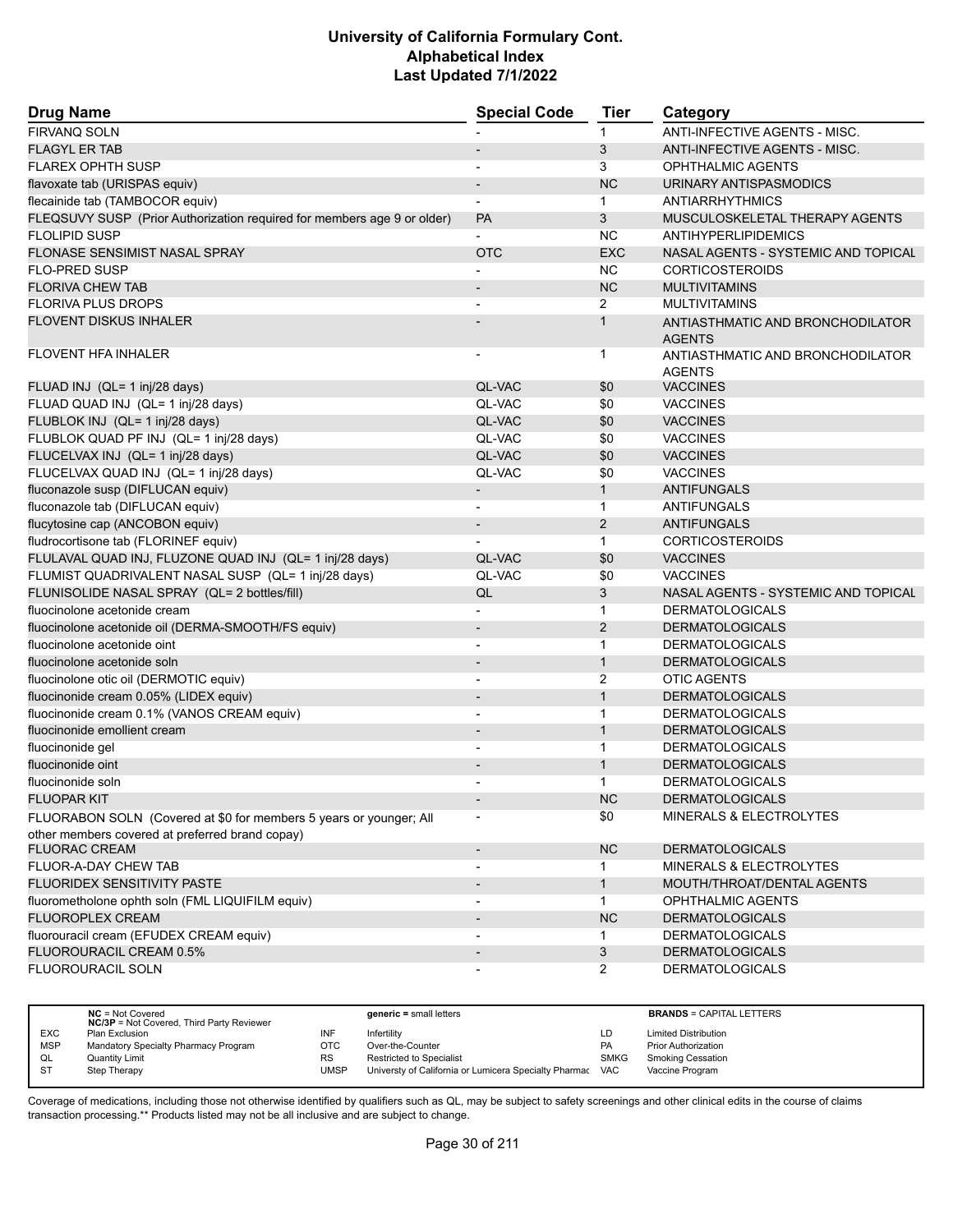# University of California Formulary Cont.
## Alphabetical Index
### Last Updated 7/1/2022

| Drug Name | Special Code | Tier | Category |
|---|---|---|---|
| FIRVANQ SOLN | - | 1 | ANTI-INFECTIVE AGENTS - MISC. |
| FLAGYL ER TAB | - | 3 | ANTI-INFECTIVE AGENTS - MISC. |
| FLAREX OPHTH SUSP | - | 3 | OPHTHALMIC AGENTS |
| flavoxate tab (URISPAS equiv) | - | NC | URINARY ANTISPASMODICS |
| flecainide tab (TAMBOCOR equiv) | - | 1 | ANTIARRHYTHMICS |
| FLEQSUVY SUSP (Prior Authorization required for members age 9 or older) | PA | 3 | MUSCULOSKELETAL THERAPY AGENTS |
| FLOLIPID SUSP | - | NC | ANTIHYPERLIPIDEMICS |
| FLONASE SENSIMIST NASAL SPRAY | OTC | EXC | NASAL AGENTS - SYSTEMIC AND TOPICAL |
| FLO-PRED SUSP | - | NC | CORTICOSTEROIDS |
| FLORIVA CHEW TAB | - | NC | MULTIVITAMINS |
| FLORIVA PLUS DROPS | - | 2 | MULTIVITAMINS |
| FLOVENT DISKUS INHALER | - | 1 | ANTIASTHMATIC AND BRONCHODILATOR AGENTS |
| FLOVENT HFA INHALER | - | 1 | ANTIASTHMATIC AND BRONCHODILATOR AGENTS |
| FLUAD INJ (QL= 1 inj/28 days) | QL-VAC | $0 | VACCINES |
| FLUAD QUAD INJ (QL= 1 inj/28 days) | QL-VAC | $0 | VACCINES |
| FLUBLOK INJ (QL= 1 inj/28 days) | QL-VAC | $0 | VACCINES |
| FLUBLOK QUAD PF INJ (QL= 1 inj/28 days) | QL-VAC | $0 | VACCINES |
| FLUCELVAX INJ (QL= 1 inj/28 days) | QL-VAC | $0 | VACCINES |
| FLUCELVAX QUAD INJ (QL= 1 inj/28 days) | QL-VAC | $0 | VACCINES |
| fluconazole susp (DIFLUCAN equiv) | - | 1 | ANTIFUNGALS |
| fluconazole tab (DIFLUCAN equiv) | - | 1 | ANTIFUNGALS |
| flucytosine cap (ANCOBON equiv) | - | 2 | ANTIFUNGALS |
| fludrocortisone tab (FLORINEF equiv) | - | 1 | CORTICOSTEROIDS |
| FLULAVAL QUAD INJ, FLUZONE QUAD INJ (QL= 1 inj/28 days) | QL-VAC | $0 | VACCINES |
| FLUMIST QUADRIVALENT NASAL SUSP (QL= 1 inj/28 days) | QL-VAC | $0 | VACCINES |
| FLUNISOLIDE NASAL SPRAY (QL= 2 bottles/fill) | QL | 3 | NASAL AGENTS - SYSTEMIC AND TOPICAL |
| fluocinolone acetonide cream | - | 1 | DERMATOLOGICALS |
| fluocinolone acetonide oil (DERMA-SMOOTH/FS equiv) | - | 2 | DERMATOLOGICALS |
| fluocinolone acetonide oint | - | 1 | DERMATOLOGICALS |
| fluocinolone acetonide soln | - | 1 | DERMATOLOGICALS |
| fluocinolone otic oil (DERMOTIC equiv) | - | 2 | OTIC AGENTS |
| fluocinonide cream 0.05% (LIDEX equiv) | - | 1 | DERMATOLOGICALS |
| fluocinonide cream 0.1% (VANOS CREAM equiv) | - | 1 | DERMATOLOGICALS |
| fluocinonide emollient cream | - | 1 | DERMATOLOGICALS |
| fluocinonide gel | - | 1 | DERMATOLOGICALS |
| fluocinonide oint | - | 1 | DERMATOLOGICALS |
| fluocinonide soln | - | 1 | DERMATOLOGICALS |
| FLUOPAR KIT | - | NC | DERMATOLOGICALS |
| FLUORABON SOLN (Covered at $0 for members 5 years or younger; All other members covered at preferred brand copay) | - | $0 | MINERALS & ELECTROLYTES |
| FLUORAC CREAM | - | NC | DERMATOLOGICALS |
| FLUOR-A-DAY CHEW TAB | - | 1 | MINERALS & ELECTROLYTES |
| FLUORIDEX SENSITIVITY PASTE | - | 1 | MOUTH/THROAT/DENTAL AGENTS |
| fluorometholone ophth soln (FML LIQUIFILM equiv) | - | 1 | OPHTHALMIC AGENTS |
| FLUOROPLEX CREAM | - | NC | DERMATOLOGICALS |
| fluorouracil cream (EFUDEX CREAM equiv) | - | 1 | DERMATOLOGICALS |
| FLUOROURACIL CREAM 0.5% | - | 3 | DERMATOLOGICALS |
| FLUOROURACIL SOLN | - | 2 | DERMATOLOGICALS |

| | | | | | |
|---|---|---|---|---|---|
| | **NC** = Not Covered<br>**NC/3P** = Not Covered, Third Party Reviewer | | **generic =** small letters | | **BRANDS** = CAPITAL LETTERS |
| EXC | Plan Exclusion | INF | Infertility | LD | Limited Distribution |
| MSP | Mandatory Specialty Pharmacy Program | OTC | Over-the-Counter | PA | Prior Authorization |
| QL | Quantity Limit | RS | Restricted to Specialist | SMKG | Smoking Cessation |
| ST | Step Therapy | UMSP | Universty of California or Lumicera Specialty Pharmac | VAC | Vaccine Program |

Coverage of medications, including those not otherwise identified by qualifiers such as QL, may be subject to safety screenings and other clinical edits in the course of claims transaction processing.** Products listed may not be all inclusive and are subject to change.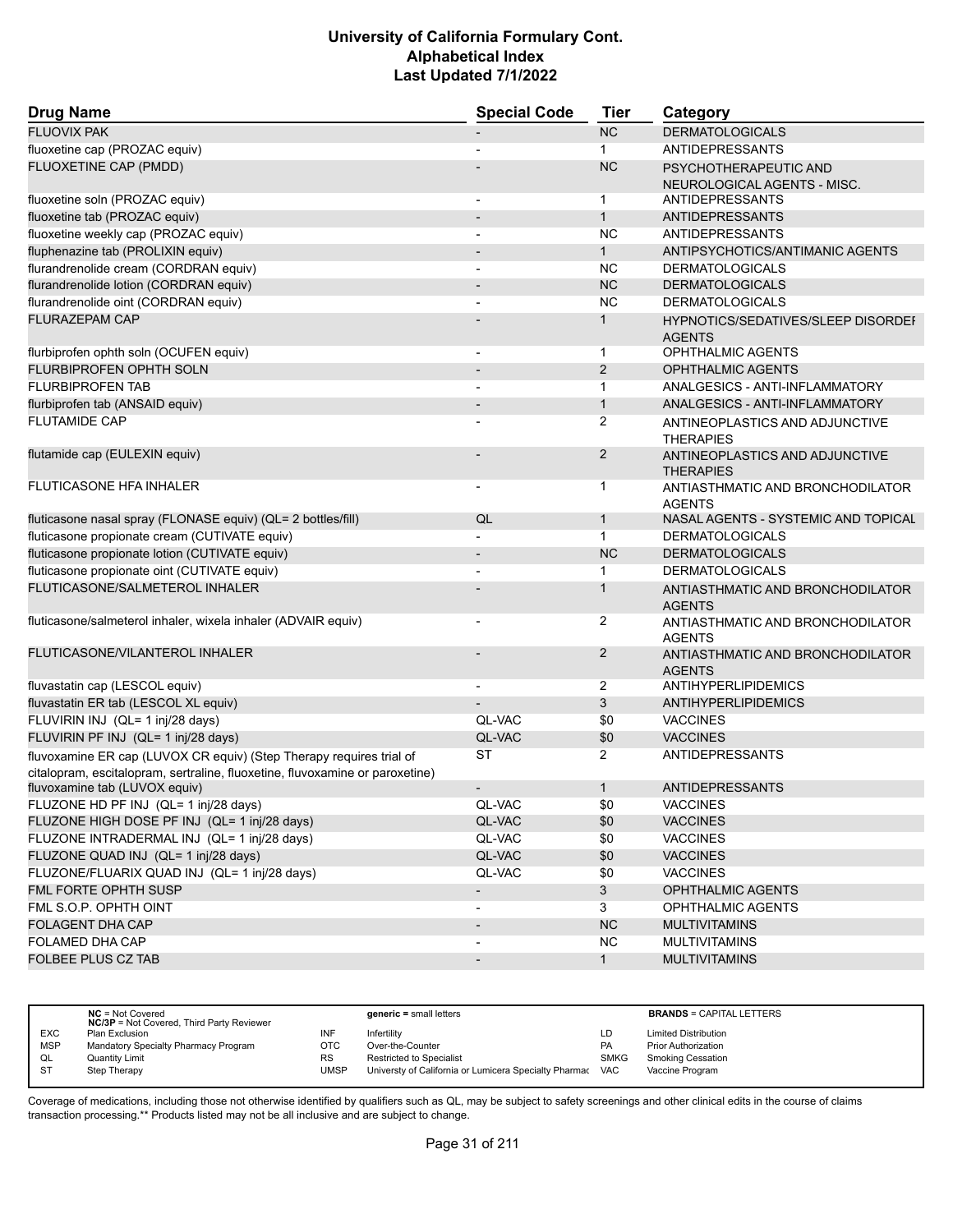| Drug Name | Special Code | Tier | Category |
|---|---|---|---|
| FLUOVIX PAK | - | NC | DERMATOLOGICALS |
| fluoxetine cap (PROZAC equiv) | - | 1 | ANTIDEPRESSANTS |
| FLUOXETINE CAP (PMDD) | - | NC | PSYCHOTHERAPEUTIC AND NEUROLOGICAL AGENTS - MISC. |
| fluoxetine soln (PROZAC equiv) | - | 1 | ANTIDEPRESSANTS |
| fluoxetine tab (PROZAC equiv) | - | 1 | ANTIDEPRESSANTS |
| fluoxetine weekly cap (PROZAC equiv) | - | NC | ANTIDEPRESSANTS |
| fluphenazine tab (PROLIXIN equiv) | - | 1 | ANTIPSYCHOTICS/ANTIMANIC AGENTS |
| flurandrenolide cream (CORDRAN equiv) | - | NC | DERMATOLOGICALS |
| flurandrenolide lotion (CORDRAN equiv) | - | NC | DERMATOLOGICALS |
| flurandrenolide oint (CORDRAN equiv) | - | NC | DERMATOLOGICALS |
| FLURAZEPAM CAP | - | 1 | HYPNOTICS/SEDATIVES/SLEEP DISORDER AGENTS |
| flurbiprofen ophth soln (OCUFEN equiv) | - | 1 | OPHTHALMIC AGENTS |
| FLURBIPROFEN OPHTH SOLN | - | 2 | OPHTHALMIC AGENTS |
| FLURBIPROFEN TAB | - | 1 | ANALGESICS - ANTI-INFLAMMATORY |
| flurbiprofen tab (ANSAID equiv) | - | 1 | ANALGESICS - ANTI-INFLAMMATORY |
| FLUTAMIDE CAP | - | 2 | ANTINEOPLASTICS AND ADJUNCTIVE THERAPIES |
| flutamide cap (EULEXIN equiv) | - | 2 | ANTINEOPLASTICS AND ADJUNCTIVE THERAPIES |
| FLUTICASONE HFA INHALER | - | 1 | ANTIASTHMATIC AND BRONCHODILATOR AGENTS |
| fluticasone nasal spray (FLONASE equiv) (QL= 2 bottles/fill) | QL | 1 | NASAL AGENTS - SYSTEMIC AND TOPICAL |
| fluticasone propionate cream (CUTIVATE equiv) | - | 1 | DERMATOLOGICALS |
| fluticasone propionate lotion (CUTIVATE equiv) | - | NC | DERMATOLOGICALS |
| fluticasone propionate oint (CUTIVATE equiv) | - | 1 | DERMATOLOGICALS |
| FLUTICASONE/SALMETEROL INHALER | - | 1 | ANTIASTHMATIC AND BRONCHODILATOR AGENTS |
| fluticasone/salmeterol inhaler, wixela inhaler (ADVAIR equiv) | - | 2 | ANTIASTHMATIC AND BRONCHODILATOR AGENTS |
| FLUTICASONE/VILANTEROL INHALER | - | 2 | ANTIASTHMATIC AND BRONCHODILATOR AGENTS |
| fluvastatin cap (LESCOL equiv) | - | 2 | ANTIHYPERLIPIDEMICS |
| fluvastatin ER tab (LESCOL XL equiv) | - | 3 | ANTIHYPERLIPIDEMICS |
| FLUVIRIN INJ (QL= 1 inj/28 days) | QL-VAC | $0 | VACCINES |
| FLUVIRIN PF INJ (QL= 1 inj/28 days) | QL-VAC | $0 | VACCINES |
| fluvoxamine ER cap (LUVOX CR equiv) (Step Therapy requires trial of citalopram, escitalopram, sertraline, fluoxetine, fluvoxamine or paroxetine) | ST | 2 | ANTIDEPRESSANTS |
| fluvoxamine tab (LUVOX equiv) | - | 1 | ANTIDEPRESSANTS |
| FLUZONE HD PF INJ (QL= 1 inj/28 days) | QL-VAC | $0 | VACCINES |
| FLUZONE HIGH DOSE PF INJ (QL= 1 inj/28 days) | QL-VAC | $0 | VACCINES |
| FLUZONE INTRADERMAL INJ (QL= 1 inj/28 days) | QL-VAC | $0 | VACCINES |
| FLUZONE QUAD INJ (QL= 1 inj/28 days) | QL-VAC | $0 | VACCINES |
| FLUZONE/FLUARIX QUAD INJ (QL= 1 inj/28 days) | QL-VAC | $0 | VACCINES |
| FML FORTE OPHTH SUSP | - | 3 | OPHTHALMIC AGENTS |
| FML S.O.P. OPHTH OINT | - | 3 | OPHTHALMIC AGENTS |
| FOLAGENT DHA CAP | - | NC | MULTIVITAMINS |
| FOLAMED DHA CAP | - | NC | MULTIVITAMINS |
| FOLBEE PLUS CZ TAB | - | 1 | MULTIVITAMINS |

| | NC = Not Covered<br>NC/3P = Not Covered, Third Party Reviewer | | generic = small letters | | BRANDS = CAPITAL LETTERS |
|---|---|---|---|---|---|
| EXC | Plan Exclusion | INF | Infertility | LD | Limited Distribution |
| MSP | Mandatory Specialty Pharmacy Program | OTC | Over-the-Counter | PA | Prior Authorization |
| QL | Quantity Limit | RS | Restricted to Specialist | SMKG | Smoking Cessation |
| ST | Step Therapy | UMSP | Universty of California or Lumicera Specialty Pharmac | VAC | Vaccine Program |

Coverage of medications, including those not otherwise identified by qualifiers such as QL, may be subject to safety screenings and other clinical edits in the course of claims transaction processing.** Products listed may not be all inclusive and are subject to change.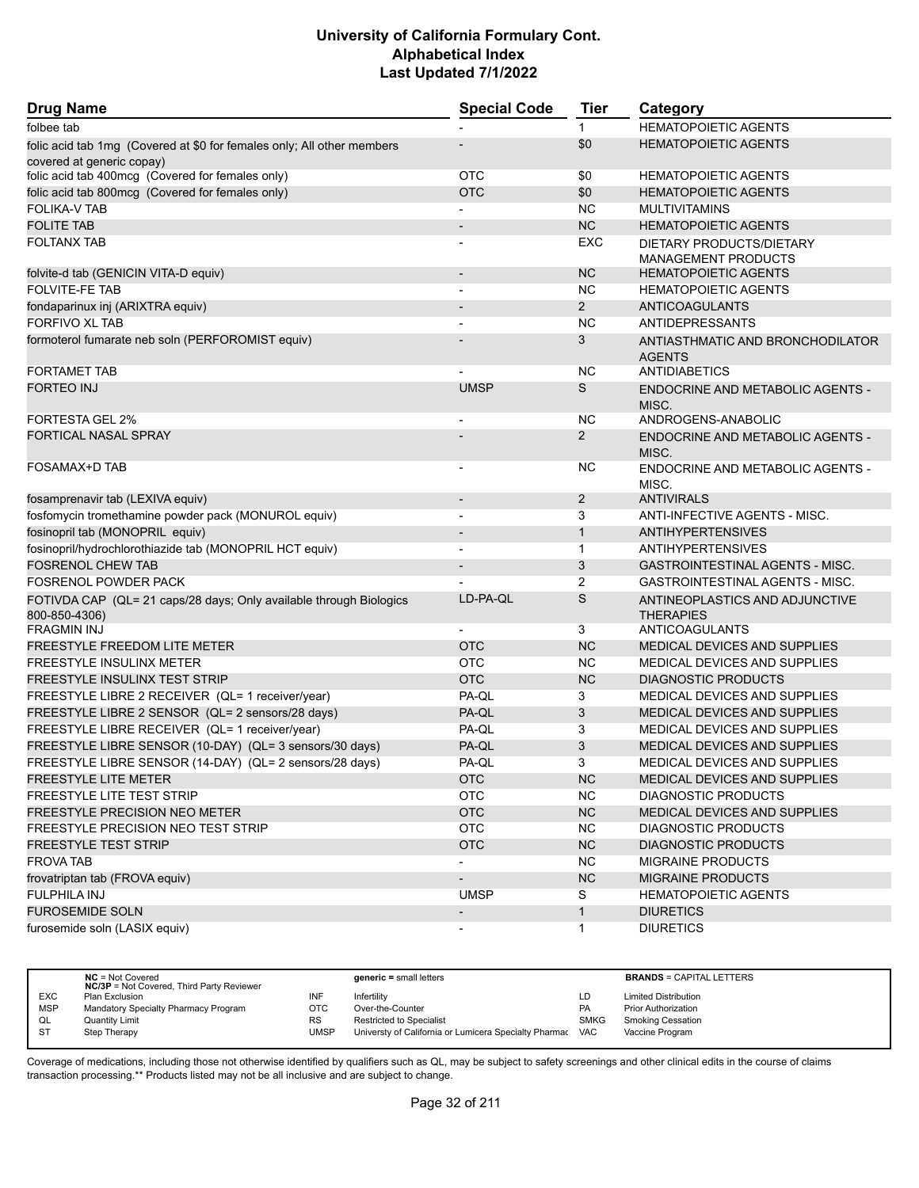# University of California Formulary Cont.
## Alphabetical Index
### Last Updated 7/1/2022

| Drug Name | Special Code | Tier | Category |
|---|---|---|---|
| folbee tab | - | 1 | HEMATOPOIETIC AGENTS |
| folic acid tab 1mg (Covered at $0 for females only; All other members covered at generic copay) | - | $0 | HEMATOPOIETIC AGENTS |
| folic acid tab 400mcg (Covered for females only) | OTC | $0 | HEMATOPOIETIC AGENTS |
| folic acid tab 800mcg (Covered for females only) | OTC | $0 | HEMATOPOIETIC AGENTS |
| FOLIKA-V TAB | - | NC | MULTIVITAMINS |
| FOLITE TAB | - | NC | HEMATOPOIETIC AGENTS |
| FOLTANX TAB | - | EXC | DIETARY PRODUCTS/DIETARY MANAGEMENT PRODUCTS |
| folvite-d tab (GENICIN VITA-D equiv) | - | NC | HEMATOPOIETIC AGENTS |
| FOLVITE-FE TAB | - | NC | HEMATOPOIETIC AGENTS |
| fondaparinux inj (ARIXTRA equiv) | - | 2 | ANTICOAGULANTS |
| FORFIVO XL TAB | - | NC | ANTIDEPRESSANTS |
| formoterol fumarate neb soln (PERFOROMIST equiv) | - | 3 | ANTIASTHMATIC AND BRONCHODILATOR AGENTS |
| FORTAMET TAB | - | NC | ANTIDIABETICS |
| FORTEO INJ | UMSP | S | ENDOCRINE AND METABOLIC AGENTS - MISC. |
| FORTESTA GEL 2% | - | NC | ANDROGENS-ANABOLIC |
| FORTICAL NASAL SPRAY | - | 2 | ENDOCRINE AND METABOLIC AGENTS - MISC. |
| FOSAMAX+D TAB | - | NC | ENDOCRINE AND METABOLIC AGENTS - MISC. |
| fosamprenavir tab (LEXIVA equiv) | - | 2 | ANTIVIRALS |
| fosfomycin tromethamine powder pack (MONUROL equiv) | - | 3 | ANTI-INFECTIVE AGENTS - MISC. |
| fosinopril tab (MONOPRIL equiv) | - | 1 | ANTIHYPERTENSIVES |
| fosinopril/hydrochlorothiazide tab (MONOPRIL HCT equiv) | - | 1 | ANTIHYPERTENSIVES |
| FOSRENOL CHEW TAB | - | 3 | GASTROINTESTINAL AGENTS - MISC. |
| FOSRENOL POWDER PACK | - | 2 | GASTROINTESTINAL AGENTS - MISC. |
| FOTIVDA CAP (QL= 21 caps/28 days; Only available through Biologics 800-850-4306) | LD-PA-QL | S | ANTINEOPLASTICS AND ADJUNCTIVE THERAPIES |
| FRAGMIN INJ | - | 3 | ANTICOAGULANTS |
| FREESTYLE FREEDOM LITE METER | OTC | NC | MEDICAL DEVICES AND SUPPLIES |
| FREESTYLE INSULINX METER | OTC | NC | MEDICAL DEVICES AND SUPPLIES |
| FREESTYLE INSULINX TEST STRIP | OTC | NC | DIAGNOSTIC PRODUCTS |
| FREESTYLE LIBRE 2 RECEIVER (QL= 1 receiver/year) | PA-QL | 3 | MEDICAL DEVICES AND SUPPLIES |
| FREESTYLE LIBRE 2 SENSOR (QL= 2 sensors/28 days) | PA-QL | 3 | MEDICAL DEVICES AND SUPPLIES |
| FREESTYLE LIBRE RECEIVER (QL= 1 receiver/year) | PA-QL | 3 | MEDICAL DEVICES AND SUPPLIES |
| FREESTYLE LIBRE SENSOR (10-DAY) (QL= 3 sensors/30 days) | PA-QL | 3 | MEDICAL DEVICES AND SUPPLIES |
| FREESTYLE LIBRE SENSOR (14-DAY) (QL= 2 sensors/28 days) | PA-QL | 3 | MEDICAL DEVICES AND SUPPLIES |
| FREESTYLE LITE METER | OTC | NC | MEDICAL DEVICES AND SUPPLIES |
| FREESTYLE LITE TEST STRIP | OTC | NC | DIAGNOSTIC PRODUCTS |
| FREESTYLE PRECISION NEO METER | OTC | NC | MEDICAL DEVICES AND SUPPLIES |
| FREESTYLE PRECISION NEO TEST STRIP | OTC | NC | DIAGNOSTIC PRODUCTS |
| FREESTYLE TEST STRIP | OTC | NC | DIAGNOSTIC PRODUCTS |
| FROVA TAB | - | NC | MIGRAINE PRODUCTS |
| frovatriptan tab (FROVA equiv) | - | NC | MIGRAINE PRODUCTS |
| FULPHILA INJ | UMSP | S | HEMATOPOIETIC AGENTS |
| FUROSEMIDE SOLN | - | 1 | DIURETICS |
| furosemide soln (LASIX equiv) | - | 1 | DIURETICS |

| | NC = Not Covered<br>NC/3P = Not Covered, Third Party Reviewer | | generic = small letters | | BRANDS = CAPITAL LETTERS |
|---|---|---|---|---|---|
| EXC | Plan Exclusion | INF | Infertility | LD | Limited Distribution |
| MSP | Mandatory Specialty Pharmacy Program | OTC | Over-the-Counter | PA | Prior Authorization |
| QL | Quantity Limit | RS | Restricted to Specialist | SMKG | Smoking Cessation |
| ST | Step Therapy | UMSP | Universty of California or Lumicera Specialty Pharmac | VAC | Vaccine Program |

Coverage of medications, including those not otherwise identified by qualifiers such as QL, may be subject to safety screenings and other clinical edits in the course of claims transaction processing.** Products listed may not be all inclusive and are subject to change.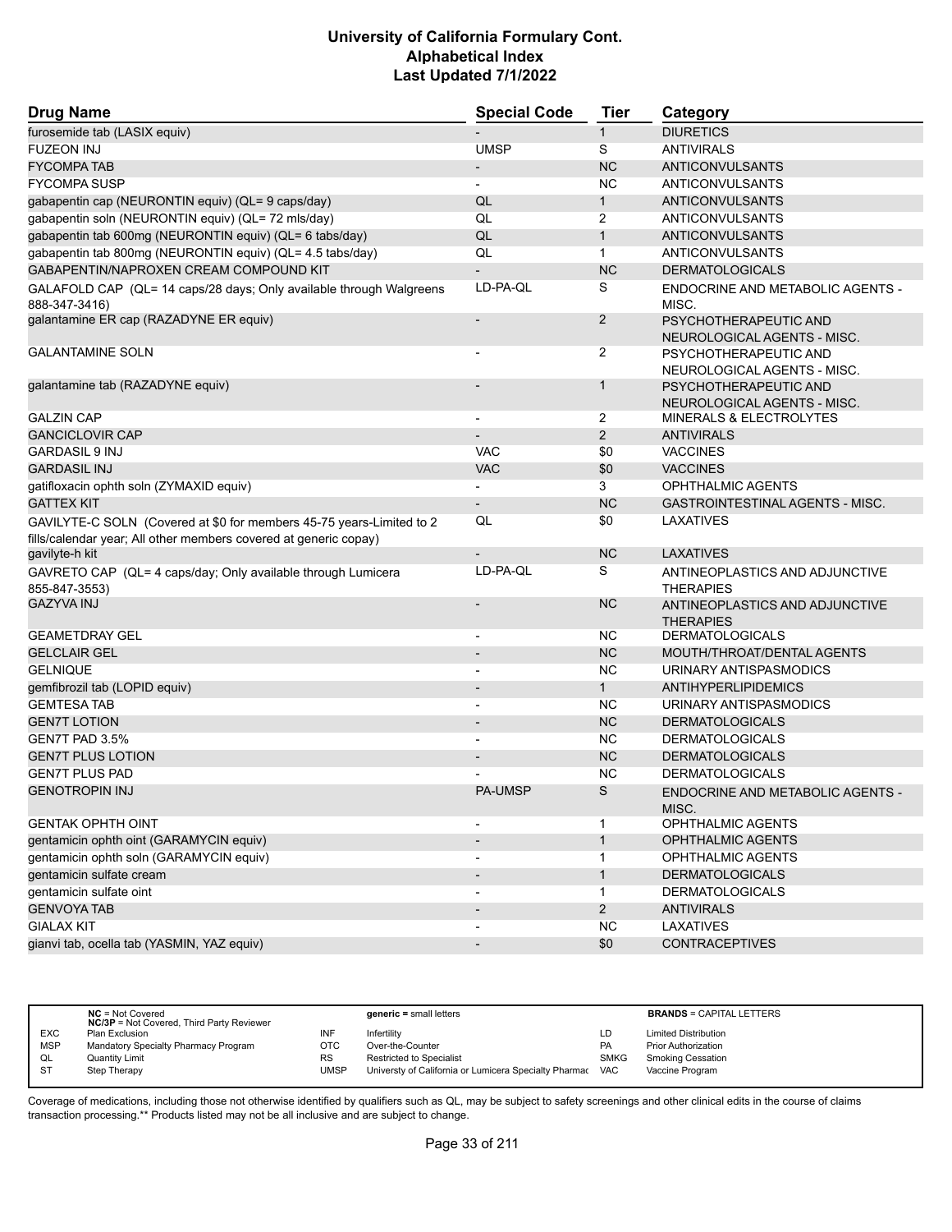# University of California Formulary Cont.
## Alphabetical Index
### Last Updated 7/1/2022

| Drug Name | Special Code | Tier | Category |
|---|---|---|---|
| furosemide tab (LASIX equiv) | - | 1 | DIURETICS |
| FUZEON INJ | UMSP | S | ANTIVIRALS |
| FYCOMPA TAB | - | NC | ANTICONVULSANTS |
| FYCOMPA SUSP | - | NC | ANTICONVULSANTS |
| gabapentin cap (NEURONTIN equiv) (QL= 9 caps/day) | QL | 1 | ANTICONVULSANTS |
| gabapentin soln (NEURONTIN equiv) (QL= 72 mls/day) | QL | 2 | ANTICONVULSANTS |
| gabapentin tab 600mg (NEURONTIN equiv) (QL= 6 tabs/day) | QL | 1 | ANTICONVULSANTS |
| gabapentin tab 800mg (NEURONTIN equiv) (QL= 4.5 tabs/day) | QL | 1 | ANTICONVULSANTS |
| GABAPENTIN/NAPROXEN CREAM COMPOUND KIT | - | NC | DERMATOLOGICALS |
| GALAFOLD CAP (QL= 14 caps/28 days; Only available through Walgreens 888-347-3416) | LD-PA-QL | S | ENDOCRINE AND METABOLIC AGENTS - MISC. |
| galantamine ER cap (RAZADYNE ER equiv) | - | 2 | PSYCHOTHERAPEUTIC AND NEUROLOGICAL AGENTS - MISC. |
| GALANTAMINE SOLN | - | 2 | PSYCHOTHERAPEUTIC AND NEUROLOGICAL AGENTS - MISC. |
| galantamine tab (RAZADYNE equiv) | - | 1 | PSYCHOTHERAPEUTIC AND NEUROLOGICAL AGENTS - MISC. |
| GALZIN CAP | - | 2 | MINERALS & ELECTROLYTES |
| GANCICLOVIR CAP | - | 2 | ANTIVIRALS |
| GARDASIL 9 INJ | VAC | $0 | VACCINES |
| GARDASIL INJ | VAC | $0 | VACCINES |
| gatifloxacin ophth soln (ZYMAXID equiv) | - | 3 | OPHTHALMIC AGENTS |
| GATTEX KIT | - | NC | GASTROINTESTINAL AGENTS - MISC. |
| GAVILYTE-C SOLN (Covered at $0 for members 45-75 years-Limited to 2 fills/calendar year; All other members covered at generic copay) | QL | $0 | LAXATIVES |
| gavilyte-h kit | - | NC | LAXATIVES |
| GAVRETO CAP (QL= 4 caps/day; Only available through Lumicera 855-847-3553) | LD-PA-QL | S | ANTINEOPLASTICS AND ADJUNCTIVE THERAPIES |
| GAZYVA INJ | - | NC | ANTINEOPLASTICS AND ADJUNCTIVE THERAPIES |
| GEAMETDRAY GEL | - | NC | DERMATOLOGICALS |
| GELCLAIR GEL | - | NC | MOUTH/THROAT/DENTAL AGENTS |
| GELNIQUE | - | NC | URINARY ANTISPASMODICS |
| gemfibrozil tab (LOPID equiv) | - | 1 | ANTIHYPERLIPIDEMICS |
| GEMTESA TAB | - | NC | URINARY ANTISPASMODICS |
| GEN7T LOTION | - | NC | DERMATOLOGICALS |
| GEN7T PAD 3.5% | - | NC | DERMATOLOGICALS |
| GEN7T PLUS LOTION | - | NC | DERMATOLOGICALS |
| GEN7T PLUS PAD | - | NC | DERMATOLOGICALS |
| GENOTROPIN INJ | PA-UMSP | S | ENDOCRINE AND METABOLIC AGENTS - MISC. |
| GENTAK OPHTH OINT | - | 1 | OPHTHALMIC AGENTS |
| gentamicin ophth oint (GARAMYCIN equiv) | - | 1 | OPHTHALMIC AGENTS |
| gentamicin ophth soln (GARAMYCIN equiv) | - | 1 | OPHTHALMIC AGENTS |
| gentamicin sulfate cream | - | 1 | DERMATOLOGICALS |
| gentamicin sulfate oint | - | 1 | DERMATOLOGICALS |
| GENVOYA TAB | - | 2 | ANTIVIRALS |
| GIALAX KIT | - | NC | LAXATIVES |
| gianvi tab, ocella tab (YASMIN, YAZ equiv) | - | $0 | CONTRACEPTIVES |

| | | | | | |
|---|---|---|---|---|---|
| | **NC** = Not Covered<br>**NC/3P** = Not Covered, Third Party Reviewer | | **generic =** small letters | | **BRANDS** = CAPITAL LETTERS |
| EXC | Plan Exclusion | INF | Infertility | LD | Limited Distribution |
| MSP | Mandatory Specialty Pharmacy Program | OTC | Over-the-Counter | PA | Prior Authorization |
| QL | Quantity Limit | RS | Restricted to Specialist | SMKG | Smoking Cessation |
| ST | Step Therapy | UMSP | Universty of California or Lumicera Specialty Pharmac | VAC | Vaccine Program |

Coverage of medications, including those not otherwise identified by qualifiers such as QL, may be subject to safety screenings and other clinical edits in the course of claims transaction processing.** Products listed may not be all inclusive and are subject to change.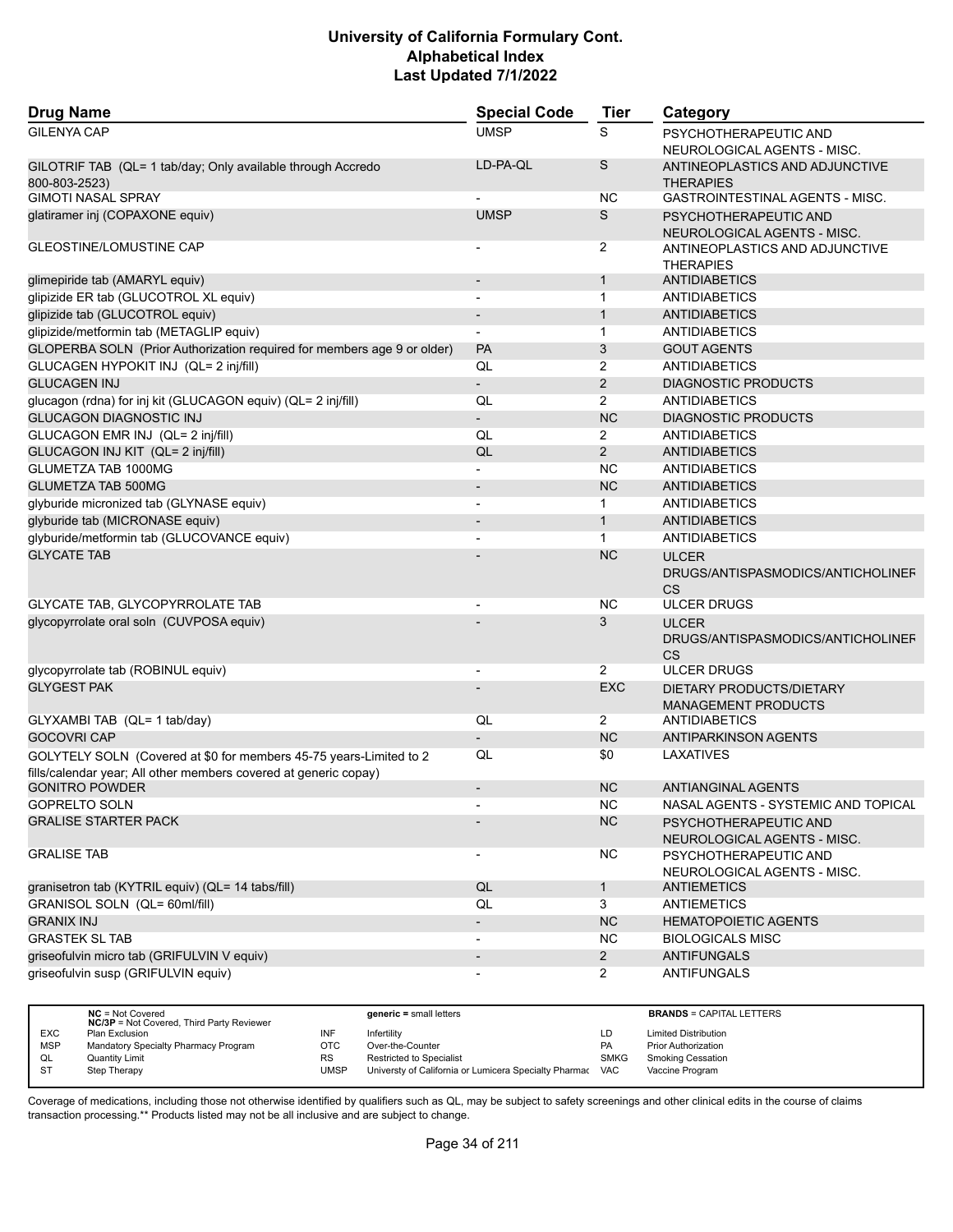# University of California Formulary Cont.
## Alphabetical Index
### Last Updated 7/1/2022

| Drug Name | Special Code | Tier | Category |
|---|---|---|---|
| GILENYA CAP | UMSP | S | PSYCHOTHERAPEUTIC AND NEUROLOGICAL AGENTS - MISC. |
| GILOTRIF TAB (QL= 1 tab/day; Only available through Accredo 800-803-2523) | LD-PA-QL | S | ANTINEOPLASTICS AND ADJUNCTIVE THERAPIES |
| GIMOTI NASAL SPRAY | - | NC | GASTROINTESTINAL AGENTS - MISC. |
| glatiramer inj (COPAXONE equiv) | UMSP | S | PSYCHOTHERAPEUTIC AND NEUROLOGICAL AGENTS - MISC. |
| GLEOSTINE/LOMUSTINE CAP | - | 2 | ANTINEOPLASTICS AND ADJUNCTIVE THERAPIES |
| glimepiride tab (AMARYL equiv) | - | 1 | ANTIDIABETICS |
| glipizide ER tab (GLUCOTROL XL equiv) | - | 1 | ANTIDIABETICS |
| glipizide tab (GLUCOTROL equiv) | - | 1 | ANTIDIABETICS |
| glipizide/metformin tab (METAGLIP equiv) | - | 1 | ANTIDIABETICS |
| GLOPERBA SOLN (Prior Authorization required for members age 9 or older) | PA | 3 | GOUT AGENTS |
| GLUCAGEN HYPOKIT INJ (QL= 2 inj/fill) | QL | 2 | ANTIDIABETICS |
| GLUCAGEN INJ | - | 2 | DIAGNOSTIC PRODUCTS |
| glucagon (rdna) for inj kit (GLUCAGON equiv) (QL= 2 inj/fill) | QL | 2 | ANTIDIABETICS |
| GLUCAGON DIAGNOSTIC INJ | - | NC | DIAGNOSTIC PRODUCTS |
| GLUCAGON EMR INJ (QL= 2 inj/fill) | QL | 2 | ANTIDIABETICS |
| GLUCAGON INJ KIT (QL= 2 inj/fill) | QL | 2 | ANTIDIABETICS |
| GLUMETZA TAB 1000MG | - | NC | ANTIDIABETICS |
| GLUMETZA TAB 500MG | - | NC | ANTIDIABETICS |
| glyburide micronized tab (GLYNASE equiv) | - | 1 | ANTIDIABETICS |
| glyburide tab (MICRONASE equiv) | - | 1 | ANTIDIABETICS |
| glyburide/metformin tab (GLUCOVANCE equiv) | - | 1 | ANTIDIABETICS |
| GLYCATE TAB | - | NC | ULCER DRUGS/ANTISPASMODICS/ANTICHOLINERGICS |
| GLYCATE TAB, GLYCOPYRROLATE TAB | - | NC | ULCER DRUGS |
| glycopyrrolate oral soln (CUVPOSA equiv) | - | 3 | ULCER DRUGS/ANTISPASMODICS/ANTICHOLINERGICS |
| glycopyrrolate tab (ROBINUL equiv) | - | 2 | ULCER DRUGS |
| GLYGEST PAK | - | EXC | DIETARY PRODUCTS/DIETARY MANAGEMENT PRODUCTS |
| GLYXAMBI TAB (QL= 1 tab/day) | QL | 2 | ANTIDIABETICS |
| GOCOVRI CAP | - | NC | ANTIPARKINSON AGENTS |
| GOLYTELY SOLN (Covered at $0 for members 45-75 years-Limited to 2 fills/calendar year; All other members covered at generic copay) | QL | $0 | LAXATIVES |
| GONITRO POWDER | - | NC | ANTIANGINAL AGENTS |
| GOPRELTO SOLN | - | NC | NASAL AGENTS - SYSTEMIC AND TOPICAL |
| GRALISE STARTER PACK | - | NC | PSYCHOTHERAPEUTIC AND NEUROLOGICAL AGENTS - MISC. |
| GRALISE TAB | - | NC | PSYCHOTHERAPEUTIC AND NEUROLOGICAL AGENTS - MISC. |
| granisetron tab (KYTRIL equiv) (QL= 14 tabs/fill) | QL | 1 | ANTIEMETICS |
| GRANISOL SOLN (QL= 60ml/fill) | QL | 3 | ANTIEMETICS |
| GRANIX INJ | - | NC | HEMATOPOIETIC AGENTS |
| GRASTEK SL TAB | - | NC | BIOLOGICALS MISC |
| griseofulvin micro tab (GRIFULVIN V equiv) | - | 2 | ANTIFUNGALS |
| griseofulvin susp (GRIFULVIN equiv) | - | 2 | ANTIFUNGALS |

| Code | Description | Code | Description | Code | Description |
|---|---|---|---|---|---|
| NC | = Not Covered | | generic = small letters | | BRANDS = CAPITAL LETTERS |
| NC/3P | = Not Covered, Third Party Reviewer | | | | |
| EXC | Plan Exclusion | INF | Infertility | LD | Limited Distribution |
| MSP | Mandatory Specialty Pharmacy Program | OTC | Over-the-Counter | PA | Prior Authorization |
| QL | Quantity Limit | RS | Restricted to Specialist | SMKG | Smoking Cessation |
| ST | Step Therapy | UMSP | Universty of California or Lumicera Specialty Pharmac | VAC | Vaccine Program |

Coverage of medications, including those not otherwise identified by qualifiers such as QL, may be subject to safety screenings and other clinical edits in the course of claims transaction processing.** Products listed may not be all inclusive and are subject to change.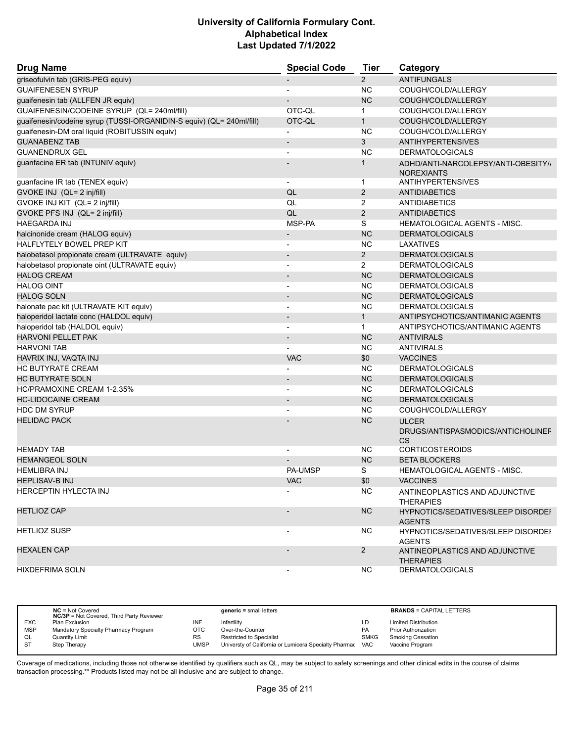| Drug Name | Special Code | Tier | Category |
|---|---|---|---|
| griseofulvin tab (GRIS-PEG equiv) | - | 2 | ANTIFUNGALS |
| GUAIFENESEN SYRUP | - | NC | COUGH/COLD/ALLERGY |
| guaifenesin tab (ALLFEN JR equiv) | - | NC | COUGH/COLD/ALLERGY |
| GUAIFENESIN/CODEINE SYRUP (QL= 240ml/fill) | OTC-QL | 1 | COUGH/COLD/ALLERGY |
| guaifenesin/codeine syrup (TUSSI-ORGANIDIN-S equiv) (QL= 240ml/fill) | OTC-QL | 1 | COUGH/COLD/ALLERGY |
| guaifenesin-DM oral liquid (ROBITUSSIN equiv) | - | NC | COUGH/COLD/ALLERGY |
| GUANABENZ TAB | - | 3 | ANTIHYPERTENSIVES |
| GUANENDRUX GEL | - | NC | DERMATOLOGICALS |
| guanfacine ER tab (INTUNIV equiv) | - | 1 | ADHD/ANTI-NARCOLEPSY/ANTI-OBESITY/ NOREXIANTS |
| guanfacine IR tab (TENEX equiv) | - | 1 | ANTIHYPERTENSIVES |
| GVOKE INJ (QL= 2 inj/fill) | QL | 2 | ANTIDIABETICS |
| GVOKE INJ KIT (QL= 2 inj/fill) | QL | 2 | ANTIDIABETICS |
| GVOKE PFS INJ (QL= 2 inj/fill) | QL | 2 | ANTIDIABETICS |
| HAEGARDA INJ | MSP-PA | S | HEMATOLOGICAL AGENTS - MISC. |
| halcinonide cream (HALOG equiv) | - | NC | DERMATOLOGICALS |
| HALFLYTELY BOWEL PREP KIT | - | NC | LAXATIVES |
| halobetasol propionate cream (ULTRAVATE equiv) | - | 2 | DERMATOLOGICALS |
| halobetasol propionate oint (ULTRAVATE equiv) | - | 2 | DERMATOLOGICALS |
| HALOG CREAM | - | NC | DERMATOLOGICALS |
| HALOG OINT | - | NC | DERMATOLOGICALS |
| HALOG SOLN | - | NC | DERMATOLOGICALS |
| halonate pac kit (ULTRAVATE KIT equiv) | - | NC | DERMATOLOGICALS |
| haloperidol lactate conc (HALDOL equiv) | - | 1 | ANTIPSYCHOTICS/ANTIMANIC AGENTS |
| haloperidol tab (HALDOL equiv) | - | 1 | ANTIPSYCHOTICS/ANTIMANIC AGENTS |
| HARVONI PELLET PAK | - | NC | ANTIVIRALS |
| HARVONI TAB | - | NC | ANTIVIRALS |
| HAVRIX INJ, VAQTA INJ | VAC | $0 | VACCINES |
| HC BUTYRATE CREAM | - | NC | DERMATOLOGICALS |
| HC BUTYRATE SOLN | - | NC | DERMATOLOGICALS |
| HC/PRAMOXINE CREAM 1-2.35% | - | NC | DERMATOLOGICALS |
| HC-LIDOCAINE CREAM | - | NC | DERMATOLOGICALS |
| HDC DM SYRUP | - | NC | COUGH/COLD/ALLERGY |
| HELIDAC PACK | - | NC | ULCER DRUGS/ANTISPASMODICS/ANTICHOLINER CS |
| HEMADY TAB | - | NC | CORTICOSTEROIDS |
| HEMANGEOL SOLN | - | NC | BETA BLOCKERS |
| HEMLIBRA INJ | PA-UMSP | S | HEMATOLOGICAL AGENTS - MISC. |
| HEPLISAV-B INJ | VAC | $0 | VACCINES |
| HERCEPTIN HYLECTA INJ | - | NC | ANTINEOPLASTICS AND ADJUNCTIVE THERAPIES |
| HETLIOZ CAP | - | NC | HYPNOTICS/SEDATIVES/SLEEP DISORDEI AGENTS |
| HETLIOZ SUSP | - | NC | HYPNOTICS/SEDATIVES/SLEEP DISORDEI AGENTS |
| HEXALEN CAP | - | 2 | ANTINEOPLASTICS AND ADJUNCTIVE THERAPIES |
| HIXDEFRIMA SOLN | - | NC | DERMATOLOGICALS |

| | | | | | |
|---|---|---|---|---|---|
| | **NC** = Not Covered **NC/3P** = Not Covered, Third Party Reviewer | | **generic =** small letters | | **BRANDS** = CAPITAL LETTERS |
| EXC | Plan Exclusion | INF | Infertility | LD | Limited Distribution |
| MSP | Mandatory Specialty Pharmacy Program | OTC | Over-the-Counter | PA | Prior Authorization |
| QL | Quantity Limit | RS | Restricted to Specialist | SMKG | Smoking Cessation |
| ST | Step Therapy | UMSP | Universty of California or Lumicera Specialty Pharmac | VAC | Vaccine Program |

Coverage of medications, including those not otherwise identified by qualifiers such as QL, may be subject to safety screenings and other clinical edits in the course of claims transaction processing.** Products listed may not be all inclusive and are subject to change.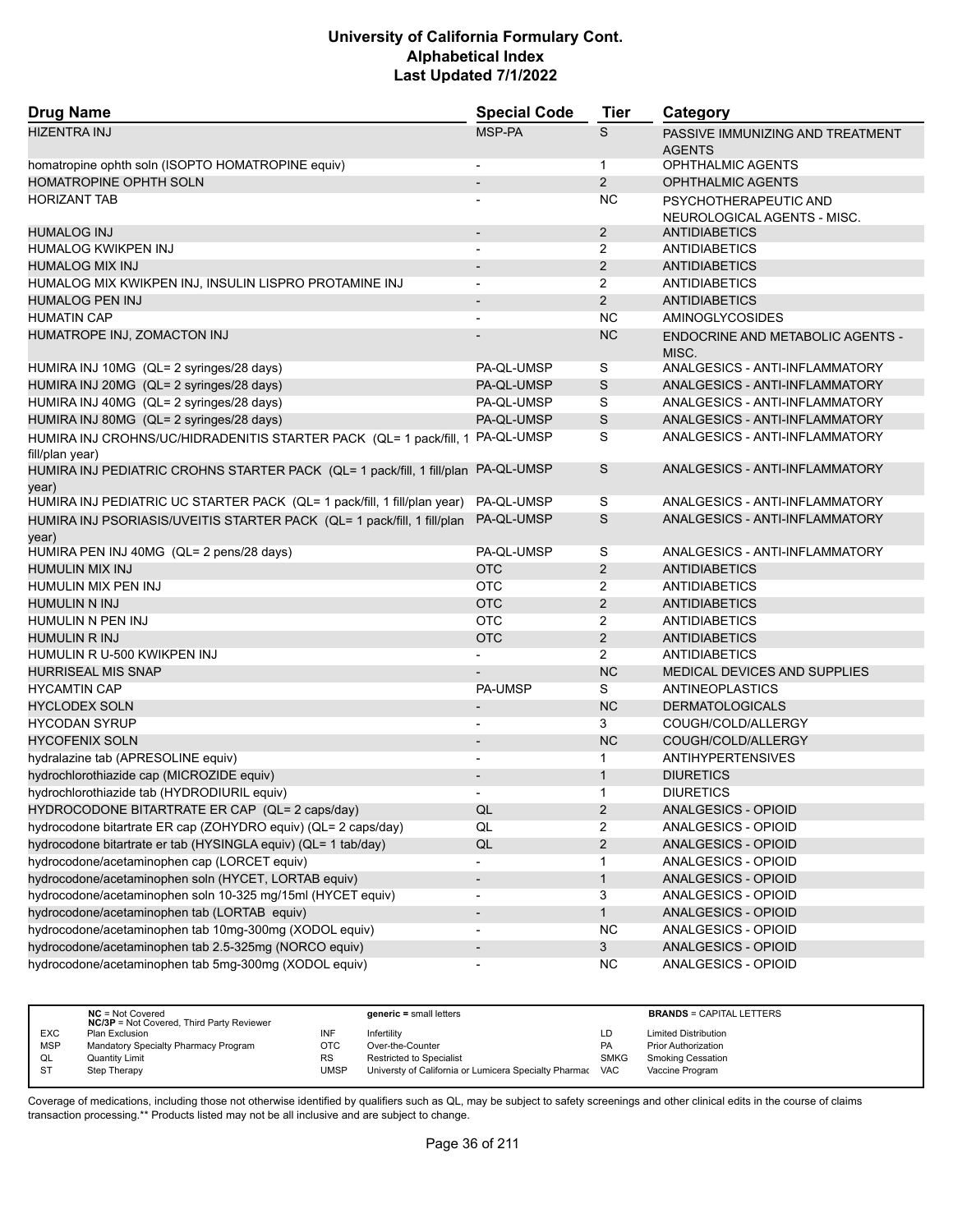| Drug Name | Special Code | Tier | Category |
|---|---|---|---|
| HIZENTRA INJ | MSP-PA | S | PASSIVE IMMUNIZING AND TREATMENT AGENTS |
| homatropine ophth soln (ISOPTO HOMATROPINE equiv) | - | 1 | OPHTHALMIC AGENTS |
| HOMATROPINE OPHTH SOLN | - | 2 | OPHTHALMIC AGENTS |
| HORIZANT TAB | - | NC | PSYCHOTHERAPEUTIC AND NEUROLOGICAL AGENTS - MISC. |
| HUMALOG INJ | - | 2 | ANTIDIABETICS |
| HUMALOG KWIKPEN INJ | - | 2 | ANTIDIABETICS |
| HUMALOG MIX INJ | - | 2 | ANTIDIABETICS |
| HUMALOG MIX KWIKPEN INJ, INSULIN LISPRO PROTAMINE INJ | - | 2 | ANTIDIABETICS |
| HUMALOG PEN INJ | - | 2 | ANTIDIABETICS |
| HUMATIN CAP | - | NC | AMINOGLYCOSIDES |
| HUMATROPE INJ, ZOMACTON INJ | - | NC | ENDOCRINE AND METABOLIC AGENTS - MISC. |
| HUMIRA INJ 10MG (QL= 2 syringes/28 days) | PA-QL-UMSP | S | ANALGESICS - ANTI-INFLAMMATORY |
| HUMIRA INJ 20MG (QL= 2 syringes/28 days) | PA-QL-UMSP | S | ANALGESICS - ANTI-INFLAMMATORY |
| HUMIRA INJ 40MG (QL= 2 syringes/28 days) | PA-QL-UMSP | S | ANALGESICS - ANTI-INFLAMMATORY |
| HUMIRA INJ 80MG (QL= 2 syringes/28 days) | PA-QL-UMSP | S | ANALGESICS - ANTI-INFLAMMATORY |
| HUMIRA INJ CROHNS/UC/HIDRADENITIS STARTER PACK (QL= 1 pack/fill, 1 fill/plan year) | PA-QL-UMSP | S | ANALGESICS - ANTI-INFLAMMATORY |
| HUMIRA INJ PEDIATRIC CROHNS STARTER PACK (QL= 1 pack/fill, 1 fill/plan year) | PA-QL-UMSP | S | ANALGESICS - ANTI-INFLAMMATORY |
| HUMIRA INJ PEDIATRIC UC STARTER PACK (QL= 1 pack/fill, 1 fill/plan year) | PA-QL-UMSP | S | ANALGESICS - ANTI-INFLAMMATORY |
| HUMIRA INJ PSORIASIS/UVEITIS STARTER PACK (QL= 1 pack/fill, 1 fill/plan year) | PA-QL-UMSP | S | ANALGESICS - ANTI-INFLAMMATORY |
| HUMIRA PEN INJ 40MG (QL= 2 pens/28 days) | PA-QL-UMSP | S | ANALGESICS - ANTI-INFLAMMATORY |
| HUMULIN MIX INJ | OTC | 2 | ANTIDIABETICS |
| HUMULIN MIX PEN INJ | OTC | 2 | ANTIDIABETICS |
| HUMULIN N INJ | OTC | 2 | ANTIDIABETICS |
| HUMULIN N PEN INJ | OTC | 2 | ANTIDIABETICS |
| HUMULIN R INJ | OTC | 2 | ANTIDIABETICS |
| HUMULIN R U-500 KWIKPEN INJ | - | 2 | ANTIDIABETICS |
| HURRISEAL MIS SNAP | - | NC | MEDICAL DEVICES AND SUPPLIES |
| HYCAMTIN CAP | PA-UMSP | S | ANTINEOPLASTICS |
| HYCLODEX SOLN | - | NC | DERMATOLOGICALS |
| HYCODAN SYRUP | - | 3 | COUGH/COLD/ALLERGY |
| HYCOFENIX SOLN | - | NC | COUGH/COLD/ALLERGY |
| hydralazine tab (APRESOLINE equiv) | - | 1 | ANTIHYPERTENSIVES |
| hydrochlorothiazide cap (MICROZIDE equiv) | - | 1 | DIURETICS |
| hydrochlorothiazide tab (HYDRODIURIL equiv) | - | 1 | DIURETICS |
| HYDROCODONE BITARTRATE ER CAP (QL= 2 caps/day) | QL | 2 | ANALGESICS - OPIOID |
| hydrocodone bitartrate ER cap (ZOHYDRO equiv) (QL= 2 caps/day) | QL | 2 | ANALGESICS - OPIOID |
| hydrocodone bitartrate er tab (HYSINGLA equiv) (QL= 1 tab/day) | QL | 2 | ANALGESICS - OPIOID |
| hydrocodone/acetaminophen cap (LORCET equiv) | - | 1 | ANALGESICS - OPIOID |
| hydrocodone/acetaminophen soln (HYCET, LORTAB equiv) | - | 1 | ANALGESICS - OPIOID |
| hydrocodone/acetaminophen soln 10-325 mg/15ml (HYCET equiv) | - | 3 | ANALGESICS - OPIOID |
| hydrocodone/acetaminophen tab (LORTAB equiv) | - | 1 | ANALGESICS - OPIOID |
| hydrocodone/acetaminophen tab 10mg-300mg (XODOL equiv) | - | NC | ANALGESICS - OPIOID |
| hydrocodone/acetaminophen tab 2.5-325mg (NORCO equiv) | - | 3 | ANALGESICS - OPIOID |
| hydrocodone/acetaminophen tab 5mg-300mg (XODOL equiv) | - | NC | ANALGESICS - OPIOID |

| | NC = Not Covered<br>NC/3P = Not Covered, Third Party Reviewer | | generic = small letters | | BRANDS = CAPITAL LETTERS |
|---|---|---|---|---|---|
| EXC | Plan Exclusion | INF | Infertility | LD | Limited Distribution |
| MSP | Mandatory Specialty Pharmacy Program | OTC | Over-the-Counter | PA | Prior Authorization |
| QL | Quantity Limit | RS | Restricted to Specialist | SMKG | Smoking Cessation |
| ST | Step Therapy | UMSP | Universty of California or Lumicera Specialty Pharmac | VAC | Vaccine Program |

Coverage of medications, including those not otherwise identified by qualifiers such as QL, may be subject to safety screenings and other clinical edits in the course of claims transaction processing.** Products listed may not be all inclusive and are subject to change.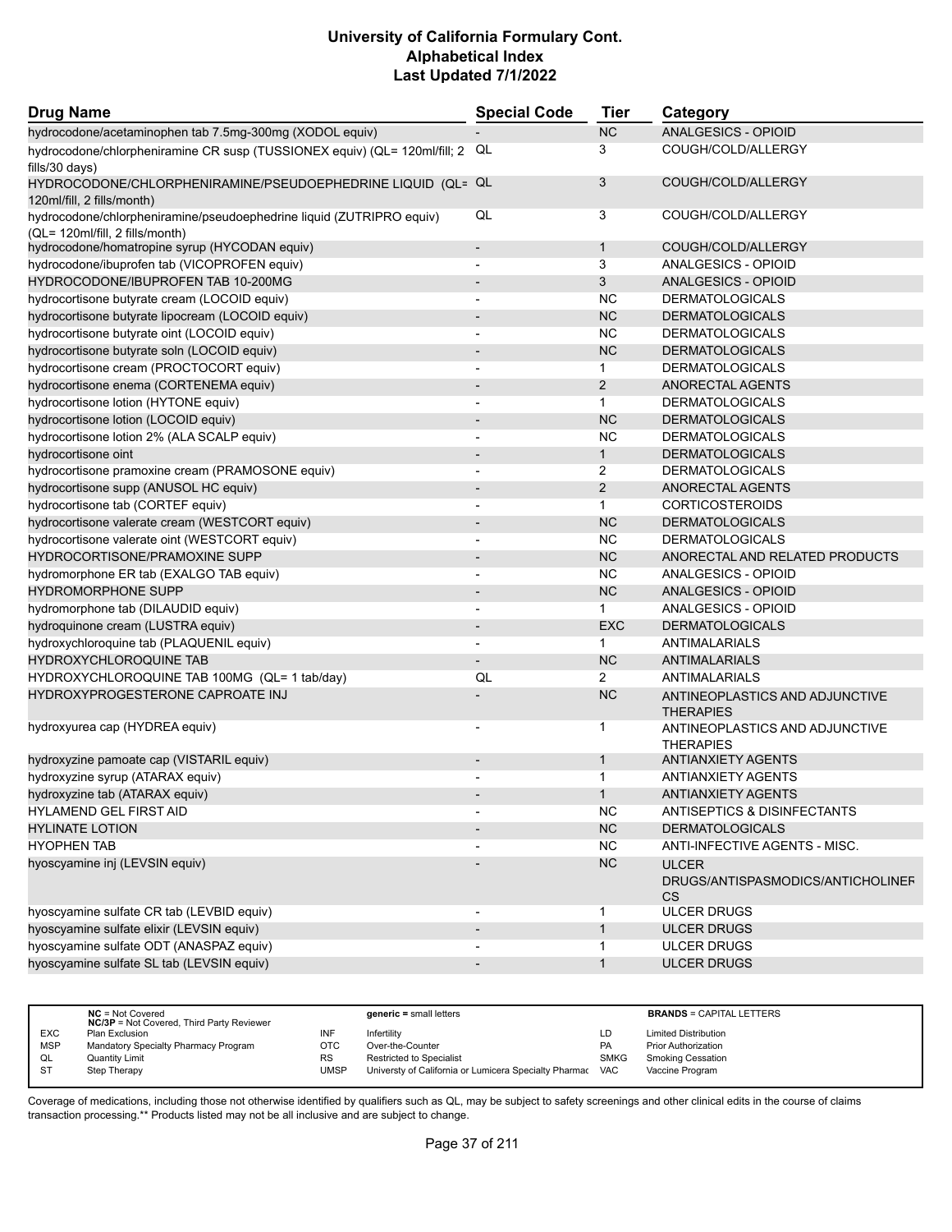# University of California Formulary Cont.
## Alphabetical Index
### Last Updated 7/1/2022

| Drug Name | Special Code | Tier | Category |
|---|---|---|---|
| hydrocodone/acetaminophen tab 7.5mg-300mg (XODOL equiv) | - | NC | ANALGESICS - OPIOID |
| hydrocodone/chlorpheniramine CR susp (TUSSIONEX equiv) (QL= 120ml/fill; 2 fills/30 days) | QL | 3 | COUGH/COLD/ALLERGY |
| HYDROCODONE/CHLORPHENIRAMINE/PSEUDOEPHEDRINE LIQUID (QL= 120ml/fill, 2 fills/month) | QL | 3 | COUGH/COLD/ALLERGY |
| hydrocodone/chlorpheniramine/pseudoephedrine liquid (ZUTRIPRO equiv) (QL= 120ml/fill, 2 fills/month) | QL | 3 | COUGH/COLD/ALLERGY |
| hydrocodone/homatropine syrup (HYCODAN equiv) | - | 1 | COUGH/COLD/ALLERGY |
| hydrocodone/ibuprofen tab (VICOPROFEN equiv) | - | 3 | ANALGESICS - OPIOID |
| HYDROCODONE/IBUPROFEN TAB 10-200MG | - | 3 | ANALGESICS - OPIOID |
| hydrocortisone butyrate cream (LOCOID equiv) | - | NC | DERMATOLOGICALS |
| hydrocortisone butyrate lipocream (LOCOID equiv) | - | NC | DERMATOLOGICALS |
| hydrocortisone butyrate oint (LOCOID equiv) | - | NC | DERMATOLOGICALS |
| hydrocortisone butyrate soln (LOCOID equiv) | - | NC | DERMATOLOGICALS |
| hydrocortisone cream (PROCTOCORT equiv) | - | 1 | DERMATOLOGICALS |
| hydrocortisone enema (CORTENEMA equiv) | - | 2 | ANORECTAL AGENTS |
| hydrocortisone lotion (HYTONE equiv) | - | 1 | DERMATOLOGICALS |
| hydrocortisone lotion (LOCOID equiv) | - | NC | DERMATOLOGICALS |
| hydrocortisone lotion 2% (ALA SCALP equiv) | - | NC | DERMATOLOGICALS |
| hydrocortisone oint | - | 1 | DERMATOLOGICALS |
| hydrocortisone pramoxine cream (PRAMOSONE equiv) | - | 2 | DERMATOLOGICALS |
| hydrocortisone supp (ANUSOL HC equiv) | - | 2 | ANORECTAL AGENTS |
| hydrocortisone tab (CORTEF equiv) | - | 1 | CORTICOSTEROIDS |
| hydrocortisone valerate cream (WESTCORT equiv) | - | NC | DERMATOLOGICALS |
| hydrocortisone valerate oint (WESTCORT equiv) | - | NC | DERMATOLOGICALS |
| HYDROCORTISONE/PRAMOXINE SUPP | - | NC | ANORECTAL AND RELATED PRODUCTS |
| hydromorphone ER tab (EXALGO TAB equiv) | - | NC | ANALGESICS - OPIOID |
| HYDROMORPHONE SUPP | - | NC | ANALGESICS - OPIOID |
| hydromorphone tab (DILAUDID equiv) | - | 1 | ANALGESICS - OPIOID |
| hydroquinone cream (LUSTRA equiv) | - | EXC | DERMATOLOGICALS |
| hydroxychloroquine tab (PLAQUENIL equiv) | - | 1 | ANTIMALARIALS |
| HYDROXYCHLOROQUINE TAB | - | NC | ANTIMALARIALS |
| HYDROXYCHLOROQUINE TAB 100MG (QL= 1 tab/day) | QL | 2 | ANTIMALARIALS |
| HYDROXYPROGESTERONE CAPROATE INJ | - | NC | ANTINEOPLASTICS AND ADJUNCTIVE THERAPIES |
| hydroxyurea cap (HYDREA equiv) | - | 1 | ANTINEOPLASTICS AND ADJUNCTIVE THERAPIES |
| hydroxyzine pamoate cap (VISTARIL equiv) | - | 1 | ANTIANXIETY AGENTS |
| hydroxyzine syrup (ATARAX equiv) | - | 1 | ANTIANXIETY AGENTS |
| hydroxyzine tab (ATARAX equiv) | - | 1 | ANTIANXIETY AGENTS |
| HYLAMEND GEL FIRST AID | - | NC | ANTISEPTICS & DISINFECTANTS |
| HYLINATE LOTION | - | NC | DERMATOLOGICALS |
| HYOPHEN TAB | - | NC | ANTI-INFECTIVE AGENTS - MISC. |
| hyoscyamine inj (LEVSIN equiv) | - | NC | ULCER DRUGS/ANTISPASMODICS/ANTICHOLINERGICS |
| hyoscyamine sulfate CR tab (LEVBID equiv) | - | 1 | ULCER DRUGS |
| hyoscyamine sulfate elixir (LEVSIN equiv) | - | 1 | ULCER DRUGS |
| hyoscyamine sulfate ODT (ANASPAZ equiv) | - | 1 | ULCER DRUGS |
| hyoscyamine sulfate SL tab (LEVSIN equiv) | - | 1 | ULCER DRUGS |

| | | | | | |
|---|---|---|---|---|---|
| **NC** = Not Covered<br>**NC/3P** = Not Covered, Third Party Reviewer | | **generic =** small letters | | **BRANDS** = CAPITAL LETTERS | |
| EXC | Plan Exclusion | INF | Infertility | LD | Limited Distribution |
| MSP | Mandatory Specialty Pharmacy Program | OTC | Over-the-Counter | PA | Prior Authorization |
| QL | Quantity Limit | RS | Restricted to Specialist | SMKG | Smoking Cessation |
| ST | Step Therapy | UMSP | Universty of California or Lumicera Specialty Pharmac | VAC | Vaccine Program |

Coverage of medications, including those not otherwise identified by qualifiers such as QL, may be subject to safety screenings and other clinical edits in the course of claims transaction processing.** Products listed may not be all inclusive and are subject to change.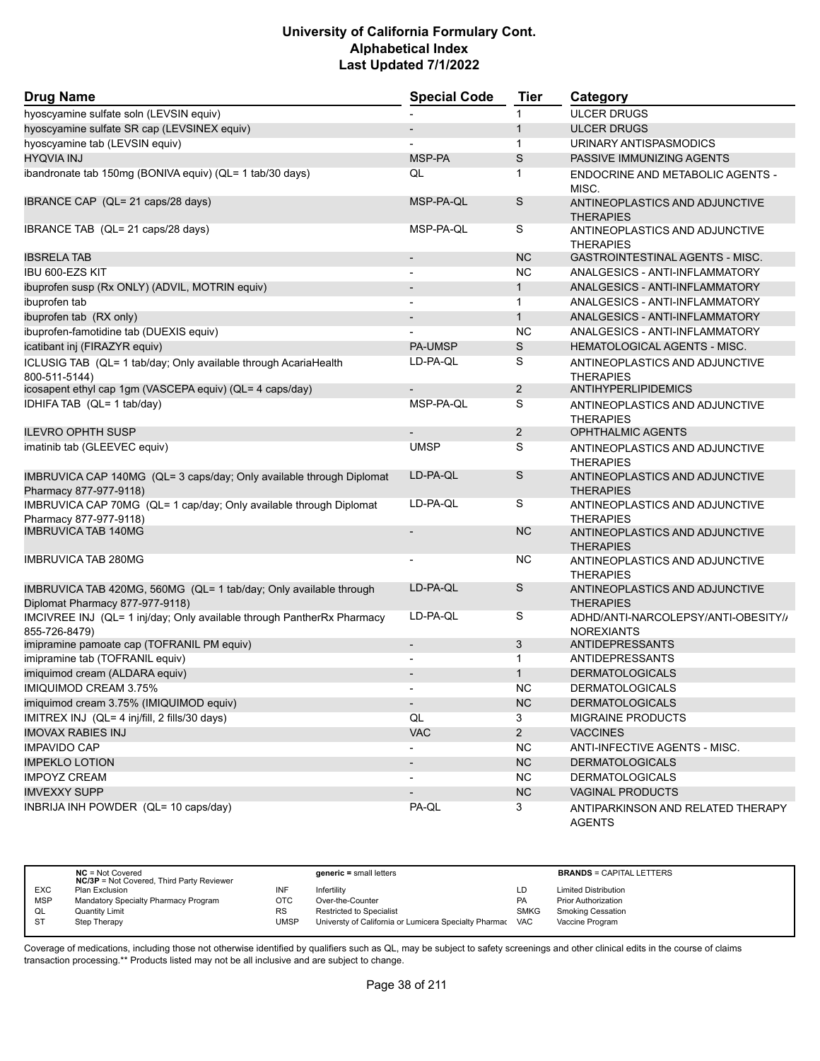| Drug Name | Special Code | Tier | Category |
|---|---|---|---|
| hyoscyamine sulfate soln (LEVSIN equiv) | - | 1 | ULCER DRUGS |
| hyoscyamine sulfate SR cap (LEVSINEX equiv) | - | 1 | ULCER DRUGS |
| hyoscyamine tab (LEVSIN equiv) | - | 1 | URINARY ANTISPASMODICS |
| HYQVIA INJ | MSP-PA | S | PASSIVE IMMUNIZING AGENTS |
| ibandronate tab 150mg (BONIVA equiv) (QL= 1 tab/30 days) | QL | 1 | ENDOCRINE AND METABOLIC AGENTS - MISC. |
| IBRANCE CAP (QL= 21 caps/28 days) | MSP-PA-QL | S | ANTINEOPLASTICS AND ADJUNCTIVE THERAPIES |
| IBRANCE TAB (QL= 21 caps/28 days) | MSP-PA-QL | S | ANTINEOPLASTICS AND ADJUNCTIVE THERAPIES |
| IBSRELA TAB | - | NC | GASTROINTESTINAL AGENTS - MISC. |
| IBU 600-EZS KIT | - | NC | ANALGESICS - ANTI-INFLAMMATORY |
| ibuprofen susp (Rx ONLY) (ADVIL, MOTRIN equiv) | - | 1 | ANALGESICS - ANTI-INFLAMMATORY |
| ibuprofen tab | - | 1 | ANALGESICS - ANTI-INFLAMMATORY |
| ibuprofen tab (RX only) | - | 1 | ANALGESICS - ANTI-INFLAMMATORY |
| ibuprofen-famotidine tab (DUEXIS equiv) | - | NC | ANALGESICS - ANTI-INFLAMMATORY |
| icatibant inj (FIRAZYR equiv) | PA-UMSP | S | HEMATOLOGICAL AGENTS - MISC. |
| ICLUSIG TAB (QL= 1 tab/day; Only available through AcariaHealth 800-511-5144) | LD-PA-QL | S | ANTINEOPLASTICS AND ADJUNCTIVE THERAPIES |
| icosapent ethyl cap 1gm (VASCEPA equiv) (QL= 4 caps/day) | - | 2 | ANTIHYPERLIPIDEMICS |
| IDHIFA TAB (QL= 1 tab/day) | MSP-PA-QL | S | ANTINEOPLASTICS AND ADJUNCTIVE THERAPIES |
| ILEVRO OPHTH SUSP | - | 2 | OPHTHALMIC AGENTS |
| imatinib tab (GLEEVEC equiv) | UMSP | S | ANTINEOPLASTICS AND ADJUNCTIVE THERAPIES |
| IMBRUVICA CAP 140MG (QL= 3 caps/day; Only available through Diplomat Pharmacy 877-977-9118) | LD-PA-QL | S | ANTINEOPLASTICS AND ADJUNCTIVE THERAPIES |
| IMBRUVICA CAP 70MG (QL= 1 cap/day; Only available through Diplomat Pharmacy 877-977-9118) | LD-PA-QL | S | ANTINEOPLASTICS AND ADJUNCTIVE THERAPIES |
| IMBRUVICA TAB 140MG | - | NC | ANTINEOPLASTICS AND ADJUNCTIVE THERAPIES |
| IMBRUVICA TAB 280MG | - | NC | ANTINEOPLASTICS AND ADJUNCTIVE THERAPIES |
| IMBRUVICA TAB 420MG, 560MG (QL= 1 tab/day; Only available through Diplomat Pharmacy 877-977-9118) | LD-PA-QL | S | ANTINEOPLASTICS AND ADJUNCTIVE THERAPIES |
| IMCIVREE INJ (QL= 1 inj/day; Only available through PantherRx Pharmacy 855-726-8479) | LD-PA-QL | S | ADHD/ANTI-NARCOLEPSY/ANTI-OBESITY/ANOREXIANTS |
| imipramine pamoate cap (TOFRANIL PM equiv) | - | 3 | ANTIDEPRESSANTS |
| imipramine tab (TOFRANIL equiv) | - | 1 | ANTIDEPRESSANTS |
| imiquimod cream (ALDARA equiv) | - | 1 | DERMATOLOGICALS |
| IMIQUIMOD CREAM 3.75% | - | NC | DERMATOLOGICALS |
| imiquimod cream 3.75% (IMIQUIMOD equiv) | - | NC | DERMATOLOGICALS |
| IMITREX INJ (QL= 4 inj/fill, 2 fills/30 days) | QL | 3 | MIGRAINE PRODUCTS |
| IMOVAX RABIES INJ | VAC | 2 | VACCINES |
| IMPAVIDO CAP | - | NC | ANTI-INFECTIVE AGENTS - MISC. |
| IMPEKLO LOTION | - | NC | DERMATOLOGICALS |
| IMPOYZ CREAM | - | NC | DERMATOLOGICALS |
| IMVEXXY SUPP | - | NC | VAGINAL PRODUCTS |
| INBRIJA INH POWDER (QL= 10 caps/day) | PA-QL | 3 | ANTIPARKINSON AND RELATED THERAPY AGENTS |

| | NC = Not Covered<br>NC/3P = Not Covered, Third Party Reviewer | | generic = small letters | | BRANDS = CAPITAL LETTERS |
|---|---|---|---|---|---|
| EXC | Plan Exclusion | INF | Infertility | LD | Limited Distribution |
| MSP | Mandatory Specialty Pharmacy Program | OTC | Over-the-Counter | PA | Prior Authorization |
| QL | Quantity Limit | RS | Restricted to Specialist | SMKG | Smoking Cessation |
| ST | Step Therapy | UMSP | Universty of California or Lumicera Specialty Pharmac | VAC | Vaccine Program |

Coverage of medications, including those not otherwise identified by qualifiers such as QL, may be subject to safety screenings and other clinical edits in the course of claims transaction processing.** Products listed may not be all inclusive and are subject to change.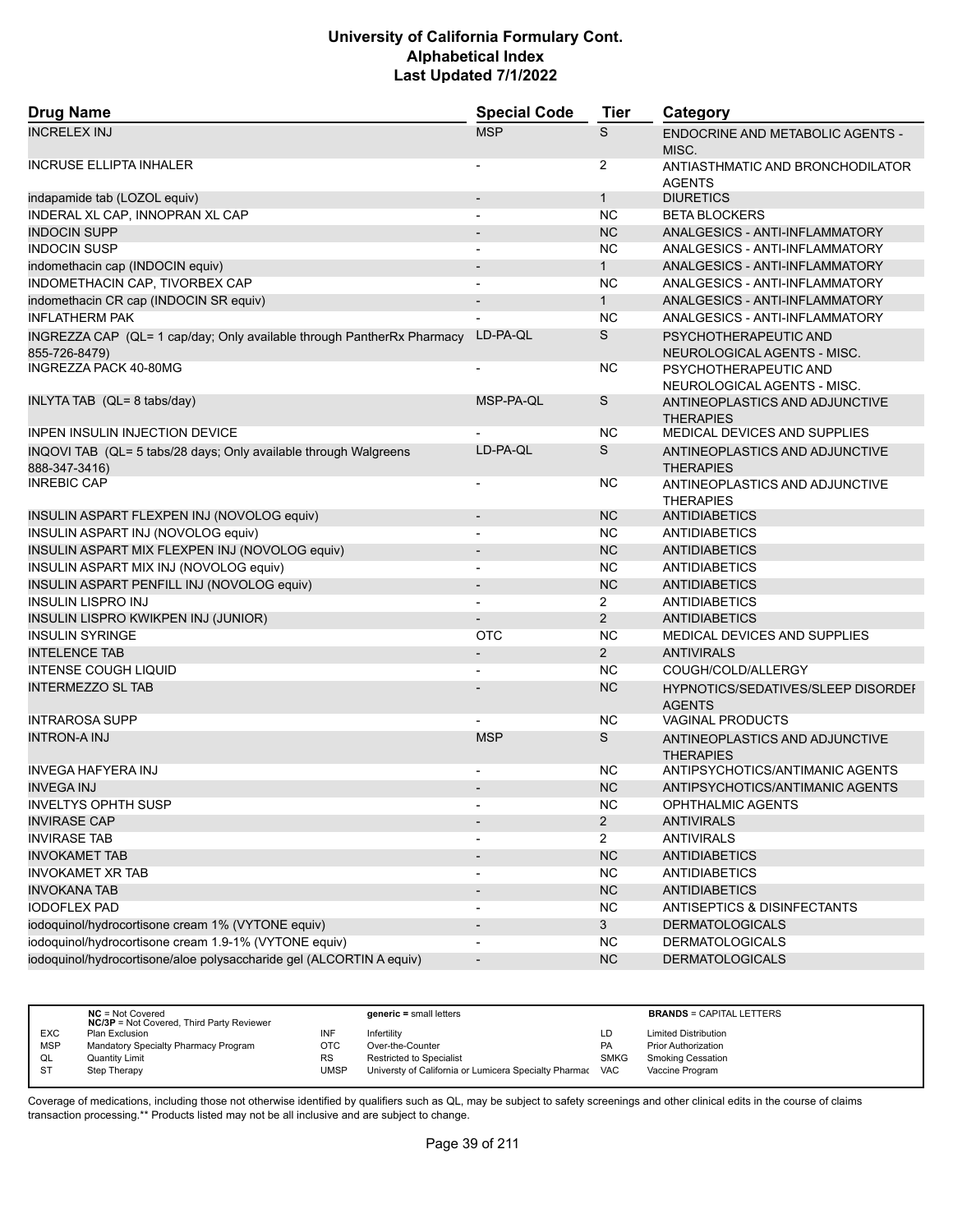| Drug Name | Special Code | Tier | Category |
|---|---|---|---|
| INCRELEX INJ | MSP | S | ENDOCRINE AND METABOLIC AGENTS - MISC. |
| INCRUSE ELLIPTA INHALER | - | 2 | ANTIASTHMATIC AND BRONCHODILATOR AGENTS |
| indapamide tab (LOZOL equiv) | - | 1 | DIURETICS |
| INDERAL XL CAP, INNOPRAN XL CAP | - | NC | BETA BLOCKERS |
| INDOCIN SUPP | - | NC | ANALGESICS - ANTI-INFLAMMATORY |
| INDOCIN SUSP | - | NC | ANALGESICS - ANTI-INFLAMMATORY |
| indomethacin cap (INDOCIN equiv) | - | 1 | ANALGESICS - ANTI-INFLAMMATORY |
| INDOMETHACIN CAP, TIVORBEX CAP | - | NC | ANALGESICS - ANTI-INFLAMMATORY |
| indomethacin CR cap (INDOCIN SR equiv) | - | 1 | ANALGESICS - ANTI-INFLAMMATORY |
| INFLATHERM PAK | - | NC | ANALGESICS - ANTI-INFLAMMATORY |
| INGREZZA CAP (QL= 1 cap/day; Only available through PantherRx Pharmacy 855-726-8479) | LD-PA-QL | S | PSYCHOTHERAPEUTIC AND NEUROLOGICAL AGENTS - MISC. |
| INGREZZA PACK 40-80MG | - | NC | PSYCHOTHERAPEUTIC AND NEUROLOGICAL AGENTS - MISC. |
| INLYTA TAB (QL= 8 tabs/day) | MSP-PA-QL | S | ANTINEOPLASTICS AND ADJUNCTIVE THERAPIES |
| INPEN INSULIN INJECTION DEVICE | - | NC | MEDICAL DEVICES AND SUPPLIES |
| INQOVI TAB (QL= 5 tabs/28 days; Only available through Walgreens 888-347-3416) | LD-PA-QL | S | ANTINEOPLASTICS AND ADJUNCTIVE THERAPIES |
| INREBIC CAP | - | NC | ANTINEOPLASTICS AND ADJUNCTIVE THERAPIES |
| INSULIN ASPART FLEXPEN INJ (NOVOLOG equiv) | - | NC | ANTIDIABETICS |
| INSULIN ASPART INJ (NOVOLOG equiv) | - | NC | ANTIDIABETICS |
| INSULIN ASPART MIX FLEXPEN INJ (NOVOLOG equiv) | - | NC | ANTIDIABETICS |
| INSULIN ASPART MIX INJ (NOVOLOG equiv) | - | NC | ANTIDIABETICS |
| INSULIN ASPART PENFILL INJ (NOVOLOG equiv) | - | NC | ANTIDIABETICS |
| INSULIN LISPRO INJ | - | 2 | ANTIDIABETICS |
| INSULIN LISPRO KWIKPEN INJ (JUNIOR) | - | 2 | ANTIDIABETICS |
| INSULIN SYRINGE | OTC | NC | MEDICAL DEVICES AND SUPPLIES |
| INTELENCE TAB | - | 2 | ANTIVIRALS |
| INTENSE COUGH LIQUID | - | NC | COUGH/COLD/ALLERGY |
| INTERMEZZO SL TAB | - | NC | HYPNOTICS/SEDATIVES/SLEEP DISORDER AGENTS |
| INTRAROSA SUPP | - | NC | VAGINAL PRODUCTS |
| INTRON-A INJ | MSP | S | ANTINEOPLASTICS AND ADJUNCTIVE THERAPIES |
| INVEGA HAFYERA INJ | - | NC | ANTIPSYCHOTICS/ANTIMANIC AGENTS |
| INVEGA INJ | - | NC | ANTIPSYCHOTICS/ANTIMANIC AGENTS |
| INVELTYS OPHTH SUSP | - | NC | OPHTHALMIC AGENTS |
| INVIRASE CAP | - | 2 | ANTIVIRALS |
| INVIRASE TAB | - | 2 | ANTIVIRALS |
| INVOKAMET TAB | - | NC | ANTIDIABETICS |
| INVOKAMET XR TAB | - | NC | ANTIDIABETICS |
| INVOKANA TAB | - | NC | ANTIDIABETICS |
| IODOFLEX PAD | - | NC | ANTISEPTICS & DISINFECTANTS |
| iodoquinol/hydrocortisone cream 1% (VYTONE equiv) | - | 3 | DERMATOLOGICALS |
| iodoquinol/hydrocortisone cream 1.9-1% (VYTONE equiv) | - | NC | DERMATOLOGICALS |
| iodoquinol/hydrocortisone/aloe polysaccharide gel (ALCORTIN A equiv) | - | NC | DERMATOLOGICALS |

| | NC = Not Covered<br>NC/3P = Not Covered, Third Party Reviewer | | generic = small letters | | BRANDS = CAPITAL LETTERS |
|---|---|---|---|---|---|
| EXC | Plan Exclusion | INF | Infertility | LD | Limited Distribution |
| MSP | Mandatory Specialty Pharmacy Program | OTC | Over-the-Counter | PA | Prior Authorization |
| QL | Quantity Limit | RS | Restricted to Specialist | SMKG | Smoking Cessation |
| ST | Step Therapy | UMSP | Universty of California or Lumicera Specialty Pharmac | VAC | Vaccine Program |

Coverage of medications, including those not otherwise identified by qualifiers such as QL, may be subject to safety screenings and other clinical edits in the course of claims transaction processing.** Products listed may not be all inclusive and are subject to change.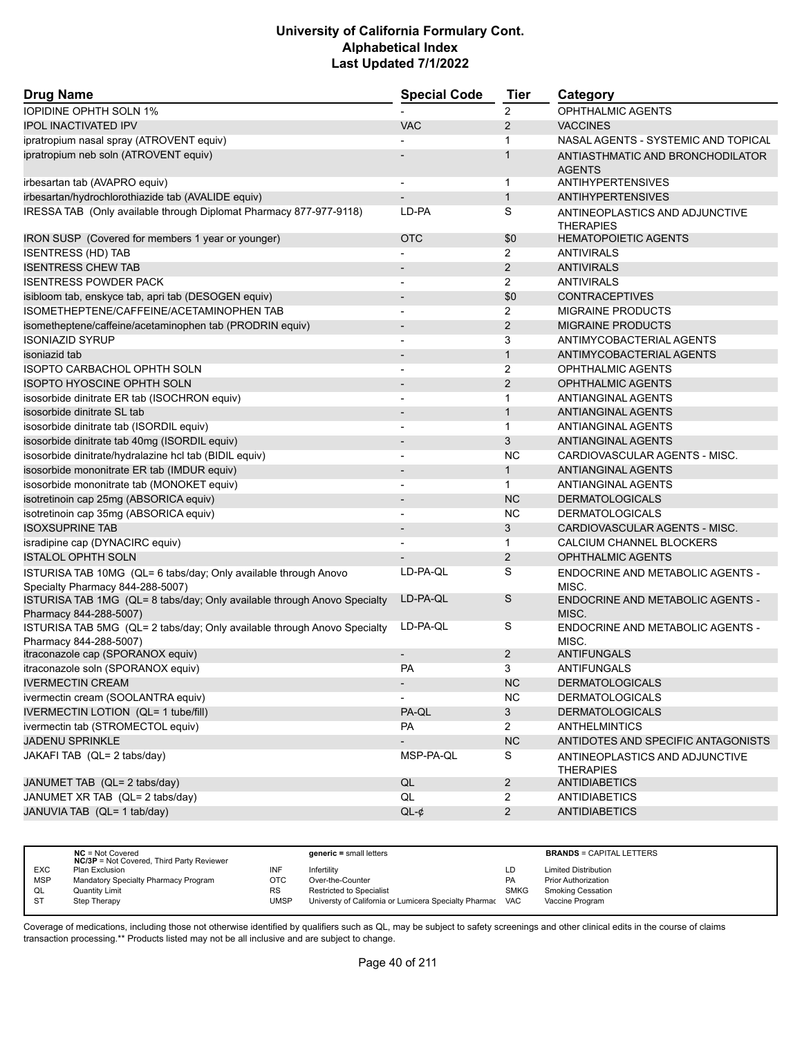| Drug Name | Special Code | Tier | Category |
|---|---|---|---|
| IOPIDINE OPHTH SOLN 1% | - | 2 | OPHTHALMIC AGENTS |
| IPOL INACTIVATED IPV | VAC | 2 | VACCINES |
| ipratropium nasal spray (ATROVENT equiv) | - | 1 | NASAL AGENTS - SYSTEMIC AND TOPICAL |
| ipratropium neb soln (ATROVENT equiv) | - | 1 | ANTIASTHMATIC AND BRONCHODILATOR AGENTS |
| irbesartan tab (AVAPRO equiv) | - | 1 | ANTIHYPERTENSIVES |
| irbesartan/hydrochlorothiazide tab (AVALIDE equiv) | - | 1 | ANTIHYPERTENSIVES |
| IRESSA TAB (Only available through Diplomat Pharmacy 877-977-9118) | LD-PA | S | ANTINEOPLASTICS AND ADJUNCTIVE THERAPIES |
| IRON SUSP (Covered for members 1 year or younger) | OTC | $0 | HEMATOPOIETIC AGENTS |
| ISENTRESS (HD) TAB | - | 2 | ANTIVIRALS |
| ISENTRESS CHEW TAB | - | 2 | ANTIVIRALS |
| ISENTRESS POWDER PACK | - | 2 | ANTIVIRALS |
| isibloom tab, enskyce tab, apri tab (DESOGEN equiv) | - | $0 | CONTRACEPTIVES |
| ISOMETHEPTENE/CAFFEINE/ACETAMINOPHEN TAB | - | 2 | MIGRAINE PRODUCTS |
| isometheptene/caffeine/acetaminophen tab (PRODRIN equiv) | - | 2 | MIGRAINE PRODUCTS |
| ISONIAZID SYRUP | - | 3 | ANTIMYCOBACTERIAL AGENTS |
| isoniazid tab | - | 1 | ANTIMYCOBACTERIAL AGENTS |
| ISOPTO CARBACHOL OPHTH SOLN | - | 2 | OPHTHALMIC AGENTS |
| ISOPTO HYOSCINE OPHTH SOLN | - | 2 | OPHTHALMIC AGENTS |
| isosorbide dinitrate ER tab (ISOCHRON equiv) | - | 1 | ANTIANGINAL AGENTS |
| isosorbide dinitrate SL tab | - | 1 | ANTIANGINAL AGENTS |
| isosorbide dinitrate tab (ISORDIL equiv) | - | 1 | ANTIANGINAL AGENTS |
| isosorbide dinitrate tab 40mg (ISORDIL equiv) | - | 3 | ANTIANGINAL AGENTS |
| isosorbide dinitrate/hydralazine hcl tab (BIDIL equiv) | - | NC | CARDIOVASCULAR AGENTS - MISC. |
| isosorbide mononitrate ER tab (IMDUR equiv) | - | 1 | ANTIANGINAL AGENTS |
| isosorbide mononitrate tab (MONOKET equiv) | - | 1 | ANTIANGINAL AGENTS |
| isotretinoin cap 25mg (ABSORICA equiv) | - | NC | DERMATOLOGICALS |
| isotretinoin cap 35mg (ABSORICA equiv) | - | NC | DERMATOLOGICALS |
| ISOXSUPRINE TAB | - | 3 | CARDIOVASCULAR AGENTS - MISC. |
| isradipine cap (DYNACIRC equiv) | - | 1 | CALCIUM CHANNEL BLOCKERS |
| ISTALOL OPHTH SOLN | - | 2 | OPHTHALMIC AGENTS |
| ISTURISA TAB 10MG (QL= 6 tabs/day; Only available through Anovo Specialty Pharmacy 844-288-5007) | LD-PA-QL | S | ENDOCRINE AND METABOLIC AGENTS - MISC. |
| ISTURISA TAB 1MG (QL= 8 tabs/day; Only available through Anovo Specialty Pharmacy 844-288-5007) | LD-PA-QL | S | ENDOCRINE AND METABOLIC AGENTS - MISC. |
| ISTURISA TAB 5MG (QL= 2 tabs/day; Only available through Anovo Specialty Pharmacy 844-288-5007) | LD-PA-QL | S | ENDOCRINE AND METABOLIC AGENTS - MISC. |
| itraconazole cap (SPORANOX equiv) | - | 2 | ANTIFUNGALS |
| itraconazole soln (SPORANOX equiv) | PA | 3 | ANTIFUNGALS |
| IVERMECTIN CREAM | - | NC | DERMATOLOGICALS |
| ivermectin cream (SOOLANTRA equiv) | - | NC | DERMATOLOGICALS |
| IVERMECTIN LOTION (QL= 1 tube/fill) | PA-QL | 3 | DERMATOLOGICALS |
| ivermectin tab (STROMECTOL equiv) | PA | 2 | ANTHELMINTICS |
| JADENU SPRINKLE | - | NC | ANTIDOTES AND SPECIFIC ANTAGONISTS |
| JAKAFI TAB (QL= 2 tabs/day) | MSP-PA-QL | S | ANTINEOPLASTICS AND ADJUNCTIVE THERAPIES |
| JANUMET TAB (QL= 2 tabs/day) | QL | 2 | ANTIDIABETICS |
| JANUMET XR TAB (QL= 2 tabs/day) | QL | 2 | ANTIDIABETICS |
| JANUVIA TAB (QL= 1 tab/day) | QL-¢ | 2 | ANTIDIABETICS |

| | NC = Not Covered<br>NC/3P = Not Covered, Third Party Reviewer | | generic = small letters | | BRANDS = CAPITAL LETTERS |
|---|---|---|---|---|---|
| EXC | Plan Exclusion | INF | Infertility | LD | Limited Distribution |
| MSP | Mandatory Specialty Pharmacy Program | OTC | Over-the-Counter | PA | Prior Authorization |
| QL | Quantity Limit | RS | Restricted to Specialist | SMKG | Smoking Cessation |
| ST | Step Therapy | UMSP | Universty of California or Lumicera Specialty Pharmac | VAC | Vaccine Program |

Coverage of medications, including those not otherwise identified by qualifiers such as QL, may be subject to safety screenings and other clinical edits in the course of claims transaction processing.** Products listed may not be all inclusive and are subject to change.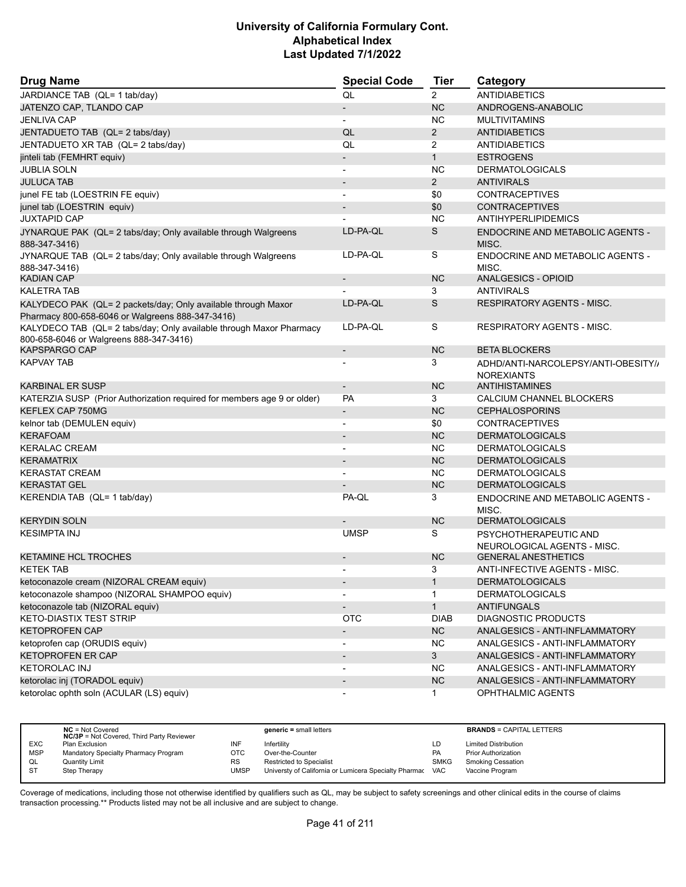# University of California Formulary Cont.
# Alphabetical Index
# Last Updated 7/1/2022

| Drug Name | Special Code | Tier | Category |
|---|---|---|---|
| JARDIANCE TAB (QL= 1 tab/day) | QL | 2 | ANTIDIABETICS |
| JATENZO CAP, TLANDO CAP | - | NC | ANDROGENS-ANABOLIC |
| JENLIVA CAP | - | NC | MULTIVITAMINS |
| JENTADUETO TAB (QL= 2 tabs/day) | QL | 2 | ANTIDIABETICS |
| JENTADUETO XR TAB (QL= 2 tabs/day) | QL | 2 | ANTIDIABETICS |
| jinteli tab (FEMHRT equiv) | - | 1 | ESTROGENS |
| JUBLIA SOLN | - | NC | DERMATOLOGICALS |
| JULUCA TAB | - | 2 | ANTIVIRALS |
| junel FE tab (LOESTRIN FE equiv) | - | $0 | CONTRACEPTIVES |
| junel tab (LOESTRIN equiv) | - | $0 | CONTRACEPTIVES |
| JUXTAPID CAP | - | NC | ANTIHYPERLIPIDEMICS |
| JYNARQUE PAK (QL= 2 tabs/day; Only available through Walgreens 888-347-3416) | LD-PA-QL | S | ENDOCRINE AND METABOLIC AGENTS - MISC. |
| JYNARQUE TAB (QL= 2 tabs/day; Only available through Walgreens 888-347-3416) | LD-PA-QL | S | ENDOCRINE AND METABOLIC AGENTS - MISC. |
| KADIAN CAP | - | NC | ANALGESICS - OPIOID |
| KALETRA TAB | - | 3 | ANTIVIRALS |
| KALYDECO PAK (QL= 2 packets/day; Only available through Maxor Pharmacy 800-658-6046 or Walgreens 888-347-3416) | LD-PA-QL | S | RESPIRATORY AGENTS - MISC. |
| KALYDECO TAB (QL= 2 tabs/day; Only available through Maxor Pharmacy 800-658-6046 or Walgreens 888-347-3416) | LD-PA-QL | S | RESPIRATORY AGENTS - MISC. |
| KAPSPARGO CAP | - | NC | BETA BLOCKERS |
| KAPVAY TAB | - | 3 | ADHD/ANTI-NARCOLEPSY/ANTI-OBESITY/ANOREXIANTS |
| KARBINAL ER SUSP | - | NC | ANTIHISTAMINES |
| KATERZIA SUSP (Prior Authorization required for members age 9 or older) | PA | 3 | CALCIUM CHANNEL BLOCKERS |
| KEFLEX CAP 750MG | - | NC | CEPHALOSPORINS |
| kelnor tab (DEMULEN equiv) | - | $0 | CONTRACEPTIVES |
| KERAFOAM | - | NC | DERMATOLOGICALS |
| KERALAC CREAM | - | NC | DERMATOLOGICALS |
| KERAMATRIX | - | NC | DERMATOLOGICALS |
| KERASTAT CREAM | - | NC | DERMATOLOGICALS |
| KERASTAT GEL | - | NC | DERMATOLOGICALS |
| KERENDIA TAB (QL= 1 tab/day) | PA-QL | 3 | ENDOCRINE AND METABOLIC AGENTS - MISC. |
| KERYDIN SOLN | - | NC | DERMATOLOGICALS |
| KESIMPTA INJ | UMSP | S | PSYCHOTHERAPEUTIC AND NEUROLOGICAL AGENTS - MISC. |
| KETAMINE HCL TROCHES | - | NC | GENERAL ANESTHETICS |
| KETEK TAB | - | 3 | ANTI-INFECTIVE AGENTS - MISC. |
| ketoconazole cream (NIZORAL CREAM equiv) | - | 1 | DERMATOLOGICALS |
| ketoconazole shampoo (NIZORAL SHAMPOO equiv) | - | 1 | DERMATOLOGICALS |
| ketoconazole tab (NIZORAL equiv) | - | 1 | ANTIFUNGALS |
| KETO-DIASTIX TEST STRIP | OTC | DIAB | DIAGNOSTIC PRODUCTS |
| KETOPROFEN CAP | - | NC | ANALGESICS - ANTI-INFLAMMATORY |
| ketoprofen cap (ORUDIS equiv) | - | NC | ANALGESICS - ANTI-INFLAMMATORY |
| KETOPROFEN ER CAP | - | 3 | ANALGESICS - ANTI-INFLAMMATORY |
| KETOROLAC INJ | - | NC | ANALGESICS - ANTI-INFLAMMATORY |
| ketorolac inj (TORADOL equiv) | - | NC | ANALGESICS - ANTI-INFLAMMATORY |
| ketorolac ophth soln (ACULAR (LS) equiv) | - | 1 | OPHTHALMIC AGENTS |

| | | | | | |
|---|---|---|---|---|---|
| **NC** = Not Covered<br>**NC/3P** = Not Covered, Third Party Reviewer | | **generic** = small letters | | **BRANDS** = CAPITAL LETTERS | |
| EXC | Plan Exclusion | INF | Infertility | LD | Limited Distribution |
| MSP | Mandatory Specialty Pharmacy Program | OTC | Over-the-Counter | PA | Prior Authorization |
| QL | Quantity Limit | RS | Restricted to Specialist | SMKG | Smoking Cessation |
| ST | Step Therapy | UMSP | Universty of California or Lumicera Specialty Pharmac | VAC | Vaccine Program |

Coverage of medications, including those not otherwise identified by qualifiers such as QL, may be subject to safety screenings and other clinical edits in the course of claims transaction processing.** Products listed may not be all inclusive and are subject to change.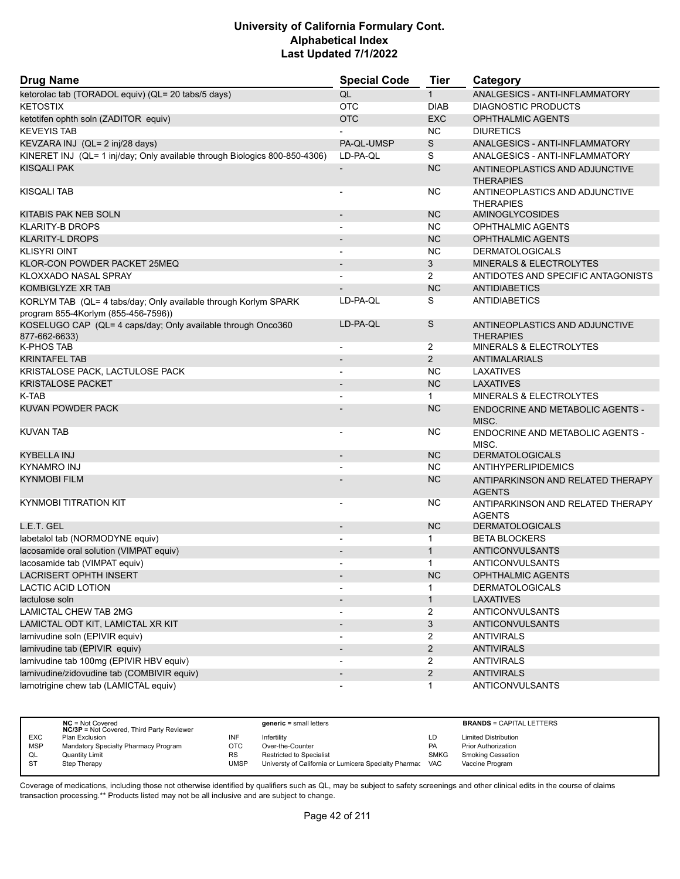# University of California Formulary Cont.
## Alphabetical Index
### Last Updated 7/1/2022

| Drug Name | Special Code | Tier | Category |
|---|---|---|---|
| ketorolac tab (TORADOL equiv) (QL= 20 tabs/5 days) | QL | 1 | ANALGESICS - ANTI-INFLAMMATORY |
| KETOSTIX | OTC | DIAB | DIAGNOSTIC PRODUCTS |
| ketotifen ophth soln (ZADITOR equiv) | OTC | EXC | OPHTHALMIC AGENTS |
| KEVEYIS TAB | - | NC | DIURETICS |
| KEVZARA INJ (QL= 2 inj/28 days) | PA-QL-UMSP | S | ANALGESICS - ANTI-INFLAMMATORY |
| KINERET INJ (QL= 1 inj/day; Only available through Biologics 800-850-4306) | LD-PA-QL | S | ANALGESICS - ANTI-INFLAMMATORY |
| KISQALI PAK | - | NC | ANTINEOPLASTICS AND ADJUNCTIVE THERAPIES |
| KISQALI TAB | - | NC | ANTINEOPLASTICS AND ADJUNCTIVE THERAPIES |
| KITABIS PAK NEB SOLN | - | NC | AMINOGLYCOSIDES |
| KLARITY-B DROPS | - | NC | OPHTHALMIC AGENTS |
| KLARITY-L DROPS | - | NC | OPHTHALMIC AGENTS |
| KLISYRI OINT | - | NC | DERMATOLOGICALS |
| KLOR-CON POWDER PACKET 25MEQ | - | 3 | MINERALS & ELECTROLYTES |
| KLOXXADO NASAL SPRAY | - | 2 | ANTIDOTES AND SPECIFIC ANTAGONISTS |
| KOMBIGLYZE XR TAB | - | NC | ANTIDIABETICS |
| KORLYM TAB (QL= 4 tabs/day; Only available through Korlym SPARK program 855-4Korlym (855-456-7596)) | LD-PA-QL | S | ANTIDIABETICS |
| KOSELUGO CAP (QL= 4 caps/day; Only available through Onco360 877-662-6633) | LD-PA-QL | S | ANTINEOPLASTICS AND ADJUNCTIVE THERAPIES |
| K-PHOS TAB | - | 2 | MINERALS & ELECTROLYTES |
| KRINTAFEL TAB | - | 2 | ANTIMALARIALS |
| KRISTALOSE PACK, LACTULOSE PACK | - | NC | LAXATIVES |
| KRISTALOSE PACKET | - | NC | LAXATIVES |
| K-TAB | - | 1 | MINERALS & ELECTROLYTES |
| KUVAN POWDER PACK | - | NC | ENDOCRINE AND METABOLIC AGENTS - MISC. |
| KUVAN TAB | - | NC | ENDOCRINE AND METABOLIC AGENTS - MISC. |
| KYBELLA INJ | - | NC | DERMATOLOGICALS |
| KYNAMRO INJ | - | NC | ANTIHYPERLIPIDEMICS |
| KYNMOBI FILM | - | NC | ANTIPARKINSON AND RELATED THERAPY AGENTS |
| KYNMOBI TITRATION KIT | - | NC | ANTIPARKINSON AND RELATED THERAPY AGENTS |
| L.E.T. GEL | - | NC | DERMATOLOGICALS |
| labetalol tab (NORMODYNE equiv) | - | 1 | BETA BLOCKERS |
| lacosamide oral solution (VIMPAT equiv) | - | 1 | ANTICONVULSANTS |
| lacosamide tab (VIMPAT equiv) | - | 1 | ANTICONVULSANTS |
| LACRISERT OPHTH INSERT | - | NC | OPHTHALMIC AGENTS |
| LACTIC ACID LOTION | - | 1 | DERMATOLOGICALS |
| lactulose soln | - | 1 | LAXATIVES |
| LAMICTAL CHEW TAB 2MG | - | 2 | ANTICONVULSANTS |
| LAMICTAL ODT KIT, LAMICTAL XR KIT | - | 3 | ANTICONVULSANTS |
| lamivudine soln (EPIVIR equiv) | - | 2 | ANTIVIRALS |
| lamivudine tab (EPIVIR equiv) | - | 2 | ANTIVIRALS |
| lamivudine tab 100mg (EPIVIR HBV equiv) | - | 2 | ANTIVIRALS |
| lamivudine/zidovudine tab (COMBIVIR equiv) | - | 2 | ANTIVIRALS |
| lamotrigine chew tab (LAMICTAL equiv) | - | 1 | ANTICONVULSANTS |

| | | | | | |
|---|---|---|---|---|---|
| | **NC** = Not Covered<br>**NC/3P** = Not Covered, Third Party Reviewer | | **generic =** small letters | | **BRANDS** = CAPITAL LETTERS |
| EXC | Plan Exclusion | INF | Infertility | LD | Limited Distribution |
| MSP | Mandatory Specialty Pharmacy Program | OTC | Over-the-Counter | PA | Prior Authorization |
| QL | Quantity Limit | RS | Restricted to Specialist | SMKG | Smoking Cessation |
| ST | Step Therapy | UMSP | Universty of California or Lumicera Specialty Pharmac | VAC | Vaccine Program |

Coverage of medications, including those not otherwise identified by qualifiers such as QL, may be subject to safety screenings and other clinical edits in the course of claims transaction processing.** Products listed may not be all inclusive and are subject to change.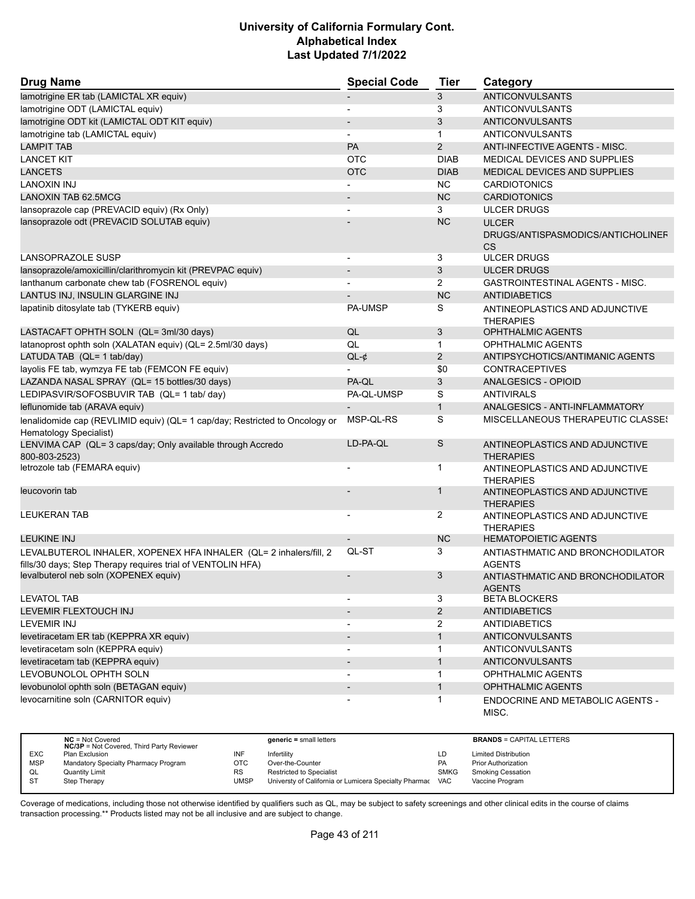| Drug Name | Special Code | Tier | Category |
|---|---|---|---|
| lamotrigine ER tab (LAMICTAL XR equiv) | - | 3 | ANTICONVULSANTS |
| lamotrigine ODT (LAMICTAL equiv) | - | 3 | ANTICONVULSANTS |
| lamotrigine ODT kit (LAMICTAL ODT KIT equiv) | - | 3 | ANTICONVULSANTS |
| lamotrigine tab (LAMICTAL equiv) | - | 1 | ANTICONVULSANTS |
| LAMPIT TAB | PA | 2 | ANTI-INFECTIVE AGENTS - MISC. |
| LANCET KIT | OTC | DIAB | MEDICAL DEVICES AND SUPPLIES |
| LANCETS | OTC | DIAB | MEDICAL DEVICES AND SUPPLIES |
| LANOXIN INJ | - | NC | CARDIOTONICS |
| LANOXIN TAB 62.5MCG | - | NC | CARDIOTONICS |
| lansoprazole cap (PREVACID equiv) (Rx Only) | - | 3 | ULCER DRUGS |
| lansoprazole odt (PREVACID SOLUTAB equiv) | - | NC | ULCER DRUGS/ANTISPASMODICS/ANTICHOLINERCS |
| LANSOPRAZOLE SUSP | - | 3 | ULCER DRUGS |
| lansoprazole/amoxicillin/clarithromycin kit (PREVPAC equiv) | - | 3 | ULCER DRUGS |
| lanthanum carbonate chew tab (FOSRENOL equiv) | - | 2 | GASTROINTESTINAL AGENTS - MISC. |
| LANTUS INJ, INSULIN GLARGINE INJ | - | NC | ANTIDIABETICS |
| lapatinib ditosylate tab (TYKERB equiv) | PA-UMSP | S | ANTINEOPLASTICS AND ADJUNCTIVE THERAPIES |
| LASTACAFT OPHTH SOLN (QL= 3ml/30 days) | QL | 3 | OPHTHALMIC AGENTS |
| latanoprost ophth soln (XALATAN equiv) (QL= 2.5ml/30 days) | QL | 1 | OPHTHALMIC AGENTS |
| LATUDA TAB (QL= 1 tab/day) | QL-¢ | 2 | ANTIPSYCHOTICS/ANTIMANIC AGENTS |
| layolis FE tab, wymzya FE tab (FEMCON FE equiv) | - | $0 | CONTRACEPTIVES |
| LAZANDA NASAL SPRAY (QL= 15 bottles/30 days) | PA-QL | 3 | ANALGESICS - OPIOID |
| LEDIPASVIR/SOFOSBUVIR TAB (QL= 1 tab/ day) | PA-QL-UMSP | S | ANTIVIRALS |
| leflunomide tab (ARAVA equiv) | - | 1 | ANALGESICS - ANTI-INFLAMMATORY |
| lenalidomide cap (REVLIMID equiv) (QL= 1 cap/day; Restricted to Oncology or Hematology Specialist) | MSP-QL-RS | S | MISCELLANEOUS THERAPEUTIC CLASSES |
| LENVIMA CAP (QL= 3 caps/day; Only available through Accredo 800-803-2523) | LD-PA-QL | S | ANTINEOPLASTICS AND ADJUNCTIVE THERAPIES |
| letrozole tab (FEMARA equiv) | - | 1 | ANTINEOPLASTICS AND ADJUNCTIVE THERAPIES |
| leucovorin tab | - | 1 | ANTINEOPLASTICS AND ADJUNCTIVE THERAPIES |
| LEUKERAN TAB | - | 2 | ANTINEOPLASTICS AND ADJUNCTIVE THERAPIES |
| LEUKINE INJ | - | NC | HEMATOPOIETIC AGENTS |
| LEVALBUTEROL INHALER, XOPENEX HFA INHALER (QL= 2 inhalers/fill, 2 fills/30 days; Step Therapy requires trial of VENTOLIN HFA) | QL-ST | 3 | ANTIASTHMATIC AND BRONCHODILATOR AGENTS |
| levalbuterol neb soln (XOPENEX equiv) | - | 3 | ANTIASTHMATIC AND BRONCHODILATOR AGENTS |
| LEVATOL TAB | - | 3 | BETA BLOCKERS |
| LEVEMIR FLEXTOUCH INJ | - | 2 | ANTIDIABETICS |
| LEVEMIR INJ | - | 2 | ANTIDIABETICS |
| levetiracetam ER tab (KEPPRA XR equiv) | - | 1 | ANTICONVULSANTS |
| levetiracetam soln (KEPPRA equiv) | - | 1 | ANTICONVULSANTS |
| levetiracetam tab (KEPPRA equiv) | - | 1 | ANTICONVULSANTS |
| LEVOBUNOLOL OPHTH SOLN | - | 1 | OPHTHALMIC AGENTS |
| levobunolol ophth soln (BETAGAN equiv) | - | 1 | OPHTHALMIC AGENTS |
| levocarnitine soln (CARNITOR equiv) | - | 1 | ENDOCRINE AND METABOLIC AGENTS - MISC. |

| | NC = Not Covered<br>NC/3P = Not Covered, Third Party Reviewer | | generic = small letters | | BRANDS = CAPITAL LETTERS |
|---|---|---|---|---|---|
| EXC | Plan Exclusion | INF | Infertility | LD | Limited Distribution |
| MSP | Mandatory Specialty Pharmacy Program | OTC | Over-the-Counter | PA | Prior Authorization |
| QL | Quantity Limit | RS | Restricted to Specialist | SMKG | Smoking Cessation |
| ST | Step Therapy | UMSP | University of California or Lumicera Specialty Pharmacy | VAC | Vaccine Program |

Coverage of medications, including those not otherwise identified by qualifiers such as QL, may be subject to safety screenings and other clinical edits in the course of claims transaction processing.** Products listed may not be all inclusive and are subject to change.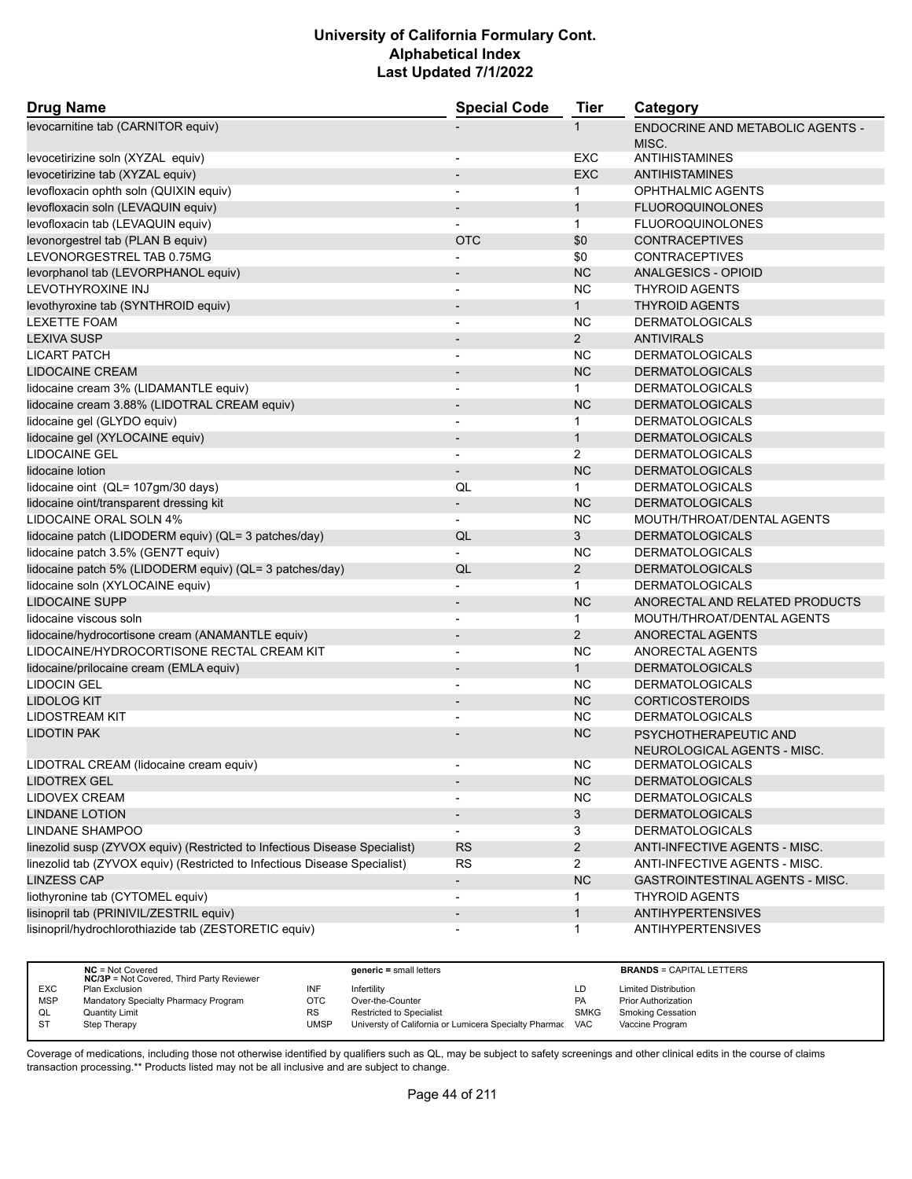| Drug Name | Special Code | Tier | Category |
|---|---|---|---|
| levocarnitine tab (CARNITOR equiv) | - | 1 | ENDOCRINE AND METABOLIC AGENTS - MISC. |
| levocetirizine soln (XYZAL equiv) | - | EXC | ANTIHISTAMINES |
| levocetirizine tab (XYZAL equiv) | - | EXC | ANTIHISTAMINES |
| levofloxacin ophth soln (QUIXIN equiv) | - | 1 | OPHTHALMIC AGENTS |
| levofloxacin soln (LEVAQUIN equiv) | - | 1 | FLUOROQUINOLONES |
| levofloxacin tab (LEVAQUIN equiv) | - | 1 | FLUOROQUINOLONES |
| levonorgestrel tab (PLAN B equiv) | OTC | $0 | CONTRACEPTIVES |
| LEVONORGESTREL TAB 0.75MG | - | $0 | CONTRACEPTIVES |
| levorphanol tab (LEVORPHANOL equiv) | - | NC | ANALGESICS - OPIOID |
| LEVOTHYROXINE INJ | - | NC | THYROID AGENTS |
| levothyroxine tab (SYNTHROID equiv) | - | 1 | THYROID AGENTS |
| LEXETTE FOAM | - | NC | DERMATOLOGICALS |
| LEXIVA SUSP | - | 2 | ANTIVIRALS |
| LICART PATCH | - | NC | DERMATOLOGICALS |
| LIDOCAINE CREAM | - | NC | DERMATOLOGICALS |
| lidocaine cream 3% (LIDAMANTLE equiv) | - | 1 | DERMATOLOGICALS |
| lidocaine cream 3.88% (LIDOTRAL CREAM equiv) | - | NC | DERMATOLOGICALS |
| lidocaine gel (GLYDO equiv) | - | 1 | DERMATOLOGICALS |
| lidocaine gel (XYLOCAINE equiv) | - | 1 | DERMATOLOGICALS |
| LIDOCAINE GEL | - | 2 | DERMATOLOGICALS |
| lidocaine lotion | - | NC | DERMATOLOGICALS |
| lidocaine oint (QL= 107gm/30 days) | QL | 1 | DERMATOLOGICALS |
| lidocaine oint/transparent dressing kit | - | NC | DERMATOLOGICALS |
| LIDOCAINE ORAL SOLN 4% | - | NC | MOUTH/THROAT/DENTAL AGENTS |
| lidocaine patch (LIDODERM equiv) (QL= 3 patches/day) | QL | 3 | DERMATOLOGICALS |
| lidocaine patch 3.5% (GEN7T equiv) | - | NC | DERMATOLOGICALS |
| lidocaine patch 5% (LIDODERM equiv) (QL= 3 patches/day) | QL | 2 | DERMATOLOGICALS |
| lidocaine soln (XYLOCAINE equiv) | - | 1 | DERMATOLOGICALS |
| LIDOCAINE SUPP | - | NC | ANORECTAL AND RELATED PRODUCTS |
| lidocaine viscous soln | - | 1 | MOUTH/THROAT/DENTAL AGENTS |
| lidocaine/hydrocortisone cream (ANAMANTLE equiv) | - | 2 | ANORECTAL AGENTS |
| LIDOCAINE/HYDROCORTISONE RECTAL CREAM KIT | - | NC | ANORECTAL AGENTS |
| lidocaine/prilocaine cream (EMLA equiv) | - | 1 | DERMATOLOGICALS |
| LIDOCIN GEL | - | NC | DERMATOLOGICALS |
| LIDOLOG KIT | - | NC | CORTICOSTEROIDS |
| LIDOSTREAM KIT | - | NC | DERMATOLOGICALS |
| LIDOTIN PAK | - | NC | PSYCHOTHERAPEUTIC AND NEUROLOGICAL AGENTS - MISC. |
| LIDOTRAL CREAM (lidocaine cream equiv) | - | NC | DERMATOLOGICALS |
| LIDOTREX GEL | - | NC | DERMATOLOGICALS |
| LIDOVEX CREAM | - | NC | DERMATOLOGICALS |
| LINDANE LOTION | - | 3 | DERMATOLOGICALS |
| LINDANE SHAMPOO | - | 3 | DERMATOLOGICALS |
| linezolid susp (ZYVOX equiv) (Restricted to Infectious Disease Specialist) | RS | 2 | ANTI-INFECTIVE AGENTS - MISC. |
| linezolid tab (ZYVOX equiv) (Restricted to Infectious Disease Specialist) | RS | 2 | ANTI-INFECTIVE AGENTS - MISC. |
| LINZESS CAP | - | NC | GASTROINTESTINAL AGENTS - MISC. |
| liothyronine tab (CYTOMEL equiv) | - | 1 | THYROID AGENTS |
| lisinopril tab (PRINIVIL/ZESTRIL equiv) | - | 1 | ANTIHYPERTENSIVES |
| lisinopril/hydrochlorothiazide tab (ZESTORETIC equiv) | - | 1 | ANTIHYPERTENSIVES |

| | | | | | |
|---|---|---|---|---|---|
| **NC** = Not Covered<br>**NC/3P** = Not Covered, Third Party Reviewer | | **generic =** small letters | | **BRANDS** = CAPITAL LETTERS | |
| EXC | Plan Exclusion | INF | Infertility | LD | Limited Distribution |
| MSP | Mandatory Specialty Pharmacy Program | OTC | Over-the-Counter | PA | Prior Authorization |
| QL | Quantity Limit | RS | Restricted to Specialist | SMKG | Smoking Cessation |
| ST | Step Therapy | UMSP | Universty of California or Lumicera Specialty Pharmac | VAC | Vaccine Program |

Coverage of medications, including those not otherwise identified by qualifiers such as QL, may be subject to safety screenings and other clinical edits in the course of claims transaction processing.** Products listed may not be all inclusive and are subject to change.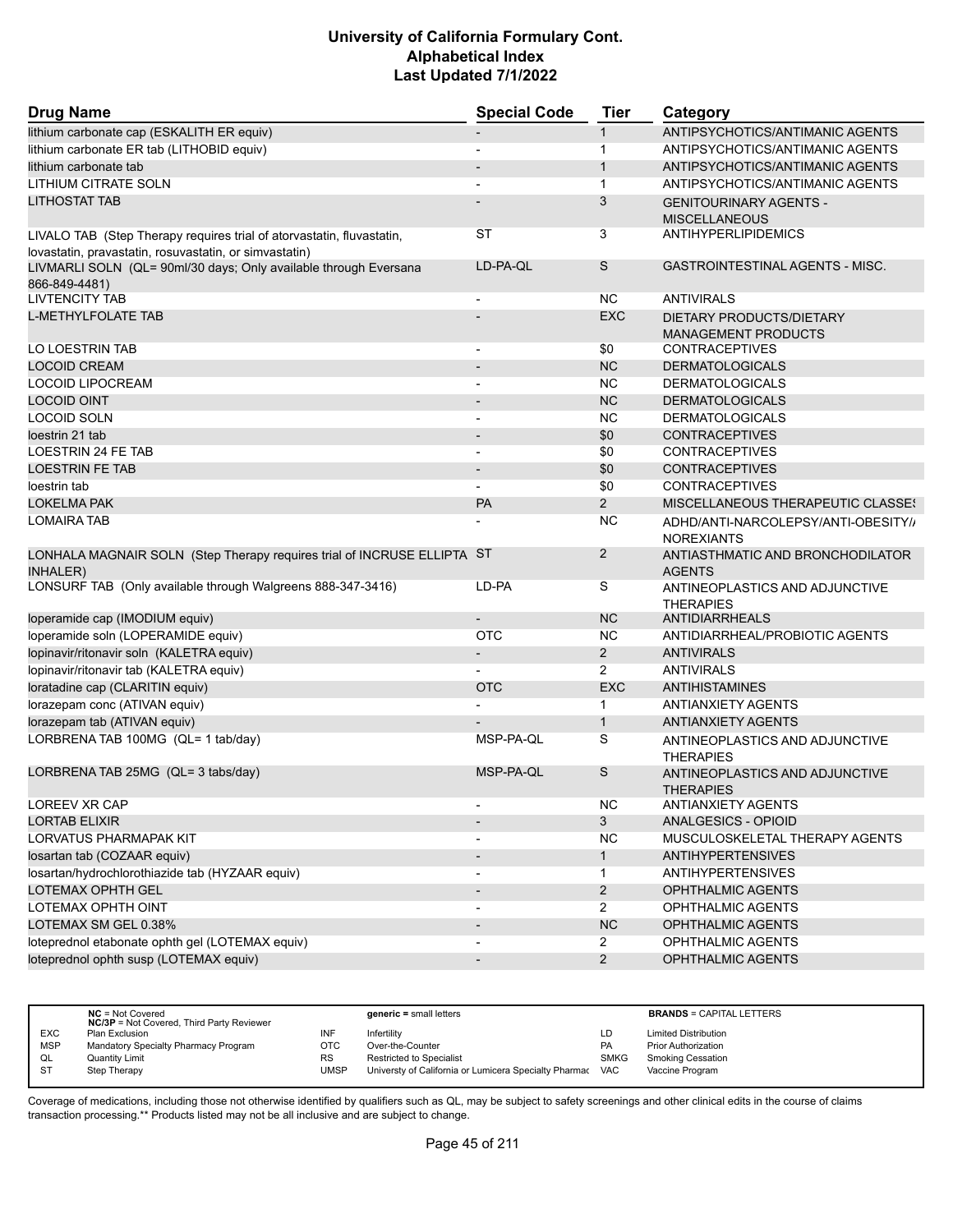# University of California Formulary Cont.
## Alphabetical Index
### Last Updated 7/1/2022

| Drug Name | Special Code | Tier | Category |
|---|---|---|---|
| lithium carbonate cap (ESKALITH ER equiv) | - | 1 | ANTIPSYCHOTICS/ANTIMANIC AGENTS |
| lithium carbonate ER tab (LITHOBID equiv) | - | 1 | ANTIPSYCHOTICS/ANTIMANIC AGENTS |
| lithium carbonate tab | - | 1 | ANTIPSYCHOTICS/ANTIMANIC AGENTS |
| LITHIUM CITRATE SOLN | - | 1 | ANTIPSYCHOTICS/ANTIMANIC AGENTS |
| LITHOSTAT TAB | - | 3 | GENITOURINARY AGENTS - MISCELLANEOUS |
| LIVALO TAB (Step Therapy requires trial of atorvastatin, fluvastatin, lovastatin, pravastatin, rosuvastatin, or simvastatin) | ST | 3 | ANTIHYPERLIPIDEMICS |
| LIVMARLI SOLN (QL= 90ml/30 days; Only available through Eversana 866-849-4481) | LD-PA-QL | S | GASTROINTESTINAL AGENTS - MISC. |
| LIVTENCITY TAB | - | NC | ANTIVIRALS |
| L-METHYLFOLATE TAB | - | EXC | DIETARY PRODUCTS/DIETARY MANAGEMENT PRODUCTS |
| LO LOESTRIN TAB | - | $0 | CONTRACEPTIVES |
| LOCOID CREAM | - | NC | DERMATOLOGICALS |
| LOCOID LIPOCREAM | - | NC | DERMATOLOGICALS |
| LOCOID OINT | - | NC | DERMATOLOGICALS |
| LOCOID SOLN | - | NC | DERMATOLOGICALS |
| loestrin 21 tab | - | $0 | CONTRACEPTIVES |
| LOESTRIN 24 FE TAB | - | $0 | CONTRACEPTIVES |
| LOESTRIN FE TAB | - | $0 | CONTRACEPTIVES |
| loestrin tab | - | $0 | CONTRACEPTIVES |
| LOKELMA PAK | PA | 2 | MISCELLANEOUS THERAPEUTIC CLASSES |
| LOMAIRA TAB | - | NC | ADHD/ANTI-NARCOLEPSY/ANTI-OBESITY/ANOREXIANTS |
| LONHALA MAGNAIR SOLN (Step Therapy requires trial of INCRUSE ELLIPTA INHALER) | ST | 2 | ANTIASTHMATIC AND BRONCHODILATOR AGENTS |
| LONSURF TAB (Only available through Walgreens 888-347-3416) | LD-PA | S | ANTINEOPLASTICS AND ADJUNCTIVE THERAPIES |
| loperamide cap (IMODIUM equiv) | - | NC | ANTIDIARRHEALS |
| loperamide soln (LOPERAMIDE equiv) | OTC | NC | ANTIDIARRHEAL/PROBIOTIC AGENTS |
| lopinavir/ritonavir soln (KALETRA equiv) | - | 2 | ANTIVIRALS |
| lopinavir/ritonavir tab (KALETRA equiv) | - | 2 | ANTIVIRALS |
| loratadine cap (CLARITIN equiv) | OTC | EXC | ANTIHISTAMINES |
| lorazepam conc (ATIVAN equiv) | - | 1 | ANTIANXIETY AGENTS |
| lorazepam tab (ATIVAN equiv) | - | 1 | ANTIANXIETY AGENTS |
| LORBRENA TAB 100MG (QL= 1 tab/day) | MSP-PA-QL | S | ANTINEOPLASTICS AND ADJUNCTIVE THERAPIES |
| LORBRENA TAB 25MG (QL= 3 tabs/day) | MSP-PA-QL | S | ANTINEOPLASTICS AND ADJUNCTIVE THERAPIES |
| LOREEV XR CAP | - | NC | ANTIANXIETY AGENTS |
| LORTAB ELIXIR | - | 3 | ANALGESICS - OPIOID |
| LORVATUS PHARMAPAK KIT | - | NC | MUSCULOSKELETAL THERAPY AGENTS |
| losartan tab (COZAAR equiv) | - | 1 | ANTIHYPERTENSIVES |
| losartan/hydrochlorothiazide tab (HYZAAR equiv) | - | 1 | ANTIHYPERTENSIVES |
| LOTEMAX OPHTH GEL | - | 2 | OPHTHALMIC AGENTS |
| LOTEMAX OPHTH OINT | - | 2 | OPHTHALMIC AGENTS |
| LOTEMAX SM GEL 0.38% | - | NC | OPHTHALMIC AGENTS |
| loteprednol etabonate ophth gel (LOTEMAX equiv) | - | 2 | OPHTHALMIC AGENTS |
| loteprednol ophth susp (LOTEMAX equiv) | - | 2 | OPHTHALMIC AGENTS |

| | | | | | |
|---|---|---|---|---|---|
| **NC** = Not Covered<br>**NC/3P** = Not Covered, Third Party Reviewer | | **generic =** small letters | | **BRANDS** = CAPITAL LETTERS | |
| EXC | Plan Exclusion | INF | Infertility | LD | Limited Distribution |
| MSP | Mandatory Specialty Pharmacy Program | OTC | Over-the-Counter | PA | Prior Authorization |
| QL | Quantity Limit | RS | Restricted to Specialist | SMKG | Smoking Cessation |
| ST | Step Therapy | UMSP | Universty of California or Lumicera Specialty Pharmac | VAC | Vaccine Program |

Coverage of medications, including those not otherwise identified by qualifiers such as QL, may be subject to safety screenings and other clinical edits in the course of claims transaction processing.** Products listed may not be all inclusive and are subject to change.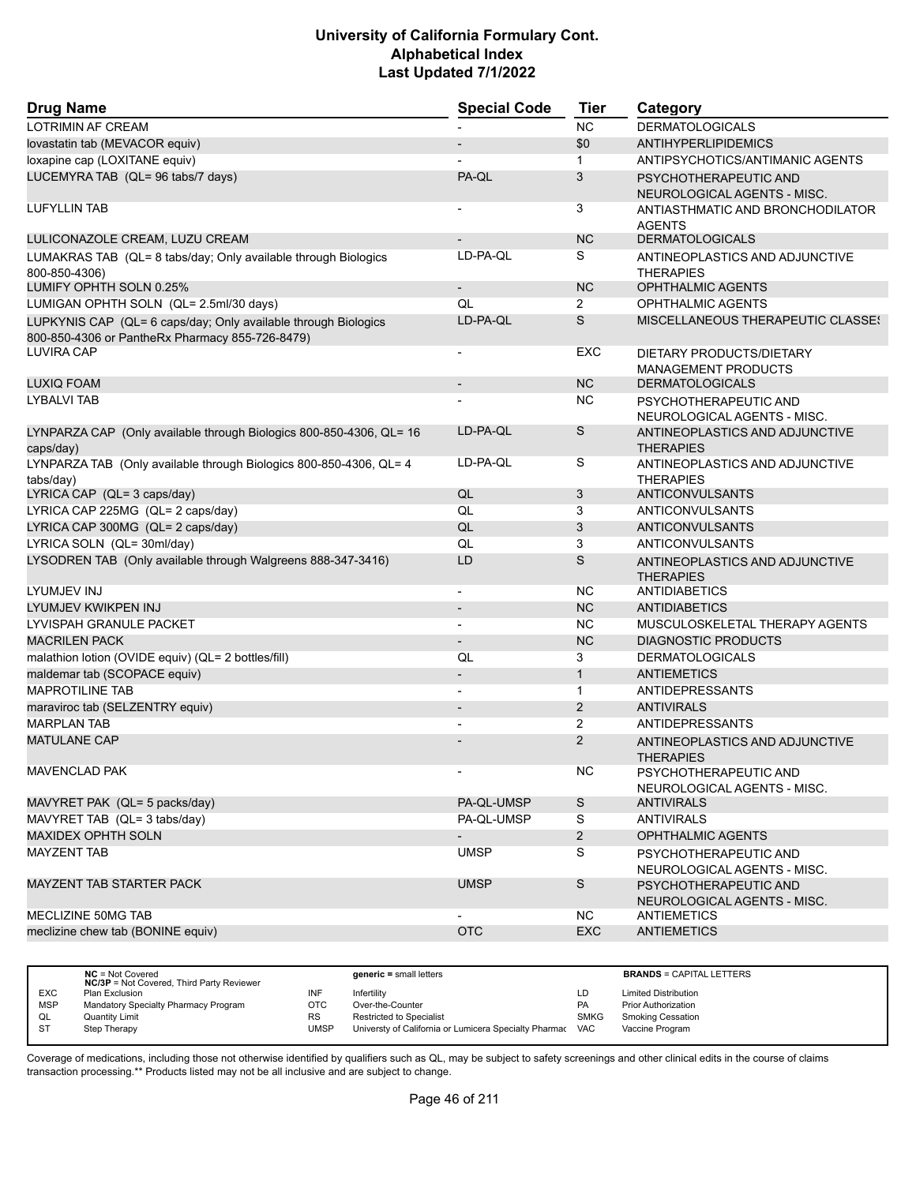# University of California Formulary Cont.
## Alphabetical Index
### Last Updated 7/1/2022

| Drug Name | Special Code | Tier | Category |
|---|---|---|---|
| LOTRIMIN AF CREAM | - | NC | DERMATOLOGICALS |
| lovastatin tab (MEVACOR equiv) | - | $0 | ANTIHYPERLIPIDEMICS |
| loxapine cap (LOXITANE equiv) | - | 1 | ANTIPSYCHOTICS/ANTIMANIC AGENTS |
| LUCEMYRA TAB (QL= 96 tabs/7 days) | PA-QL | 3 | PSYCHOTHERAPEUTIC AND NEUROLOGICAL AGENTS - MISC. |
| LUFYLLIN TAB | - | 3 | ANTIASTHMATIC AND BRONCHODILATOR AGENTS |
| LULICONAZOLE CREAM, LUZU CREAM | - | NC | DERMATOLOGICALS |
| LUMAKRAS TAB (QL= 8 tabs/day; Only available through Biologics 800-850-4306) | LD-PA-QL | S | ANTINEOPLASTICS AND ADJUNCTIVE THERAPIES |
| LUMIFY OPHTH SOLN 0.25% | - | NC | OPHTHALMIC AGENTS |
| LUMIGAN OPHTH SOLN (QL= 2.5ml/30 days) | QL | 2 | OPHTHALMIC AGENTS |
| LUPKYNIS CAP (QL= 6 caps/day; Only available through Biologics 800-850-4306 or PantheRx Pharmacy 855-726-8479) | LD-PA-QL | S | MISCELLANEOUS THERAPEUTIC CLASSES |
| LUVIRA CAP | - | EXC | DIETARY PRODUCTS/DIETARY MANAGEMENT PRODUCTS |
| LUXIQ FOAM | - | NC | DERMATOLOGICALS |
| LYBALVI TAB | - | NC | PSYCHOTHERAPEUTIC AND NEUROLOGICAL AGENTS - MISC. |
| LYNPARZA CAP (Only available through Biologics 800-850-4306, QL= 16 caps/day) | LD-PA-QL | S | ANTINEOPLASTICS AND ADJUNCTIVE THERAPIES |
| LYNPARZA TAB (Only available through Biologics 800-850-4306, QL= 4 tabs/day) | LD-PA-QL | S | ANTINEOPLASTICS AND ADJUNCTIVE THERAPIES |
| LYRICA CAP (QL= 3 caps/day) | QL | 3 | ANTICONVULSANTS |
| LYRICA CAP 225MG (QL= 2 caps/day) | QL | 3 | ANTICONVULSANTS |
| LYRICA CAP 300MG (QL= 2 caps/day) | QL | 3 | ANTICONVULSANTS |
| LYRICA SOLN (QL= 30ml/day) | QL | 3 | ANTICONVULSANTS |
| LYSODREN TAB (Only available through Walgreens 888-347-3416) | LD | S | ANTINEOPLASTICS AND ADJUNCTIVE THERAPIES |
| LYUMJEV INJ | - | NC | ANTIDIABETICS |
| LYUMJEV KWIKPEN INJ | - | NC | ANTIDIABETICS |
| LYVISPAH GRANULE PACKET | - | NC | MUSCULOSKELETAL THERAPY AGENTS |
| MACRILEN PACK | - | NC | DIAGNOSTIC PRODUCTS |
| malathion lotion (OVIDE equiv) (QL= 2 bottles/fill) | QL | 3 | DERMATOLOGICALS |
| maldemar tab (SCOPACE equiv) | - | 1 | ANTIEMETICS |
| MAPROTILINE TAB | - | 1 | ANTIDEPRESSANTS |
| maraviroc tab (SELZENTRY equiv) | - | 2 | ANTIVIRALS |
| MARPLAN TAB | - | 2 | ANTIDEPRESSANTS |
| MATULANE CAP | - | 2 | ANTINEOPLASTICS AND ADJUNCTIVE THERAPIES |
| MAVENCLAD PAK | - | NC | PSYCHOTHERAPEUTIC AND NEUROLOGICAL AGENTS - MISC. |
| MAVYRET PAK (QL= 5 packs/day) | PA-QL-UMSP | S | ANTIVIRALS |
| MAVYRET TAB (QL= 3 tabs/day) | PA-QL-UMSP | S | ANTIVIRALS |
| MAXIDEX OPHTH SOLN | - | 2 | OPHTHALMIC AGENTS |
| MAYZENT TAB | UMSP | S | PSYCHOTHERAPEUTIC AND NEUROLOGICAL AGENTS - MISC. |
| MAYZENT TAB STARTER PACK | UMSP | S | PSYCHOTHERAPEUTIC AND NEUROLOGICAL AGENTS - MISC. |
| MECLIZINE 50MG TAB | - | NC | ANTIEMETICS |
| meclizine chew tab (BONINE equiv) | OTC | EXC | ANTIEMETICS |

| | | | | | |
|---|---|---|---|---|---|
| **NC** = Not Covered<br>**NC/3P** = Not Covered, Third Party Reviewer | | **generic =** small letters | | **BRANDS** = CAPITAL LETTERS | |
| EXC | Plan Exclusion | INF | Infertility | LD | Limited Distribution |
| MSP | Mandatory Specialty Pharmacy Program | OTC | Over-the-Counter | PA | Prior Authorization |
| QL | Quantity Limit | RS | Restricted to Specialist | SMKG | Smoking Cessation |
| ST | Step Therapy | UMSP | Universty of California or Lumicera Specialty Pharmac | VAC | Vaccine Program |

Coverage of medications, including those not otherwise identified by qualifiers such as QL, may be subject to safety screenings and other clinical edits in the course of claims transaction processing.** Products listed may not be all inclusive and are subject to change.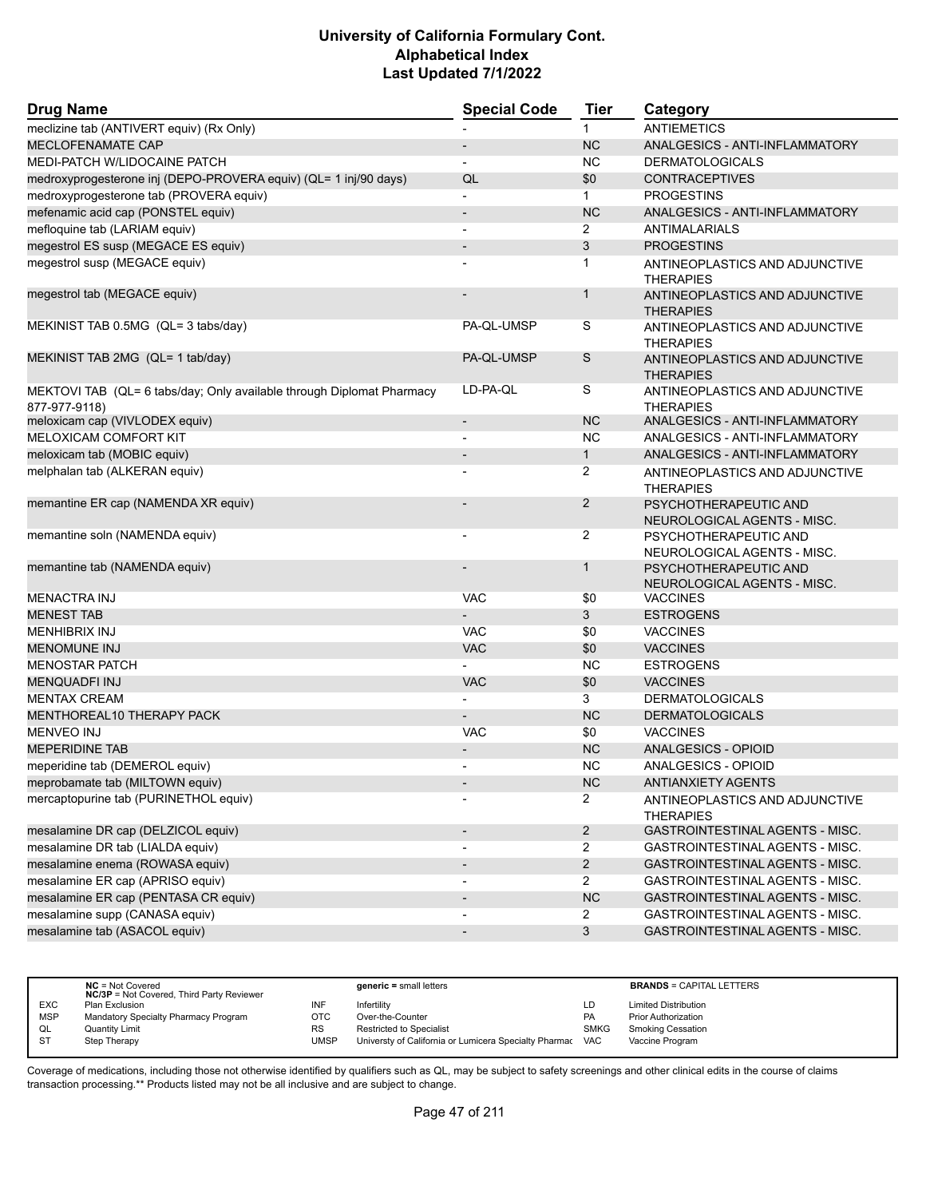# University of California Formulary Cont.
# Alphabetical Index
## Last Updated 7/1/2022

| Drug Name | Special Code | Tier | Category |
|---|---|---|---|
| meclizine tab (ANTIVERT equiv) (Rx Only) | - | 1 | ANTIEMETICS |
| MECLOFENAMATE CAP | - | NC | ANALGESICS - ANTI-INFLAMMATORY |
| MEDI-PATCH W/LIDOCAINE PATCH | - | NC | DERMATOLOGICALS |
| medroxyprogesterone inj (DEPO-PROVERA equiv) (QL= 1 inj/90 days) | QL | $0 | CONTRACEPTIVES |
| medroxyprogesterone tab (PROVERA equiv) | - | 1 | PROGESTINS |
| mefenamic acid cap (PONSTEL equiv) | - | NC | ANALGESICS - ANTI-INFLAMMATORY |
| mefloquine tab (LARIAM equiv) | - | 2 | ANTIMALARIALS |
| megestrol ES susp (MEGACE ES equiv) | - | 3 | PROGESTINS |
| megestrol susp (MEGACE equiv) | - | 1 | ANTINEOPLASTICS AND ADJUNCTIVE THERAPIES |
| megestrol tab (MEGACE equiv) | - | 1 | ANTINEOPLASTICS AND ADJUNCTIVE THERAPIES |
| MEKINIST TAB 0.5MG (QL= 3 tabs/day) | PA-QL-UMSP | S | ANTINEOPLASTICS AND ADJUNCTIVE THERAPIES |
| MEKINIST TAB 2MG (QL= 1 tab/day) | PA-QL-UMSP | S | ANTINEOPLASTICS AND ADJUNCTIVE THERAPIES |
| MEKTOVI TAB (QL= 6 tabs/day; Only available through Diplomat Pharmacy 877-977-9118) | LD-PA-QL | S | ANTINEOPLASTICS AND ADJUNCTIVE THERAPIES |
| meloxicam cap (VIVLODEX equiv) | - | NC | ANALGESICS - ANTI-INFLAMMATORY |
| MELOXICAM COMFORT KIT | - | NC | ANALGESICS - ANTI-INFLAMMATORY |
| meloxicam tab (MOBIC equiv) | - | 1 | ANALGESICS - ANTI-INFLAMMATORY |
| melphalan tab (ALKERAN equiv) | - | 2 | ANTINEOPLASTICS AND ADJUNCTIVE THERAPIES |
| memantine ER cap (NAMENDA XR equiv) | - | 2 | PSYCHOTHERAPEUTIC AND NEUROLOGICAL AGENTS - MISC. |
| memantine soln (NAMENDA equiv) | - | 2 | PSYCHOTHERAPEUTIC AND NEUROLOGICAL AGENTS - MISC. |
| memantine tab (NAMENDA equiv) | - | 1 | PSYCHOTHERAPEUTIC AND NEUROLOGICAL AGENTS - MISC. |
| MENACTRA INJ | VAC | $0 | VACCINES |
| MENEST TAB | - | 3 | ESTROGENS |
| MENHIBRIX INJ | VAC | $0 | VACCINES |
| MENOMUNE INJ | VAC | $0 | VACCINES |
| MENOSTAR PATCH | - | NC | ESTROGENS |
| MENQUADFI INJ | VAC | $0 | VACCINES |
| MENTAX CREAM | - | 3 | DERMATOLOGICALS |
| MENTHOREAL10 THERAPY PACK | - | NC | DERMATOLOGICALS |
| MENVEO INJ | VAC | $0 | VACCINES |
| MEPERIDINE TAB | - | NC | ANALGESICS - OPIOID |
| meperidine tab (DEMEROL equiv) | - | NC | ANALGESICS - OPIOID |
| meprobamate tab (MILTOWN equiv) | - | NC | ANTIANXIETY AGENTS |
| mercaptopurine tab (PURINETHOL equiv) | - | 2 | ANTINEOPLASTICS AND ADJUNCTIVE THERAPIES |
| mesalamine DR cap (DELZICOL equiv) | - | 2 | GASTROINTESTINAL AGENTS - MISC. |
| mesalamine DR tab (LIALDA equiv) | - | 2 | GASTROINTESTINAL AGENTS - MISC. |
| mesalamine enema (ROWASA equiv) | - | 2 | GASTROINTESTINAL AGENTS - MISC. |
| mesalamine ER cap (APRISO equiv) | - | 2 | GASTROINTESTINAL AGENTS - MISC. |
| mesalamine ER cap (PENTASA CR equiv) | - | NC | GASTROINTESTINAL AGENTS - MISC. |
| mesalamine supp (CANASA equiv) | - | 2 | GASTROINTESTINAL AGENTS - MISC. |
| mesalamine tab (ASACOL equiv) | - | 3 | GASTROINTESTINAL AGENTS - MISC. |

| | | | | | |
|---|---|---|---|---|---|
| | **NC** = Not Covered<br>**NC/3P** = Not Covered, Third Party Reviewer | | **generic** = small letters | | **BRANDS** = CAPITAL LETTERS |
| EXC | Plan Exclusion | INF | Infertility | LD | Limited Distribution |
| MSP | Mandatory Specialty Pharmacy Program | OTC | Over-the-Counter | PA | Prior Authorization |
| QL | Quantity Limit | RS | Restricted to Specialist | SMKG | Smoking Cessation |
| ST | Step Therapy | UMSP | Universty of California or Lumicera Specialty Pharmac | VAC | Vaccine Program |

Coverage of medications, including those not otherwise identified by qualifiers such as QL, may be subject to safety screenings and other clinical edits in the course of claims transaction processing.** Products listed may not be all inclusive and are subject to change.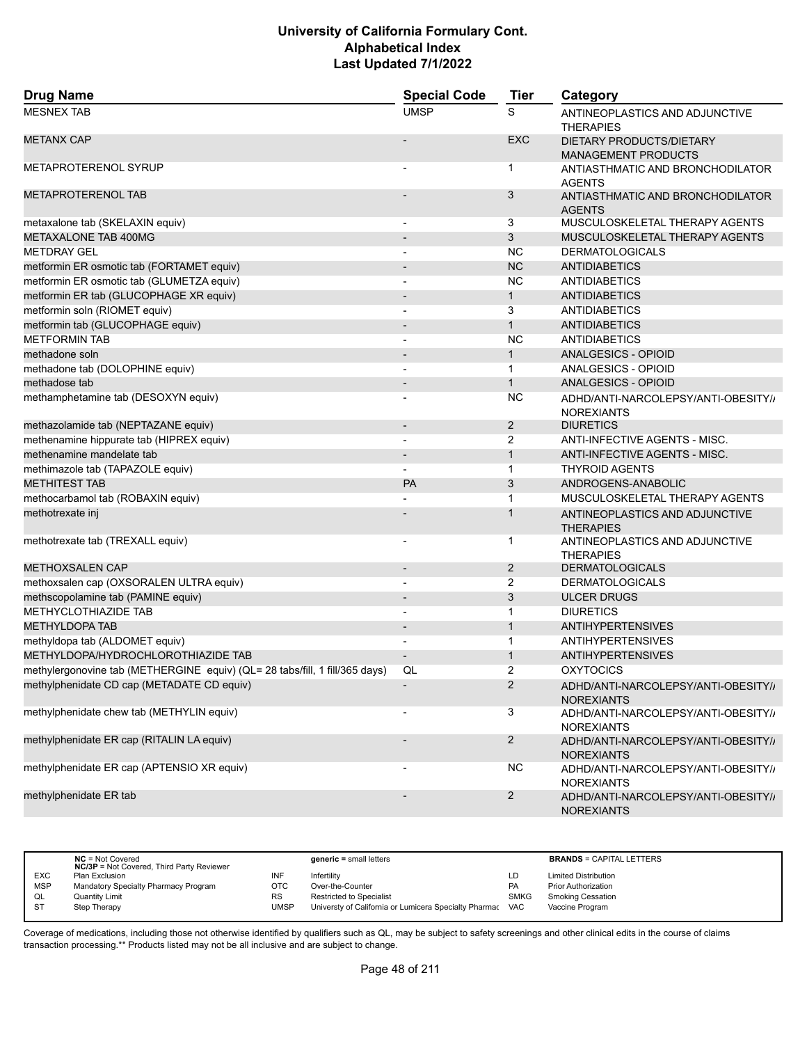| Drug Name | Special Code | Tier | Category |
|---|---|---|---|
| MESNEX TAB | UMSP | S | ANTINEOPLASTICS AND ADJUNCTIVE THERAPIES |
| METANX CAP | - | EXC | DIETARY PRODUCTS/DIETARY MANAGEMENT PRODUCTS |
| METAPROTERENOL SYRUP | - | 1 | ANTIASTHMATIC AND BRONCHODILATOR AGENTS |
| METAPROTERENOL TAB | - | 3 | ANTIASTHMATIC AND BRONCHODILATOR AGENTS |
| metaxalone tab (SKELAXIN equiv) | - | 3 | MUSCULOSKELETAL THERAPY AGENTS |
| METAXALONE TAB 400MG | - | 3 | MUSCULOSKELETAL THERAPY AGENTS |
| METDRAY GEL | - | NC | DERMATOLOGICALS |
| metformin ER osmotic tab (FORTAMET equiv) | - | NC | ANTIDIABETICS |
| metformin ER osmotic tab (GLUMETZA equiv) | - | NC | ANTIDIABETICS |
| metformin ER tab (GLUCOPHAGE XR equiv) | - | 1 | ANTIDIABETICS |
| metformin soln (RIOMET equiv) | - | 3 | ANTIDIABETICS |
| metformin tab (GLUCOPHAGE equiv) | - | 1 | ANTIDIABETICS |
| METFORMIN TAB | - | NC | ANTIDIABETICS |
| methadone soln | - | 1 | ANALGESICS - OPIOID |
| methadone tab (DOLOPHINE equiv) | - | 1 | ANALGESICS - OPIOID |
| methadose tab | - | 1 | ANALGESICS - OPIOID |
| methamphetamine tab (DESOXYN equiv) | - | NC | ADHD/ANTI-NARCOLEPSY/ANTI-OBESITY/ANOREXIANTS |
| methazolamide tab (NEPTAZANE equiv) | - | 2 | DIURETICS |
| methenamine hippurate tab (HIPREX equiv) | - | 2 | ANTI-INFECTIVE AGENTS - MISC. |
| methenamine mandelate tab | - | 1 | ANTI-INFECTIVE AGENTS - MISC. |
| methimazole tab (TAPAZOLE equiv) | - | 1 | THYROID AGENTS |
| METHITEST TAB | PA | 3 | ANDROGENS-ANABOLIC |
| methocarbamol tab (ROBAXIN equiv) | - | 1 | MUSCULOSKELETAL THERAPY AGENTS |
| methotrexate inj | - | 1 | ANTINEOPLASTICS AND ADJUNCTIVE THERAPIES |
| methotrexate tab (TREXALL equiv) | - | 1 | ANTINEOPLASTICS AND ADJUNCTIVE THERAPIES |
| METHOXSALEN CAP | - | 2 | DERMATOLOGICALS |
| methoxsalen cap (OXSORALEN ULTRA equiv) | - | 2 | DERMATOLOGICALS |
| methscopolamine tab (PAMINE equiv) | - | 3 | ULCER DRUGS |
| METHYCLOTHIAZIDE TAB | - | 1 | DIURETICS |
| METHYLDOPA TAB | - | 1 | ANTIHYPERTENSIVES |
| methyldopa tab (ALDOMET equiv) | - | 1 | ANTIHYPERTENSIVES |
| METHYLDOPA/HYDROCHLOROTHIAZIDE TAB | - | 1 | ANTIHYPERTENSIVES |
| methylergonovine tab (METHERGINE equiv) (QL= 28 tabs/fill, 1 fill/365 days) | QL | 2 | OXYTOCICS |
| methylphenidate CD cap (METADATE CD equiv) | - | 2 | ADHD/ANTI-NARCOLEPSY/ANTI-OBESITY/ANOREXIANTS |
| methylphenidate chew tab (METHYLIN equiv) | - | 3 | ADHD/ANTI-NARCOLEPSY/ANTI-OBESITY/ANOREXIANTS |
| methylphenidate ER cap (RITALIN LA equiv) | - | 2 | ADHD/ANTI-NARCOLEPSY/ANTI-OBESITY/ANOREXIANTS |
| methylphenidate ER cap (APTENSIO XR equiv) | - | NC | ADHD/ANTI-NARCOLEPSY/ANTI-OBESITY/ANOREXIANTS |
| methylphenidate ER tab | - | 2 | ADHD/ANTI-NARCOLEPSY/ANTI-OBESITY/ANOREXIANTS |

| | | | | | |
|---|---|---|---|---|---|
| | **NC** = Not Covered<br>**NC/3P** = Not Covered, Third Party Reviewer | | **generic =** small letters | | **BRANDS** = CAPITAL LETTERS |
| EXC | Plan Exclusion | INF | Infertility | LD | Limited Distribution |
| MSP | Mandatory Specialty Pharmacy Program | OTC | Over-the-Counter | PA | Prior Authorization |
| QL | Quantity Limit | RS | Restricted to Specialist | SMKG | Smoking Cessation |
| ST | Step Therapy | UMSP | Universty of California or Lumicera Specialty Pharmac | VAC | Vaccine Program |

Coverage of medications, including those not otherwise identified by qualifiers such as QL, may be subject to safety screenings and other clinical edits in the course of claims transaction processing.** Products listed may not be all inclusive and are subject to change.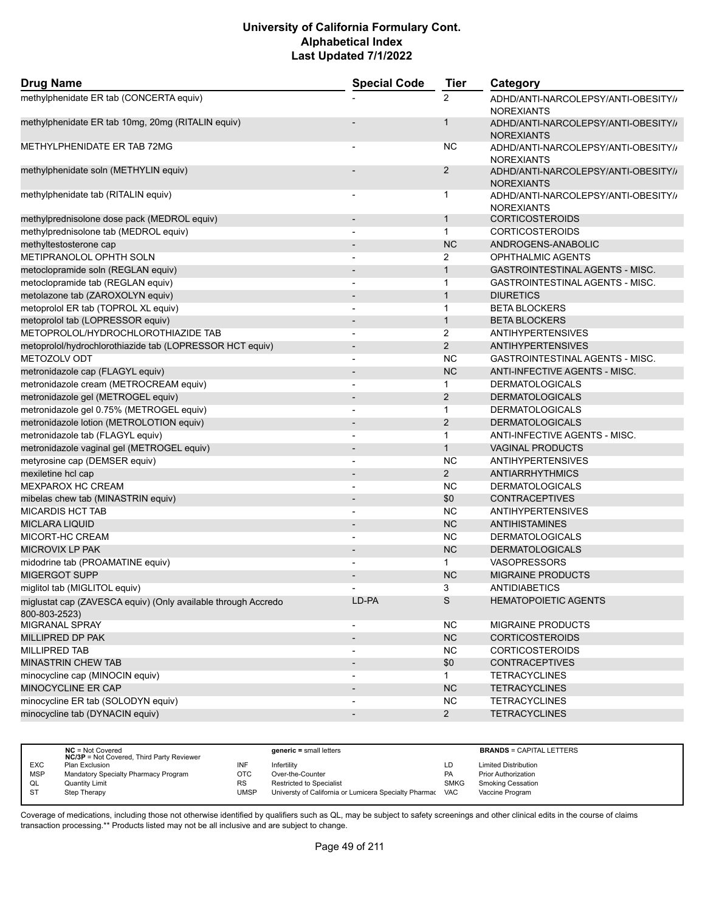# University of California Formulary Cont.
## Alphabetical Index
### Last Updated 7/1/2022

| Drug Name | Special Code | Tier | Category |
|---|---|---|---|
| methylphenidate ER tab (CONCERTA equiv) | - | 2 | ADHD/ANTI-NARCOLEPSY/ANTI-OBESITY/ANOREXIANTS |
| methylphenidate ER tab 10mg, 20mg (RITALIN equiv) | - | 1 | ADHD/ANTI-NARCOLEPSY/ANTI-OBESITY/ANOREXIANTS |
| METHYLPHENIDATE ER TAB 72MG | - | NC | ADHD/ANTI-NARCOLEPSY/ANTI-OBESITY/ANOREXIANTS |
| methylphenidate soln (METHYLIN equiv) | - | 2 | ADHD/ANTI-NARCOLEPSY/ANTI-OBESITY/ANOREXIANTS |
| methylphenidate tab (RITALIN equiv) | - | 1 | ADHD/ANTI-NARCOLEPSY/ANTI-OBESITY/ANOREXIANTS |
| methylprednisolone dose pack (MEDROL equiv) | - | 1 | CORTICOSTEROIDS |
| methylprednisolone tab (MEDROL equiv) | - | 1 | CORTICOSTEROIDS |
| methyltestosterone cap | - | NC | ANDROGENS-ANABOLIC |
| METIPRANOLOL OPHTH SOLN | - | 2 | OPHTHALMIC AGENTS |
| metoclopramide soln (REGLAN equiv) | - | 1 | GASTROINTESTINAL AGENTS - MISC. |
| metoclopramide tab (REGLAN equiv) | - | 1 | GASTROINTESTINAL AGENTS - MISC. |
| metolazone tab (ZAROXOLYN equiv) | - | 1 | DIURETICS |
| metoprolol ER tab (TOPROL XL equiv) | - | 1 | BETA BLOCKERS |
| metoprolol tab (LOPRESSOR equiv) | - | 1 | BETA BLOCKERS |
| METOPROLOL/HYDROCHLOROTHIAZIDE TAB | - | 2 | ANTIHYPERTENSIVES |
| metoprolol/hydrochlorothiazide tab (LOPRESSOR HCT equiv) | - | 2 | ANTIHYPERTENSIVES |
| METOZOLV ODT | - | NC | GASTROINTESTINAL AGENTS - MISC. |
| metronidazole cap (FLAGYL equiv) | - | NC | ANTI-INFECTIVE AGENTS - MISC. |
| metronidazole cream (METROCREAM equiv) | - | 1 | DERMATOLOGICALS |
| metronidazole gel (METROGEL equiv) | - | 2 | DERMATOLOGICALS |
| metronidazole gel 0.75% (METROGEL equiv) | - | 1 | DERMATOLOGICALS |
| metronidazole lotion (METROLOTION equiv) | - | 2 | DERMATOLOGICALS |
| metronidazole tab (FLAGYL equiv) | - | 1 | ANTI-INFECTIVE AGENTS - MISC. |
| metronidazole vaginal gel (METROGEL equiv) | - | 1 | VAGINAL PRODUCTS |
| metyrosine cap (DEMSER equiv) | - | NC | ANTIHYPERTENSIVES |
| mexiletine hcl cap | - | 2 | ANTIARRHYTHMICS |
| MEXPAROX HC CREAM | - | NC | DERMATOLOGICALS |
| mibelas chew tab (MINASTRIN equiv) | - | $0 | CONTRACEPTIVES |
| MICARDIS HCT TAB | - | NC | ANTIHYPERTENSIVES |
| MICLARA LIQUID | - | NC | ANTIHISTAMINES |
| MICORT-HC CREAM | - | NC | DERMATOLOGICALS |
| MICROVIX LP PAK | - | NC | DERMATOLOGICALS |
| midodrine tab (PROAMATINE equiv) | - | 1 | VASOPRESSORS |
| MIGERGOT SUPP | - | NC | MIGRAINE PRODUCTS |
| miglitol tab (MIGLITOL equiv) | - | 3 | ANTIDIABETICS |
| miglustat cap (ZAVESCA equiv) (Only available through Accredo 800-803-2523) | LD-PA | S | HEMATOPOIETIC AGENTS |
| MIGRANAL SPRAY | - | NC | MIGRAINE PRODUCTS |
| MILLIPRED DP PAK | - | NC | CORTICOSTEROIDS |
| MILLIPRED TAB | - | NC | CORTICOSTEROIDS |
| MINASTRIN CHEW TAB | - | $0 | CONTRACEPTIVES |
| minocycline cap (MINOCIN equiv) | - | 1 | TETRACYCLINES |
| MINOCYCLINE ER CAP | - | NC | TETRACYCLINES |
| minocycline ER tab (SOLODYN equiv) | - | NC | TETRACYCLINES |
| minocycline tab (DYNACIN equiv) | - | 2 | TETRACYCLINES |

| | | | | | |
|---|---|---|---|---|---|
| | **NC** = Not Covered<br>**NC/3P** = Not Covered, Third Party Reviewer | | **generic =** small letters | | **BRANDS** = CAPITAL LETTERS |
| EXC | Plan Exclusion | INF | Infertility | LD | Limited Distribution |
| MSP | Mandatory Specialty Pharmacy Program | OTC | Over-the-Counter | PA | Prior Authorization |
| QL | Quantity Limit | RS | Restricted to Specialist | SMKG | Smoking Cessation |
| ST | Step Therapy | UMSP | Universty of California or Lumicera Specialty Pharmac | VAC | Vaccine Program |

Coverage of medications, including those not otherwise identified by qualifiers such as QL, may be subject to safety screenings and other clinical edits in the course of claims transaction processing.** Products listed may not be all inclusive and are subject to change.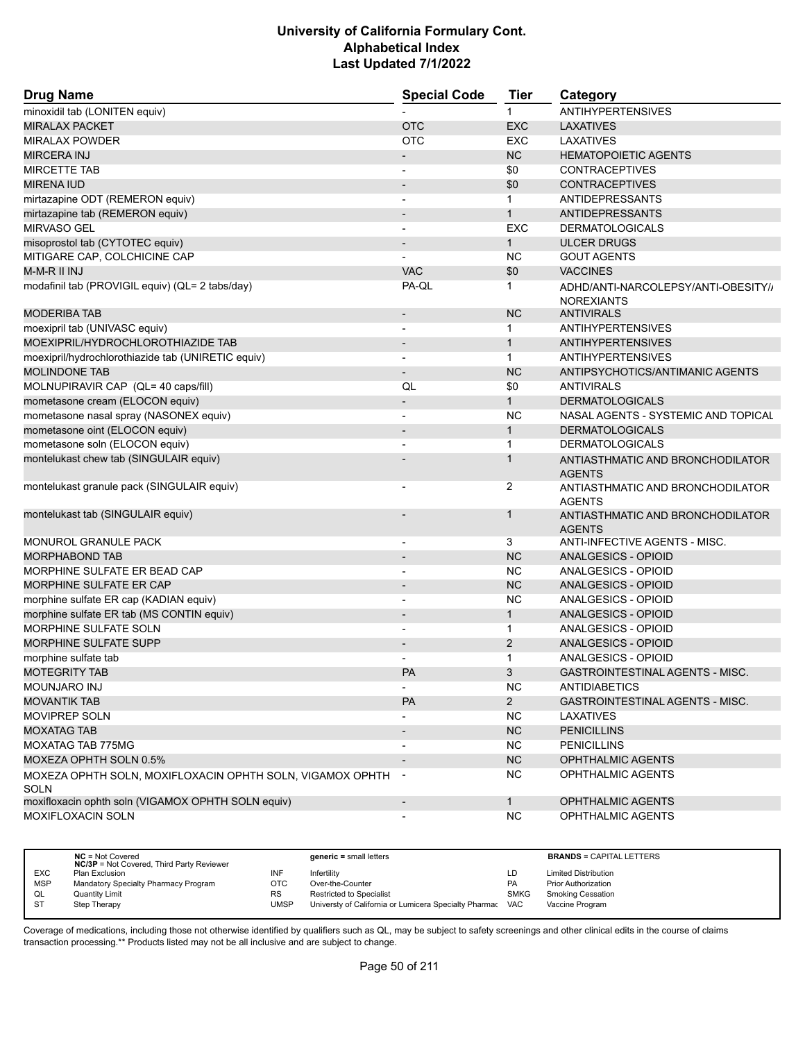| Drug Name | Special Code | Tier | Category |
|---|---|---|---|
| minoxidil tab (LONITEN equiv) | - | 1 | ANTIHYPERTENSIVES |
| MIRALAX PACKET | OTC | EXC | LAXATIVES |
| MIRALAX POWDER | OTC | EXC | LAXATIVES |
| MIRCERA INJ | - | NC | HEMATOPOIETIC AGENTS |
| MIRCETTE TAB | - | $0 | CONTRACEPTIVES |
| MIRENA IUD | - | $0 | CONTRACEPTIVES |
| mirtazapine ODT (REMERON equiv) | - | 1 | ANTIDEPRESSANTS |
| mirtazapine tab (REMERON equiv) | - | 1 | ANTIDEPRESSANTS |
| MIRVASO GEL | - | EXC | DERMATOLOGICALS |
| misoprostol tab (CYTOTEC equiv) | - | 1 | ULCER DRUGS |
| MITIGARE CAP, COLCHICINE CAP | - | NC | GOUT AGENTS |
| M-M-R II INJ | VAC | $0 | VACCINES |
| modafinil tab (PROVIGIL equiv) (QL= 2 tabs/day) | PA-QL | 1 | ADHD/ANTI-NARCOLEPSY/ANTI-OBESITY/ NOREXIANTS |
| MODERIBA TAB | - | NC | ANTIVIRALS |
| moexipril tab (UNIVASC equiv) | - | 1 | ANTIHYPERTENSIVES |
| MOEXIPRIL/HYDROCHLOROTHIAZIDE TAB | - | 1 | ANTIHYPERTENSIVES |
| moexipril/hydrochlorothiazide tab (UNIRETIC equiv) | - | 1 | ANTIHYPERTENSIVES |
| MOLINDONE TAB | - | NC | ANTIPSYCHOTICS/ANTIMANIC AGENTS |
| MOLNUPIRAVIR CAP (QL= 40 caps/fill) | QL | $0 | ANTIVIRALS |
| mometasone cream (ELOCON equiv) | - | 1 | DERMATOLOGICALS |
| mometasone nasal spray (NASONEX equiv) | - | NC | NASAL AGENTS - SYSTEMIC AND TOPICAL |
| mometasone oint (ELOCON equiv) | - | 1 | DERMATOLOGICALS |
| mometasone soln (ELOCON equiv) | - | 1 | DERMATOLOGICALS |
| montelukast chew tab (SINGULAIR equiv) | - | 1 | ANTIASTHMATIC AND BRONCHODILATOR AGENTS |
| montelukast granule pack (SINGULAIR equiv) | - | 2 | ANTIASTHMATIC AND BRONCHODILATOR AGENTS |
| montelukast tab (SINGULAIR equiv) | - | 1 | ANTIASTHMATIC AND BRONCHODILATOR AGENTS |
| MONUROL GRANULE PACK | - | 3 | ANTI-INFECTIVE AGENTS - MISC. |
| MORPHABOND TAB | - | NC | ANALGESICS - OPIOID |
| MORPHINE SULFATE ER BEAD CAP | - | NC | ANALGESICS - OPIOID |
| MORPHINE SULFATE ER CAP | - | NC | ANALGESICS - OPIOID |
| morphine sulfate ER cap (KADIAN equiv) | - | NC | ANALGESICS - OPIOID |
| morphine sulfate ER tab (MS CONTIN equiv) | - | 1 | ANALGESICS - OPIOID |
| MORPHINE SULFATE SOLN | - | 1 | ANALGESICS - OPIOID |
| MORPHINE SULFATE SUPP | - | 2 | ANALGESICS - OPIOID |
| morphine sulfate tab | - | 1 | ANALGESICS - OPIOID |
| MOTEGRITY TAB | PA | 3 | GASTROINTESTINAL AGENTS - MISC. |
| MOUNJARO INJ | - | NC | ANTIDIABETICS |
| MOVANTIK TAB | PA | 2 | GASTROINTESTINAL AGENTS - MISC. |
| MOVIPREP SOLN | - | NC | LAXATIVES |
| MOXATAG TAB | - | NC | PENICILLINS |
| MOXATAG TAB 775MG | - | NC | PENICILLINS |
| MOXEZA OPHTH SOLN 0.5% | - | NC | OPHTHALMIC AGENTS |
| MOXEZA OPHTH SOLN, MOXIFLOXACIN OPHTH SOLN, VIGAMOX OPHTH SOLN | - | NC | OPHTHALMIC AGENTS |
| moxifloxacin ophth soln (VIGAMOX OPHTH SOLN equiv) | - | 1 | OPHTHALMIC AGENTS |
| MOXIFLOXACIN SOLN | - | NC | OPHTHALMIC AGENTS |

| | NC = Not Covered<br>NC/3P = Not Covered, Third Party Reviewer | | generic = small letters | | BRANDS = CAPITAL LETTERS |
|---|---|---|---|---|---|
| EXC | Plan Exclusion | INF | Infertility | LD | Limited Distribution |
| MSP | Mandatory Specialty Pharmacy Program | OTC | Over-the-Counter | PA | Prior Authorization |
| QL | Quantity Limit | RS | Restricted to Specialist | SMKG | Smoking Cessation |
| ST | Step Therapy | UMSP | Universty of California or Lumicera Specialty Pharmac | VAC | Vaccine Program |

Coverage of medications, including those not otherwise identified by qualifiers such as QL, may be subject to safety screenings and other clinical edits in the course of claims transaction processing.** Products listed may not be all inclusive and are subject to change.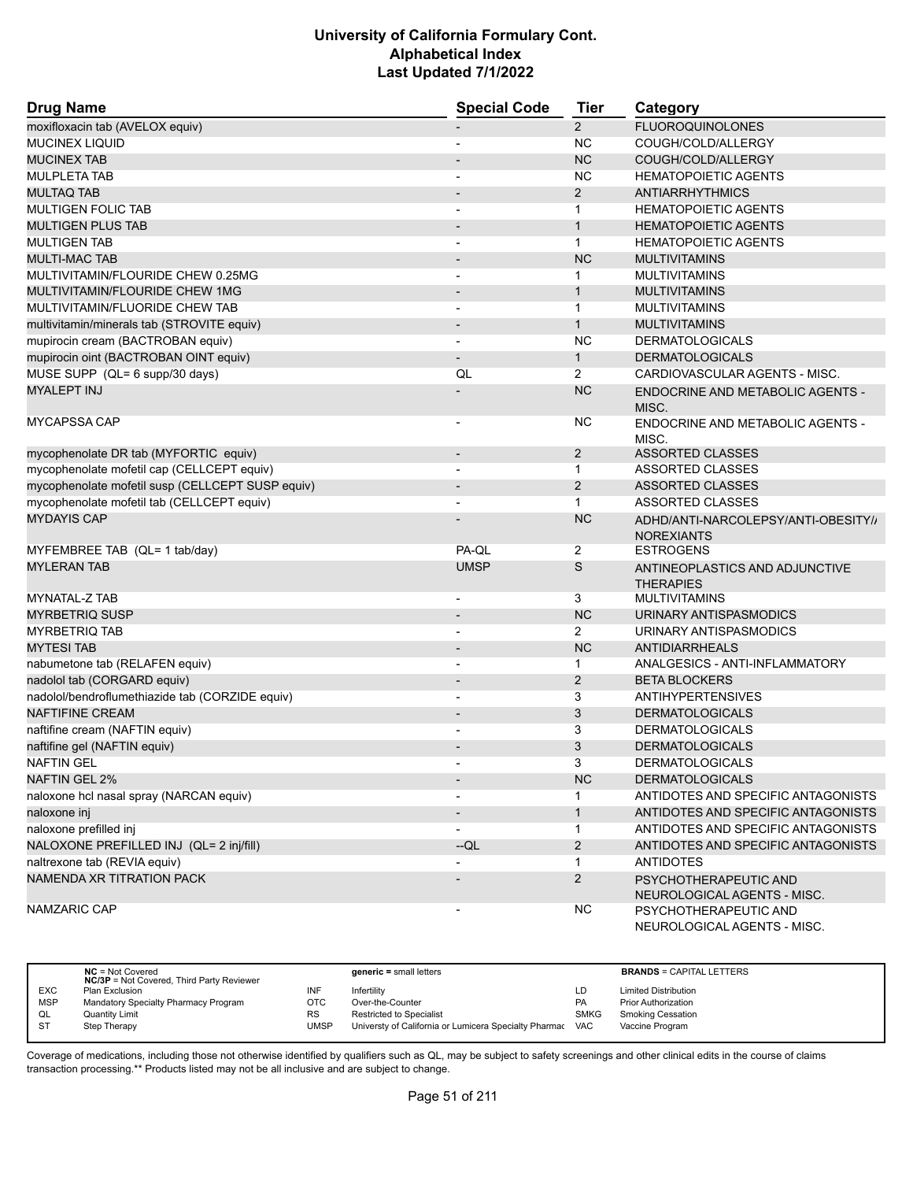| Drug Name | Special Code | Tier | Category |
|---|---|---|---|
| moxifloxacin tab (AVELOX equiv) | - | 2 | FLUOROQUINOLONES |
| MUCINEX LIQUID | - | NC | COUGH/COLD/ALLERGY |
| MUCINEX TAB | - | NC | COUGH/COLD/ALLERGY |
| MULPLETA TAB | - | NC | HEMATOPOIETIC AGENTS |
| MULTAQ TAB | - | 2 | ANTIARRHYTHMICS |
| MULTIGEN FOLIC TAB | - | 1 | HEMATOPOIETIC AGENTS |
| MULTIGEN PLUS TAB | - | 1 | HEMATOPOIETIC AGENTS |
| MULTIGEN TAB | - | 1 | HEMATOPOIETIC AGENTS |
| MULTI-MAC TAB | - | NC | MULTIVITAMINS |
| MULTIVITAMIN/FLOURIDE CHEW 0.25MG | - | 1 | MULTIVITAMINS |
| MULTIVITAMIN/FLOURIDE CHEW 1MG | - | 1 | MULTIVITAMINS |
| MULTIVITAMIN/FLUORIDE CHEW TAB | - | 1 | MULTIVITAMINS |
| multivitamin/minerals tab (STROVITE equiv) | - | 1 | MULTIVITAMINS |
| mupirocin cream (BACTROBAN equiv) | - | NC | DERMATOLOGICALS |
| mupirocin oint (BACTROBAN OINT equiv) | - | 1 | DERMATOLOGICALS |
| MUSE SUPP (QL= 6 supp/30 days) | QL | 2 | CARDIOVASCULAR AGENTS - MISC. |
| MYALEPT INJ | - | NC | ENDOCRINE AND METABOLIC AGENTS - MISC. |
| MYCAPSSA CAP | - | NC | ENDOCRINE AND METABOLIC AGENTS - MISC. |
| mycophenolate DR tab (MYFORTIC equiv) | - | 2 | ASSORTED CLASSES |
| mycophenolate mofetil cap (CELLCEPT equiv) | - | 1 | ASSORTED CLASSES |
| mycophenolate mofetil susp (CELLCEPT SUSP equiv) | - | 2 | ASSORTED CLASSES |
| mycophenolate mofetil tab (CELLCEPT equiv) | - | 1 | ASSORTED CLASSES |
| MYDAYIS CAP | - | NC | ADHD/ANTI-NARCOLEPSY/ANTI-OBESITY/ANOREXIANTS |
| MYFEMBREE TAB (QL= 1 tab/day) | PA-QL | 2 | ESTROGENS |
| MYLERAN TAB | UMSP | S | ANTINEOPLASTICS AND ADJUNCTIVE THERAPIES |
| MYNATAL-Z TAB | - | 3 | MULTIVITAMINS |
| MYRBETRIQ SUSP | - | NC | URINARY ANTISPASMODICS |
| MYRBETRIQ TAB | - | 2 | URINARY ANTISPASMODICS |
| MYTESI TAB | - | NC | ANTIDIARRHEALS |
| nabumetone tab (RELAFEN equiv) | - | 1 | ANALGESICS - ANTI-INFLAMMATORY |
| nadolol tab (CORGARD equiv) | - | 2 | BETA BLOCKERS |
| nadolol/bendroflumethiazide tab (CORZIDE equiv) | - | 3 | ANTIHYPERTENSIVES |
| NAFTIFINE CREAM | - | 3 | DERMATOLOGICALS |
| naftifine cream (NAFTIN equiv) | - | 3 | DERMATOLOGICALS |
| naftifine gel (NAFTIN equiv) | - | 3 | DERMATOLOGICALS |
| NAFTIN GEL | - | 3 | DERMATOLOGICALS |
| NAFTIN GEL 2% | - | NC | DERMATOLOGICALS |
| naloxone hcl nasal spray (NARCAN equiv) | - | 1 | ANTIDOTES AND SPECIFIC ANTAGONISTS |
| naloxone inj | - | 1 | ANTIDOTES AND SPECIFIC ANTAGONISTS |
| naloxone prefilled inj | - | 1 | ANTIDOTES AND SPECIFIC ANTAGONISTS |
| NALOXONE PREFILLED INJ (QL= 2 inj/fill) | --QL | 2 | ANTIDOTES AND SPECIFIC ANTAGONISTS |
| naltrexone tab (REVIA equiv) | - | 1 | ANTIDOTES |
| NAMENDA XR TITRATION PACK | - | 2 | PSYCHOTHERAPEUTIC AND NEUROLOGICAL AGENTS - MISC. |
| NAMZARIC CAP | - | NC | PSYCHOTHERAPEUTIC AND NEUROLOGICAL AGENTS - MISC. |

| | | | | | |
|---|---|---|---|---|---|
| | **NC** = Not Covered<br>**NC/3P** = Not Covered, Third Party Reviewer | | **generic =** small letters | | **BRANDS** = CAPITAL LETTERS |
| EXC | Plan Exclusion | INF | Infertility | LD | Limited Distribution |
| MSP | Mandatory Specialty Pharmacy Program | OTC | Over-the-Counter | PA | Prior Authorization |
| QL | Quantity Limit | RS | Restricted to Specialist | SMKG | Smoking Cessation |
| ST | Step Therapy | UMSP | Universty of California or Lumicera Specialty Pharmac | VAC | Vaccine Program |

Coverage of medications, including those not otherwise identified by qualifiers such as QL, may be subject to safety screenings and other clinical edits in the course of claims transaction processing.** Products listed may not be all inclusive and are subject to change.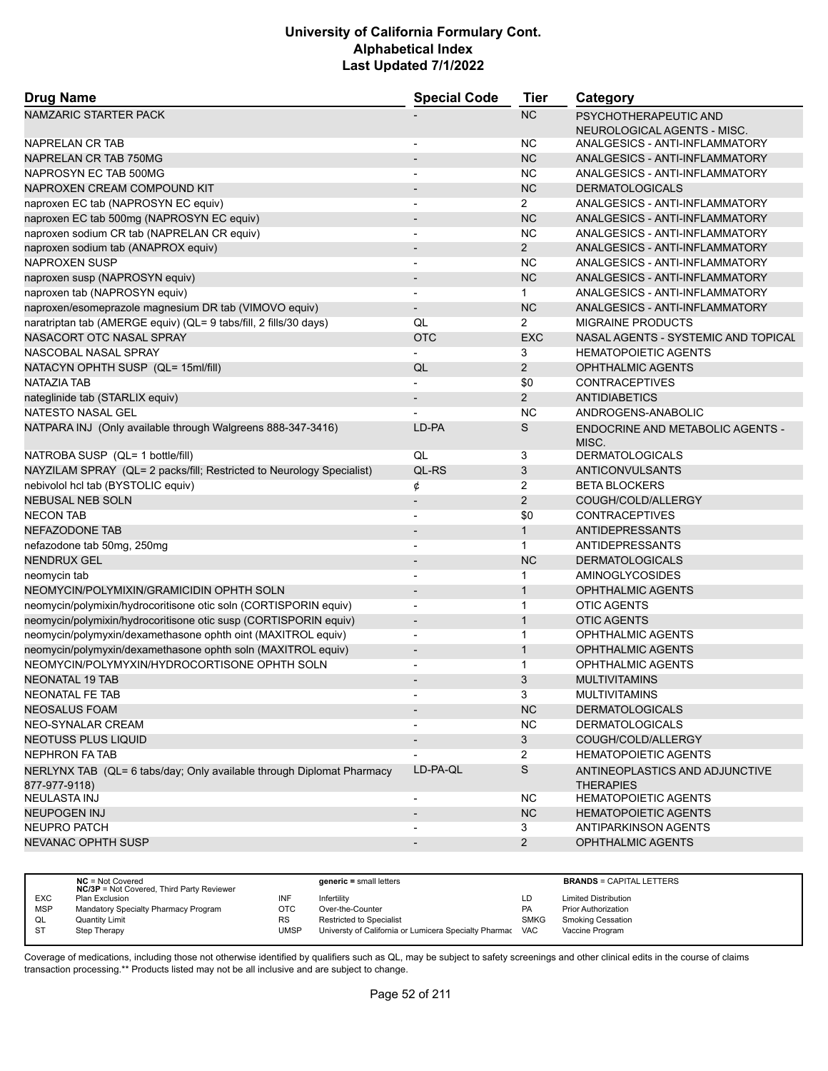| Drug Name | Special Code | Tier | Category |
|---|---|---|---|
| NAMZARIC STARTER PACK | - | NC | PSYCHOTHERAPEUTIC AND NEUROLOGICAL AGENTS - MISC. |
| NAPRELAN CR TAB | - | NC | ANALGESICS - ANTI-INFLAMMATORY |
| NAPRELAN CR TAB 750MG | - | NC | ANALGESICS - ANTI-INFLAMMATORY |
| NAPROSYN EC TAB 500MG | - | NC | ANALGESICS - ANTI-INFLAMMATORY |
| NAPROXEN CREAM COMPOUND KIT | - | NC | DERMATOLOGICALS |
| naproxen EC tab (NAPROSYN EC equiv) | - | 2 | ANALGESICS - ANTI-INFLAMMATORY |
| naproxen EC tab 500mg (NAPROSYN EC equiv) | - | NC | ANALGESICS - ANTI-INFLAMMATORY |
| naproxen sodium CR tab (NAPRELAN CR equiv) | - | NC | ANALGESICS - ANTI-INFLAMMATORY |
| naproxen sodium tab (ANAPROX equiv) | - | 2 | ANALGESICS - ANTI-INFLAMMATORY |
| NAPROXEN SUSP | - | NC | ANALGESICS - ANTI-INFLAMMATORY |
| naproxen susp (NAPROSYN equiv) | - | NC | ANALGESICS - ANTI-INFLAMMATORY |
| naproxen tab (NAPROSYN equiv) | - | 1 | ANALGESICS - ANTI-INFLAMMATORY |
| naproxen/esomeprazole magnesium DR tab (VIMOVO equiv) | - | NC | ANALGESICS - ANTI-INFLAMMATORY |
| naratriptan tab (AMERGE equiv) (QL= 9 tabs/fill, 2 fills/30 days) | QL | 2 | MIGRAINE PRODUCTS |
| NASACORT OTC NASAL SPRAY | OTC | EXC | NASAL AGENTS - SYSTEMIC AND TOPICAL |
| NASCOBAL NASAL SPRAY | - | 3 | HEMATOPOIETIC AGENTS |
| NATACYN OPHTH SUSP (QL= 15ml/fill) | QL | 2 | OPHTHALMIC AGENTS |
| NATAZIA TAB | - | $0 | CONTRACEPTIVES |
| nateglinide tab (STARLIX equiv) | - | 2 | ANTIDIABETICS |
| NATESTO NASAL GEL | - | NC | ANDROGENS-ANABOLIC |
| NATPARA INJ (Only available through Walgreens 888-347-3416) | LD-PA | S | ENDOCRINE AND METABOLIC AGENTS - MISC. |
| NATROBA SUSP (QL= 1 bottle/fill) | QL | 3 | DERMATOLOGICALS |
| NAYZILAM SPRAY (QL= 2 packs/fill; Restricted to Neurology Specialist) | QL-RS | 3 | ANTICONVULSANTS |
| nebivolol hcl tab (BYSTOLIC equiv) | ¢ | 2 | BETA BLOCKERS |
| NEBUSAL NEB SOLN | - | 2 | COUGH/COLD/ALLERGY |
| NECON TAB | - | $0 | CONTRACEPTIVES |
| NEFAZODONE TAB | - | 1 | ANTIDEPRESSANTS |
| nefazodone tab 50mg, 250mg | - | 1 | ANTIDEPRESSANTS |
| NENDRUX GEL | - | NC | DERMATOLOGICALS |
| neomycin tab | - | 1 | AMINOGLYCOSIDES |
| NEOMYCIN/POLYMIXIN/GRAMICIDIN OPHTH SOLN | - | 1 | OPHTHALMIC AGENTS |
| neomycin/polymixin/hydrocoritisone otic soln (CORTISPORIN equiv) | - | 1 | OTIC AGENTS |
| neomycin/polymixin/hydrocoritisone otic susp (CORTISPORIN equiv) | - | 1 | OTIC AGENTS |
| neomycin/polymyxin/dexamethasone ophth oint (MAXITROL equiv) | - | 1 | OPHTHALMIC AGENTS |
| neomycin/polymyxin/dexamethasone ophth soln (MAXITROL equiv) | - | 1 | OPHTHALMIC AGENTS |
| NEOMYCIN/POLYMYXIN/HYDROCORTISONE OPHTH SOLN | - | 1 | OPHTHALMIC AGENTS |
| NEONATAL 19 TAB | - | 3 | MULTIVITAMINS |
| NEONATAL FE TAB | - | 3 | MULTIVITAMINS |
| NEOSALUS FOAM | - | NC | DERMATOLOGICALS |
| NEO-SYNALAR CREAM | - | NC | DERMATOLOGICALS |
| NEOTUSS PLUS LIQUID | - | 3 | COUGH/COLD/ALLERGY |
| NEPHRON FA TAB | - | 2 | HEMATOPOIETIC AGENTS |
| NERLYNX TAB (QL= 6 tabs/day; Only available through Diplomat Pharmacy 877-977-9118) | LD-PA-QL | S | ANTINEOPLASTICS AND ADJUNCTIVE THERAPIES |
| NEULASTA INJ | - | NC | HEMATOPOIETIC AGENTS |
| NEUPOGEN INJ | - | NC | HEMATOPOIETIC AGENTS |
| NEUPRO PATCH | - | 3 | ANTIPARKINSON AGENTS |
| NEVANAC OPHTH SUSP | - | 2 | OPHTHALMIC AGENTS |

| | NC = Not Covered<br>NC/3P = Not Covered, Third Party Reviewer | | generic = small letters | | BRANDS = CAPITAL LETTERS |
|---|---|---|---|---|---|
| EXC | Plan Exclusion | INF | Infertility | LD | Limited Distribution |
| MSP | Mandatory Specialty Pharmacy Program | OTC | Over-the-Counter | PA | Prior Authorization |
| QL | Quantity Limit | RS | Restricted to Specialist | SMKG | Smoking Cessation |
| ST | Step Therapy | UMSP | Universty of California or Lumicera Specialty Pharmac | VAC | Vaccine Program |

Coverage of medications, including those not otherwise identified by qualifiers such as QL, may be subject to safety screenings and other clinical edits in the course of claims transaction processing.** Products listed may not be all inclusive and are subject to change.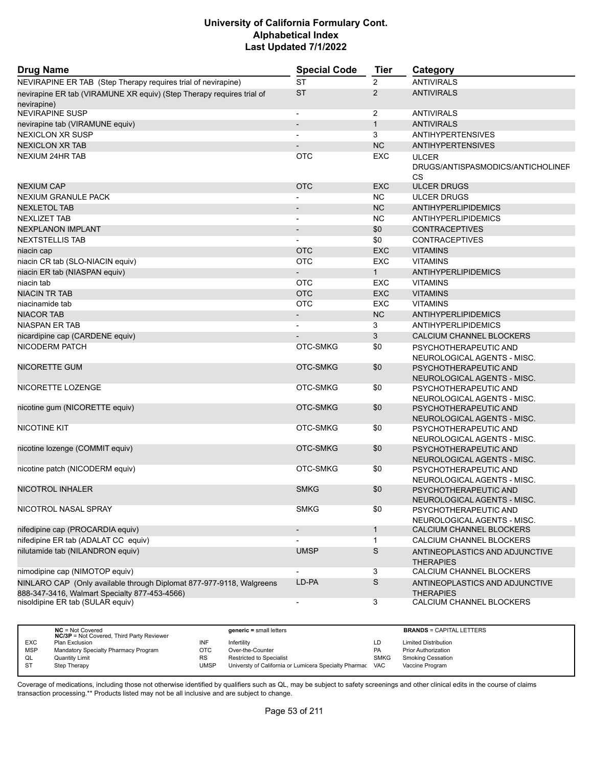| Drug Name | Special Code | Tier | Category |
|---|---|---|---|
| NEVIRAPINE ER TAB (Step Therapy requires trial of nevirapine) | ST | 2 | ANTIVIRALS |
| nevirapine ER tab (VIRAMUNE XR equiv) (Step Therapy requires trial of nevirapine) | ST | 2 | ANTIVIRALS |
| NEVIRAPINE SUSP | - | 2 | ANTIVIRALS |
| nevirapine tab (VIRAMUNE equiv) | - | 1 | ANTIVIRALS |
| NEXICLON XR SUSP | - | 3 | ANTIHYPERTENSIVES |
| NEXICLON XR TAB | - | NC | ANTIHYPERTENSIVES |
| NEXIUM 24HR TAB | OTC | EXC | ULCER DRUGS/ANTISPASMODICS/ANTICHOLINERGICS |
| NEXIUM CAP | OTC | EXC | ULCER DRUGS |
| NEXIUM GRANULE PACK | - | NC | ULCER DRUGS |
| NEXLETOL TAB | - | NC | ANTIHYPERLIPIDEMICS |
| NEXLIZET TAB | - | NC | ANTIHYPERLIPIDEMICS |
| NEXPLANON IMPLANT | - | $0 | CONTRACEPTIVES |
| NEXTSTELLIS TAB | - | $0 | CONTRACEPTIVES |
| niacin cap | OTC | EXC | VITAMINS |
| niacin CR tab (SLO-NIACIN equiv) | OTC | EXC | VITAMINS |
| niacin ER tab (NIASPAN equiv) | - | 1 | ANTIHYPERLIPIDEMICS |
| niacin tab | OTC | EXC | VITAMINS |
| NIACIN TR TAB | OTC | EXC | VITAMINS |
| niacinamide tab | OTC | EXC | VITAMINS |
| NIACOR TAB | - | NC | ANTIHYPERLIPIDEMICS |
| NIASPAN ER TAB | - | 3 | ANTIHYPERLIPIDEMICS |
| nicardipine cap (CARDENE equiv) | - | 3 | CALCIUM CHANNEL BLOCKERS |
| NICODERM PATCH | OTC-SMKG | $0 | PSYCHOTHERAPEUTIC AND NEUROLOGICAL AGENTS - MISC. |
| NICORETTE GUM | OTC-SMKG | $0 | PSYCHOTHERAPEUTIC AND NEUROLOGICAL AGENTS - MISC. |
| NICORETTE LOZENGE | OTC-SMKG | $0 | PSYCHOTHERAPEUTIC AND NEUROLOGICAL AGENTS - MISC. |
| nicotine gum (NICORETTE equiv) | OTC-SMKG | $0 | PSYCHOTHERAPEUTIC AND NEUROLOGICAL AGENTS - MISC. |
| NICOTINE KIT | OTC-SMKG | $0 | PSYCHOTHERAPEUTIC AND NEUROLOGICAL AGENTS - MISC. |
| nicotine lozenge (COMMIT equiv) | OTC-SMKG | $0 | PSYCHOTHERAPEUTIC AND NEUROLOGICAL AGENTS - MISC. |
| nicotine patch (NICODERM equiv) | OTC-SMKG | $0 | PSYCHOTHERAPEUTIC AND NEUROLOGICAL AGENTS - MISC. |
| NICOTROL INHALER | SMKG | $0 | PSYCHOTHERAPEUTIC AND NEUROLOGICAL AGENTS - MISC. |
| NICOTROL NASAL SPRAY | SMKG | $0 | PSYCHOTHERAPEUTIC AND NEUROLOGICAL AGENTS - MISC. |
| nifedipine cap (PROCARDIA equiv) | - | 1 | CALCIUM CHANNEL BLOCKERS |
| nifedipine ER tab (ADALAT CC equiv) | - | 1 | CALCIUM CHANNEL BLOCKERS |
| nilutamide tab (NILANDRON equiv) | UMSP | S | ANTINEOPLASTICS AND ADJUNCTIVE THERAPIES |
| nimodipine cap (NIMOTOP equiv) | - | 3 | CALCIUM CHANNEL BLOCKERS |
| NINLARO CAP (Only available through Diplomat 877-977-9118, Walgreens 888-347-3416, Walmart Specialty 877-453-4566) | LD-PA | S | ANTINEOPLASTICS AND ADJUNCTIVE THERAPIES |
| nisoldipine ER tab (SULAR equiv) | - | 3 | CALCIUM CHANNEL BLOCKERS |

| | | | | | |
|---|---|---|---|---|---|
| | **NC** = Not Covered<br>**NC/3P** = Not Covered, Third Party Reviewer | | **generic =** small letters | | **BRANDS** = CAPITAL LETTERS |
| EXC | Plan Exclusion | INF | Infertility | LD | Limited Distribution |
| MSP | Mandatory Specialty Pharmacy Program | OTC | Over-the-Counter | PA | Prior Authorization |
| QL | Quantity Limit | RS | Restricted to Specialist | SMKG | Smoking Cessation |
| ST | Step Therapy | UMSP | Universty of California or Lumicera Specialty Pharmac | VAC | Vaccine Program |

Coverage of medications, including those not otherwise identified by qualifiers such as QL, may be subject to safety screenings and other clinical edits in the course of claims transaction processing.** Products listed may not be all inclusive and are subject to change.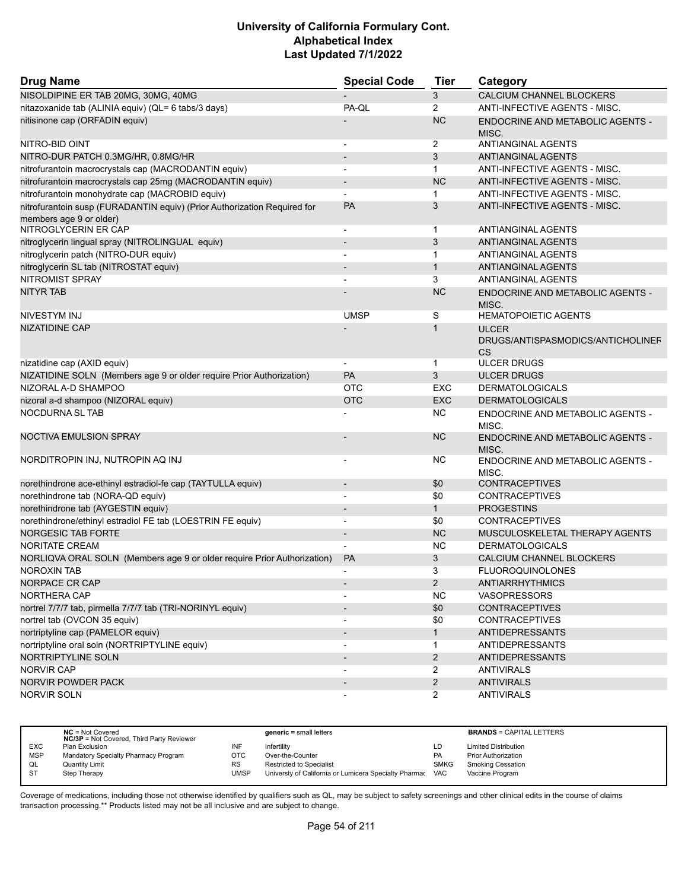# University of California Formulary Cont.
## Alphabetical Index
### Last Updated 7/1/2022

| Drug Name | Special Code | Tier | Category |
|---|---|---|---|
| NISOLDIPINE ER TAB 20MG, 30MG, 40MG | - | 3 | CALCIUM CHANNEL BLOCKERS |
| nitazoxanide tab (ALINIA equiv) (QL= 6 tabs/3 days) | PA-QL | 2 | ANTI-INFECTIVE AGENTS - MISC. |
| nitisinone cap (ORFADIN equiv) | - | NC | ENDOCRINE AND METABOLIC AGENTS - MISC. |
| NITRO-BID OINT | - | 2 | ANTIANGINAL AGENTS |
| NITRO-DUR PATCH 0.3MG/HR, 0.8MG/HR | - | 3 | ANTIANGINAL AGENTS |
| nitrofurantoin macrocrystals cap (MACRODANTIN equiv) | - | 1 | ANTI-INFECTIVE AGENTS - MISC. |
| nitrofurantoin macrocrystals cap 25mg (MACRODANTIN equiv) | - | NC | ANTI-INFECTIVE AGENTS - MISC. |
| nitrofurantoin monohydrate cap (MACROBID equiv) | - | 1 | ANTI-INFECTIVE AGENTS - MISC. |
| nitrofurantoin susp (FURADANTIN equiv) (Prior Authorization Required for members age 9 or older) | PA | 3 | ANTI-INFECTIVE AGENTS - MISC. |
| NITROGLYCERIN ER CAP | - | 1 | ANTIANGINAL AGENTS |
| nitroglycerin lingual spray (NITROLINGUAL equiv) | - | 3 | ANTIANGINAL AGENTS |
| nitroglycerin patch (NITRO-DUR equiv) | - | 1 | ANTIANGINAL AGENTS |
| nitroglycerin SL tab (NITROSTAT equiv) | - | 1 | ANTIANGINAL AGENTS |
| NITROMIST SPRAY | - | 3 | ANTIANGINAL AGENTS |
| NITYR TAB | - | NC | ENDOCRINE AND METABOLIC AGENTS - MISC. |
| NIVESTYM INJ | UMSP | S | HEMATOPOIETIC AGENTS |
| NIZATIDINE CAP | - | 1 | ULCER DRUGS/ANTISPASMODICS/ANTICHOLINERGICS |
| nizatidine cap (AXID equiv) | - | 1 | ULCER DRUGS |
| NIZATIDINE SOLN (Members age 9 or older require Prior Authorization) | PA | 3 | ULCER DRUGS |
| NIZORAL A-D SHAMPOO | OTC | EXC | DERMATOLOGICALS |
| nizoral a-d shampoo (NIZORAL equiv) | OTC | EXC | DERMATOLOGICALS |
| NOCDURNA SL TAB | - | NC | ENDOCRINE AND METABOLIC AGENTS - MISC. |
| NOCTIVA EMULSION SPRAY | - | NC | ENDOCRINE AND METABOLIC AGENTS - MISC. |
| NORDITROPIN INJ, NUTROPIN AQ INJ | - | NC | ENDOCRINE AND METABOLIC AGENTS - MISC. |
| norethindrone ace-ethinyl estradiol-fe cap (TAYTULLA equiv) | - | $0 | CONTRACEPTIVES |
| norethindrone tab (NORA-QD equiv) | - | $0 | CONTRACEPTIVES |
| norethindrone tab (AYGESTIN equiv) | - | 1 | PROGESTINS |
| norethindrone/ethinyl estradiol FE tab (LOESTRIN FE equiv) | - | $0 | CONTRACEPTIVES |
| NORGESIC TAB FORTE | - | NC | MUSCULOSKELETAL THERAPY AGENTS |
| NORITATE CREAM | - | NC | DERMATOLOGICALS |
| NORLIQVA ORAL SOLN (Members age 9 or older require Prior Authorization) | PA | 3 | CALCIUM CHANNEL BLOCKERS |
| NOROXIN TAB | - | 3 | FLUOROQUINOLONES |
| NORPACE CR CAP | - | 2 | ANTIARRHYTHMICS |
| NORTHERA CAP | - | NC | VASOPRESSORS |
| nortrel 7/7/7 tab, pirmella 7/7/7 tab (TRI-NORINYL equiv) | - | $0 | CONTRACEPTIVES |
| nortrel tab (OVCON 35 equiv) | - | $0 | CONTRACEPTIVES |
| nortriptyline cap (PAMELOR equiv) | - | 1 | ANTIDEPRESSANTS |
| nortriptyline oral soln (NORTRIPTYLINE equiv) | - | 1 | ANTIDEPRESSANTS |
| NORTRIPTYLINE SOLN | - | 2 | ANTIDEPRESSANTS |
| NORVIR CAP | - | 2 | ANTIVIRALS |
| NORVIR POWDER PACK | - | 2 | ANTIVIRALS |
| NORVIR SOLN | - | 2 | ANTIVIRALS |

| | | | | | |
|---|---|---|---|---|---|
| **NC** = Not Covered<br>**NC/3P** = Not Covered, Third Party Reviewer | | **generic** = small letters | | **BRANDS** = CAPITAL LETTERS | |
| EXC | Plan Exclusion | INF | Infertility | LD | Limited Distribution |
| MSP | Mandatory Specialty Pharmacy Program | OTC | Over-the-Counter | PA | Prior Authorization |
| QL | Quantity Limit | RS | Restricted to Specialist | SMKG | Smoking Cessation |
| ST | Step Therapy | UMSP | Universty of California or Lumicera Specialty Pharmac | VAC | Vaccine Program |

Coverage of medications, including those not otherwise identified by qualifiers such as QL, may be subject to safety screenings and other clinical edits in the course of claims transaction processing.** Products listed may not be all inclusive and are subject to change.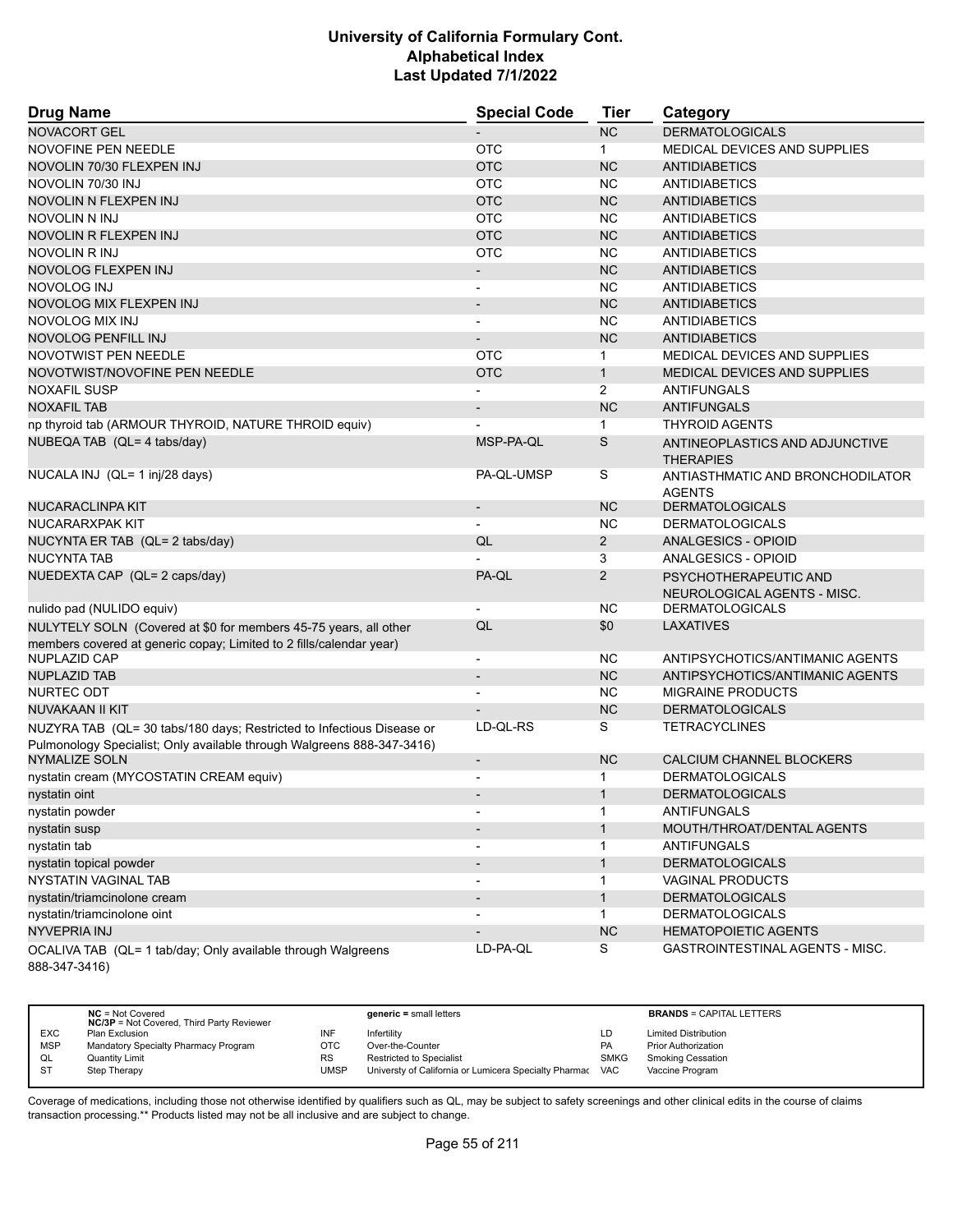# University of California Formulary Cont.
## Alphabetical Index
### Last Updated 7/1/2022

| Drug Name | Special Code | Tier | Category |
|---|---|---|---|
| NOVACORT GEL | - | NC | DERMATOLOGICALS |
| NOVOFINE PEN NEEDLE | OTC | 1 | MEDICAL DEVICES AND SUPPLIES |
| NOVOLIN 70/30 FLEXPEN INJ | OTC | NC | ANTIDIABETICS |
| NOVOLIN 70/30 INJ | OTC | NC | ANTIDIABETICS |
| NOVOLIN N FLEXPEN INJ | OTC | NC | ANTIDIABETICS |
| NOVOLIN N INJ | OTC | NC | ANTIDIABETICS |
| NOVOLIN R FLEXPEN INJ | OTC | NC | ANTIDIABETICS |
| NOVOLIN R INJ | OTC | NC | ANTIDIABETICS |
| NOVOLOG FLEXPEN INJ | - | NC | ANTIDIABETICS |
| NOVOLOG INJ | - | NC | ANTIDIABETICS |
| NOVOLOG MIX FLEXPEN INJ | - | NC | ANTIDIABETICS |
| NOVOLOG MIX INJ | - | NC | ANTIDIABETICS |
| NOVOLOG PENFILL INJ | - | NC | ANTIDIABETICS |
| NOVOTWIST PEN NEEDLE | OTC | 1 | MEDICAL DEVICES AND SUPPLIES |
| NOVOTWIST/NOVOFINE PEN NEEDLE | OTC | 1 | MEDICAL DEVICES AND SUPPLIES |
| NOXAFIL SUSP | - | 2 | ANTIFUNGALS |
| NOXAFIL TAB | - | NC | ANTIFUNGALS |
| np thyroid tab (ARMOUR THYROID, NATURE THROID equiv) | - | 1 | THYROID AGENTS |
| NUBEQA TAB (QL= 4 tabs/day) | MSP-PA-QL | S | ANTINEOPLASTICS AND ADJUNCTIVE THERAPIES |
| NUCALA INJ (QL= 1 inj/28 days) | PA-QL-UMSP | S | ANTIASTHMATIC AND BRONCHODILATOR AGENTS |
| NUCARACLINPA KIT | - | NC | DERMATOLOGICALS |
| NUCARARXPAK KIT | - | NC | DERMATOLOGICALS |
| NUCYNTA ER TAB (QL= 2 tabs/day) | QL | 2 | ANALGESICS - OPIOID |
| NUCYNTA TAB | - | 3 | ANALGESICS - OPIOID |
| NUEDEXTA CAP (QL= 2 caps/day) | PA-QL | 2 | PSYCHOTHERAPEUTIC AND NEUROLOGICAL AGENTS - MISC. |
| nulido pad (NULIDO equiv) | - | NC | DERMATOLOGICALS |
| NULYTELY SOLN (Covered at $0 for members 45-75 years, all other members covered at generic copay; Limited to 2 fills/calendar year) | QL | $0 | LAXATIVES |
| NUPLAZID CAP | - | NC | ANTIPSYCHOTICS/ANTIMANIC AGENTS |
| NUPLAZID TAB | - | NC | ANTIPSYCHOTICS/ANTIMANIC AGENTS |
| NURTEC ODT | - | NC | MIGRAINE PRODUCTS |
| NUVAKAAN II KIT | - | NC | DERMATOLOGICALS |
| NUZYRA TAB (QL= 30 tabs/180 days; Restricted to Infectious Disease or Pulmonology Specialist; Only available through Walgreens 888-347-3416) | LD-QL-RS | S | TETRACYCLINES |
| NYMALIZE SOLN | - | NC | CALCIUM CHANNEL BLOCKERS |
| nystatin cream (MYCOSTATIN CREAM equiv) | - | 1 | DERMATOLOGICALS |
| nystatin oint | - | 1 | DERMATOLOGICALS |
| nystatin powder | - | 1 | ANTIFUNGALS |
| nystatin susp | - | 1 | MOUTH/THROAT/DENTAL AGENTS |
| nystatin tab | - | 1 | ANTIFUNGALS |
| nystatin topical powder | - | 1 | DERMATOLOGICALS |
| NYSTATIN VAGINAL TAB | - | 1 | VAGINAL PRODUCTS |
| nystatin/triamcinolone cream | - | 1 | DERMATOLOGICALS |
| nystatin/triamcinolone oint | - | 1 | DERMATOLOGICALS |
| NYVEPRIA INJ | - | NC | HEMATOPOIETIC AGENTS |
| OCALIVA TAB (QL= 1 tab/day; Only available through Walgreens 888-347-3416) | LD-PA-QL | S | GASTROINTESTINAL AGENTS - MISC. |

| | | | | | |
|---|---|---|---|---|---|
| **NC** = Not Covered<br>**NC/3P** = Not Covered, Third Party Reviewer | | **generic =** small letters | | **BRANDS** = CAPITAL LETTERS | |
| EXC | Plan Exclusion | INF | Infertility | LD | Limited Distribution |
| MSP | Mandatory Specialty Pharmacy Program | OTC | Over-the-Counter | PA | Prior Authorization |
| QL | Quantity Limit | RS | Restricted to Specialist | SMKG | Smoking Cessation |
| ST | Step Therapy | UMSP | Universty of California or Lumicera Specialty Pharmac | VAC | Vaccine Program |

Coverage of medications, including those not otherwise identified by qualifiers such as QL, may be subject to safety screenings and other clinical edits in the course of claims transaction processing.** Products listed may not be all inclusive and are subject to change.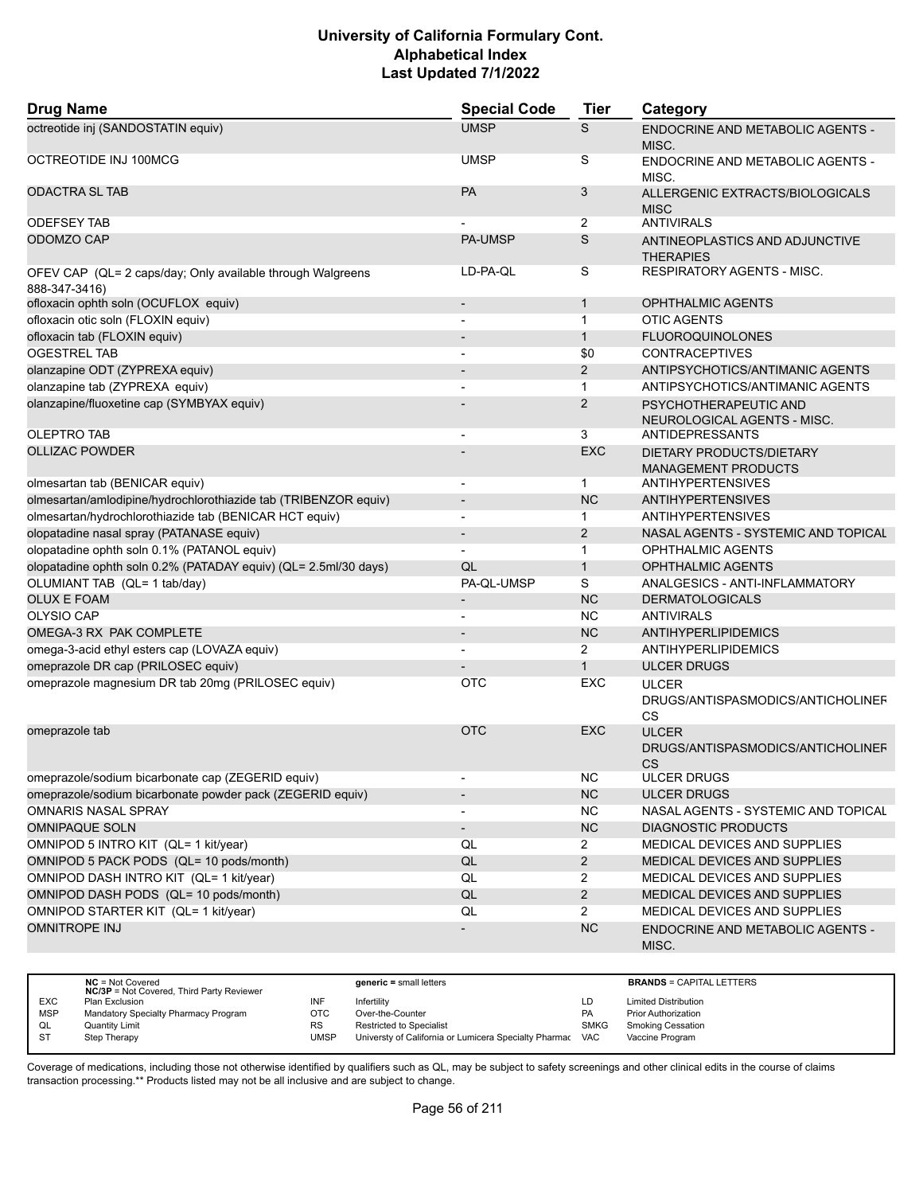| Drug Name | Special Code | Tier | Category |
|---|---|---|---|
| octreotide inj (SANDOSTATIN equiv) | UMSP | S | ENDOCRINE AND METABOLIC AGENTS - MISC. |
| OCTREOTIDE INJ 100MCG | UMSP | S | ENDOCRINE AND METABOLIC AGENTS - MISC. |
| ODACTRA SL TAB | PA | 3 | ALLERGENIC EXTRACTS/BIOLOGICALS MISC |
| ODEFSEY TAB | - | 2 | ANTIVIRALS |
| ODOMZO CAP | PA-UMSP | S | ANTINEOPLASTICS AND ADJUNCTIVE THERAPIES |
| OFEV CAP (QL= 2 caps/day; Only available through Walgreens 888-347-3416) | LD-PA-QL | S | RESPIRATORY AGENTS - MISC. |
| ofloxacin ophth soln (OCUFLOX equiv) | - | 1 | OPHTHALMIC AGENTS |
| ofloxacin otic soln (FLOXIN equiv) | - | 1 | OTIC AGENTS |
| ofloxacin tab (FLOXIN equiv) | - | 1 | FLUOROQUINOLONES |
| OGESTREL TAB | - | $0 | CONTRACEPTIVES |
| olanzapine ODT (ZYPREXA equiv) | - | 2 | ANTIPSYCHOTICS/ANTIMANIC AGENTS |
| olanzapine tab (ZYPREXA equiv) | - | 1 | ANTIPSYCHOTICS/ANTIMANIC AGENTS |
| olanzapine/fluoxetine cap (SYMBYAX equiv) | - | 2 | PSYCHOTHERAPEUTIC AND NEUROLOGICAL AGENTS - MISC. |
| OLEPTRO TAB | - | 3 | ANTIDEPRESSANTS |
| OLLIZAC POWDER | - | EXC | DIETARY PRODUCTS/DIETARY MANAGEMENT PRODUCTS |
| olmesartan tab (BENICAR equiv) | - | 1 | ANTIHYPERTENSIVES |
| olmesartan/amlodipine/hydrochlorothiazide tab (TRIBENZOR equiv) | - | NC | ANTIHYPERTENSIVES |
| olmesartan/hydrochlorothiazide tab (BENICAR HCT equiv) | - | 1 | ANTIHYPERTENSIVES |
| olopatadine nasal spray (PATANASE equiv) | - | 2 | NASAL AGENTS - SYSTEMIC AND TOPICAL |
| olopatadine ophth soln 0.1% (PATANOL equiv) | - | 1 | OPHTHALMIC AGENTS |
| olopatadine ophth soln 0.2% (PATADAY equiv) (QL= 2.5ml/30 days) | QL | 1 | OPHTHALMIC AGENTS |
| OLUMIANT TAB (QL= 1 tab/day) | PA-QL-UMSP | S | ANALGESICS - ANTI-INFLAMMATORY |
| OLUX E FOAM | - | NC | DERMATOLOGICALS |
| OLYSIO CAP | - | NC | ANTIVIRALS |
| OMEGA-3 RX PAK COMPLETE | - | NC | ANTIHYPERLIPIDEMICS |
| omega-3-acid ethyl esters cap (LOVAZA equiv) | - | 2 | ANTIHYPERLIPIDEMICS |
| omeprazole DR cap (PRILOSEC equiv) | - | 1 | ULCER DRUGS |
| omeprazole magnesium DR tab 20mg (PRILOSEC equiv) | OTC | EXC | ULCER DRUGS/ANTISPASMODICS/ANTICHOLINERGICS |
| omeprazole tab | OTC | EXC | ULCER DRUGS/ANTISPASMODICS/ANTICHOLINERGICS |
| omeprazole/sodium bicarbonate cap (ZEGERID equiv) | - | NC | ULCER DRUGS |
| omeprazole/sodium bicarbonate powder pack (ZEGERID equiv) | - | NC | ULCER DRUGS |
| OMNARIS NASAL SPRAY | - | NC | NASAL AGENTS - SYSTEMIC AND TOPICAL |
| OMNIPAQUE SOLN | - | NC | DIAGNOSTIC PRODUCTS |
| OMNIPOD 5 INTRO KIT (QL= 1 kit/year) | QL | 2 | MEDICAL DEVICES AND SUPPLIES |
| OMNIPOD 5 PACK PODS (QL= 10 pods/month) | QL | 2 | MEDICAL DEVICES AND SUPPLIES |
| OMNIPOD DASH INTRO KIT (QL= 1 kit/year) | QL | 2 | MEDICAL DEVICES AND SUPPLIES |
| OMNIPOD DASH PODS (QL= 10 pods/month) | QL | 2 | MEDICAL DEVICES AND SUPPLIES |
| OMNIPOD STARTER KIT (QL= 1 kit/year) | QL | 2 | MEDICAL DEVICES AND SUPPLIES |
| OMNITROPE INJ | - | NC | ENDOCRINE AND METABOLIC AGENTS - MISC. |

| | | | | | |
|---|---|---|---|---|---|
| NC = Not Covered; NC/3P = Not Covered, Third Party Reviewer | | generic = small letters | | BRANDS = CAPITAL LETTERS | |
| EXC | Plan Exclusion | INF | Infertility | LD | Limited Distribution |
| MSP | Mandatory Specialty Pharmacy Program | OTC | Over-the-Counter | PA | Prior Authorization |
| QL | Quantity Limit | RS | Restricted to Specialist | SMKG | Smoking Cessation |
| ST | Step Therapy | UMSP | Universty of California or Lumicera Specialty Pharmacy | VAC | Vaccine Program |

Coverage of medications, including those not otherwise identified by qualifiers such as QL, may be subject to safety screenings and other clinical edits in the course of claims transaction processing.** Products listed may not be all inclusive and are subject to change.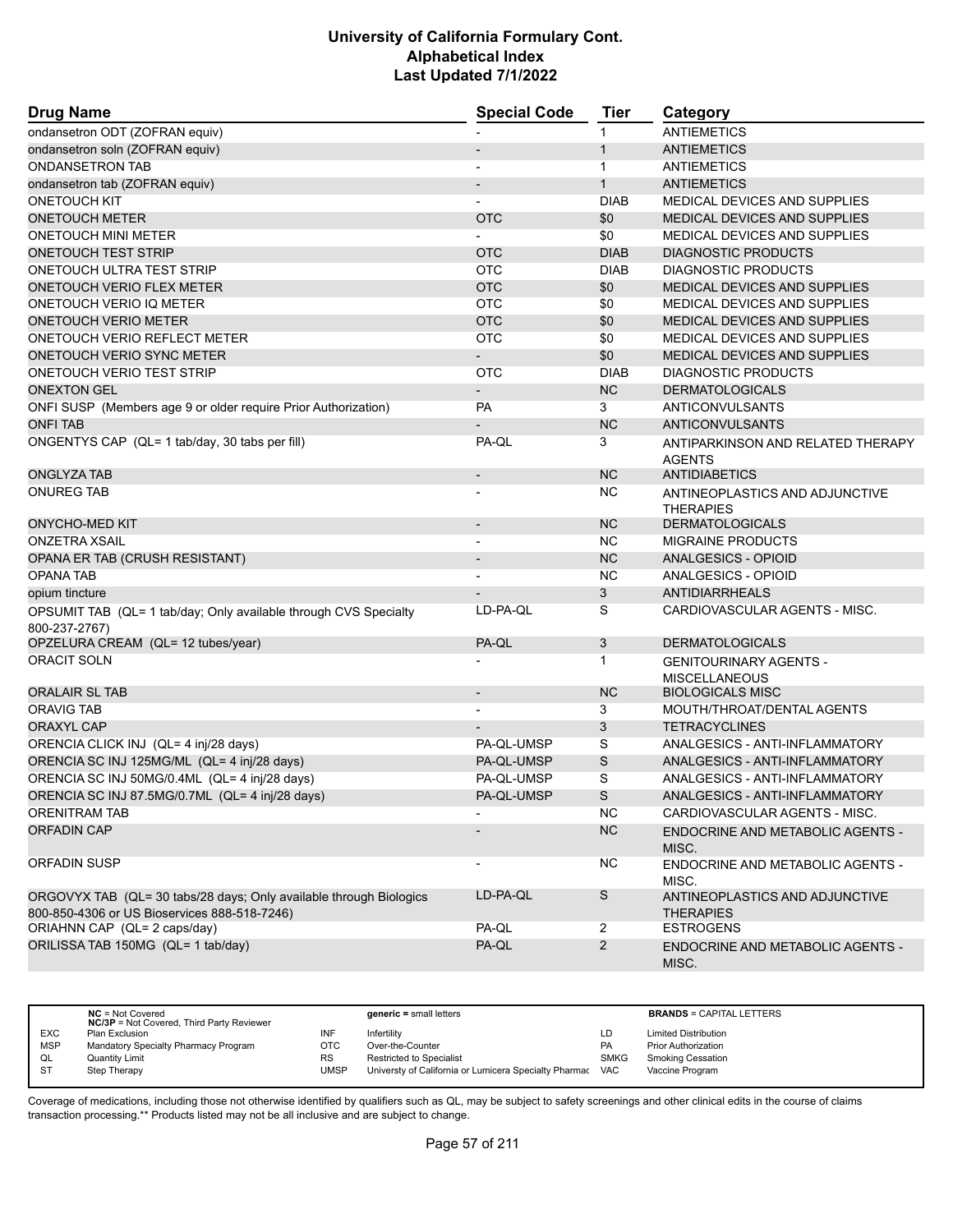# University of California Formulary Cont.
## Alphabetical Index
### Last Updated 7/1/2022

| Drug Name | Special Code | Tier | Category |
|---|---|---|---|
| ondansetron ODT (ZOFRAN equiv) | - | 1 | ANTIEMETICS |
| ondansetron soln (ZOFRAN equiv) | - | 1 | ANTIEMETICS |
| ONDANSETRON TAB | - | 1 | ANTIEMETICS |
| ondansetron tab (ZOFRAN equiv) | - | 1 | ANTIEMETICS |
| ONETOUCH KIT | - | DIAB | MEDICAL DEVICES AND SUPPLIES |
| ONETOUCH METER | OTC | $0 | MEDICAL DEVICES AND SUPPLIES |
| ONETOUCH MINI METER | - | $0 | MEDICAL DEVICES AND SUPPLIES |
| ONETOUCH TEST STRIP | OTC | DIAB | DIAGNOSTIC PRODUCTS |
| ONETOUCH ULTRA TEST STRIP | OTC | DIAB | DIAGNOSTIC PRODUCTS |
| ONETOUCH VERIO FLEX METER | OTC | $0 | MEDICAL DEVICES AND SUPPLIES |
| ONETOUCH VERIO IQ METER | OTC | $0 | MEDICAL DEVICES AND SUPPLIES |
| ONETOUCH VERIO METER | OTC | $0 | MEDICAL DEVICES AND SUPPLIES |
| ONETOUCH VERIO REFLECT METER | OTC | $0 | MEDICAL DEVICES AND SUPPLIES |
| ONETOUCH VERIO SYNC METER | - | $0 | MEDICAL DEVICES AND SUPPLIES |
| ONETOUCH VERIO TEST STRIP | OTC | DIAB | DIAGNOSTIC PRODUCTS |
| ONEXTON GEL | - | NC | DERMATOLOGICALS |
| ONFI SUSP (Members age 9 or older require Prior Authorization) | PA | 3 | ANTICONVULSANTS |
| ONFI TAB | - | NC | ANTICONVULSANTS |
| ONGENTYS CAP (QL= 1 tab/day, 30 tabs per fill) | PA-QL | 3 | ANTIPARKINSON AND RELATED THERAPY AGENTS |
| ONGLYZA TAB | - | NC | ANTIDIABETICS |
| ONUREG TAB | - | NC | ANTINEOPLASTICS AND ADJUNCTIVE THERAPIES |
| ONYCHO-MED KIT | - | NC | DERMATOLOGICALS |
| ONZETRA XSAIL | - | NC | MIGRAINE PRODUCTS |
| OPANA ER TAB (CRUSH RESISTANT) | - | NC | ANALGESICS - OPIOID |
| OPANA TAB | - | NC | ANALGESICS - OPIOID |
| opium tincture | - | 3 | ANTIDIARRHEALS |
| OPSUMIT TAB (QL= 1 tab/day; Only available through CVS Specialty 800-237-2767) | LD-PA-QL | S | CARDIOVASCULAR AGENTS - MISC. |
| OPZELURA CREAM (QL= 12 tubes/year) | PA-QL | 3 | DERMATOLOGICALS |
| ORACIT SOLN | - | 1 | GENITOURINARY AGENTS - MISCELLANEOUS |
| ORALAIR SL TAB | - | NC | BIOLOGICALS MISC |
| ORAVIG TAB | - | 3 | MOUTH/THROAT/DENTAL AGENTS |
| ORAXYL CAP | - | 3 | TETRACYCLINES |
| ORENCIA CLICK INJ (QL= 4 inj/28 days) | PA-QL-UMSP | S | ANALGESICS - ANTI-INFLAMMATORY |
| ORENCIA SC INJ 125MG/ML (QL= 4 inj/28 days) | PA-QL-UMSP | S | ANALGESICS - ANTI-INFLAMMATORY |
| ORENCIA SC INJ 50MG/0.4ML (QL= 4 inj/28 days) | PA-QL-UMSP | S | ANALGESICS - ANTI-INFLAMMATORY |
| ORENCIA SC INJ 87.5MG/0.7ML (QL= 4 inj/28 days) | PA-QL-UMSP | S | ANALGESICS - ANTI-INFLAMMATORY |
| ORENITRAM TAB | - | NC | CARDIOVASCULAR AGENTS - MISC. |
| ORFADIN CAP | - | NC | ENDOCRINE AND METABOLIC AGENTS - MISC. |
| ORFADIN SUSP | - | NC | ENDOCRINE AND METABOLIC AGENTS - MISC. |
| ORGOVYX TAB (QL= 30 tabs/28 days; Only available through Biologics 800-850-4306 or US Bioservices 888-518-7246) | LD-PA-QL | S | ANTINEOPLASTICS AND ADJUNCTIVE THERAPIES |
| ORIAHNN CAP (QL= 2 caps/day) | PA-QL | 2 | ESTROGENS |
| ORILISSA TAB 150MG (QL= 1 tab/day) | PA-QL | 2 | ENDOCRINE AND METABOLIC AGENTS - MISC. |

| | NC = Not Covered; NC/3P = Not Covered, Third Party Reviewer | | generic = small letters | | BRANDS = CAPITAL LETTERS |
|---|---|---|---|---|---|
| EXC | Plan Exclusion | INF | Infertility | LD | Limited Distribution |
| MSP | Mandatory Specialty Pharmacy Program | OTC | Over-the-Counter | PA | Prior Authorization |
| QL | Quantity Limit | RS | Restricted to Specialist | SMKG | Smoking Cessation |
| ST | Step Therapy | UMSP | Universty of California or Lumicera Specialty Pharmac | VAC | Vaccine Program |

Coverage of medications, including those not otherwise identified by qualifiers such as QL, may be subject to safety screenings and other clinical edits in the course of claims transaction processing.** Products listed may not be all inclusive and are subject to change.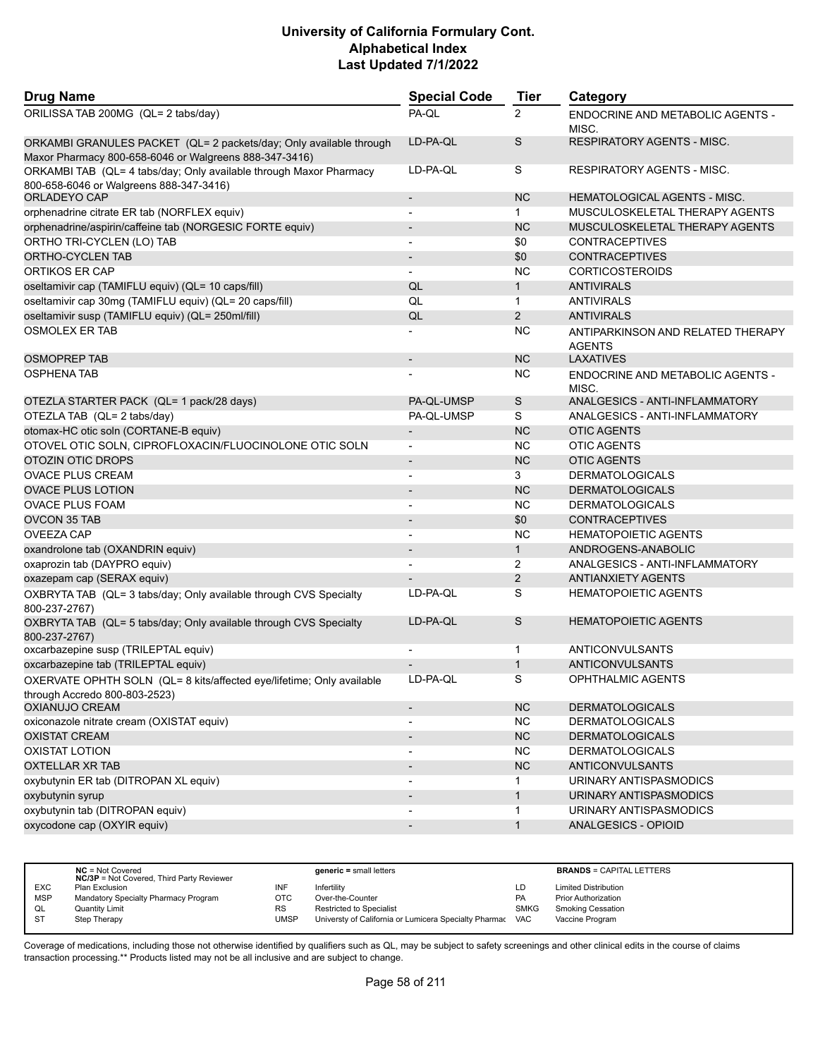# University of California Formulary Cont.
# Alphabetical Index
# Last Updated 7/1/2022

| Drug Name | Special Code | Tier | Category |
|---|---|---|---|
| ORILISSA TAB 200MG (QL= 2 tabs/day) | PA-QL | 2 | ENDOCRINE AND METABOLIC AGENTS - MISC. |
| ORKAMBI GRANULES PACKET (QL= 2 packets/day; Only available through Maxor Pharmacy 800-658-6046 or Walgreens 888-347-3416) | LD-PA-QL | S | RESPIRATORY AGENTS - MISC. |
| ORKAMBI TAB (QL= 4 tabs/day; Only available through Maxor Pharmacy 800-658-6046 or Walgreens 888-347-3416) | LD-PA-QL | S | RESPIRATORY AGENTS - MISC. |
| ORLADEYO CAP | - | NC | HEMATOLOGICAL AGENTS - MISC. |
| orphenadrine citrate ER tab (NORFLEX equiv) | - | 1 | MUSCULOSKELETAL THERAPY AGENTS |
| orphenadrine/aspirin/caffeine tab (NORGESIC FORTE equiv) | - | NC | MUSCULOSKELETAL THERAPY AGENTS |
| ORTHO TRI-CYCLEN (LO) TAB | - | $0 | CONTRACEPTIVES |
| ORTHO-CYCLEN TAB | - | $0 | CONTRACEPTIVES |
| ORTIKOS ER CAP | - | NC | CORTICOSTEROIDS |
| oseltamivir cap (TAMIFLU equiv) (QL= 10 caps/fill) | QL | 1 | ANTIVIRALS |
| oseltamivir cap 30mg (TAMIFLU equiv) (QL= 20 caps/fill) | QL | 1 | ANTIVIRALS |
| oseltamivir susp (TAMIFLU equiv) (QL= 250ml/fill) | QL | 2 | ANTIVIRALS |
| OSMOLEX ER TAB | - | NC | ANTIPARKINSON AND RELATED THERAPY AGENTS |
| OSMOPREP TAB | - | NC | LAXATIVES |
| OSPHENA TAB | - | NC | ENDOCRINE AND METABOLIC AGENTS - MISC. |
| OTEZLA STARTER PACK (QL= 1 pack/28 days) | PA-QL-UMSP | S | ANALGESICS - ANTI-INFLAMMATORY |
| OTEZLA TAB (QL= 2 tabs/day) | PA-QL-UMSP | S | ANALGESICS - ANTI-INFLAMMATORY |
| otomax-HC otic soln (CORTANE-B equiv) | - | NC | OTIC AGENTS |
| OTOVEL OTIC SOLN, CIPROFLOXACIN/FLUOCINOLONE OTIC SOLN | - | NC | OTIC AGENTS |
| OTOZIN OTIC DROPS | - | NC | OTIC AGENTS |
| OVACE PLUS CREAM | - | 3 | DERMATOLOGICALS |
| OVACE PLUS LOTION | - | NC | DERMATOLOGICALS |
| OVACE PLUS FOAM | - | NC | DERMATOLOGICALS |
| OVCON 35 TAB | - | $0 | CONTRACEPTIVES |
| OVEEZA CAP | - | NC | HEMATOPOIETIC AGENTS |
| oxandrolone tab (OXANDRIN equiv) | - | 1 | ANDROGENS-ANABOLIC |
| oxaprozin tab (DAYPRO equiv) | - | 2 | ANALGESICS - ANTI-INFLAMMATORY |
| oxazepam cap (SERAX equiv) | - | 2 | ANTIANXIETY AGENTS |
| OXBRYTA TAB (QL= 3 tabs/day; Only available through CVS Specialty 800-237-2767) | LD-PA-QL | S | HEMATOPOIETIC AGENTS |
| OXBRYTA TAB (QL= 5 tabs/day; Only available through CVS Specialty 800-237-2767) | LD-PA-QL | S | HEMATOPOIETIC AGENTS |
| oxcarbazepine susp (TRILEPTAL equiv) | - | 1 | ANTICONVULSANTS |
| oxcarbazepine tab (TRILEPTAL equiv) | - | 1 | ANTICONVULSANTS |
| OXERVATE OPHTH SOLN (QL= 8 kits/affected eye/lifetime; Only available through Accredo 800-803-2523) | LD-PA-QL | S | OPHTHALMIC AGENTS |
| OXIANUJO CREAM | - | NC | DERMATOLOGICALS |
| oxiconazole nitrate cream (OXISTAT equiv) | - | NC | DERMATOLOGICALS |
| OXISTAT CREAM | - | NC | DERMATOLOGICALS |
| OXISTAT LOTION | - | NC | DERMATOLOGICALS |
| OXTELLAR XR TAB | - | NC | ANTICONVULSANTS |
| oxybutynin ER tab (DITROPAN XL equiv) | - | 1 | URINARY ANTISPASMODICS |
| oxybutynin syrup | - | 1 | URINARY ANTISPASMODICS |
| oxybutynin tab (DITROPAN equiv) | - | 1 | URINARY ANTISPASMODICS |
| oxycodone cap (OXYIR equiv) | - | 1 | ANALGESICS - OPIOID |

| | | | | | |
|---|---|---|---|---|---|
| **NC** = Not Covered; **NC/3P** = Not Covered, Third Party Reviewer | | **generic** = small letters | | **BRANDS** = CAPITAL LETTERS | |
| EXC | Plan Exclusion | INF | Infertility | LD | Limited Distribution |
| MSP | Mandatory Specialty Pharmacy Program | OTC | Over-the-Counter | PA | Prior Authorization |
| QL | Quantity Limit | RS | Restricted to Specialist | SMKG | Smoking Cessation |
| ST | Step Therapy | UMSP | Universty of California or Lumicera Specialty Pharmac | VAC | Vaccine Program |

Coverage of medications, including those not otherwise identified by qualifiers such as QL, may be subject to safety screenings and other clinical edits in the course of claims transaction processing.** Products listed may not be all inclusive and are subject to change.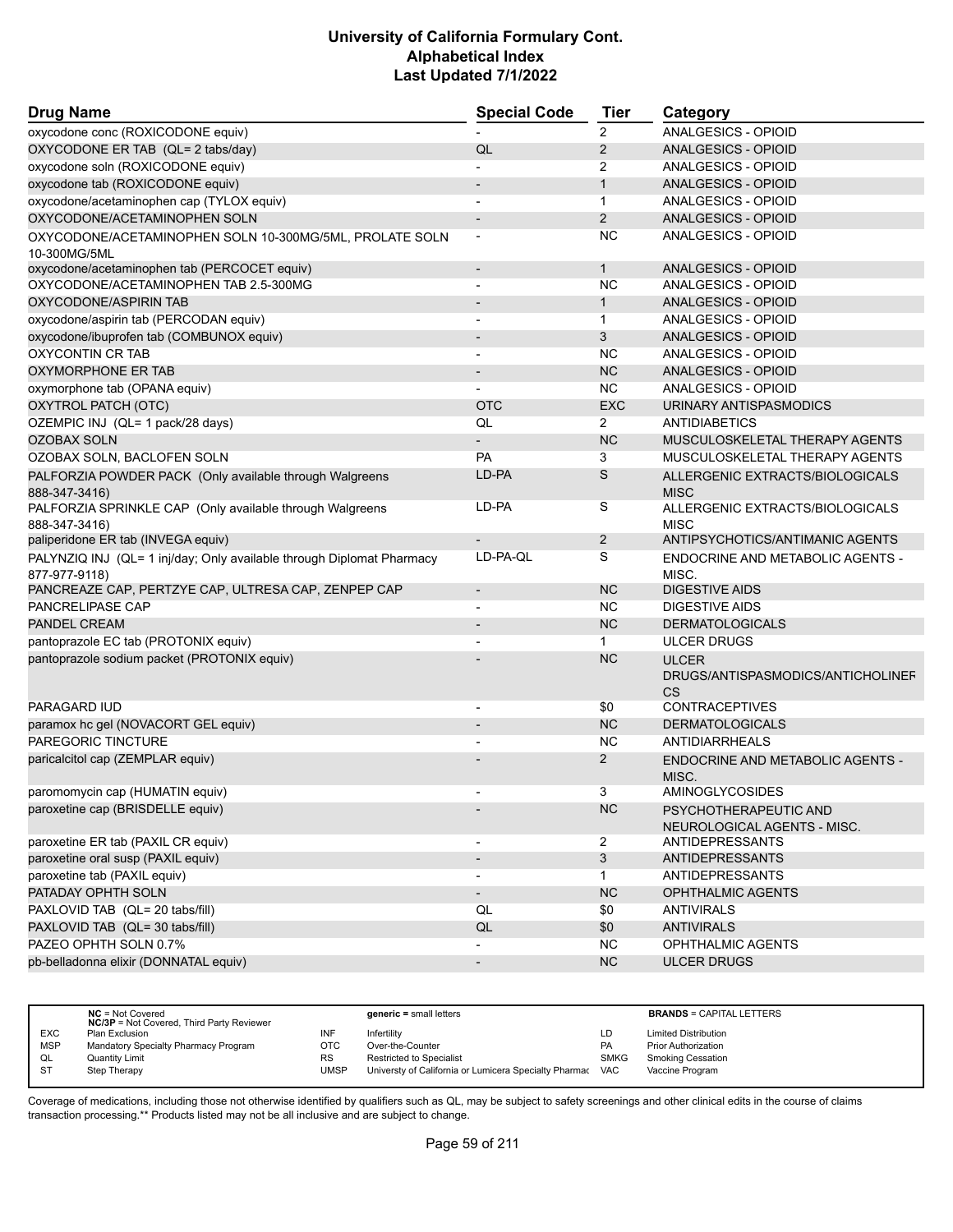| Drug Name | Special Code | Tier | Category |
|---|---|---|---|
| oxycodone conc (ROXICODONE equiv) | - | 2 | ANALGESICS - OPIOID |
| OXYCODONE ER TAB (QL= 2 tabs/day) | QL | 2 | ANALGESICS - OPIOID |
| oxycodone soln (ROXICODONE equiv) | - | 2 | ANALGESICS - OPIOID |
| oxycodone tab (ROXICODONE equiv) | - | 1 | ANALGESICS - OPIOID |
| oxycodone/acetaminophen cap (TYLOX equiv) | - | 1 | ANALGESICS - OPIOID |
| OXYCODONE/ACETAMINOPHEN SOLN | - | 2 | ANALGESICS - OPIOID |
| OXYCODONE/ACETAMINOPHEN SOLN 10-300MG/5ML, PROLATE SOLN 10-300MG/5ML | - | NC | ANALGESICS - OPIOID |
| oxycodone/acetaminophen tab (PERCOCET equiv) | - | 1 | ANALGESICS - OPIOID |
| OXYCODONE/ACETAMINOPHEN TAB 2.5-300MG | - | NC | ANALGESICS - OPIOID |
| OXYCODONE/ASPIRIN TAB | - | 1 | ANALGESICS - OPIOID |
| oxycodone/aspirin tab (PERCODAN equiv) | - | 1 | ANALGESICS - OPIOID |
| oxycodone/ibuprofen tab (COMBUNOX equiv) | - | 3 | ANALGESICS - OPIOID |
| OXYCONTIN CR TAB | - | NC | ANALGESICS - OPIOID |
| OXYMORPHONE ER TAB | - | NC | ANALGESICS - OPIOID |
| oxymorphone tab (OPANA equiv) | - | NC | ANALGESICS - OPIOID |
| OXYTROL PATCH (OTC) | OTC | EXC | URINARY ANTISPASMODICS |
| OZEMPIC INJ (QL= 1 pack/28 days) | QL | 2 | ANTIDIABETICS |
| OZOBAX SOLN | - | NC | MUSCULOSKELETAL THERAPY AGENTS |
| OZOBAX SOLN, BACLOFEN SOLN | PA | 3 | MUSCULOSKELETAL THERAPY AGENTS |
| PALFORZIA POWDER PACK (Only available through Walgreens 888-347-3416) | LD-PA | S | ALLERGENIC EXTRACTS/BIOLOGICALS MISC |
| PALFORZIA SPRINKLE CAP (Only available through Walgreens 888-347-3416) | LD-PA | S | ALLERGENIC EXTRACTS/BIOLOGICALS MISC |
| paliperidone ER tab (INVEGA equiv) | - | 2 | ANTIPSYCHOTICS/ANTIMANIC AGENTS |
| PALYNZIQ INJ (QL= 1 inj/day; Only available through Diplomat Pharmacy 877-977-9118) | LD-PA-QL | S | ENDOCRINE AND METABOLIC AGENTS - MISC. |
| PANCREAZE CAP, PERTZYE CAP, ULTRESA CAP, ZENPEP CAP | - | NC | DIGESTIVE AIDS |
| PANCRELIPASE CAP | - | NC | DIGESTIVE AIDS |
| PANDEL CREAM | - | NC | DERMATOLOGICALS |
| pantoprazole EC tab (PROTONIX equiv) | - | 1 | ULCER DRUGS |
| pantoprazole sodium packet (PROTONIX equiv) | - | NC | ULCER DRUGS/ANTISPASMODICS/ANTICHOLINERGICS |
| PARAGARD IUD | - | $0 | CONTRACEPTIVES |
| paramox hc gel (NOVACORT GEL equiv) | - | NC | DERMATOLOGICALS |
| PAREGORIC TINCTURE | - | NC | ANTIDIARRHEALS |
| paricalcitol cap (ZEMPLAR equiv) | - | 2 | ENDOCRINE AND METABOLIC AGENTS - MISC. |
| paromomycin cap (HUMATIN equiv) | - | 3 | AMINOGLYCOSIDES |
| paroxetine cap (BRISDELLE equiv) | - | NC | PSYCHOTHERAPEUTIC AND NEUROLOGICAL AGENTS - MISC. |
| paroxetine ER tab (PAXIL CR equiv) | - | 2 | ANTIDEPRESSANTS |
| paroxetine oral susp (PAXIL equiv) | - | 3 | ANTIDEPRESSANTS |
| paroxetine tab (PAXIL equiv) | - | 1 | ANTIDEPRESSANTS |
| PATADAY OPHTH SOLN | - | NC | OPHTHALMIC AGENTS |
| PAXLOVID TAB (QL= 20 tabs/fill) | QL | $0 | ANTIVIRALS |
| PAXLOVID TAB (QL= 30 tabs/fill) | QL | $0 | ANTIVIRALS |
| PAZEO OPHTH SOLN 0.7% | - | NC | OPHTHALMIC AGENTS |
| pb-belladonna elixir (DONNATAL equiv) | - | NC | ULCER DRUGS |

| | NC = Not Covered<br>NC/3P = Not Covered, Third Party Reviewer | | generic = small letters | | BRANDS = CAPITAL LETTERS |
|---|---|---|---|---|---|
| EXC | Plan Exclusion | INF | Infertility | LD | Limited Distribution |
| MSP | Mandatory Specialty Pharmacy Program | OTC | Over-the-Counter | PA | Prior Authorization |
| QL | Quantity Limit | RS | Restricted to Specialist | SMKG | Smoking Cessation |
| ST | Step Therapy | UMSP | University of California or Lumicera Specialty Pharmacy | VAC | Vaccine Program |

Coverage of medications, including those not otherwise identified by qualifiers such as QL, may be subject to safety screenings and other clinical edits in the course of claims transaction processing.** Products listed may not be all inclusive and are subject to change.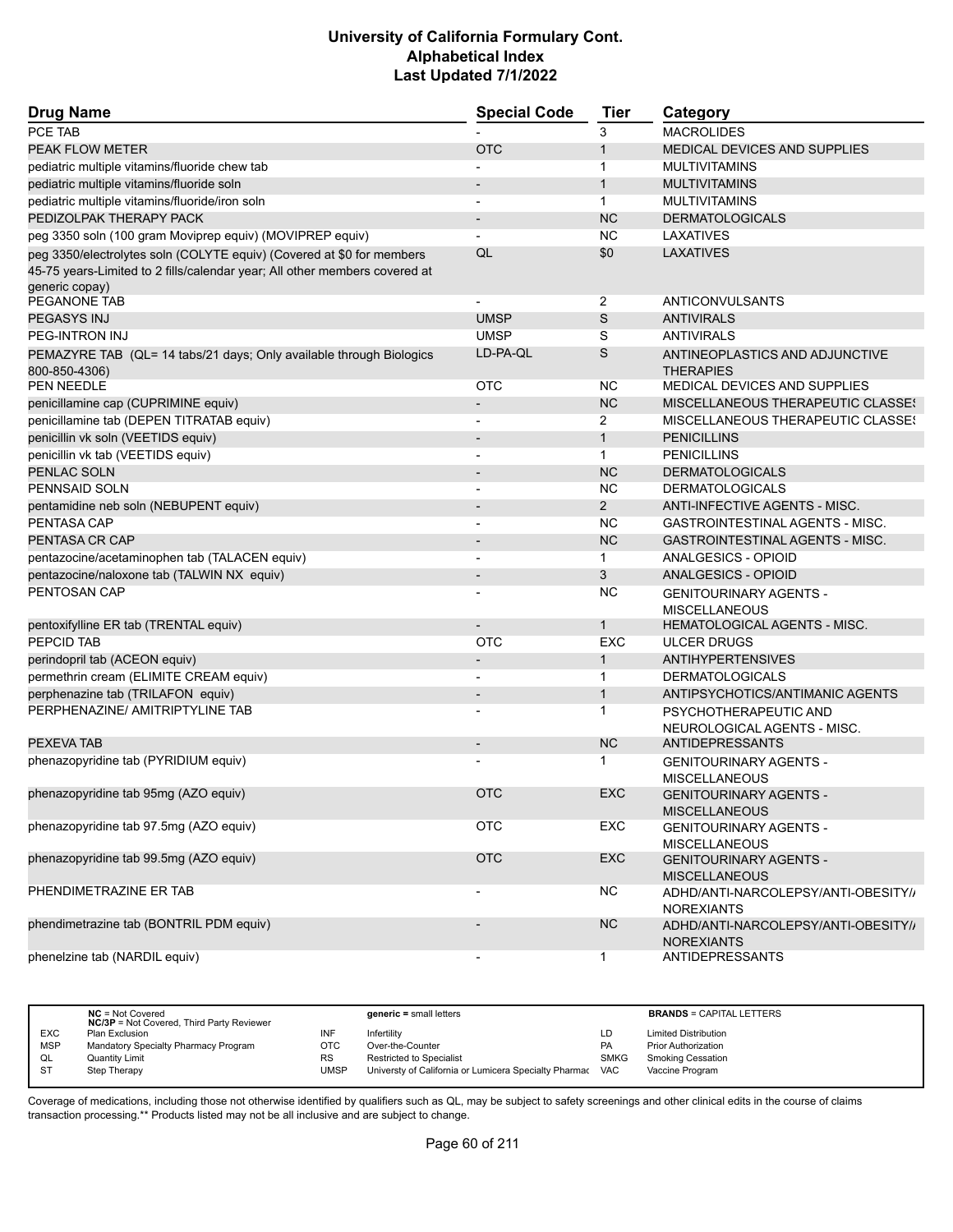# University of California Formulary Cont.
## Alphabetical Index
### Last Updated 7/1/2022

| Drug Name | Special Code | Tier | Category |
|---|---|---|---|
| PCE TAB | - | 3 | MACROLIDES |
| PEAK FLOW METER | OTC | 1 | MEDICAL DEVICES AND SUPPLIES |
| pediatric multiple vitamins/fluoride chew tab | - | 1 | MULTIVITAMINS |
| pediatric multiple vitamins/fluoride soln | - | 1 | MULTIVITAMINS |
| pediatric multiple vitamins/fluoride/iron soln | - | 1 | MULTIVITAMINS |
| PEDIZOLPAK THERAPY PACK | - | NC | DERMATOLOGICALS |
| peg 3350 soln (100 gram Moviprep equiv) (MOVIPREP equiv) | - | NC | LAXATIVES |
| peg 3350/electrolytes soln (COLYTE equiv) (Covered at $0 for members 45-75 years-Limited to 2 fills/calendar year; All other members covered at generic copay) | QL | $0 | LAXATIVES |
| PEGANONE TAB | - | 2 | ANTICONVULSANTS |
| PEGASYS INJ | UMSP | S | ANTIVIRALS |
| PEG-INTRON INJ | UMSP | S | ANTIVIRALS |
| PEMAZYRE TAB (QL= 14 tabs/21 days; Only available through Biologics 800-850-4306) | LD-PA-QL | S | ANTINEOPLASTICS AND ADJUNCTIVE THERAPIES |
| PEN NEEDLE | OTC | NC | MEDICAL DEVICES AND SUPPLIES |
| penicillamine cap (CUPRIMINE equiv) | - | NC | MISCELLANEOUS THERAPEUTIC CLASSES |
| penicillamine tab (DEPEN TITRATAB equiv) | - | 2 | MISCELLANEOUS THERAPEUTIC CLASSES |
| penicillin vk soln (VEETIDS equiv) | - | 1 | PENICILLINS |
| penicillin vk tab (VEETIDS equiv) | - | 1 | PENICILLINS |
| PENLAC SOLN | - | NC | DERMATOLOGICALS |
| PENNSAID SOLN | - | NC | DERMATOLOGICALS |
| pentamidine neb soln (NEBUPENT equiv) | - | 2 | ANTI-INFECTIVE AGENTS - MISC. |
| PENTASA CAP | - | NC | GASTROINTESTINAL AGENTS - MISC. |
| PENTASA CR CAP | - | NC | GASTROINTESTINAL AGENTS - MISC. |
| pentazocine/acetaminophen tab (TALACEN equiv) | - | 1 | ANALGESICS - OPIOID |
| pentazocine/naloxone tab (TALWIN NX equiv) | - | 3 | ANALGESICS - OPIOID |
| PENTOSAN CAP | - | NC | GENITOURINARY AGENTS - MISCELLANEOUS |
| pentoxifylline ER tab (TRENTAL equiv) | - | 1 | HEMATOLOGICAL AGENTS - MISC. |
| PEPCID TAB | OTC | EXC | ULCER DRUGS |
| perindopril tab (ACEON equiv) | - | 1 | ANTIHYPERTENSIVES |
| permethrin cream (ELIMITE CREAM equiv) | - | 1 | DERMATOLOGICALS |
| perphenazine tab (TRILAFON equiv) | - | 1 | ANTIPSYCHOTICS/ANTIMANIC AGENTS |
| PERPHENAZINE/ AMITRIPTYLINE TAB | - | 1 | PSYCHOTHERAPEUTIC AND NEUROLOGICAL AGENTS - MISC. |
| PEXEVA TAB | - | NC | ANTIDEPRESSANTS |
| phenazopyridine tab (PYRIDIUM equiv) | - | 1 | GENITOURINARY AGENTS - MISCELLANEOUS |
| phenazopyridine tab 95mg (AZO equiv) | OTC | EXC | GENITOURINARY AGENTS - MISCELLANEOUS |
| phenazopyridine tab 97.5mg (AZO equiv) | OTC | EXC | GENITOURINARY AGENTS - MISCELLANEOUS |
| phenazopyridine tab 99.5mg (AZO equiv) | OTC | EXC | GENITOURINARY AGENTS - MISCELLANEOUS |
| PHENDIMETRAZINE ER TAB | - | NC | ADHD/ANTI-NARCOLEPSY/ANTI-OBESITY/ANOREXIANTS |
| phendimetrazine tab (BONTRIL PDM equiv) | - | NC | ADHD/ANTI-NARCOLEPSY/ANTI-OBESITY/ANOREXIANTS |
| phenelzine tab (NARDIL equiv) | - | 1 | ANTIDEPRESSANTS |

| | | | | | |
|---|---|---|---|---|---|
| | **NC** = Not Covered<br>**NC/3P** = Not Covered, Third Party Reviewer | | **generic =** small letters | | **BRANDS** = CAPITAL LETTERS |
| EXC | Plan Exclusion | INF | Infertility | LD | Limited Distribution |
| MSP | Mandatory Specialty Pharmacy Program | OTC | Over-the-Counter | PA | Prior Authorization |
| QL | Quantity Limit | RS | Restricted to Specialist | SMKG | Smoking Cessation |
| ST | Step Therapy | UMSP | Universty of California or Lumicera Specialty Pharmac | VAC | Vaccine Program |

Coverage of medications, including those not otherwise identified by qualifiers such as QL, may be subject to safety screenings and other clinical edits in the course of claims transaction processing.** Products listed may not be all inclusive and are subject to change.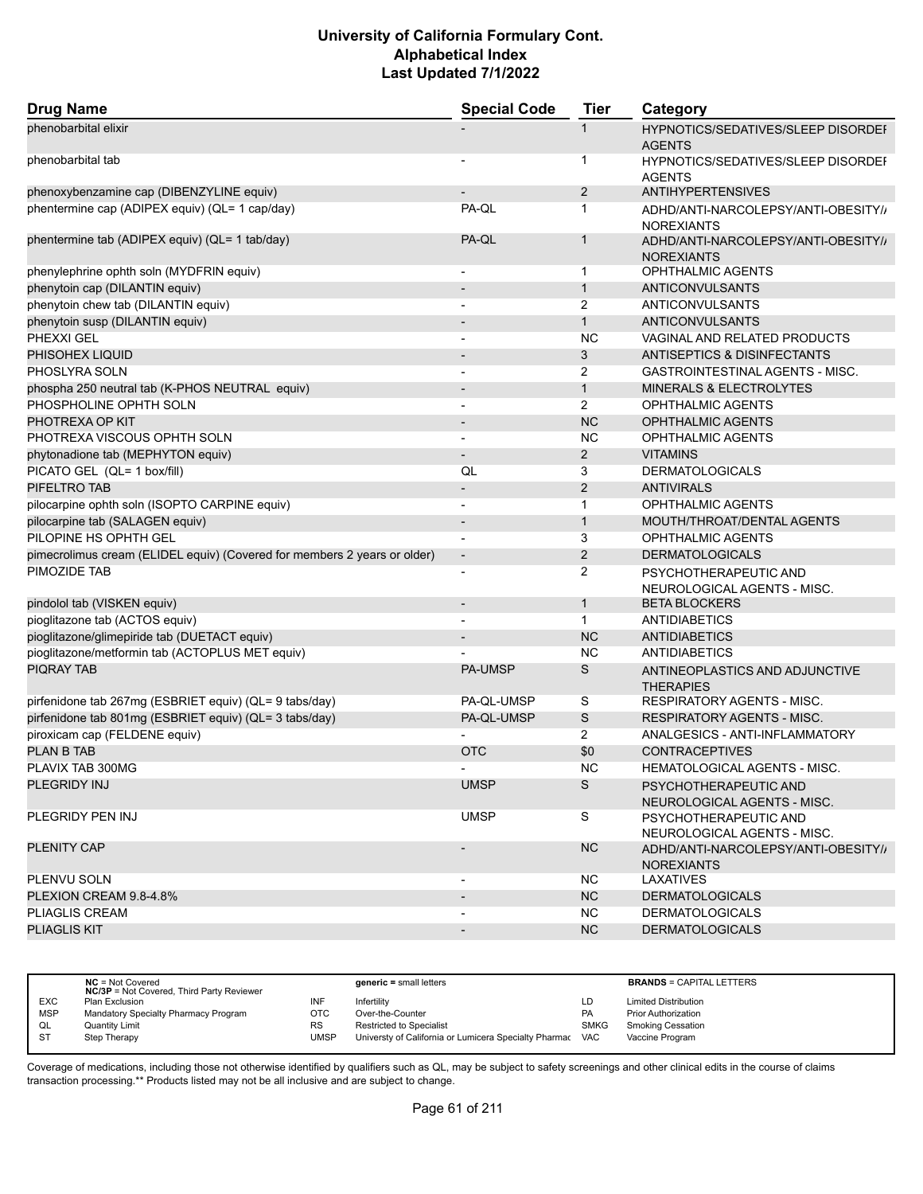# University of California Formulary Cont.
## Alphabetical Index
### Last Updated 7/1/2022

| Drug Name | Special Code | Tier | Category |
|---|---|---|---|
| phenobarbital elixir | - | 1 | HYPNOTICS/SEDATIVES/SLEEP DISORDER AGENTS |
| phenobarbital tab | - | 1 | HYPNOTICS/SEDATIVES/SLEEP DISORDER AGENTS |
| phenoxybenzamine cap (DIBENZYLINE equiv) | - | 2 | ANTIHYPERTENSIVES |
| phentermine cap (ADIPEX equiv) (QL= 1 cap/day) | PA-QL | 1 | ADHD/ANTI-NARCOLEPSY/ANTI-OBESITY/ANOREXIANTS |
| phentermine tab (ADIPEX equiv) (QL= 1 tab/day) | PA-QL | 1 | ADHD/ANTI-NARCOLEPSY/ANTI-OBESITY/ANOREXIANTS |
| phenylephrine ophth soln (MYDFRIN equiv) | - | 1 | OPHTHALMIC AGENTS |
| phenytoin cap (DILANTIN equiv) | - | 1 | ANTICONVULSANTS |
| phenytoin chew tab (DILANTIN equiv) | - | 2 | ANTICONVULSANTS |
| phenytoin susp (DILANTIN equiv) | - | 1 | ANTICONVULSANTS |
| PHEXXI GEL | - | NC | VAGINAL AND RELATED PRODUCTS |
| PHISOHEX LIQUID | - | 3 | ANTISEPTICS & DISINFECTANTS |
| PHOSLYRA SOLN | - | 2 | GASTROINTESTINAL AGENTS - MISC. |
| phospha 250 neutral tab (K-PHOS NEUTRAL equiv) | - | 1 | MINERALS & ELECTROLYTES |
| PHOSPHOLINE OPHTH SOLN | - | 2 | OPHTHALMIC AGENTS |
| PHOTREXA OP KIT | - | NC | OPHTHALMIC AGENTS |
| PHOTREXA VISCOUS OPHTH SOLN | - | NC | OPHTHALMIC AGENTS |
| phytonadione tab (MEPHYTON equiv) | - | 2 | VITAMINS |
| PICATO GEL (QL= 1 box/fill) | QL | 3 | DERMATOLOGICALS |
| PIFELTRO TAB | - | 2 | ANTIVIRALS |
| pilocarpine ophth soln (ISOPTO CARPINE equiv) | - | 1 | OPHTHALMIC AGENTS |
| pilocarpine tab (SALAGEN equiv) | - | 1 | MOUTH/THROAT/DENTAL AGENTS |
| PILOPINE HS OPHTH GEL | - | 3 | OPHTHALMIC AGENTS |
| pimecrolimus cream (ELIDEL equiv) (Covered for members 2 years or older) | - | 2 | DERMATOLOGICALS |
| PIMOZIDE TAB | - | 2 | PSYCHOTHERAPEUTIC AND NEUROLOGICAL AGENTS - MISC. |
| pindolol tab (VISKEN equiv) | - | 1 | BETA BLOCKERS |
| pioglitazone tab (ACTOS equiv) | - | 1 | ANTIDIABETICS |
| pioglitazone/glimepiride tab (DUETACT equiv) | - | NC | ANTIDIABETICS |
| pioglitazone/metformin tab (ACTOPLUS MET equiv) | - | NC | ANTIDIABETICS |
| PIQRAY TAB | PA-UMSP | S | ANTINEOPLASTICS AND ADJUNCTIVE THERAPIES |
| pirfenidone tab 267mg (ESBRIET equiv) (QL= 9 tabs/day) | PA-QL-UMSP | S | RESPIRATORY AGENTS - MISC. |
| pirfenidone tab 801mg (ESBRIET equiv) (QL= 3 tabs/day) | PA-QL-UMSP | S | RESPIRATORY AGENTS - MISC. |
| piroxicam cap (FELDENE equiv) | - | 2 | ANALGESICS - ANTI-INFLAMMATORY |
| PLAN B TAB | OTC | $0 | CONTRACEPTIVES |
| PLAVIX TAB 300MG | - | NC | HEMATOLOGICAL AGENTS - MISC. |
| PLEGRIDY INJ | UMSP | S | PSYCHOTHERAPEUTIC AND NEUROLOGICAL AGENTS - MISC. |
| PLEGRIDY PEN INJ | UMSP | S | PSYCHOTHERAPEUTIC AND NEUROLOGICAL AGENTS - MISC. |
| PLENITY CAP | - | NC | ADHD/ANTI-NARCOLEPSY/ANTI-OBESITY/ANOREXIANTS |
| PLENVU SOLN | - | NC | LAXATIVES |
| PLEXION CREAM 9.8-4.8% | - | NC | DERMATOLOGICALS |
| PLIAGLIS CREAM | - | NC | DERMATOLOGICALS |
| PLIAGLIS KIT | - | NC | DERMATOLOGICALS |

| | | | | | |
|---|---|---|---|---|---|
| | **NC** = Not Covered<br>**NC/3P** = Not Covered, Third Party Reviewer | | **generic =** small letters | | **BRANDS** = CAPITAL LETTERS |
| EXC | Plan Exclusion | INF | Infertility | LD | Limited Distribution |
| MSP | Mandatory Specialty Pharmacy Program | OTC | Over-the-Counter | PA | Prior Authorization |
| QL | Quantity Limit | RS | Restricted to Specialist | SMKG | Smoking Cessation |
| ST | Step Therapy | UMSP | Universty of California or Lumicera Specialty Pharmac | VAC | Vaccine Program |

Coverage of medications, including those not otherwise identified by qualifiers such as QL, may be subject to safety screenings and other clinical edits in the course of claims transaction processing.** Products listed may not be all inclusive and are subject to change.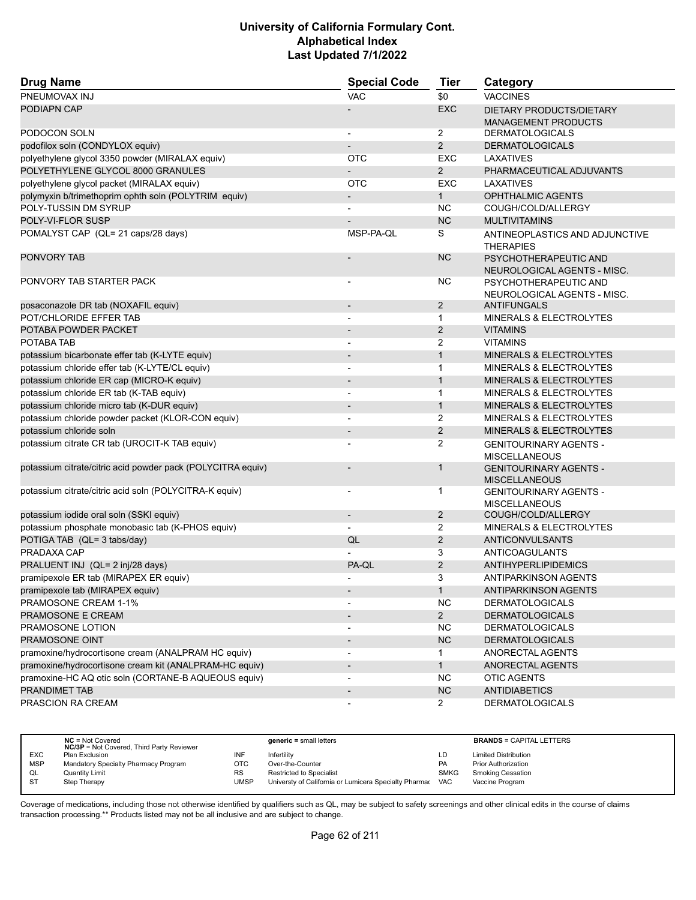| Drug Name | Special Code | Tier | Category |
|---|---|---|---|
| PNEUMOVAX INJ | VAC | $0 | VACCINES |
| PODIAPN CAP | - | EXC | DIETARY PRODUCTS/DIETARY MANAGEMENT PRODUCTS |
| PODOCON SOLN | - | 2 | DERMATOLOGICALS |
| podofilox soln (CONDYLOX equiv) | - | 2 | DERMATOLOGICALS |
| polyethylene glycol 3350 powder (MIRALAX equiv) | OTC | EXC | LAXATIVES |
| POLYETHYLENE GLYCOL 8000 GRANULES | - | 2 | PHARMACEUTICAL ADJUVANTS |
| polyethylene glycol packet (MIRALAX equiv) | OTC | EXC | LAXATIVES |
| polymyxin b/trimethoprim ophth soln (POLYTRIM equiv) | - | 1 | OPHTHALMIC AGENTS |
| POLY-TUSSIN DM SYRUP | - | NC | COUGH/COLD/ALLERGY |
| POLY-VI-FLOR SUSP | - | NC | MULTIVITAMINS |
| POMALYST CAP (QL= 21 caps/28 days) | MSP-PA-QL | S | ANTINEOPLASTICS AND ADJUNCTIVE THERAPIES |
| PONVORY TAB | - | NC | PSYCHOTHERAPEUTIC AND NEUROLOGICAL AGENTS - MISC. |
| PONVORY TAB STARTER PACK | - | NC | PSYCHOTHERAPEUTIC AND NEUROLOGICAL AGENTS - MISC. |
| posaconazole DR tab (NOXAFIL equiv) | - | 2 | ANTIFUNGALS |
| POT/CHLORIDE EFFER TAB | - | 1 | MINERALS & ELECTROLYTES |
| POTABA POWDER PACKET | - | 2 | VITAMINS |
| POTABA TAB | - | 2 | VITAMINS |
| potassium bicarbonate effer tab (K-LYTE equiv) | - | 1 | MINERALS & ELECTROLYTES |
| potassium chloride effer tab (K-LYTE/CL equiv) | - | 1 | MINERALS & ELECTROLYTES |
| potassium chloride ER cap (MICRO-K equiv) | - | 1 | MINERALS & ELECTROLYTES |
| potassium chloride ER tab (K-TAB equiv) | - | 1 | MINERALS & ELECTROLYTES |
| potassium chloride micro tab (K-DUR equiv) | - | 1 | MINERALS & ELECTROLYTES |
| potassium chloride powder packet (KLOR-CON equiv) | - | 2 | MINERALS & ELECTROLYTES |
| potassium chloride soln | - | 2 | MINERALS & ELECTROLYTES |
| potassium citrate CR tab (UROCIT-K TAB equiv) | - | 2 | GENITOURINARY AGENTS - MISCELLANEOUS |
| potassium citrate/citric acid powder pack (POLYCITRA equiv) | - | 1 | GENITOURINARY AGENTS - MISCELLANEOUS |
| potassium citrate/citric acid soln (POLYCITRA-K equiv) | - | 1 | GENITOURINARY AGENTS - MISCELLANEOUS |
| potassium iodide oral soln (SSKI equiv) | - | 2 | COUGH/COLD/ALLERGY |
| potassium phosphate monobasic tab (K-PHOS equiv) | - | 2 | MINERALS & ELECTROLYTES |
| POTIGA TAB (QL= 3 tabs/day) | QL | 2 | ANTICONVULSANTS |
| PRADAXA CAP | - | 3 | ANTICOAGULANTS |
| PRALUENT INJ (QL= 2 inj/28 days) | PA-QL | 2 | ANTIHYPERLIPIDEMICS |
| pramipexole ER tab (MIRAPEX ER equiv) | - | 3 | ANTIPARKINSON AGENTS |
| pramipexole tab (MIRAPEX equiv) | - | 1 | ANTIPARKINSON AGENTS |
| PRAMOSONE CREAM 1-1% | - | NC | DERMATOLOGICALS |
| PRAMOSONE E CREAM | - | 2 | DERMATOLOGICALS |
| PRAMOSONE LOTION | - | NC | DERMATOLOGICALS |
| PRAMOSONE OINT | - | NC | DERMATOLOGICALS |
| pramoxine/hydrocortisone cream (ANALPRAM HC equiv) | - | 1 | ANORECTAL AGENTS |
| pramoxine/hydrocortisone cream kit (ANALPRAM-HC equiv) | - | 1 | ANORECTAL AGENTS |
| pramoxine-HC AQ otic soln (CORTANE-B AQUEOUS equiv) | - | NC | OTIC AGENTS |
| PRANDIMET TAB | - | NC | ANTIDIABETICS |
| PRASCION RA CREAM | - | 2 | DERMATOLOGICALS |

| | NC = Not Covered<br>NC/3P = Not Covered, Third Party Reviewer | | generic = small letters | | BRANDS = CAPITAL LETTERS |
|---|---|---|---|---|---|
| EXC | Plan Exclusion | INF | Infertility | LD | Limited Distribution |
| MSP | Mandatory Specialty Pharmacy Program | OTC | Over-the-Counter | PA | Prior Authorization |
| QL | Quantity Limit | RS | Restricted to Specialist | SMKG | Smoking Cessation |
| ST | Step Therapy | UMSP | Universty of California or Lumicera Specialty Pharmac | VAC | Vaccine Program |

Coverage of medications, including those not otherwise identified by qualifiers such as QL, may be subject to safety screenings and other clinical edits in the course of claims transaction processing.** Products listed may not be all inclusive and are subject to change.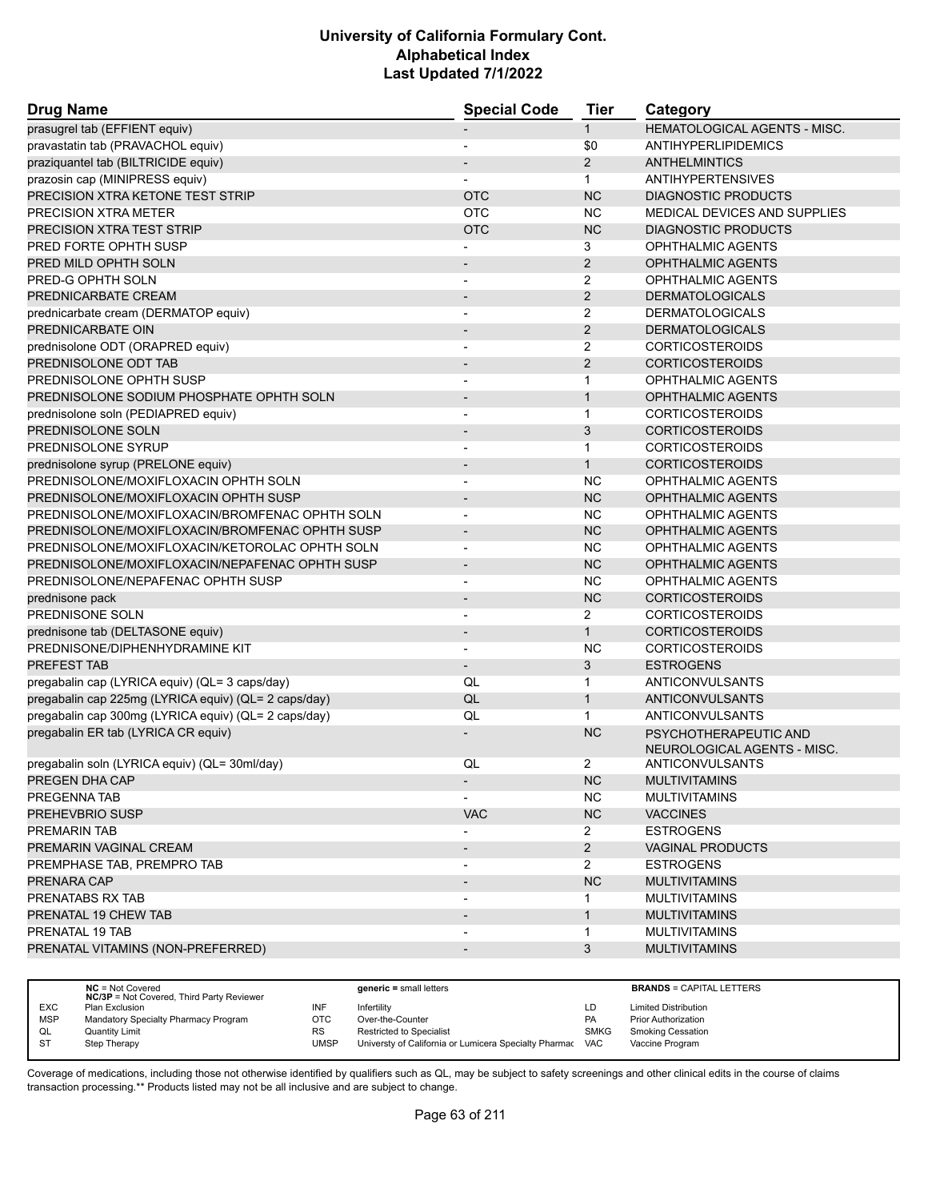# University of California Formulary Cont.
## Alphabetical Index
### Last Updated 7/1/2022

| Drug Name | Special Code | Tier | Category |
|---|---|---|---|
| prasugrel tab (EFFIENT equiv) | - | 1 | HEMATOLOGICAL AGENTS - MISC. |
| pravastatin tab (PRAVACHOL equiv) | - | $0 | ANTIHYPERLIPIDEMICS |
| praziquantel tab (BILTRICIDE equiv) | - | 2 | ANTHELMINTICS |
| prazosin cap (MINIPRESS equiv) | - | 1 | ANTIHYPERTENSIVES |
| PRECISION XTRA KETONE TEST STRIP | OTC | NC | DIAGNOSTIC PRODUCTS |
| PRECISION XTRA METER | OTC | NC | MEDICAL DEVICES AND SUPPLIES |
| PRECISION XTRA TEST STRIP | OTC | NC | DIAGNOSTIC PRODUCTS |
| PRED FORTE OPHTH SUSP | - | 3 | OPHTHALMIC AGENTS |
| PRED MILD OPHTH SOLN | - | 2 | OPHTHALMIC AGENTS |
| PRED-G OPHTH SOLN | - | 2 | OPHTHALMIC AGENTS |
| PREDNICARBATE CREAM | - | 2 | DERMATOLOGICALS |
| prednicarbate cream (DERMATOP equiv) | - | 2 | DERMATOLOGICALS |
| PREDNICARBATE OIN | - | 2 | DERMATOLOGICALS |
| prednisolone ODT (ORAPRED equiv) | - | 2 | CORTICOSTEROIDS |
| PREDNISOLONE ODT TAB | - | 2 | CORTICOSTEROIDS |
| PREDNISOLONE OPHTH SUSP | - | 1 | OPHTHALMIC AGENTS |
| PREDNISOLONE SODIUM PHOSPHATE OPHTH SOLN | - | 1 | OPHTHALMIC AGENTS |
| prednisolone soln (PEDIAPRED equiv) | - | 1 | CORTICOSTEROIDS |
| PREDNISOLONE SOLN | - | 3 | CORTICOSTEROIDS |
| PREDNISOLONE SYRUP | - | 1 | CORTICOSTEROIDS |
| prednisolone syrup (PRELONE equiv) | - | 1 | CORTICOSTEROIDS |
| PREDNISOLONE/MOXIFLOXACIN OPHTH SOLN | - | NC | OPHTHALMIC AGENTS |
| PREDNISOLONE/MOXIFLOXACIN OPHTH SUSP | - | NC | OPHTHALMIC AGENTS |
| PREDNISOLONE/MOXIFLOXACIN/BROMFENAC OPHTH SOLN | - | NC | OPHTHALMIC AGENTS |
| PREDNISOLONE/MOXIFLOXACIN/BROMFENAC OPHTH SUSP | - | NC | OPHTHALMIC AGENTS |
| PREDNISOLONE/MOXIFLOXACIN/KETOROLAC OPHTH SOLN | - | NC | OPHTHALMIC AGENTS |
| PREDNISOLONE/MOXIFLOXACIN/NEPAFENAC OPHTH SUSP | - | NC | OPHTHALMIC AGENTS |
| PREDNISOLONE/NEPAFENAC OPHTH SUSP | - | NC | OPHTHALMIC AGENTS |
| prednisone pack | - | NC | CORTICOSTEROIDS |
| PREDNISONE SOLN | - | 2 | CORTICOSTEROIDS |
| prednisone tab (DELTASONE equiv) | - | 1 | CORTICOSTEROIDS |
| PREDNISONE/DIPHENHYDRAMINE KIT | - | NC | CORTICOSTEROIDS |
| PREFEST TAB | - | 3 | ESTROGENS |
| pregabalin cap (LYRICA equiv) (QL= 3 caps/day) | QL | 1 | ANTICONVULSANTS |
| pregabalin cap 225mg (LYRICA equiv) (QL= 2 caps/day) | QL | 1 | ANTICONVULSANTS |
| pregabalin cap 300mg (LYRICA equiv) (QL= 2 caps/day) | QL | 1 | ANTICONVULSANTS |
| pregabalin ER tab (LYRICA CR equiv) | - | NC | PSYCHOTHERAPEUTIC AND NEUROLOGICAL AGENTS - MISC. |
| pregabalin soln (LYRICA equiv) (QL= 30ml/day) | QL | 2 | ANTICONVULSANTS |
| PREGEN DHA CAP | - | NC | MULTIVITAMINS |
| PREGENNA TAB | - | NC | MULTIVITAMINS |
| PREHEVBRIO SUSP | VAC | NC | VACCINES |
| PREMARIN TAB | - | 2 | ESTROGENS |
| PREMARIN VAGINAL CREAM | - | 2 | VAGINAL PRODUCTS |
| PREMPHASE TAB, PREMPRO TAB | - | 2 | ESTROGENS |
| PRENARA CAP | - | NC | MULTIVITAMINS |
| PRENATABS RX TAB | - | 1 | MULTIVITAMINS |
| PRENATAL 19 CHEW TAB | - | 1 | MULTIVITAMINS |
| PRENATAL 19 TAB | - | 1 | MULTIVITAMINS |
| PRENATAL VITAMINS (NON-PREFERRED) | - | 3 | MULTIVITAMINS |

| | | | | | |
|---|---|---|---|---|---|
| | **NC** = Not Covered<br>**NC/3P** = Not Covered, Third Party Reviewer | | **generic** = small letters | | **BRANDS** = CAPITAL LETTERS |
| EXC | Plan Exclusion | INF | Infertility | LD | Limited Distribution |
| MSP | Mandatory Specialty Pharmacy Program | OTC | Over-the-Counter | PA | Prior Authorization |
| QL | Quantity Limit | RS | Restricted to Specialist | SMKG | Smoking Cessation |
| ST | Step Therapy | UMSP | Universty of California or Lumicera Specialty Pharmac | VAC | Vaccine Program |

Coverage of medications, including those not otherwise identified by qualifiers such as QL, may be subject to safety screenings and other clinical edits in the course of claims transaction processing.** Products listed may not be all inclusive and are subject to change.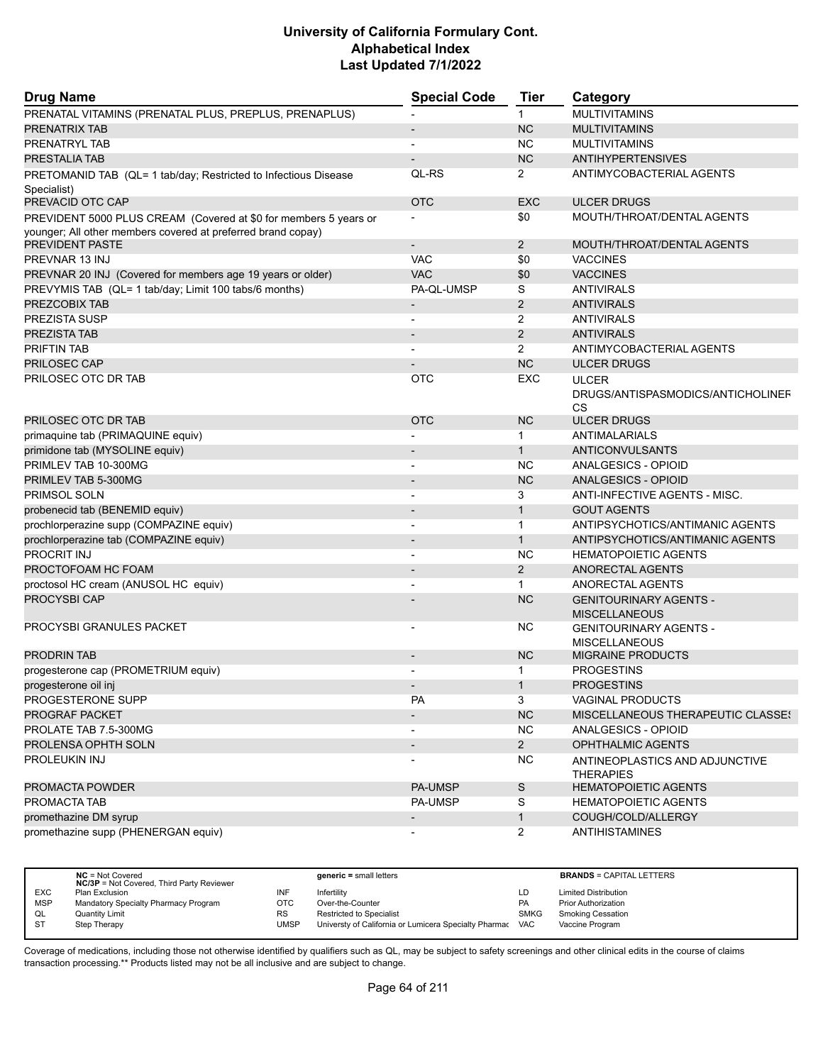| Drug Name | Special Code | Tier | Category |
|---|---|---|---|
| PRENATAL VITAMINS (PRENATAL PLUS, PREPLUS, PRENAPLUS) | - | 1 | MULTIVITAMINS |
| PRENATRIX TAB | - | NC | MULTIVITAMINS |
| PRENATRYL TAB | - | NC | MULTIVITAMINS |
| PRESTALIA TAB | - | NC | ANTIHYPERTENSIVES |
| PRETOMANID TAB (QL= 1 tab/day; Restricted to Infectious Disease Specialist) | QL-RS | 2 | ANTIMYCOBACTERIAL AGENTS |
| PREVACID OTC CAP | OTC | EXC | ULCER DRUGS |
| PREVIDENT 5000 PLUS CREAM (Covered at $0 for members 5 years or younger; All other members covered at preferred brand copay) | - | $0 | MOUTH/THROAT/DENTAL AGENTS |
| PREVIDENT PASTE | - | 2 | MOUTH/THROAT/DENTAL AGENTS |
| PREVNAR 13 INJ | VAC | $0 | VACCINES |
| PREVNAR 20 INJ (Covered for members age 19 years or older) | VAC | $0 | VACCINES |
| PREVYMIS TAB (QL= 1 tab/day; Limit 100 tabs/6 months) | PA-QL-UMSP | S | ANTIVIRALS |
| PREZCOBIX TAB | - | 2 | ANTIVIRALS |
| PREZISTA SUSP | - | 2 | ANTIVIRALS |
| PREZISTA TAB | - | 2 | ANTIVIRALS |
| PRIFTIN TAB | - | 2 | ANTIMYCOBACTERIAL AGENTS |
| PRILOSEC CAP | - | NC | ULCER DRUGS |
| PRILOSEC OTC DR TAB | OTC | EXC | ULCER DRUGS/ANTISPASMODICS/ANTICHOLINERGICS |
| PRILOSEC OTC DR TAB | OTC | NC | ULCER DRUGS |
| primaquine tab (PRIMAQUINE equiv) | - | 1 | ANTIMALARIALS |
| primidone tab (MYSOLINE equiv) | - | 1 | ANTICONVULSANTS |
| PRIMLEV TAB 10-300MG | - | NC | ANALGESICS - OPIOID |
| PRIMLEV TAB 5-300MG | - | NC | ANALGESICS - OPIOID |
| PRIMSOL SOLN | - | 3 | ANTI-INFECTIVE AGENTS - MISC. |
| probenecid tab (BENEMID equiv) | - | 1 | GOUT AGENTS |
| prochlorperazine supp (COMPAZINE equiv) | - | 1 | ANTIPSYCHOTICS/ANTIMANIC AGENTS |
| prochlorperazine tab (COMPAZINE equiv) | - | 1 | ANTIPSYCHOTICS/ANTIMANIC AGENTS |
| PROCRIT INJ | - | NC | HEMATOPOIETIC AGENTS |
| PROCTOFOAM HC FOAM | - | 2 | ANORECTAL AGENTS |
| proctosol HC cream (ANUSOL HC equiv) | - | 1 | ANORECTAL AGENTS |
| PROCYSBI CAP | - | NC | GENITOURINARY AGENTS - MISCELLANEOUS |
| PROCYSBI GRANULES PACKET | - | NC | GENITOURINARY AGENTS - MISCELLANEOUS |
| PRODRIN TAB | - | NC | MIGRAINE PRODUCTS |
| progesterone cap (PROMETRIUM equiv) | - | 1 | PROGESTINS |
| progesterone oil inj | - | 1 | PROGESTINS |
| PROGESTERONE SUPP | PA | 3 | VAGINAL PRODUCTS |
| PROGRAF PACKET | - | NC | MISCELLANEOUS THERAPEUTIC CLASSES |
| PROLATE TAB 7.5-300MG | - | NC | ANALGESICS - OPIOID |
| PROLENSA OPHTH SOLN | - | 2 | OPHTHALMIC AGENTS |
| PROLEUKIN INJ | - | NC | ANTINEOPLASTICS AND ADJUNCTIVE THERAPIES |
| PROMACTA POWDER | PA-UMSP | S | HEMATOPOIETIC AGENTS |
| PROMACTA TAB | PA-UMSP | S | HEMATOPOIETIC AGENTS |
| promethazine DM syrup | - | 1 | COUGH/COLD/ALLERGY |
| promethazine supp (PHENERGAN equiv) | - | 2 | ANTIHISTAMINES |

| | | | | | |
|---|---|---|---|---|---|
| | **NC** = Not Covered<br>**NC/3P** = Not Covered, Third Party Reviewer | | **generic =** small letters | | **BRANDS** = CAPITAL LETTERS |
| EXC | Plan Exclusion | INF | Infertility | LD | Limited Distribution |
| MSP | Mandatory Specialty Pharmacy Program | OTC | Over-the-Counter | PA | Prior Authorization |
| QL | Quantity Limit | RS | Restricted to Specialist | SMKG | Smoking Cessation |
| ST | Step Therapy | UMSP | Universty of California or Lumicera Specialty Pharmacy | VAC | Vaccine Program |

Coverage of medications, including those not otherwise identified by qualifiers such as QL, may be subject to safety screenings and other clinical edits in the course of claims transaction processing.** Products listed may not be all inclusive and are subject to change.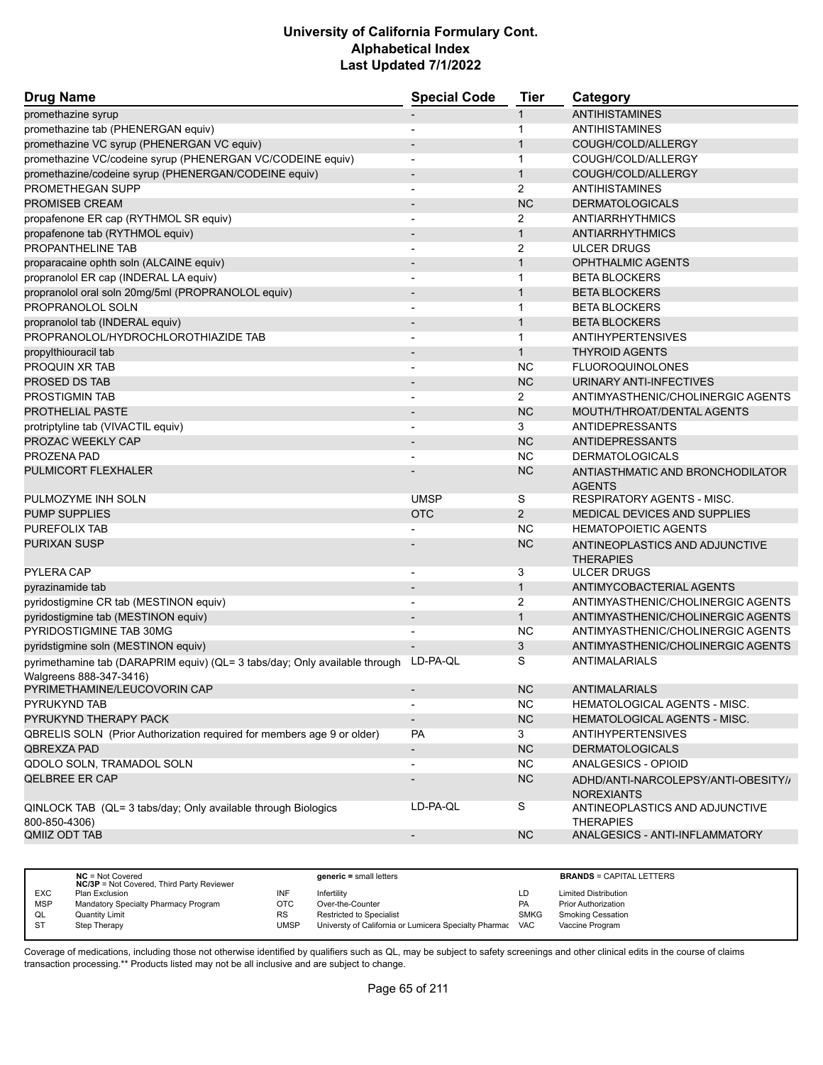# University of California Formulary Cont.
## Alphabetical Index
### Last Updated 7/1/2022

| Drug Name | Special Code | Tier | Category |
|---|---|---|---|
| promethazine syrup | - | 1 | ANTIHISTAMINES |
| promethazine tab (PHENERGAN equiv) | - | 1 | ANTIHISTAMINES |
| promethazine VC syrup (PHENERGAN VC equiv) | - | 1 | COUGH/COLD/ALLERGY |
| promethazine VC/codeine syrup (PHENERGAN VC/CODEINE equiv) | - | 1 | COUGH/COLD/ALLERGY |
| promethazine/codeine syrup (PHENERGAN/CODEINE equiv) | - | 1 | COUGH/COLD/ALLERGY |
| PROMETHEGAN SUPP | - | 2 | ANTIHISTAMINES |
| PROMISEB CREAM | - | NC | DERMATOLOGICALS |
| propafenone ER cap (RYTHMOL SR equiv) | - | 2 | ANTIARRHYTHMICS |
| propafenone tab (RYTHMOL equiv) | - | 1 | ANTIARRHYTHMICS |
| PROPANTHELINE TAB | - | 2 | ULCER DRUGS |
| proparacaine ophth soln (ALCAINE equiv) | - | 1 | OPHTHALMIC AGENTS |
| propranolol ER cap (INDERAL LA equiv) | - | 1 | BETA BLOCKERS |
| propranolol oral soln 20mg/5ml (PROPRANOLOL equiv) | - | 1 | BETA BLOCKERS |
| PROPRANOLOL SOLN | - | 1 | BETA BLOCKERS |
| propranolol tab (INDERAL equiv) | - | 1 | BETA BLOCKERS |
| PROPRANOLOL/HYDROCHLOROTHIAZIDE TAB | - | 1 | ANTIHYPERTENSIVES |
| propylthiouracil tab | - | 1 | THYROID AGENTS |
| PROQUIN XR TAB | - | NC | FLUOROQUINOLONES |
| PROSED DS TAB | - | NC | URINARY ANTI-INFECTIVES |
| PROSTIGMIN TAB | - | 2 | ANTIMYASTHENIC/CHOLINERGIC AGENTS |
| PROTHELIAL PASTE | - | NC | MOUTH/THROAT/DENTAL AGENTS |
| protriptyline tab (VIVACTIL equiv) | - | 3 | ANTIDEPRESSANTS |
| PROZAC WEEKLY CAP | - | NC | ANTIDEPRESSANTS |
| PROZENA PAD | - | NC | DERMATOLOGICALS |
| PULMICORT FLEXHALER | - | NC | ANTIASTHMATIC AND BRONCHODILATOR AGENTS |
| PULMOZYME INH SOLN | UMSP | S | RESPIRATORY AGENTS - MISC. |
| PUMP SUPPLIES | OTC | 2 | MEDICAL DEVICES AND SUPPLIES |
| PUREFOLIX TAB | - | NC | HEMATOPOIETIC AGENTS |
| PURIXAN SUSP | - | NC | ANTINEOPLASTICS AND ADJUNCTIVE THERAPIES |
| PYLERA CAP | - | 3 | ULCER DRUGS |
| pyrazinamide tab | - | 1 | ANTIMYCOBACTERIAL AGENTS |
| pyridostigmine CR tab (MESTINON equiv) | - | 2 | ANTIMYASTHENIC/CHOLINERGIC AGENTS |
| pyridostigmine tab (MESTINON equiv) | - | 1 | ANTIMYASTHENIC/CHOLINERGIC AGENTS |
| PYRIDOSTIGMINE TAB 30MG | - | NC | ANTIMYASTHENIC/CHOLINERGIC AGENTS |
| pyridstigmine soln (MESTINON equiv) | - | 3 | ANTIMYASTHENIC/CHOLINERGIC AGENTS |
| pyrimethamine tab (DARAPRIM equiv) (QL= 3 tabs/day; Only available through Walgreens 888-347-3416) | LD-PA-QL | S | ANTIMALARIALS |
| PYRIMETHAMINE/LEUCOVORIN CAP | - | NC | ANTIMALARIALS |
| PYRUKYND TAB | - | NC | HEMATOLOGICAL AGENTS - MISC. |
| PYRUKYND THERAPY PACK | - | NC | HEMATOLOGICAL AGENTS - MISC. |
| QBRELIS SOLN (Prior Authorization required for members age 9 or older) | PA | 3 | ANTIHYPERTENSIVES |
| QBREXZA PAD | - | NC | DERMATOLOGICALS |
| QDOLO SOLN, TRAMADOL SOLN | - | NC | ANALGESICS - OPIOID |
| QELBREE ER CAP | - | NC | ADHD/ANTI-NARCOLEPSY/ANTI-OBESITY/ANOREXIANTS |
| QINLOCK TAB (QL= 3 tabs/day; Only available through Biologics 800-850-4306) | LD-PA-QL | S | ANTINEOPLASTICS AND ADJUNCTIVE THERAPIES |
| QMIIZ ODT TAB | - | NC | ANALGESICS - ANTI-INFLAMMATORY |

| | NC = Not Covered<br>NC/3P = Not Covered, Third Party Reviewer | | generic = small letters | | BRANDS = CAPITAL LETTERS |
|---|---|---|---|---|---|
| EXC | Plan Exclusion | INF | Infertility | LD | Limited Distribution |
| MSP | Mandatory Specialty Pharmacy Program | OTC | Over-the-Counter | PA | Prior Authorization |
| QL | Quantity Limit | RS | Restricted to Specialist | SMKG | Smoking Cessation |
| ST | Step Therapy | UMSP | Universty of California or Lumicera Specialty Pharmac | VAC | Vaccine Program |

Coverage of medications, including those not otherwise identified by qualifiers such as QL, may be subject to safety screenings and other clinical edits in the course of claims transaction processing.** Products listed may not be all inclusive and are subject to change.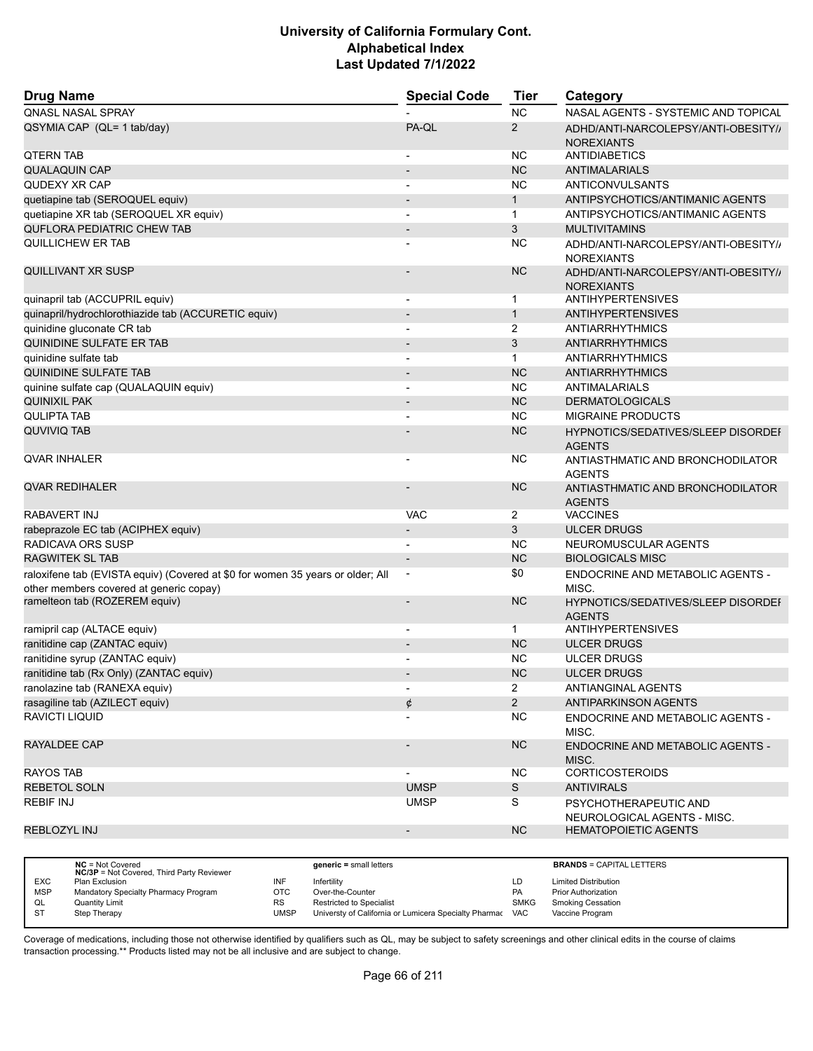# University of California Formulary Cont.
## Alphabetical Index
### Last Updated 7/1/2022

| Drug Name | Special Code | Tier | Category |
|---|---|---|---|
| QNASL NASAL SPRAY | - | NC | NASAL AGENTS - SYSTEMIC AND TOPICAL |
| QSYMIA CAP (QL= 1 tab/day) | PA-QL | 2 | ADHD/ANTI-NARCOLEPSY/ANTI-OBESITY/ANOREXIANTS |
| QTERN TAB | - | NC | ANTIDIABETICS |
| QUALAQUIN CAP | - | NC | ANTIMALARIALS |
| QUDEXY XR CAP | - | NC | ANTICONVULSANTS |
| quetiapine tab (SEROQUEL equiv) | - | 1 | ANTIPSYCHOTICS/ANTIMANIC AGENTS |
| quetiapine XR tab (SEROQUEL XR equiv) | - | 1 | ANTIPSYCHOTICS/ANTIMANIC AGENTS |
| QUFLORA PEDIATRIC CHEW TAB | - | 3 | MULTIVITAMINS |
| QUILLICHEW ER TAB | - | NC | ADHD/ANTI-NARCOLEPSY/ANTI-OBESITY/ANOREXIANTS |
| QUILLIVANT XR SUSP | - | NC | ADHD/ANTI-NARCOLEPSY/ANTI-OBESITY/ANOREXIANTS |
| quinapril tab (ACCUPRIL equiv) | - | 1 | ANTIHYPERTENSIVES |
| quinapril/hydrochlorothiazide tab (ACCURETIC equiv) | - | 1 | ANTIHYPERTENSIVES |
| quinidine gluconate CR tab | - | 2 | ANTIARRHYTHMICS |
| QUINIDINE SULFATE ER TAB | - | 3 | ANTIARRHYTHMICS |
| quinidine sulfate tab | - | 1 | ANTIARRHYTHMICS |
| QUINIDINE SULFATE TAB | - | NC | ANTIARRHYTHMICS |
| quinine sulfate cap (QUALAQUIN equiv) | - | NC | ANTIMALARIALS |
| QUINIXIL PAK | - | NC | DERMATOLOGICALS |
| QULIPTA TAB | - | NC | MIGRAINE PRODUCTS |
| QUVIVIQ TAB | - | NC | HYPNOTICS/SEDATIVES/SLEEP DISORDER AGENTS |
| QVAR INHALER | - | NC | ANTIASTHMATIC AND BRONCHODILATOR AGENTS |
| QVAR REDIHALER | - | NC | ANTIASTHMATIC AND BRONCHODILATOR AGENTS |
| RABAVERT INJ | VAC | 2 | VACCINES |
| rabeprazole EC tab (ACIPHEX equiv) | - | 3 | ULCER DRUGS |
| RADICAVA ORS SUSP | - | NC | NEUROMUSCULAR AGENTS |
| RAGWITEK SL TAB | - | NC | BIOLOGICALS MISC |
| raloxifene tab (EVISTA equiv) (Covered at $0 for women 35 years or older; All other members covered at generic copay) | - | $0 | ENDOCRINE AND METABOLIC AGENTS - MISC. |
| ramelteon tab (ROZEREM equiv) | - | NC | HYPNOTICS/SEDATIVES/SLEEP DISORDER AGENTS |
| ramipril cap (ALTACE equiv) | - | 1 | ANTIHYPERTENSIVES |
| ranitidine cap (ZANTAC equiv) | - | NC | ULCER DRUGS |
| ranitidine syrup (ZANTAC equiv) | - | NC | ULCER DRUGS |
| ranitidine tab (Rx Only) (ZANTAC equiv) | - | NC | ULCER DRUGS |
| ranolazine tab (RANEXA equiv) | - | 2 | ANTIANGINAL AGENTS |
| rasagiline tab (AZILECT equiv) | ¢ | 2 | ANTIPARKINSON AGENTS |
| RAVICTI LIQUID | - | NC | ENDOCRINE AND METABOLIC AGENTS - MISC. |
| RAYALDEE CAP | - | NC | ENDOCRINE AND METABOLIC AGENTS - MISC. |
| RAYOS TAB | - | NC | CORTICOSTEROIDS |
| REBETOL SOLN | UMSP | S | ANTIVIRALS |
| REBIF INJ | UMSP | S | PSYCHOTHERAPEUTIC AND NEUROLOGICAL AGENTS - MISC. |
| REBLOZYL INJ | - | NC | HEMATOPOIETIC AGENTS |

| | | | | | |
|---|---|---|---|---|---|
| | **NC** = Not Covered<br>**NC/3P** = Not Covered, Third Party Reviewer | | **generic =** small letters | | **BRANDS** = CAPITAL LETTERS |
| EXC | Plan Exclusion | INF | Infertility | LD | Limited Distribution |
| MSP | Mandatory Specialty Pharmacy Program | OTC | Over-the-Counter | PA | Prior Authorization |
| QL | Quantity Limit | RS | Restricted to Specialist | SMKG | Smoking Cessation |
| ST | Step Therapy | UMSP | Universty of California or Lumicera Specialty Pharmac | VAC | Vaccine Program |

Coverage of medications, including those not otherwise identified by qualifiers such as QL, may be subject to safety screenings and other clinical edits in the course of claims transaction processing.** Products listed may not be all inclusive and are subject to change.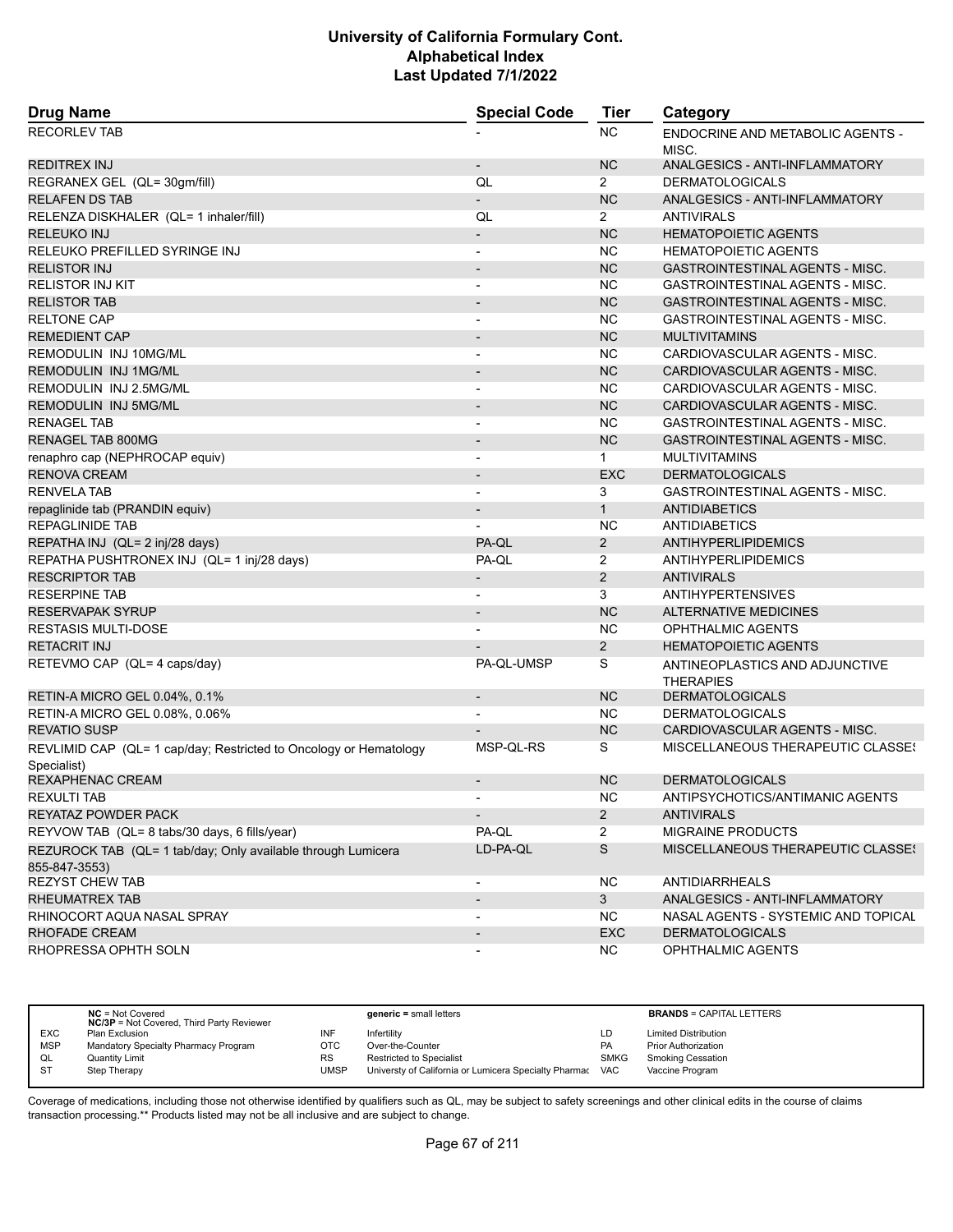# University of California Formulary Cont.
## Alphabetical Index
### Last Updated 7/1/2022

| Drug Name | Special Code | Tier | Category |
|---|---|---|---|
| RECORLEV TAB | - | NC | ENDOCRINE AND METABOLIC AGENTS - MISC. |
| REDITREX INJ | - | NC | ANALGESICS - ANTI-INFLAMMATORY |
| REGRANEX GEL (QL= 30gm/fill) | QL | 2 | DERMATOLOGICALS |
| RELAFEN DS TAB | - | NC | ANALGESICS - ANTI-INFLAMMATORY |
| RELENZA DISKHALER (QL= 1 inhaler/fill) | QL | 2 | ANTIVIRALS |
| RELEUKO INJ | - | NC | HEMATOPOIETIC AGENTS |
| RELEUKO PREFILLED SYRINGE INJ | - | NC | HEMATOPOIETIC AGENTS |
| RELISTOR INJ | - | NC | GASTROINTESTINAL AGENTS - MISC. |
| RELISTOR INJ KIT | - | NC | GASTROINTESTINAL AGENTS - MISC. |
| RELISTOR TAB | - | NC | GASTROINTESTINAL AGENTS - MISC. |
| RELTONE CAP | - | NC | GASTROINTESTINAL AGENTS - MISC. |
| REMEDIENT CAP | - | NC | MULTIVITAMINS |
| REMODULIN INJ 10MG/ML | - | NC | CARDIOVASCULAR AGENTS - MISC. |
| REMODULIN INJ 1MG/ML | - | NC | CARDIOVASCULAR AGENTS - MISC. |
| REMODULIN INJ 2.5MG/ML | - | NC | CARDIOVASCULAR AGENTS - MISC. |
| REMODULIN INJ 5MG/ML | - | NC | CARDIOVASCULAR AGENTS - MISC. |
| RENAGEL TAB | - | NC | GASTROINTESTINAL AGENTS - MISC. |
| RENAGEL TAB 800MG | - | NC | GASTROINTESTINAL AGENTS - MISC. |
| renaphro cap (NEPHROCAP equiv) | - | 1 | MULTIVITAMINS |
| RENOVA CREAM | - | EXC | DERMATOLOGICALS |
| RENVELA TAB | - | 3 | GASTROINTESTINAL AGENTS - MISC. |
| repaglinide tab (PRANDIN equiv) | - | 1 | ANTIDIABETICS |
| REPAGLINIDE TAB | - | NC | ANTIDIABETICS |
| REPATHA INJ (QL= 2 inj/28 days) | PA-QL | 2 | ANTIHYPERLIPIDEMICS |
| REPATHA PUSHTRONEX INJ (QL= 1 inj/28 days) | PA-QL | 2 | ANTIHYPERLIPIDEMICS |
| RESCRIPTOR TAB | - | 2 | ANTIVIRALS |
| RESERPINE TAB | - | 3 | ANTIHYPERTENSIVES |
| RESERVAPAK SYRUP | - | NC | ALTERNATIVE MEDICINES |
| RESTASIS MULTI-DOSE | - | NC | OPHTHALMIC AGENTS |
| RETACRIT INJ | - | 2 | HEMATOPOIETIC AGENTS |
| RETEVMO CAP (QL= 4 caps/day) | PA-QL-UMSP | S | ANTINEOPLASTICS AND ADJUNCTIVE THERAPIES |
| RETIN-A MICRO GEL 0.04%, 0.1% | - | NC | DERMATOLOGICALS |
| RETIN-A MICRO GEL 0.08%, 0.06% | - | NC | DERMATOLOGICALS |
| REVATIO SUSP | - | NC | CARDIOVASCULAR AGENTS - MISC. |
| REVLIMID CAP (QL= 1 cap/day; Restricted to Oncology or Hematology Specialist) | MSP-QL-RS | S | MISCELLANEOUS THERAPEUTIC CLASSES |
| REXAPHENAC CREAM | - | NC | DERMATOLOGICALS |
| REXULTI TAB | - | NC | ANTIPSYCHOTICS/ANTIMANIC AGENTS |
| REYATAZ POWDER PACK | - | 2 | ANTIVIRALS |
| REYVOW TAB (QL= 8 tabs/30 days, 6 fills/year) | PA-QL | 2 | MIGRAINE PRODUCTS |
| REZUROCK TAB (QL= 1 tab/day; Only available through Lumicera 855-847-3553) | LD-PA-QL | S | MISCELLANEOUS THERAPEUTIC CLASSES |
| REZYST CHEW TAB | - | NC | ANTIDIARRHEALS |
| RHEUMATREX TAB | - | 3 | ANALGESICS - ANTI-INFLAMMATORY |
| RHINOCORT AQUA NASAL SPRAY | - | NC | NASAL AGENTS - SYSTEMIC AND TOPICAL |
| RHOFADE CREAM | - | EXC | DERMATOLOGICALS |
| RHOPRESSA OPHTH SOLN | - | NC | OPHTHALMIC AGENTS |

| | | | | | |
|---|---|---|---|---|---|
| | **NC** = Not Covered<br>**NC/3P** = Not Covered, Third Party Reviewer | | **generic** = small letters | | **BRANDS** = CAPITAL LETTERS |
| EXC | Plan Exclusion | INF | Infertility | LD | Limited Distribution |
| MSP | Mandatory Specialty Pharmacy Program | OTC | Over-the-Counter | PA | Prior Authorization |
| QL | Quantity Limit | RS | Restricted to Specialist | SMKG | Smoking Cessation |
| ST | Step Therapy | UMSP | Universty of California or Lumicera Specialty Pharmac | VAC | Vaccine Program |

Coverage of medications, including those not otherwise identified by qualifiers such as QL, may be subject to safety screenings and other clinical edits in the course of claims transaction processing.** Products listed may not be all inclusive and are subject to change.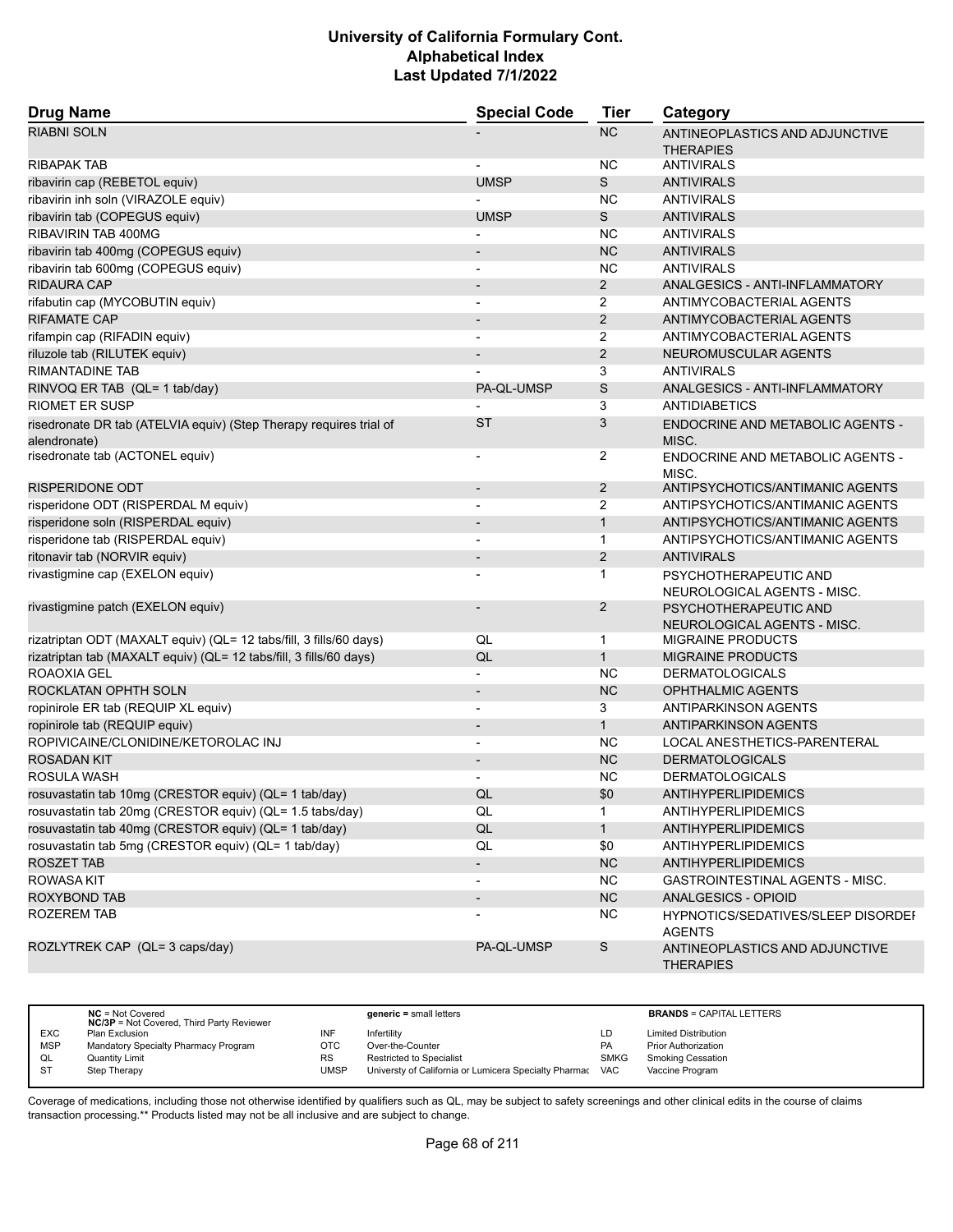# University of California Formulary Cont.
# Alphabetical Index
# Last Updated 7/1/2022

| Drug Name | Special Code | Tier | Category |
|---|---|---|---|
| RIABNI SOLN | - | NC | ANTINEOPLASTICS AND ADJUNCTIVE THERAPIES |
| RIBAPAK TAB | - | NC | ANTIVIRALS |
| ribavirin cap (REBETOL equiv) | UMSP | S | ANTIVIRALS |
| ribavirin inh soln (VIRAZOLE equiv) | - | NC | ANTIVIRALS |
| ribavirin tab (COPEGUS equiv) | UMSP | S | ANTIVIRALS |
| RIBAVIRIN TAB 400MG | - | NC | ANTIVIRALS |
| ribavirin tab 400mg (COPEGUS equiv) | - | NC | ANTIVIRALS |
| ribavirin tab 600mg (COPEGUS equiv) | - | NC | ANTIVIRALS |
| RIDAURA CAP | - | 2 | ANALGESICS - ANTI-INFLAMMATORY |
| rifabutin cap (MYCOBUTIN equiv) | - | 2 | ANTIMYCOBACTERIAL AGENTS |
| RIFAMATE CAP | - | 2 | ANTIMYCOBACTERIAL AGENTS |
| rifampin cap (RIFADIN equiv) | - | 2 | ANTIMYCOBACTERIAL AGENTS |
| riluzole tab (RILUTEK equiv) | - | 2 | NEUROMUSCULAR AGENTS |
| RIMANTADINE TAB | - | 3 | ANTIVIRALS |
| RINVOQ ER TAB (QL= 1 tab/day) | PA-QL-UMSP | S | ANALGESICS - ANTI-INFLAMMATORY |
| RIOMET ER SUSP | - | 3 | ANTIDIABETICS |
| risedronate DR tab (ATELVIA equiv) (Step Therapy requires trial of alendronate) | ST | 3 | ENDOCRINE AND METABOLIC AGENTS - MISC. |
| risedronate tab (ACTONEL equiv) | - | 2 | ENDOCRINE AND METABOLIC AGENTS - MISC. |
| RISPERIDONE ODT | - | 2 | ANTIPSYCHOTICS/ANTIMANIC AGENTS |
| risperidone ODT (RISPERDAL M equiv) | - | 2 | ANTIPSYCHOTICS/ANTIMANIC AGENTS |
| risperidone soln (RISPERDAL equiv) | - | 1 | ANTIPSYCHOTICS/ANTIMANIC AGENTS |
| risperidone tab (RISPERDAL equiv) | - | 1 | ANTIPSYCHOTICS/ANTIMANIC AGENTS |
| ritonavir tab (NORVIR equiv) | - | 2 | ANTIVIRALS |
| rivastigmine cap (EXELON equiv) | - | 1 | PSYCHOTHERAPEUTIC AND NEUROLOGICAL AGENTS - MISC. |
| rivastigmine patch (EXELON equiv) | - | 2 | PSYCHOTHERAPEUTIC AND NEUROLOGICAL AGENTS - MISC. |
| rizatriptan ODT (MAXALT equiv) (QL= 12 tabs/fill, 3 fills/60 days) | QL | 1 | MIGRAINE PRODUCTS |
| rizatriptan tab (MAXALT equiv) (QL= 12 tabs/fill, 3 fills/60 days) | QL | 1 | MIGRAINE PRODUCTS |
| ROAOXIA GEL | - | NC | DERMATOLOGICALS |
| ROCKLATAN OPHTH SOLN | - | NC | OPHTHALMIC AGENTS |
| ropinirole ER tab (REQUIP XL equiv) | - | 3 | ANTIPARKINSON AGENTS |
| ropinirole tab (REQUIP equiv) | - | 1 | ANTIPARKINSON AGENTS |
| ROPIVICAINE/CLONIDINE/KETOROLAC INJ | - | NC | LOCAL ANESTHETICS-PARENTERAL |
| ROSADAN KIT | - | NC | DERMATOLOGICALS |
| ROSULA WASH | - | NC | DERMATOLOGICALS |
| rosuvastatin tab 10mg (CRESTOR equiv) (QL= 1 tab/day) | QL | $0 | ANTIHYPERLIPIDEMICS |
| rosuvastatin tab 20mg (CRESTOR equiv) (QL= 1.5 tabs/day) | QL | 1 | ANTIHYPERLIPIDEMICS |
| rosuvastatin tab 40mg (CRESTOR equiv) (QL= 1 tab/day) | QL | 1 | ANTIHYPERLIPIDEMICS |
| rosuvastatin tab 5mg (CRESTOR equiv) (QL= 1 tab/day) | QL | $0 | ANTIHYPERLIPIDEMICS |
| ROSZET TAB | - | NC | ANTIHYPERLIPIDEMICS |
| ROWASA KIT | - | NC | GASTROINTESTINAL AGENTS - MISC. |
| ROXYBOND TAB | - | NC | ANALGESICS - OPIOID |
| ROZEREM TAB | - | NC | HYPNOTICS/SEDATIVES/SLEEP DISORDER AGENTS |
| ROZLYTREK CAP (QL= 3 caps/day) | PA-QL-UMSP | S | ANTINEOPLASTICS AND ADJUNCTIVE THERAPIES |

| | | | | | |
|---|---|---|---|---|---|
| NC = Not Covered<br>NC/3P = Not Covered, Third Party Reviewer | | generic = small letters | | BRANDS = CAPITAL LETTERS | |
| EXC | Plan Exclusion | INF | Infertility | LD | Limited Distribution |
| MSP | Mandatory Specialty Pharmacy Program | OTC | Over-the-Counter | PA | Prior Authorization |
| QL | Quantity Limit | RS | Restricted to Specialist | SMKG | Smoking Cessation |
| ST | Step Therapy | UMSP | Universty of California or Lumicera Specialty Pharmac | VAC | Vaccine Program |

Coverage of medications, including those not otherwise identified by qualifiers such as QL, may be subject to safety screenings and other clinical edits in the course of claims transaction processing.** Products listed may not be all inclusive and are subject to change.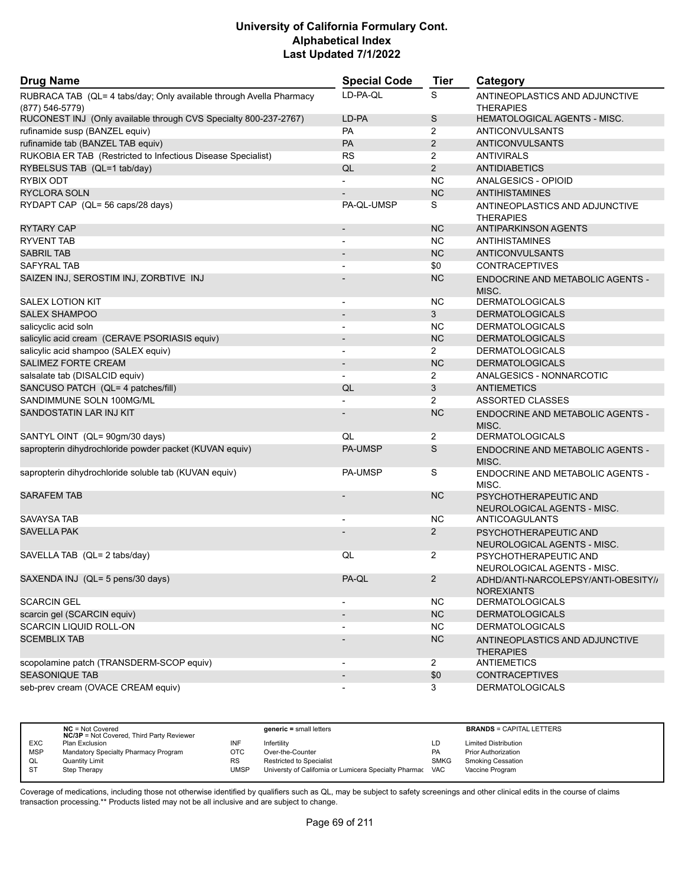# University of California Formulary Cont.
## Alphabetical Index
### Last Updated 7/1/2022

| Drug Name | Special Code | Tier | Category |
|---|---|---|---|
| RUBRACA TAB (QL= 4 tabs/day; Only available through Avella Pharmacy (877) 546-5779) | LD-PA-QL | S | ANTINEOPLASTICS AND ADJUNCTIVE THERAPIES |
| RUCONEST INJ (Only available through CVS Specialty 800-237-2767) | LD-PA | S | HEMATOLOGICAL AGENTS - MISC. |
| rufinamide susp (BANZEL equiv) | PA | 2 | ANTICONVULSANTS |
| rufinamide tab (BANZEL TAB equiv) | PA | 2 | ANTICONVULSANTS |
| RUKOBIA ER TAB (Restricted to Infectious Disease Specialist) | RS | 2 | ANTIVIRALS |
| RYBELSUS TAB (QL=1 tab/day) | QL | 2 | ANTIDIABETICS |
| RYBIX ODT | - | NC | ANALGESICS - OPIOID |
| RYCLORA SOLN | - | NC | ANTIHISTAMINES |
| RYDAPT CAP (QL= 56 caps/28 days) | PA-QL-UMSP | S | ANTINEOPLASTICS AND ADJUNCTIVE THERAPIES |
| RYTARY CAP | - | NC | ANTIPARKINSON AGENTS |
| RYVENT TAB | - | NC | ANTIHISTAMINES |
| SABRIL TAB | - | NC | ANTICONVULSANTS |
| SAFYRAL TAB | - | $0 | CONTRACEPTIVES |
| SAIZEN INJ, SEROSTIM INJ, ZORBTIVE INJ | - | NC | ENDOCRINE AND METABOLIC AGENTS - MISC. |
| SALEX LOTION KIT | - | NC | DERMATOLOGICALS |
| SALEX SHAMPOO | - | 3 | DERMATOLOGICALS |
| salicyclic acid soln | - | NC | DERMATOLOGICALS |
| salicylic acid cream (CERAVE PSORIASIS equiv) | - | NC | DERMATOLOGICALS |
| salicylic acid shampoo (SALEX equiv) | - | 2 | DERMATOLOGICALS |
| SALIMEZ FORTE CREAM | - | NC | DERMATOLOGICALS |
| salsalate tab (DISALCID equiv) | - | 2 | ANALGESICS - NONNARCOTIC |
| SANCUSO PATCH (QL= 4 patches/fill) | QL | 3 | ANTIEMETICS |
| SANDIMMUNE SOLN 100MG/ML | - | 2 | ASSORTED CLASSES |
| SANDOSTATIN LAR INJ KIT | - | NC | ENDOCRINE AND METABOLIC AGENTS - MISC. |
| SANTYL OINT (QL= 90gm/30 days) | QL | 2 | DERMATOLOGICALS |
| sapropterin dihydrochloride powder packet (KUVAN equiv) | PA-UMSP | S | ENDOCRINE AND METABOLIC AGENTS - MISC. |
| sapropterin dihydrochloride soluble tab (KUVAN equiv) | PA-UMSP | S | ENDOCRINE AND METABOLIC AGENTS - MISC. |
| SARAFEM TAB | - | NC | PSYCHOTHERAPEUTIC AND NEUROLOGICAL AGENTS - MISC. |
| SAVAYSA TAB | - | NC | ANTICOAGULANTS |
| SAVELLA PAK | - | 2 | PSYCHOTHERAPEUTIC AND NEUROLOGICAL AGENTS - MISC. |
| SAVELLA TAB (QL= 2 tabs/day) | QL | 2 | PSYCHOTHERAPEUTIC AND NEUROLOGICAL AGENTS - MISC. |
| SAXENDA INJ (QL= 5 pens/30 days) | PA-QL | 2 | ADHD/ANTI-NARCOLEPSY/ANTI-OBESITY/ANOREXIANTS |
| SCARCIN GEL | - | NC | DERMATOLOGICALS |
| scarcin gel (SCARCIN equiv) | - | NC | DERMATOLOGICALS |
| SCARCIN LIQUID ROLL-ON | - | NC | DERMATOLOGICALS |
| SCEMBLIX TAB | - | NC | ANTINEOPLASTICS AND ADJUNCTIVE THERAPIES |
| scopolamine patch (TRANSDERM-SCOP equiv) | - | 2 | ANTIEMETICS |
| SEASONIQUE TAB | - | $0 | CONTRACEPTIVES |
| seb-prev cream (OVACE CREAM equiv) | - | 3 | DERMATOLOGICALS |

| | NC = Not Covered; NC/3P = Not Covered, Third Party Reviewer | | generic = small letters | | BRANDS = CAPITAL LETTERS |
|---|---|---|---|---|---|
| EXC | Plan Exclusion | INF | Infertility | LD | Limited Distribution |
| MSP | Mandatory Specialty Pharmacy Program | OTC | Over-the-Counter | PA | Prior Authorization |
| QL | Quantity Limit | RS | Restricted to Specialist | SMKG | Smoking Cessation |
| ST | Step Therapy | UMSP | Universty of California or Lumicera Specialty Pharmac | VAC | Vaccine Program |

Coverage of medications, including those not otherwise identified by qualifiers such as QL, may be subject to safety screenings and other clinical edits in the course of claims transaction processing.** Products listed may not be all inclusive and are subject to change.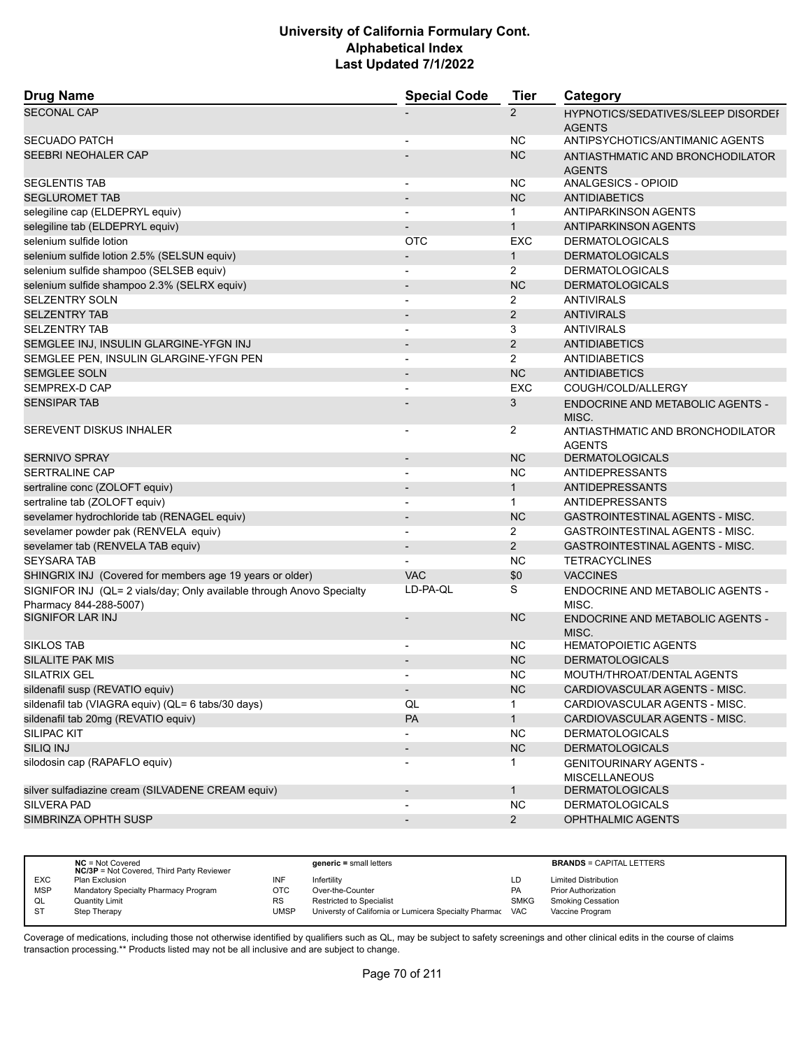# University of California Formulary Cont.
## Alphabetical Index
### Last Updated 7/1/2022

| Drug Name | Special Code | Tier | Category |
|---|---|---|---|
| SECONAL CAP | - | 2 | HYPNOTICS/SEDATIVES/SLEEP DISORDER AGENTS |
| SECUADO PATCH | - | NC | ANTIPSYCHOTICS/ANTIMANIC AGENTS |
| SEEBRI NEOHALER CAP | - | NC | ANTIASTHMATIC AND BRONCHODILATOR AGENTS |
| SEGLENTIS TAB | - | NC | ANALGESICS - OPIOID |
| SEGLUROMET TAB | - | NC | ANTIDIABETICS |
| selegiline cap (ELDEPRYL equiv) | - | 1 | ANTIPARKINSON AGENTS |
| selegiline tab (ELDEPRYL equiv) | - | 1 | ANTIPARKINSON AGENTS |
| selenium sulfide lotion | OTC | EXC | DERMATOLOGICALS |
| selenium sulfide lotion 2.5% (SELSUN equiv) | - | 1 | DERMATOLOGICALS |
| selenium sulfide shampoo (SELSEB equiv) | - | 2 | DERMATOLOGICALS |
| selenium sulfide shampoo 2.3% (SELRX equiv) | - | NC | DERMATOLOGICALS |
| SELZENTRY SOLN | - | 2 | ANTIVIRALS |
| SELZENTRY TAB | - | 2 | ANTIVIRALS |
| SELZENTRY TAB | - | 3 | ANTIVIRALS |
| SEMGLEE INJ, INSULIN GLARGINE-YFGN INJ | - | 2 | ANTIDIABETICS |
| SEMGLEE PEN, INSULIN GLARGINE-YFGN PEN | - | 2 | ANTIDIABETICS |
| SEMGLEE SOLN | - | NC | ANTIDIABETICS |
| SEMPREX-D CAP | - | EXC | COUGH/COLD/ALLERGY |
| SENSIPAR TAB | - | 3 | ENDOCRINE AND METABOLIC AGENTS - MISC. |
| SEREVENT DISKUS INHALER | - | 2 | ANTIASTHMATIC AND BRONCHODILATOR AGENTS |
| SERNIVO SPRAY | - | NC | DERMATOLOGICALS |
| SERTRALINE CAP | - | NC | ANTIDEPRESSANTS |
| sertraline conc (ZOLOFT equiv) | - | 1 | ANTIDEPRESSANTS |
| sertraline tab (ZOLOFT equiv) | - | 1 | ANTIDEPRESSANTS |
| sevelamer hydrochloride tab (RENAGEL equiv) | - | NC | GASTROINTESTINAL AGENTS - MISC. |
| sevelamer powder pak (RENVELA equiv) | - | 2 | GASTROINTESTINAL AGENTS - MISC. |
| sevelamer tab (RENVELA TAB equiv) | - | 2 | GASTROINTESTINAL AGENTS - MISC. |
| SEYSARA TAB | - | NC | TETRACYCLINES |
| SHINGRIX INJ (Covered for members age 19 years or older) | VAC | $0 | VACCINES |
| SIGNIFOR INJ (QL= 2 vials/day; Only available through Anovo Specialty Pharmacy 844-288-5007) | LD-PA-QL | S | ENDOCRINE AND METABOLIC AGENTS - MISC. |
| SIGNIFOR LAR INJ | - | NC | ENDOCRINE AND METABOLIC AGENTS - MISC. |
| SIKLOS TAB | - | NC | HEMATOPOIETIC AGENTS |
| SILALITE PAK MIS | - | NC | DERMATOLOGICALS |
| SILATRIX GEL | - | NC | MOUTH/THROAT/DENTAL AGENTS |
| sildenafil susp (REVATIO equiv) | - | NC | CARDIOVASCULAR AGENTS - MISC. |
| sildenafil tab (VIAGRA equiv) (QL= 6 tabs/30 days) | QL | 1 | CARDIOVASCULAR AGENTS - MISC. |
| sildenafil tab 20mg (REVATIO equiv) | PA | 1 | CARDIOVASCULAR AGENTS - MISC. |
| SILIPAC KIT | - | NC | DERMATOLOGICALS |
| SILIQ INJ | - | NC | DERMATOLOGICALS |
| silodosin cap (RAPAFLO equiv) | - | 1 | GENITOURINARY AGENTS - MISCELLANEOUS |
| silver sulfadiazine cream (SILVADENE CREAM equiv) | - | 1 | DERMATOLOGICALS |
| SILVERA PAD | - | NC | DERMATOLOGICALS |
| SIMBRINZA OPHTH SUSP | - | 2 | OPHTHALMIC AGENTS |

| | | | | | |
|---|---|---|---|---|---|
| | **NC** = Not Covered<br>**NC/3P** = Not Covered, Third Party Reviewer | | **generic** = small letters | | **BRANDS** = CAPITAL LETTERS |
| EXC | Plan Exclusion | INF | Infertility | LD | Limited Distribution |
| MSP | Mandatory Specialty Pharmacy Program | OTC | Over-the-Counter | PA | Prior Authorization |
| QL | Quantity Limit | RS | Restricted to Specialist | SMKG | Smoking Cessation |
| ST | Step Therapy | UMSP | Universty of California or Lumicera Specialty Pharmac | VAC | Vaccine Program |

Coverage of medications, including those not otherwise identified by qualifiers such as QL, may be subject to safety screenings and other clinical edits in the course of claims transaction processing.** Products listed may not be all inclusive and are subject to change.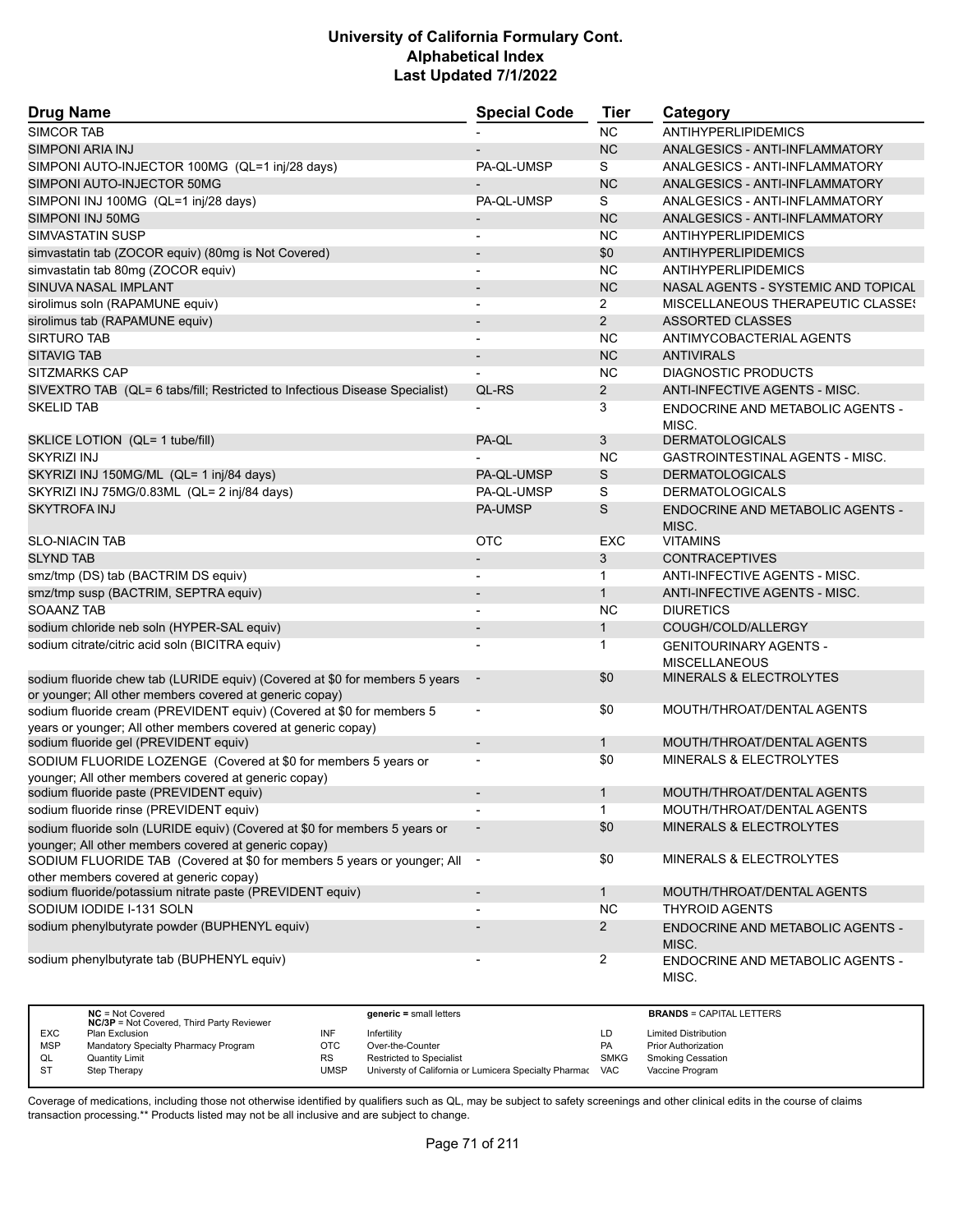# University of California Formulary Cont.
## Alphabetical Index
### Last Updated 7/1/2022

| Drug Name | Special Code | Tier | Category |
|---|---|---|---|
| SIMCOR TAB | - | NC | ANTIHYPERLIPIDEMICS |
| SIMPONI ARIA INJ | - | NC | ANALGESICS - ANTI-INFLAMMATORY |
| SIMPONI AUTO-INJECTOR 100MG (QL=1 inj/28 days) | PA-QL-UMSP | S | ANALGESICS - ANTI-INFLAMMATORY |
| SIMPONI AUTO-INJECTOR 50MG | - | NC | ANALGESICS - ANTI-INFLAMMATORY |
| SIMPONI INJ 100MG (QL=1 inj/28 days) | PA-QL-UMSP | S | ANALGESICS - ANTI-INFLAMMATORY |
| SIMPONI INJ 50MG | - | NC | ANALGESICS - ANTI-INFLAMMATORY |
| SIMVASTATIN SUSP | - | NC | ANTIHYPERLIPIDEMICS |
| simvastatin tab (ZOCOR equiv) (80mg is Not Covered) | - | $0 | ANTIHYPERLIPIDEMICS |
| simvastatin tab 80mg (ZOCOR equiv) | - | NC | ANTIHYPERLIPIDEMICS |
| SINUVA NASAL IMPLANT | - | NC | NASAL AGENTS - SYSTEMIC AND TOPICAL |
| sirolimus soln (RAPAMUNE equiv) | - | 2 | MISCELLANEOUS THERAPEUTIC CLASSES |
| sirolimus tab (RAPAMUNE equiv) | - | 2 | ASSORTED CLASSES |
| SIRTURO TAB | - | NC | ANTIMYCOBACTERIAL AGENTS |
| SITAVIG TAB | - | NC | ANTIVIRALS |
| SITZMARKS CAP | - | NC | DIAGNOSTIC PRODUCTS |
| SIVEXTRO TAB (QL= 6 tabs/fill; Restricted to Infectious Disease Specialist) | QL-RS | 2 | ANTI-INFECTIVE AGENTS - MISC. |
| SKELID TAB | - | 3 | ENDOCRINE AND METABOLIC AGENTS - MISC. |
| SKLICE LOTION (QL= 1 tube/fill) | PA-QL | 3 | DERMATOLOGICALS |
| SKYRIZI INJ | - | NC | GASTROINTESTINAL AGENTS - MISC. |
| SKYRIZI INJ 150MG/ML (QL= 1 inj/84 days) | PA-QL-UMSP | S | DERMATOLOGICALS |
| SKYRIZI INJ 75MG/0.83ML (QL= 2 inj/84 days) | PA-QL-UMSP | S | DERMATOLOGICALS |
| SKYTROFA INJ | PA-UMSP | S | ENDOCRINE AND METABOLIC AGENTS - MISC. |
| SLO-NIACIN TAB | OTC | EXC | VITAMINS |
| SLYND TAB | - | 3 | CONTRACEPTIVES |
| smz/tmp (DS) tab (BACTRIM DS equiv) | - | 1 | ANTI-INFECTIVE AGENTS - MISC. |
| smz/tmp susp (BACTRIM, SEPTRA equiv) | - | 1 | ANTI-INFECTIVE AGENTS - MISC. |
| SOAANZ TAB | - | NC | DIURETICS |
| sodium chloride neb soln (HYPER-SAL equiv) | - | 1 | COUGH/COLD/ALLERGY |
| sodium citrate/citric acid soln (BICITRA equiv) | - | 1 | GENITOURINARY AGENTS - MISCELLANEOUS |
| sodium fluoride chew tab (LURIDE equiv) (Covered at $0 for members 5 years or younger; All other members covered at generic copay) | - | $0 | MINERALS & ELECTROLYTES |
| sodium fluoride cream (PREVIDENT equiv) (Covered at $0 for members 5 years or younger; All other members covered at generic copay) | - | $0 | MOUTH/THROAT/DENTAL AGENTS |
| sodium fluoride gel (PREVIDENT equiv) | - | 1 | MOUTH/THROAT/DENTAL AGENTS |
| SODIUM FLUORIDE LOZENGE (Covered at $0 for members 5 years or younger; All other members covered at generic copay) | - | $0 | MINERALS & ELECTROLYTES |
| sodium fluoride paste (PREVIDENT equiv) | - | 1 | MOUTH/THROAT/DENTAL AGENTS |
| sodium fluoride rinse (PREVIDENT equiv) | - | 1 | MOUTH/THROAT/DENTAL AGENTS |
| sodium fluoride soln (LURIDE equiv) (Covered at $0 for members 5 years or younger; All other members covered at generic copay) | - | $0 | MINERALS & ELECTROLYTES |
| SODIUM FLUORIDE TAB (Covered at $0 for members 5 years or younger; All other members covered at generic copay) | - | $0 | MINERALS & ELECTROLYTES |
| sodium fluoride/potassium nitrate paste (PREVIDENT equiv) | - | 1 | MOUTH/THROAT/DENTAL AGENTS |
| SODIUM IODIDE I-131 SOLN | - | NC | THYROID AGENTS |
| sodium phenylbutyrate powder (BUPHENYL equiv) | - | 2 | ENDOCRINE AND METABOLIC AGENTS - MISC. |
| sodium phenylbutyrate tab (BUPHENYL equiv) | - | 2 | ENDOCRINE AND METABOLIC AGENTS - MISC. |

| | NC = Not Covered<br>NC/3P = Not Covered, Third Party Reviewer | | generic = small letters | | BRANDS = CAPITAL LETTERS |
|---|---|---|---|---|---|
| EXC | Plan Exclusion | INF | Infertility | LD | Limited Distribution |
| MSP | Mandatory Specialty Pharmacy Program | OTC | Over-the-Counter | PA | Prior Authorization |
| QL | Quantity Limit | RS | Restricted to Specialist | SMKG | Smoking Cessation |
| ST | Step Therapy | UMSP | Universty of California or Lumicera Specialty Pharmac | VAC | Vaccine Program |

Coverage of medications, including those not otherwise identified by qualifiers such as QL, may be subject to safety screenings and other clinical edits in the course of claims transaction processing.** Products listed may not be all inclusive and are subject to change.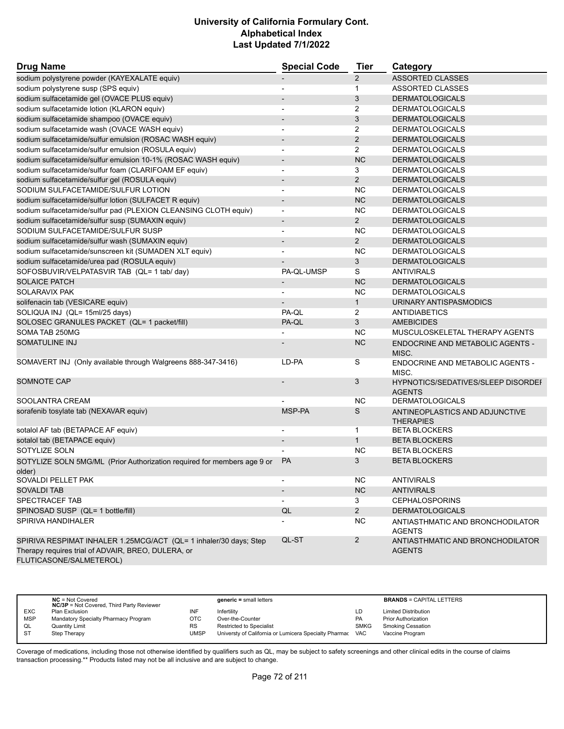# University of California Formulary Cont.
## Alphabetical Index
### Last Updated 7/1/2022

| Drug Name | Special Code | Tier | Category |
|---|---|---|---|
| sodium polystyrene powder (KAYEXALATE equiv) | - | 2 | ASSORTED CLASSES |
| sodium polystyrene susp (SPS equiv) | - | 1 | ASSORTED CLASSES |
| sodium sulfacetamide gel (OVACE PLUS equiv) | - | 3 | DERMATOLOGICALS |
| sodium sulfacetamide lotion (KLARON equiv) | - | 2 | DERMATOLOGICALS |
| sodium sulfacetamide shampoo (OVACE equiv) | - | 3 | DERMATOLOGICALS |
| sodium sulfacetamide wash (OVACE WASH equiv) | - | 2 | DERMATOLOGICALS |
| sodium sulfacetamide/sulfur emulsion (ROSAC WASH equiv) | - | 2 | DERMATOLOGICALS |
| sodium sulfacetamide/sulfur emulsion (ROSULA equiv) | - | 2 | DERMATOLOGICALS |
| sodium sulfacetamide/sulfur emulsion 10-1% (ROSAC WASH equiv) | - | NC | DERMATOLOGICALS |
| sodium sulfacetamide/sulfur foam (CLARIFOAM EF equiv) | - | 3 | DERMATOLOGICALS |
| sodium sulfacetamide/sulfur gel (ROSULA equiv) | - | 2 | DERMATOLOGICALS |
| SODIUM SULFACETAMIDE/SULFUR LOTION | - | NC | DERMATOLOGICALS |
| sodium sulfacetamide/sulfur lotion (SULFACET R equiv) | - | NC | DERMATOLOGICALS |
| sodium sulfacetamide/sulfur pad (PLEXION CLEANSING CLOTH equiv) | - | NC | DERMATOLOGICALS |
| sodium sulfacetamide/sulfur susp (SUMAXIN equiv) | - | 2 | DERMATOLOGICALS |
| SODIUM SULFACETAMIDE/SULFUR SUSP | - | NC | DERMATOLOGICALS |
| sodium sulfacetamide/sulfur wash (SUMAXIN equiv) | - | 2 | DERMATOLOGICALS |
| sodium sulfacetamide/sunscreen kit (SUMADEN XLT equiv) | - | NC | DERMATOLOGICALS |
| sodium sulfacetamide/urea pad (ROSULA equiv) | - | 3 | DERMATOLOGICALS |
| SOFOSBUVIR/VELPATASVIR TAB (QL= 1 tab/ day) | PA-QL-UMSP | S | ANTIVIRALS |
| SOLAICE PATCH | - | NC | DERMATOLOGICALS |
| SOLARAVIX PAK | - | NC | DERMATOLOGICALS |
| solifenacin tab (VESICARE equiv) | - | 1 | URINARY ANTISPASMODICS |
| SOLIQUA INJ (QL= 15ml/25 days) | PA-QL | 2 | ANTIDIABETICS |
| SOLOSEC GRANULES PACKET (QL= 1 packet/fill) | PA-QL | 3 | AMEBICIDES |
| SOMA TAB 250MG | - | NC | MUSCULOSKELETAL THERAPY AGENTS |
| SOMATULINE INJ | - | NC | ENDOCRINE AND METABOLIC AGENTS - MISC. |
| SOMAVERT INJ (Only available through Walgreens 888-347-3416) | LD-PA | S | ENDOCRINE AND METABOLIC AGENTS - MISC. |
| SOMNOTE CAP | - | 3 | HYPNOTICS/SEDATIVES/SLEEP DISORDER AGENTS |
| SOOLANTRA CREAM | - | NC | DERMATOLOGICALS |
| sorafenib tosylate tab (NEXAVAR equiv) | MSP-PA | S | ANTINEOPLASTICS AND ADJUNCTIVE THERAPIES |
| sotalol AF tab (BETAPACE AF equiv) | - | 1 | BETA BLOCKERS |
| sotalol tab (BETAPACE equiv) | - | 1 | BETA BLOCKERS |
| SOTYLIZE SOLN | - | NC | BETA BLOCKERS |
| SOTYLIZE SOLN 5MG/ML (Prior Authorization required for members age 9 or older) | PA | 3 | BETA BLOCKERS |
| SOVALDI PELLET PAK | - | NC | ANTIVIRALS |
| SOVALDI TAB | - | NC | ANTIVIRALS |
| SPECTRACEF TAB | - | 3 | CEPHALOSPORINS |
| SPINOSAD SUSP (QL= 1 bottle/fill) | QL | 2 | DERMATOLOGICALS |
| SPIRIVA HANDIHALER | - | NC | ANTIASTHMATIC AND BRONCHODILATOR AGENTS |
| SPIRIVA RESPIMAT INHALER 1.25MCG/ACT (QL= 1 inhaler/30 days; Step Therapy requires trial of ADVAIR, BREO, DULERA, or FLUTICASONE/SALMETEROL) | QL-ST | 2 | ANTIASTHMATIC AND BRONCHODILATOR AGENTS |

| | | | | | |
|---|---|---|---|---|---|
| | **NC** = Not Covered<br>**NC/3P** = Not Covered, Third Party Reviewer | | **generic =** small letters | | **BRANDS** = CAPITAL LETTERS |
| EXC | Plan Exclusion | INF | Infertility | LD | Limited Distribution |
| MSP | Mandatory Specialty Pharmacy Program | OTC | Over-the-Counter | PA | Prior Authorization |
| QL | Quantity Limit | RS | Restricted to Specialist | SMKG | Smoking Cessation |
| ST | Step Therapy | UMSP | Universty of California or Lumicera Specialty Pharmac | VAC | Vaccine Program |

Coverage of medications, including those not otherwise identified by qualifiers such as QL, may be subject to safety screenings and other clinical edits in the course of claims transaction processing.** Products listed may not be all inclusive and are subject to change.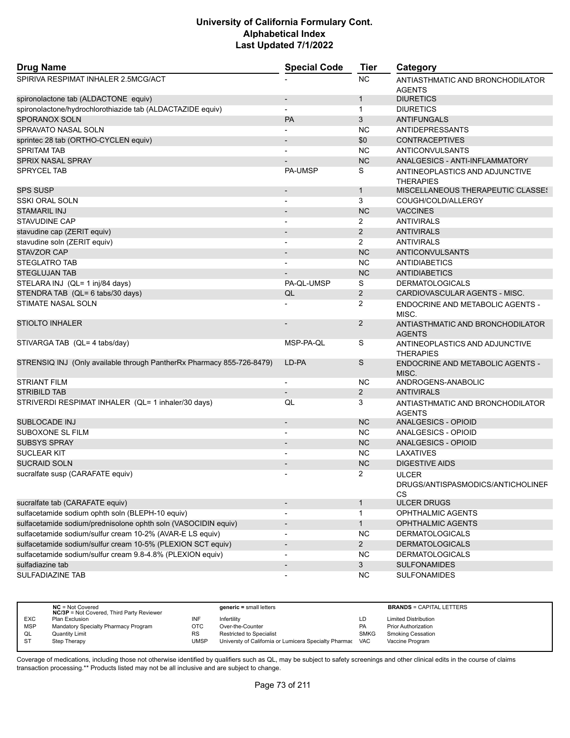# University of California Formulary Cont.
# Alphabetical Index
# Last Updated 7/1/2022

| Drug Name | Special Code | Tier | Category |
|---|---|---|---|
| SPIRIVA RESPIMAT INHALER 2.5MCG/ACT | - | NC | ANTIASTHMATIC AND BRONCHODILATOR AGENTS |
| spironolactone tab (ALDACTONE equiv) | - | 1 | DIURETICS |
| spironolactone/hydrochlorothiazide tab (ALDACTAZIDE equiv) | - | 1 | DIURETICS |
| SPORANOX SOLN | PA | 3 | ANTIFUNGALS |
| SPRAVATO NASAL SOLN | - | NC | ANTIDEPRESSANTS |
| sprintec 28 tab (ORTHO-CYCLEN equiv) | - | $0 | CONTRACEPTIVES |
| SPRITAM TAB | - | NC | ANTICONVULSANTS |
| SPRIX NASAL SPRAY | - | NC | ANALGESICS - ANTI-INFLAMMATORY |
| SPRYCEL TAB | PA-UMSP | S | ANTINEOPLASTICS AND ADJUNCTIVE THERAPIES |
| SPS SUSP | - | 1 | MISCELLANEOUS THERAPEUTIC CLASSES |
| SSKI ORAL SOLN | - | 3 | COUGH/COLD/ALLERGY |
| STAMARIL INJ | - | NC | VACCINES |
| STAVUDINE CAP | - | 2 | ANTIVIRALS |
| stavudine cap (ZERIT equiv) | - | 2 | ANTIVIRALS |
| stavudine soln (ZERIT equiv) | - | 2 | ANTIVIRALS |
| STAVZOR CAP | - | NC | ANTICONVULSANTS |
| STEGLATRO TAB | - | NC | ANTIDIABETICS |
| STEGLUJAN TAB | - | NC | ANTIDIABETICS |
| STELARA INJ (QL= 1 inj/84 days) | PA-QL-UMSP | S | DERMATOLOGICALS |
| STENDRA TAB (QL= 6 tabs/30 days) | QL | 2 | CARDIOVASCULAR AGENTS - MISC. |
| STIMATE NASAL SOLN | - | 2 | ENDOCRINE AND METABOLIC AGENTS - MISC. |
| STIOLTO INHALER | - | 2 | ANTIASTHMATIC AND BRONCHODILATOR AGENTS |
| STIVARGA TAB (QL= 4 tabs/day) | MSP-PA-QL | S | ANTINEOPLASTICS AND ADJUNCTIVE THERAPIES |
| STRENSIQ INJ (Only available through PantherRx Pharmacy 855-726-8479) | LD-PA | S | ENDOCRINE AND METABOLIC AGENTS - MISC. |
| STRIANT FILM | - | NC | ANDROGENS-ANABOLIC |
| STRIBILD TAB | - | 2 | ANTIVIRALS |
| STRIVERDI RESPIMAT INHALER (QL= 1 inhaler/30 days) | QL | 3 | ANTIASTHMATIC AND BRONCHODILATOR AGENTS |
| SUBLOCADE INJ | - | NC | ANALGESICS - OPIOID |
| SUBOXONE SL FILM | - | NC | ANALGESICS - OPIOID |
| SUBSYS SPRAY | - | NC | ANALGESICS - OPIOID |
| SUCLEAR KIT | - | NC | LAXATIVES |
| SUCRAID SOLN | - | NC | DIGESTIVE AIDS |
| sucralfate susp (CARAFATE equiv) | - | 2 | ULCER DRUGS/ANTISPASMODICS/ANTICHOLINERGICS |
| sucralfate tab (CARAFATE equiv) | - | 1 | ULCER DRUGS |
| sulfacetamide sodium ophth soln (BLEPH-10 equiv) | - | 1 | OPHTHALMIC AGENTS |
| sulfacetamide sodium/prednisolone ophth soln (VASOCIDIN equiv) | - | 1 | OPHTHALMIC AGENTS |
| sulfacetamide sodium/sulfur cream 10-2% (AVAR-E LS equiv) | - | NC | DERMATOLOGICALS |
| sulfacetamide sodium/sulfur cream 10-5% (PLEXION SCT equiv) | - | 2 | DERMATOLOGICALS |
| sulfacetamide sodium/sulfur cream 9.8-4.8% (PLEXION equiv) | - | NC | DERMATOLOGICALS |
| sulfadiazine tab | - | 3 | SULFONAMIDES |
| SULFADIAZINE TAB | - | NC | SULFONAMIDES |

| | | | | | |
|---|---|---|---|---|---|
| | **NC** = Not Covered<br>**NC/3P** = Not Covered, Third Party Reviewer | | **generic =** small letters | | **BRANDS** = CAPITAL LETTERS |
| EXC | Plan Exclusion | INF | Infertility | LD | Limited Distribution |
| MSP | Mandatory Specialty Pharmacy Program | OTC | Over-the-Counter | PA | Prior Authorization |
| QL | Quantity Limit | RS | Restricted to Specialist | SMKG | Smoking Cessation |
| ST | Step Therapy | UMSP | Universty of California or Lumicera Specialty Pharmacy | VAC | Vaccine Program |

Coverage of medications, including those not otherwise identified by qualifiers such as QL, may be subject to safety screenings and other clinical edits in the course of claims transaction processing.** Products listed may not be all inclusive and are subject to change.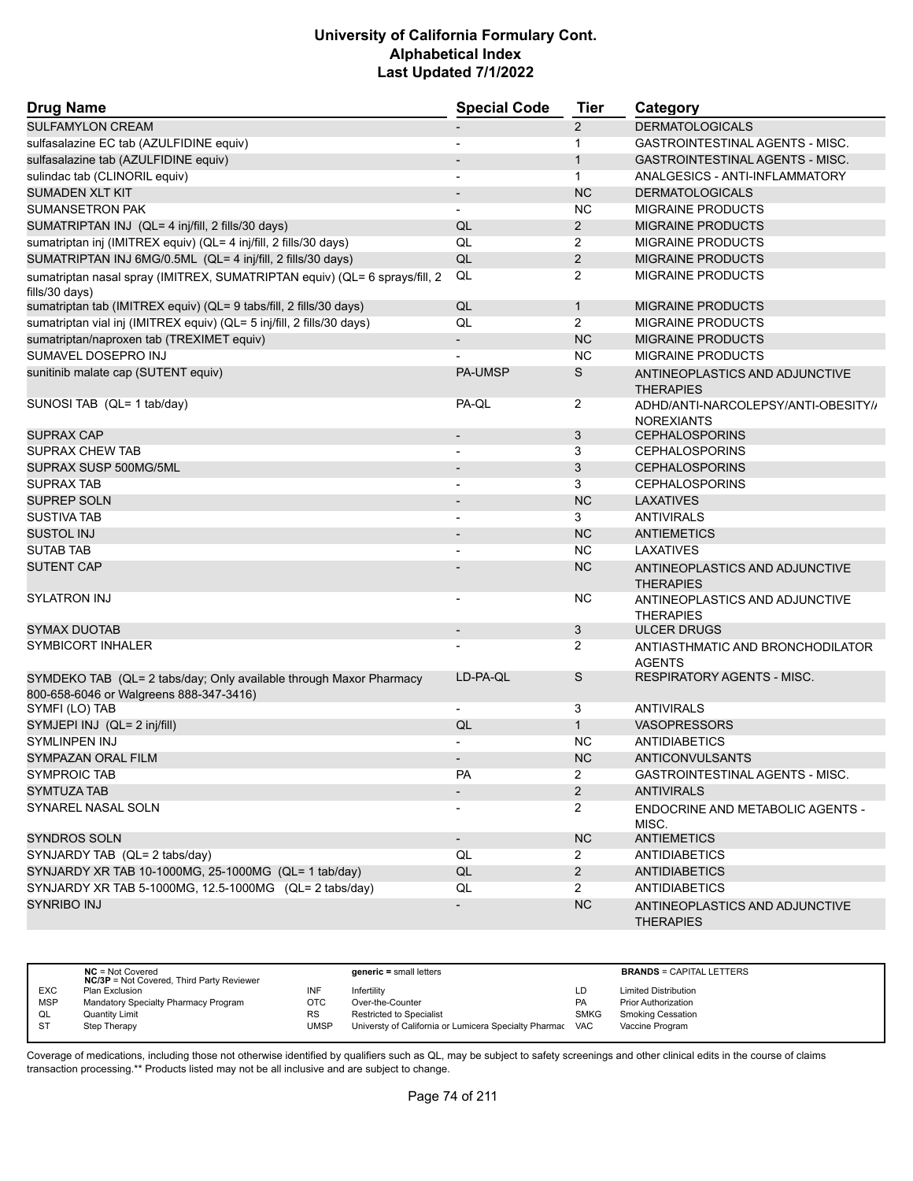| Drug Name | Special Code | Tier | Category |
|---|---|---|---|
| SULFAMYLON CREAM | - | 2 | DERMATOLOGICALS |
| sulfasalazine EC tab (AZULFIDINE equiv) | - | 1 | GASTROINTESTINAL AGENTS - MISC. |
| sulfasalazine tab (AZULFIDINE equiv) | - | 1 | GASTROINTESTINAL AGENTS - MISC. |
| sulindac tab (CLINORIL equiv) | - | 1 | ANALGESICS - ANTI-INFLAMMATORY |
| SUMADEN XLT KIT | - | NC | DERMATOLOGICALS |
| SUMANSETRON PAK | - | NC | MIGRAINE PRODUCTS |
| SUMATRIPTAN INJ (QL= 4 inj/fill, 2 fills/30 days) | QL | 2 | MIGRAINE PRODUCTS |
| sumatriptan inj (IMITREX equiv) (QL= 4 inj/fill, 2 fills/30 days) | QL | 2 | MIGRAINE PRODUCTS |
| SUMATRIPTAN INJ 6MG/0.5ML (QL= 4 inj/fill, 2 fills/30 days) | QL | 2 | MIGRAINE PRODUCTS |
| sumatriptan nasal spray (IMITREX, SUMATRIPTAN equiv) (QL= 6 sprays/fill, 2 fills/30 days) | QL | 2 | MIGRAINE PRODUCTS |
| sumatriptan tab (IMITREX equiv) (QL= 9 tabs/fill, 2 fills/30 days) | QL | 1 | MIGRAINE PRODUCTS |
| sumatriptan vial inj (IMITREX equiv) (QL= 5 inj/fill, 2 fills/30 days) | QL | 2 | MIGRAINE PRODUCTS |
| sumatriptan/naproxen tab (TREXIMET equiv) | - | NC | MIGRAINE PRODUCTS |
| SUMAVEL DOSEPRO INJ | - | NC | MIGRAINE PRODUCTS |
| sunitinib malate cap (SUTENT equiv) | PA-UMSP | S | ANTINEOPLASTICS AND ADJUNCTIVE THERAPIES |
| SUNOSI TAB (QL= 1 tab/day) | PA-QL | 2 | ADHD/ANTI-NARCOLEPSY/ANTI-OBESITY/ANOREXIANTS |
| SUPRAX CAP | - | 3 | CEPHALOSPORINS |
| SUPRAX CHEW TAB | - | 3 | CEPHALOSPORINS |
| SUPRAX SUSP 500MG/5ML | - | 3 | CEPHALOSPORINS |
| SUPRAX TAB | - | 3 | CEPHALOSPORINS |
| SUPREP SOLN | - | NC | LAXATIVES |
| SUSTIVA TAB | - | 3 | ANTIVIRALS |
| SUSTOL INJ | - | NC | ANTIEMETICS |
| SUTAB TAB | - | NC | LAXATIVES |
| SUTENT CAP | - | NC | ANTINEOPLASTICS AND ADJUNCTIVE THERAPIES |
| SYLATRON INJ | - | NC | ANTINEOPLASTICS AND ADJUNCTIVE THERAPIES |
| SYMAX DUOTAB | - | 3 | ULCER DRUGS |
| SYMBICORT INHALER | - | 2 | ANTIASTHMATIC AND BRONCHODILATOR AGENTS |
| SYMDEKO TAB (QL= 2 tabs/day; Only available through Maxor Pharmacy 800-658-6046 or Walgreens 888-347-3416) | LD-PA-QL | S | RESPIRATORY AGENTS - MISC. |
| SYMFI (LO) TAB | - | 3 | ANTIVIRALS |
| SYMJEPI INJ (QL= 2 inj/fill) | QL | 1 | VASOPRESSORS |
| SYMLINPEN INJ | - | NC | ANTIDIABETICS |
| SYMPAZAN ORAL FILM | - | NC | ANTICONVULSANTS |
| SYMPROIC TAB | PA | 2 | GASTROINTESTINAL AGENTS - MISC. |
| SYMTUZA TAB | - | 2 | ANTIVIRALS |
| SYNAREL NASAL SOLN | - | 2 | ENDOCRINE AND METABOLIC AGENTS - MISC. |
| SYNDROS SOLN | - | NC | ANTIEMETICS |
| SYNJARDY TAB (QL= 2 tabs/day) | QL | 2 | ANTIDIABETICS |
| SYNJARDY XR TAB 10-1000MG, 25-1000MG (QL= 1 tab/day) | QL | 2 | ANTIDIABETICS |
| SYNJARDY XR TAB 5-1000MG, 12.5-1000MG (QL= 2 tabs/day) | QL | 2 | ANTIDIABETICS |
| SYNRIBO INJ | - | NC | ANTINEOPLASTICS AND ADJUNCTIVE THERAPIES |

| | NC = Not Covered<br>NC/3P = Not Covered, Third Party Reviewer | | generic = small letters | | BRANDS = CAPITAL LETTERS |
|---|---|---|---|---|---|
| EXC | Plan Exclusion | INF | Infertility | LD | Limited Distribution |
| MSP | Mandatory Specialty Pharmacy Program | OTC | Over-the-Counter | PA | Prior Authorization |
| QL | Quantity Limit | RS | Restricted to Specialist | SMKG | Smoking Cessation |
| ST | Step Therapy | UMSP | Universty of California or Lumicera Specialty Pharmac | VAC | Vaccine Program |

Coverage of medications, including those not otherwise identified by qualifiers such as QL, may be subject to safety screenings and other clinical edits in the course of claims transaction processing.** Products listed may not be all inclusive and are subject to change.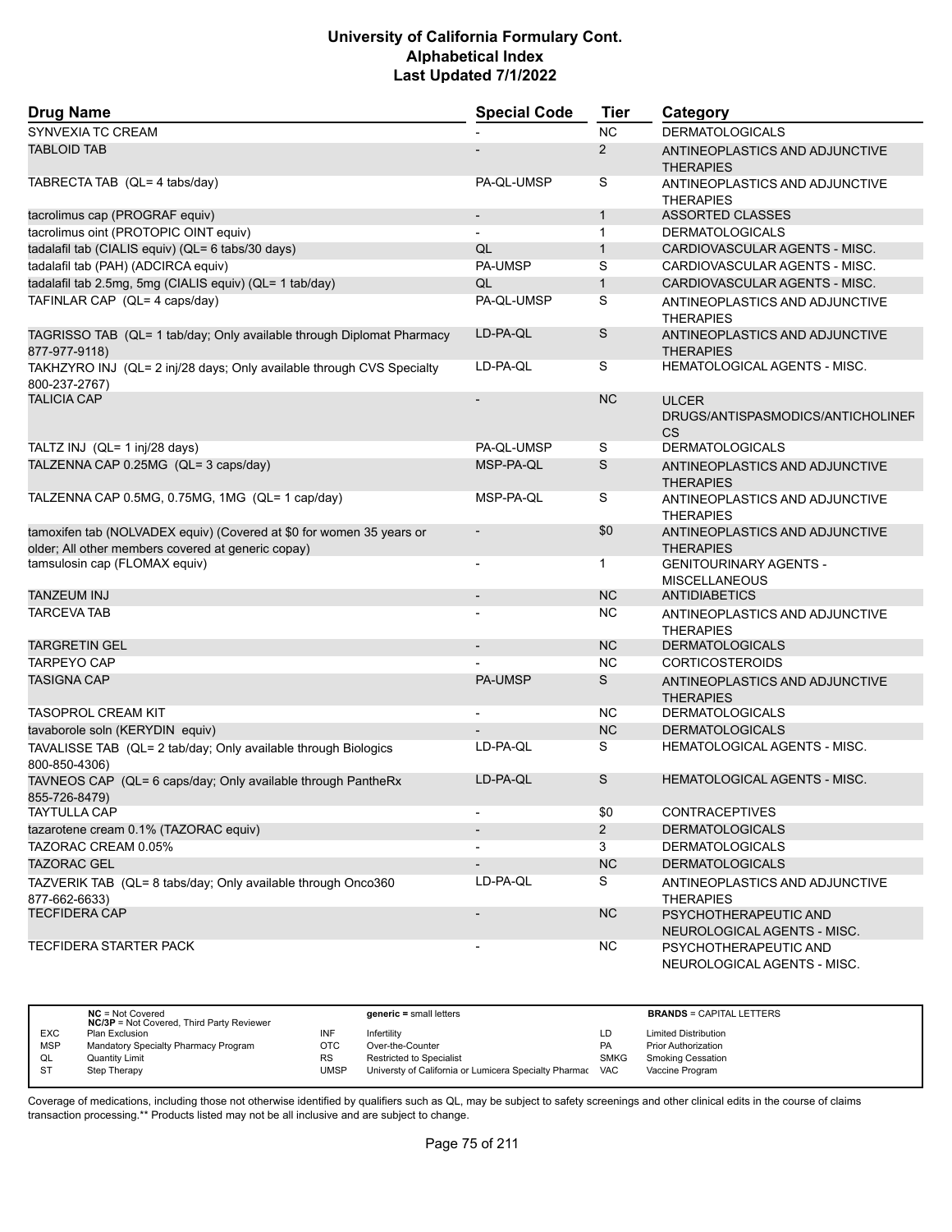| Drug Name | Special Code | Tier | Category |
|---|---|---|---|
| SYNVEXIA TC CREAM | - | NC | DERMATOLOGICALS |
| TABLOID TAB | - | 2 | ANTINEOPLASTICS AND ADJUNCTIVE THERAPIES |
| TABRECTA TAB (QL= 4 tabs/day) | PA-QL-UMSP | S | ANTINEOPLASTICS AND ADJUNCTIVE THERAPIES |
| tacrolimus cap (PROGRAF equiv) | - | 1 | ASSORTED CLASSES |
| tacrolimus oint (PROTOPIC OINT equiv) | - | 1 | DERMATOLOGICALS |
| tadalafil tab (CIALIS equiv) (QL= 6 tabs/30 days) | QL | 1 | CARDIOVASCULAR AGENTS - MISC. |
| tadalafil tab (PAH) (ADCIRCA equiv) | PA-UMSP | S | CARDIOVASCULAR AGENTS - MISC. |
| tadalafil tab 2.5mg, 5mg (CIALIS equiv) (QL= 1 tab/day) | QL | 1 | CARDIOVASCULAR AGENTS - MISC. |
| TAFINLAR CAP (QL= 4 caps/day) | PA-QL-UMSP | S | ANTINEOPLASTICS AND ADJUNCTIVE THERAPIES |
| TAGRISSO TAB (QL= 1 tab/day; Only available through Diplomat Pharmacy 877-977-9118) | LD-PA-QL | S | ANTINEOPLASTICS AND ADJUNCTIVE THERAPIES |
| TAKHZYRO INJ (QL= 2 inj/28 days; Only available through CVS Specialty 800-237-2767) | LD-PA-QL | S | HEMATOLOGICAL AGENTS - MISC. |
| TALICIA CAP | - | NC | ULCER DRUGS/ANTISPASMODICS/ANTICHOLINERGICS |
| TALTZ INJ (QL= 1 inj/28 days) | PA-QL-UMSP | S | DERMATOLOGICALS |
| TALZENNA CAP 0.25MG (QL= 3 caps/day) | MSP-PA-QL | S | ANTINEOPLASTICS AND ADJUNCTIVE THERAPIES |
| TALZENNA CAP 0.5MG, 0.75MG, 1MG (QL= 1 cap/day) | MSP-PA-QL | S | ANTINEOPLASTICS AND ADJUNCTIVE THERAPIES |
| tamoxifen tab (NOLVADEX equiv) (Covered at $0 for women 35 years or older; All other members covered at generic copay) | - | $0 | ANTINEOPLASTICS AND ADJUNCTIVE THERAPIES |
| tamsulosin cap (FLOMAX equiv) | - | 1 | GENITOURINARY AGENTS - MISCELLANEOUS |
| TANZEUM INJ | - | NC | ANTIDIABETICS |
| TARCEVA TAB | - | NC | ANTINEOPLASTICS AND ADJUNCTIVE THERAPIES |
| TARGRETIN GEL | - | NC | DERMATOLOGICALS |
| TARPEYO CAP | - | NC | CORTICOSTEROIDS |
| TASIGNA CAP | PA-UMSP | S | ANTINEOPLASTICS AND ADJUNCTIVE THERAPIES |
| TASOPROL CREAM KIT | - | NC | DERMATOLOGICALS |
| tavaborole soln (KERYDIN equiv) | - | NC | DERMATOLOGICALS |
| TAVALISSE TAB (QL= 2 tab/day; Only available through Biologics 800-850-4306) | LD-PA-QL | S | HEMATOLOGICAL AGENTS - MISC. |
| TAVNEOS CAP (QL= 6 caps/day; Only available through PantheRx 855-726-8479) | LD-PA-QL | S | HEMATOLOGICAL AGENTS - MISC. |
| TAYTULLA CAP | - | $0 | CONTRACEPTIVES |
| tazarotene cream 0.1% (TAZORAC equiv) | - | 2 | DERMATOLOGICALS |
| TAZORAC CREAM 0.05% | - | 3 | DERMATOLOGICALS |
| TAZORAC GEL | - | NC | DERMATOLOGICALS |
| TAZVERIK TAB (QL= 8 tabs/day; Only available through Onco360 877-662-6633) | LD-PA-QL | S | ANTINEOPLASTICS AND ADJUNCTIVE THERAPIES |
| TECFIDERA CAP | - | NC | PSYCHOTHERAPEUTIC AND NEUROLOGICAL AGENTS - MISC. |
| TECFIDERA STARTER PACK | - | NC | PSYCHOTHERAPEUTIC AND NEUROLOGICAL AGENTS - MISC. |

| | | | | | |
|---|---|---|---|---|---|
| | **NC** = Not Covered<br>**NC/3P** = Not Covered, Third Party Reviewer | | **generic** = small letters | | **BRANDS** = CAPITAL LETTERS |
| EXC | Plan Exclusion | INF | Infertility | LD | Limited Distribution |
| MSP | Mandatory Specialty Pharmacy Program | OTC | Over-the-Counter | PA | Prior Authorization |
| QL | Quantity Limit | RS | Restricted to Specialist | SMKG | Smoking Cessation |
| ST | Step Therapy | UMSP | Universty of California or Lumicera Specialty Pharmac | VAC | Vaccine Program |

Coverage of medications, including those not otherwise identified by qualifiers such as QL, may be subject to safety screenings and other clinical edits in the course of claims transaction processing.** Products listed may not be all inclusive and are subject to change.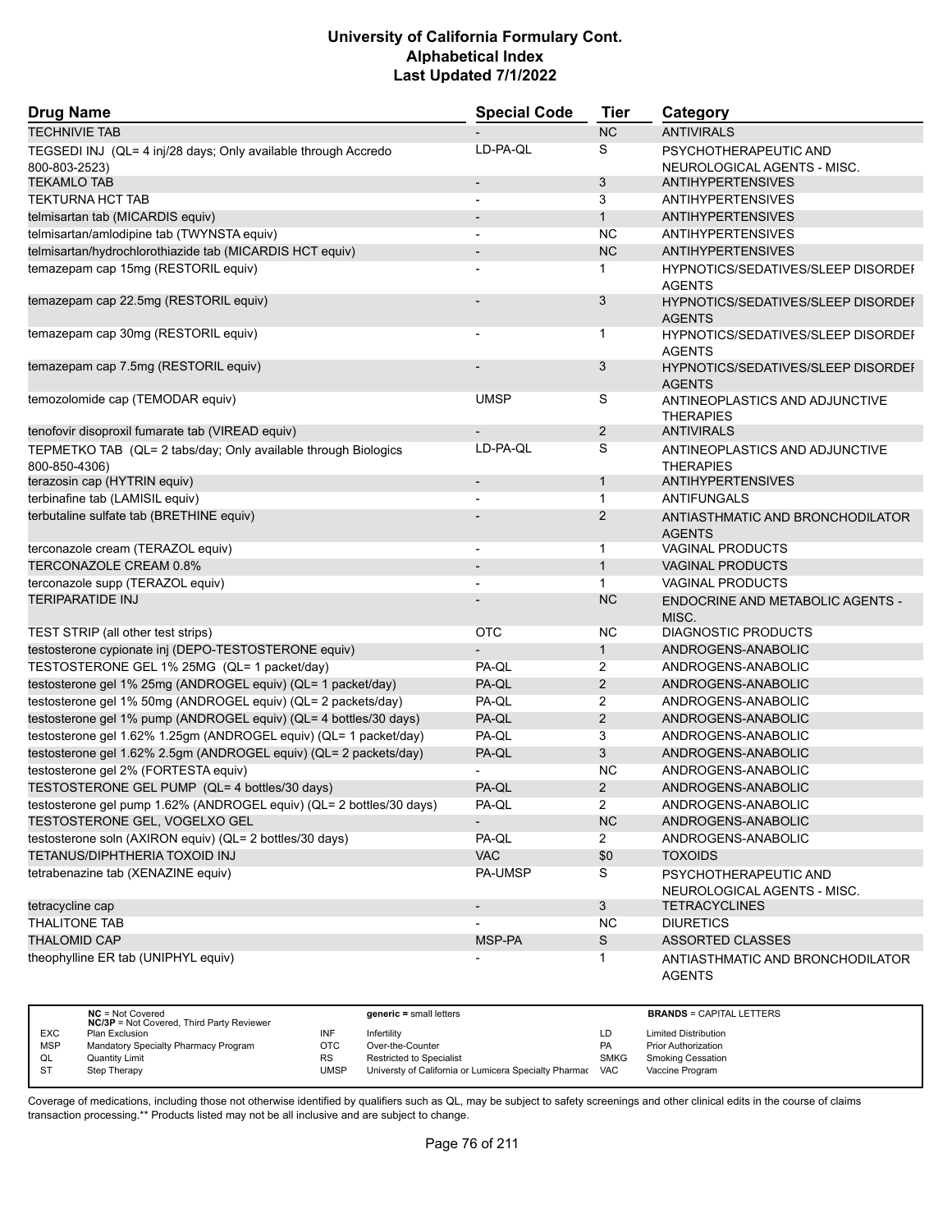# University of California Formulary Cont.
## Alphabetical Index
### Last Updated 7/1/2022

| Drug Name | Special Code | Tier | Category |
|---|---|---|---|
| TECHNIVIE TAB | - | NC | ANTIVIRALS |
| TEGSEDI INJ (QL= 4 inj/28 days; Only available through Accredo 800-803-2523) | LD-PA-QL | S | PSYCHOTHERAPEUTIC AND NEUROLOGICAL AGENTS - MISC. |
| TEKAMLO TAB | - | 3 | ANTIHYPERTENSIVES |
| TEKTURNA HCT TAB | - | 3 | ANTIHYPERTENSIVES |
| telmisartan tab (MICARDIS equiv) | - | 1 | ANTIHYPERTENSIVES |
| telmisartan/amlodipine tab (TWYNSTA equiv) | - | NC | ANTIHYPERTENSIVES |
| telmisartan/hydrochlorothiazide tab (MICARDIS HCT equiv) | - | NC | ANTIHYPERTENSIVES |
| temazepam cap 15mg (RESTORIL equiv) | - | 1 | HYPNOTICS/SEDATIVES/SLEEP DISORDER AGENTS |
| temazepam cap 22.5mg (RESTORIL equiv) | - | 3 | HYPNOTICS/SEDATIVES/SLEEP DISORDER AGENTS |
| temazepam cap 30mg (RESTORIL equiv) | - | 1 | HYPNOTICS/SEDATIVES/SLEEP DISORDER AGENTS |
| temazepam cap 7.5mg (RESTORIL equiv) | - | 3 | HYPNOTICS/SEDATIVES/SLEEP DISORDER AGENTS |
| temozolomide cap (TEMODAR equiv) | UMSP | S | ANTINEOPLASTICS AND ADJUNCTIVE THERAPIES |
| tenofovir disoproxil fumarate tab (VIREAD equiv) | - | 2 | ANTIVIRALS |
| TEPMETKO TAB (QL= 2 tabs/day; Only available through Biologics 800-850-4306) | LD-PA-QL | S | ANTINEOPLASTICS AND ADJUNCTIVE THERAPIES |
| terazosin cap (HYTRIN equiv) | - | 1 | ANTIHYPERTENSIVES |
| terbinafine tab (LAMISIL equiv) | - | 1 | ANTIFUNGALS |
| terbutaline sulfate tab (BRETHINE equiv) | - | 2 | ANTIASTHMATIC AND BRONCHODILATOR AGENTS |
| terconazole cream (TERAZOL equiv) | - | 1 | VAGINAL PRODUCTS |
| TERCONAZOLE CREAM 0.8% | - | 1 | VAGINAL PRODUCTS |
| terconazole supp (TERAZOL equiv) | - | 1 | VAGINAL PRODUCTS |
| TERIPARATIDE INJ | - | NC | ENDOCRINE AND METABOLIC AGENTS - MISC. |
| TEST STRIP (all other test strips) | OTC | NC | DIAGNOSTIC PRODUCTS |
| testosterone cypionate inj (DEPO-TESTOSTERONE equiv) | - | 1 | ANDROGENS-ANABOLIC |
| TESTOSTERONE GEL 1% 25MG (QL= 1 packet/day) | PA-QL | 2 | ANDROGENS-ANABOLIC |
| testosterone gel 1% 25mg (ANDROGEL equiv) (QL= 1 packet/day) | PA-QL | 2 | ANDROGENS-ANABOLIC |
| testosterone gel 1% 50mg (ANDROGEL equiv) (QL= 2 packets/day) | PA-QL | 2 | ANDROGENS-ANABOLIC |
| testosterone gel 1% pump (ANDROGEL equiv) (QL= 4 bottles/30 days) | PA-QL | 2 | ANDROGENS-ANABOLIC |
| testosterone gel 1.62% 1.25gm (ANDROGEL equiv) (QL= 1 packet/day) | PA-QL | 3 | ANDROGENS-ANABOLIC |
| testosterone gel 1.62% 2.5gm (ANDROGEL equiv) (QL= 2 packets/day) | PA-QL | 3 | ANDROGENS-ANABOLIC |
| testosterone gel 2% (FORTESTA equiv) | - | NC | ANDROGENS-ANABOLIC |
| TESTOSTERONE GEL PUMP (QL= 4 bottles/30 days) | PA-QL | 2 | ANDROGENS-ANABOLIC |
| testosterone gel pump 1.62% (ANDROGEL equiv) (QL= 2 bottles/30 days) | PA-QL | 2 | ANDROGENS-ANABOLIC |
| TESTOSTERONE GEL, VOGELXO GEL | - | NC | ANDROGENS-ANABOLIC |
| testosterone soln (AXIRON equiv) (QL= 2 bottles/30 days) | PA-QL | 2 | ANDROGENS-ANABOLIC |
| TETANUS/DIPHTHERIA TOXOID INJ | VAC | $0 | TOXOIDS |
| tetrabenazine tab (XENAZINE equiv) | PA-UMSP | S | PSYCHOTHERAPEUTIC AND NEUROLOGICAL AGENTS - MISC. |
| tetracycline cap | - | 3 | TETRACYCLINES |
| THALITONE TAB | - | NC | DIURETICS |
| THALOMID CAP | MSP-PA | S | ASSORTED CLASSES |
| theophylline ER tab (UNIPHYL equiv) | - | 1 | ANTIASTHMATIC AND BRONCHODILATOR AGENTS |

| | | | | | | | |
|---|---|---|---|---|---|---|---|
| | **NC** = Not Covered<br>**NC/3P** = Not Covered, Third Party Reviewer | | **generic =** small letters | | | **BRANDS** = CAPITAL LETTERS | |
| EXC | Plan Exclusion | INF | Infertility | LD | Limited Distribution | | |
| MSP | Mandatory Specialty Pharmacy Program | OTC | Over-the-Counter | PA | Prior Authorization | | |
| QL | Quantity Limit | RS | Restricted to Specialist | SMKG | Smoking Cessation | | |
| ST | Step Therapy | UMSP | Universty of California or Lumicera Specialty Pharmac | VAC | Vaccine Program | | |

Coverage of medications, including those not otherwise identified by qualifiers such as QL, may be subject to safety screenings and other clinical edits in the course of claims transaction processing.** Products listed may not be all inclusive and are subject to change.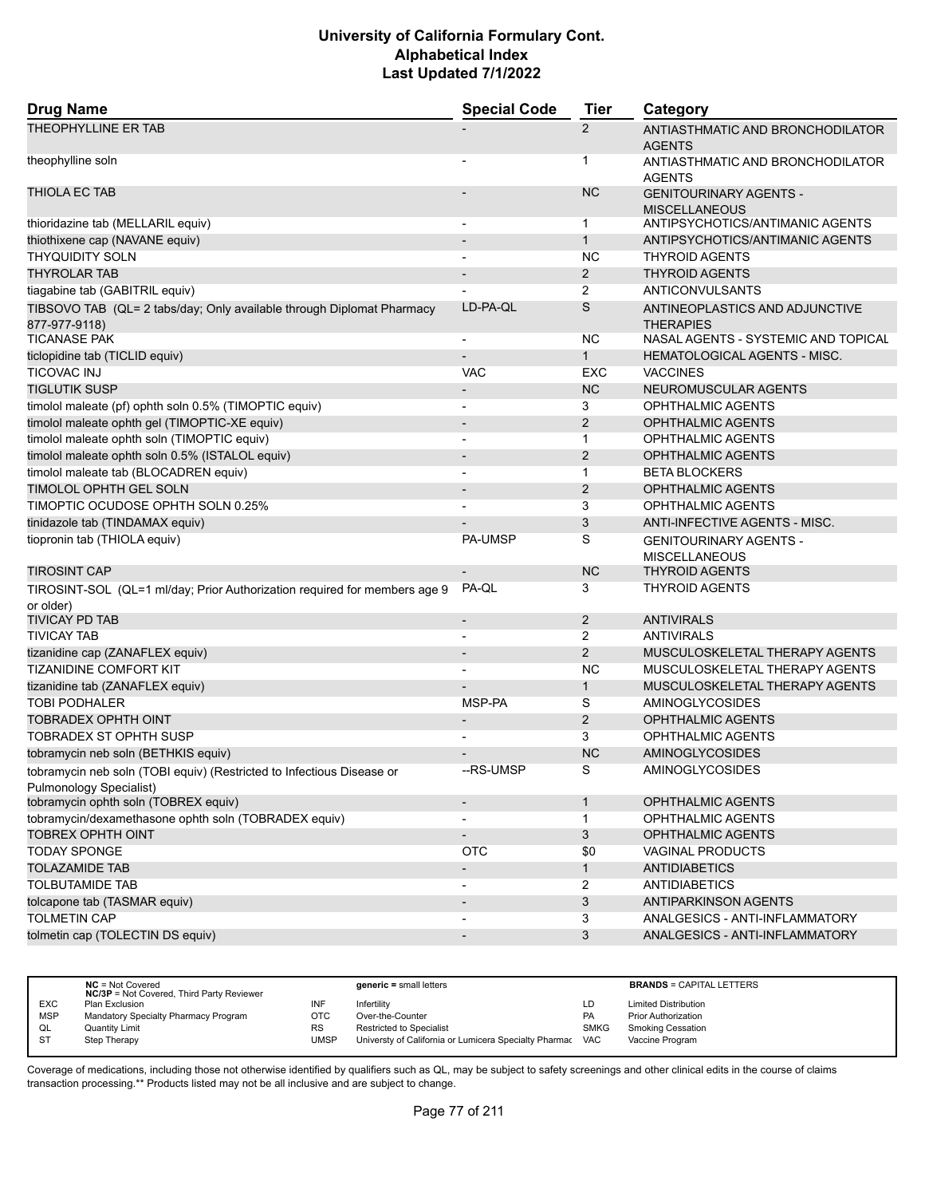| Drug Name | Special Code | Tier | Category |
|---|---|---|---|
| THEOPHYLLINE ER TAB | - | 2 | ANTIASTHMATIC AND BRONCHODILATOR AGENTS |
| theophylline soln | - | 1 | ANTIASTHMATIC AND BRONCHODILATOR AGENTS |
| THIOLA EC TAB | - | NC | GENITOURINARY AGENTS - MISCELLANEOUS |
| thioridazine tab (MELLARIL equiv) | - | 1 | ANTIPSYCHOTICS/ANTIMANIC AGENTS |
| thiothixene cap (NAVANE equiv) | - | 1 | ANTIPSYCHOTICS/ANTIMANIC AGENTS |
| THYQUIDITY SOLN | - | NC | THYROID AGENTS |
| THYROLAR TAB | - | 2 | THYROID AGENTS |
| tiagabine tab (GABITRIL equiv) | - | 2 | ANTICONVULSANTS |
| TIBSOVO TAB (QL= 2 tabs/day; Only available through Diplomat Pharmacy 877-977-9118) | LD-PA-QL | S | ANTINEOPLASTICS AND ADJUNCTIVE THERAPIES |
| TICANASE PAK | - | NC | NASAL AGENTS - SYSTEMIC AND TOPICAL |
| ticlopidine tab (TICLID equiv) | - | 1 | HEMATOLOGICAL AGENTS - MISC. |
| TICOVAC INJ | VAC | EXC | VACCINES |
| TIGLUTIK SUSP | - | NC | NEUROMUSCULAR AGENTS |
| timolol maleate (pf) ophth soln 0.5% (TIMOPTIC equiv) | - | 3 | OPHTHALMIC AGENTS |
| timolol maleate ophth gel (TIMOPTIC-XE equiv) | - | 2 | OPHTHALMIC AGENTS |
| timolol maleate ophth soln (TIMOPTIC equiv) | - | 1 | OPHTHALMIC AGENTS |
| timolol maleate ophth soln 0.5% (ISTALOL equiv) | - | 2 | OPHTHALMIC AGENTS |
| timolol maleate tab (BLOCADREN equiv) | - | 1 | BETA BLOCKERS |
| TIMOLOL OPHTH GEL SOLN | - | 2 | OPHTHALMIC AGENTS |
| TIMOPTIC OCUDOSE OPHTH SOLN 0.25% | - | 3 | OPHTHALMIC AGENTS |
| tinidazole tab (TINDAMAX equiv) | - | 3 | ANTI-INFECTIVE AGENTS - MISC. |
| tiopronin tab (THIOLA equiv) | PA-UMSP | S | GENITOURINARY AGENTS - MISCELLANEOUS |
| TIROSINT CAP | - | NC | THYROID AGENTS |
| TIROSINT-SOL (QL=1 ml/day; Prior Authorization required for members age 9 or older) | PA-QL | 3 | THYROID AGENTS |
| TIVICAY PD TAB | - | 2 | ANTIVIRALS |
| TIVICAY TAB | - | 2 | ANTIVIRALS |
| tizanidine cap (ZANAFLEX equiv) | - | 2 | MUSCULOSKELETAL THERAPY AGENTS |
| TIZANIDINE COMFORT KIT | - | NC | MUSCULOSKELETAL THERAPY AGENTS |
| tizanidine tab (ZANAFLEX equiv) | - | 1 | MUSCULOSKELETAL THERAPY AGENTS |
| TOBI PODHALER | MSP-PA | S | AMINOGLYCOSIDES |
| TOBRADEX OPHTH OINT | - | 2 | OPHTHALMIC AGENTS |
| TOBRADEX ST OPHTH SUSP | - | 3 | OPHTHALMIC AGENTS |
| tobramycin neb soln (BETHKIS equiv) | - | NC | AMINOGLYCOSIDES |
| tobramycin neb soln (TOBI equiv) (Restricted to Infectious Disease or Pulmonology Specialist) | --RS-UMSP | S | AMINOGLYCOSIDES |
| tobramycin ophth soln (TOBREX equiv) | - | 1 | OPHTHALMIC AGENTS |
| tobramycin/dexamethasone ophth soln (TOBRADEX equiv) | - | 1 | OPHTHALMIC AGENTS |
| TOBREX OPHTH OINT | - | 3 | OPHTHALMIC AGENTS |
| TODAY SPONGE | OTC | $0 | VAGINAL PRODUCTS |
| TOLAZAMIDE TAB | - | 1 | ANTIDIABETICS |
| TOLBUTAMIDE TAB | - | 2 | ANTIDIABETICS |
| tolcapone tab (TASMAR equiv) | - | 3 | ANTIPARKINSON AGENTS |
| TOLMETIN CAP | - | 3 | ANALGESICS - ANTI-INFLAMMATORY |
| tolmetin cap (TOLECTIN DS equiv) | - | 3 | ANALGESICS - ANTI-INFLAMMATORY |

| | NC = Not Covered; NC/3P = Not Covered, Third Party Reviewer | | generic = small letters | | BRANDS = CAPITAL LETTERS |
|---|---|---|---|---|---|
| EXC | Plan Exclusion | INF | Infertility | LD | Limited Distribution |
| MSP | Mandatory Specialty Pharmacy Program | OTC | Over-the-Counter | PA | Prior Authorization |
| QL | Quantity Limit | RS | Restricted to Specialist | SMKG | Smoking Cessation |
| ST | Step Therapy | UMSP | Universty of California or Lumicera Specialty Pharmac | VAC | Vaccine Program |

Coverage of medications, including those not otherwise identified by qualifiers such as QL, may be subject to safety screenings and other clinical edits in the course of claims transaction processing.** Products listed may not be all inclusive and are subject to change.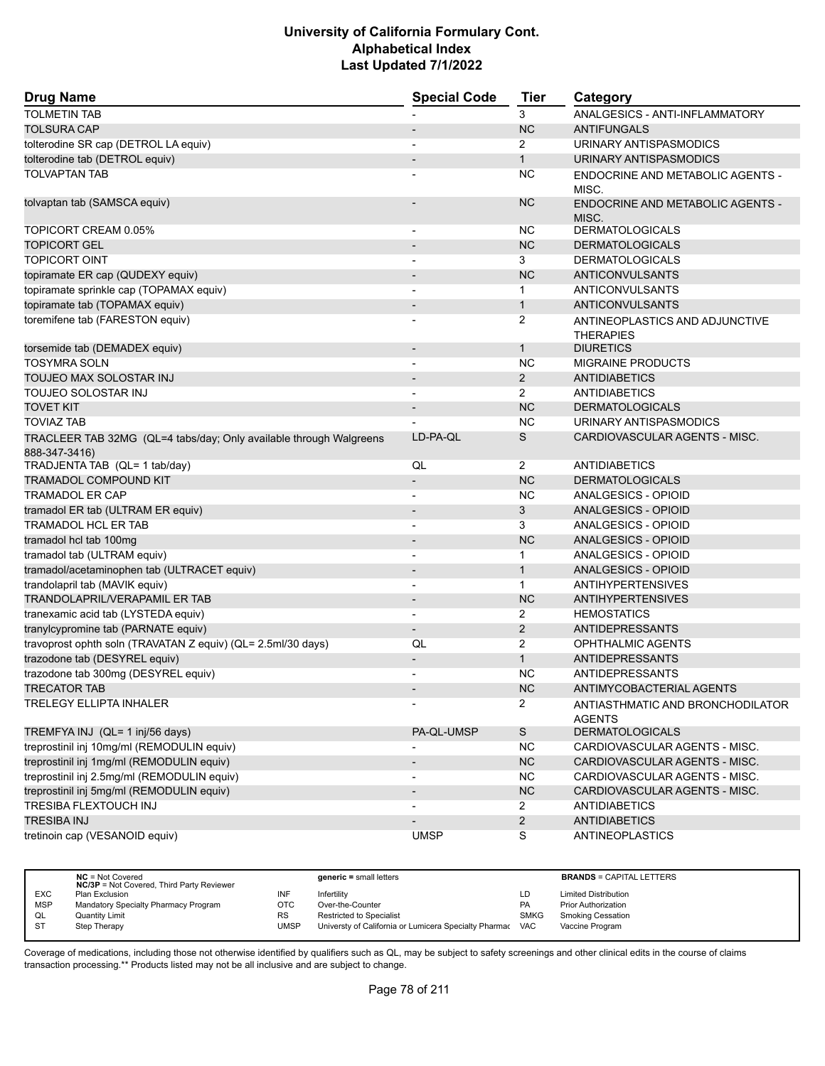| Drug Name | Special Code | Tier | Category |
|---|---|---|---|
| TOLMETIN TAB | - | 3 | ANALGESICS - ANTI-INFLAMMATORY |
| TOLSURA CAP | - | NC | ANTIFUNGALS |
| tolterodine SR cap (DETROL LA equiv) | - | 2 | URINARY ANTISPASMODICS |
| tolterodine tab (DETROL equiv) | - | 1 | URINARY ANTISPASMODICS |
| TOLVAPTAN TAB | - | NC | ENDOCRINE AND METABOLIC AGENTS - MISC. |
| tolvaptan tab (SAMSCA equiv) | - | NC | ENDOCRINE AND METABOLIC AGENTS - MISC. |
| TOPICORT CREAM 0.05% | - | NC | DERMATOLOGICALS |
| TOPICORT GEL | - | NC | DERMATOLOGICALS |
| TOPICORT OINT | - | 3 | DERMATOLOGICALS |
| topiramate ER cap (QUDEXY equiv) | - | NC | ANTICONVULSANTS |
| topiramate sprinkle cap (TOPAMAX equiv) | - | 1 | ANTICONVULSANTS |
| topiramate tab (TOPAMAX equiv) | - | 1 | ANTICONVULSANTS |
| toremifene tab (FARESTON equiv) | - | 2 | ANTINEOPLASTICS AND ADJUNCTIVE THERAPIES |
| torsemide tab (DEMADEX equiv) | - | 1 | DIURETICS |
| TOSYMRA SOLN | - | NC | MIGRAINE PRODUCTS |
| TOUJEO MAX SOLOSTAR INJ | - | 2 | ANTIDIABETICS |
| TOUJEO SOLOSTAR INJ | - | 2 | ANTIDIABETICS |
| TOVET KIT | - | NC | DERMATOLOGICALS |
| TOVIAZ TAB | - | NC | URINARY ANTISPASMODICS |
| TRACLEER TAB 32MG (QL=4 tabs/day; Only available through Walgreens 888-347-3416) | LD-PA-QL | S | CARDIOVASCULAR AGENTS - MISC. |
| TRADJENTA TAB (QL= 1 tab/day) | QL | 2 | ANTIDIABETICS |
| TRAMADOL COMPOUND KIT | - | NC | DERMATOLOGICALS |
| TRAMADOL ER CAP | - | NC | ANALGESICS - OPIOID |
| tramadol ER tab (ULTRAM ER equiv) | - | 3 | ANALGESICS - OPIOID |
| TRAMADOL HCL ER TAB | - | 3 | ANALGESICS - OPIOID |
| tramadol hcl tab 100mg | - | NC | ANALGESICS - OPIOID |
| tramadol tab (ULTRAM equiv) | - | 1 | ANALGESICS - OPIOID |
| tramadol/acetaminophen tab (ULTRACET equiv) | - | 1 | ANALGESICS - OPIOID |
| trandolapril tab (MAVIK equiv) | - | 1 | ANTIHYPERTENSIVES |
| TRANDOLAPRIL/VERAPAMIL ER TAB | - | NC | ANTIHYPERTENSIVES |
| tranexamic acid tab (LYSTEDA equiv) | - | 2 | HEMOSTATICS |
| tranylcypromine tab (PARNATE equiv) | - | 2 | ANTIDEPRESSANTS |
| travoprost ophth soln (TRAVATAN Z equiv) (QL= 2.5ml/30 days) | QL | 2 | OPHTHALMIC AGENTS |
| trazodone tab (DESYREL equiv) | - | 1 | ANTIDEPRESSANTS |
| trazodone tab 300mg (DESYREL equiv) | - | NC | ANTIDEPRESSANTS |
| TRECATOR TAB | - | NC | ANTIMYCOBACTERIAL AGENTS |
| TRELEGY ELLIPTA INHALER | - | 2 | ANTIASTHMATIC AND BRONCHODILATOR AGENTS |
| TREMFYA INJ (QL= 1 inj/56 days) | PA-QL-UMSP | S | DERMATOLOGICALS |
| treprostinil inj 10mg/ml (REMODULIN equiv) | - | NC | CARDIOVASCULAR AGENTS - MISC. |
| treprostinil inj 1mg/ml (REMODULIN equiv) | - | NC | CARDIOVASCULAR AGENTS - MISC. |
| treprostinil inj 2.5mg/ml (REMODULIN equiv) | - | NC | CARDIOVASCULAR AGENTS - MISC. |
| treprostinil inj 5mg/ml (REMODULIN equiv) | - | NC | CARDIOVASCULAR AGENTS - MISC. |
| TRESIBA FLEXTOUCH INJ | - | 2 | ANTIDIABETICS |
| TRESIBA INJ | - | 2 | ANTIDIABETICS |
| tretinoin cap (VESANOID equiv) | UMSP | S | ANTINEOPLASTICS |

| | | | | | |
|---|---|---|---|---|---|
| **NC** = Not Covered<br>**NC/3P** = Not Covered, Third Party Reviewer | | **generic =** small letters | | **BRANDS** = CAPITAL LETTERS | |
| EXC | Plan Exclusion | INF | Infertility | LD | Limited Distribution |
| MSP | Mandatory Specialty Pharmacy Program | OTC | Over-the-Counter | PA | Prior Authorization |
| QL | Quantity Limit | RS | Restricted to Specialist | SMKG | Smoking Cessation |
| ST | Step Therapy | UMSP | Universty of California or Lumicera Specialty Pharmac | VAC | Vaccine Program |

Coverage of medications, including those not otherwise identified by qualifiers such as QL, may be subject to safety screenings and other clinical edits in the course of claims transaction processing.** Products listed may not be all inclusive and are subject to change.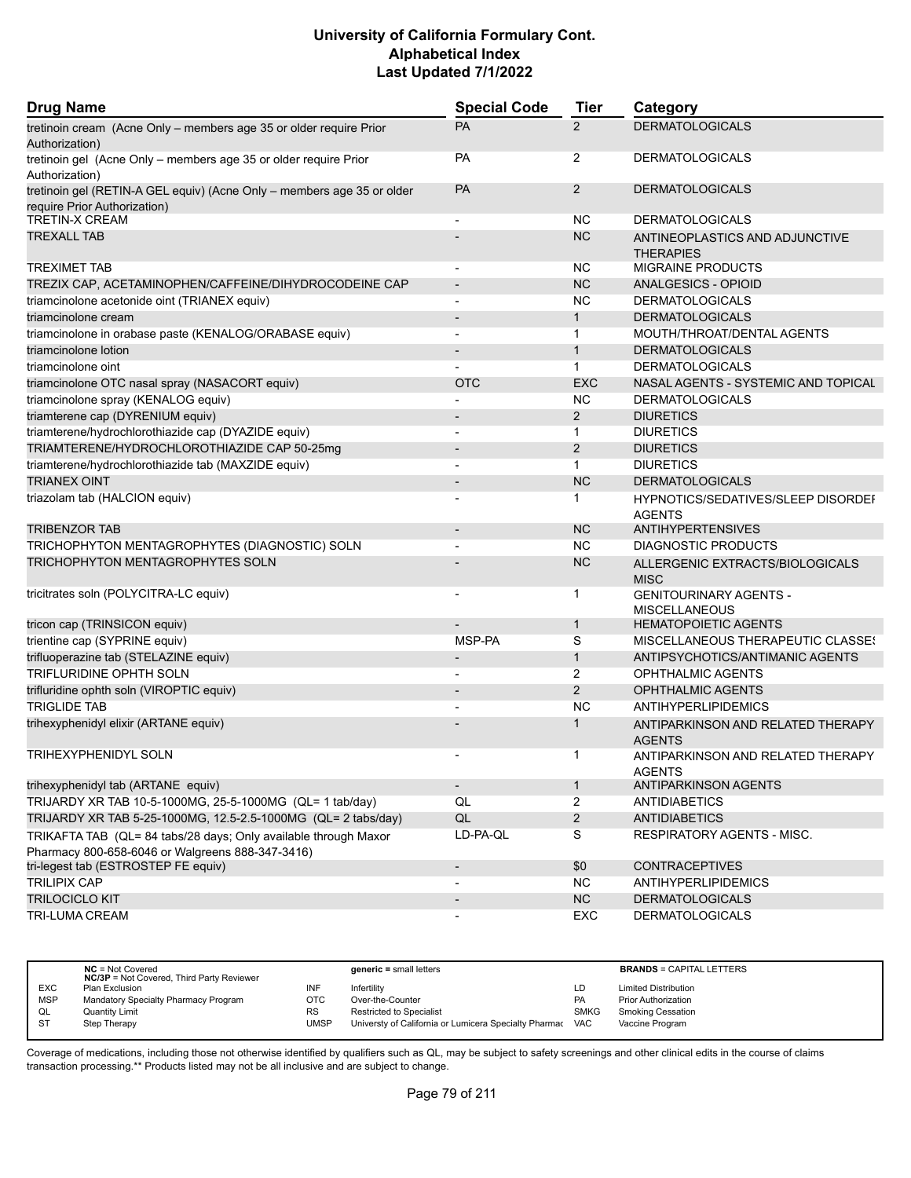# University of California Formulary Cont.
## Alphabetical Index
### Last Updated 7/1/2022

| Drug Name | Special Code | Tier | Category |
|---|---|---|---|
| tretinoin cream (Acne Only – members age 35 or older require Prior Authorization) | PA | 2 | DERMATOLOGICALS |
| tretinoin gel (Acne Only – members age 35 or older require Prior Authorization) | PA | 2 | DERMATOLOGICALS |
| tretinoin gel (RETIN-A GEL equiv) (Acne Only – members age 35 or older require Prior Authorization) | PA | 2 | DERMATOLOGICALS |
| TRETIN-X CREAM | - | NC | DERMATOLOGICALS |
| TREXALL TAB | - | NC | ANTINEOPLASTICS AND ADJUNCTIVE THERAPIES |
| TREXIMET TAB | - | NC | MIGRAINE PRODUCTS |
| TREZIX CAP, ACETAMINOPHEN/CAFFEINE/DIHYDROCODEINE CAP | - | NC | ANALGESICS - OPIOID |
| triamcinolone acetonide oint (TRIANEX equiv) | - | NC | DERMATOLOGICALS |
| triamcinolone cream | - | 1 | DERMATOLOGICALS |
| triamcinolone in orabase paste (KENALOG/ORABASE equiv) | - | 1 | MOUTH/THROAT/DENTAL AGENTS |
| triamcinolone lotion | - | 1 | DERMATOLOGICALS |
| triamcinolone oint | - | 1 | DERMATOLOGICALS |
| triamcinolone OTC nasal spray (NASACORT equiv) | OTC | EXC | NASAL AGENTS - SYSTEMIC AND TOPICAL |
| triamcinolone spray (KENALOG equiv) | - | NC | DERMATOLOGICALS |
| triamterene cap (DYRENIUM equiv) | - | 2 | DIURETICS |
| triamterene/hydrochlorothiazide cap (DYAZIDE equiv) | - | 1 | DIURETICS |
| TRIAMTERENE/HYDROCHLOROTHIAZIDE CAP 50-25mg | - | 2 | DIURETICS |
| triamterene/hydrochlorothiazide tab (MAXZIDE equiv) | - | 1 | DIURETICS |
| TRIANEX OINT | - | NC | DERMATOLOGICALS |
| triazolam tab (HALCION equiv) | - | 1 | HYPNOTICS/SEDATIVES/SLEEP DISORDER AGENTS |
| TRIBENZOR TAB | - | NC | ANTIHYPERTENSIVES |
| TRICHOPHYTON MENTAGROPHYTES (DIAGNOSTIC) SOLN | - | NC | DIAGNOSTIC PRODUCTS |
| TRICHOPHYTON MENTAGROPHYTES SOLN | - | NC | ALLERGENIC EXTRACTS/BIOLOGICALS MISC |
| tricitrates soln (POLYCITRA-LC equiv) | - | 1 | GENITOURINARY AGENTS - MISCELLANEOUS |
| tricon cap (TRINSICON equiv) | - | 1 | HEMATOPOIETIC AGENTS |
| trientine cap (SYPRINE equiv) | MSP-PA | S | MISCELLANEOUS THERAPEUTIC CLASSES |
| trifluoperazine tab (STELAZINE equiv) | - | 1 | ANTIPSYCHOTICS/ANTIMANIC AGENTS |
| TRIFLURIDINE OPHTH SOLN | - | 2 | OPHTHALMIC AGENTS |
| trifluridine ophth soln (VIROPTIC equiv) | - | 2 | OPHTHALMIC AGENTS |
| TRIGLIDE TAB | - | NC | ANTIHYPERLIPIDEMICS |
| trihexyphenidyl elixir (ARTANE equiv) | - | 1 | ANTIPARKINSON AND RELATED THERAPY AGENTS |
| TRIHEXYPHENIDYL SOLN | - | 1 | ANTIPARKINSON AND RELATED THERAPY AGENTS |
| trihexyphenidyl tab (ARTANE equiv) | - | 1 | ANTIPARKINSON AGENTS |
| TRIJARDY XR TAB 10-5-1000MG, 25-5-1000MG (QL= 1 tab/day) | QL | 2 | ANTIDIABETICS |
| TRIJARDY XR TAB 5-25-1000MG, 12.5-2.5-1000MG (QL= 2 tabs/day) | QL | 2 | ANTIDIABETICS |
| TRIKAFTA TAB (QL= 84 tabs/28 days; Only available through Maxor Pharmacy 800-658-6046 or Walgreens 888-347-3416) | LD-PA-QL | S | RESPIRATORY AGENTS - MISC. |
| tri-legest tab (ESTROSTEP FE equiv) | - | $0 | CONTRACEPTIVES |
| TRILIPIX CAP | - | NC | ANTIHYPERLIPIDEMICS |
| TRILOCICLO KIT | - | NC | DERMATOLOGICALS |
| TRI-LUMA CREAM | - | EXC | DERMATOLOGICALS |

| | | | | | |
|---|---|---|---|---|---|
| | **NC** = Not Covered<br>**NC/3P** = Not Covered, Third Party Reviewer | | **generic** = small letters | | **BRANDS** = CAPITAL LETTERS |
| EXC | Plan Exclusion | INF | Infertility | LD | Limited Distribution |
| MSP | Mandatory Specialty Pharmacy Program | OTC | Over-the-Counter | PA | Prior Authorization |
| QL | Quantity Limit | RS | Restricted to Specialist | SMKG | Smoking Cessation |
| ST | Step Therapy | UMSP | Universty of California or Lumicera Specialty Pharmac | VAC | Vaccine Program |

Coverage of medications, including those not otherwise identified by qualifiers such as QL, may be subject to safety screenings and other clinical edits in the course of claims transaction processing.** Products listed may not be all inclusive and are subject to change.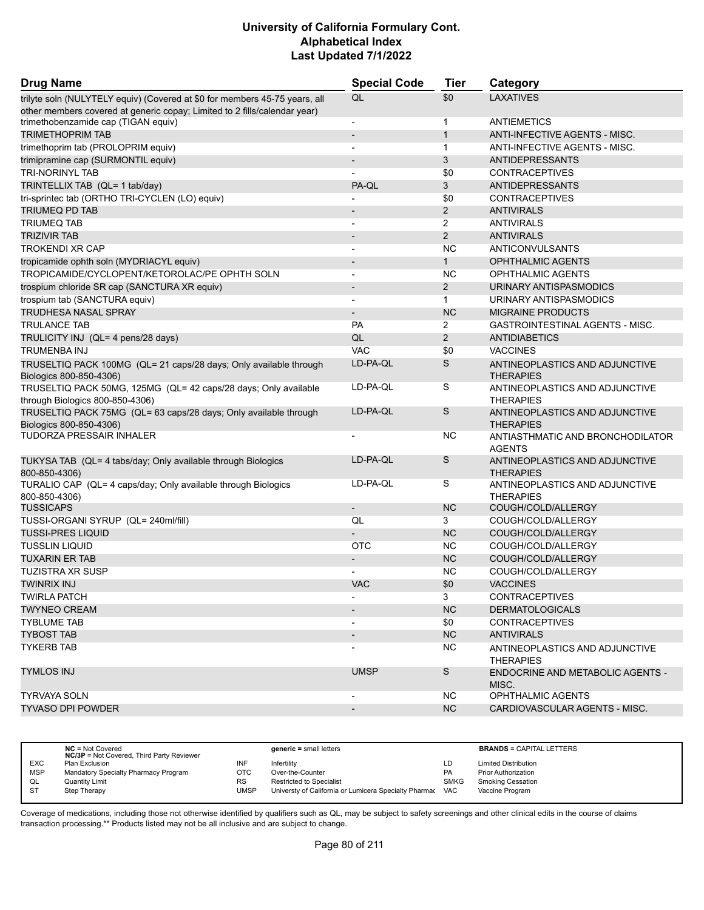# University of California Formulary Cont.
## Alphabetical Index
### Last Updated 7/1/2022

| Drug Name | Special Code | Tier | Category |
|---|---|---|---|
| trilyte soln (NULYTELY equiv) (Covered at $0 for members 45-75 years, all other members covered at generic copay; Limited to 2 fills/calendar year) | QL | $0 | LAXATIVES |
| trimethobenzamide cap (TIGAN equiv) | - | 1 | ANTIEMETICS |
| TRIMETHOPRIM TAB | - | 1 | ANTI-INFECTIVE AGENTS - MISC. |
| trimethoprim tab (PROLOPRIM equiv) | - | 1 | ANTI-INFECTIVE AGENTS - MISC. |
| trimipramine cap (SURMONTIL equiv) | - | 3 | ANTIDEPRESSANTS |
| TRI-NORINYL TAB | - | $0 | CONTRACEPTIVES |
| TRINTELLIX TAB (QL= 1 tab/day) | PA-QL | 3 | ANTIDEPRESSANTS |
| tri-sprintec tab (ORTHO TRI-CYCLEN (LO) equiv) | - | $0 | CONTRACEPTIVES |
| TRIUMEQ PD TAB | - | 2 | ANTIVIRALS |
| TRIUMEQ TAB | - | 2 | ANTIVIRALS |
| TRIZIVIR TAB | - | 2 | ANTIVIRALS |
| TROKENDI XR CAP | - | NC | ANTICONVULSANTS |
| tropicamide ophth soln (MYDRIACYL equiv) | - | 1 | OPHTHALMIC AGENTS |
| TROPICAMIDE/CYCLOPENT/KETOROLAC/PE OPHTH SOLN | - | NC | OPHTHALMIC AGENTS |
| trospium chloride SR cap (SANCTURA XR equiv) | - | 2 | URINARY ANTISPASMODICS |
| trospium tab (SANCTURA equiv) | - | 1 | URINARY ANTISPASMODICS |
| TRUDHESA NASAL SPRAY | - | NC | MIGRAINE PRODUCTS |
| TRULANCE TAB | PA | 2 | GASTROINTESTINAL AGENTS - MISC. |
| TRULICITY INJ (QL= 4 pens/28 days) | QL | 2 | ANTIDIABETICS |
| TRUMENBA INJ | VAC | $0 | VACCINES |
| TRUSELTIQ PACK 100MG (QL= 21 caps/28 days; Only available through Biologics 800-850-4306) | LD-PA-QL | S | ANTINEOPLASTICS AND ADJUNCTIVE THERAPIES |
| TRUSELTIQ PACK 50MG, 125MG (QL= 42 caps/28 days; Only available through Biologics 800-850-4306) | LD-PA-QL | S | ANTINEOPLASTICS AND ADJUNCTIVE THERAPIES |
| TRUSELTIQ PACK 75MG (QL= 63 caps/28 days; Only available through Biologics 800-850-4306) | LD-PA-QL | S | ANTINEOPLASTICS AND ADJUNCTIVE THERAPIES |
| TUDORZA PRESSAIR INHALER | - | NC | ANTIASTHMATIC AND BRONCHODILATOR AGENTS |
| TUKYSA TAB (QL= 4 tabs/day; Only available through Biologics 800-850-4306) | LD-PA-QL | S | ANTINEOPLASTICS AND ADJUNCTIVE THERAPIES |
| TURALIO CAP (QL= 4 caps/day; Only available through Biologics 800-850-4306) | LD-PA-QL | S | ANTINEOPLASTICS AND ADJUNCTIVE THERAPIES |
| TUSSICAPS | - | NC | COUGH/COLD/ALLERGY |
| TUSSI-ORGANI SYRUP (QL= 240ml/fill) | QL | 3 | COUGH/COLD/ALLERGY |
| TUSSI-PRES LIQUID | - | NC | COUGH/COLD/ALLERGY |
| TUSSLIN LIQUID | OTC | NC | COUGH/COLD/ALLERGY |
| TUXARIN ER TAB | - | NC | COUGH/COLD/ALLERGY |
| TUZISTRA XR SUSP | - | NC | COUGH/COLD/ALLERGY |
| TWINRIX INJ | VAC | $0 | VACCINES |
| TWIRLA PATCH | - | 3 | CONTRACEPTIVES |
| TWYNEO CREAM | - | NC | DERMATOLOGICALS |
| TYBLUME TAB | - | $0 | CONTRACEPTIVES |
| TYBOST TAB | - | NC | ANTIVIRALS |
| TYKERB TAB | - | NC | ANTINEOPLASTICS AND ADJUNCTIVE THERAPIES |
| TYMLOS INJ | UMSP | S | ENDOCRINE AND METABOLIC AGENTS - MISC. |
| TYRVAYA SOLN | - | NC | OPHTHALMIC AGENTS |
| TYVASO DPI POWDER | - | NC | CARDIOVASCULAR AGENTS - MISC. |

| | | | | | |
|---|---|---|---|---|---|
| | **NC** = Not Covered<br>**NC/3P** = Not Covered, Third Party Reviewer | | **generic =** small letters | | **BRANDS** = CAPITAL LETTERS |
| EXC | Plan Exclusion | INF | Infertility | LD | Limited Distribution |
| MSP | Mandatory Specialty Pharmacy Program | OTC | Over-the-Counter | PA | Prior Authorization |
| QL | Quantity Limit | RS | Restricted to Specialist | SMKG | Smoking Cessation |
| ST | Step Therapy | UMSP | Universty of California or Lumicera Specialty Pharmac | VAC | Vaccine Program |

Coverage of medications, including those not otherwise identified by qualifiers such as QL, may be subject to safety screenings and other clinical edits in the course of claims transaction processing.** Products listed may not be all inclusive and are subject to change.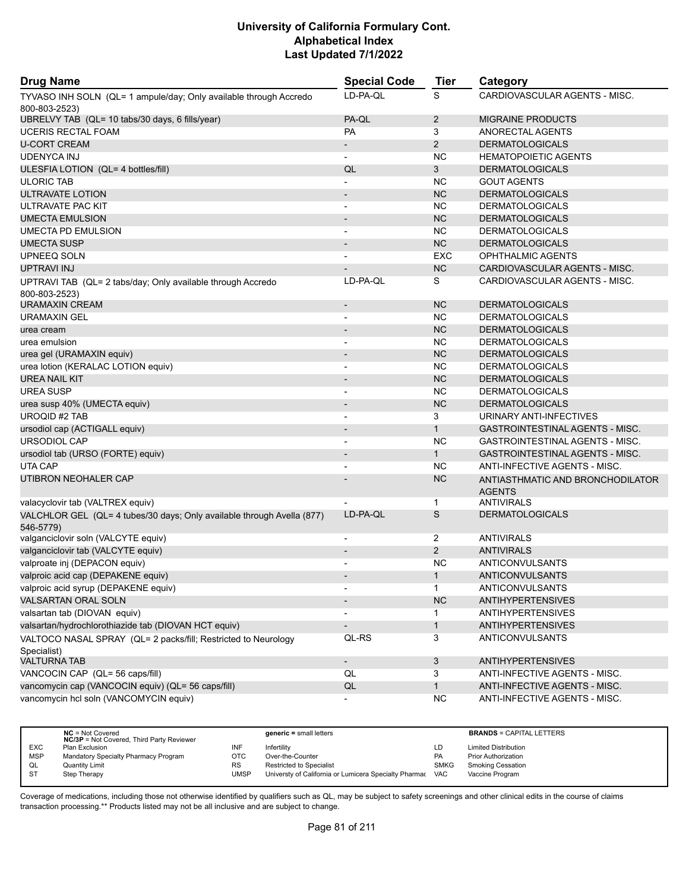# University of California Formulary Cont.
## Alphabetical Index
### Last Updated 7/1/2022

| Drug Name | Special Code | Tier | Category |
|---|---|---|---|
| TYVASO INH SOLN (QL= 1 ampule/day; Only available through Accredo 800-803-2523) | LD-PA-QL | S | CARDIOVASCULAR AGENTS - MISC. |
| UBRELVY TAB (QL= 10 tabs/30 days, 6 fills/year) | PA-QL | 2 | MIGRAINE PRODUCTS |
| UCERIS RECTAL FOAM | PA | 3 | ANORECTAL AGENTS |
| U-CORT CREAM | - | 2 | DERMATOLOGICALS |
| UDENYCA INJ | - | NC | HEMATOPOIETIC AGENTS |
| ULESFIA LOTION (QL= 4 bottles/fill) | QL | 3 | DERMATOLOGICALS |
| ULORIC TAB | - | NC | GOUT AGENTS |
| ULTRAVATE LOTION | - | NC | DERMATOLOGICALS |
| ULTRAVATE PAC KIT | - | NC | DERMATOLOGICALS |
| UMECTA EMULSION | - | NC | DERMATOLOGICALS |
| UMECTA PD EMULSION | - | NC | DERMATOLOGICALS |
| UMECTA SUSP | - | NC | DERMATOLOGICALS |
| UPNEEQ SOLN | - | EXC | OPHTHALMIC AGENTS |
| UPTRAVI INJ | - | NC | CARDIOVASCULAR AGENTS - MISC. |
| UPTRAVI TAB (QL= 2 tabs/day; Only available through Accredo 800-803-2523) | LD-PA-QL | S | CARDIOVASCULAR AGENTS - MISC. |
| URAMAXIN CREAM | - | NC | DERMATOLOGICALS |
| URAMAXIN GEL | - | NC | DERMATOLOGICALS |
| urea cream | - | NC | DERMATOLOGICALS |
| urea emulsion | - | NC | DERMATOLOGICALS |
| urea gel (URAMAXIN equiv) | - | NC | DERMATOLOGICALS |
| urea lotion (KERALAC LOTION equiv) | - | NC | DERMATOLOGICALS |
| UREA NAIL KIT | - | NC | DERMATOLOGICALS |
| UREA SUSP | - | NC | DERMATOLOGICALS |
| urea susp 40% (UMECTA equiv) | - | NC | DERMATOLOGICALS |
| UROQID #2 TAB | - | 3 | URINARY ANTI-INFECTIVES |
| ursodiol cap (ACTIGALL equiv) | - | 1 | GASTROINTESTINAL AGENTS - MISC. |
| URSODIOL CAP | - | NC | GASTROINTESTINAL AGENTS - MISC. |
| ursodiol tab (URSO (FORTE) equiv) | - | 1 | GASTROINTESTINAL AGENTS - MISC. |
| UTA CAP | - | NC | ANTI-INFECTIVE AGENTS - MISC. |
| UTIBRON NEOHALER CAP | - | NC | ANTIASTHMATIC AND BRONCHODILATOR AGENTS |
| valacyclovir tab (VALTREX equiv) | - | 1 | ANTIVIRALS |
| VALCHLOR GEL (QL= 4 tubes/30 days; Only available through Avella (877) 546-5779) | LD-PA-QL | S | DERMATOLOGICALS |
| valganciclovir soln (VALCYTE equiv) | - | 2 | ANTIVIRALS |
| valganciclovir tab (VALCYTE equiv) | - | 2 | ANTIVIRALS |
| valproate inj (DEPACON equiv) | - | NC | ANTICONVULSANTS |
| valproic acid cap (DEPAKENE equiv) | - | 1 | ANTICONVULSANTS |
| valproic acid syrup (DEPAKENE equiv) | - | 1 | ANTICONVULSANTS |
| VALSARTAN ORAL SOLN | - | NC | ANTIHYPERTENSIVES |
| valsartan tab (DIOVAN equiv) | - | 1 | ANTIHYPERTENSIVES |
| valsartan/hydrochlorothiazide tab (DIOVAN HCT equiv) | - | 1 | ANTIHYPERTENSIVES |
| VALTOCO NASAL SPRAY (QL= 2 packs/fill; Restricted to Neurology Specialist) | QL-RS | 3 | ANTICONVULSANTS |
| VALTURNA TAB | - | 3 | ANTIHYPERTENSIVES |
| VANCOCIN CAP (QL= 56 caps/fill) | QL | 3 | ANTI-INFECTIVE AGENTS - MISC. |
| vancomycin cap (VANCOCIN equiv) (QL= 56 caps/fill) | QL | 1 | ANTI-INFECTIVE AGENTS - MISC. |
| vancomycin hcl soln (VANCOMYCIN equiv) | - | NC | ANTI-INFECTIVE AGENTS - MISC. |

| | | | | | |
|---|---|---|---|---|---|
| **NC** = Not Covered; **NC/3P** = Not Covered, Third Party Reviewer | | **generic =** small letters | | **BRANDS** = CAPITAL LETTERS | |
| EXC | Plan Exclusion | INF | Infertility | LD | Limited Distribution |
| MSP | Mandatory Specialty Pharmacy Program | OTC | Over-the-Counter | PA | Prior Authorization |
| QL | Quantity Limit | RS | Restricted to Specialist | SMKG | Smoking Cessation |
| ST | Step Therapy | UMSP | Universty of California or Lumicera Specialty Pharmac | VAC | Vaccine Program |

Coverage of medications, including those not otherwise identified by qualifiers such as QL, may be subject to safety screenings and other clinical edits in the course of claims transaction processing.** Products listed may not be all inclusive and are subject to change.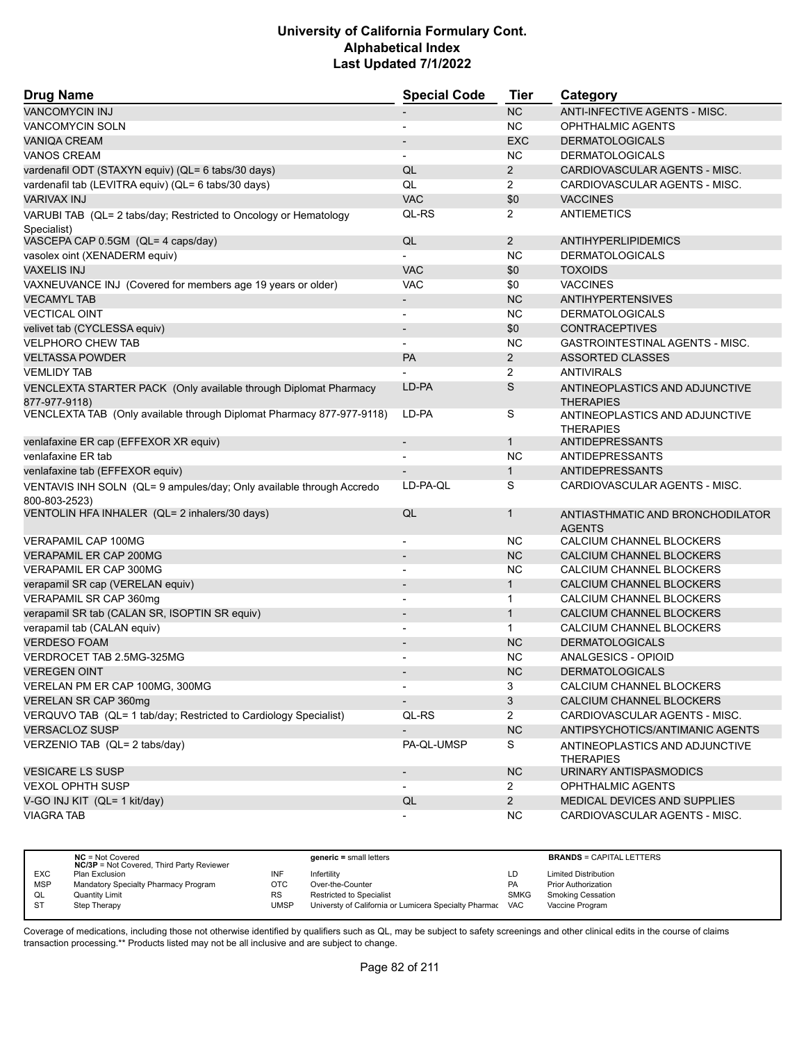# University of California Formulary Cont.
## Alphabetical Index
### Last Updated 7/1/2022

| Drug Name | Special Code | Tier | Category |
|---|---|---|---|
| VANCOMYCIN INJ | - | NC | ANTI-INFECTIVE AGENTS - MISC. |
| VANCOMYCIN SOLN | - | NC | OPHTHALMIC AGENTS |
| VANIQA CREAM | - | EXC | DERMATOLOGICALS |
| VANOS CREAM | - | NC | DERMATOLOGICALS |
| vardenafil ODT (STAXYN equiv) (QL= 6 tabs/30 days) | QL | 2 | CARDIOVASCULAR AGENTS - MISC. |
| vardenafil tab (LEVITRA equiv) (QL= 6 tabs/30 days) | QL | 2 | CARDIOVASCULAR AGENTS - MISC. |
| VARIVAX INJ | VAC | $0 | VACCINES |
| VARUBI TAB (QL= 2 tabs/day; Restricted to Oncology or Hematology Specialist) | QL-RS | 2 | ANTIEMETICS |
| VASCEPA CAP 0.5GM (QL= 4 caps/day) | QL | 2 | ANTIHYPERLIPIDEMICS |
| vasolex oint (XENADERM equiv) | - | NC | DERMATOLOGICALS |
| VAXELIS INJ | VAC | $0 | TOXOIDS |
| VAXNEUVANCE INJ (Covered for members age 19 years or older) | VAC | $0 | VACCINES |
| VECAMYL TAB | - | NC | ANTIHYPERTENSIVES |
| VECTICAL OINT | - | NC | DERMATOLOGICALS |
| velivet tab (CYCLESSA equiv) | - | $0 | CONTRACEPTIVES |
| VELPHORO CHEW TAB | - | NC | GASTROINTESTINAL AGENTS - MISC. |
| VELTASSA POWDER | PA | 2 | ASSORTED CLASSES |
| VEMLIDY TAB | - | 2 | ANTIVIRALS |
| VENCLEXTA STARTER PACK (Only available through Diplomat Pharmacy 877-977-9118) | LD-PA | S | ANTINEOPLASTICS AND ADJUNCTIVE THERAPIES |
| VENCLEXTA TAB (Only available through Diplomat Pharmacy 877-977-9118) | LD-PA | S | ANTINEOPLASTICS AND ADJUNCTIVE THERAPIES |
| venlafaxine ER cap (EFFEXOR XR equiv) | - | 1 | ANTIDEPRESSANTS |
| venlafaxine ER tab | - | NC | ANTIDEPRESSANTS |
| venlafaxine tab (EFFEXOR equiv) | - | 1 | ANTIDEPRESSANTS |
| VENTAVIS INH SOLN (QL= 9 ampules/day; Only available through Accredo 800-803-2523) | LD-PA-QL | S | CARDIOVASCULAR AGENTS - MISC. |
| VENTOLIN HFA INHALER (QL= 2 inhalers/30 days) | QL | 1 | ANTIASTHMATIC AND BRONCHODILATOR AGENTS |
| VERAPAMIL CAP 100MG | - | NC | CALCIUM CHANNEL BLOCKERS |
| VERAPAMIL ER CAP 200MG | - | NC | CALCIUM CHANNEL BLOCKERS |
| VERAPAMIL ER CAP 300MG | - | NC | CALCIUM CHANNEL BLOCKERS |
| verapamil SR cap (VERELAN equiv) | - | 1 | CALCIUM CHANNEL BLOCKERS |
| VERAPAMIL SR CAP 360mg | - | 1 | CALCIUM CHANNEL BLOCKERS |
| verapamil SR tab (CALAN SR, ISOPTIN SR equiv) | - | 1 | CALCIUM CHANNEL BLOCKERS |
| verapamil tab (CALAN equiv) | - | 1 | CALCIUM CHANNEL BLOCKERS |
| VERDESO FOAM | - | NC | DERMATOLOGICALS |
| VERDROCET TAB 2.5MG-325MG | - | NC | ANALGESICS - OPIOID |
| VEREGEN OINT | - | NC | DERMATOLOGICALS |
| VERELAN PM ER CAP 100MG, 300MG | - | 3 | CALCIUM CHANNEL BLOCKERS |
| VERELAN SR CAP 360mg | - | 3 | CALCIUM CHANNEL BLOCKERS |
| VERQUVO TAB (QL= 1 tab/day; Restricted to Cardiology Specialist) | QL-RS | 2 | CARDIOVASCULAR AGENTS - MISC. |
| VERSACLOZ SUSP | - | NC | ANTIPSYCHOTICS/ANTIMANIC AGENTS |
| VERZENIO TAB (QL= 2 tabs/day) | PA-QL-UMSP | S | ANTINEOPLASTICS AND ADJUNCTIVE THERAPIES |
| VESICARE LS SUSP | - | NC | URINARY ANTISPASMODICS |
| VEXOL OPHTH SUSP | - | 2 | OPHTHALMIC AGENTS |
| V-GO INJ KIT (QL= 1 kit/day) | QL | 2 | MEDICAL DEVICES AND SUPPLIES |
| VIAGRA TAB | - | NC | CARDIOVASCULAR AGENTS - MISC. |

| Code | Description | Code | Description | Code | Description |
|---|---|---|---|---|---|
| NC | Not Covered | | generic = small letters | | BRANDS = CAPITAL LETTERS |
| NC/3P | Not Covered, Third Party Reviewer | | | | |
| EXC | Plan Exclusion | INF | Infertility | LD | Limited Distribution |
| MSP | Mandatory Specialty Pharmacy Program | OTC | Over-the-Counter | PA | Prior Authorization |
| QL | Quantity Limit | RS | Restricted to Specialist | SMKG | Smoking Cessation |
| ST | Step Therapy | UMSP | Universty of California or Lumicera Specialty Pharmac | VAC | Vaccine Program |

Coverage of medications, including those not otherwise identified by qualifiers such as QL, may be subject to safety screenings and other clinical edits in the course of claims transaction processing.** Products listed may not be all inclusive and are subject to change.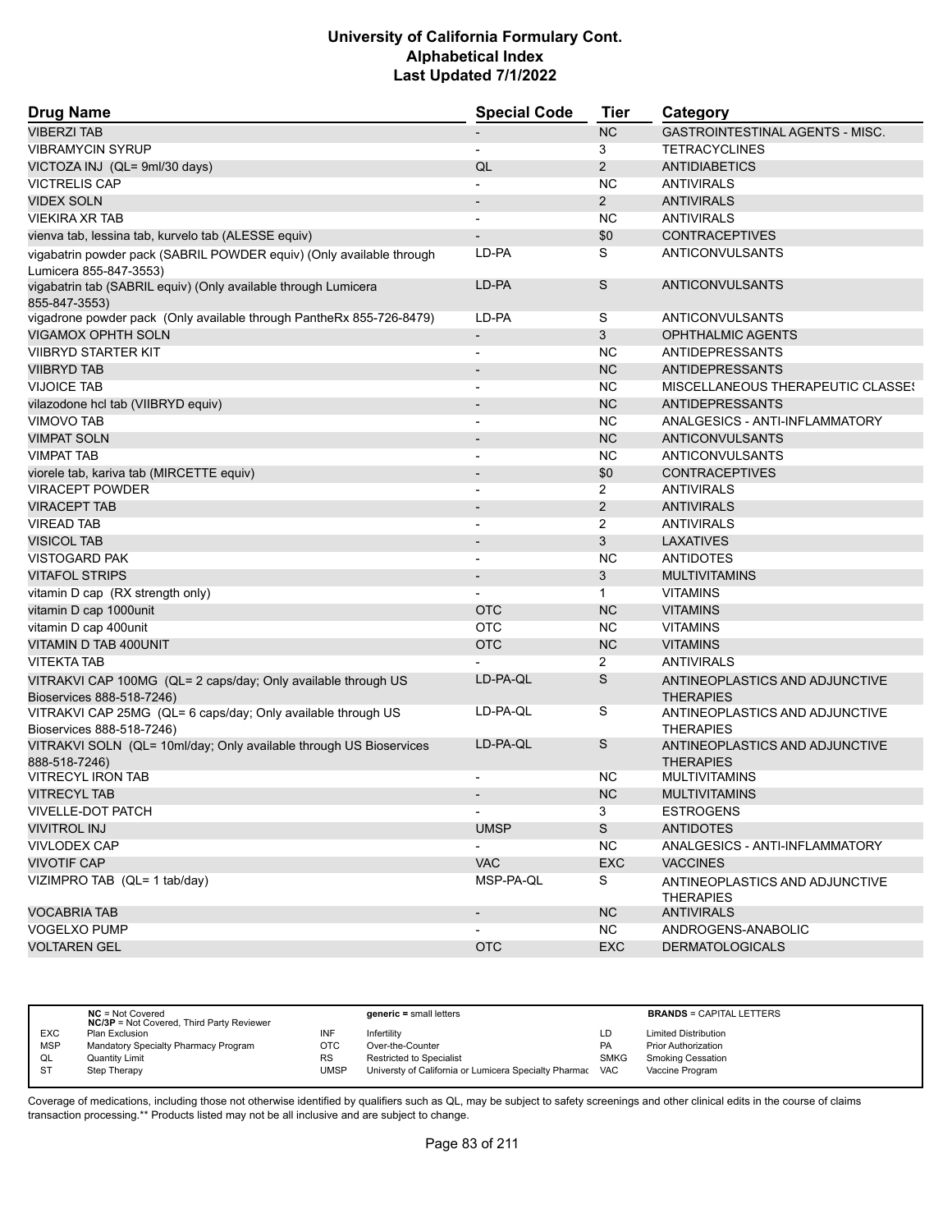# University of California Formulary Cont.
# Alphabetical Index
# Last Updated 7/1/2022

| Drug Name | Special Code | Tier | Category |
|---|---|---|---|
| VIBERZI TAB | - | NC | GASTROINTESTINAL AGENTS - MISC. |
| VIBRAMYCIN SYRUP | - | 3 | TETRACYCLINES |
| VICTOZA INJ (QL= 9ml/30 days) | QL | 2 | ANTIDIABETICS |
| VICTRELIS CAP | - | NC | ANTIVIRALS |
| VIDEX SOLN | - | 2 | ANTIVIRALS |
| VIEKIRA XR TAB | - | NC | ANTIVIRALS |
| vienva tab, lessina tab, kurvelo tab (ALESSE equiv) | - | $0 | CONTRACEPTIVES |
| vigabatrin powder pack (SABRIL POWDER equiv) (Only available through Lumicera 855-847-3553) | LD-PA | S | ANTICONVULSANTS |
| vigabatrin tab (SABRIL equiv) (Only available through Lumicera 855-847-3553) | LD-PA | S | ANTICONVULSANTS |
| vigadrone powder pack (Only available through PantheRx 855-726-8479) | LD-PA | S | ANTICONVULSANTS |
| VIGAMOX OPHTH SOLN | - | 3 | OPHTHALMIC AGENTS |
| VIIBRYD STARTER KIT | - | NC | ANTIDEPRESSANTS |
| VIIBRYD TAB | - | NC | ANTIDEPRESSANTS |
| VIJOICE TAB | - | NC | MISCELLANEOUS THERAPEUTIC CLASSES |
| vilazodone hcl tab (VIIBRYD equiv) | - | NC | ANTIDEPRESSANTS |
| VIMOVO TAB | - | NC | ANALGESICS - ANTI-INFLAMMATORY |
| VIMPAT SOLN | - | NC | ANTICONVULSANTS |
| VIMPAT TAB | - | NC | ANTICONVULSANTS |
| viorele tab, kariva tab (MIRCETTE equiv) | - | $0 | CONTRACEPTIVES |
| VIRACEPT POWDER | - | 2 | ANTIVIRALS |
| VIRACEPT TAB | - | 2 | ANTIVIRALS |
| VIREAD TAB | - | 2 | ANTIVIRALS |
| VISICOL TAB | - | 3 | LAXATIVES |
| VISTOGARD PAK | - | NC | ANTIDOTES |
| VITAFOL STRIPS | - | 3 | MULTIVITAMINS |
| vitamin D cap (RX strength only) | - | 1 | VITAMINS |
| vitamin D cap 1000unit | OTC | NC | VITAMINS |
| vitamin D cap 400unit | OTC | NC | VITAMINS |
| VITAMIN D TAB 400UNIT | OTC | NC | VITAMINS |
| VITEKTA TAB | - | 2 | ANTIVIRALS |
| VITRAKVI CAP 100MG (QL= 2 caps/day; Only available through US Bioservices 888-518-7246) | LD-PA-QL | S | ANTINEOPLASTICS AND ADJUNCTIVE THERAPIES |
| VITRAKVI CAP 25MG (QL= 6 caps/day; Only available through US Bioservices 888-518-7246) | LD-PA-QL | S | ANTINEOPLASTICS AND ADJUNCTIVE THERAPIES |
| VITRAKVI SOLN (QL= 10ml/day; Only available through US Bioservices 888-518-7246) | LD-PA-QL | S | ANTINEOPLASTICS AND ADJUNCTIVE THERAPIES |
| VITRECYL IRON TAB | - | NC | MULTIVITAMINS |
| VITRECYL TAB | - | NC | MULTIVITAMINS |
| VIVELLE-DOT PATCH | - | 3 | ESTROGENS |
| VIVITROL INJ | UMSP | S | ANTIDOTES |
| VIVLODEX CAP | - | NC | ANALGESICS - ANTI-INFLAMMATORY |
| VIVOTIF CAP | VAC | EXC | VACCINES |
| VIZIMPRO TAB (QL= 1 tab/day) | MSP-PA-QL | S | ANTINEOPLASTICS AND ADJUNCTIVE THERAPIES |
| VOCABRIA TAB | - | NC | ANTIVIRALS |
| VOGELXO PUMP | - | NC | ANDROGENS-ANABOLIC |
| VOLTAREN GEL | OTC | EXC | DERMATOLOGICALS |

| | | | | | |
|---|---|---|---|---|---|
| | **NC** = Not Covered<br>**NC/3P** = Not Covered, Third Party Reviewer | | **generic** = small letters | | **BRANDS** = CAPITAL LETTERS |
| EXC | Plan Exclusion | INF | Infertility | LD | Limited Distribution |
| MSP | Mandatory Specialty Pharmacy Program | OTC | Over-the-Counter | PA | Prior Authorization |
| QL | Quantity Limit | RS | Restricted to Specialist | SMKG | Smoking Cessation |
| ST | Step Therapy | UMSP | Universty of California or Lumicera Specialty Pharmac | VAC | Vaccine Program |

Coverage of medications, including those not otherwise identified by qualifiers such as QL, may be subject to safety screenings and other clinical edits in the course of claims transaction processing.** Products listed may not be all inclusive and are subject to change.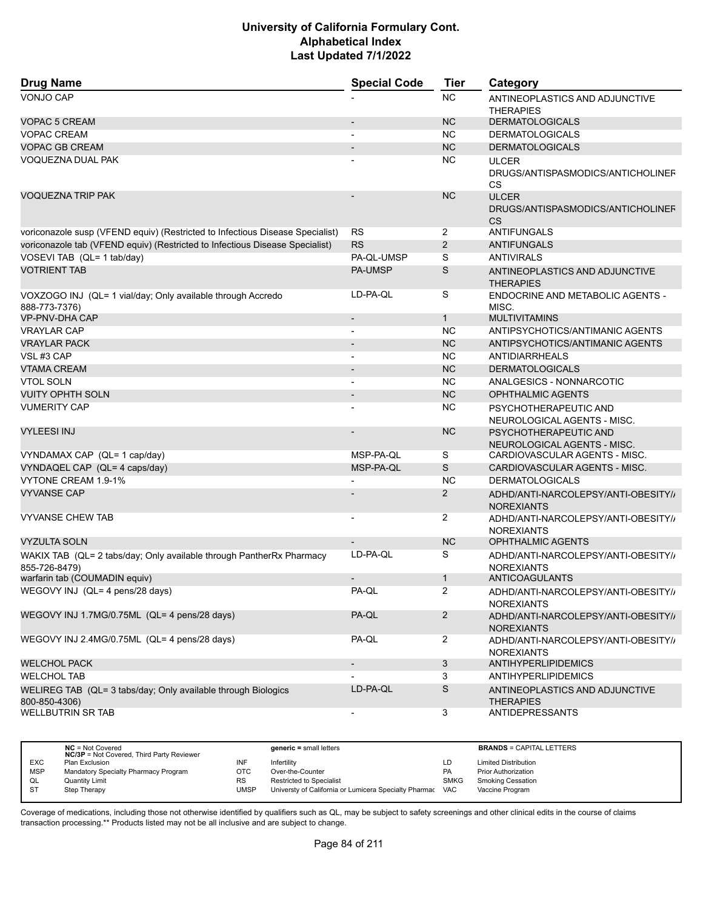| Drug Name | Special Code | Tier | Category |
|---|---|---|---|
| VONJO CAP | - | NC | ANTINEOPLASTICS AND ADJUNCTIVE THERAPIES |
| VOPAC 5 CREAM | - | NC | DERMATOLOGICALS |
| VOPAC CREAM | - | NC | DERMATOLOGICALS |
| VOPAC GB CREAM | - | NC | DERMATOLOGICALS |
| VOQUEZNA DUAL PAK | - | NC | ULCER DRUGS/ANTISPASMODICS/ANTICHOLINERGICS |
| VOQUEZNA TRIP PAK | - | NC | ULCER DRUGS/ANTISPASMODICS/ANTICHOLINERGICS |
| voriconazole susp (VFEND equiv) (Restricted to Infectious Disease Specialist) | RS | 2 | ANTIFUNGALS |
| voriconazole tab (VFEND equiv) (Restricted to Infectious Disease Specialist) | RS | 2 | ANTIFUNGALS |
| VOSEVI TAB (QL= 1 tab/day) | PA-QL-UMSP | S | ANTIVIRALS |
| VOTRIENT TAB | PA-UMSP | S | ANTINEOPLASTICS AND ADJUNCTIVE THERAPIES |
| VOXZOGO INJ (QL= 1 vial/day; Only available through Accredo 888-773-7376) | LD-PA-QL | S | ENDOCRINE AND METABOLIC AGENTS - MISC. |
| VP-PNV-DHA CAP | - | 1 | MULTIVITAMINS |
| VRAYLAR CAP | - | NC | ANTIPSYCHOTICS/ANTIMANIC AGENTS |
| VRAYLAR PACK | - | NC | ANTIPSYCHOTICS/ANTIMANIC AGENTS |
| VSL #3 CAP | - | NC | ANTIDIARRHEALS |
| VTAMA CREAM | - | NC | DERMATOLOGICALS |
| VTOL SOLN | - | NC | ANALGESICS - NONNARCOTIC |
| VUITY OPHTH SOLN | - | NC | OPHTHALMIC AGENTS |
| VUMERITY CAP | - | NC | PSYCHOTHERAPEUTIC AND NEUROLOGICAL AGENTS - MISC. |
| VYLEESI INJ | - | NC | PSYCHOTHERAPEUTIC AND NEUROLOGICAL AGENTS - MISC. |
| VYNDAMAX CAP (QL= 1 cap/day) | MSP-PA-QL | S | CARDIOVASCULAR AGENTS - MISC. |
| VYNDAQEL CAP (QL= 4 caps/day) | MSP-PA-QL | S | CARDIOVASCULAR AGENTS - MISC. |
| VYTONE CREAM 1.9-1% | - | NC | DERMATOLOGICALS |
| VYVANSE CAP | - | 2 | ADHD/ANTI-NARCOLEPSY/ANTI-OBESITY/ANOREXIANTS |
| VYVANSE CHEW TAB | - | 2 | ADHD/ANTI-NARCOLEPSY/ANTI-OBESITY/ANOREXIANTS |
| VYZULTA SOLN | - | NC | OPHTHALMIC AGENTS |
| WAKIX TAB (QL= 2 tabs/day; Only available through PantherRx Pharmacy 855-726-8479) | LD-PA-QL | S | ADHD/ANTI-NARCOLEPSY/ANTI-OBESITY/ANOREXIANTS |
| warfarin tab (COUMADIN equiv) | - | 1 | ANTICOAGULANTS |
| WEGOVY INJ (QL= 4 pens/28 days) | PA-QL | 2 | ADHD/ANTI-NARCOLEPSY/ANTI-OBESITY/ANOREXIANTS |
| WEGOVY INJ 1.7MG/0.75ML (QL= 4 pens/28 days) | PA-QL | 2 | ADHD/ANTI-NARCOLEPSY/ANTI-OBESITY/ANOREXIANTS |
| WEGOVY INJ 2.4MG/0.75ML (QL= 4 pens/28 days) | PA-QL | 2 | ADHD/ANTI-NARCOLEPSY/ANTI-OBESITY/ANOREXIANTS |
| WELCHOL PACK | - | 3 | ANTIHYPERLIPIDEMICS |
| WELCHOL TAB | - | 3 | ANTIHYPERLIPIDEMICS |
| WELIREG TAB (QL= 3 tabs/day; Only available through Biologics 800-850-4306) | LD-PA-QL | S | ANTINEOPLASTICS AND ADJUNCTIVE THERAPIES |
| WELLBUTRIN SR TAB | - | 3 | ANTIDEPRESSANTS |

| | | | | | |
|---|---|---|---|---|---|
| | **NC** = Not Covered<br>**NC/3P** = Not Covered, Third Party Reviewer | | **generic** = small letters | | **BRANDS** = CAPITAL LETTERS |
| EXC | Plan Exclusion | INF | Infertility | LD | Limited Distribution |
| MSP | Mandatory Specialty Pharmacy Program | OTC | Over-the-Counter | PA | Prior Authorization |
| QL | Quantity Limit | RS | Restricted to Specialist | SMKG | Smoking Cessation |
| ST | Step Therapy | UMSP | Universty of California or Lumicera Specialty Pharmac | VAC | Vaccine Program |

Coverage of medications, including those not otherwise identified by qualifiers such as QL, may be subject to safety screenings and other clinical edits in the course of claims transaction processing.** Products listed may not be all inclusive and are subject to change.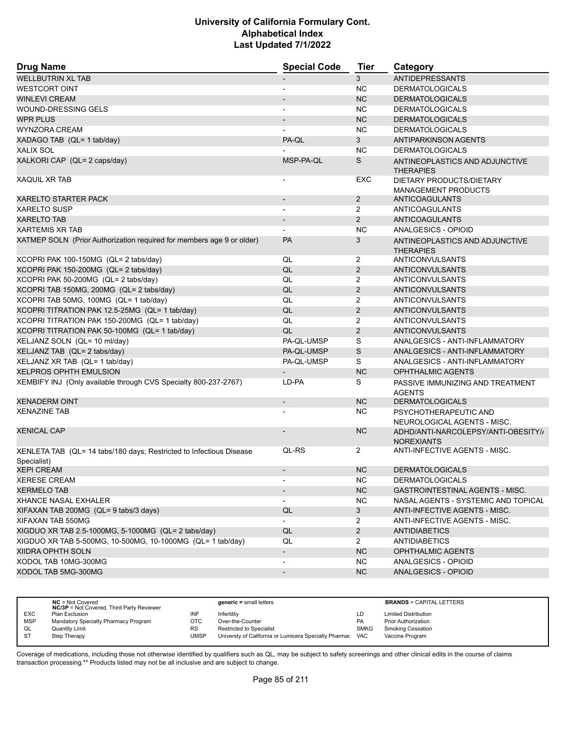# University of California Formulary Cont.
# Alphabetical Index
# Last Updated 7/1/2022

| Drug Name | Special Code | Tier | Category |
|---|---|---|---|
| WELLBUTRIN XL TAB | - | 3 | ANTIDEPRESSANTS |
| WESTCORT OINT | - | NC | DERMATOLOGICALS |
| WINLEVI CREAM | - | NC | DERMATOLOGICALS |
| WOUND-DRESSING GELS | - | NC | DERMATOLOGICALS |
| WPR PLUS | - | NC | DERMATOLOGICALS |
| WYNZORA CREAM | - | NC | DERMATOLOGICALS |
| XADAGO TAB (QL= 1 tab/day) | PA-QL | 3 | ANTIPARKINSON AGENTS |
| XALIX SOL | - | NC | DERMATOLOGICALS |
| XALKORI CAP (QL= 2 caps/day) | MSP-PA-QL | S | ANTINEOPLASTICS AND ADJUNCTIVE THERAPIES |
| XAQUIL XR TAB | - | EXC | DIETARY PRODUCTS/DIETARY MANAGEMENT PRODUCTS |
| XARELTO STARTER PACK | - | 2 | ANTICOAGULANTS |
| XARELTO SUSP | - | 2 | ANTICOAGULANTS |
| XARELTO TAB | - | 2 | ANTICOAGULANTS |
| XARTEMIS XR TAB | - | NC | ANALGESICS - OPIOID |
| XATMEP SOLN (Prior Authorization required for members age 9 or older) | PA | 3 | ANTINEOPLASTICS AND ADJUNCTIVE THERAPIES |
| XCOPRI PAK 100-150MG (QL= 2 tabs/day) | QL | 2 | ANTICONVULSANTS |
| XCOPRI PAK 150-200MG (QL= 2 tabs/day) | QL | 2 | ANTICONVULSANTS |
| XCOPRI PAK 50-200MG (QL= 2 tabs/day) | QL | 2 | ANTICONVULSANTS |
| XCOPRI TAB 150MG, 200MG (QL= 2 tabs/day) | QL | 2 | ANTICONVULSANTS |
| XCOPRI TAB 50MG, 100MG (QL= 1 tab/day) | QL | 2 | ANTICONVULSANTS |
| XCOPRI TITRATION PAK 12.5-25MG (QL= 1 tab/day) | QL | 2 | ANTICONVULSANTS |
| XCOPRI TITRATION PAK 150-200MG (QL= 1 tab/day) | QL | 2 | ANTICONVULSANTS |
| XCOPRI TITRATION PAK 50-100MG (QL= 1 tab/day) | QL | 2 | ANTICONVULSANTS |
| XELJANZ SOLN (QL= 10 ml/day) | PA-QL-UMSP | S | ANALGESICS - ANTI-INFLAMMATORY |
| XELJANZ TAB (QL= 2 tabs/day) | PA-QL-UMSP | S | ANALGESICS - ANTI-INFLAMMATORY |
| XELJANZ XR TAB (QL= 1 tab/day) | PA-QL-UMSP | S | ANALGESICS - ANTI-INFLAMMATORY |
| XELPROS OPHTH EMULSION | - | NC | OPHTHALMIC AGENTS |
| XEMBIFY INJ (Only available through CVS Specialty 800-237-2767) | LD-PA | S | PASSIVE IMMUNIZING AND TREATMENT AGENTS |
| XENADERM OINT | - | NC | DERMATOLOGICALS |
| XENAZINE TAB | - | NC | PSYCHOTHERAPEUTIC AND NEUROLOGICAL AGENTS - MISC. |
| XENICAL CAP | - | NC | ADHD/ANTI-NARCOLEPSY/ANTI-OBESITY/ANOREXIANTS |
| XENLETA TAB (QL= 14 tabs/180 days; Restricted to Infectious Disease Specialist) | QL-RS | 2 | ANTI-INFECTIVE AGENTS - MISC. |
| XEPI CREAM | - | NC | DERMATOLOGICALS |
| XERESE CREAM | - | NC | DERMATOLOGICALS |
| XERMELO TAB | - | NC | GASTROINTESTINAL AGENTS - MISC. |
| XHANCE NASAL EXHALER | - | NC | NASAL AGENTS - SYSTEMIC AND TOPICAL |
| XIFAXAN TAB 200MG (QL= 9 tabs/3 days) | QL | 3 | ANTI-INFECTIVE AGENTS - MISC. |
| XIFAXAN TAB 550MG | - | 2 | ANTI-INFECTIVE AGENTS - MISC. |
| XIGDUO XR TAB 2.5-1000MG, 5-1000MG (QL= 2 tabs/day) | QL | 2 | ANTIDIABETICS |
| XIGDUO XR TAB 5-500MG, 10-500MG, 10-1000MG (QL= 1 tab/day) | QL | 2 | ANTIDIABETICS |
| XIIDRA OPHTH SOLN | - | NC | OPHTHALMIC AGENTS |
| XODOL TAB 10MG-300MG | - | NC | ANALGESICS - OPIOID |
| XODOL TAB 5MG-300MG | - | NC | ANALGESICS - OPIOID |

| | | | | | |
|---|---|---|---|---|---|
| | **NC** = Not Covered<br>**NC/3P** = Not Covered, Third Party Reviewer | | **generic =** small letters | | **BRANDS** = CAPITAL LETTERS |
| EXC | Plan Exclusion | INF | Infertility | LD | Limited Distribution |
| MSP | Mandatory Specialty Pharmacy Program | OTC | Over-the-Counter | PA | Prior Authorization |
| QL | Quantity Limit | RS | Restricted to Specialist | SMKG | Smoking Cessation |
| ST | Step Therapy | UMSP | Universty of California or Lumicera Specialty Pharmac | VAC | Vaccine Program |

Coverage of medications, including those not otherwise identified by qualifiers such as QL, may be subject to safety screenings and other clinical edits in the course of claims transaction processing.** Products listed may not be all inclusive and are subject to change.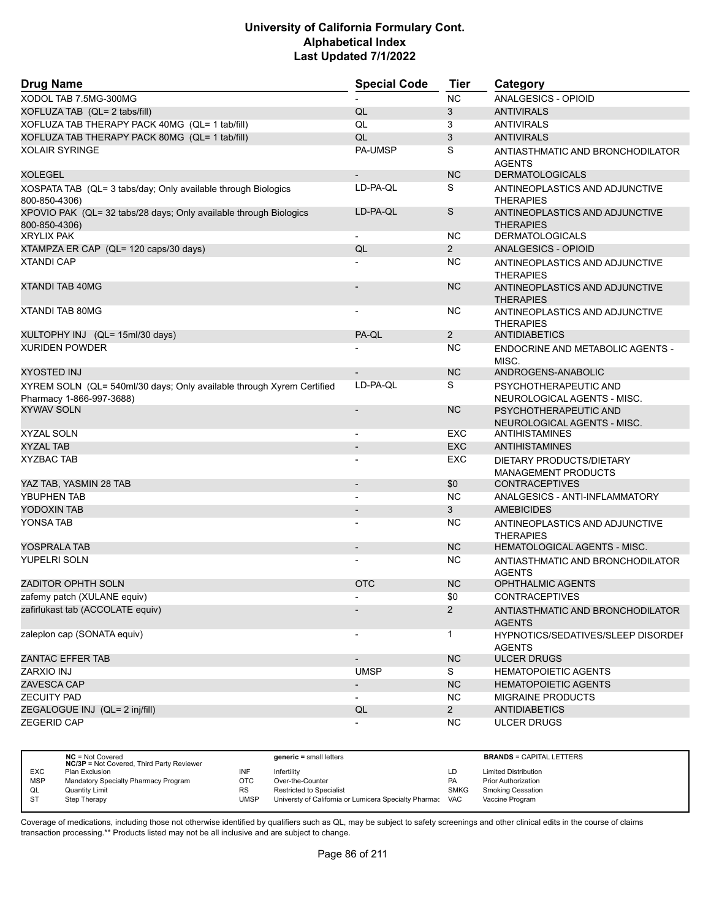| Drug Name | Special Code | Tier | Category |
|---|---|---|---|
| XODOL TAB 7.5MG-300MG | - | NC | ANALGESICS - OPIOID |
| XOFLUZA TAB (QL= 2 tabs/fill) | QL | 3 | ANTIVIRALS |
| XOFLUZA TAB THERAPY PACK 40MG (QL= 1 tab/fill) | QL | 3 | ANTIVIRALS |
| XOFLUZA TAB THERAPY PACK 80MG (QL= 1 tab/fill) | QL | 3 | ANTIVIRALS |
| XOLAIR SYRINGE | PA-UMSP | S | ANTIASTHMATIC AND BRONCHODILATOR AGENTS |
| XOLEGEL | - | NC | DERMATOLOGICALS |
| XOSPATA TAB (QL= 3 tabs/day; Only available through Biologics 800-850-4306) | LD-PA-QL | S | ANTINEOPLASTICS AND ADJUNCTIVE THERAPIES |
| XPOVIO PAK (QL= 32 tabs/28 days; Only available through Biologics 800-850-4306) | LD-PA-QL | S | ANTINEOPLASTICS AND ADJUNCTIVE THERAPIES |
| XRYLIX PAK | - | NC | DERMATOLOGICALS |
| XTAMPZA ER CAP (QL= 120 caps/30 days) | QL | 2 | ANALGESICS - OPIOID |
| XTANDI CAP | - | NC | ANTINEOPLASTICS AND ADJUNCTIVE THERAPIES |
| XTANDI TAB 40MG | - | NC | ANTINEOPLASTICS AND ADJUNCTIVE THERAPIES |
| XTANDI TAB 80MG | - | NC | ANTINEOPLASTICS AND ADJUNCTIVE THERAPIES |
| XULTOPHY INJ (QL= 15ml/30 days) | PA-QL | 2 | ANTIDIABETICS |
| XURIDEN POWDER | - | NC | ENDOCRINE AND METABOLIC AGENTS - MISC. |
| XYOSTED INJ | - | NC | ANDROGENS-ANABOLIC |
| XYREM SOLN (QL= 540ml/30 days; Only available through Xyrem Certified Pharmacy 1-866-997-3688) | LD-PA-QL | S | PSYCHOTHERAPEUTIC AND NEUROLOGICAL AGENTS - MISC. |
| XYWAV SOLN | - | NC | PSYCHOTHERAPEUTIC AND NEUROLOGICAL AGENTS - MISC. |
| XYZAL SOLN | - | EXC | ANTIHISTAMINES |
| XYZAL TAB | - | EXC | ANTIHISTAMINES |
| XYZBAC TAB | - | EXC | DIETARY PRODUCTS/DIETARY MANAGEMENT PRODUCTS |
| YAZ TAB, YASMIN 28 TAB | - | $0 | CONTRACEPTIVES |
| YBUPHEN TAB | - | NC | ANALGESICS - ANTI-INFLAMMATORY |
| YODOXIN TAB | - | 3 | AMEBICIDES |
| YONSA TAB | - | NC | ANTINEOPLASTICS AND ADJUNCTIVE THERAPIES |
| YOSPRALA TAB | - | NC | HEMATOLOGICAL AGENTS - MISC. |
| YUPELRI SOLN | - | NC | ANTIASTHMATIC AND BRONCHODILATOR AGENTS |
| ZADITOR OPHTH SOLN | OTC | NC | OPHTHALMIC AGENTS |
| zafemy patch (XULANE equiv) | - | $0 | CONTRACEPTIVES |
| zafirlukast tab (ACCOLATE equiv) | - | 2 | ANTIASTHMATIC AND BRONCHODILATOR AGENTS |
| zaleplon cap (SONATA equiv) | - | 1 | HYPNOTICS/SEDATIVES/SLEEP DISORDER AGENTS |
| ZANTAC EFFER TAB | - | NC | ULCER DRUGS |
| ZARXIO INJ | UMSP | S | HEMATOPOIETIC AGENTS |
| ZAVESCA CAP | - | NC | HEMATOPOIETIC AGENTS |
| ZECUITY PAD | - | NC | MIGRAINE PRODUCTS |
| ZEGALOGUE INJ (QL= 2 inj/fill) | QL | 2 | ANTIDIABETICS |
| ZEGERID CAP | - | NC | ULCER DRUGS |

| | | | | | |
|---|---|---|---|---|---|
| | **NC** = Not Covered<br>**NC/3P** = Not Covered, Third Party Reviewer | | **generic** = small letters | | **BRANDS** = CAPITAL LETTERS |
| EXC | Plan Exclusion | INF | Infertility | LD | Limited Distribution |
| MSP | Mandatory Specialty Pharmacy Program | OTC | Over-the-Counter | PA | Prior Authorization |
| QL | Quantity Limit | RS | Restricted to Specialist | SMKG | Smoking Cessation |
| ST | Step Therapy | UMSP | Universty of California or Lumicera Specialty Pharmac | VAC | Vaccine Program |

Coverage of medications, including those not otherwise identified by qualifiers such as QL, may be subject to safety screenings and other clinical edits in the course of claims transaction processing.** Products listed may not be all inclusive and are subject to change.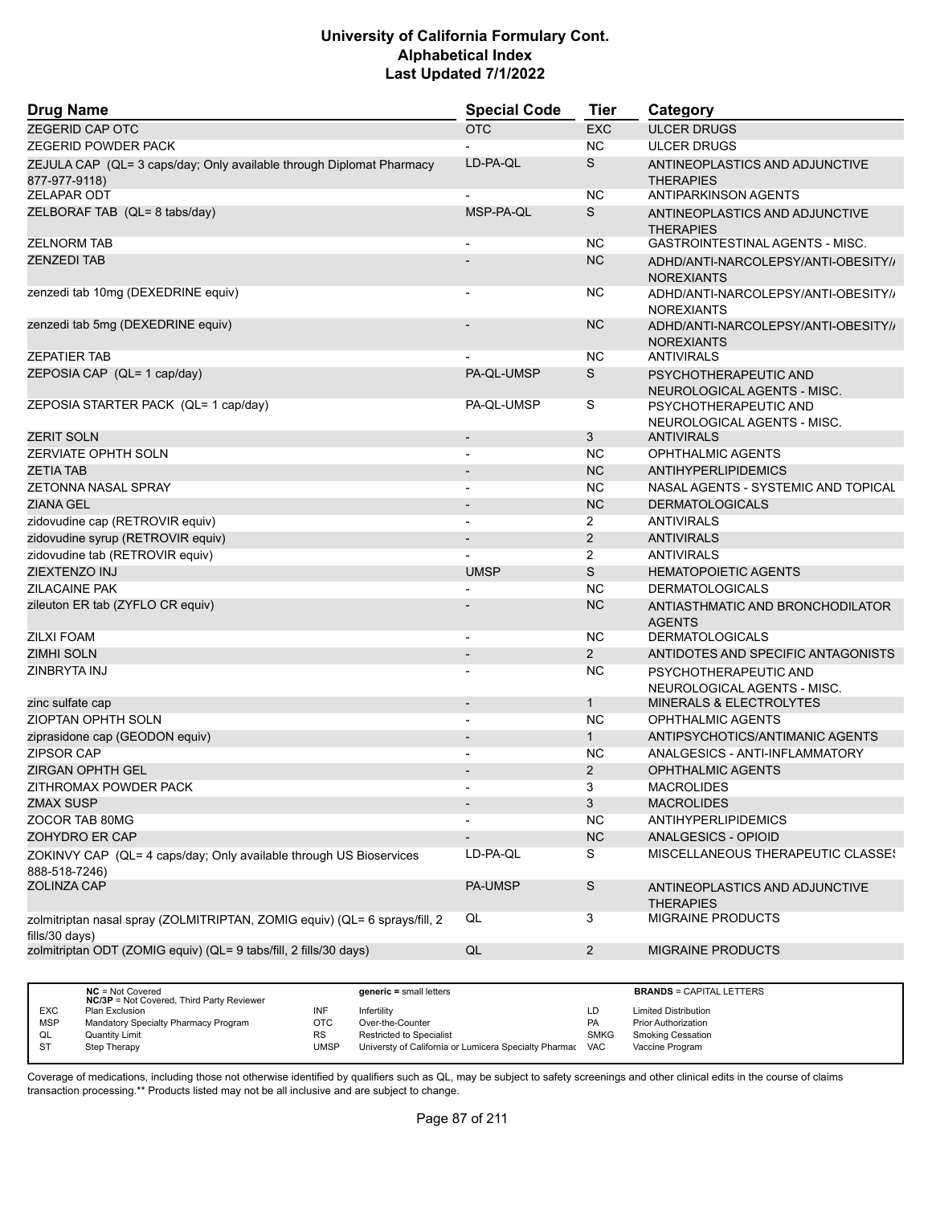| Drug Name | Special Code | Tier | Category |
|---|---|---|---|
| ZEGERID CAP OTC | OTC | EXC | ULCER DRUGS |
| ZEGERID POWDER PACK | - | NC | ULCER DRUGS |
| ZEJULA CAP (QL= 3 caps/day; Only available through Diplomat Pharmacy 877-977-9118) | LD-PA-QL | S | ANTINEOPLASTICS AND ADJUNCTIVE THERAPIES |
| ZELAPAR ODT | - | NC | ANTIPARKINSON AGENTS |
| ZELBORAF TAB (QL= 8 tabs/day) | MSP-PA-QL | S | ANTINEOPLASTICS AND ADJUNCTIVE THERAPIES |
| ZELNORM TAB | - | NC | GASTROINTESTINAL AGENTS - MISC. |
| ZENZEDI TAB | - | NC | ADHD/ANTI-NARCOLEPSY/ANTI-OBESITY/ANOREXIANTS |
| zenzedi tab 10mg (DEXEDRINE equiv) | - | NC | ADHD/ANTI-NARCOLEPSY/ANTI-OBESITY/ANOREXIANTS |
| zenzedi tab 5mg (DEXEDRINE equiv) | - | NC | ADHD/ANTI-NARCOLEPSY/ANTI-OBESITY/ANOREXIANTS |
| ZEPATIER TAB | - | NC | ANTIVIRALS |
| ZEPOSIA CAP (QL= 1 cap/day) | PA-QL-UMSP | S | PSYCHOTHERAPEUTIC AND NEUROLOGICAL AGENTS - MISC. |
| ZEPOSIA STARTER PACK (QL= 1 cap/day) | PA-QL-UMSP | S | PSYCHOTHERAPEUTIC AND NEUROLOGICAL AGENTS - MISC. |
| ZERIT SOLN | - | 3 | ANTIVIRALS |
| ZERVIATE OPHTH SOLN | - | NC | OPHTHALMIC AGENTS |
| ZETIA TAB | - | NC | ANTIHYPERLIPIDEMICS |
| ZETONNA NASAL SPRAY | - | NC | NASAL AGENTS - SYSTEMIC AND TOPICAL |
| ZIANA GEL | - | NC | DERMATOLOGICALS |
| zidovudine cap (RETROVIR equiv) | - | 2 | ANTIVIRALS |
| zidovudine syrup (RETROVIR equiv) | - | 2 | ANTIVIRALS |
| zidovudine tab (RETROVIR equiv) | - | 2 | ANTIVIRALS |
| ZIEXTENZO INJ | UMSP | S | HEMATOPOIETIC AGENTS |
| ZILACAINE PAK | - | NC | DERMATOLOGICALS |
| zileuton ER tab (ZYFLO CR equiv) | - | NC | ANTIASTHMATIC AND BRONCHODILATOR AGENTS |
| ZILXI FOAM | - | NC | DERMATOLOGICALS |
| ZIMHI SOLN | - | 2 | ANTIDOTES AND SPECIFIC ANTAGONISTS |
| ZINBRYTA INJ | - | NC | PSYCHOTHERAPEUTIC AND NEUROLOGICAL AGENTS - MISC. |
| zinc sulfate cap | - | 1 | MINERALS & ELECTROLYTES |
| ZIOPTAN OPHTH SOLN | - | NC | OPHTHALMIC AGENTS |
| ziprasidone cap (GEODON equiv) | - | 1 | ANTIPSYCHOTICS/ANTIMANIC AGENTS |
| ZIPSOR CAP | - | NC | ANALGESICS - ANTI-INFLAMMATORY |
| ZIRGAN OPHTH GEL | - | 2 | OPHTHALMIC AGENTS |
| ZITHROMAX POWDER PACK | - | 3 | MACROLIDES |
| ZMAX SUSP | - | 3 | MACROLIDES |
| ZOCOR TAB 80MG | - | NC | ANTIHYPERLIPIDEMICS |
| ZOHYDRO ER CAP | - | NC | ANALGESICS - OPIOID |
| ZOKINVY CAP (QL= 4 caps/day; Only available through US Bioservices 888-518-7246) | LD-PA-QL | S | MISCELLANEOUS THERAPEUTIC CLASSES |
| ZOLINZA CAP | PA-UMSP | S | ANTINEOPLASTICS AND ADJUNCTIVE THERAPIES |
| zolmitriptan nasal spray (ZOLMITRIPTAN, ZOMIG equiv) (QL= 6 sprays/fill, 2 fills/30 days) | QL | 3 | MIGRAINE PRODUCTS |
| zolmitriptan ODT (ZOMIG equiv) (QL= 9 tabs/fill, 2 fills/30 days) | QL | 2 | MIGRAINE PRODUCTS |

| | | | | | |
|---|---|---|---|---|---|
| | **NC** = Not Covered<br>**NC/3P** = Not Covered, Third Party Reviewer | | **generic** = small letters | | **BRANDS** = CAPITAL LETTERS |
| EXC | Plan Exclusion | INF | Infertility | LD | Limited Distribution |
| MSP | Mandatory Specialty Pharmacy Program | OTC | Over-the-Counter | PA | Prior Authorization |
| QL | Quantity Limit | RS | Restricted to Specialist | SMKG | Smoking Cessation |
| ST | Step Therapy | UMSP | Universty of California or Lumicera Specialty Pharmac | VAC | Vaccine Program |

Coverage of medications, including those not otherwise identified by qualifiers such as QL, may be subject to safety screenings and other clinical edits in the course of claims transaction processing.** Products listed may not be all inclusive and are subject to change.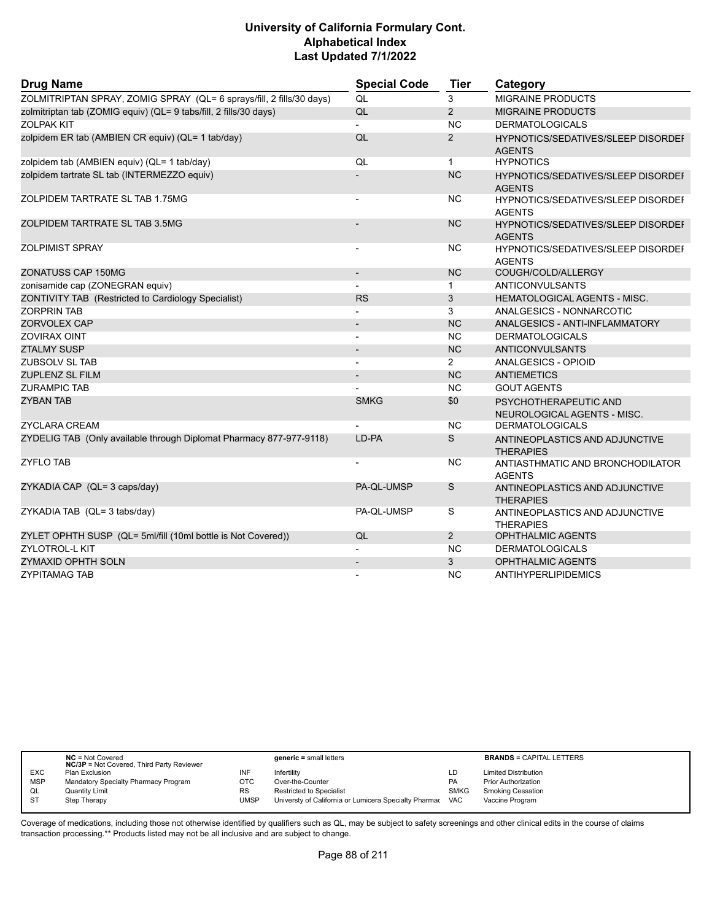| Drug Name | Special Code | Tier | Category |
|---|---|---|---|
| ZOLMITRIPTAN SPRAY, ZOMIG SPRAY (QL= 6 sprays/fill, 2 fills/30 days) | QL | 3 | MIGRAINE PRODUCTS |
| zolmitriptan tab (ZOMIG equiv) (QL= 9 tabs/fill, 2 fills/30 days) | QL | 2 | MIGRAINE PRODUCTS |
| ZOLPAK KIT | - | NC | DERMATOLOGICALS |
| zolpidem ER tab (AMBIEN CR equiv) (QL= 1 tab/day) | QL | 2 | HYPNOTICS/SEDATIVES/SLEEP DISORDER AGENTS |
| zolpidem tab (AMBIEN equiv) (QL= 1 tab/day) | QL | 1 | HYPNOTICS |
| zolpidem tartrate SL tab (INTERMEZZO equiv) | - | NC | HYPNOTICS/SEDATIVES/SLEEP DISORDER AGENTS |
| ZOLPIDEM TARTRATE SL TAB 1.75MG | - | NC | HYPNOTICS/SEDATIVES/SLEEP DISORDER AGENTS |
| ZOLPIDEM TARTRATE SL TAB 3.5MG | - | NC | HYPNOTICS/SEDATIVES/SLEEP DISORDER AGENTS |
| ZOLPIMIST SPRAY | - | NC | HYPNOTICS/SEDATIVES/SLEEP DISORDER AGENTS |
| ZONATUSS CAP 150MG | - | NC | COUGH/COLD/ALLERGY |
| zonisamide cap (ZONEGRAN equiv) | - | 1 | ANTICONVULSANTS |
| ZONTIVITY TAB (Restricted to Cardiology Specialist) | RS | 3 | HEMATOLOGICAL AGENTS - MISC. |
| ZORPRIN TAB | - | 3 | ANALGESICS - NONNARCOTIC |
| ZORVOLEX CAP | - | NC | ANALGESICS - ANTI-INFLAMMATORY |
| ZOVIRAX OINT | - | NC | DERMATOLOGICALS |
| ZTALMY SUSP | - | NC | ANTICONVULSANTS |
| ZUBSOLV SL TAB | - | 2 | ANALGESICS - OPIOID |
| ZUPLENZ SL FILM | - | NC | ANTIEMETICS |
| ZURAMPIC TAB | - | NC | GOUT AGENTS |
| ZYBAN TAB | SMKG | $0 | PSYCHOTHERAPEUTIC AND NEUROLOGICAL AGENTS - MISC. |
| ZYCLARA CREAM | - | NC | DERMATOLOGICALS |
| ZYDELIG TAB (Only available through Diplomat Pharmacy 877-977-9118) | LD-PA | S | ANTINEOPLASTICS AND ADJUNCTIVE THERAPIES |
| ZYFLO TAB | - | NC | ANTIASTHMATIC AND BRONCHODILATOR AGENTS |
| ZYKADIA CAP (QL= 3 caps/day) | PA-QL-UMSP | S | ANTINEOPLASTICS AND ADJUNCTIVE THERAPIES |
| ZYKADIA TAB (QL= 3 tabs/day) | PA-QL-UMSP | S | ANTINEOPLASTICS AND ADJUNCTIVE THERAPIES |
| ZYLET OPHTH SUSP (QL= 5ml/fill (10ml bottle is Not Covered)) | QL | 2 | OPHTHALMIC AGENTS |
| ZYLOTROL-L KIT | - | NC | DERMATOLOGICALS |
| ZYMAXID OPHTH SOLN | - | 3 | OPHTHALMIC AGENTS |
| ZYPITAMAG TAB | - | NC | ANTIHYPERLIPIDEMICS |

| | NC = Not Covered<br>NC/3P = Not Covered, Third Party Reviewer | | generic = small letters | | BRANDS = CAPITAL LETTERS |
|---|---|---|---|---|---|
| EXC | Plan Exclusion | INF | Infertility | LD | Limited Distribution |
| MSP | Mandatory Specialty Pharmacy Program | OTC | Over-the-Counter | PA | Prior Authorization |
| QL | Quantity Limit | RS | Restricted to Specialist | SMKG | Smoking Cessation |
| ST | Step Therapy | UMSP | Universty of California or Lumicera Specialty Pharmac | VAC | Vaccine Program |

Coverage of medications, including those not otherwise identified by qualifiers such as QL, may be subject to safety screenings and other clinical edits in the course of claims transaction processing.** Products listed may not be all inclusive and are subject to change.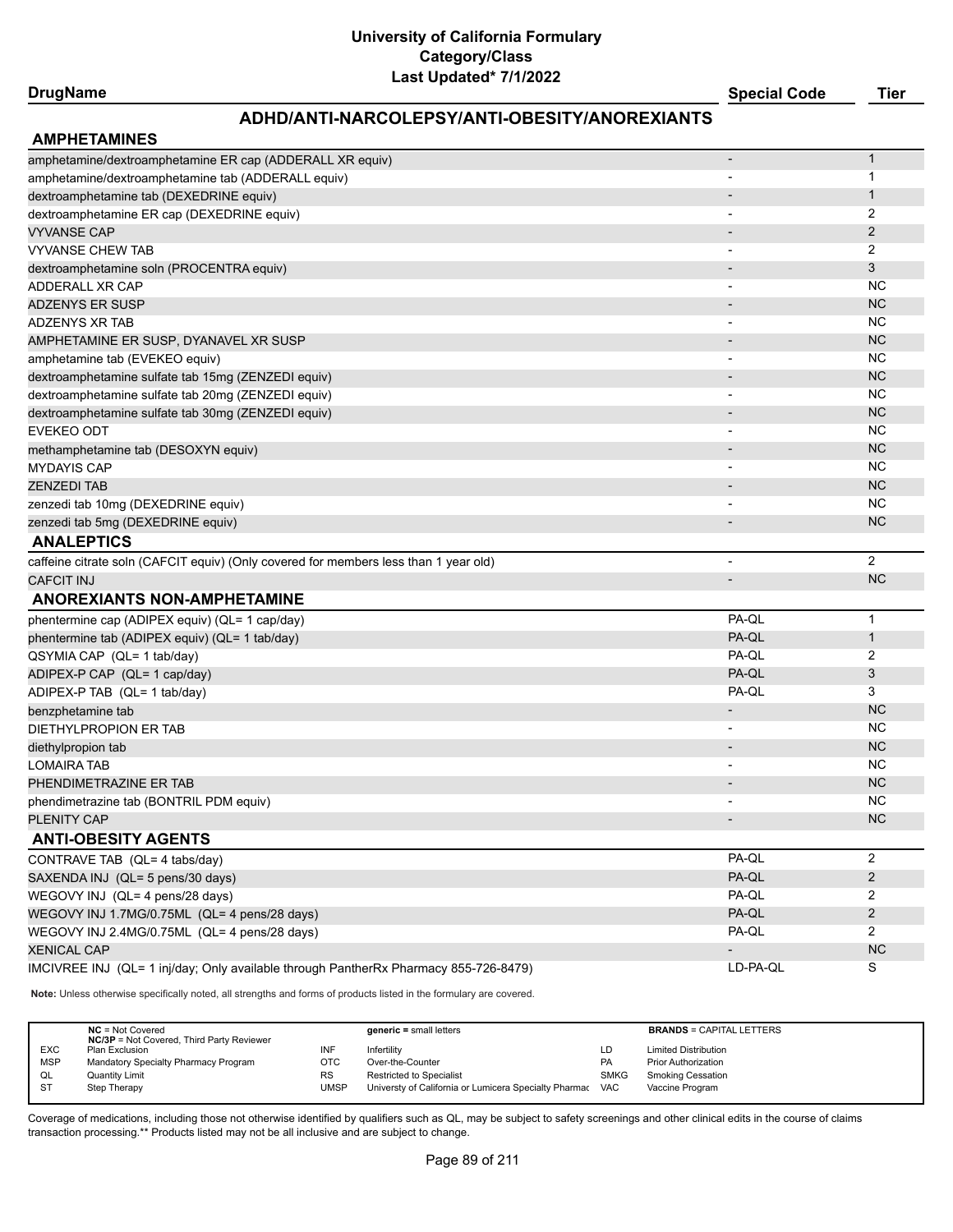# University of California Formulary
## Category/Class
### Last Updated* 7/1/2022

## ADHD/ANTI-NARCOLEPSY/ANTI-OBESITY/ANOREXIANTS

| DrugName | Special Code | Tier |
|---|---|---|
| **AMPHETAMINES** | | |
| amphetamine/dextroamphetamine ER cap (ADDERALL XR equiv) | - | 1 |
| amphetamine/dextroamphetamine tab (ADDERALL equiv) | - | 1 |
| dextroamphetamine tab (DEXEDRINE equiv) | - | 1 |
| dextroamphetamine ER cap (DEXEDRINE equiv) | - | 2 |
| VYVANSE CAP | - | 2 |
| VYVANSE CHEW TAB | - | 2 |
| dextroamphetamine soln (PROCENTRA equiv) | - | 3 |
| ADDERALL XR CAP | - | NC |
| ADZENYS ER SUSP | - | NC |
| ADZENYS XR TAB | - | NC |
| AMPHETAMINE ER SUSP, DYANAVEL XR SUSP | - | NC |
| amphetamine tab (EVEKEO equiv) | - | NC |
| dextroamphetamine sulfate tab 15mg (ZENZEDI equiv) | - | NC |
| dextroamphetamine sulfate tab 20mg (ZENZEDI equiv) | - | NC |
| dextroamphetamine sulfate tab 30mg (ZENZEDI equiv) | - | NC |
| EVEKEO ODT | - | NC |
| methamphetamine tab (DESOXYN equiv) | - | NC |
| MYDAYIS CAP | - | NC |
| ZENZEDI TAB | - | NC |
| zenzedi tab 10mg (DEXEDRINE equiv) | - | NC |
| zenzedi tab 5mg (DEXEDRINE equiv) | - | NC |
| **ANALEPTICS** | | |
| caffeine citrate soln (CAFCIT equiv) (Only covered for members less than 1 year old) | - | 2 |
| CAFCIT INJ | - | NC |
| **ANOREXIANTS NON-AMPHETAMINE** | | |
| phentermine cap (ADIPEX equiv) (QL= 1 cap/day) | PA-QL | 1 |
| phentermine tab (ADIPEX equiv) (QL= 1 tab/day) | PA-QL | 1 |
| QSYMIA CAP (QL= 1 tab/day) | PA-QL | 2 |
| ADIPEX-P CAP (QL= 1 cap/day) | PA-QL | 3 |
| ADIPEX-P TAB (QL= 1 tab/day) | PA-QL | 3 |
| benzphetamine tab | - | NC |
| DIETHYLPROPION ER TAB | - | NC |
| diethylpropion tab | - | NC |
| LOMAIRA TAB | - | NC |
| PHENDIMETRAZINE ER TAB | - | NC |
| phendimetrazine tab (BONTRIL PDM equiv) | - | NC |
| PLENITY CAP | - | NC |
| **ANTI-OBESITY AGENTS** | | |
| CONTRAVE TAB (QL= 4 tabs/day) | PA-QL | 2 |
| SAXENDA INJ (QL= 5 pens/30 days) | PA-QL | 2 |
| WEGOVY INJ (QL= 4 pens/28 days) | PA-QL | 2 |
| WEGOVY INJ 1.7MG/0.75ML (QL= 4 pens/28 days) | PA-QL | 2 |
| WEGOVY INJ 2.4MG/0.75ML (QL= 4 pens/28 days) | PA-QL | 2 |
| XENICAL CAP | - | NC |
| IMCIVREE INJ (QL= 1 inj/day; Only available through PantherRx Pharmacy 855-726-8479) | LD-PA-QL | S |

**Note:** Unless otherwise specifically noted, all strengths and forms of products listed in the formulary are covered.

| | | | | | |
|---|---|---|---|---|---|
| **NC** = Not Covered<br>**NC/3P** = Not Covered, Third Party Reviewer | | **generic** = small letters | | **BRANDS** = CAPITAL LETTERS | |
| EXC | Plan Exclusion | INF | Infertility | LD | Limited Distribution |
| MSP | Mandatory Specialty Pharmacy Program | OTC | Over-the-Counter | PA | Prior Authorization |
| QL | Quantity Limit | RS | Restricted to Specialist | SMKG | Smoking Cessation |
| ST | Step Therapy | UMSP | Universty of California or Lumicera Specialty Pharmac | VAC | Vaccine Program |

Coverage of medications, including those not otherwise identified by qualifiers such as QL, may be subject to safety screenings and other clinical edits in the course of claims transaction processing.** Products listed may not be all inclusive and are subject to change.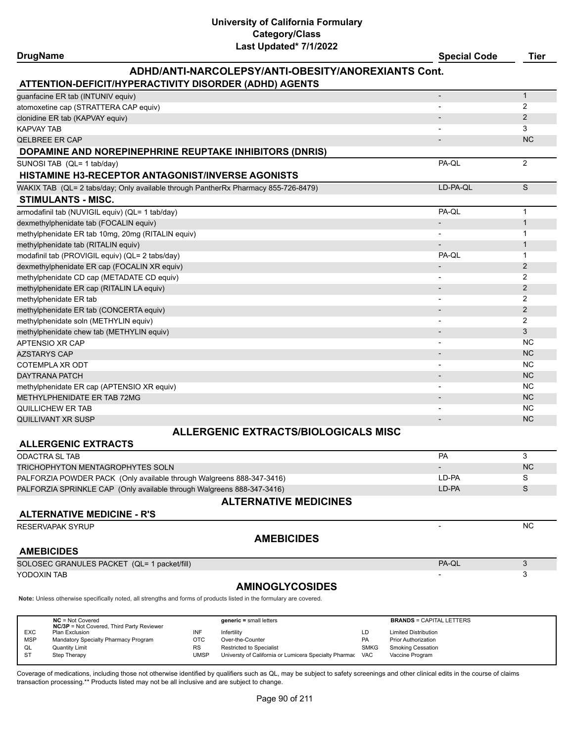# University of California Formulary
## Category/Class
### Last Updated* 7/1/2022

| DrugName | Special Code | Tier |
|---|---|---|
| **ADHD/ANTI-NARCOLEPSY/ANTI-OBESITY/ANOREXIANTS Cont.** | | |
| **ATTENTION-DEFICIT/HYPERACTIVITY DISORDER (ADHD) AGENTS** | | |
| guanfacine ER tab (INTUNIV equiv) | - | 1 |
| atomoxetine cap (STRATTERA CAP equiv) | - | 2 |
| clonidine ER tab (KAPVAY equiv) | - | 2 |
| KAPVAY TAB | - | 3 |
| QELBREE ER CAP | - | NC |
| **DOPAMINE AND NOREPINEPHRINE REUPTAKE INHIBITORS (DNRIS)** | | |
| SUNOSI TAB (QL= 1 tab/day) | PA-QL | 2 |
| **HISTAMINE H3-RECEPTOR ANTAGONIST/INVERSE AGONISTS** | | |
| WAKIX TAB (QL= 2 tabs/day; Only available through PantherRx Pharmacy 855-726-8479) | LD-PA-QL | S |
| **STIMULANTS - MISC.** | | |
| armodafinil tab (NUVIGIL equiv) (QL= 1 tab/day) | PA-QL | 1 |
| dexmethylphenidate tab (FOCALIN equiv) | - | 1 |
| methylphenidate ER tab 10mg, 20mg (RITALIN equiv) | - | 1 |
| methylphenidate tab (RITALIN equiv) | - | 1 |
| modafinil tab (PROVIGIL equiv) (QL= 2 tabs/day) | PA-QL | 1 |
| dexmethylphenidate ER cap (FOCALIN XR equiv) | - | 2 |
| methylphenidate CD cap (METADATE CD equiv) | - | 2 |
| methylphenidate ER cap (RITALIN LA equiv) | - | 2 |
| methylphenidate ER tab | - | 2 |
| methylphenidate ER tab (CONCERTA equiv) | - | 2 |
| methylphenidate soln (METHYLIN equiv) | - | 2 |
| methylphenidate chew tab (METHYLIN equiv) | - | 3 |
| APTENSIO XR CAP | - | NC |
| AZSTARYS CAP | - | NC |
| COTEMPLA XR ODT | - | NC |
| DAYTRANA PATCH | - | NC |
| methylphenidate ER cap (APTENSIO XR equiv) | - | NC |
| METHYLPHENIDATE ER TAB 72MG | - | NC |
| QUILLICHEW ER TAB | - | NC |
| QUILLIVANT XR SUSP | - | NC |
| **ALLERGENIC EXTRACTS/BIOLOGICALS MISC** | | |
| **ALLERGENIC EXTRACTS** | | |
| ODACTRA SL TAB | PA | 3 |
| TRICHOPHYTON MENTAGROPHYTES SOLN | - | NC |
| PALFORZIA POWDER PACK (Only available through Walgreens 888-347-3416) | LD-PA | S |
| PALFORZIA SPRINKLE CAP (Only available through Walgreens 888-347-3416) | LD-PA | S |
| **ALTERNATIVE MEDICINES** | | |
| **ALTERNATIVE MEDICINE - R'S** | | |
| RESERVAPAK SYRUP | - | NC |
| **AMEBICIDES** | | |
| **AMEBICIDES** | | |
| SOLOSEC GRANULES PACKET (QL= 1 packet/fill) | PA-QL | 3 |
| YODOXIN TAB | - | 3 |
| **AMINOGLYCOSIDES** | | |

**Note:** Unless otherwise specifically noted, all strengths and forms of products listed in the formulary are covered.

| | | | | | |
|---|---|---|---|---|---|
| **NC** = Not Covered<br>**NC/3P** = Not Covered, Third Party Reviewer | | **generic** = small letters | | **BRANDS** = CAPITAL LETTERS | |
| EXC | Plan Exclusion | INF | Infertility | LD | Limited Distribution |
| MSP | Mandatory Specialty Pharmacy Program | OTC | Over-the-Counter | PA | Prior Authorization |
| QL | Quantity Limit | RS | Restricted to Specialist | SMKG | Smoking Cessation |
| ST | Step Therapy | UMSP | Universty of California or Lumicera Specialty Pharmac | VAC | Vaccine Program |

Coverage of medications, including those not otherwise identified by qualifiers such as QL, may be subject to safety screenings and other clinical edits in the course of claims transaction processing.** Products listed may not be all inclusive and are subject to change.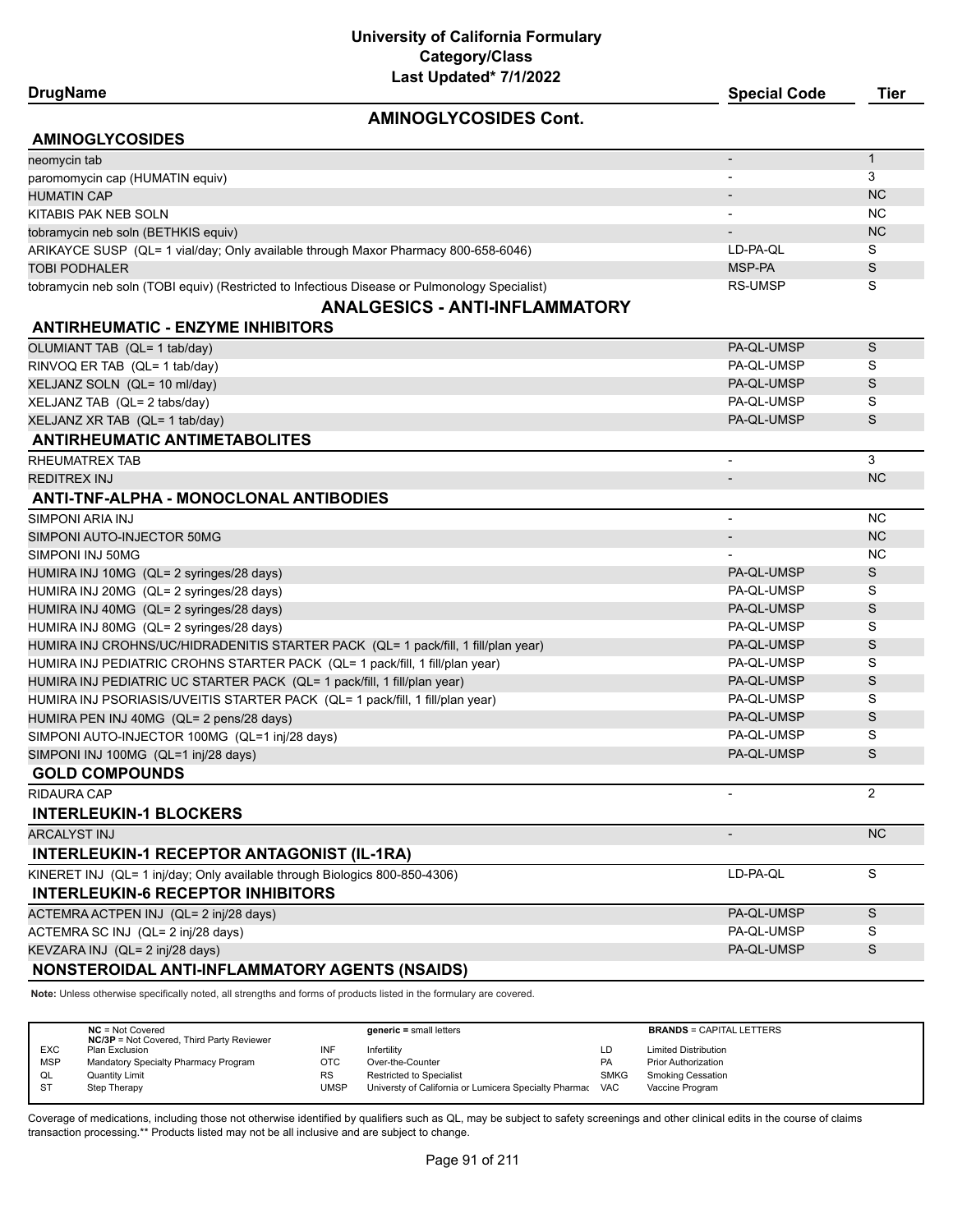# University of California Formulary
## Category/Class
### Last Updated* 7/1/2022

| DrugName | Special Code | Tier |
|---|---|---|

## AMINOGLYCOSIDES Cont.

### AMINOGLYCOSIDES

| DrugName | Special Code | Tier |
|---|---|---|
| neomycin tab | - | 1 |
| paromomycin cap (HUMATIN equiv) | - | 3 |
| HUMATIN CAP | - | NC |
| KITABIS PAK NEB SOLN | - | NC |
| tobramycin neb soln (BETHKIS equiv) | - | NC |
| ARIKAYCE SUSP (QL= 1 vial/day; Only available through Maxor Pharmacy 800-658-6046) | LD-PA-QL | S |
| TOBI PODHALER | MSP-PA | S |
| tobramycin neb soln (TOBI equiv) (Restricted to Infectious Disease or Pulmonology Specialist) | RS-UMSP | S |

## ANALGESICS - ANTI-INFLAMMATORY

### ANTIRHEUMATIC - ENZYME INHIBITORS

| DrugName | Special Code | Tier |
|---|---|---|
| OLUMIANT TAB (QL= 1 tab/day) | PA-QL-UMSP | S |
| RINVOQ ER TAB (QL= 1 tab/day) | PA-QL-UMSP | S |
| XELJANZ SOLN (QL= 10 ml/day) | PA-QL-UMSP | S |
| XELJANZ TAB (QL= 2 tabs/day) | PA-QL-UMSP | S |
| XELJANZ XR TAB (QL= 1 tab/day) | PA-QL-UMSP | S |

### ANTIRHEUMATIC ANTIMETABOLITES

| DrugName | Special Code | Tier |
|---|---|---|
| RHEUMATREX TAB | - | 3 |
| REDITREX INJ | - | NC |

### ANTI-TNF-ALPHA - MONOCLONAL ANTIBODIES

| DrugName | Special Code | Tier |
|---|---|---|
| SIMPONI ARIA INJ | - | NC |
| SIMPONI AUTO-INJECTOR 50MG | - | NC |
| SIMPONI INJ 50MG | - | NC |
| HUMIRA INJ 10MG (QL= 2 syringes/28 days) | PA-QL-UMSP | S |
| HUMIRA INJ 20MG (QL= 2 syringes/28 days) | PA-QL-UMSP | S |
| HUMIRA INJ 40MG (QL= 2 syringes/28 days) | PA-QL-UMSP | S |
| HUMIRA INJ 80MG (QL= 2 syringes/28 days) | PA-QL-UMSP | S |
| HUMIRA INJ CROHNS/UC/HIDRADENITIS STARTER PACK (QL= 1 pack/fill, 1 fill/plan year) | PA-QL-UMSP | S |
| HUMIRA INJ PEDIATRIC CROHNS STARTER PACK (QL= 1 pack/fill, 1 fill/plan year) | PA-QL-UMSP | S |
| HUMIRA INJ PEDIATRIC UC STARTER PACK (QL= 1 pack/fill, 1 fill/plan year) | PA-QL-UMSP | S |
| HUMIRA INJ PSORIASIS/UVEITIS STARTER PACK (QL= 1 pack/fill, 1 fill/plan year) | PA-QL-UMSP | S |
| HUMIRA PEN INJ 40MG (QL= 2 pens/28 days) | PA-QL-UMSP | S |
| SIMPONI AUTO-INJECTOR 100MG (QL=1 inj/28 days) | PA-QL-UMSP | S |
| SIMPONI INJ 100MG (QL=1 inj/28 days) | PA-QL-UMSP | S |

### GOLD COMPOUNDS

| DrugName | Special Code | Tier |
|---|---|---|
| RIDAURA CAP | - | 2 |

### INTERLEUKIN-1 BLOCKERS

| DrugName | Special Code | Tier |
|---|---|---|
| ARCALYST INJ | - | NC |

### INTERLEUKIN-1 RECEPTOR ANTAGONIST (IL-1RA)

| DrugName | Special Code | Tier |
|---|---|---|
| KINERET INJ (QL= 1 inj/day; Only available through Biologics 800-850-4306) | LD-PA-QL | S |

### INTERLEUKIN-6 RECEPTOR INHIBITORS

| DrugName | Special Code | Tier |
|---|---|---|
| ACTEMRA ACTPEN INJ (QL= 2 inj/28 days) | PA-QL-UMSP | S |
| ACTEMRA SC INJ (QL= 2 inj/28 days) | PA-QL-UMSP | S |
| KEVZARA INJ (QL= 2 inj/28 days) | PA-QL-UMSP | S |

### NONSTEROIDAL ANTI-INFLAMMATORY AGENTS (NSAIDS)

**Note:** Unless otherwise specifically noted, all strengths and forms of products listed in the formulary are covered.

| | | | | | |
|---|---|---|---|---|---|
| **NC** = Not Covered<br>**NC/3P** = Not Covered, Third Party Reviewer | | **generic =** small letters | | **BRANDS** = CAPITAL LETTERS | |
| EXC | Plan Exclusion | INF | Infertility | LD | Limited Distribution |
| MSP | Mandatory Specialty Pharmacy Program | OTC | Over-the-Counter | PA | Prior Authorization |
| QL | Quantity Limit | RS | Restricted to Specialist | SMKG | Smoking Cessation |
| ST | Step Therapy | UMSP | Universty of California or Lumicera Specialty Pharmac | VAC | Vaccine Program |

Coverage of medications, including those not otherwise identified by qualifiers such as QL, may be subject to safety screenings and other clinical edits in the course of claims transaction processing.** Products listed may not be all inclusive and are subject to change.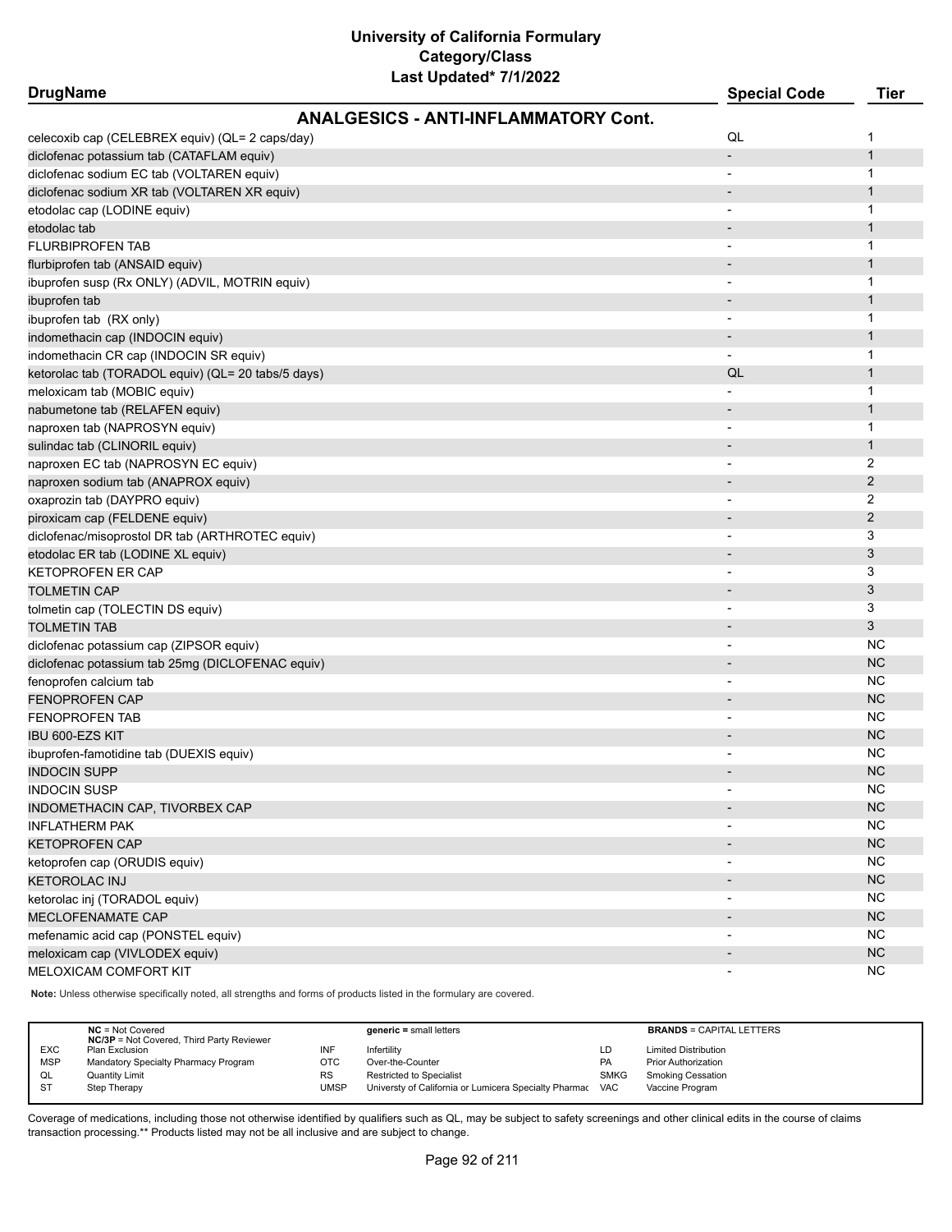# University of California Formulary
## Category/Class
### Last Updated* 7/1/2022

| DrugName | Special Code | Tier |
|---|---|---|
| **ANALGESICS - ANTI-INFLAMMATORY Cont.** | | |
| celecoxib cap (CELEBREX equiv) (QL= 2 caps/day) | QL | 1 |
| diclofenac potassium tab (CATAFLAM equiv) | - | 1 |
| diclofenac sodium EC tab (VOLTAREN equiv) | - | 1 |
| diclofenac sodium XR tab (VOLTAREN XR equiv) | - | 1 |
| etodolac cap (LODINE equiv) | - | 1 |
| etodolac tab | - | 1 |
| FLURBIPROFEN TAB | - | 1 |
| flurbiprofen tab (ANSAID equiv) | - | 1 |
| ibuprofen susp (Rx ONLY) (ADVIL, MOTRIN equiv) | - | 1 |
| ibuprofen tab | - | 1 |
| ibuprofen tab (RX only) | - | 1 |
| indomethacin cap (INDOCIN equiv) | - | 1 |
| indomethacin CR cap (INDOCIN SR equiv) | - | 1 |
| ketorolac tab (TORADOL equiv) (QL= 20 tabs/5 days) | QL | 1 |
| meloxicam tab (MOBIC equiv) | - | 1 |
| nabumetone tab (RELAFEN equiv) | - | 1 |
| naproxen tab (NAPROSYN equiv) | - | 1 |
| sulindac tab (CLINORIL equiv) | - | 1 |
| naproxen EC tab (NAPROSYN EC equiv) | - | 2 |
| naproxen sodium tab (ANAPROX equiv) | - | 2 |
| oxaprozin tab (DAYPRO equiv) | - | 2 |
| piroxicam cap (FELDENE equiv) | - | 2 |
| diclofenac/misoprostol DR tab (ARTHROTEC equiv) | - | 3 |
| etodolac ER tab (LODINE XL equiv) | - | 3 |
| KETOPROFEN ER CAP | - | 3 |
| TOLMETIN CAP | - | 3 |
| tolmetin cap (TOLECTIN DS equiv) | - | 3 |
| TOLMETIN TAB | - | 3 |
| diclofenac potassium cap (ZIPSOR equiv) | - | NC |
| diclofenac potassium tab 25mg (DICLOFENAC equiv) | - | NC |
| fenoprofen calcium tab | - | NC |
| FENOPROFEN CAP | - | NC |
| FENOPROFEN TAB | - | NC |
| IBU 600-EZS KIT | - | NC |
| ibuprofen-famotidine tab (DUEXIS equiv) | - | NC |
| INDOCIN SUPP | - | NC |
| INDOCIN SUSP | - | NC |
| INDOMETHACIN CAP, TIVORBEX CAP | - | NC |
| INFLATHERM PAK | - | NC |
| KETOPROFEN CAP | - | NC |
| ketoprofen cap (ORUDIS equiv) | - | NC |
| KETOROLAC INJ | - | NC |
| ketorolac inj (TORADOL equiv) | - | NC |
| MECLOFENAMATE CAP | - | NC |
| mefenamic acid cap (PONSTEL equiv) | - | NC |
| meloxicam cap (VIVLODEX equiv) | - | NC |
| MELOXICAM COMFORT KIT | - | NC |

**Note:** Unless otherwise specifically noted, all strengths and forms of products listed in the formulary are covered.

| | | | | | |
|---|---|---|---|---|---|
| **NC** = Not Covered<br>**NC/3P** = Not Covered, Third Party Reviewer | | **generic =** small letters | | **BRANDS** = CAPITAL LETTERS | |
| EXC | Plan Exclusion | INF | Infertility | LD | Limited Distribution |
| MSP | Mandatory Specialty Pharmacy Program | OTC | Over-the-Counter | PA | Prior Authorization |
| QL | Quantity Limit | RS | Restricted to Specialist | SMKG | Smoking Cessation |
| ST | Step Therapy | UMSP | Universty of California or Lumicera Specialty Pharmac | VAC | Vaccine Program |

Coverage of medications, including those not otherwise identified by qualifiers such as QL, may be subject to safety screenings and other clinical edits in the course of claims transaction processing.** Products listed may not be all inclusive and are subject to change.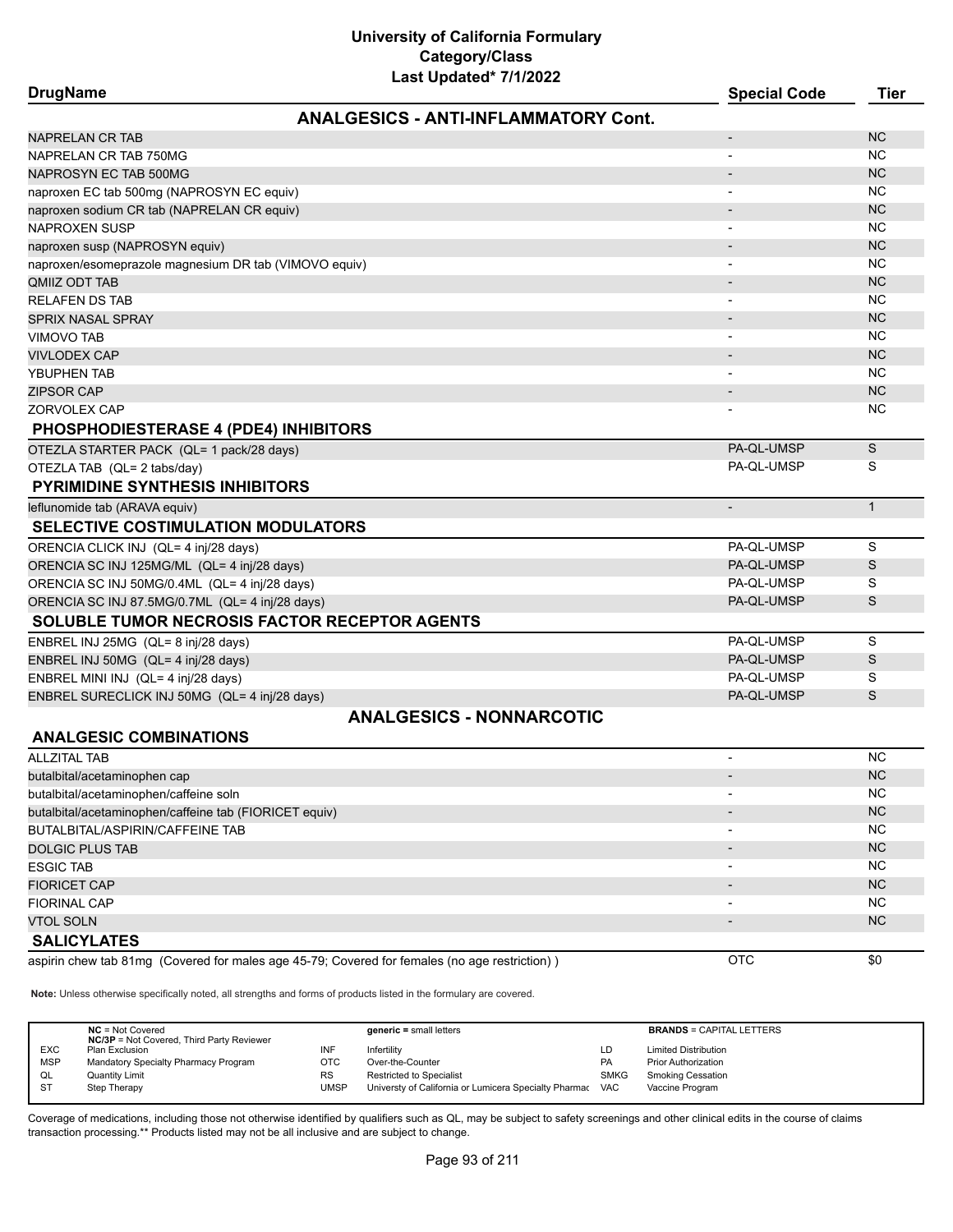# University of California Formulary
## Category/Class
### Last Updated* 7/1/2022

| DrugName | Special Code | Tier |
|---|---|---|
| **ANALGESICS - ANTI-INFLAMMATORY Cont.** | | |
| NAPRELAN CR TAB | - | NC |
| NAPRELAN CR TAB 750MG | - | NC |
| NAPROSYN EC TAB 500MG | - | NC |
| naproxen EC tab 500mg (NAPROSYN EC equiv) | - | NC |
| naproxen sodium CR tab (NAPRELAN CR equiv) | - | NC |
| NAPROXEN SUSP | - | NC |
| naproxen susp (NAPROSYN equiv) | - | NC |
| naproxen/esomeprazole magnesium DR tab (VIMOVO equiv) | - | NC |
| QMIIZ ODT TAB | - | NC |
| RELAFEN DS TAB | - | NC |
| SPRIX NASAL SPRAY | - | NC |
| VIMOVO TAB | - | NC |
| VIVLODEX CAP | - | NC |
| YBUPHEN TAB | - | NC |
| ZIPSOR CAP | - | NC |
| ZORVOLEX CAP | - | NC |
| **PHOSPHODIESTERASE 4 (PDE4) INHIBITORS** | | |
| OTEZLA STARTER PACK (QL= 1 pack/28 days) | PA-QL-UMSP | S |
| OTEZLA TAB (QL= 2 tabs/day) | PA-QL-UMSP | S |
| **PYRIMIDINE SYNTHESIS INHIBITORS** | | |
| leflunomide tab (ARAVA equiv) | - | 1 |
| **SELECTIVE COSTIMULATION MODULATORS** | | |
| ORENCIA CLICK INJ (QL= 4 inj/28 days) | PA-QL-UMSP | S |
| ORENCIA SC INJ 125MG/ML (QL= 4 inj/28 days) | PA-QL-UMSP | S |
| ORENCIA SC INJ 50MG/0.4ML (QL= 4 inj/28 days) | PA-QL-UMSP | S |
| ORENCIA SC INJ 87.5MG/0.7ML (QL= 4 inj/28 days) | PA-QL-UMSP | S |
| **SOLUBLE TUMOR NECROSIS FACTOR RECEPTOR AGENTS** | | |
| ENBREL INJ 25MG (QL= 8 inj/28 days) | PA-QL-UMSP | S |
| ENBREL INJ 50MG (QL= 4 inj/28 days) | PA-QL-UMSP | S |
| ENBREL MINI INJ (QL= 4 inj/28 days) | PA-QL-UMSP | S |
| ENBREL SURECLICK INJ 50MG (QL= 4 inj/28 days) | PA-QL-UMSP | S |
| **ANALGESICS - NONNARCOTIC** | | |
| **ANALGESIC COMBINATIONS** | | |
| ALLZITAL TAB | - | NC |
| butalbital/acetaminophen cap | - | NC |
| butalbital/acetaminophen/caffeine soln | - | NC |
| butalbital/acetaminophen/caffeine tab (FIORICET equiv) | - | NC |
| BUTALBITAL/ASPIRIN/CAFFEINE TAB | - | NC |
| DOLGIC PLUS TAB | - | NC |
| ESGIC TAB | - | NC |
| FIORICET CAP | - | NC |
| FIORINAL CAP | - | NC |
| VTOL SOLN | - | NC |
| **SALICYLATES** | | |
| aspirin chew tab 81mg (Covered for males age 45-79; Covered for females (no age restriction) ) | OTC | $0 |

**Note:** Unless otherwise specifically noted, all strengths and forms of products listed in the formulary are covered.

| | | | | | |
|---|---|---|---|---|---|
| **NC** = Not Covered | | **generic =** small letters | | **BRANDS** = CAPITAL LETTERS | |
| **NC/3P** = Not Covered, Third Party Reviewer | | | | | |
| EXC | Plan Exclusion | INF | Infertility | LD | Limited Distribution |
| MSP | Mandatory Specialty Pharmacy Program | OTC | Over-the-Counter | PA | Prior Authorization |
| QL | Quantity Limit | RS | Restricted to Specialist | SMKG | Smoking Cessation |
| ST | Step Therapy | UMSP | Universty of California or Lumicera Specialty Pharmac | VAC | Vaccine Program |

Coverage of medications, including those not otherwise identified by qualifiers such as QL, may be subject to safety screenings and other clinical edits in the course of claims transaction processing.** Products listed may not be all inclusive and are subject to change.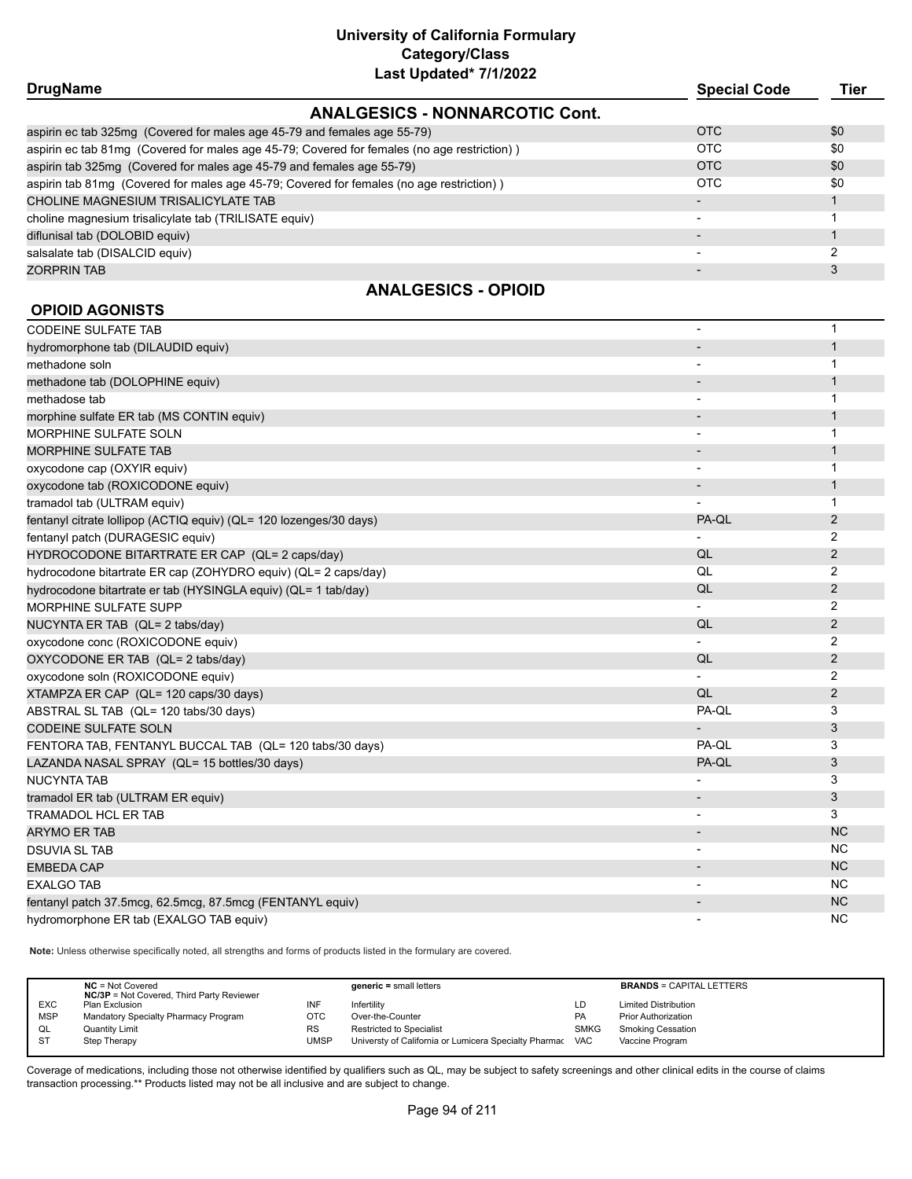# University of California Formulary
## Category/Class
### Last Updated* 7/1/2022

| DrugName | Special Code | Tier |
|---|---|---|
| **ANALGESICS - NONNARCOTIC Cont.** | | |
| aspirin ec tab 325mg (Covered for males age 45-79 and females age 55-79) | OTC | $0 |
| aspirin ec tab 81mg (Covered for males age 45-79; Covered for females (no age restriction) ) | OTC | $0 |
| aspirin tab 325mg (Covered for males age 45-79 and females age 55-79) | OTC | $0 |
| aspirin tab 81mg (Covered for males age 45-79; Covered for females (no age restriction) ) | OTC | $0 |
| CHOLINE MAGNESIUM TRISALICYLATE TAB | - | 1 |
| choline magnesium trisalicylate tab (TRILISATE equiv) | - | 1 |
| diflunisal tab (DOLOBID equiv) | - | 1 |
| salsalate tab (DISALCID equiv) | - | 2 |
| ZORPRIN TAB | - | 3 |

## ANALGESICS - OPIOID

### OPIOID AGONISTS

| DrugName | Special Code | Tier |
|---|---|---|
| CODEINE SULFATE TAB | - | 1 |
| hydromorphone tab (DILAUDID equiv) | - | 1 |
| methadone soln | - | 1 |
| methadone tab (DOLOPHINE equiv) | - | 1 |
| methadose tab | - | 1 |
| morphine sulfate ER tab (MS CONTIN equiv) | - | 1 |
| MORPHINE SULFATE SOLN | - | 1 |
| MORPHINE SULFATE TAB | - | 1 |
| oxycodone cap (OXYIR equiv) | - | 1 |
| oxycodone tab (ROXICODONE equiv) | - | 1 |
| tramadol tab (ULTRAM equiv) | - | 1 |
| fentanyl citrate lollipop (ACTIQ equiv) (QL= 120 lozenges/30 days) | PA-QL | 2 |
| fentanyl patch (DURAGESIC equiv) | - | 2 |
| HYDROCODONE BITARTRATE ER CAP (QL= 2 caps/day) | QL | 2 |
| hydrocodone bitartrate ER cap (ZOHYDRO equiv) (QL= 2 caps/day) | QL | 2 |
| hydrocodone bitartrate er tab (HYSINGLA equiv) (QL= 1 tab/day) | QL | 2 |
| MORPHINE SULFATE SUPP | - | 2 |
| NUCYNTA ER TAB (QL= 2 tabs/day) | QL | 2 |
| oxycodone conc (ROXICODONE equiv) | - | 2 |
| OXYCODONE ER TAB (QL= 2 tabs/day) | QL | 2 |
| oxycodone soln (ROXICODONE equiv) | - | 2 |
| XTAMPZA ER CAP (QL= 120 caps/30 days) | QL | 2 |
| ABSTRAL SL TAB (QL= 120 tabs/30 days) | PA-QL | 3 |
| CODEINE SULFATE SOLN | - | 3 |
| FENTORA TAB, FENTANYL BUCCAL TAB (QL= 120 tabs/30 days) | PA-QL | 3 |
| LAZANDA NASAL SPRAY (QL= 15 bottles/30 days) | PA-QL | 3 |
| NUCYNTA TAB | - | 3 |
| tramadol ER tab (ULTRAM ER equiv) | - | 3 |
| TRAMADOL HCL ER TAB | - | 3 |
| ARYMO ER TAB | - | NC |
| DSUVIA SL TAB | - | NC |
| EMBEDA CAP | - | NC |
| EXALGO TAB | - | NC |
| fentanyl patch 37.5mcg, 62.5mcg, 87.5mcg (FENTANYL equiv) | - | NC |
| hydromorphone ER tab (EXALGO TAB equiv) | - | NC |

**Note:** Unless otherwise specifically noted, all strengths and forms of products listed in the formulary are covered.

| | | | | | |
|---|---|---|---|---|---|
| **NC** = Not Covered | | **generic =** small letters | | **BRANDS** = CAPITAL LETTERS | |
| **NC/3P** = Not Covered, Third Party Reviewer | | | | | |
| EXC | Plan Exclusion | INF | Infertility | LD | Limited Distribution |
| MSP | Mandatory Specialty Pharmacy Program | OTC | Over-the-Counter | PA | Prior Authorization |
| QL | Quantity Limit | RS | Restricted to Specialist | SMKG | Smoking Cessation |
| ST | Step Therapy | UMSP | Universty of California or Lumicera Specialty Pharmac | VAC | Vaccine Program |

Coverage of medications, including those not otherwise identified by qualifiers such as QL, may be subject to safety screenings and other clinical edits in the course of claims transaction processing.** Products listed may not be all inclusive and are subject to change.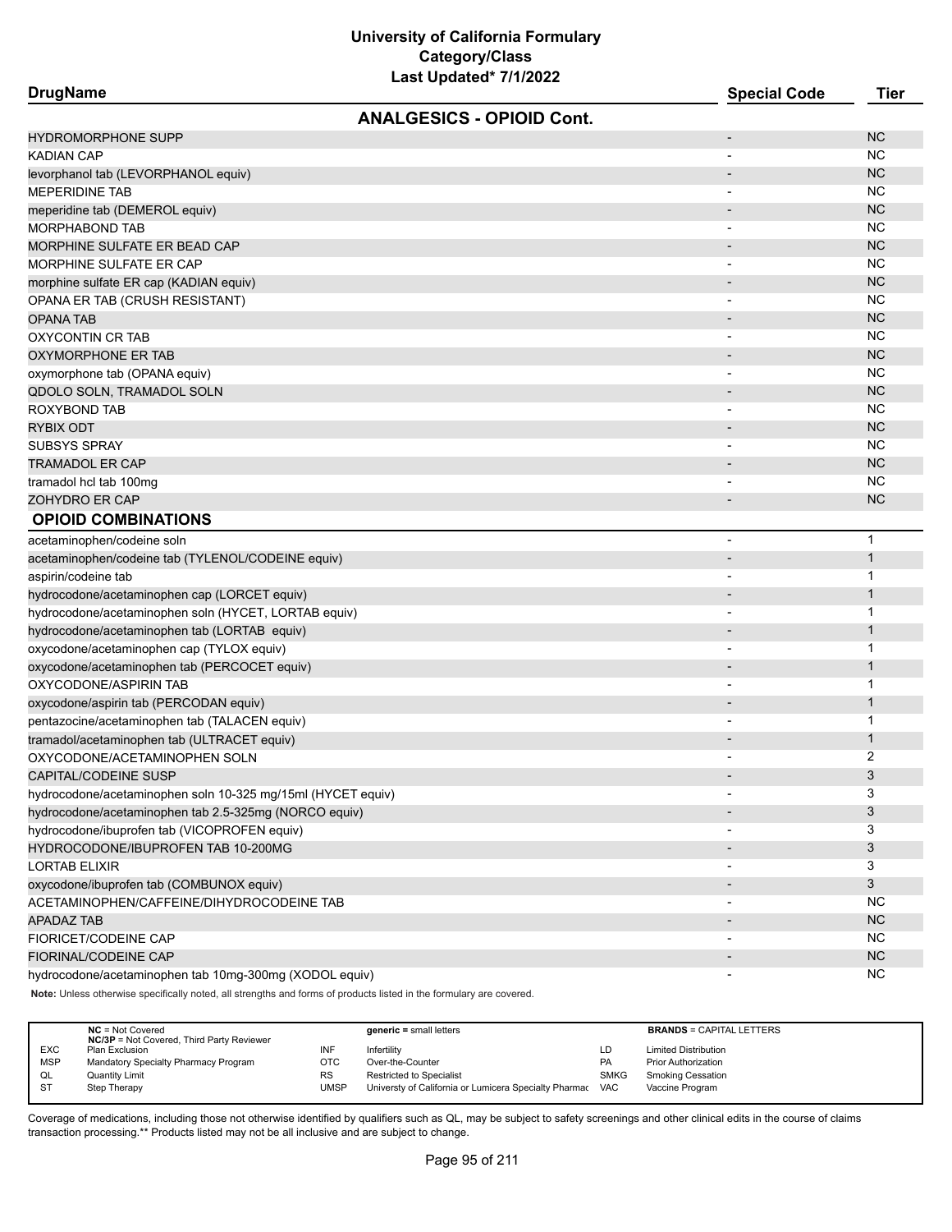# University of California Formulary
## Category/Class
### Last Updated* 7/1/2022

| DrugName | Special Code | Tier |
|---|---|---|
| **ANALGESICS - OPIOID Cont.** | | |
| HYDROMORPHONE SUPP | - | NC |
| KADIAN CAP | - | NC |
| levorphanol tab (LEVORPHANOL equiv) | - | NC |
| MEPERIDINE TAB | - | NC |
| meperidine tab (DEMEROL equiv) | - | NC |
| MORPHABOND TAB | - | NC |
| MORPHINE SULFATE ER BEAD CAP | - | NC |
| MORPHINE SULFATE ER CAP | - | NC |
| morphine sulfate ER cap (KADIAN equiv) | - | NC |
| OPANA ER TAB (CRUSH RESISTANT) | - | NC |
| OPANA TAB | - | NC |
| OXYCONTIN CR TAB | - | NC |
| OXYMORPHONE ER TAB | - | NC |
| oxymorphone tab (OPANA equiv) | - | NC |
| QDOLO SOLN, TRAMADOL SOLN | - | NC |
| ROXYBOND TAB | - | NC |
| RYBIX ODT | - | NC |
| SUBSYS SPRAY | - | NC |
| TRAMADOL ER CAP | - | NC |
| tramadol hcl tab 100mg | - | NC |
| ZOHYDRO ER CAP | - | NC |
| **OPIOID COMBINATIONS** | | |
| acetaminophen/codeine soln | - | 1 |
| acetaminophen/codeine tab (TYLENOL/CODEINE equiv) | - | 1 |
| aspirin/codeine tab | - | 1 |
| hydrocodone/acetaminophen cap (LORCET equiv) | - | 1 |
| hydrocodone/acetaminophen soln (HYCET, LORTAB equiv) | - | 1 |
| hydrocodone/acetaminophen tab (LORTAB equiv) | - | 1 |
| oxycodone/acetaminophen cap (TYLOX equiv) | - | 1 |
| oxycodone/acetaminophen tab (PERCOCET equiv) | - | 1 |
| OXYCODONE/ASPIRIN TAB | - | 1 |
| oxycodone/aspirin tab (PERCODAN equiv) | - | 1 |
| pentazocine/acetaminophen tab (TALACEN equiv) | - | 1 |
| tramadol/acetaminophen tab (ULTRACET equiv) | - | 1 |
| OXYCODONE/ACETAMINOPHEN SOLN | - | 2 |
| CAPITAL/CODEINE SUSP | - | 3 |
| hydrocodone/acetaminophen soln 10-325 mg/15ml (HYCET equiv) | - | 3 |
| hydrocodone/acetaminophen tab 2.5-325mg (NORCO equiv) | - | 3 |
| hydrocodone/ibuprofen tab (VICOPROFEN equiv) | - | 3 |
| HYDROCODONE/IBUPROFEN TAB 10-200MG | - | 3 |
| LORTAB ELIXIR | - | 3 |
| oxycodone/ibuprofen tab (COMBUNOX equiv) | - | 3 |
| ACETAMINOPHEN/CAFFEINE/DIHYDROCODEINE TAB | - | NC |
| APADAZ TAB | - | NC |
| FIORICET/CODEINE CAP | - | NC |
| FIORINAL/CODEINE CAP | - | NC |
| hydrocodone/acetaminophen tab 10mg-300mg (XODOL equiv) | - | NC |

**Note:** Unless otherwise specifically noted, all strengths and forms of products listed in the formulary are covered.

| | | | | | |
|---|---|---|---|---|---|
| **NC** = Not Covered | | **generic** = small letters | | **BRANDS** = CAPITAL LETTERS | |
| **NC/3P** = Not Covered, Third Party Reviewer | | | | | |
| EXC | Plan Exclusion | INF | Infertility | LD | Limited Distribution |
| MSP | Mandatory Specialty Pharmacy Program | OTC | Over-the-Counter | PA | Prior Authorization |
| QL | Quantity Limit | RS | Restricted to Specialist | SMKG | Smoking Cessation |
| ST | Step Therapy | UMSP | Universty of California or Lumicera Specialty Pharmac | VAC | Vaccine Program |

Coverage of medications, including those not otherwise identified by qualifiers such as QL, may be subject to safety screenings and other clinical edits in the course of claims transaction processing.** Products listed may not be all inclusive and are subject to change.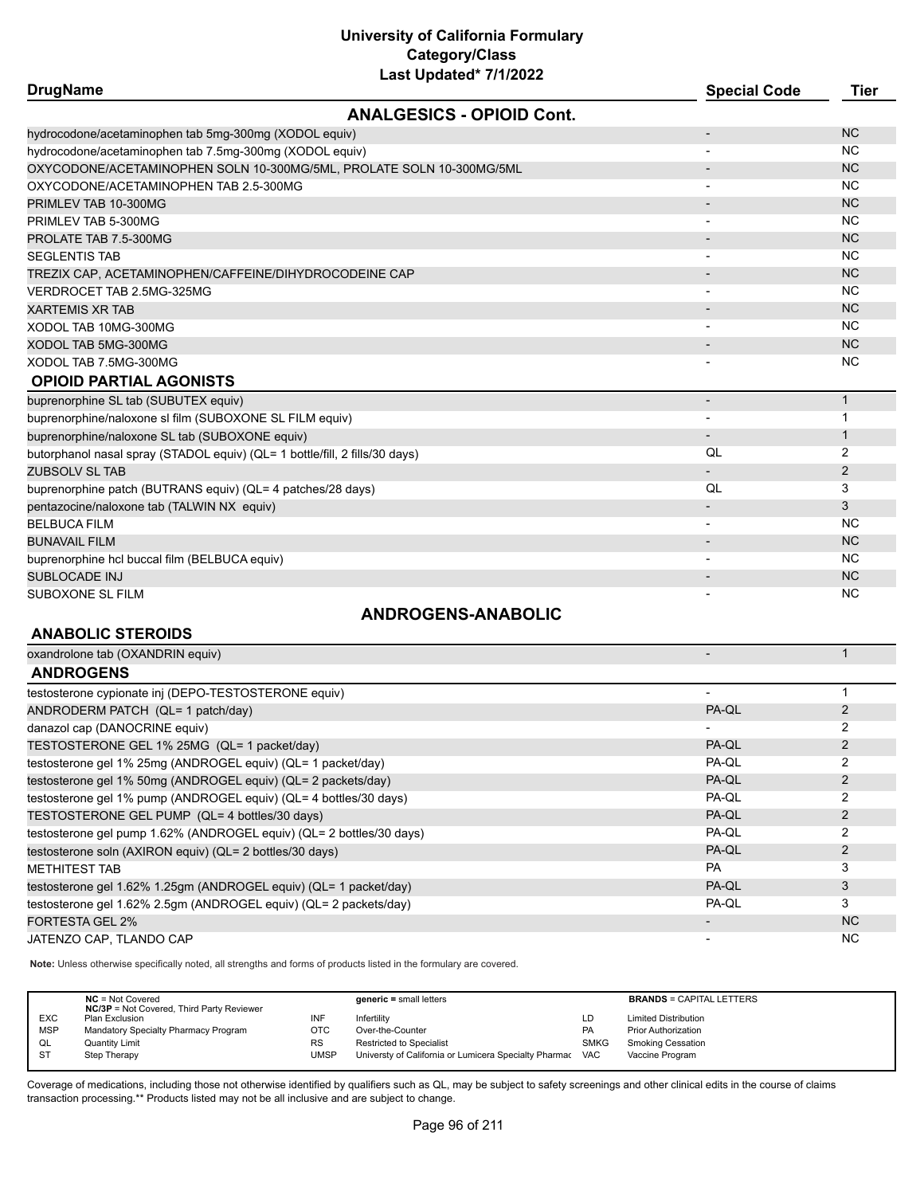# University of California Formulary
## Category/Class
### Last Updated* 7/1/2022

| DrugName | Special Code | Tier |
|---|---|---|
| **ANALGESICS - OPIOID Cont.** | | |
| hydrocodone/acetaminophen tab 5mg-300mg (XODOL equiv) | - | NC |
| hydrocodone/acetaminophen tab 7.5mg-300mg (XODOL equiv) | - | NC |
| OXYCODONE/ACETAMINOPHEN SOLN 10-300MG/5ML, PROLATE SOLN 10-300MG/5ML | - | NC |
| OXYCODONE/ACETAMINOPHEN TAB 2.5-300MG | - | NC |
| PRIMLEV TAB 10-300MG | - | NC |
| PRIMLEV TAB 5-300MG | - | NC |
| PROLATE TAB 7.5-300MG | - | NC |
| SEGLENTIS TAB | - | NC |
| TREZIX CAP, ACETAMINOPHEN/CAFFEINE/DIHYDROCODEINE CAP | - | NC |
| VERDROCET TAB 2.5MG-325MG | - | NC |
| XARTEMIS XR TAB | - | NC |
| XODOL TAB 10MG-300MG | - | NC |
| XODOL TAB 5MG-300MG | - | NC |
| XODOL TAB 7.5MG-300MG | - | NC |
| **OPIOID PARTIAL AGONISTS** | | |
| buprenorphine SL tab (SUBUTEX equiv) | - | 1 |
| buprenorphine/naloxone sl film (SUBOXONE SL FILM equiv) | - | 1 |
| buprenorphine/naloxone SL tab (SUBOXONE equiv) | - | 1 |
| butorphanol nasal spray (STADOL equiv) (QL= 1 bottle/fill, 2 fills/30 days) | QL | 2 |
| ZUBSOLV SL TAB | - | 2 |
| buprenorphine patch (BUTRANS equiv) (QL= 4 patches/28 days) | QL | 3 |
| pentazocine/naloxone tab (TALWIN NX equiv) | - | 3 |
| BELBUCA FILM | - | NC |
| BUNAVAIL FILM | - | NC |
| buprenorphine hcl buccal film (BELBUCA equiv) | - | NC |
| SUBLOCADE INJ | - | NC |
| SUBOXONE SL FILM | - | NC |
| **ANDROGENS-ANABOLIC** | | |
| **ANABOLIC STEROIDS** | | |
| oxandrolone tab (OXANDRIN equiv) | - | 1 |
| **ANDROGENS** | | |
| testosterone cypionate inj (DEPO-TESTOSTERONE equiv) | - | 1 |
| ANDRODERM PATCH (QL= 1 patch/day) | PA-QL | 2 |
| danazol cap (DANOCRINE equiv) | - | 2 |
| TESTOSTERONE GEL 1% 25MG (QL= 1 packet/day) | PA-QL | 2 |
| testosterone gel 1% 25mg (ANDROGEL equiv) (QL= 1 packet/day) | PA-QL | 2 |
| testosterone gel 1% 50mg (ANDROGEL equiv) (QL= 2 packets/day) | PA-QL | 2 |
| testosterone gel 1% pump (ANDROGEL equiv) (QL= 4 bottles/30 days) | PA-QL | 2 |
| TESTOSTERONE GEL PUMP (QL= 4 bottles/30 days) | PA-QL | 2 |
| testosterone gel pump 1.62% (ANDROGEL equiv) (QL= 2 bottles/30 days) | PA-QL | 2 |
| testosterone soln (AXIRON equiv) (QL= 2 bottles/30 days) | PA-QL | 2 |
| METHITEST TAB | PA | 3 |
| testosterone gel 1.62% 1.25gm (ANDROGEL equiv) (QL= 1 packet/day) | PA-QL | 3 |
| testosterone gel 1.62% 2.5gm (ANDROGEL equiv) (QL= 2 packets/day) | PA-QL | 3 |
| FORTESTA GEL 2% | - | NC |
| JATENZO CAP, TLANDO CAP | - | NC |

**Note:** Unless otherwise specifically noted, all strengths and forms of products listed in the formulary are covered.

| | NC = Not Covered<br>NC/3P = Not Covered, Third Party Reviewer | | generic = small letters | | BRANDS = CAPITAL LETTERS |
|---|---|---|---|---|---|
| EXC | Plan Exclusion | INF | Infertility | LD | Limited Distribution |
| MSP | Mandatory Specialty Pharmacy Program | OTC | Over-the-Counter | PA | Prior Authorization |
| QL | Quantity Limit | RS | Restricted to Specialist | SMKG | Smoking Cessation |
| ST | Step Therapy | UMSP | Universty of California or Lumicera Specialty Pharmac | VAC | Vaccine Program |

Coverage of medications, including those not otherwise identified by qualifiers such as QL, may be subject to safety screenings and other clinical edits in the course of claims transaction processing.** Products listed may not be all inclusive and are subject to change.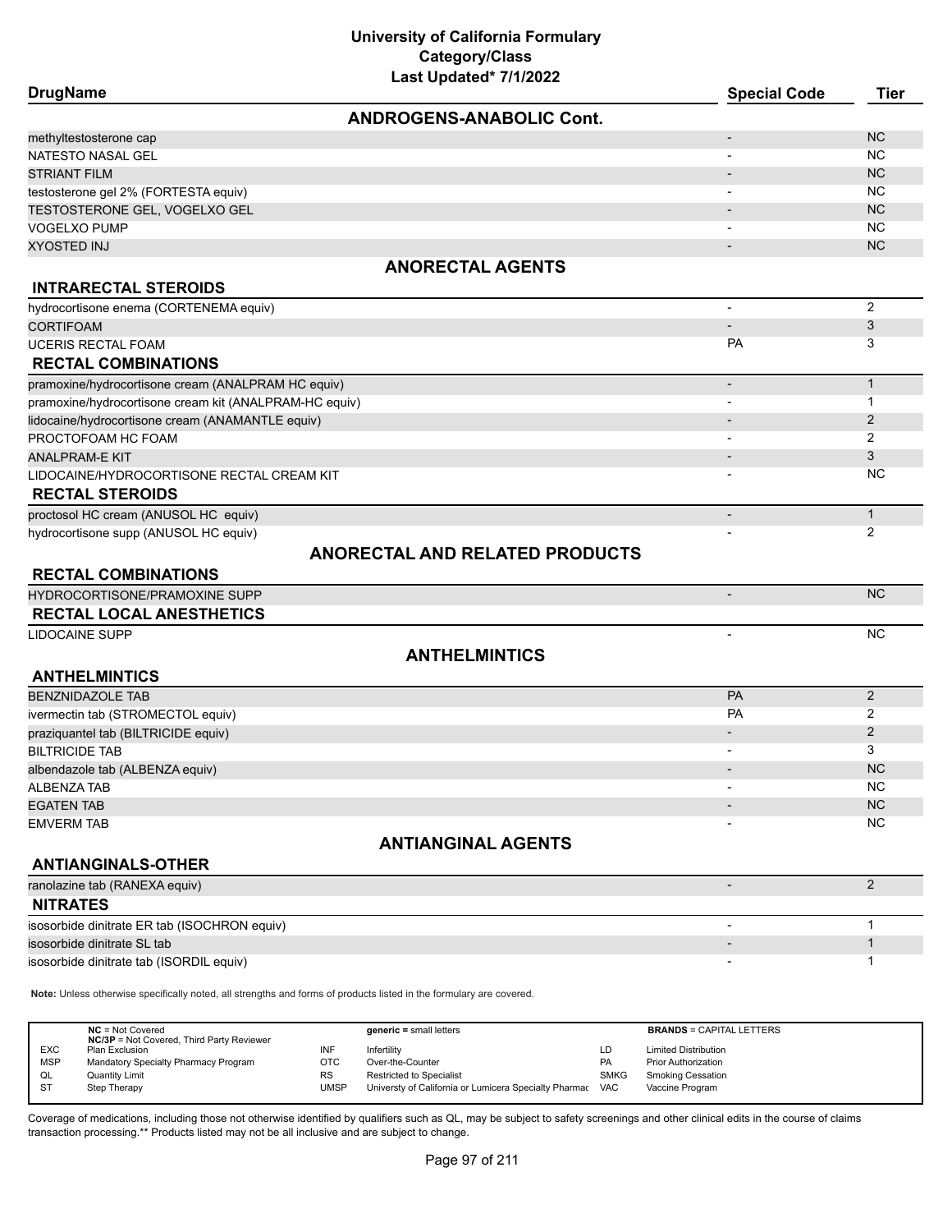# University of California Formulary
## Category/Class
### Last Updated* 7/1/2022

| DrugName | Special Code | Tier |
|---|---|---|
| **ANDROGENS-ANABOLIC Cont.** | | |
| methyltestosterone cap | - | NC |
| NATESTO NASAL GEL | - | NC |
| STRIANT FILM | - | NC |
| testosterone gel 2% (FORTESTA equiv) | - | NC |
| TESTOSTERONE GEL, VOGELXO GEL | - | NC |
| VOGELXO PUMP | - | NC |
| XYOSTED INJ | - | NC |
| **ANORECTAL AGENTS** | | |
| **INTRARECTAL STEROIDS** | | |
| hydrocortisone enema (CORTENEMA equiv) | - | 2 |
| CORTIFOAM | - | 3 |
| UCERIS RECTAL FOAM | PA | 3 |
| **RECTAL COMBINATIONS** | | |
| pramoxine/hydrocortisone cream (ANALPRAM HC equiv) | - | 1 |
| pramoxine/hydrocortisone cream kit (ANALPRAM-HC equiv) | - | 1 |
| lidocaine/hydrocortisone cream (ANAMANTLE equiv) | - | 2 |
| PROCTOFOAM HC FOAM | - | 2 |
| ANALPRAM-E KIT | - | 3 |
| LIDOCAINE/HYDROCORTISONE RECTAL CREAM KIT | - | NC |
| **RECTAL STEROIDS** | | |
| proctosol HC cream (ANUSOL HC equiv) | - | 1 |
| hydrocortisone supp (ANUSOL HC equiv) | - | 2 |
| **ANORECTAL AND RELATED PRODUCTS** | | |
| **RECTAL COMBINATIONS** | | |
| HYDROCORTISONE/PRAMOXINE SUPP | - | NC |
| **RECTAL LOCAL ANESTHETICS** | | |
| LIDOCAINE SUPP | - | NC |
| **ANTHELMINTICS** | | |
| **ANTHELMINTICS** | | |
| BENZNIDAZOLE TAB | PA | 2 |
| ivermectin tab (STROMECTOL equiv) | PA | 2 |
| praziquantel tab (BILTRICIDE equiv) | - | 2 |
| BILTRICIDE TAB | - | 3 |
| albendazole tab (ALBENZA equiv) | - | NC |
| ALBENZA TAB | - | NC |
| EGATEN TAB | - | NC |
| EMVERM TAB | - | NC |
| **ANTIANGINAL AGENTS** | | |
| **ANTIANGINALS-OTHER** | | |
| ranolazine tab (RANEXA equiv) | - | 2 |
| **NITRATES** | | |
| isosorbide dinitrate ER tab (ISOCHRON equiv) | - | 1 |
| isosorbide dinitrate SL tab | - | 1 |
| isosorbide dinitrate tab (ISORDIL equiv) | - | 1 |

**Note:** Unless otherwise specifically noted, all strengths and forms of products listed in the formulary are covered.

| | | | | | |
|---|---|---|---|---|---|
| **NC** = Not Covered<br>**NC/3P** = Not Covered, Third Party Reviewer | | **generic** = small letters | | **BRANDS** = CAPITAL LETTERS | |
| EXC | Plan Exclusion | INF | Infertility | LD | Limited Distribution |
| MSP | Mandatory Specialty Pharmacy Program | OTC | Over-the-Counter | PA | Prior Authorization |
| QL | Quantity Limit | RS | Restricted to Specialist | SMKG | Smoking Cessation |
| ST | Step Therapy | UMSP | Universty of California or Lumicera Specialty Pharmac | VAC | Vaccine Program |

Coverage of medications, including those not otherwise identified by qualifiers such as QL, may be subject to safety screenings and other clinical edits in the course of claims transaction processing.** Products listed may not be all inclusive and are subject to change.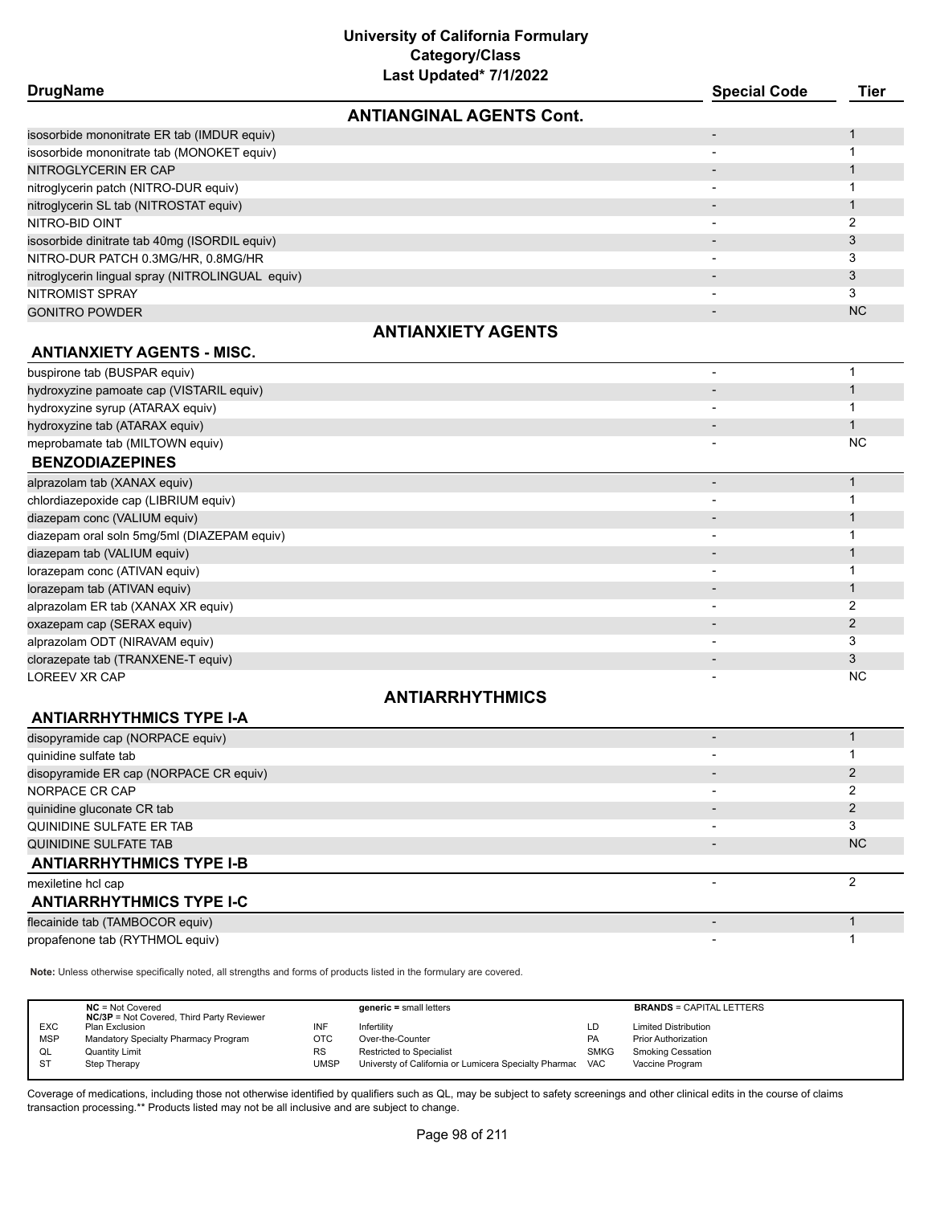# University of California Formulary
## Category/Class
### Last Updated* 7/1/2022

| DrugName | Special Code | Tier |
|---|---|---|
| **ANTIANGINAL AGENTS Cont.** | | |
| isosorbide mononitrate ER tab (IMDUR equiv) | - | 1 |
| isosorbide mononitrate tab (MONOKET equiv) | - | 1 |
| NITROGLYCERIN ER CAP | - | 1 |
| nitroglycerin patch (NITRO-DUR equiv) | - | 1 |
| nitroglycerin SL tab (NITROSTAT equiv) | - | 1 |
| NITRO-BID OINT | - | 2 |
| isosorbide dinitrate tab 40mg (ISORDIL equiv) | - | 3 |
| NITRO-DUR PATCH 0.3MG/HR, 0.8MG/HR | - | 3 |
| nitroglycerin lingual spray (NITROLINGUAL equiv) | - | 3 |
| NITROMIST SPRAY | - | 3 |
| GONITRO POWDER | - | NC |

## ANTIANXIETY AGENTS

| DrugName | Special Code | Tier |
|---|---|---|
| **ANTIANXIETY AGENTS - MISC.** | | |
| buspirone tab (BUSPAR equiv) | - | 1 |
| hydroxyzine pamoate cap (VISTARIL equiv) | - | 1 |
| hydroxyzine syrup (ATARAX equiv) | - | 1 |
| hydroxyzine tab (ATARAX equiv) | - | 1 |
| meprobamate tab (MILTOWN equiv) | - | NC |
| **BENZODIAZEPINES** | | |
| alprazolam tab (XANAX equiv) | - | 1 |
| chlordiazepoxide cap (LIBRIUM equiv) | - | 1 |
| diazepam conc (VALIUM equiv) | - | 1 |
| diazepam oral soln 5mg/5ml (DIAZEPAM equiv) | - | 1 |
| diazepam tab (VALIUM equiv) | - | 1 |
| lorazepam conc (ATIVAN equiv) | - | 1 |
| lorazepam tab (ATIVAN equiv) | - | 1 |
| alprazolam ER tab (XANAX XR equiv) | - | 2 |
| oxazepam cap (SERAX equiv) | - | 2 |
| alprazolam ODT (NIRAVAM equiv) | - | 3 |
| clorazepate tab (TRANXENE-T equiv) | - | 3 |
| LOREEV XR CAP | - | NC |

## ANTIARRHYTHMICS

| DrugName | Special Code | Tier |
|---|---|---|
| **ANTIARRHYTHMICS TYPE I-A** | | |
| disopyramide cap (NORPACE equiv) | - | 1 |
| quinidine sulfate tab | - | 1 |
| disopyramide ER cap (NORPACE CR equiv) | - | 2 |
| NORPACE CR CAP | - | 2 |
| quinidine gluconate CR tab | - | 2 |
| QUINIDINE SULFATE ER TAB | - | 3 |
| QUINIDINE SULFATE TAB | - | NC |
| **ANTIARRHYTHMICS TYPE I-B** | | |
| mexiletine hcl cap | - | 2 |
| **ANTIARRHYTHMICS TYPE I-C** | | |
| flecainide tab (TAMBOCOR equiv) | - | 1 |
| propafenone tab (RYTHMOL equiv) | - | 1 |

**Note:** Unless otherwise specifically noted, all strengths and forms of products listed in the formulary are covered.

| | | | | | |
|---|---|---|---|---|---|
| **NC** = Not Covered | | **generic =** small letters | | **BRANDS** = CAPITAL LETTERS | |
| **NC/3P** = Not Covered, Third Party Reviewer | | | | | |
| EXC | Plan Exclusion | INF | Infertility | LD | Limited Distribution |
| MSP | Mandatory Specialty Pharmacy Program | OTC | Over-the-Counter | PA | Prior Authorization |
| QL | Quantity Limit | RS | Restricted to Specialist | SMKG | Smoking Cessation |
| ST | Step Therapy | UMSP | Universty of California or Lumicera Specialty Pharmac | VAC | Vaccine Program |

Coverage of medications, including those not otherwise identified by qualifiers such as QL, may be subject to safety screenings and other clinical edits in the course of claims transaction processing.** Products listed may not be all inclusive and are subject to change.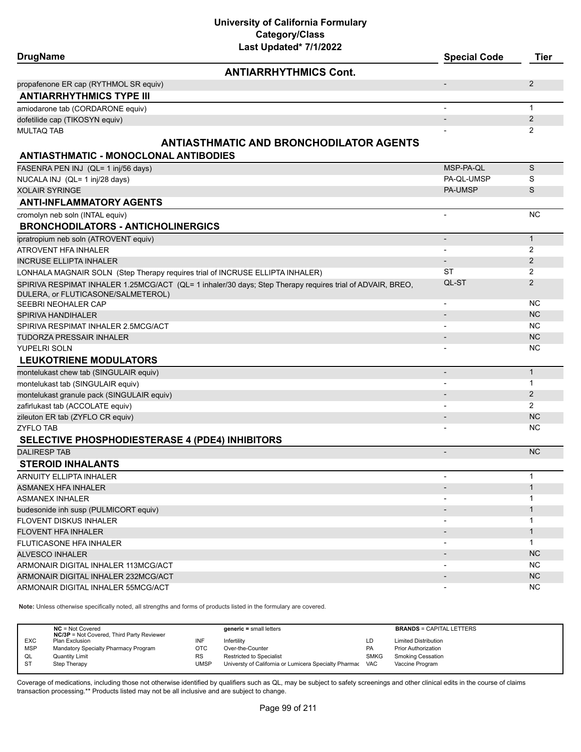# University of California Formulary
## Category/Class
### Last Updated* 7/1/2022

| DrugName | Special Code | Tier |
|---|---|---|
| **ANTIARRHYTHMICS Cont.** | | |
| propafenone ER cap (RYTHMOL SR equiv) | - | 2 |
| **ANTIARRHYTHMICS TYPE III** | | |
| amiodarone tab (CORDARONE equiv) | - | 1 |
| dofetilide cap (TIKOSYN equiv) | - | 2 |
| MULTAQ TAB | - | 2 |
| **ANTIASTHMATIC AND BRONCHODILATOR AGENTS** | | |
| **ANTIASTHMATIC - MONOCLONAL ANTIBODIES** | | |
| FASENRA PEN INJ (QL= 1 inj/56 days) | MSP-PA-QL | S |
| NUCALA INJ (QL= 1 inj/28 days) | PA-QL-UMSP | S |
| XOLAIR SYRINGE | PA-UMSP | S |
| **ANTI-INFLAMMATORY AGENTS** | | |
| cromolyn neb soln (INTAL equiv) | - | NC |
| **BRONCHODILATORS - ANTICHOLINERGICS** | | |
| ipratropium neb soln (ATROVENT equiv) | - | 1 |
| ATROVENT HFA INHALER | - | 2 |
| INCRUSE ELLIPTA INHALER | - | 2 |
| LONHALA MAGNAIR SOLN (Step Therapy requires trial of INCRUSE ELLIPTA INHALER) | ST | 2 |
| SPIRIVA RESPIMAT INHALER 1.25MCG/ACT (QL= 1 inhaler/30 days; Step Therapy requires trial of ADVAIR, BREO, DULERA, or FLUTICASONE/SALMETEROL) | QL-ST | 2 |
| SEEBRI NEOHALER CAP | - | NC |
| SPIRIVA HANDIHALER | - | NC |
| SPIRIVA RESPIMAT INHALER 2.5MCG/ACT | - | NC |
| TUDORZA PRESSAIR INHALER | - | NC |
| YUPELRI SOLN | - | NC |
| **LEUKOTRIENE MODULATORS** | | |
| montelukast chew tab (SINGULAIR equiv) | - | 1 |
| montelukast tab (SINGULAIR equiv) | - | 1 |
| montelukast granule pack (SINGULAIR equiv) | - | 2 |
| zafirlukast tab (ACCOLATE equiv) | - | 2 |
| zileuton ER tab (ZYFLO CR equiv) | - | NC |
| ZYFLO TAB | - | NC |
| **SELECTIVE PHOSPHODIESTERASE 4 (PDE4) INHIBITORS** | | |
| DALIRESP TAB | - | NC |
| **STEROID INHALANTS** | | |
| ARNUITY ELLIPTA INHALER | - | 1 |
| ASMANEX HFA INHALER | - | 1 |
| ASMANEX INHALER | - | 1 |
| budesonide inh susp (PULMICORT equiv) | - | 1 |
| FLOVENT DISKUS INHALER | - | 1 |
| FLOVENT HFA INHALER | - | 1 |
| FLUTICASONE HFA INHALER | - | 1 |
| ALVESCO INHALER | - | NC |
| ARMONAIR DIGITAL INHALER 113MCG/ACT | - | NC |
| ARMONAIR DIGITAL INHALER 232MCG/ACT | - | NC |
| ARMONAIR DIGITAL INHALER 55MCG/ACT | - | NC |

**Note:** Unless otherwise specifically noted, all strengths and forms of products listed in the formulary are covered.

| | | | | | |
|---|---|---|---|---|---|
| | **NC** = Not Covered<br>**NC/3P** = Not Covered, Third Party Reviewer | | **generic** = small letters | | **BRANDS** = CAPITAL LETTERS |
| EXC | Plan Exclusion | INF | Infertility | LD | Limited Distribution |
| MSP | Mandatory Specialty Pharmacy Program | OTC | Over-the-Counter | PA | Prior Authorization |
| QL | Quantity Limit | RS | Restricted to Specialist | SMKG | Smoking Cessation |
| ST | Step Therapy | UMSP | Universty of California or Lumicera Specialty Pharmac | VAC | Vaccine Program |

Coverage of medications, including those not otherwise identified by qualifiers such as QL, may be subject to safety screenings and other clinical edits in the course of claims transaction processing.** Products listed may not be all inclusive and are subject to change.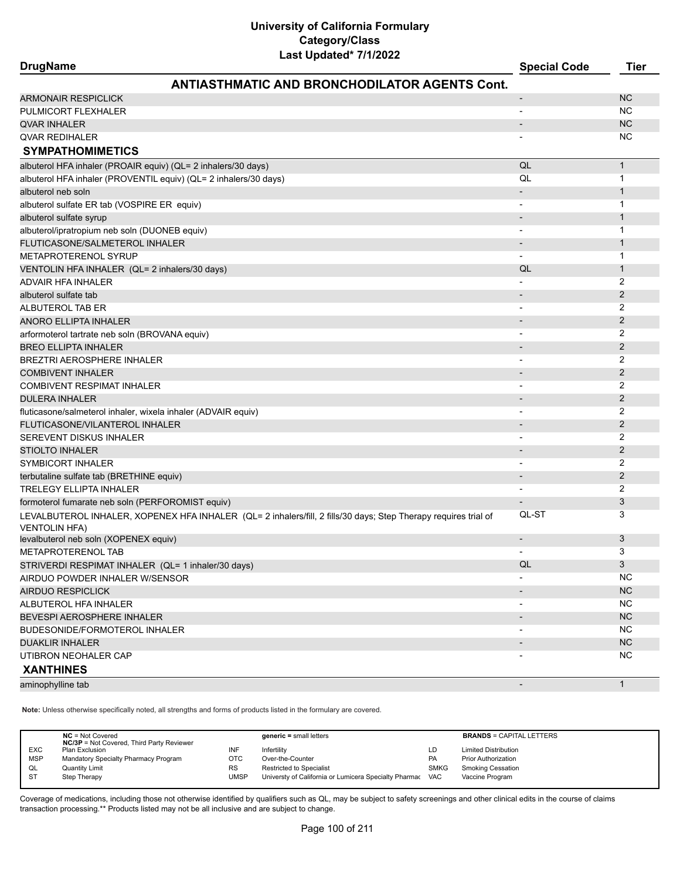# University of California Formulary
## Category/Class
### Last Updated* 7/1/2022

| DrugName | Special Code | Tier |
|---|---|---|
| **ANTIASTHMATIC AND BRONCHODILATOR AGENTS Cont.** | | |
| ARMONAIR RESPICLICK | - | NC |
| PULMICORT FLEXHALER | - | NC |
| QVAR INHALER | - | NC |
| QVAR REDIHALER | - | NC |
| **SYMPATHOMIMETICS** | | |
| albuterol HFA inhaler (PROAIR equiv) (QL= 2 inhalers/30 days) | QL | 1 |
| albuterol HFA inhaler (PROVENTIL equiv) (QL= 2 inhalers/30 days) | QL | 1 |
| albuterol neb soln | - | 1 |
| albuterol sulfate ER tab (VOSPIRE ER equiv) | - | 1 |
| albuterol sulfate syrup | - | 1 |
| albuterol/ipratropium neb soln (DUONEB equiv) | - | 1 |
| FLUTICASONE/SALMETEROL INHALER | - | 1 |
| METAPROTERENOL SYRUP | - | 1 |
| VENTOLIN HFA INHALER (QL= 2 inhalers/30 days) | QL | 1 |
| ADVAIR HFA INHALER | - | 2 |
| albuterol sulfate tab | - | 2 |
| ALBUTEROL TAB ER | - | 2 |
| ANORO ELLIPTA INHALER | - | 2 |
| arformoterol tartrate neb soln (BROVANA equiv) | - | 2 |
| BREO ELLIPTA INHALER | - | 2 |
| BREZTRI AEROSPHERE INHALER | - | 2 |
| COMBIVENT INHALER | - | 2 |
| COMBIVENT RESPIMAT INHALER | - | 2 |
| DULERA INHALER | - | 2 |
| fluticasone/salmeterol inhaler, wixela inhaler (ADVAIR equiv) | - | 2 |
| FLUTICASONE/VILANTEROL INHALER | - | 2 |
| SEREVENT DISKUS INHALER | - | 2 |
| STIOLTO INHALER | - | 2 |
| SYMBICORT INHALER | - | 2 |
| terbutaline sulfate tab (BRETHINE equiv) | - | 2 |
| TRELEGY ELLIPTA INHALER | - | 2 |
| formoterol fumarate neb soln (PERFOROMIST equiv) | - | 3 |
| LEVALBUTEROL INHALER, XOPENEX HFA INHALER (QL= 2 inhalers/fill, 2 fills/30 days; Step Therapy requires trial of VENTOLIN HFA) | QL-ST | 3 |
| levalbuterol neb soln (XOPENEX equiv) | - | 3 |
| METAPROTERENOL TAB | - | 3 |
| STRIVERDI RESPIMAT INHALER (QL= 1 inhaler/30 days) | QL | 3 |
| AIRDUO POWDER INHALER W/SENSOR | - | NC |
| AIRDUO RESPICLICK | - | NC |
| ALBUTEROL HFA INHALER | - | NC |
| BEVESPI AEROSPHERE INHALER | - | NC |
| BUDESONIDE/FORMOTEROL INHALER | - | NC |
| DUAKLIR INHALER | - | NC |
| UTIBRON NEOHALER CAP | - | NC |
| **XANTHINES** | | |
| aminophylline tab | - | 1 |

**Note:** Unless otherwise specifically noted, all strengths and forms of products listed in the formulary are covered.

| | | | | | |
|---|---|---|---|---|---|
| | **NC** = Not Covered<br>**NC/3P** = Not Covered, Third Party Reviewer | | **generic** = small letters | | **BRANDS** = CAPITAL LETTERS |
| EXC | Plan Exclusion | INF | Infertility | LD | Limited Distribution |
| MSP | Mandatory Specialty Pharmacy Program | OTC | Over-the-Counter | PA | Prior Authorization |
| QL | Quantity Limit | RS | Restricted to Specialist | SMKG | Smoking Cessation |
| ST | Step Therapy | UMSP | Universty of California or Lumicera Specialty Pharmac | VAC | Vaccine Program |

Coverage of medications, including those not otherwise identified by qualifiers such as QL, may be subject to safety screenings and other clinical edits in the course of claims transaction processing.** Products listed may not be all inclusive and are subject to change.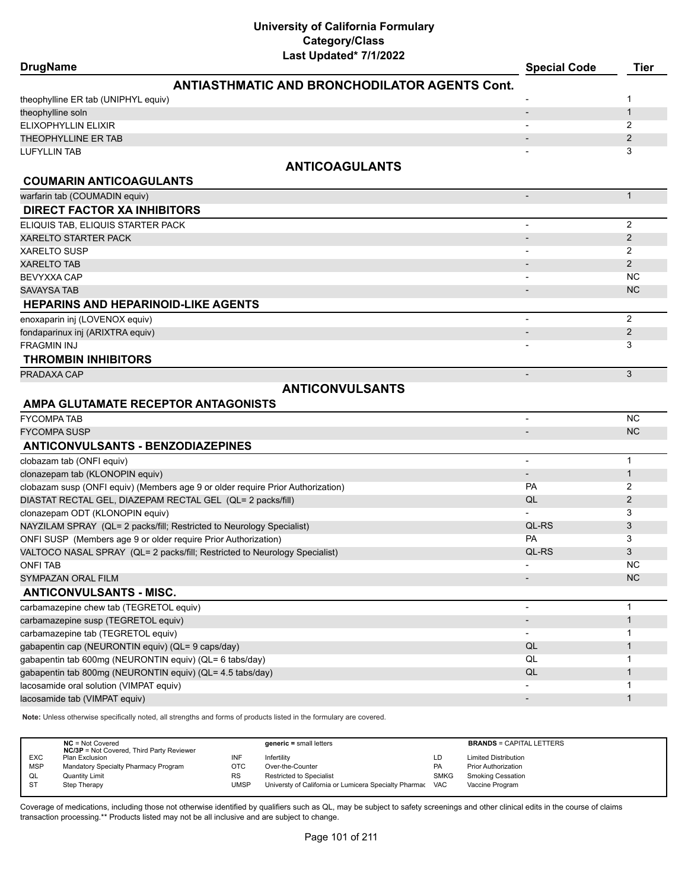# University of California Formulary
## Category/Class
### Last Updated* 7/1/2022

| DrugName | Special Code | Tier |
|---|---|---|
| **ANTIASTHMATIC AND BRONCHODILATOR AGENTS Cont.** | | |
| theophylline ER tab (UNIPHYL equiv) | - | 1 |
| theophylline soln | - | 1 |
| ELIXOPHYLLIN ELIXIR | - | 2 |
| THEOPHYLLINE ER TAB | - | 2 |
| LUFYLLIN TAB | - | 3 |
| **ANTICOAGULANTS** | | |
| **COUMARIN ANTICOAGULANTS** | | |
| warfarin tab (COUMADIN equiv) | - | 1 |
| **DIRECT FACTOR XA INHIBITORS** | | |
| ELIQUIS TAB, ELIQUIS STARTER PACK | - | 2 |
| XARELTO STARTER PACK | - | 2 |
| XARELTO SUSP | - | 2 |
| XARELTO TAB | - | 2 |
| BEVYXXA CAP | - | NC |
| SAVAYSA TAB | - | NC |
| **HEPARINS AND HEPARINOID-LIKE AGENTS** | | |
| enoxaparin inj (LOVENOX equiv) | - | 2 |
| fondaparinux inj (ARIXTRA equiv) | - | 2 |
| FRAGMIN INJ | - | 3 |
| **THROMBIN INHIBITORS** | | |
| PRADAXA CAP | - | 3 |
| **ANTICONVULSANTS** | | |
| **AMPA GLUTAMATE RECEPTOR ANTAGONISTS** | | |
| FYCOMPA TAB | - | NC |
| FYCOMPA SUSP | - | NC |
| **ANTICONVULSANTS - BENZODIAZEPINES** | | |
| clobazam tab (ONFI equiv) | - | 1 |
| clonazepam tab (KLONOPIN equiv) | - | 1 |
| clobazam susp (ONFI equiv) (Members age 9 or older require Prior Authorization) | PA | 2 |
| DIASTAT RECTAL GEL, DIAZEPAM RECTAL GEL (QL= 2 packs/fill) | QL | 2 |
| clonazepam ODT (KLONOPIN equiv) | - | 3 |
| NAYZILAM SPRAY (QL= 2 packs/fill; Restricted to Neurology Specialist) | QL-RS | 3 |
| ONFI SUSP (Members age 9 or older require Prior Authorization) | PA | 3 |
| VALTOCO NASAL SPRAY (QL= 2 packs/fill; Restricted to Neurology Specialist) | QL-RS | 3 |
| ONFI TAB | - | NC |
| SYMPAZAN ORAL FILM | - | NC |
| **ANTICONVULSANTS - MISC.** | | |
| carbamazepine chew tab (TEGRETOL equiv) | - | 1 |
| carbamazepine susp (TEGRETOL equiv) | - | 1 |
| carbamazepine tab (TEGRETOL equiv) | - | 1 |
| gabapentin cap (NEURONTIN equiv) (QL= 9 caps/day) | QL | 1 |
| gabapentin tab 600mg (NEURONTIN equiv) (QL= 6 tabs/day) | QL | 1 |
| gabapentin tab 800mg (NEURONTIN equiv) (QL= 4.5 tabs/day) | QL | 1 |
| lacosamide oral solution (VIMPAT equiv) | - | 1 |
| lacosamide tab (VIMPAT equiv) | - | 1 |

**Note:** Unless otherwise specifically noted, all strengths and forms of products listed in the formulary are covered.

| | | | | | |
|---|---|---|---|---|---|
| **NC** = Not Covered<br>**NC/3P** = Not Covered, Third Party Reviewer | | **generic** = small letters | | **BRANDS** = CAPITAL LETTERS | |
| EXC | Plan Exclusion | INF | Infertility | LD | Limited Distribution |
| MSP | Mandatory Specialty Pharmacy Program | OTC | Over-the-Counter | PA | Prior Authorization |
| QL | Quantity Limit | RS | Restricted to Specialist | SMKG | Smoking Cessation |
| ST | Step Therapy | UMSP | Universty of California or Lumicera Specialty Pharmac | VAC | Vaccine Program |

Coverage of medications, including those not otherwise identified by qualifiers such as QL, may be subject to safety screenings and other clinical edits in the course of claims transaction processing.** Products listed may not be all inclusive and are subject to change.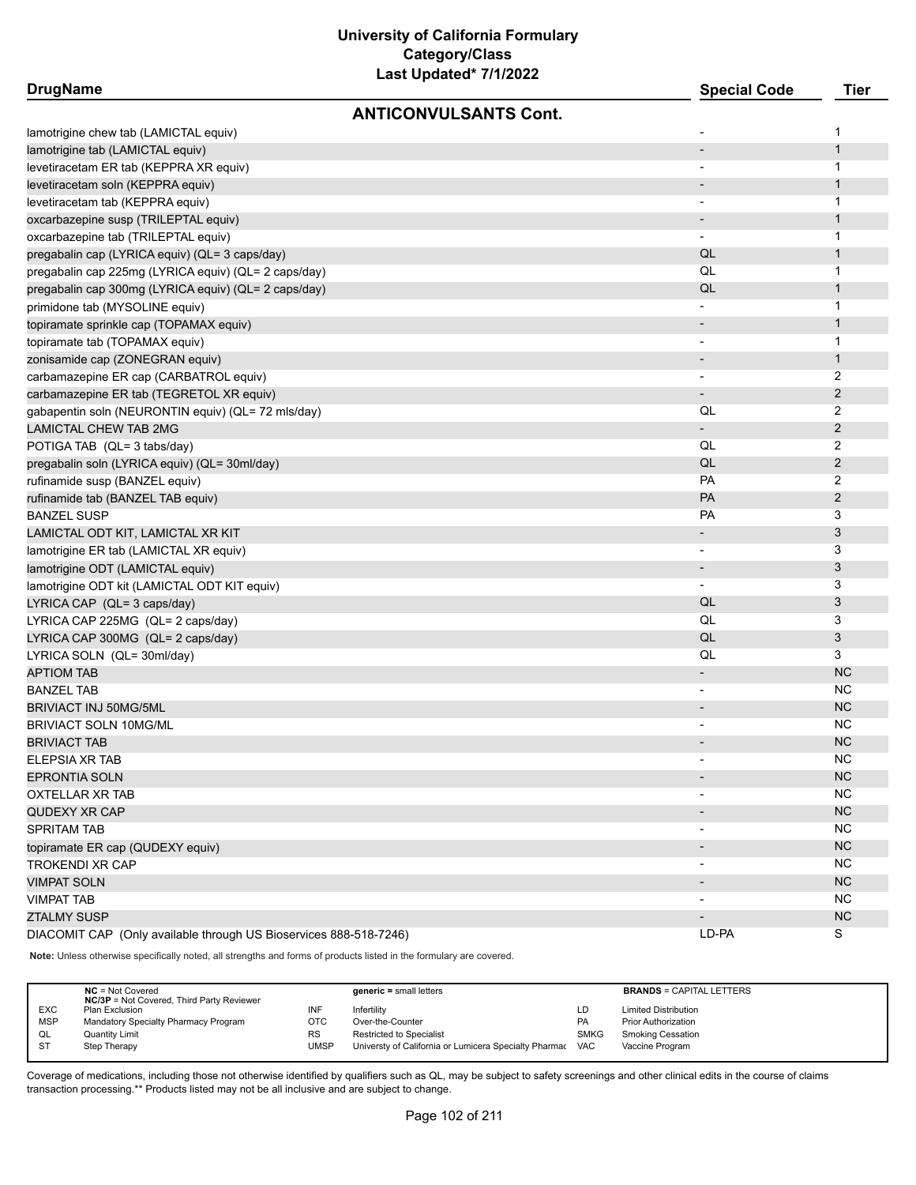# University of California Formulary
## Category/Class
### Last Updated* 7/1/2022

| DrugName | Special Code | Tier |
|---|---|---|
| **ANTICONVULSANTS Cont.** | | |
| lamotrigine chew tab (LAMICTAL equiv) | - | 1 |
| lamotrigine tab (LAMICTAL equiv) | - | 1 |
| levetiracetam ER tab (KEPPRA XR equiv) | - | 1 |
| levetiracetam soln (KEPPRA equiv) | - | 1 |
| levetiracetam tab (KEPPRA equiv) | - | 1 |
| oxcarbazepine susp (TRILEPTAL equiv) | - | 1 |
| oxcarbazepine tab (TRILEPTAL equiv) | - | 1 |
| pregabalin cap (LYRICA equiv) (QL= 3 caps/day) | QL | 1 |
| pregabalin cap 225mg (LYRICA equiv) (QL= 2 caps/day) | QL | 1 |
| pregabalin cap 300mg (LYRICA equiv) (QL= 2 caps/day) | QL | 1 |
| primidone tab (MYSOLINE equiv) | - | 1 |
| topiramate sprinkle cap (TOPAMAX equiv) | - | 1 |
| topiramate tab (TOPAMAX equiv) | - | 1 |
| zonisamide cap (ZONEGRAN equiv) | - | 1 |
| carbamazepine ER cap (CARBATROL equiv) | - | 2 |
| carbamazepine ER tab (TEGRETOL XR equiv) | - | 2 |
| gabapentin soln (NEURONTIN equiv) (QL= 72 mls/day) | QL | 2 |
| LAMICTAL CHEW TAB 2MG | - | 2 |
| POTIGA TAB (QL= 3 tabs/day) | QL | 2 |
| pregabalin soln (LYRICA equiv) (QL= 30ml/day) | QL | 2 |
| rufinamide susp (BANZEL equiv) | PA | 2 |
| rufinamide tab (BANZEL TAB equiv) | PA | 2 |
| BANZEL SUSP | PA | 3 |
| LAMICTAL ODT KIT, LAMICTAL XR KIT | - | 3 |
| lamotrigine ER tab (LAMICTAL XR equiv) | - | 3 |
| lamotrigine ODT (LAMICTAL equiv) | - | 3 |
| lamotrigine ODT kit (LAMICTAL ODT KIT equiv) | - | 3 |
| LYRICA CAP (QL= 3 caps/day) | QL | 3 |
| LYRICA CAP 225MG (QL= 2 caps/day) | QL | 3 |
| LYRICA CAP 300MG (QL= 2 caps/day) | QL | 3 |
| LYRICA SOLN (QL= 30ml/day) | QL | 3 |
| APTIOM TAB | - | NC |
| BANZEL TAB | - | NC |
| BRIVIACT INJ 50MG/5ML | - | NC |
| BRIVIACT SOLN 10MG/ML | - | NC |
| BRIVIACT TAB | - | NC |
| ELEPSIA XR TAB | - | NC |
| EPRONTIA SOLN | - | NC |
| OXTELLAR XR TAB | - | NC |
| QUDEXY XR CAP | - | NC |
| SPRITAM TAB | - | NC |
| topiramate ER cap (QUDEXY equiv) | - | NC |
| TROKENDI XR CAP | - | NC |
| VIMPAT SOLN | - | NC |
| VIMPAT TAB | - | NC |
| ZTALMY SUSP | - | NC |
| DIACOMIT CAP (Only available through US Bioservices 888-518-7246) | LD-PA | S |

**Note:** Unless otherwise specifically noted, all strengths and forms of products listed in the formulary are covered.

| | | | | | |
|---|---|---|---|---|---|
| **NC** = Not Covered<br>**NC/3P** = Not Covered, Third Party Reviewer | | **generic =** small letters | | **BRANDS** = CAPITAL LETTERS | |
| EXC | Plan Exclusion | INF | Infertility | LD | Limited Distribution |
| MSP | Mandatory Specialty Pharmacy Program | OTC | Over-the-Counter | PA | Prior Authorization |
| QL | Quantity Limit | RS | Restricted to Specialist | SMKG | Smoking Cessation |
| ST | Step Therapy | UMSP | Universty of California or Lumicera Specialty Pharmac | VAC | Vaccine Program |

Coverage of medications, including those not otherwise identified by qualifiers such as QL, may be subject to safety screenings and other clinical edits in the course of claims transaction processing.** Products listed may not be all inclusive and are subject to change.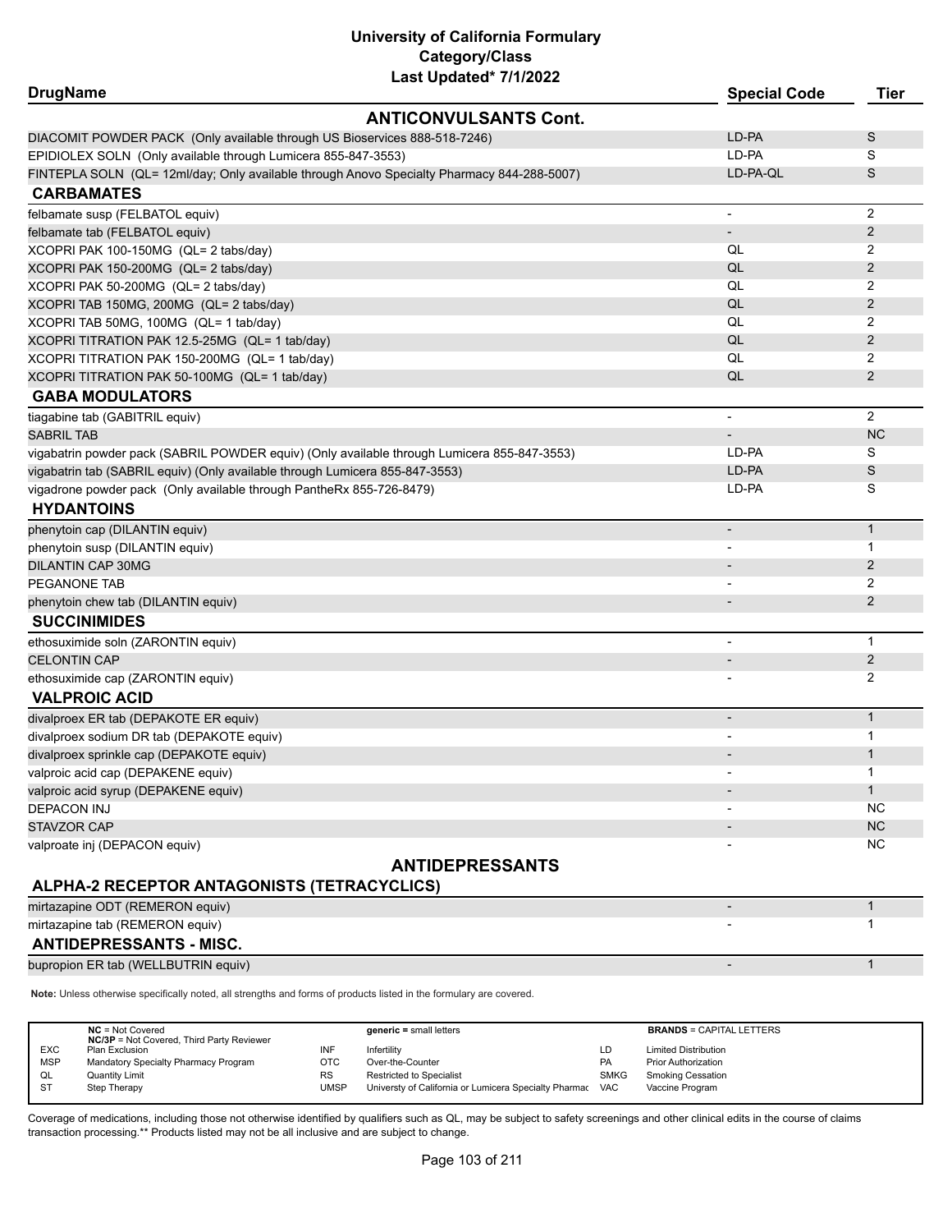# University of California Formulary
## Category/Class
### Last Updated* 7/1/2022

| DrugName | Special Code | Tier |
|---|---|---|
| **ANTICONVULSANTS Cont.** | | |
| DIACOMIT POWDER PACK (Only available through US Bioservices 888-518-7246) | LD-PA | S |
| EPIDIOLEX SOLN (Only available through Lumicera 855-847-3553) | LD-PA | S |
| FINTEPLA SOLN (QL= 12ml/day; Only available through Anovo Specialty Pharmacy 844-288-5007) | LD-PA-QL | S |
| **CARBAMATES** | | |
| felbamate susp (FELBATOL equiv) | - | 2 |
| felbamate tab (FELBATOL equiv) | - | 2 |
| XCOPRI PAK 100-150MG (QL= 2 tabs/day) | QL | 2 |
| XCOPRI PAK 150-200MG (QL= 2 tabs/day) | QL | 2 |
| XCOPRI PAK 50-200MG (QL= 2 tabs/day) | QL | 2 |
| XCOPRI TAB 150MG, 200MG (QL= 2 tabs/day) | QL | 2 |
| XCOPRI TAB 50MG, 100MG (QL= 1 tab/day) | QL | 2 |
| XCOPRI TITRATION PAK 12.5-25MG (QL= 1 tab/day) | QL | 2 |
| XCOPRI TITRATION PAK 150-200MG (QL= 1 tab/day) | QL | 2 |
| XCOPRI TITRATION PAK 50-100MG (QL= 1 tab/day) | QL | 2 |
| **GABA MODULATORS** | | |
| tiagabine tab (GABITRIL equiv) | - | 2 |
| SABRIL TAB | - | NC |
| vigabatrin powder pack (SABRIL POWDER equiv) (Only available through Lumicera 855-847-3553) | LD-PA | S |
| vigabatrin tab (SABRIL equiv) (Only available through Lumicera 855-847-3553) | LD-PA | S |
| vigadrone powder pack (Only available through PantheRx 855-726-8479) | LD-PA | S |
| **HYDANTOINS** | | |
| phenytoin cap (DILANTIN equiv) | - | 1 |
| phenytoin susp (DILANTIN equiv) | - | 1 |
| DILANTIN CAP 30MG | - | 2 |
| PEGANONE TAB | - | 2 |
| phenytoin chew tab (DILANTIN equiv) | - | 2 |
| **SUCCINIMIDES** | | |
| ethosuximide soln (ZARONTIN equiv) | - | 1 |
| CELONTIN CAP | - | 2 |
| ethosuximide cap (ZARONTIN equiv) | - | 2 |
| **VALPROIC ACID** | | |
| divalproex ER tab (DEPAKOTE ER equiv) | - | 1 |
| divalproex sodium DR tab (DEPAKOTE equiv) | - | 1 |
| divalproex sprinkle cap (DEPAKOTE equiv) | - | 1 |
| valproic acid cap (DEPAKENE equiv) | - | 1 |
| valproic acid syrup (DEPAKENE equiv) | - | 1 |
| DEPACON INJ | - | NC |
| STAVZOR CAP | - | NC |
| valproate inj (DEPACON equiv) | - | NC |
| **ANTIDEPRESSANTS** | | |
| **ALPHA-2 RECEPTOR ANTAGONISTS (TETRACYCLICS)** | | |
| mirtazapine ODT (REMERON equiv) | - | 1 |
| mirtazapine tab (REMERON equiv) | - | 1 |
| **ANTIDEPRESSANTS - MISC.** | | |
| bupropion ER tab (WELLBUTRIN equiv) | - | 1 |

**Note:** Unless otherwise specifically noted, all strengths and forms of products listed in the formulary are covered.

| | | | | | |
|---|---|---|---|---|---|
| **NC** = Not Covered<br>**NC/3P** = Not Covered, Third Party Reviewer | | **generic** = small letters | | **BRANDS** = CAPITAL LETTERS | |
| EXC | Plan Exclusion | INF | Infertility | LD | Limited Distribution |
| MSP | Mandatory Specialty Pharmacy Program | OTC | Over-the-Counter | PA | Prior Authorization |
| QL | Quantity Limit | RS | Restricted to Specialist | SMKG | Smoking Cessation |
| ST | Step Therapy | UMSP | Universty of California or Lumicera Specialty Pharmac | VAC | Vaccine Program |

Coverage of medications, including those not otherwise identified by qualifiers such as QL, may be subject to safety screenings and other clinical edits in the course of claims transaction processing.** Products listed may not be all inclusive and are subject to change.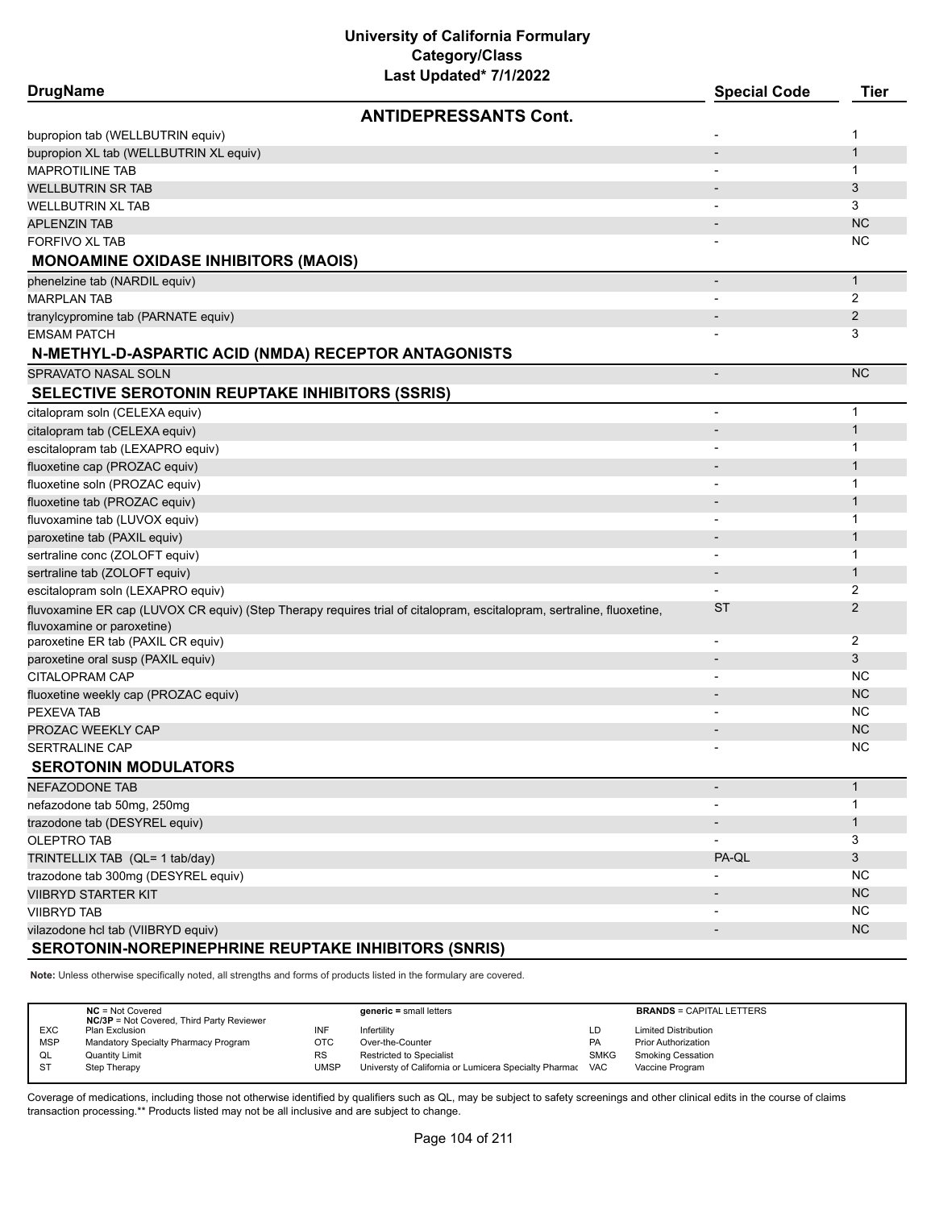# University of California Formulary
## Category/Class
### Last Updated* 7/1/2022

| DrugName | Special Code | Tier |
|---|---|---|
| **ANTIDEPRESSANTS Cont.** | | |
| bupropion tab (WELLBUTRIN equiv) | - | 1 |
| bupropion XL tab (WELLBUTRIN XL equiv) | - | 1 |
| MAPROTILINE TAB | - | 1 |
| WELLBUTRIN SR TAB | - | 3 |
| WELLBUTRIN XL TAB | - | 3 |
| APLENZIN TAB | - | NC |
| FORFIVO XL TAB | - | NC |
| **MONOAMINE OXIDASE INHIBITORS (MAOIS)** | | |
| phenelzine tab (NARDIL equiv) | - | 1 |
| MARPLAN TAB | - | 2 |
| tranylcypromine tab (PARNATE equiv) | - | 2 |
| EMSAM PATCH | - | 3 |
| **N-METHYL-D-ASPARTIC ACID (NMDA) RECEPTOR ANTAGONISTS** | | |
| SPRAVATO NASAL SOLN | - | NC |
| **SELECTIVE SEROTONIN REUPTAKE INHIBITORS (SSRIS)** | | |
| citalopram soln (CELEXA equiv) | - | 1 |
| citalopram tab (CELEXA equiv) | - | 1 |
| escitalopram tab (LEXAPRO equiv) | - | 1 |
| fluoxetine cap (PROZAC equiv) | - | 1 |
| fluoxetine soln (PROZAC equiv) | - | 1 |
| fluoxetine tab (PROZAC equiv) | - | 1 |
| fluvoxamine tab (LUVOX equiv) | - | 1 |
| paroxetine tab (PAXIL equiv) | - | 1 |
| sertraline conc (ZOLOFT equiv) | - | 1 |
| sertraline tab (ZOLOFT equiv) | - | 1 |
| escitalopram soln (LEXAPRO equiv) | - | 2 |
| fluvoxamine ER cap (LUVOX CR equiv) (Step Therapy requires trial of citalopram, escitalopram, sertraline, fluoxetine, fluvoxamine or paroxetine) | ST | 2 |
| paroxetine ER tab (PAXIL CR equiv) | - | 2 |
| paroxetine oral susp (PAXIL equiv) | - | 3 |
| CITALOPRAM CAP | - | NC |
| fluoxetine weekly cap (PROZAC equiv) | - | NC |
| PEXEVA TAB | - | NC |
| PROZAC WEEKLY CAP | - | NC |
| SERTRALINE CAP | - | NC |
| **SEROTONIN MODULATORS** | | |
| NEFAZODONE TAB | - | 1 |
| nefazodone tab 50mg, 250mg | - | 1 |
| trazodone tab (DESYREL equiv) | - | 1 |
| OLEPTRO TAB | - | 3 |
| TRINTELLIX TAB (QL= 1 tab/day) | PA-QL | 3 |
| trazodone tab 300mg (DESYREL equiv) | - | NC |
| VIIBRYD STARTER KIT | - | NC |
| VIIBRYD TAB | - | NC |
| vilazodone hcl tab (VIIBRYD equiv) | - | NC |
| **SEROTONIN-NOREPINEPHRINE REUPTAKE INHIBITORS (SNRIS)** | | |

**Note:** Unless otherwise specifically noted, all strengths and forms of products listed in the formulary are covered.

| | | | | | |
|---|---|---|---|---|---|
| **NC** = Not Covered<br>**NC/3P** = Not Covered, Third Party Reviewer | | **generic =** small letters | | **BRANDS** = CAPITAL LETTERS | |
| EXC | Plan Exclusion | INF | Infertility | LD | Limited Distribution |
| MSP | Mandatory Specialty Pharmacy Program | OTC | Over-the-Counter | PA | Prior Authorization |
| QL | Quantity Limit | RS | Restricted to Specialist | SMKG | Smoking Cessation |
| ST | Step Therapy | UMSP | Universty of California or Lumicera Specialty Pharmac | VAC | Vaccine Program |

Coverage of medications, including those not otherwise identified by qualifiers such as QL, may be subject to safety screenings and other clinical edits in the course of claims transaction processing.** Products listed may not be all inclusive and are subject to change.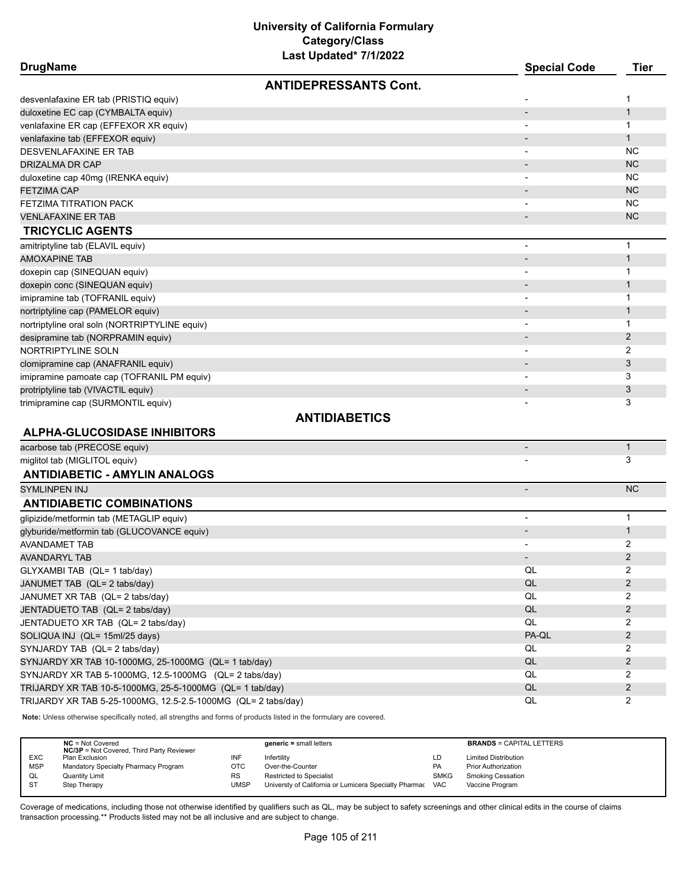# University of California Formulary
## Category/Class
### Last Updated* 7/1/2022

| DrugName | Special Code | Tier |
|---|---|---|
| **ANTIDEPRESSANTS Cont.** | | |
| desvenlafaxine ER tab (PRISTIQ equiv) | - | 1 |
| duloxetine EC cap (CYMBALTA equiv) | - | 1 |
| venlafaxine ER cap (EFFEXOR XR equiv) | - | 1 |
| venlafaxine tab (EFFEXOR equiv) | - | 1 |
| DESVENLAFAXINE ER TAB | - | NC |
| DRIZALMA DR CAP | - | NC |
| duloxetine cap 40mg (IRENKA equiv) | - | NC |
| FETZIMA CAP | - | NC |
| FETZIMA TITRATION PACK | - | NC |
| VENLAFAXINE ER TAB | - | NC |
| **TRICYCLIC AGENTS** | | |
| amitriptyline tab (ELAVIL equiv) | - | 1 |
| AMOXAPINE TAB | - | 1 |
| doxepin cap (SINEQUAN equiv) | - | 1 |
| doxepin conc (SINEQUAN equiv) | - | 1 |
| imipramine tab (TOFRANIL equiv) | - | 1 |
| nortriptyline cap (PAMELOR equiv) | - | 1 |
| nortriptyline oral soln (NORTRIPTYLINE equiv) | - | 1 |
| desipramine tab (NORPRAMIN equiv) | - | 2 |
| NORTRIPTYLINE SOLN | - | 2 |
| clomipramine cap (ANAFRANIL equiv) | - | 3 |
| imipramine pamoate cap (TOFRANIL PM equiv) | - | 3 |
| protriptyline tab (VIVACTIL equiv) | - | 3 |
| trimipramine cap (SURMONTIL equiv) | - | 3 |
| **ANTIDIABETICS** | | |
| **ALPHA-GLUCOSIDASE INHIBITORS** | | |
| acarbose tab (PRECOSE equiv) | - | 1 |
| miglitol tab (MIGLITOL equiv) | - | 3 |
| **ANTIDIABETIC - AMYLIN ANALOGS** | | |
| SYMLINPEN INJ | - | NC |
| **ANTIDIABETIC COMBINATIONS** | | |
| glipizide/metformin tab (METAGLIP equiv) | - | 1 |
| glyburide/metformin tab (GLUCOVANCE equiv) | - | 1 |
| AVANDAMET TAB | - | 2 |
| AVANDARYL TAB | - | 2 |
| GLYXAMBI TAB (QL= 1 tab/day) | QL | 2 |
| JANUMET TAB (QL= 2 tabs/day) | QL | 2 |
| JANUMET XR TAB (QL= 2 tabs/day) | QL | 2 |
| JENTADUETO TAB (QL= 2 tabs/day) | QL | 2 |
| JENTADUETO XR TAB (QL= 2 tabs/day) | QL | 2 |
| SOLIQUA INJ (QL= 15ml/25 days) | PA-QL | 2 |
| SYNJARDY TAB (QL= 2 tabs/day) | QL | 2 |
| SYNJARDY XR TAB 10-1000MG, 25-1000MG (QL= 1 tab/day) | QL | 2 |
| SYNJARDY XR TAB 5-1000MG, 12.5-1000MG (QL= 2 tabs/day) | QL | 2 |
| TRIJARDY XR TAB 10-5-1000MG, 25-5-1000MG (QL= 1 tab/day) | QL | 2 |
| TRIJARDY XR TAB 5-25-1000MG, 12.5-2.5-1000MG (QL= 2 tabs/day) | QL | 2 |

**Note:** Unless otherwise specifically noted, all strengths and forms of products listed in the formulary are covered.

| | | | | | |
|---|---|---|---|---|---|
| **NC** = Not Covered<br>**NC/3P** = Not Covered, Third Party Reviewer | | **generic =** small letters | | **BRANDS** = CAPITAL LETTERS | |
| EXC | Plan Exclusion | INF | Infertility | LD | Limited Distribution |
| MSP | Mandatory Specialty Pharmacy Program | OTC | Over-the-Counter | PA | Prior Authorization |
| QL | Quantity Limit | RS | Restricted to Specialist | SMKG | Smoking Cessation |
| ST | Step Therapy | UMSP | Universty of California or Lumicera Specialty Pharmac | VAC | Vaccine Program |

Coverage of medications, including those not otherwise identified by qualifiers such as QL, may be subject to safety screenings and other clinical edits in the course of claims transaction processing.** Products listed may not be all inclusive and are subject to change.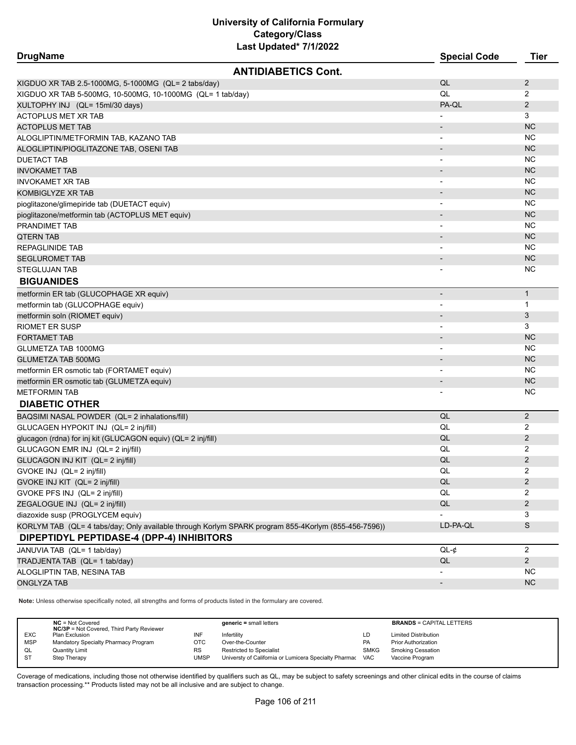# University of California Formulary
## Category/Class
### Last Updated* 7/1/2022

| DrugName | Special Code | Tier |
|---|---|---|
| **ANTIDIABETICS Cont.** | | |
| XIGDUO XR TAB 2.5-1000MG, 5-1000MG (QL= 2 tabs/day) | QL | 2 |
| XIGDUO XR TAB 5-500MG, 10-500MG, 10-1000MG (QL= 1 tab/day) | QL | 2 |
| XULTOPHY INJ (QL= 15ml/30 days) | PA-QL | 2 |
| ACTOPLUS MET XR TAB | - | 3 |
| ACTOPLUS MET TAB | - | NC |
| ALOGLIPTIN/METFORMIN TAB, KAZANO TAB | - | NC |
| ALOGLIPTIN/PIOGLITAZONE TAB, OSENI TAB | - | NC |
| DUETACT TAB | - | NC |
| INVOKAMET TAB | - | NC |
| INVOKAMET XR TAB | - | NC |
| KOMBIGLYZE XR TAB | - | NC |
| pioglitazone/glimepiride tab (DUETACT equiv) | - | NC |
| pioglitazone/metformin tab (ACTOPLUS MET equiv) | - | NC |
| PRANDIMET TAB | - | NC |
| QTERN TAB | - | NC |
| REPAGLINIDE TAB | - | NC |
| SEGLUROMET TAB | - | NC |
| STEGLUJAN TAB | - | NC |
| **BIGUANIDES** | | |
| metformin ER tab (GLUCOPHAGE XR equiv) | - | 1 |
| metformin tab (GLUCOPHAGE equiv) | - | 1 |
| metformin soln (RIOMET equiv) | - | 3 |
| RIOMET ER SUSP | - | 3 |
| FORTAMET TAB | - | NC |
| GLUMETZA TAB 1000MG | - | NC |
| GLUMETZA TAB 500MG | - | NC |
| metformin ER osmotic tab (FORTAMET equiv) | - | NC |
| metformin ER osmotic tab (GLUMETZA equiv) | - | NC |
| METFORMIN TAB | - | NC |
| **DIABETIC OTHER** | | |
| BAQSIMI NASAL POWDER (QL= 2 inhalations/fill) | QL | 2 |
| GLUCAGEN HYPOKIT INJ (QL= 2 inj/fill) | QL | 2 |
| glucagon (rdna) for inj kit (GLUCAGON equiv) (QL= 2 inj/fill) | QL | 2 |
| GLUCAGON EMR INJ (QL= 2 inj/fill) | QL | 2 |
| GLUCAGON INJ KIT (QL= 2 inj/fill) | QL | 2 |
| GVOKE INJ (QL= 2 inj/fill) | QL | 2 |
| GVOKE INJ KIT (QL= 2 inj/fill) | QL | 2 |
| GVOKE PFS INJ (QL= 2 inj/fill) | QL | 2 |
| ZEGALOGUE INJ (QL= 2 inj/fill) | QL | 2 |
| diazoxide susp (PROGLYCEM equiv) | - | 3 |
| KORLYM TAB (QL= 4 tabs/day; Only available through Korlym SPARK program 855-4Korlym (855-456-7596)) | LD-PA-QL | S |
| **DIPEPTIDYL PEPTIDASE-4 (DPP-4) INHIBITORS** | | |
| JANUVIA TAB (QL= 1 tab/day) | QL-¢ | 2 |
| TRADJENTA TAB (QL= 1 tab/day) | QL | 2 |
| ALOGLIPTIN TAB, NESINA TAB | - | NC |
| ONGLYZA TAB | - | NC |

**Note:** Unless otherwise specifically noted, all strengths and forms of products listed in the formulary are covered.

| | | | | | |
|---|---|---|---|---|---|
| **NC** = Not Covered<br>**NC/3P** = Not Covered, Third Party Reviewer | | **generic** = small letters | | **BRANDS** = CAPITAL LETTERS | |
| EXC | Plan Exclusion | INF | Infertility | LD | Limited Distribution |
| MSP | Mandatory Specialty Pharmacy Program | OTC | Over-the-Counter | PA | Prior Authorization |
| QL | Quantity Limit | RS | Restricted to Specialist | SMKG | Smoking Cessation |
| ST | Step Therapy | UMSP | Universty of California or Lumicera Specialty Pharmac | VAC | Vaccine Program |

Coverage of medications, including those not otherwise identified by qualifiers such as QL, may be subject to safety screenings and other clinical edits in the course of claims transaction processing.** Products listed may not be all inclusive and are subject to change.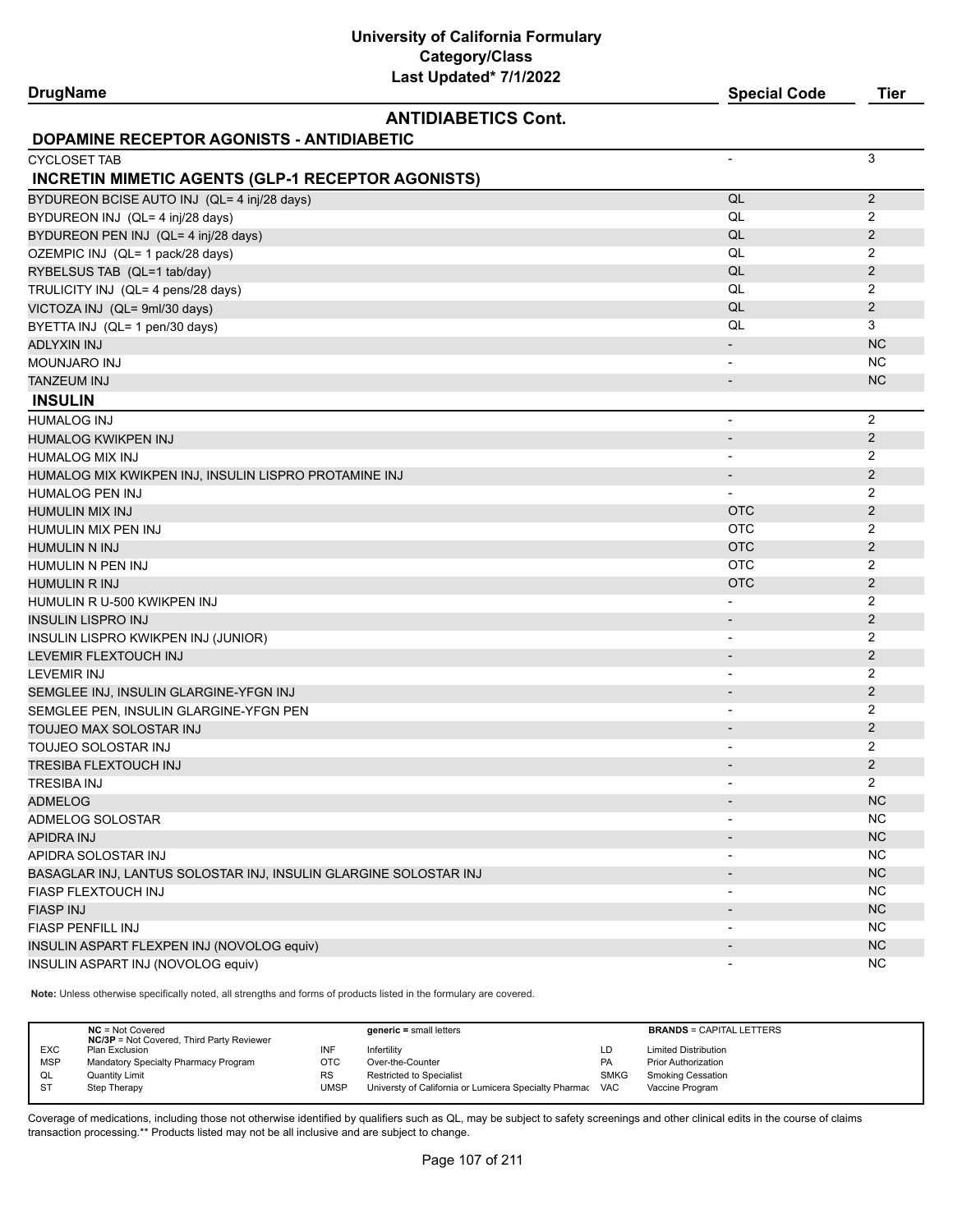# University of California Formulary
## Category/Class
### Last Updated* 7/1/2022

| DrugName | Special Code | Tier |
|---|---|---|
| **ANTIDIABETICS Cont.** | | |
| **DOPAMINE RECEPTOR AGONISTS - ANTIDIABETIC** | | |
| CYCLOSET TAB | - | 3 |
| **INCRETIN MIMETIC AGENTS (GLP-1 RECEPTOR AGONISTS)** | | |
| BYDUREON BCISE AUTO INJ (QL= 4 inj/28 days) | QL | 2 |
| BYDUREON INJ (QL= 4 inj/28 days) | QL | 2 |
| BYDUREON PEN INJ (QL= 4 inj/28 days) | QL | 2 |
| OZEMPIC INJ (QL= 1 pack/28 days) | QL | 2 |
| RYBELSUS TAB (QL=1 tab/day) | QL | 2 |
| TRULICITY INJ (QL= 4 pens/28 days) | QL | 2 |
| VICTOZA INJ (QL= 9ml/30 days) | QL | 2 |
| BYETTA INJ (QL= 1 pen/30 days) | QL | 3 |
| ADLYXIN INJ | - | NC |
| MOUNJARO INJ | - | NC |
| TANZEUM INJ | - | NC |
| **INSULIN** | | |
| HUMALOG INJ | - | 2 |
| HUMALOG KWIKPEN INJ | - | 2 |
| HUMALOG MIX INJ | - | 2 |
| HUMALOG MIX KWIKPEN INJ, INSULIN LISPRO PROTAMINE INJ | - | 2 |
| HUMALOG PEN INJ | - | 2 |
| HUMULIN MIX INJ | OTC | 2 |
| HUMULIN MIX PEN INJ | OTC | 2 |
| HUMULIN N INJ | OTC | 2 |
| HUMULIN N PEN INJ | OTC | 2 |
| HUMULIN R INJ | OTC | 2 |
| HUMULIN R U-500 KWIKPEN INJ | - | 2 |
| INSULIN LISPRO INJ | - | 2 |
| INSULIN LISPRO KWIKPEN INJ (JUNIOR) | - | 2 |
| LEVEMIR FLEXTOUCH INJ | - | 2 |
| LEVEMIR INJ | - | 2 |
| SEMGLEE INJ, INSULIN GLARGINE-YFGN INJ | - | 2 |
| SEMGLEE PEN, INSULIN GLARGINE-YFGN PEN | - | 2 |
| TOUJEO MAX SOLOSTAR INJ | - | 2 |
| TOUJEO SOLOSTAR INJ | - | 2 |
| TRESIBA FLEXTOUCH INJ | - | 2 |
| TRESIBA INJ | - | 2 |
| ADMELOG | - | NC |
| ADMELOG SOLOSTAR | - | NC |
| APIDRA INJ | - | NC |
| APIDRA SOLOSTAR INJ | - | NC |
| BASAGLAR INJ, LANTUS SOLOSTAR INJ, INSULIN GLARGINE SOLOSTAR INJ | - | NC |
| FIASP FLEXTOUCH INJ | - | NC |
| FIASP INJ | - | NC |
| FIASP PENFILL INJ | - | NC |
| INSULIN ASPART FLEXPEN INJ (NOVOLOG equiv) | - | NC |
| INSULIN ASPART INJ (NOVOLOG equiv) | - | NC |

**Note:** Unless otherwise specifically noted, all strengths and forms of products listed in the formulary are covered.

| | | | | | |
|---|---|---|---|---|---|
| **NC** = Not Covered<br>**NC/3P** = Not Covered, Third Party Reviewer | | **generic** = small letters | | **BRANDS** = CAPITAL LETTERS | |
| EXC | Plan Exclusion | INF | Infertility | LD | Limited Distribution |
| MSP | Mandatory Specialty Pharmacy Program | OTC | Over-the-Counter | PA | Prior Authorization |
| QL | Quantity Limit | RS | Restricted to Specialist | SMKG | Smoking Cessation |
| ST | Step Therapy | UMSP | Universty of California or Lumicera Specialty Pharmac | VAC | Vaccine Program |

Coverage of medications, including those not otherwise identified by qualifiers such as QL, may be subject to safety screenings and other clinical edits in the course of claims transaction processing.** Products listed may not be all inclusive and are subject to change.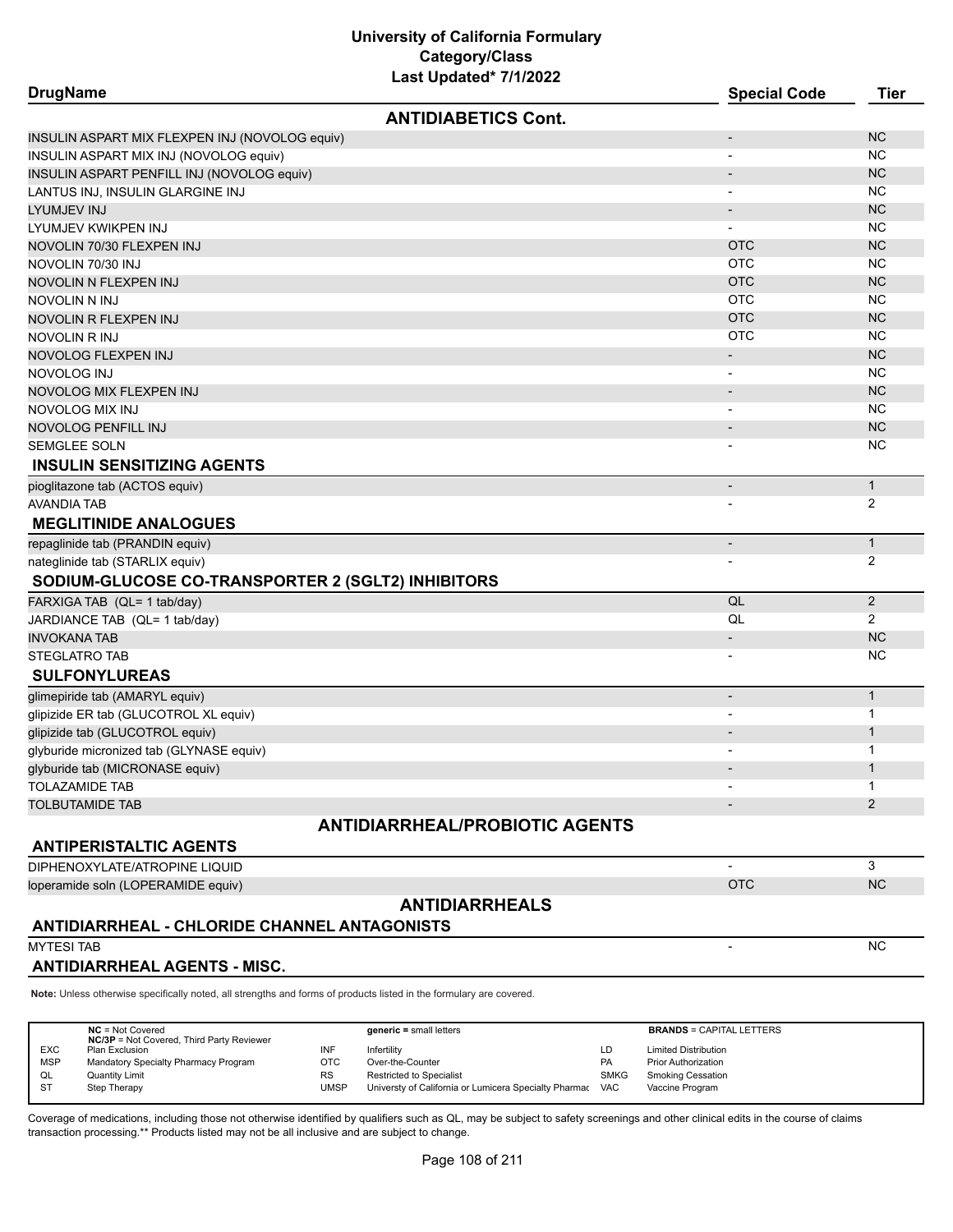# University of California Formulary
## Category/Class
### Last Updated* 7/1/2022

| DrugName | Special Code | Tier |
|---|---|---|
| **ANTIDIABETICS Cont.** | | |
| INSULIN ASPART MIX FLEXPEN INJ (NOVOLOG equiv) | - | NC |
| INSULIN ASPART MIX INJ (NOVOLOG equiv) | - | NC |
| INSULIN ASPART PENFILL INJ (NOVOLOG equiv) | - | NC |
| LANTUS INJ, INSULIN GLARGINE INJ | - | NC |
| LYUMJEV INJ | - | NC |
| LYUMJEV KWIKPEN INJ | - | NC |
| NOVOLIN 70/30 FLEXPEN INJ | OTC | NC |
| NOVOLIN 70/30 INJ | OTC | NC |
| NOVOLIN N FLEXPEN INJ | OTC | NC |
| NOVOLIN N INJ | OTC | NC |
| NOVOLIN R FLEXPEN INJ | OTC | NC |
| NOVOLIN R INJ | OTC | NC |
| NOVOLOG FLEXPEN INJ | - | NC |
| NOVOLOG INJ | - | NC |
| NOVOLOG MIX FLEXPEN INJ | - | NC |
| NOVOLOG MIX INJ | - | NC |
| NOVOLOG PENFILL INJ | - | NC |
| SEMGLEE SOLN | - | NC |
| **INSULIN SENSITIZING AGENTS** | | |
| pioglitazone tab (ACTOS equiv) | - | 1 |
| AVANDIA TAB | - | 2 |
| **MEGLITINIDE ANALOGUES** | | |
| repaglinide tab (PRANDIN equiv) | - | 1 |
| nateglinide tab (STARLIX equiv) | - | 2 |
| **SODIUM-GLUCOSE CO-TRANSPORTER 2 (SGLT2) INHIBITORS** | | |
| FARXIGA TAB (QL= 1 tab/day) | QL | 2 |
| JARDIANCE TAB (QL= 1 tab/day) | QL | 2 |
| INVOKANA TAB | - | NC |
| STEGLATRO TAB | - | NC |
| **SULFONYLUREAS** | | |
| glimepiride tab (AMARYL equiv) | - | 1 |
| glipizide ER tab (GLUCOTROL XL equiv) | - | 1 |
| glipizide tab (GLUCOTROL equiv) | - | 1 |
| glyburide micronized tab (GLYNASE equiv) | - | 1 |
| glyburide tab (MICRONASE equiv) | - | 1 |
| TOLAZAMIDE TAB | - | 1 |
| TOLBUTAMIDE TAB | - | 2 |
| **ANTIDIARRHEAL/PROBIOTIC AGENTS** | | |
| **ANTIPERISTALTIC AGENTS** | | |
| DIPHENOXYLATE/ATROPINE LIQUID | - | 3 |
| loperamide soln (LOPERAMIDE equiv) | OTC | NC |
| **ANTIDIARRHEALS** | | |
| **ANTIDIARRHEAL - CHLORIDE CHANNEL ANTAGONISTS** | | |
| MYTESI TAB | - | NC |
| **ANTIDIARRHEAL AGENTS - MISC.** | | |

**Note:** Unless otherwise specifically noted, all strengths and forms of products listed in the formulary are covered.

| | | | | | |
|---|---|---|---|---|---|
| **NC** = Not Covered<br>**NC/3P** = Not Covered, Third Party Reviewer | | **generic =** small letters | | **BRANDS** = CAPITAL LETTERS | |
| EXC | Plan Exclusion | INF | Infertility | LD | Limited Distribution |
| MSP | Mandatory Specialty Pharmacy Program | OTC | Over-the-Counter | PA | Prior Authorization |
| QL | Quantity Limit | RS | Restricted to Specialist | SMKG | Smoking Cessation |
| ST | Step Therapy | UMSP | Universty of California or Lumicera Specialty Pharmac | VAC | Vaccine Program |

Coverage of medications, including those not otherwise identified by qualifiers such as QL, may be subject to safety screenings and other clinical edits in the course of claims transaction processing.** Products listed may not be all inclusive and are subject to change.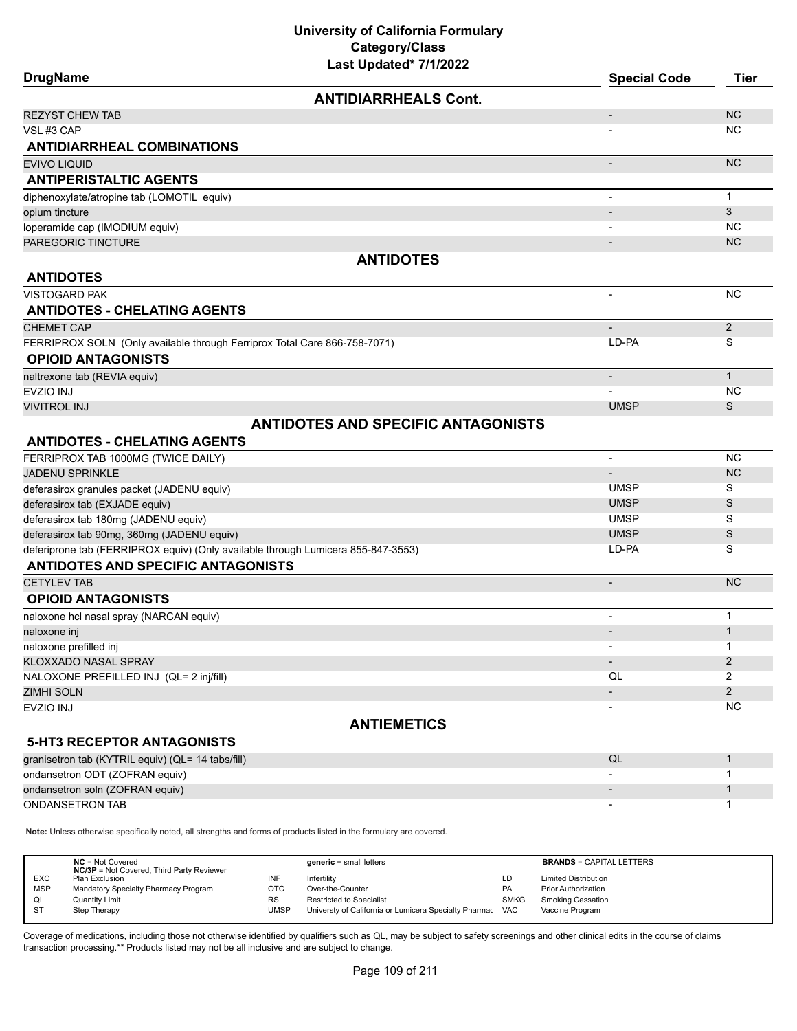# University of California Formulary
## Category/Class
### Last Updated* 7/1/2022

| DrugName | Special Code | Tier |
|---|---|---|
| **ANTIDIARRHEALS Cont.** | | |
| REZYST CHEW TAB | - | NC |
| VSL #3 CAP | - | NC |
| **ANTIDIARRHEAL COMBINATIONS** | | |
| EVIVO LIQUID | - | NC |
| **ANTIPERISTALTIC AGENTS** | | |
| diphenoxylate/atropine tab (LOMOTIL equiv) | - | 1 |
| opium tincture | - | 3 |
| loperamide cap (IMODIUM equiv) | - | NC |
| PAREGORIC TINCTURE | - | NC |
| **ANTIDOTES** | | |
| **ANTIDOTES** | | |
| VISTOGARD PAK | - | NC |
| **ANTIDOTES - CHELATING AGENTS** | | |
| CHEMET CAP | - | 2 |
| FERRIPROX SOLN (Only available through Ferriprox Total Care 866-758-7071) | LD-PA | S |
| **OPIOID ANTAGONISTS** | | |
| naltrexone tab (REVIA equiv) | - | 1 |
| EVZIO INJ | - | NC |
| VIVITROL INJ | UMSP | S |
| **ANTIDOTES AND SPECIFIC ANTAGONISTS** | | |
| **ANTIDOTES - CHELATING AGENTS** | | |
| FERRIPROX TAB 1000MG (TWICE DAILY) | - | NC |
| JADENU SPRINKLE | - | NC |
| deferasirox granules packet (JADENU equiv) | UMSP | S |
| deferasirox tab (EXJADE equiv) | UMSP | S |
| deferasirox tab 180mg (JADENU equiv) | UMSP | S |
| deferasirox tab 90mg, 360mg (JADENU equiv) | UMSP | S |
| deferiprone tab (FERRIPROX equiv) (Only available through Lumicera 855-847-3553) | LD-PA | S |
| **ANTIDOTES AND SPECIFIC ANTAGONISTS** | | |
| CETYLEV TAB | - | NC |
| **OPIOID ANTAGONISTS** | | |
| naloxone hcl nasal spray (NARCAN equiv) | - | 1 |
| naloxone inj | - | 1 |
| naloxone prefilled inj | - | 1 |
| KLOXXADO NASAL SPRAY | - | 2 |
| NALOXONE PREFILLED INJ (QL= 2 inj/fill) | QL | 2 |
| ZIMHI SOLN | - | 2 |
| EVZIO INJ | - | NC |
| **ANTIEMETICS** | | |
| **5-HT3 RECEPTOR ANTAGONISTS** | | |
| granisetron tab (KYTRIL equiv) (QL= 14 tabs/fill) | QL | 1 |
| ondansetron ODT (ZOFRAN equiv) | - | 1 |
| ondansetron soln (ZOFRAN equiv) | - | 1 |
| ONDANSETRON TAB | - | 1 |

**Note:** Unless otherwise specifically noted, all strengths and forms of products listed in the formulary are covered.

| | | | | | |
|---|---|---|---|---|---|
| **NC** = Not Covered<br>**NC/3P** = Not Covered, Third Party Reviewer | | **generic =** small letters | | **BRANDS** = CAPITAL LETTERS | |
| EXC | Plan Exclusion | INF | Infertility | LD | Limited Distribution |
| MSP | Mandatory Specialty Pharmacy Program | OTC | Over-the-Counter | PA | Prior Authorization |
| QL | Quantity Limit | RS | Restricted to Specialist | SMKG | Smoking Cessation |
| ST | Step Therapy | UMSP | Universty of California or Lumicera Specialty Pharmac | VAC | Vaccine Program |

Coverage of medications, including those not otherwise identified by qualifiers such as QL, may be subject to safety screenings and other clinical edits in the course of claims transaction processing.** Products listed may not be all inclusive and are subject to change.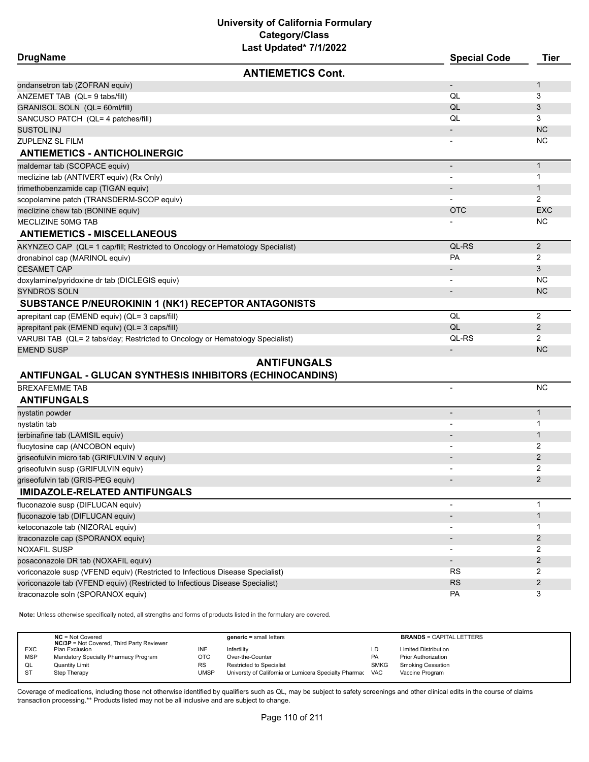# University of California Formulary
## Category/Class
### Last Updated* 7/1/2022

| DrugName | Special Code | Tier |
|---|---|---|
| **ANTIEMETICS Cont.** | | |
| ondansetron tab (ZOFRAN equiv) | - | 1 |
| ANZEMET TAB (QL= 9 tabs/fill) | QL | 3 |
| GRANISOL SOLN (QL= 60ml/fill) | QL | 3 |
| SANCUSO PATCH (QL= 4 patches/fill) | QL | 3 |
| SUSTOL INJ | - | NC |
| ZUPLENZ SL FILM | - | NC |
| **ANTIEMETICS - ANTICHOLINERGIC** | | |
| maldemar tab (SCOPACE equiv) | - | 1 |
| meclizine tab (ANTIVERT equiv) (Rx Only) | - | 1 |
| trimethobenzamide cap (TIGAN equiv) | - | 1 |
| scopolamine patch (TRANSDERM-SCOP equiv) | - | 2 |
| meclizine chew tab (BONINE equiv) | OTC | EXC |
| MECLIZINE 50MG TAB | - | NC |
| **ANTIEMETICS - MISCELLANEOUS** | | |
| AKYNZEO CAP (QL= 1 cap/fill; Restricted to Oncology or Hematology Specialist) | QL-RS | 2 |
| dronabinol cap (MARINOL equiv) | PA | 2 |
| CESAMET CAP | - | 3 |
| doxylamine/pyridoxine dr tab (DICLEGIS equiv) | - | NC |
| SYNDROS SOLN | - | NC |
| **SUBSTANCE P/NEUROKININ 1 (NK1) RECEPTOR ANTAGONISTS** | | |
| aprepitant cap (EMEND equiv) (QL= 3 caps/fill) | QL | 2 |
| aprepitant pak (EMEND equiv) (QL= 3 caps/fill) | QL | 2 |
| VARUBI TAB (QL= 2 tabs/day; Restricted to Oncology or Hematology Specialist) | QL-RS | 2 |
| EMEND SUSP | - | NC |
| **ANTIFUNGALS** | | |
| **ANTIFUNGAL - GLUCAN SYNTHESIS INHIBITORS (ECHINOCANDINS)** | | |
| BREXAFEMME TAB | - | NC |
| **ANTIFUNGALS** | | |
| nystatin powder | - | 1 |
| nystatin tab | - | 1 |
| terbinafine tab (LAMISIL equiv) | - | 1 |
| flucytosine cap (ANCOBON equiv) | - | 2 |
| griseofulvin micro tab (GRIFULVIN V equiv) | - | 2 |
| griseofulvin susp (GRIFULVIN equiv) | - | 2 |
| griseofulvin tab (GRIS-PEG equiv) | - | 2 |
| **IMIDAZOLE-RELATED ANTIFUNGALS** | | |
| fluconazole susp (DIFLUCAN equiv) | - | 1 |
| fluconazole tab (DIFLUCAN equiv) | - | 1 |
| ketoconazole tab (NIZORAL equiv) | - | 1 |
| itraconazole cap (SPORANOX equiv) | - | 2 |
| NOXAFIL SUSP | - | 2 |
| posaconazole DR tab (NOXAFIL equiv) | - | 2 |
| voriconazole susp (VFEND equiv) (Restricted to Infectious Disease Specialist) | RS | 2 |
| voriconazole tab (VFEND equiv) (Restricted to Infectious Disease Specialist) | RS | 2 |
| itraconazole soln (SPORANOX equiv) | PA | 3 |

**Note:** Unless otherwise specifically noted, all strengths and forms of products listed in the formulary are covered.

| | NC = Not Covered<br>NC/3P = Not Covered, Third Party Reviewer | | generic = small letters | | BRANDS = CAPITAL LETTERS |
|---|---|---|---|---|---|
| EXC | Plan Exclusion | INF | Infertility | LD | Limited Distribution |
| MSP | Mandatory Specialty Pharmacy Program | OTC | Over-the-Counter | PA | Prior Authorization |
| QL | Quantity Limit | RS | Restricted to Specialist | SMKG | Smoking Cessation |
| ST | Step Therapy | UMSP | Universty of California or Lumicera Specialty Pharmac | VAC | Vaccine Program |

Coverage of medications, including those not otherwise identified by qualifiers such as QL, may be subject to safety screenings and other clinical edits in the course of claims transaction processing.** Products listed may not be all inclusive and are subject to change.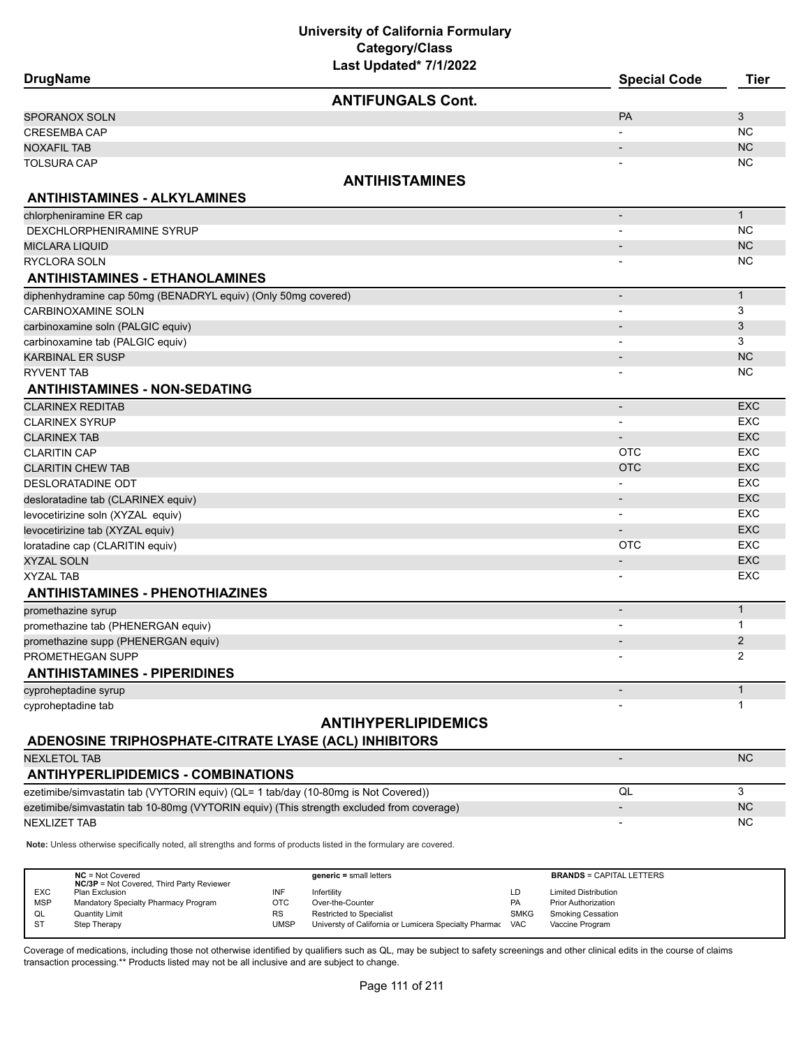# University of California Formulary
## Category/Class
### Last Updated* 7/1/2022

| DrugName | Special Code | Tier |
|---|---|---|
| **ANTIFUNGALS Cont.** | | |
| SPORANOX SOLN | PA | 3 |
| CRESEMBA CAP | - | NC |
| NOXAFIL TAB | - | NC |
| TOLSURA CAP | - | NC |
| **ANTIHISTAMINES** | | |
| **ANTIHISTAMINES - ALKYLAMINES** | | |
| chlorpheniramine ER cap | - | 1 |
| DEXCHLORPHENIRAMINE SYRUP | - | NC |
| MICLARA LIQUID | - | NC |
| RYCLORA SOLN | - | NC |
| **ANTIHISTAMINES - ETHANOLAMINES** | | |
| diphenhydramine cap 50mg (BENADRYL equiv) (Only 50mg covered) | - | 1 |
| CARBINOXAMINE SOLN | - | 3 |
| carbinoxamine soln (PALGIC equiv) | - | 3 |
| carbinoxamine tab (PALGIC equiv) | - | 3 |
| KARBINAL ER SUSP | - | NC |
| RYVENT TAB | - | NC |
| **ANTIHISTAMINES - NON-SEDATING** | | |
| CLARINEX REDITAB | - | EXC |
| CLARINEX SYRUP | - | EXC |
| CLARINEX TAB | - | EXC |
| CLARITIN CAP | OTC | EXC |
| CLARITIN CHEW TAB | OTC | EXC |
| DESLORATADINE ODT | - | EXC |
| desloratadine tab (CLARINEX equiv) | - | EXC |
| levocetirizine soln (XYZAL equiv) | - | EXC |
| levocetirizine tab (XYZAL equiv) | - | EXC |
| loratadine cap (CLARITIN equiv) | OTC | EXC |
| XYZAL SOLN | - | EXC |
| XYZAL TAB | - | EXC |
| **ANTIHISTAMINES - PHENOTHIAZINES** | | |
| promethazine syrup | - | 1 |
| promethazine tab (PHENERGAN equiv) | - | 1 |
| promethazine supp (PHENERGAN equiv) | - | 2 |
| PROMETHEGAN SUPP | - | 2 |
| **ANTIHISTAMINES - PIPERIDINES** | | |
| cyproheptadine syrup | - | 1 |
| cyproheptadine tab | - | 1 |
| **ANTIHYPERLIPIDEMICS** | | |
| **ADENOSINE TRIPHOSPHATE-CITRATE LYASE (ACL) INHIBITORS** | | |
| NEXLETOL TAB | - | NC |
| **ANTIHYPERLIPIDEMICS - COMBINATIONS** | | |
| ezetimibe/simvastatin tab (VYTORIN equiv) (QL= 1 tab/day (10-80mg is Not Covered)) | QL | 3 |
| ezetimibe/simvastatin tab 10-80mg (VYTORIN equiv) (This strength excluded from coverage) | - | NC |
| NEXLIZET TAB | - | NC |

**Note:** Unless otherwise specifically noted, all strengths and forms of products listed in the formulary are covered.

| | | | | | |
|---|---|---|---|---|---|
| **NC** = Not Covered<br>**NC/3P** = Not Covered, Third Party Reviewer | | **generic** = small letters | | **BRANDS** = CAPITAL LETTERS | |
| EXC | Plan Exclusion | INF | Infertility | LD | Limited Distribution |
| MSP | Mandatory Specialty Pharmacy Program | OTC | Over-the-Counter | PA | Prior Authorization |
| QL | Quantity Limit | RS | Restricted to Specialist | SMKG | Smoking Cessation |
| ST | Step Therapy | UMSP | Universty of California or Lumicera Specialty Pharmac | VAC | Vaccine Program |

Coverage of medications, including those not otherwise identified by qualifiers such as QL, may be subject to safety screenings and other clinical edits in the course of claims transaction processing.** Products listed may not be all inclusive and are subject to change.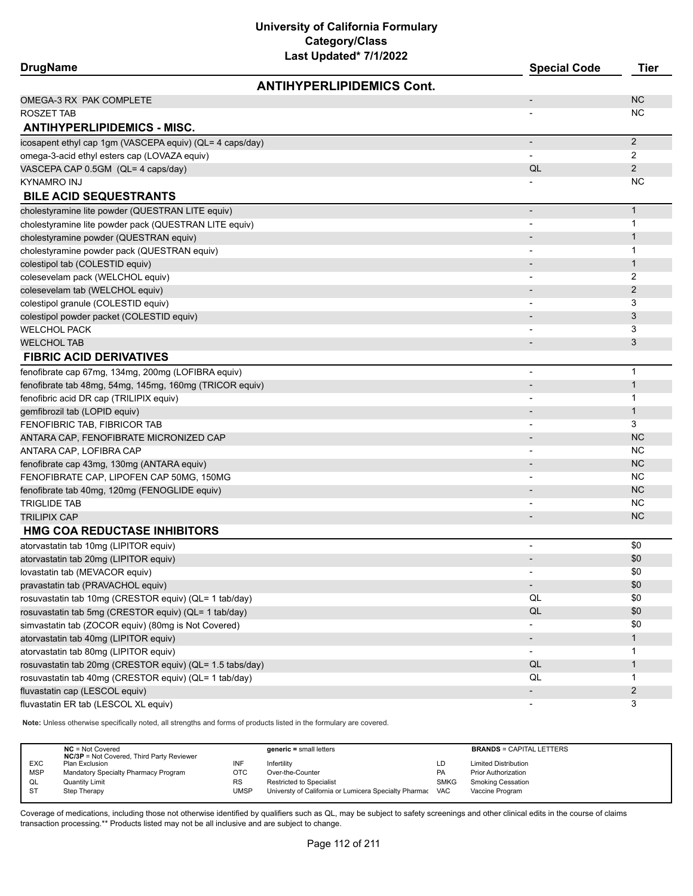# University of California Formulary
## Category/Class
### Last Updated* 7/1/2022

| DrugName | Special Code | Tier |
|---|---|---|
| **ANTIHYPERLIPIDEMICS Cont.** | | |
| OMEGA-3 RX PAK COMPLETE | - | NC |
| ROSZET TAB | - | NC |
| **ANTIHYPERLIPIDEMICS - MISC.** | | |
| icosapent ethyl cap 1gm (VASCEPA equiv) (QL= 4 caps/day) | - | 2 |
| omega-3-acid ethyl esters cap (LOVAZA equiv) | - | 2 |
| VASCEPA CAP 0.5GM (QL= 4 caps/day) | QL | 2 |
| KYNAMRO INJ | - | NC |
| **BILE ACID SEQUESTRANTS** | | |
| cholestyramine lite powder (QUESTRAN LITE equiv) | - | 1 |
| cholestyramine lite powder pack (QUESTRAN LITE equiv) | - | 1 |
| cholestyramine powder (QUESTRAN equiv) | - | 1 |
| cholestyramine powder pack (QUESTRAN equiv) | - | 1 |
| colestipol tab (COLESTID equiv) | - | 1 |
| colesevelam pack (WELCHOL equiv) | - | 2 |
| colesevelam tab (WELCHOL equiv) | - | 2 |
| colestipol granule (COLESTID equiv) | - | 3 |
| colestipol powder packet (COLESTID equiv) | - | 3 |
| WELCHOL PACK | - | 3 |
| WELCHOL TAB | - | 3 |
| **FIBRIC ACID DERIVATIVES** | | |
| fenofibrate cap 67mg, 134mg, 200mg (LOFIBRA equiv) | - | 1 |
| fenofibrate tab 48mg, 54mg, 145mg, 160mg (TRICOR equiv) | - | 1 |
| fenofibric acid DR cap (TRILIPIX equiv) | - | 1 |
| gemfibrozil tab (LOPID equiv) | - | 1 |
| FENOFIBRIC TAB, FIBRICOR TAB | - | 3 |
| ANTARA CAP, FENOFIBRATE MICRONIZED CAP | - | NC |
| ANTARA CAP, LOFIBRA CAP | - | NC |
| fenofibrate cap 43mg, 130mg (ANTARA equiv) | - | NC |
| FENOFIBRATE CAP, LIPOFEN CAP 50MG, 150MG | - | NC |
| fenofibrate tab 40mg, 120mg (FENOGLIDE equiv) | - | NC |
| TRIGLIDE TAB | - | NC |
| TRILIPIX CAP | - | NC |
| **HMG COA REDUCTASE INHIBITORS** | | |
| atorvastatin tab 10mg (LIPITOR equiv) | - | $0 |
| atorvastatin tab 20mg (LIPITOR equiv) | - | $0 |
| lovastatin tab (MEVACOR equiv) | - | $0 |
| pravastatin tab (PRAVACHOL equiv) | - | $0 |
| rosuvastatin tab 10mg (CRESTOR equiv) (QL= 1 tab/day) | QL | $0 |
| rosuvastatin tab 5mg (CRESTOR equiv) (QL= 1 tab/day) | QL | $0 |
| simvastatin tab (ZOCOR equiv) (80mg is Not Covered) | - | $0 |
| atorvastatin tab 40mg (LIPITOR equiv) | - | 1 |
| atorvastatin tab 80mg (LIPITOR equiv) | - | 1 |
| rosuvastatin tab 20mg (CRESTOR equiv) (QL= 1.5 tabs/day) | QL | 1 |
| rosuvastatin tab 40mg (CRESTOR equiv) (QL= 1 tab/day) | QL | 1 |
| fluvastatin cap (LESCOL equiv) | - | 2 |
| fluvastatin ER tab (LESCOL XL equiv) | - | 3 |

**Note:** Unless otherwise specifically noted, all strengths and forms of products listed in the formulary are covered.

| | | | | | |
|---|---|---|---|---|---|
| | **NC** = Not Covered<br>**NC/3P** = Not Covered, Third Party Reviewer | | **generic** = small letters | | **BRANDS** = CAPITAL LETTERS |
| EXC | Plan Exclusion | INF | Infertility | LD | Limited Distribution |
| MSP | Mandatory Specialty Pharmacy Program | OTC | Over-the-Counter | PA | Prior Authorization |
| QL | Quantity Limit | RS | Restricted to Specialist | SMKG | Smoking Cessation |
| ST | Step Therapy | UMSP | Universty of California or Lumicera Specialty Pharmac | VAC | Vaccine Program |

Coverage of medications, including those not otherwise identified by qualifiers such as QL, may be subject to safety screenings and other clinical edits in the course of claims transaction processing.** Products listed may not be all inclusive and are subject to change.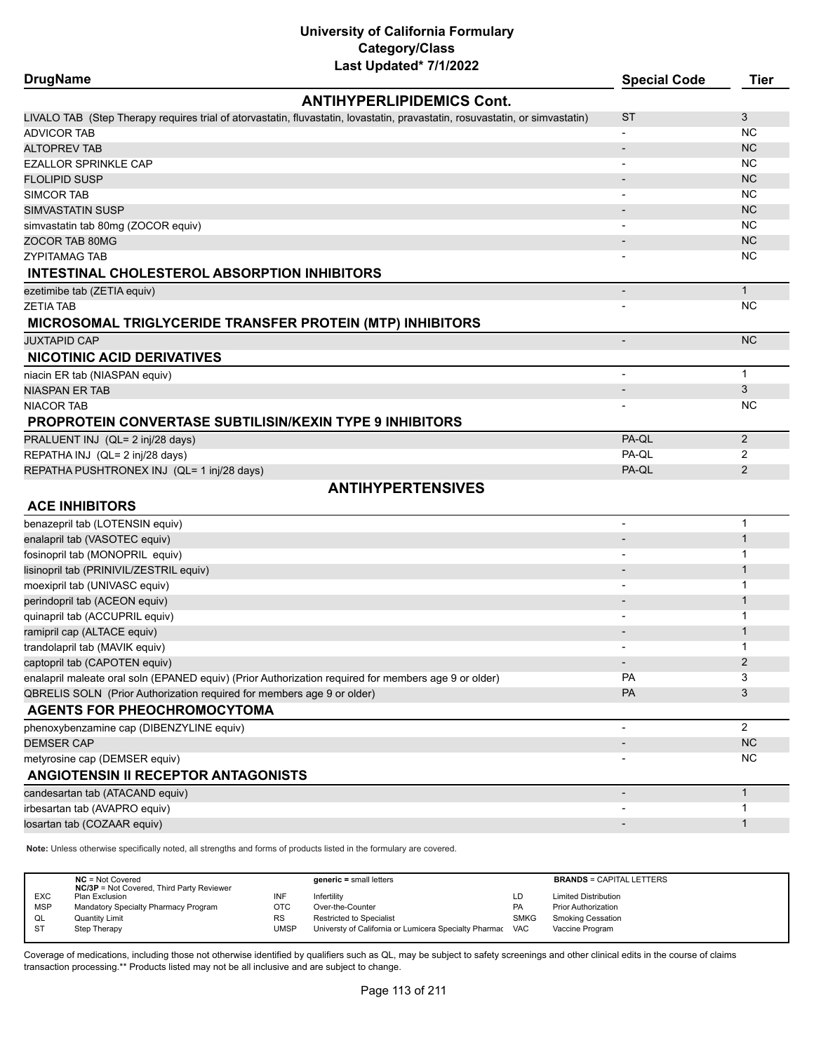# University of California Formulary
## Category/Class
### Last Updated* 7/1/2022

| DrugName | Special Code | Tier |
|---|---|---|
| **ANTIHYPERLIPIDEMICS Cont.** | | |
| LIVALO TAB (Step Therapy requires trial of atorvastatin, fluvastatin, lovastatin, pravastatin, rosuvastatin, or simvastatin) | ST | 3 |
| ADVICOR TAB | - | NC |
| ALTOPREV TAB | - | NC |
| EZALLOR SPRINKLE CAP | - | NC |
| FLOLIPID SUSP | - | NC |
| SIMCOR TAB | - | NC |
| SIMVASTATIN SUSP | - | NC |
| simvastatin tab 80mg (ZOCOR equiv) | - | NC |
| ZOCOR TAB 80MG | - | NC |
| ZYPITAMAG TAB | - | NC |
| **INTESTINAL CHOLESTEROL ABSORPTION INHIBITORS** | | |
| ezetimibe tab (ZETIA equiv) | - | 1 |
| ZETIA TAB | - | NC |
| **MICROSOMAL TRIGLYCERIDE TRANSFER PROTEIN (MTP) INHIBITORS** | | |
| JUXTAPID CAP | - | NC |
| **NICOTINIC ACID DERIVATIVES** | | |
| niacin ER tab (NIASPAN equiv) | - | 1 |
| NIASPAN ER TAB | - | 3 |
| NIACOR TAB | - | NC |
| **PROPROTEIN CONVERTASE SUBTILISIN/KEXIN TYPE 9 INHIBITORS** | | |
| PRALUENT INJ (QL= 2 inj/28 days) | PA-QL | 2 |
| REPATHA INJ (QL= 2 inj/28 days) | PA-QL | 2 |
| REPATHA PUSHTRONEX INJ (QL= 1 inj/28 days) | PA-QL | 2 |
| **ANTIHYPERTENSIVES** | | |
| **ACE INHIBITORS** | | |
| benazepril tab (LOTENSIN equiv) | - | 1 |
| enalapril tab (VASOTEC equiv) | - | 1 |
| fosinopril tab (MONOPRIL equiv) | - | 1 |
| lisinopril tab (PRINIVIL/ZESTRIL equiv) | - | 1 |
| moexipril tab (UNIVASC equiv) | - | 1 |
| perindopril tab (ACEON equiv) | - | 1 |
| quinapril tab (ACCUPRIL equiv) | - | 1 |
| ramipril cap (ALTACE equiv) | - | 1 |
| trandolapril tab (MAVIK equiv) | - | 1 |
| captopril tab (CAPOTEN equiv) | - | 2 |
| enalapril maleate oral soln (EPANED equiv) (Prior Authorization required for members age 9 or older) | PA | 3 |
| QBRELIS SOLN (Prior Authorization required for members age 9 or older) | PA | 3 |
| **AGENTS FOR PHEOCHROMOCYTOMA** | | |
| phenoxybenzamine cap (DIBENZYLINE equiv) | - | 2 |
| DEMSER CAP | - | NC |
| metyrosine cap (DEMSER equiv) | - | NC |
| **ANGIOTENSIN II RECEPTOR ANTAGONISTS** | | |
| candesartan tab (ATACAND equiv) | - | 1 |
| irbesartan tab (AVAPRO equiv) | - | 1 |
| losartan tab (COZAAR equiv) | - | 1 |

**Note:** Unless otherwise specifically noted, all strengths and forms of products listed in the formulary are covered.

| | | | | | |
|---|---|---|---|---|---|
| **NC** = Not Covered<br>**NC/3P** = Not Covered, Third Party Reviewer | | **generic** = small letters | | **BRANDS** = CAPITAL LETTERS | |
| EXC | Plan Exclusion | INF | Infertility | LD | Limited Distribution |
| MSP | Mandatory Specialty Pharmacy Program | OTC | Over-the-Counter | PA | Prior Authorization |
| QL | Quantity Limit | RS | Restricted to Specialist | SMKG | Smoking Cessation |
| ST | Step Therapy | UMSP | Universty of California or Lumicera Specialty Pharmac | VAC | Vaccine Program |

Coverage of medications, including those not otherwise identified by qualifiers such as QL, may be subject to safety screenings and other clinical edits in the course of claims transaction processing.** Products listed may not be all inclusive and are subject to change.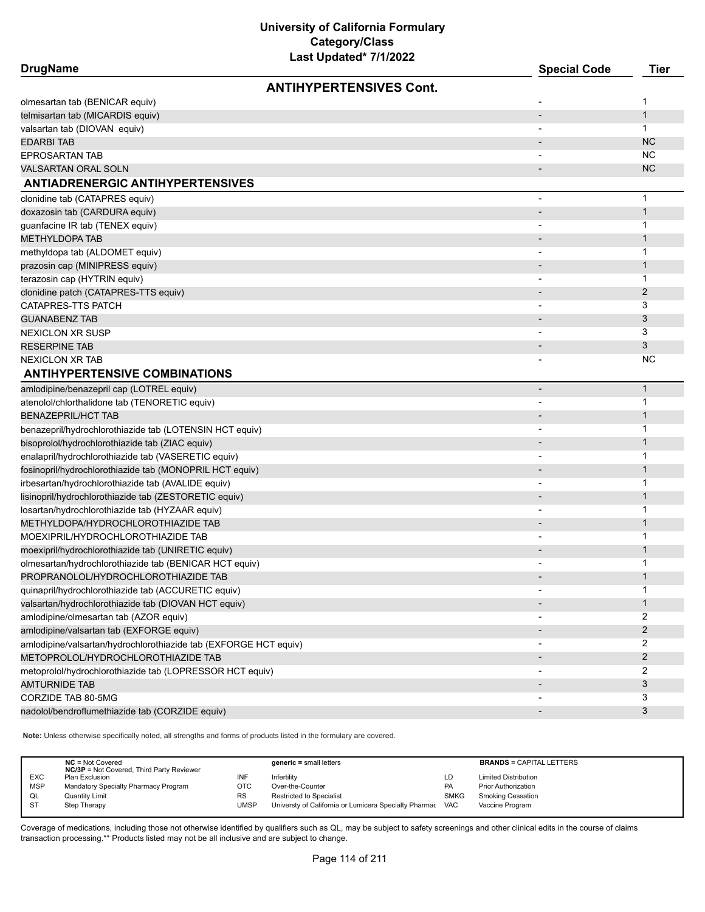# University of California Formulary
## Category/Class
### Last Updated* 7/1/2022

| DrugName | Special Code | Tier |
|---|---|---|
| **ANTIHYPERTENSIVES Cont.** | | |
| olmesartan tab (BENICAR equiv) | - | 1 |
| telmisartan tab (MICARDIS equiv) | - | 1 |
| valsartan tab (DIOVAN equiv) | - | 1 |
| EDARBI TAB | - | NC |
| EPROSARTAN TAB | - | NC |
| VALSARTAN ORAL SOLN | - | NC |
| **ANTIADRENERGIC ANTIHYPERTENSIVES** | | |
| clonidine tab (CATAPRES equiv) | - | 1 |
| doxazosin tab (CARDURA equiv) | - | 1 |
| guanfacine IR tab (TENEX equiv) | - | 1 |
| METHYLDOPA TAB | - | 1 |
| methyldopa tab (ALDOMET equiv) | - | 1 |
| prazosin cap (MINIPRESS equiv) | - | 1 |
| terazosin cap (HYTRIN equiv) | - | 1 |
| clonidine patch (CATAPRES-TTS equiv) | - | 2 |
| CATAPRES-TTS PATCH | - | 3 |
| GUANABENZ TAB | - | 3 |
| NEXICLON XR SUSP | - | 3 |
| RESERPINE TAB | - | 3 |
| NEXICLON XR TAB | - | NC |
| **ANTIHYPERTENSIVE COMBINATIONS** | | |
| amlodipine/benazepril cap (LOTREL equiv) | - | 1 |
| atenolol/chlorthalidone tab (TENORETIC equiv) | - | 1 |
| BENAZEPRIL/HCT TAB | - | 1 |
| benazepril/hydrochlorothiazide tab (LOTENSIN HCT equiv) | - | 1 |
| bisoprolol/hydrochlorothiazide tab (ZIAC equiv) | - | 1 |
| enalapril/hydrochlorothiazide tab (VASERETIC equiv) | - | 1 |
| fosinopril/hydrochlorothiazide tab (MONOPRIL HCT equiv) | - | 1 |
| irbesartan/hydrochlorothiazide tab (AVALIDE equiv) | - | 1 |
| lisinopril/hydrochlorothiazide tab (ZESTORETIC equiv) | - | 1 |
| losartan/hydrochlorothiazide tab (HYZAAR equiv) | - | 1 |
| METHYLDOPA/HYDROCHLOROTHIAZIDE TAB | - | 1 |
| MOEXIPRIL/HYDROCHLOROTHIAZIDE TAB | - | 1 |
| moexipril/hydrochlorothiazide tab (UNIRETIC equiv) | - | 1 |
| olmesartan/hydrochlorothiazide tab (BENICAR HCT equiv) | - | 1 |
| PROPRANOLOL/HYDROCHLOROTHIAZIDE TAB | - | 1 |
| quinapril/hydrochlorothiazide tab (ACCURETIC equiv) | - | 1 |
| valsartan/hydrochlorothiazide tab (DIOVAN HCT equiv) | - | 1 |
| amlodipine/olmesartan tab (AZOR equiv) | - | 2 |
| amlodipine/valsartan tab (EXFORGE equiv) | - | 2 |
| amlodipine/valsartan/hydrochlorothiazide tab (EXFORGE HCT equiv) | - | 2 |
| METOPROLOL/HYDROCHLOROTHIAZIDE TAB | - | 2 |
| metoprolol/hydrochlorothiazide tab (LOPRESSOR HCT equiv) | - | 2 |
| AMTURNIDE TAB | - | 3 |
| CORZIDE TAB 80-5MG | - | 3 |
| nadolol/bendroflumethiazide tab (CORZIDE equiv) | - | 3 |

**Note:** Unless otherwise specifically noted, all strengths and forms of products listed in the formulary are covered.

| | NC = Not Covered<br>NC/3P = Not Covered, Third Party Reviewer | | generic = small letters | | BRANDS = CAPITAL LETTERS |
|---|---|---|---|---|---|
| EXC | Plan Exclusion | INF | Infertility | LD | Limited Distribution |
| MSP | Mandatory Specialty Pharmacy Program | OTC | Over-the-Counter | PA | Prior Authorization |
| QL | Quantity Limit | RS | Restricted to Specialist | SMKG | Smoking Cessation |
| ST | Step Therapy | UMSP | Universty of California or Lumicera Specialty Pharmac | VAC | Vaccine Program |

Coverage of medications, including those not otherwise identified by qualifiers such as QL, may be subject to safety screenings and other clinical edits in the course of claims transaction processing.** Products listed may not be all inclusive and are subject to change.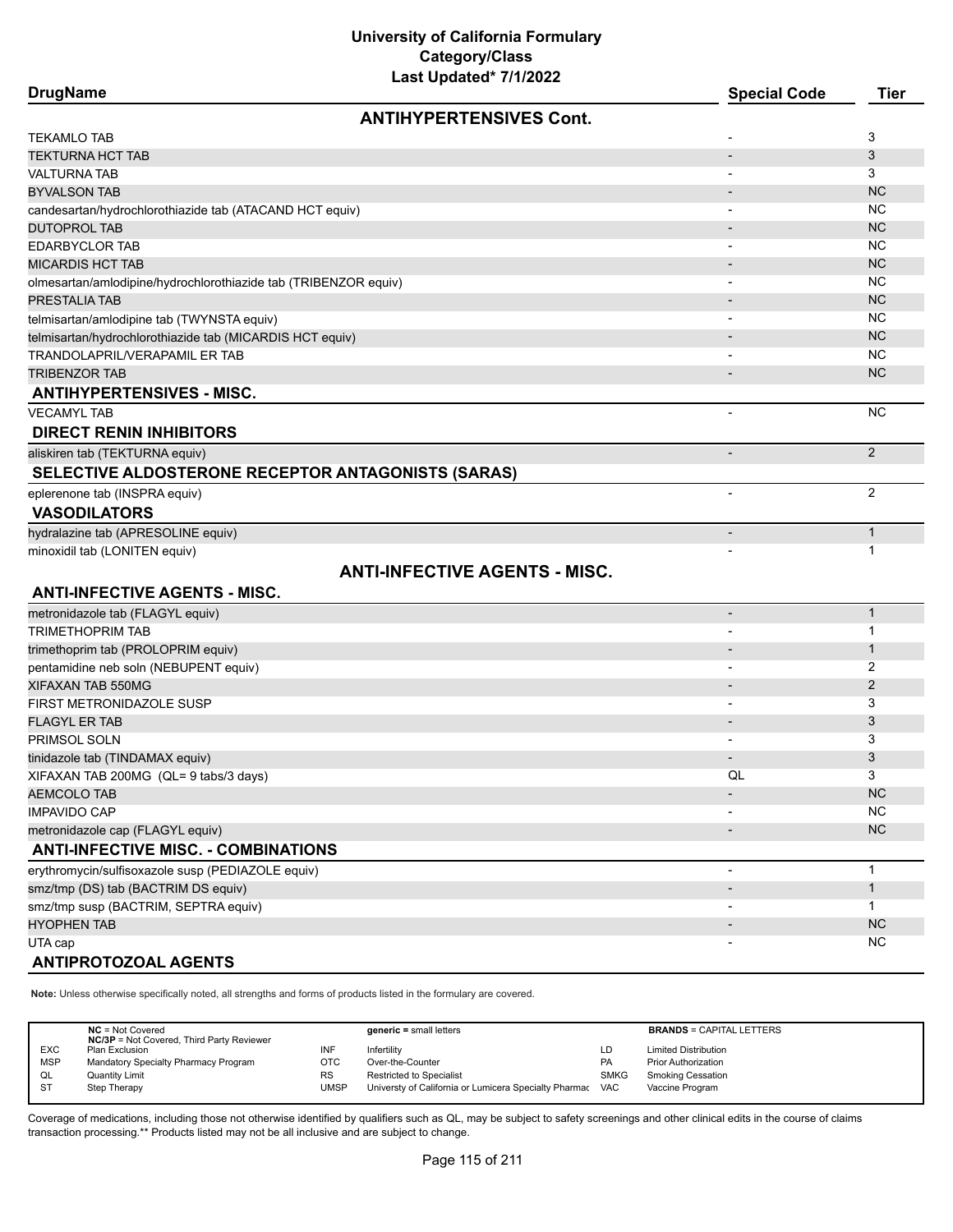# University of California Formulary
## Category/Class
### Last Updated* 7/1/2022

| DrugName | Special Code | Tier |
|---|---|---|
| **ANTIHYPERTENSIVES Cont.** | | |
| TEKAMLO TAB | - | 3 |
| TEKTURNA HCT TAB | - | 3 |
| VALTURNA TAB | - | 3 |
| BYVALSON TAB | - | NC |
| candesartan/hydrochlorothiazide tab (ATACAND HCT equiv) | - | NC |
| DUTOPROL TAB | - | NC |
| EDARBYCLOR TAB | - | NC |
| MICARDIS HCT TAB | - | NC |
| olmesartan/amlodipine/hydrochlorothiazide tab (TRIBENZOR equiv) | - | NC |
| PRESTALIA TAB | - | NC |
| telmisartan/amlodipine tab (TWYNSTA equiv) | - | NC |
| telmisartan/hydrochlorothiazide tab (MICARDIS HCT equiv) | - | NC |
| TRANDOLAPRIL/VERAPAMIL ER TAB | - | NC |
| TRIBENZOR TAB | - | NC |
| **ANTIHYPERTENSIVES - MISC.** | | |
| VECAMYL TAB | - | NC |
| **DIRECT RENIN INHIBITORS** | | |
| aliskiren tab (TEKTURNA equiv) | - | 2 |
| **SELECTIVE ALDOSTERONE RECEPTOR ANTAGONISTS (SARAS)** | | |
| eplerenone tab (INSPRA equiv) | - | 2 |
| **VASODILATORS** | | |
| hydralazine tab (APRESOLINE equiv) | - | 1 |
| minoxidil tab (LONITEN equiv) | - | 1 |
| **ANTI-INFECTIVE AGENTS - MISC.** | | |
| **ANTI-INFECTIVE AGENTS - MISC.** | | |
| metronidazole tab (FLAGYL equiv) | - | 1 |
| TRIMETHOPRIM TAB | - | 1 |
| trimethoprim tab (PROLOPRIM equiv) | - | 1 |
| pentamidine neb soln (NEBUPENT equiv) | - | 2 |
| XIFAXAN TAB 550MG | - | 2 |
| FIRST METRONIDAZOLE SUSP | - | 3 |
| FLAGYL ER TAB | - | 3 |
| PRIMSOL SOLN | - | 3 |
| tinidazole tab (TINDAMAX equiv) | - | 3 |
| XIFAXAN TAB 200MG (QL= 9 tabs/3 days) | QL | 3 |
| AEMCOLO TAB | - | NC |
| IMPAVIDO CAP | - | NC |
| metronidazole cap (FLAGYL equiv) | - | NC |
| **ANTI-INFECTIVE MISC. - COMBINATIONS** | | |
| erythromycin/sulfisoxazole susp (PEDIAZOLE equiv) | - | 1 |
| smz/tmp (DS) tab (BACTRIM DS equiv) | - | 1 |
| smz/tmp susp (BACTRIM, SEPTRA equiv) | - | 1 |
| HYOPHEN TAB | - | NC |
| UTA cap | - | NC |
| **ANTIPROTOZOAL AGENTS** | | |

**Note:** Unless otherwise specifically noted, all strengths and forms of products listed in the formulary are covered.

| | | | | | |
|---|---|---|---|---|---|
| **NC** = Not Covered<br>**NC/3P** = Not Covered, Third Party Reviewer | | **generic =** small letters | | **BRANDS** = CAPITAL LETTERS | |
| EXC | Plan Exclusion | INF | Infertility | LD | Limited Distribution |
| MSP | Mandatory Specialty Pharmacy Program | OTC | Over-the-Counter | PA | Prior Authorization |
| QL | Quantity Limit | RS | Restricted to Specialist | SMKG | Smoking Cessation |
| ST | Step Therapy | UMSP | Universty of California or Lumicera Specialty Pharmac | VAC | Vaccine Program |

Coverage of medications, including those not otherwise identified by qualifiers such as QL, may be subject to safety screenings and other clinical edits in the course of claims transaction processing.** Products listed may not be all inclusive and are subject to change.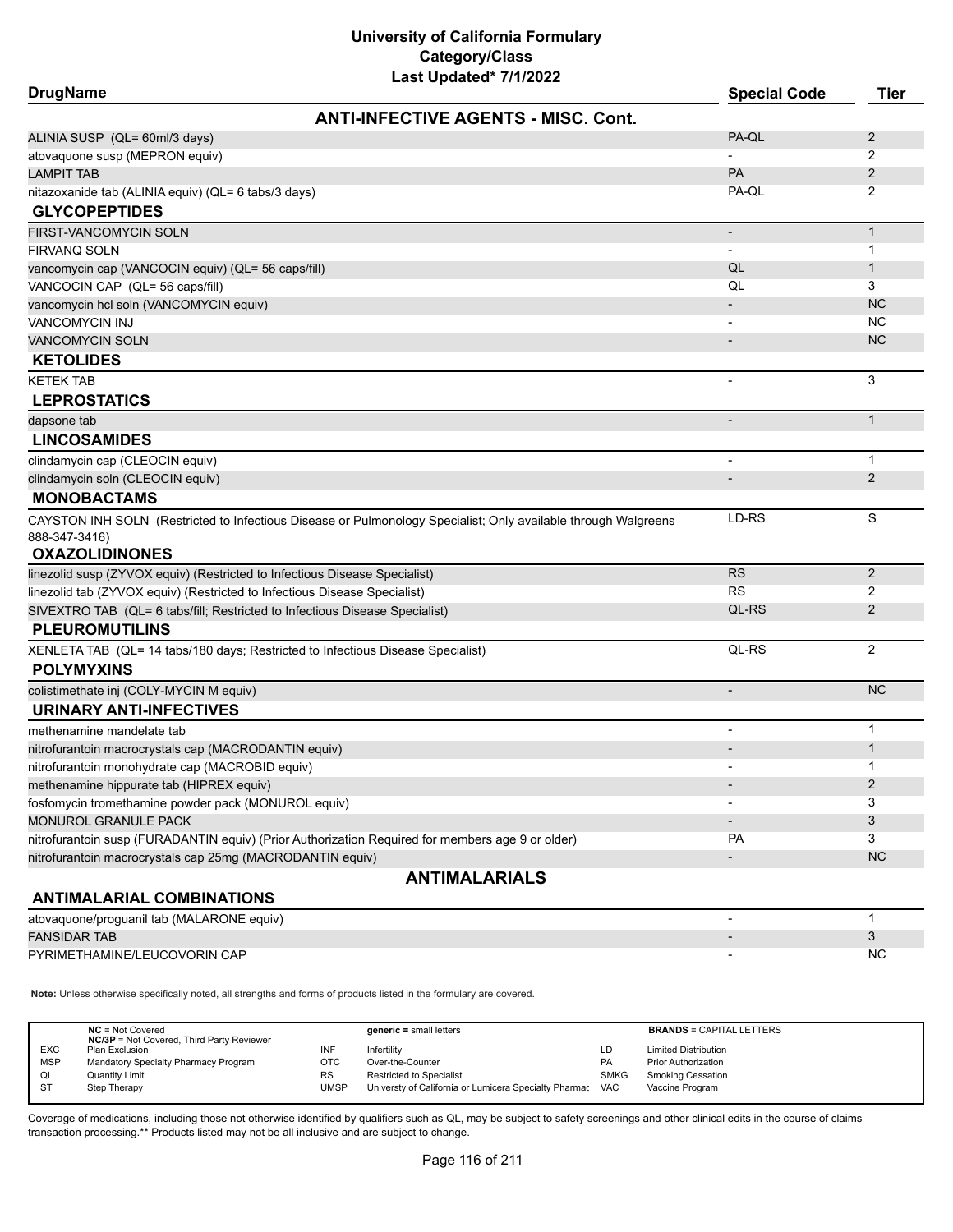# University of California Formulary
## Category/Class
### Last Updated* 7/1/2022

| DrugName | Special Code | Tier |
|---|---|---|
| **ANTI-INFECTIVE AGENTS - MISC. Cont.** | | |
| ALINIA SUSP (QL= 60ml/3 days) | PA-QL | 2 |
| atovaquone susp (MEPRON equiv) | - | 2 |
| LAMPIT TAB | PA | 2 |
| nitazoxanide tab (ALINIA equiv) (QL= 6 tabs/3 days) | PA-QL | 2 |
| **GLYCOPEPTIDES** | | |
| FIRST-VANCOMYCIN SOLN | - | 1 |
| FIRVANQ SOLN | - | 1 |
| vancomycin cap (VANCOCIN equiv) (QL= 56 caps/fill) | QL | 1 |
| VANCOCIN CAP (QL= 56 caps/fill) | QL | 3 |
| vancomycin hcl soln (VANCOMYCIN equiv) | - | NC |
| VANCOMYCIN INJ | - | NC |
| VANCOMYCIN SOLN | - | NC |
| **KETOLIDES** | | |
| KETEK TAB | - | 3 |
| **LEPROSTATICS** | | |
| dapsone tab | - | 1 |
| **LINCOSAMIDES** | | |
| clindamycin cap (CLEOCIN equiv) | - | 1 |
| clindamycin soln (CLEOCIN equiv) | - | 2 |
| **MONOBACTAMS** | | |
| CAYSTON INH SOLN (Restricted to Infectious Disease or Pulmonology Specialist; Only available through Walgreens 888-347-3416) | LD-RS | S |
| **OXAZOLIDINONES** | | |
| linezolid susp (ZYVOX equiv) (Restricted to Infectious Disease Specialist) | RS | 2 |
| linezolid tab (ZYVOX equiv) (Restricted to Infectious Disease Specialist) | RS | 2 |
| SIVEXTRO TAB (QL= 6 tabs/fill; Restricted to Infectious Disease Specialist) | QL-RS | 2 |
| **PLEUROMUTILINS** | | |
| XENLETA TAB (QL= 14 tabs/180 days; Restricted to Infectious Disease Specialist) | QL-RS | 2 |
| **POLYMYXINS** | | |
| colistimethate inj (COLY-MYCIN M equiv) | - | NC |
| **URINARY ANTI-INFECTIVES** | | |
| methenamine mandelate tab | - | 1 |
| nitrofurantoin macrocrystals cap (MACRODANTIN equiv) | - | 1 |
| nitrofurantoin monohydrate cap (MACROBID equiv) | - | 1 |
| methenamine hippurate tab (HIPREX equiv) | - | 2 |
| fosfomycin tromethamine powder pack (MONUROL equiv) | - | 3 |
| MONUROL GRANULE PACK | - | 3 |
| nitrofurantoin susp (FURADANTIN equiv) (Prior Authorization Required for members age 9 or older) | PA | 3 |
| nitrofurantoin macrocrystals cap 25mg (MACRODANTIN equiv) | - | NC |
| **ANTIMALARIALS** | | |
| **ANTIMALARIAL COMBINATIONS** | | |
| atovaquone/proguanil tab (MALARONE equiv) | - | 1 |
| FANSIDAR TAB | - | 3 |
| PYRIMETHAMINE/LEUCOVORIN CAP | - | NC |

**Note:** Unless otherwise specifically noted, all strengths and forms of products listed in the formulary are covered.

| | | | | | |
|---|---|---|---|---|---|
| **NC** = Not Covered<br>**NC/3P** = Not Covered, Third Party Reviewer | | **generic** = small letters | | **BRANDS** = CAPITAL LETTERS | |
| EXC | Plan Exclusion | INF | Infertility | LD | Limited Distribution |
| MSP | Mandatory Specialty Pharmacy Program | OTC | Over-the-Counter | PA | Prior Authorization |
| QL | Quantity Limit | RS | Restricted to Specialist | SMKG | Smoking Cessation |
| ST | Step Therapy | UMSP | Universty of California or Lumicera Specialty Pharmac | VAC | Vaccine Program |

Coverage of medications, including those not otherwise identified by qualifiers such as QL, may be subject to safety screenings and other clinical edits in the course of claims transaction processing.** Products listed may not be all inclusive and are subject to change.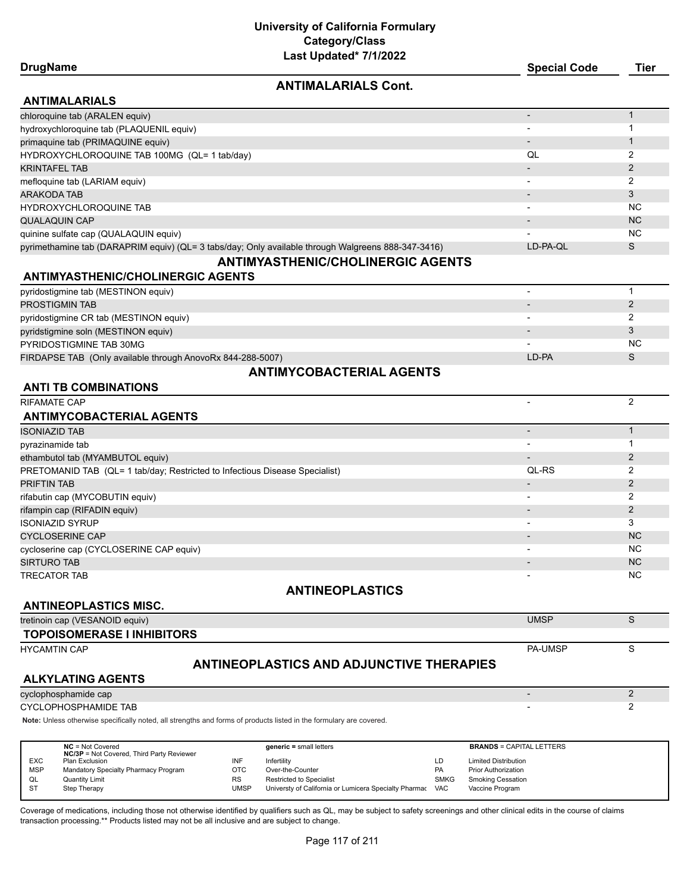# University of California Formulary
## Category/Class
### Last Updated* 7/1/2022

| DrugName | Special Code | Tier |
|---|---|---|

## ANTIMALARIALS Cont.

### ANTIMALARIALS

| DrugName | Special Code | Tier |
|---|---|---|
| chloroquine tab (ARALEN equiv) | - | 1 |
| hydroxychloroquine tab (PLAQUENIL equiv) | - | 1 |
| primaquine tab (PRIMAQUINE equiv) | - | 1 |
| HYDROXYCHLOROQUINE TAB 100MG (QL= 1 tab/day) | QL | 2 |
| KRINTAFEL TAB | - | 2 |
| mefloquine tab (LARIAM equiv) | - | 2 |
| ARAKODA TAB | - | 3 |
| HYDROXYCHLOROQUINE TAB | - | NC |
| QUALAQUIN CAP | - | NC |
| quinine sulfate cap (QUALAQUIN equiv) | - | NC |
| pyrimethamine tab (DARAPRIM equiv) (QL= 3 tabs/day; Only available through Walgreens 888-347-3416) | LD-PA-QL | S |

## ANTIMYASTHENIC/CHOLINERGIC AGENTS

### ANTIMYASTHENIC/CHOLINERGIC AGENTS

| DrugName | Special Code | Tier |
|---|---|---|
| pyridostigmine tab (MESTINON equiv) | - | 1 |
| PROSTIGMIN TAB | - | 2 |
| pyridostigmine CR tab (MESTINON equiv) | - | 2 |
| pyridstigmine soln (MESTINON equiv) | - | 3 |
| PYRIDOSTIGMINE TAB 30MG | - | NC |
| FIRDAPSE TAB (Only available through AnovoRx 844-288-5007) | LD-PA | S |

## ANTIMYCOBACTERIAL AGENTS

### ANTI TB COMBINATIONS

| DrugName | Special Code | Tier |
|---|---|---|
| RIFAMATE CAP | - | 2 |

### ANTIMYCOBACTERIAL AGENTS

| DrugName | Special Code | Tier |
|---|---|---|
| ISONIAZID TAB | - | 1 |
| pyrazinamide tab | - | 1 |
| ethambutol tab (MYAMBUTOL equiv) | - | 2 |
| PRETOMANID TAB (QL= 1 tab/day; Restricted to Infectious Disease Specialist) | QL-RS | 2 |
| PRIFTIN TAB | - | 2 |
| rifabutin cap (MYCOBUTIN equiv) | - | 2 |
| rifampin cap (RIFADIN equiv) | - | 2 |
| ISONIAZID SYRUP | - | 3 |
| CYCLOSERINE CAP | - | NC |
| cycloserine cap (CYCLOSERINE CAP equiv) | - | NC |
| SIRTURO TAB | - | NC |
| TRECATOR TAB | - | NC |

## ANTINEOPLASTICS

### ANTINEOPLASTICS MISC.

| DrugName | Special Code | Tier |
|---|---|---|
| tretinoin cap (VESANOID equiv) | UMSP | S |

### TOPOISOMERASE I INHIBITORS

| DrugName | Special Code | Tier |
|---|---|---|
| HYCAMTIN CAP | PA-UMSP | S |

## ANTINEOPLASTICS AND ADJUNCTIVE THERAPIES

### ALKYLATING AGENTS

| DrugName | Special Code | Tier |
|---|---|---|
| cyclophosphamide cap | - | 2 |
| CYCLOPHOSPHAMIDE TAB | - | 2 |

**Note:** Unless otherwise specifically noted, all strengths and forms of products listed in the formulary are covered.

| | | | | | |
|---|---|---|---|---|---|
| **NC** = Not Covered<br>**NC/3P** = Not Covered, Third Party Reviewer | | **generic =** small letters | | **BRANDS** = CAPITAL LETTERS | |
| EXC | Plan Exclusion | INF | Infertility | LD | Limited Distribution |
| MSP | Mandatory Specialty Pharmacy Program | OTC | Over-the-Counter | PA | Prior Authorization |
| QL | Quantity Limit | RS | Restricted to Specialist | SMKG | Smoking Cessation |
| ST | Step Therapy | UMSP | Universty of California or Lumicera Specialty Pharmac | VAC | Vaccine Program |

Coverage of medications, including those not otherwise identified by qualifiers such as QL, may be subject to safety screenings and other clinical edits in the course of claims transaction processing.** Products listed may not be all inclusive and are subject to change.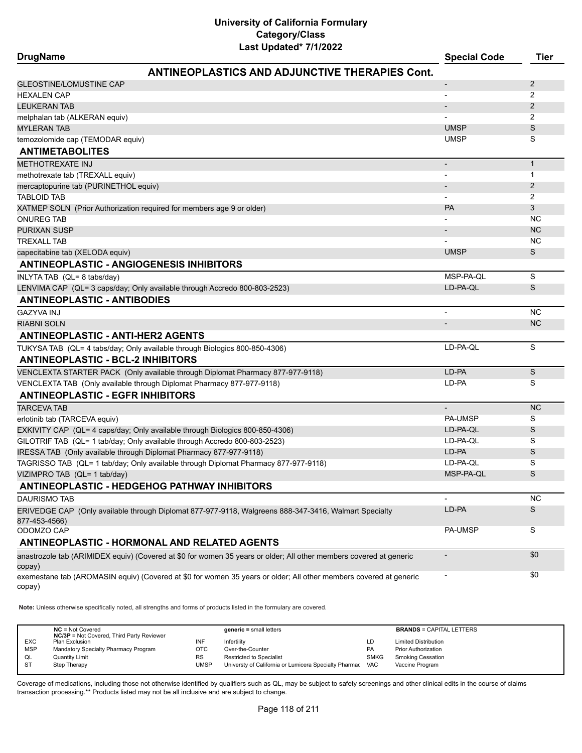# University of California Formulary
## Category/Class
### Last Updated* 7/1/2022

| DrugName | Special Code | Tier |
|---|---|---|
| **ANTINEOPLASTICS AND ADJUNCTIVE THERAPIES Cont.** | | |
| GLEOSTINE/LOMUSTINE CAP | - | 2 |
| HEXALEN CAP | - | 2 |
| LEUKERAN TAB | - | 2 |
| melphalan tab (ALKERAN equiv) | - | 2 |
| MYLERAN TAB | UMSP | S |
| temozolomide cap (TEMODAR equiv) | UMSP | S |
| **ANTIMETABOLITES** | | |
| METHOTREXATE INJ | - | 1 |
| methotrexate tab (TREXALL equiv) | - | 1 |
| mercaptopurine tab (PURINETHOL equiv) | - | 2 |
| TABLOID TAB | - | 2 |
| XATMEP SOLN (Prior Authorization required for members age 9 or older) | PA | 3 |
| ONUREG TAB | - | NC |
| PURIXAN SUSP | - | NC |
| TREXALL TAB | - | NC |
| capecitabine tab (XELODA equiv) | UMSP | S |
| **ANTINEOPLASTIC - ANGIOGENESIS INHIBITORS** | | |
| INLYTA TAB (QL= 8 tabs/day) | MSP-PA-QL | S |
| LENVIMA CAP (QL= 3 caps/day; Only available through Accredo 800-803-2523) | LD-PA-QL | S |
| **ANTINEOPLASTIC - ANTIBODIES** | | |
| GAZYVA INJ | - | NC |
| RIABNI SOLN | - | NC |
| **ANTINEOPLASTIC - ANTI-HER2 AGENTS** | | |
| TUKYSA TAB (QL= 4 tabs/day; Only available through Biologics 800-850-4306) | LD-PA-QL | S |
| **ANTINEOPLASTIC - BCL-2 INHIBITORS** | | |
| VENCLEXTA STARTER PACK (Only available through Diplomat Pharmacy 877-977-9118) | LD-PA | S |
| VENCLEXTA TAB (Only available through Diplomat Pharmacy 877-977-9118) | LD-PA | S |
| **ANTINEOPLASTIC - EGFR INHIBITORS** | | |
| TARCEVA TAB | - | NC |
| erlotinib tab (TARCEVA equiv) | PA-UMSP | S |
| EXKIVITY CAP (QL= 4 caps/day; Only available through Biologics 800-850-4306) | LD-PA-QL | S |
| GILOTRIF TAB (QL= 1 tab/day; Only available through Accredo 800-803-2523) | LD-PA-QL | S |
| IRESSA TAB (Only available through Diplomat Pharmacy 877-977-9118) | LD-PA | S |
| TAGRISSO TAB (QL= 1 tab/day; Only available through Diplomat Pharmacy 877-977-9118) | LD-PA-QL | S |
| VIZIMPRO TAB (QL= 1 tab/day) | MSP-PA-QL | S |
| **ANTINEOPLASTIC - HEDGEHOG PATHWAY INHIBITORS** | | |
| DAURISMO TAB | - | NC |
| ERIVEDGE CAP (Only available through Diplomat 877-977-9118, Walgreens 888-347-3416, Walmart Specialty 877-453-4566) | LD-PA | S |
| ODOMZO CAP | PA-UMSP | S |
| **ANTINEOPLASTIC - HORMONAL AND RELATED AGENTS** | | |
| anastrozole tab (ARIMIDEX equiv) (Covered at $0 for women 35 years or older; All other members covered at generic copay) | - | $0 |
| exemestane tab (AROMASIN equiv) (Covered at $0 for women 35 years or older; All other members covered at generic copay) | - | $0 |

**Note:** Unless otherwise specifically noted, all strengths and forms of products listed in the formulary are covered.

| | | | | | |
|---|---|---|---|---|---|
| **NC** = Not Covered<br>**NC/3P** = Not Covered, Third Party Reviewer | | **generic** = small letters | | **BRANDS** = CAPITAL LETTERS | |
| EXC | Plan Exclusion | INF | Infertility | LD | Limited Distribution |
| MSP | Mandatory Specialty Pharmacy Program | OTC | Over-the-Counter | PA | Prior Authorization |
| QL | Quantity Limit | RS | Restricted to Specialist | SMKG | Smoking Cessation |
| ST | Step Therapy | UMSP | Universty of California or Lumicera Specialty Pharmac | VAC | Vaccine Program |

Coverage of medications, including those not otherwise identified by qualifiers such as QL, may be subject to safety screenings and other clinical edits in the course of claims transaction processing.** Products listed may not be all inclusive and are subject to change.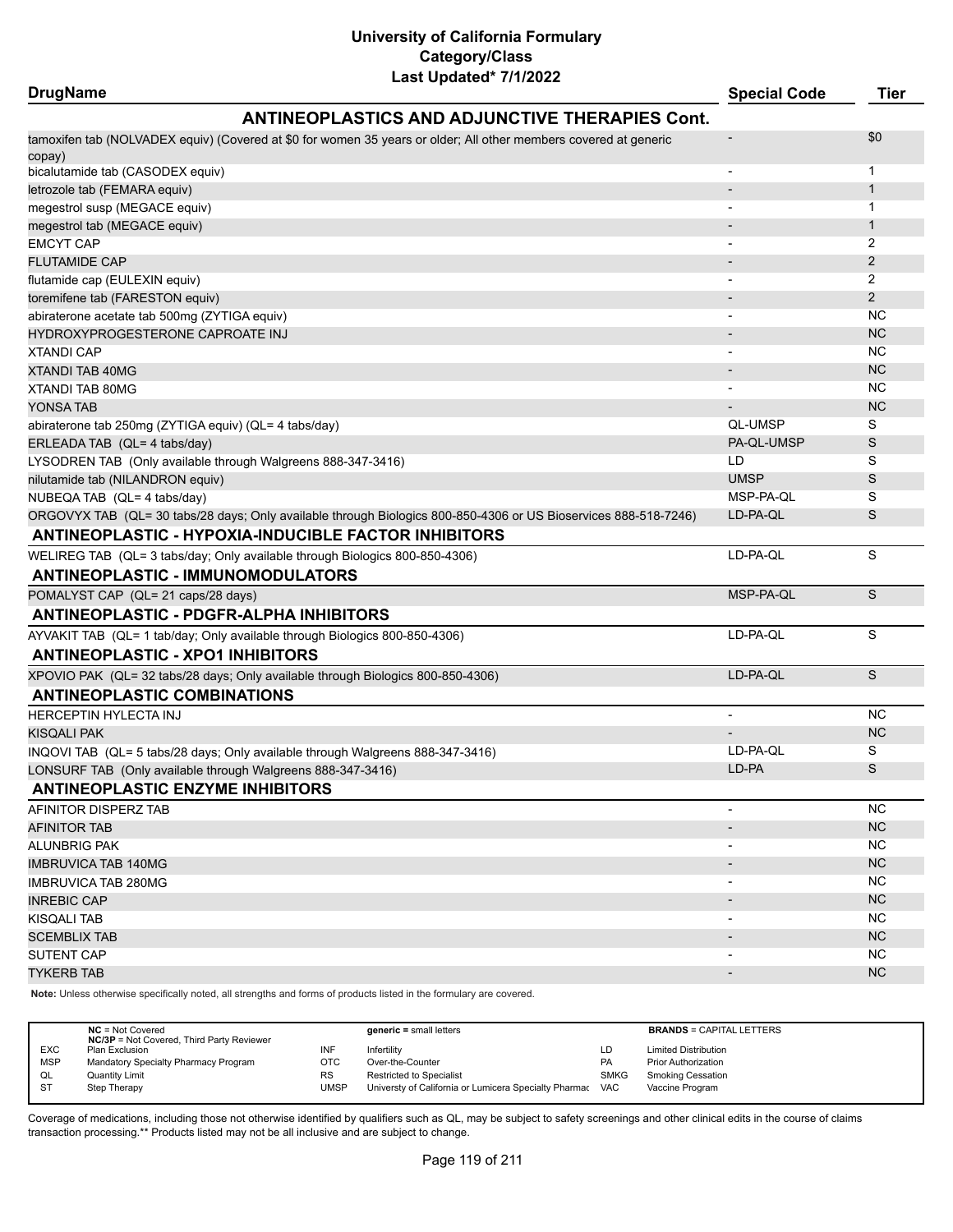# University of California Formulary
## Category/Class
### Last Updated* 7/1/2022

| DrugName | Special Code | Tier |
|---|---|---|
| **ANTINEOPLASTICS AND ADJUNCTIVE THERAPIES Cont.** | | |
| tamoxifen tab (NOLVADEX equiv) (Covered at $0 for women 35 years or older; All other members covered at generic copay) | - | $0 |
| bicalutamide tab (CASODEX equiv) | - | 1 |
| letrozole tab (FEMARA equiv) | - | 1 |
| megestrol susp (MEGACE equiv) | - | 1 |
| megestrol tab (MEGACE equiv) | - | 1 |
| EMCYT CAP | - | 2 |
| FLUTAMIDE CAP | - | 2 |
| flutamide cap (EULEXIN equiv) | - | 2 |
| toremifene tab (FARESTON equiv) | - | 2 |
| abiraterone acetate tab 500mg (ZYTIGA equiv) | - | NC |
| HYDROXYPROGESTERONE CAPROATE INJ | - | NC |
| XTANDI CAP | - | NC |
| XTANDI TAB 40MG | - | NC |
| XTANDI TAB 80MG | - | NC |
| YONSA TAB | - | NC |
| abiraterone tab 250mg (ZYTIGA equiv) (QL= 4 tabs/day) | QL-UMSP | S |
| ERLEADA TAB (QL= 4 tabs/day) | PA-QL-UMSP | S |
| LYSODREN TAB (Only available through Walgreens 888-347-3416) | LD | S |
| nilutamide tab (NILANDRON equiv) | UMSP | S |
| NUBEQA TAB (QL= 4 tabs/day) | MSP-PA-QL | S |
| ORGOVYX TAB (QL= 30 tabs/28 days; Only available through Biologics 800-850-4306 or US Bioservices 888-518-7246) | LD-PA-QL | S |
| **ANTINEOPLASTIC - HYPOXIA-INDUCIBLE FACTOR INHIBITORS** | | |
| WELIREG TAB (QL= 3 tabs/day; Only available through Biologics 800-850-4306) | LD-PA-QL | S |
| **ANTINEOPLASTIC - IMMUNOMODULATORS** | | |
| POMALYST CAP (QL= 21 caps/28 days) | MSP-PA-QL | S |
| **ANTINEOPLASTIC - PDGFR-ALPHA INHIBITORS** | | |
| AYVAKIT TAB (QL= 1 tab/day; Only available through Biologics 800-850-4306) | LD-PA-QL | S |
| **ANTINEOPLASTIC - XPO1 INHIBITORS** | | |
| XPOVIO PAK (QL= 32 tabs/28 days; Only available through Biologics 800-850-4306) | LD-PA-QL | S |
| **ANTINEOPLASTIC COMBINATIONS** | | |
| HERCEPTIN HYLECTA INJ | - | NC |
| KISQALI PAK | - | NC |
| INQOVI TAB (QL= 5 tabs/28 days; Only available through Walgreens 888-347-3416) | LD-PA-QL | S |
| LONSURF TAB (Only available through Walgreens 888-347-3416) | LD-PA | S |
| **ANTINEOPLASTIC ENZYME INHIBITORS** | | |
| AFINITOR DISPERZ TAB | - | NC |
| AFINITOR TAB | - | NC |
| ALUNBRIG PAK | - | NC |
| IMBRUVICA TAB 140MG | - | NC |
| IMBRUVICA TAB 280MG | - | NC |
| INREBIC CAP | - | NC |
| KISQALI TAB | - | NC |
| SCEMBLIX TAB | - | NC |
| SUTENT CAP | - | NC |
| TYKERB TAB | - | NC |

**Note:** Unless otherwise specifically noted, all strengths and forms of products listed in the formulary are covered.

| | | | | | |
|---|---|---|---|---|---|
| **NC** = Not Covered<br>**NC/3P** = Not Covered, Third Party Reviewer | | **generic** = small letters | | **BRANDS** = CAPITAL LETTERS | |
| EXC | Plan Exclusion | INF | Infertility | LD | Limited Distribution |
| MSP | Mandatory Specialty Pharmacy Program | OTC | Over-the-Counter | PA | Prior Authorization |
| QL | Quantity Limit | RS | Restricted to Specialist | SMKG | Smoking Cessation |
| ST | Step Therapy | UMSP | Universty of California or Lumicera Specialty Pharmac | VAC | Vaccine Program |

Coverage of medications, including those not otherwise identified by qualifiers such as QL, may be subject to safety screenings and other clinical edits in the course of claims transaction processing.** Products listed may not be all inclusive and are subject to change.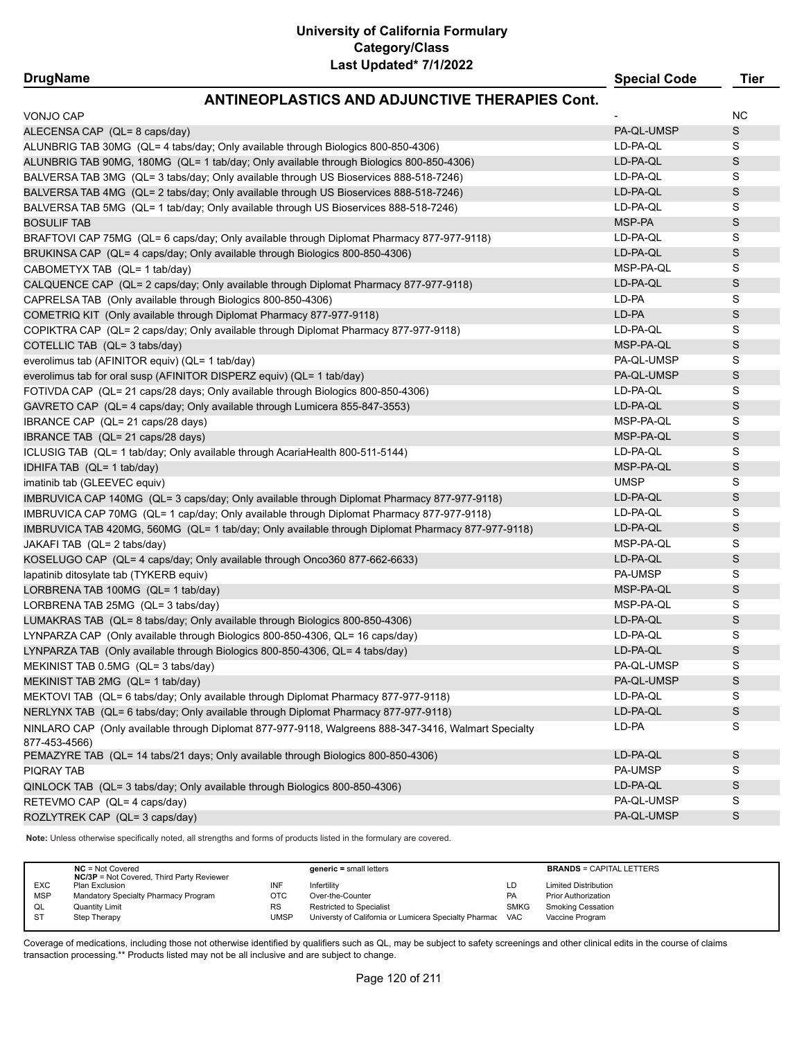# University of California Formulary
## Category/Class
### Last Updated* 7/1/2022

## ANTINEOPLASTICS AND ADJUNCTIVE THERAPIES Cont.

| DrugName | Special Code | Tier |
|---|---|---|
| VONJO CAP | - | NC |
| ALECENSA CAP (QL= 8 caps/day) | PA-QL-UMSP | S |
| ALUNBRIG TAB 30MG (QL= 4 tabs/day; Only available through Biologics 800-850-4306) | LD-PA-QL | S |
| ALUNBRIG TAB 90MG, 180MG (QL= 1 tab/day; Only available through Biologics 800-850-4306) | LD-PA-QL | S |
| BALVERSA TAB 3MG (QL= 3 tabs/day; Only available through US Bioservices 888-518-7246) | LD-PA-QL | S |
| BALVERSA TAB 4MG (QL= 2 tabs/day; Only available through US Bioservices 888-518-7246) | LD-PA-QL | S |
| BALVERSA TAB 5MG (QL= 1 tab/day; Only available through US Bioservices 888-518-7246) | LD-PA-QL | S |
| BOSULIF TAB | MSP-PA | S |
| BRAFTOVI CAP 75MG (QL= 6 caps/day; Only available through Diplomat Pharmacy 877-977-9118) | LD-PA-QL | S |
| BRUKINSA CAP (QL= 4 caps/day; Only available through Biologics 800-850-4306) | LD-PA-QL | S |
| CABOMETYX TAB (QL= 1 tab/day) | MSP-PA-QL | S |
| CALQUENCE CAP (QL= 2 caps/day; Only available through Diplomat Pharmacy 877-977-9118) | LD-PA-QL | S |
| CAPRELSA TAB (Only available through Biologics 800-850-4306) | LD-PA | S |
| COMETRIQ KIT (Only available through Diplomat Pharmacy 877-977-9118) | LD-PA | S |
| COPIKTRA CAP (QL= 2 caps/day; Only available through Diplomat Pharmacy 877-977-9118) | LD-PA-QL | S |
| COTELLIC TAB (QL= 3 tabs/day) | MSP-PA-QL | S |
| everolimus tab (AFINITOR equiv) (QL= 1 tab/day) | PA-QL-UMSP | S |
| everolimus tab for oral susp (AFINITOR DISPERZ equiv) (QL= 1 tab/day) | PA-QL-UMSP | S |
| FOTIVDA CAP (QL= 21 caps/28 days; Only available through Biologics 800-850-4306) | LD-PA-QL | S |
| GAVRETO CAP (QL= 4 caps/day; Only available through Lumicera 855-847-3553) | LD-PA-QL | S |
| IBRANCE CAP (QL= 21 caps/28 days) | MSP-PA-QL | S |
| IBRANCE TAB (QL= 21 caps/28 days) | MSP-PA-QL | S |
| ICLUSIG TAB (QL= 1 tab/day; Only available through AcariaHealth 800-511-5144) | LD-PA-QL | S |
| IDHIFA TAB (QL= 1 tab/day) | MSP-PA-QL | S |
| imatinib tab (GLEEVEC equiv) | UMSP | S |
| IMBRUVICA CAP 140MG (QL= 3 caps/day; Only available through Diplomat Pharmacy 877-977-9118) | LD-PA-QL | S |
| IMBRUVICA CAP 70MG (QL= 1 cap/day; Only available through Diplomat Pharmacy 877-977-9118) | LD-PA-QL | S |
| IMBRUVICA TAB 420MG, 560MG (QL= 1 tab/day; Only available through Diplomat Pharmacy 877-977-9118) | LD-PA-QL | S |
| JAKAFI TAB (QL= 2 tabs/day) | MSP-PA-QL | S |
| KOSELUGO CAP (QL= 4 caps/day; Only available through Onco360 877-662-6633) | LD-PA-QL | S |
| lapatinib ditosylate tab (TYKERB equiv) | PA-UMSP | S |
| LORBRENA TAB 100MG (QL= 1 tab/day) | MSP-PA-QL | S |
| LORBRENA TAB 25MG (QL= 3 tabs/day) | MSP-PA-QL | S |
| LUMAKRAS TAB (QL= 8 tabs/day; Only available through Biologics 800-850-4306) | LD-PA-QL | S |
| LYNPARZA CAP (Only available through Biologics 800-850-4306, QL= 16 caps/day) | LD-PA-QL | S |
| LYNPARZA TAB (Only available through Biologics 800-850-4306, QL= 4 tabs/day) | LD-PA-QL | S |
| MEKINIST TAB 0.5MG (QL= 3 tabs/day) | PA-QL-UMSP | S |
| MEKINIST TAB 2MG (QL= 1 tab/day) | PA-QL-UMSP | S |
| MEKTOVI TAB (QL= 6 tabs/day; Only available through Diplomat Pharmacy 877-977-9118) | LD-PA-QL | S |
| NERLYNX TAB (QL= 6 tabs/day; Only available through Diplomat Pharmacy 877-977-9118) | LD-PA-QL | S |
| NINLARO CAP (Only available through Diplomat 877-977-9118, Walgreens 888-347-3416, Walmart Specialty 877-453-4566) | LD-PA | S |
| PEMAZYRE TAB (QL= 14 tabs/21 days; Only available through Biologics 800-850-4306) | LD-PA-QL | S |
| PIQRAY TAB | PA-UMSP | S |
| QINLOCK TAB (QL= 3 tabs/day; Only available through Biologics 800-850-4306) | LD-PA-QL | S |
| RETEVMO CAP (QL= 4 caps/day) | PA-QL-UMSP | S |
| ROZLYTREK CAP (QL= 3 caps/day) | PA-QL-UMSP | S |

**Note:** Unless otherwise specifically noted, all strengths and forms of products listed in the formulary are covered.

| | | | | | |
|---|---|---|---|---|---|
| **NC** = Not Covered<br>**NC/3P** = Not Covered, Third Party Reviewer | | **generic** = small letters | | **BRANDS** = CAPITAL LETTERS | |
| EXC | Plan Exclusion | INF | Infertility | LD | Limited Distribution |
| MSP | Mandatory Specialty Pharmacy Program | OTC | Over-the-Counter | PA | Prior Authorization |
| QL | Quantity Limit | RS | Restricted to Specialist | SMKG | Smoking Cessation |
| ST | Step Therapy | UMSP | Universty of California or Lumicera Specialty Pharmac | VAC | Vaccine Program |

Coverage of medications, including those not otherwise identified by qualifiers such as QL, may be subject to safety screenings and other clinical edits in the course of claims transaction processing.** Products listed may not be all inclusive and are subject to change.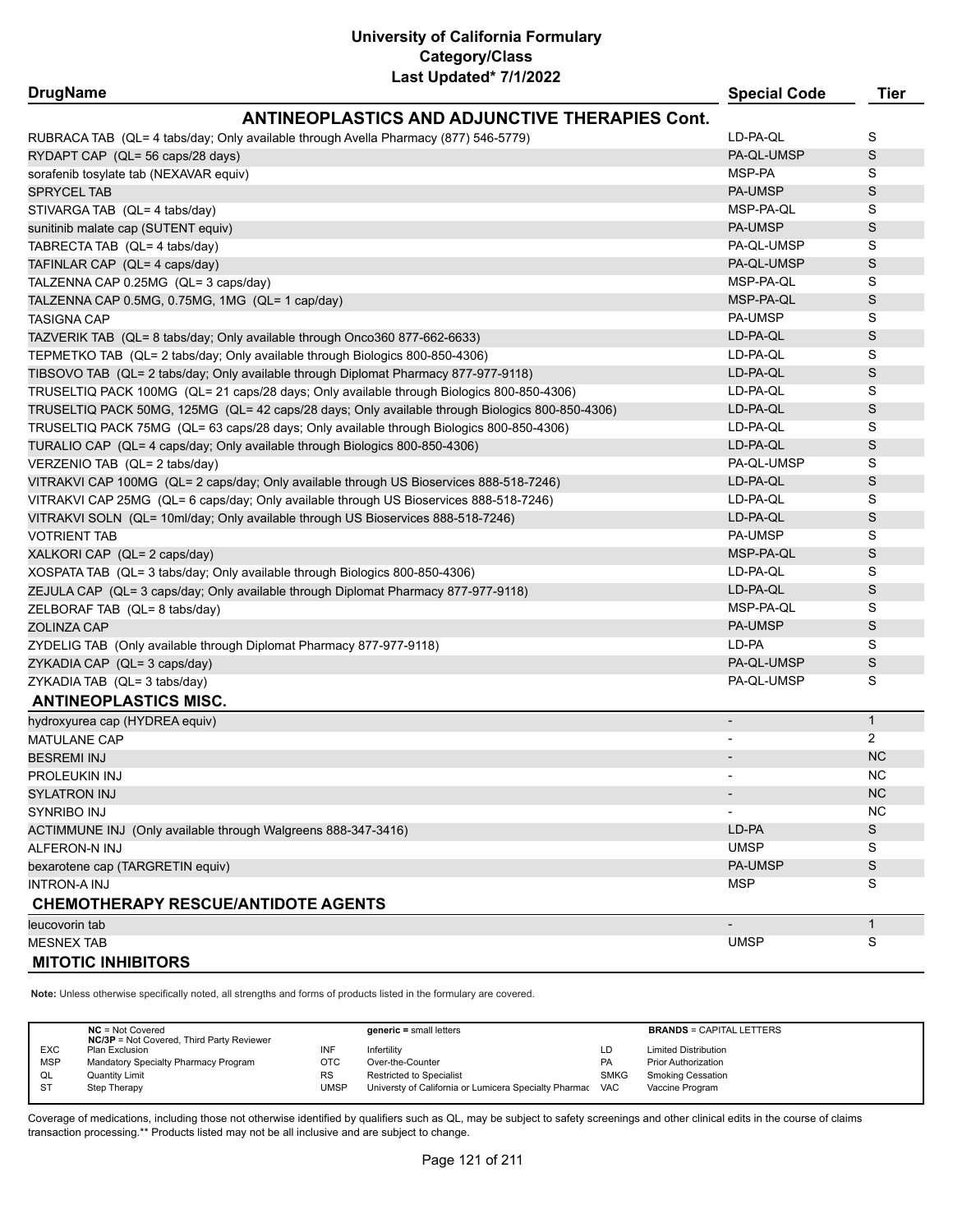# University of California Formulary
## Category/Class
### Last Updated* 7/1/2022

| DrugName | Special Code | Tier |
|---|---|---|
| **ANTINEOPLASTICS AND ADJUNCTIVE THERAPIES Cont.** | | |
| RUBRACA TAB (QL= 4 tabs/day; Only available through Avella Pharmacy (877) 546-5779) | LD-PA-QL | S |
| RYDAPT CAP (QL= 56 caps/28 days) | PA-QL-UMSP | S |
| sorafenib tosylate tab (NEXAVAR equiv) | MSP-PA | S |
| SPRYCEL TAB | PA-UMSP | S |
| STIVARGA TAB (QL= 4 tabs/day) | MSP-PA-QL | S |
| sunitinib malate cap (SUTENT equiv) | PA-UMSP | S |
| TABRECTA TAB (QL= 4 tabs/day) | PA-QL-UMSP | S |
| TAFINLAR CAP (QL= 4 caps/day) | PA-QL-UMSP | S |
| TALZENNA CAP 0.25MG (QL= 3 caps/day) | MSP-PA-QL | S |
| TALZENNA CAP 0.5MG, 0.75MG, 1MG (QL= 1 cap/day) | MSP-PA-QL | S |
| TASIGNA CAP | PA-UMSP | S |
| TAZVERIK TAB (QL= 8 tabs/day; Only available through Onco360 877-662-6633) | LD-PA-QL | S |
| TEPMETKO TAB (QL= 2 tabs/day; Only available through Biologics 800-850-4306) | LD-PA-QL | S |
| TIBSOVO TAB (QL= 2 tabs/day; Only available through Diplomat Pharmacy 877-977-9118) | LD-PA-QL | S |
| TRUSELTIQ PACK 100MG (QL= 21 caps/28 days; Only available through Biologics 800-850-4306) | LD-PA-QL | S |
| TRUSELTIQ PACK 50MG, 125MG (QL= 42 caps/28 days; Only available through Biologics 800-850-4306) | LD-PA-QL | S |
| TRUSELTIQ PACK 75MG (QL= 63 caps/28 days; Only available through Biologics 800-850-4306) | LD-PA-QL | S |
| TURALIO CAP (QL= 4 caps/day; Only available through Biologics 800-850-4306) | LD-PA-QL | S |
| VERZENIO TAB (QL= 2 tabs/day) | PA-QL-UMSP | S |
| VITRAKVI CAP 100MG (QL= 2 caps/day; Only available through US Bioservices 888-518-7246) | LD-PA-QL | S |
| VITRAKVI CAP 25MG (QL= 6 caps/day; Only available through US Bioservices 888-518-7246) | LD-PA-QL | S |
| VITRAKVI SOLN (QL= 10ml/day; Only available through US Bioservices 888-518-7246) | LD-PA-QL | S |
| VOTRIENT TAB | PA-UMSP | S |
| XALKORI CAP (QL= 2 caps/day) | MSP-PA-QL | S |
| XOSPATA TAB (QL= 3 tabs/day; Only available through Biologics 800-850-4306) | LD-PA-QL | S |
| ZEJULA CAP (QL= 3 caps/day; Only available through Diplomat Pharmacy 877-977-9118) | LD-PA-QL | S |
| ZELBORAF TAB (QL= 8 tabs/day) | MSP-PA-QL | S |
| ZOLINZA CAP | PA-UMSP | S |
| ZYDELIG TAB (Only available through Diplomat Pharmacy 877-977-9118) | LD-PA | S |
| ZYKADIA CAP (QL= 3 caps/day) | PA-QL-UMSP | S |
| ZYKADIA TAB (QL= 3 tabs/day) | PA-QL-UMSP | S |
| **ANTINEOPLASTICS MISC.** | | |
| hydroxyurea cap (HYDREA equiv) | - | 1 |
| MATULANE CAP | - | 2 |
| BESREMI INJ | - | NC |
| PROLEUKIN INJ | - | NC |
| SYLATRON INJ | - | NC |
| SYNRIBO INJ | - | NC |
| ACTIMMUNE INJ (Only available through Walgreens 888-347-3416) | LD-PA | S |
| ALFERON-N INJ | UMSP | S |
| bexarotene cap (TARGRETIN equiv) | PA-UMSP | S |
| INTRON-A INJ | MSP | S |
| **CHEMOTHERAPY RESCUE/ANTIDOTE AGENTS** | | |
| leucovorin tab | - | 1 |
| MESNEX TAB | UMSP | S |
| **MITOTIC INHIBITORS** | | |

**Note:** Unless otherwise specifically noted, all strengths and forms of products listed in the formulary are covered.

| | | | | | |
|---|---|---|---|---|---|
| **NC** = Not Covered | | **generic** = small letters | | **BRANDS** = CAPITAL LETTERS | |
| **NC/3P** = Not Covered, Third Party Reviewer | | | | | |
| EXC | Plan Exclusion | INF | Infertility | LD | Limited Distribution |
| MSP | Mandatory Specialty Pharmacy Program | OTC | Over-the-Counter | PA | Prior Authorization |
| QL | Quantity Limit | RS | Restricted to Specialist | SMKG | Smoking Cessation |
| ST | Step Therapy | UMSP | Universty of California or Lumicera Specialty Pharmac | VAC | Vaccine Program |

Coverage of medications, including those not otherwise identified by qualifiers such as QL, may be subject to safety screenings and other clinical edits in the course of claims transaction processing.** Products listed may not be all inclusive and are subject to change.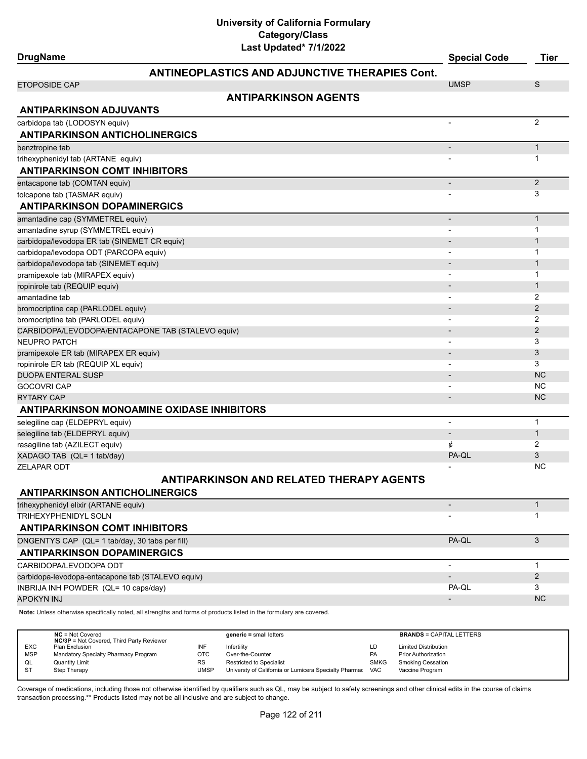# University of California Formulary
## Category/Class
### Last Updated* 7/1/2022

| DrugName | Special Code | Tier |
|---|---|---|
| **ANTINEOPLASTICS AND ADJUNCTIVE THERAPIES Cont.** | | |
| ETOPOSIDE CAP | UMSP | S |
| **ANTIPARKINSON AGENTS** | | |
| **ANTIPARKINSON ADJUVANTS** | | |
| carbidopa tab (LODOSYN equiv) | - | 2 |
| **ANTIPARKINSON ANTICHOLINERGICS** | | |
| benztropine tab | - | 1 |
| trihexyphenidyl tab (ARTANE equiv) | - | 1 |
| **ANTIPARKINSON COMT INHIBITORS** | | |
| entacapone tab (COMTAN equiv) | - | 2 |
| tolcapone tab (TASMAR equiv) | - | 3 |
| **ANTIPARKINSON DOPAMINERGICS** | | |
| amantadine cap (SYMMETREL equiv) | - | 1 |
| amantadine syrup (SYMMETREL equiv) | - | 1 |
| carbidopa/levodopa ER tab (SINEMET CR equiv) | - | 1 |
| carbidopa/levodopa ODT (PARCOPA equiv) | - | 1 |
| carbidopa/levodopa tab (SINEMET equiv) | - | 1 |
| pramipexole tab (MIRAPEX equiv) | - | 1 |
| ropinirole tab (REQUIP equiv) | - | 1 |
| amantadine tab | - | 2 |
| bromocriptine cap (PARLODEL equiv) | - | 2 |
| bromocriptine tab (PARLODEL equiv) | - | 2 |
| CARBIDOPA/LEVODOPA/ENTACAPONE TAB (STALEVO equiv) | - | 2 |
| NEUPRO PATCH | - | 3 |
| pramipexole ER tab (MIRAPEX ER equiv) | - | 3 |
| ropinirole ER tab (REQUIP XL equiv) | - | 3 |
| DUOPA ENTERAL SUSP | - | NC |
| GOCOVRI CAP | - | NC |
| RYTARY CAP | - | NC |
| **ANTIPARKINSON MONOAMINE OXIDASE INHIBITORS** | | |
| selegiline cap (ELDEPRYL equiv) | - | 1 |
| selegiline tab (ELDEPRYL equiv) | - | 1 |
| rasagiline tab (AZILECT equiv) | ¢ | 2 |
| XADAGO TAB (QL= 1 tab/day) | PA-QL | 3 |
| ZELAPAR ODT | - | NC |
| **ANTIPARKINSON AND RELATED THERAPY AGENTS** | | |
| **ANTIPARKINSON ANTICHOLINERGICS** | | |
| trihexyphenidyl elixir (ARTANE equiv) | - | 1 |
| TRIHEXYPHENIDYL SOLN | - | 1 |
| **ANTIPARKINSON COMT INHIBITORS** | | |
| ONGENTYS CAP (QL= 1 tab/day, 30 tabs per fill) | PA-QL | 3 |
| **ANTIPARKINSON DOPAMINERGICS** | | |
| CARBIDOPA/LEVODOPA ODT | - | 1 |
| carbidopa-levodopa-entacapone tab (STALEVO equiv) | - | 2 |
| INBRIJA INH POWDER (QL= 10 caps/day) | PA-QL | 3 |
| APOKYN INJ | - | NC |

**Note:** Unless otherwise specifically noted, all strengths and forms of products listed in the formulary are covered.

| | | | | | |
|---|---|---|---|---|---|
| **NC** = Not Covered<br>**NC/3P** = Not Covered, Third Party Reviewer | | **generic** = small letters | | **BRANDS** = CAPITAL LETTERS | |
| EXC | Plan Exclusion | INF | Infertility | LD | Limited Distribution |
| MSP | Mandatory Specialty Pharmacy Program | OTC | Over-the-Counter | PA | Prior Authorization |
| QL | Quantity Limit | RS | Restricted to Specialist | SMKG | Smoking Cessation |
| ST | Step Therapy | UMSP | Universty of California or Lumicera Specialty Pharmac | VAC | Vaccine Program |

Coverage of medications, including those not otherwise identified by qualifiers such as QL, may be subject to safety screenings and other clinical edits in the course of claims transaction processing.** Products listed may not be all inclusive and are subject to change.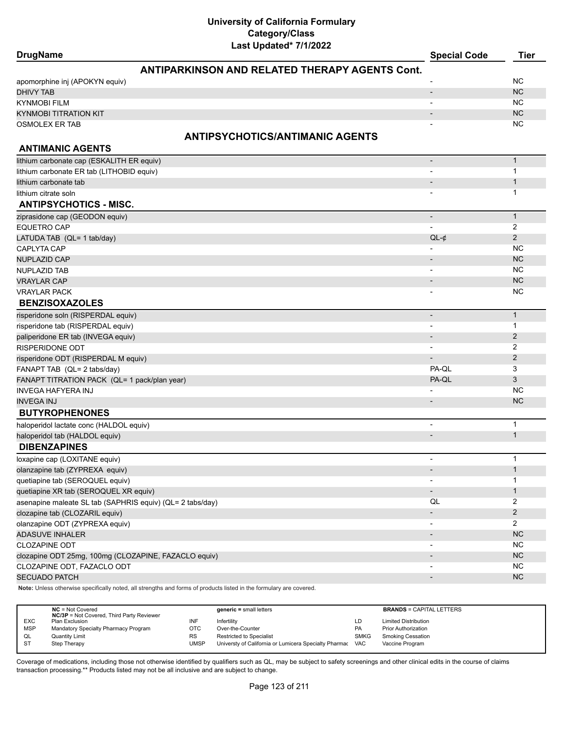# University of California Formulary
## Category/Class
### Last Updated* 7/1/2022

| DrugName | Special Code | Tier |
|---|---|---|
| **ANTIPARKINSON AND RELATED THERAPY AGENTS Cont.** | | |
| apomorphine inj (APOKYN equiv) | - | NC |
| DHIVY TAB | - | NC |
| KYNMOBI FILM | - | NC |
| KYNMOBI TITRATION KIT | - | NC |
| OSMOLEX ER TAB | - | NC |
| **ANTIPSYCHOTICS/ANTIMANIC AGENTS** | | |
| **ANTIMANIC AGENTS** | | |
| lithium carbonate cap (ESKALITH ER equiv) | - | 1 |
| lithium carbonate ER tab (LITHOBID equiv) | - | 1 |
| lithium carbonate tab | - | 1 |
| lithium citrate soln | - | 1 |
| **ANTIPSYCHOTICS - MISC.** | | |
| ziprasidone cap (GEODON equiv) | - | 1 |
| EQUETRO CAP | - | 2 |
| LATUDA TAB (QL= 1 tab/day) | QL-¢ | 2 |
| CAPLYTA CAP | - | NC |
| NUPLAZID CAP | - | NC |
| NUPLAZID TAB | - | NC |
| VRAYLAR CAP | - | NC |
| VRAYLAR PACK | - | NC |
| **BENZISOXAZOLES** | | |
| risperidone soln (RISPERDAL equiv) | - | 1 |
| risperidone tab (RISPERDAL equiv) | - | 1 |
| paliperidone ER tab (INVEGA equiv) | - | 2 |
| RISPERIDONE ODT | - | 2 |
| risperidone ODT (RISPERDAL M equiv) | - | 2 |
| FANAPT TAB (QL= 2 tabs/day) | PA-QL | 3 |
| FANAPT TITRATION PACK (QL= 1 pack/plan year) | PA-QL | 3 |
| INVEGA HAFYERA INJ | - | NC |
| INVEGA INJ | - | NC |
| **BUTYROPHENONES** | | |
| haloperidol lactate conc (HALDOL equiv) | - | 1 |
| haloperidol tab (HALDOL equiv) | - | 1 |
| **DIBENZAPINES** | | |
| loxapine cap (LOXITANE equiv) | - | 1 |
| olanzapine tab (ZYPREXA equiv) | - | 1 |
| quetiapine tab (SEROQUEL equiv) | - | 1 |
| quetiapine XR tab (SEROQUEL XR equiv) | - | 1 |
| asenapine maleate SL tab (SAPHRIS equiv) (QL= 2 tabs/day) | QL | 2 |
| clozapine tab (CLOZARIL equiv) | - | 2 |
| olanzapine ODT (ZYPREXA equiv) | - | 2 |
| ADASUVE INHALER | - | NC |
| CLOZAPINE ODT | - | NC |
| clozapine ODT 25mg, 100mg (CLOZAPINE, FAZACLO equiv) | - | NC |
| CLOZAPINE ODT, FAZACLO ODT | - | NC |
| SECUADO PATCH | - | NC |

**Note:** Unless otherwise specifically noted, all strengths and forms of products listed in the formulary are covered.

| | | | | | |
|---|---|---|---|---|---|
| **NC** = Not Covered | | **generic** = small letters | | **BRANDS** = CAPITAL LETTERS | |
| **NC/3P** = Not Covered, Third Party Reviewer | | | | | |
| EXC | Plan Exclusion | INF | Infertility | LD | Limited Distribution |
| MSP | Mandatory Specialty Pharmacy Program | OTC | Over-the-Counter | PA | Prior Authorization |
| QL | Quantity Limit | RS | Restricted to Specialist | SMKG | Smoking Cessation |
| ST | Step Therapy | UMSP | Universty of California or Lumicera Specialty Pharmac | VAC | Vaccine Program |

Coverage of medications, including those not otherwise identified by qualifiers such as QL, may be subject to safety screenings and other clinical edits in the course of claims transaction processing.** Products listed may not be all inclusive and are subject to change.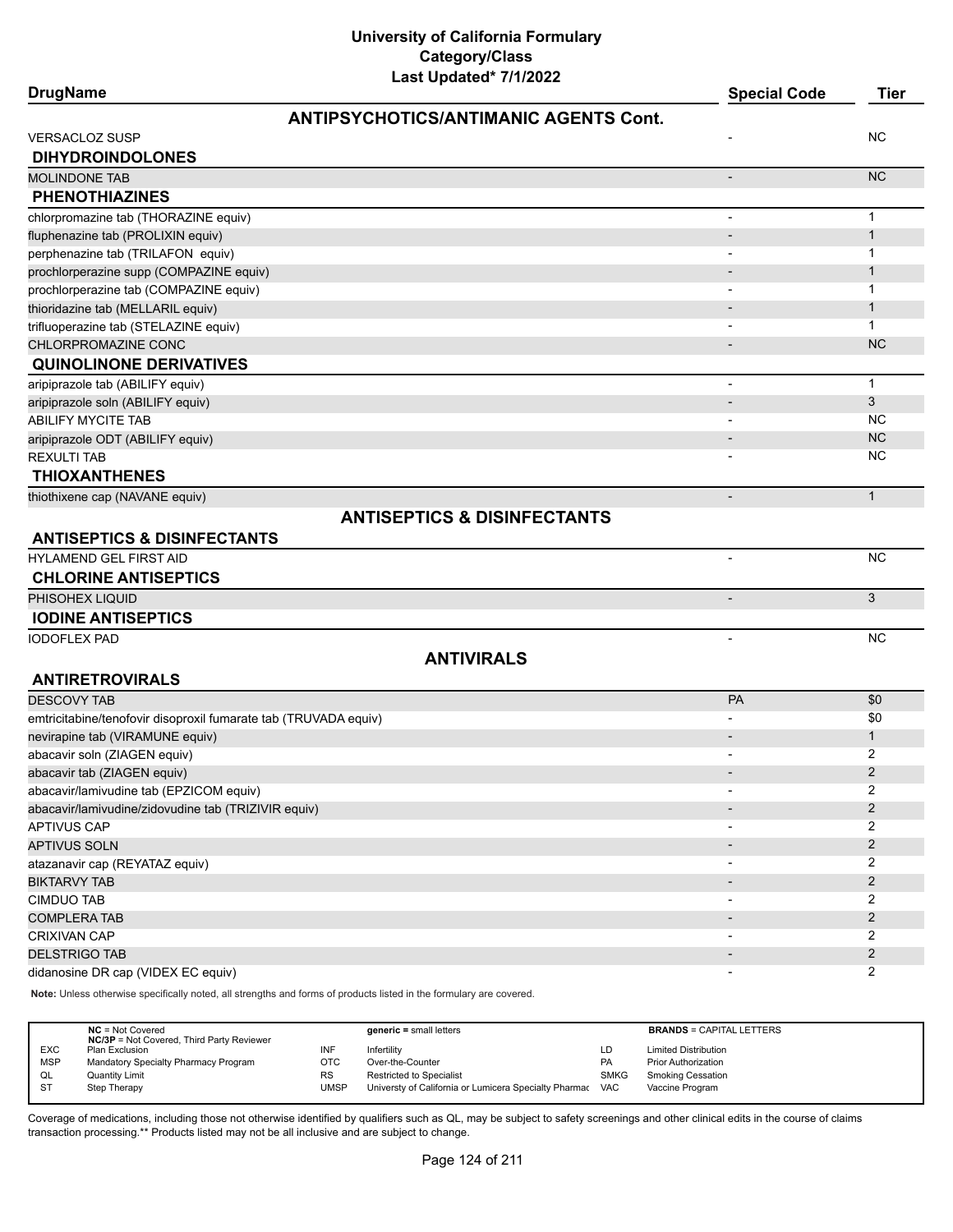# University of California Formulary
## Category/Class
### Last Updated* 7/1/2022

| DrugName | Special Code | Tier |
|---|---|---|
| **ANTIPSYCHOTICS/ANTIMANIC AGENTS Cont.** | | |
| VERSACLOZ SUSP | - | NC |
| **DIHYDROINDOLONES** | | |
| MOLINDONE TAB | - | NC |
| **PHENOTHIAZINES** | | |
| chlorpromazine tab (THORAZINE equiv) | - | 1 |
| fluphenazine tab (PROLIXIN equiv) | - | 1 |
| perphenazine tab (TRILAFON equiv) | - | 1 |
| prochlorperazine supp (COMPAZINE equiv) | - | 1 |
| prochlorperazine tab (COMPAZINE equiv) | - | 1 |
| thioridazine tab (MELLARIL equiv) | - | 1 |
| trifluoperazine tab (STELAZINE equiv) | - | 1 |
| CHLORPROMAZINE CONC | - | NC |
| **QUINOLINONE DERIVATIVES** | | |
| aripiprazole tab (ABILIFY equiv) | - | 1 |
| aripiprazole soln (ABILIFY equiv) | - | 3 |
| ABILIFY MYCITE TAB | - | NC |
| aripiprazole ODT (ABILIFY equiv) | - | NC |
| REXULTI TAB | - | NC |
| **THIOXANTHENES** | | |
| thiothixene cap (NAVANE equiv) | - | 1 |
| **ANTISEPTICS & DISINFECTANTS** | | |
| **ANTISEPTICS & DISINFECTANTS** | | |
| HYLAMEND GEL FIRST AID | - | NC |
| **CHLORINE ANTISEPTICS** | | |
| PHISOHEX LIQUID | - | 3 |
| **IODINE ANTISEPTICS** | | |
| IODOFLEX PAD | - | NC |
| **ANTIVIRALS** | | |
| **ANTIRETROVIRALS** | | |
| DESCOVY TAB | PA | $0 |
| emtricitabine/tenofovir disoproxil fumarate tab (TRUVADA equiv) | - | $0 |
| nevirapine tab (VIRAMUNE equiv) | - | 1 |
| abacavir soln (ZIAGEN equiv) | - | 2 |
| abacavir tab (ZIAGEN equiv) | - | 2 |
| abacavir/lamivudine tab (EPZICOM equiv) | - | 2 |
| abacavir/lamivudine/zidovudine tab (TRIZIVIR equiv) | - | 2 |
| APTIVUS CAP | - | 2 |
| APTIVUS SOLN | - | 2 |
| atazanavir cap (REYATAZ equiv) | - | 2 |
| BIKTARVY TAB | - | 2 |
| CIMDUO TAB | - | 2 |
| COMPLERA TAB | - | 2 |
| CRIXIVAN CAP | - | 2 |
| DELSTRIGO TAB | - | 2 |
| didanosine DR cap (VIDEX EC equiv) | - | 2 |

**Note:** Unless otherwise specifically noted, all strengths and forms of products listed in the formulary are covered.

| | | | | | |
|---|---|---|---|---|---|
| **NC** = Not Covered<br>**NC/3P** = Not Covered, Third Party Reviewer | | **generic =** small letters | | **BRANDS** = CAPITAL LETTERS | |
| EXC | Plan Exclusion | INF | Infertility | LD | Limited Distribution |
| MSP | Mandatory Specialty Pharmacy Program | OTC | Over-the-Counter | PA | Prior Authorization |
| QL | Quantity Limit | RS | Restricted to Specialist | SMKG | Smoking Cessation |
| ST | Step Therapy | UMSP | Universty of California or Lumicera Specialty Pharmac | VAC | Vaccine Program |

Coverage of medications, including those not otherwise identified by qualifiers such as QL, may be subject to safety screenings and other clinical edits in the course of claims transaction processing.** Products listed may not be all inclusive and are subject to change.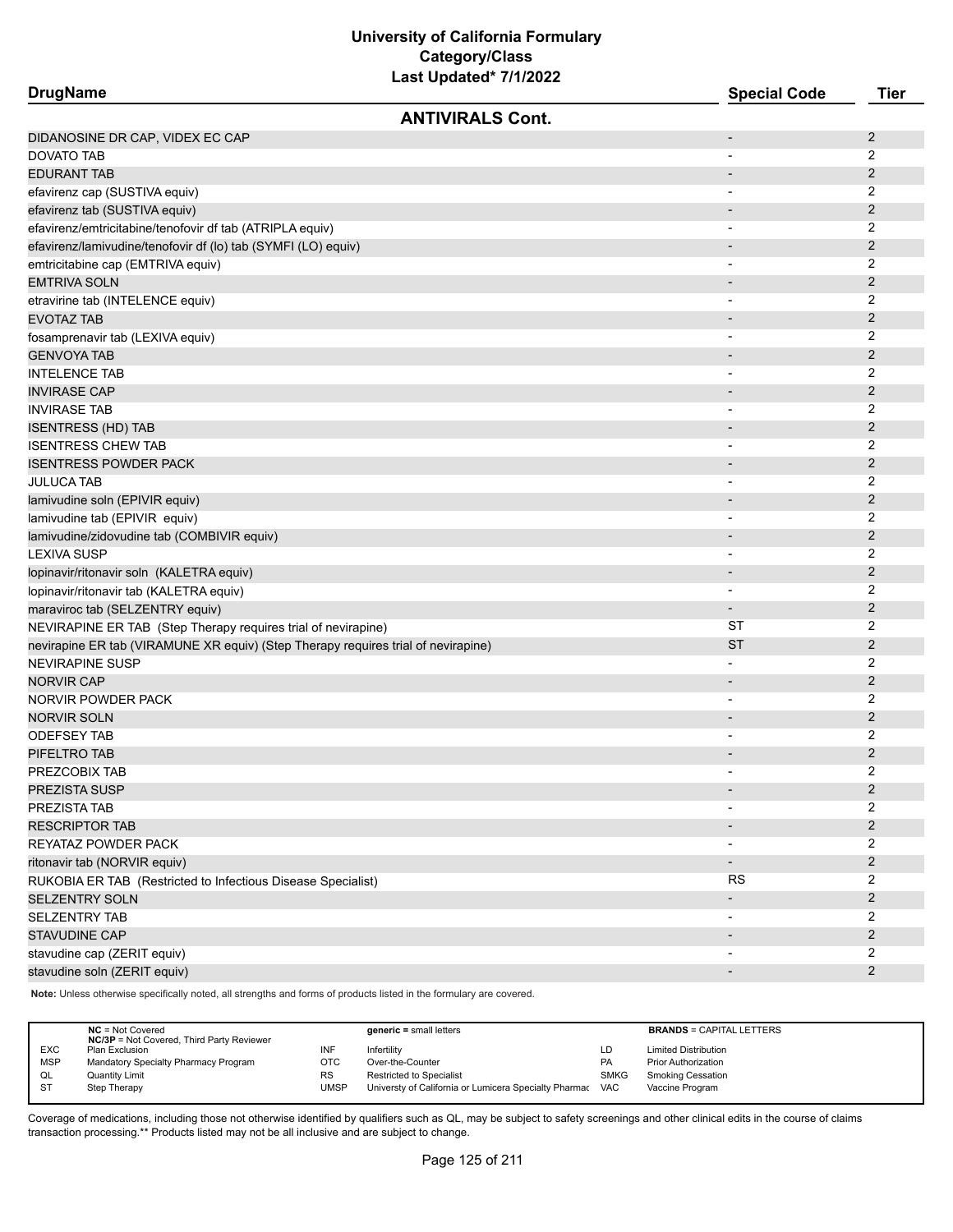# University of California Formulary
## Category/Class
### Last Updated* 7/1/2022

| DrugName | Special Code | Tier |
|---|---|---|
| **ANTIVIRALS Cont.** | | |
| DIDANOSINE DR CAP, VIDEX EC CAP | - | 2 |
| DOVATO TAB | - | 2 |
| EDURANT TAB | - | 2 |
| efavirenz cap (SUSTIVA equiv) | - | 2 |
| efavirenz tab (SUSTIVA equiv) | - | 2 |
| efavirenz/emtricitabine/tenofovir df tab (ATRIPLA equiv) | - | 2 |
| efavirenz/lamivudine/tenofovir df (lo) tab (SYMFI (LO) equiv) | - | 2 |
| emtricitabine cap (EMTRIVA equiv) | - | 2 |
| EMTRIVA SOLN | - | 2 |
| etravirine tab (INTELENCE equiv) | - | 2 |
| EVOTAZ TAB | - | 2 |
| fosamprenavir tab (LEXIVA equiv) | - | 2 |
| GENVOYA TAB | - | 2 |
| INTELENCE TAB | - | 2 |
| INVIRASE CAP | - | 2 |
| INVIRASE TAB | - | 2 |
| ISENTRESS (HD) TAB | - | 2 |
| ISENTRESS CHEW TAB | - | 2 |
| ISENTRESS POWDER PACK | - | 2 |
| JULUCA TAB | - | 2 |
| lamivudine soln (EPIVIR equiv) | - | 2 |
| lamivudine tab (EPIVIR equiv) | - | 2 |
| lamivudine/zidovudine tab (COMBIVIR equiv) | - | 2 |
| LEXIVA SUSP | - | 2 |
| lopinavir/ritonavir soln (KALETRA equiv) | - | 2 |
| lopinavir/ritonavir tab (KALETRA equiv) | - | 2 |
| maraviroc tab (SELZENTRY equiv) | - | 2 |
| NEVIRAPINE ER TAB (Step Therapy requires trial of nevirapine) | ST | 2 |
| nevirapine ER tab (VIRAMUNE XR equiv) (Step Therapy requires trial of nevirapine) | ST | 2 |
| NEVIRAPINE SUSP | - | 2 |
| NORVIR CAP | - | 2 |
| NORVIR POWDER PACK | - | 2 |
| NORVIR SOLN | - | 2 |
| ODEFSEY TAB | - | 2 |
| PIFELTRO TAB | - | 2 |
| PREZCOBIX TAB | - | 2 |
| PREZISTA SUSP | - | 2 |
| PREZISTA TAB | - | 2 |
| RESCRIPTOR TAB | - | 2 |
| REYATAZ POWDER PACK | - | 2 |
| ritonavir tab (NORVIR equiv) | - | 2 |
| RUKOBIA ER TAB (Restricted to Infectious Disease Specialist) | RS | 2 |
| SELZENTRY SOLN | - | 2 |
| SELZENTRY TAB | - | 2 |
| STAVUDINE CAP | - | 2 |
| stavudine cap (ZERIT equiv) | - | 2 |
| stavudine soln (ZERIT equiv) | - | 2 |

**Note:** Unless otherwise specifically noted, all strengths and forms of products listed in the formulary are covered.

| | | | | | |
|---|---|---|---|---|---|
| **NC** = Not Covered<br>**NC/3P** = Not Covered, Third Party Reviewer | | **generic** = small letters | | **BRANDS** = CAPITAL LETTERS | |
| EXC | Plan Exclusion | INF | Infertility | LD | Limited Distribution |
| MSP | Mandatory Specialty Pharmacy Program | OTC | Over-the-Counter | PA | Prior Authorization |
| QL | Quantity Limit | RS | Restricted to Specialist | SMKG | Smoking Cessation |
| ST | Step Therapy | UMSP | Universty of California or Lumicera Specialty Pharmac | VAC | Vaccine Program |

Coverage of medications, including those not otherwise identified by qualifiers such as QL, may be subject to safety screenings and other clinical edits in the course of claims transaction processing.** Products listed may not be all inclusive and are subject to change.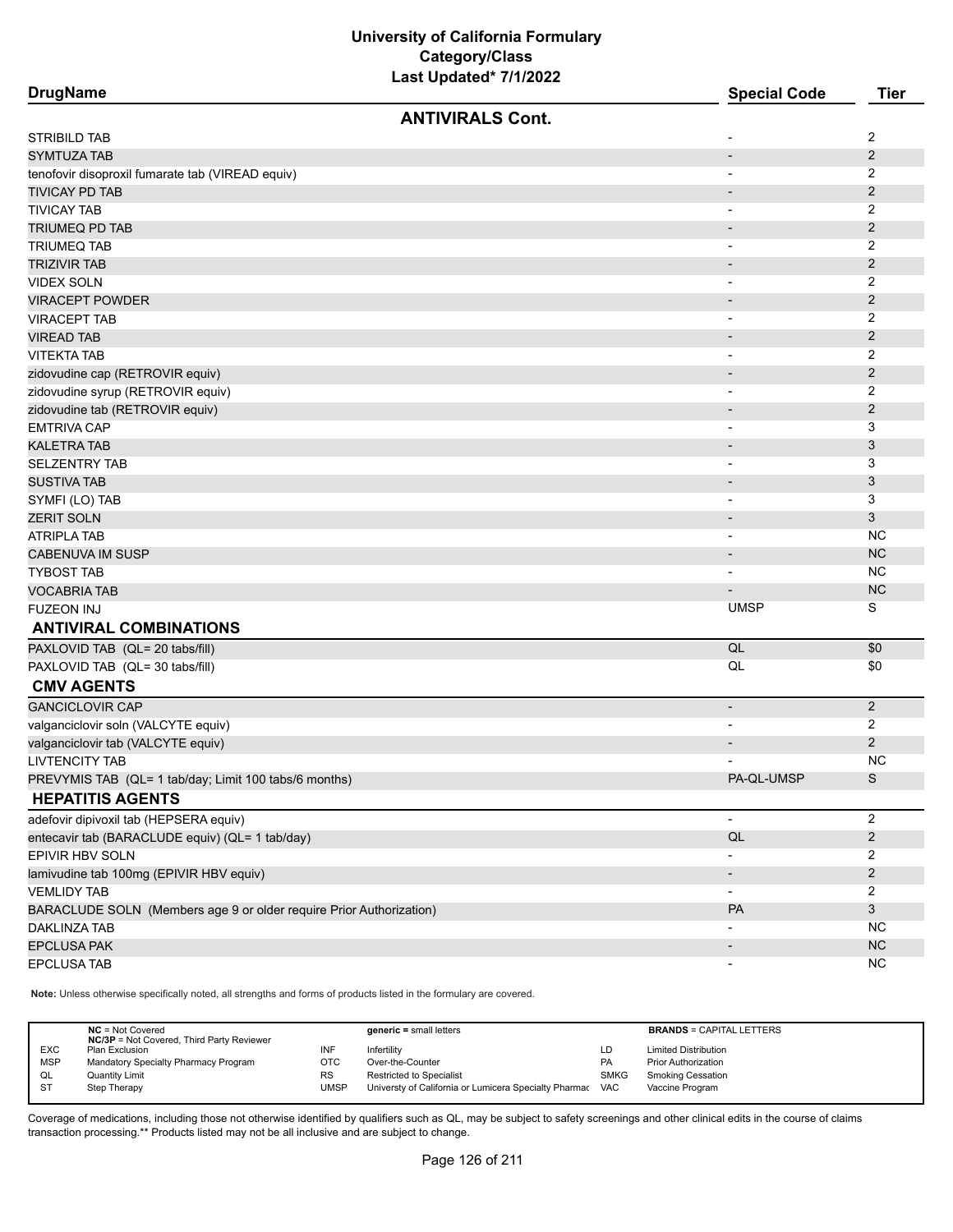# University of California Formulary
## Category/Class
### Last Updated* 7/1/2022

| DrugName | Special Code | Tier |
|---|---|---|
| **ANTIVIRALS Cont.** | | |
| STRIBILD TAB | - | 2 |
| SYMTUZA TAB | - | 2 |
| tenofovir disoproxil fumarate tab (VIREAD equiv) | - | 2 |
| TIVICAY PD TAB | - | 2 |
| TIVICAY TAB | - | 2 |
| TRIUMEQ PD TAB | - | 2 |
| TRIUMEQ TAB | - | 2 |
| TRIZIVIR TAB | - | 2 |
| VIDEX SOLN | - | 2 |
| VIRACEPT POWDER | - | 2 |
| VIRACEPT TAB | - | 2 |
| VIREAD TAB | - | 2 |
| VITEKTA TAB | - | 2 |
| zidovudine cap (RETROVIR equiv) | - | 2 |
| zidovudine syrup (RETROVIR equiv) | - | 2 |
| zidovudine tab (RETROVIR equiv) | - | 2 |
| EMTRIVA CAP | - | 3 |
| KALETRA TAB | - | 3 |
| SELZENTRY TAB | - | 3 |
| SUSTIVA TAB | - | 3 |
| SYMFI (LO) TAB | - | 3 |
| ZERIT SOLN | - | 3 |
| ATRIPLA TAB | - | NC |
| CABENUVA IM SUSP | - | NC |
| TYBOST TAB | - | NC |
| VOCABRIA TAB | - | NC |
| FUZEON INJ | UMSP | S |
| **ANTIVIRAL COMBINATIONS** | | |
| PAXLOVID TAB (QL= 20 tabs/fill) | QL | $0 |
| PAXLOVID TAB (QL= 30 tabs/fill) | QL | $0 |
| **CMV AGENTS** | | |
| GANCICLOVIR CAP | - | 2 |
| valganciclovir soln (VALCYTE equiv) | - | 2 |
| valganciclovir tab (VALCYTE equiv) | - | 2 |
| LIVTENCITY TAB | - | NC |
| PREVYMIS TAB (QL= 1 tab/day; Limit 100 tabs/6 months) | PA-QL-UMSP | S |
| **HEPATITIS AGENTS** | | |
| adefovir dipivoxil tab (HEPSERA equiv) | - | 2 |
| entecavir tab (BARACLUDE equiv) (QL= 1 tab/day) | QL | 2 |
| EPIVIR HBV SOLN | - | 2 |
| lamivudine tab 100mg (EPIVIR HBV equiv) | - | 2 |
| VEMLIDY TAB | - | 2 |
| BARACLUDE SOLN (Members age 9 or older require Prior Authorization) | PA | 3 |
| DAKLINZA TAB | - | NC |
| EPCLUSA PAK | - | NC |
| EPCLUSA TAB | - | NC |

**Note:** Unless otherwise specifically noted, all strengths and forms of products listed in the formulary are covered.

| | | | | | |
|---|---|---|---|---|---|
| **NC** = Not Covered; **NC/3P** = Not Covered, Third Party Reviewer | | **generic** = small letters | | **BRANDS** = CAPITAL LETTERS | |
| EXC | Plan Exclusion | INF | Infertility | LD | Limited Distribution |
| MSP | Mandatory Specialty Pharmacy Program | OTC | Over-the-Counter | PA | Prior Authorization |
| QL | Quantity Limit | RS | Restricted to Specialist | SMKG | Smoking Cessation |
| ST | Step Therapy | UMSP | Universty of California or Lumicera Specialty Pharmac | VAC | Vaccine Program |

Coverage of medications, including those not otherwise identified by qualifiers such as QL, may be subject to safety screenings and other clinical edits in the course of claims transaction processing.** Products listed may not be all inclusive and are subject to change.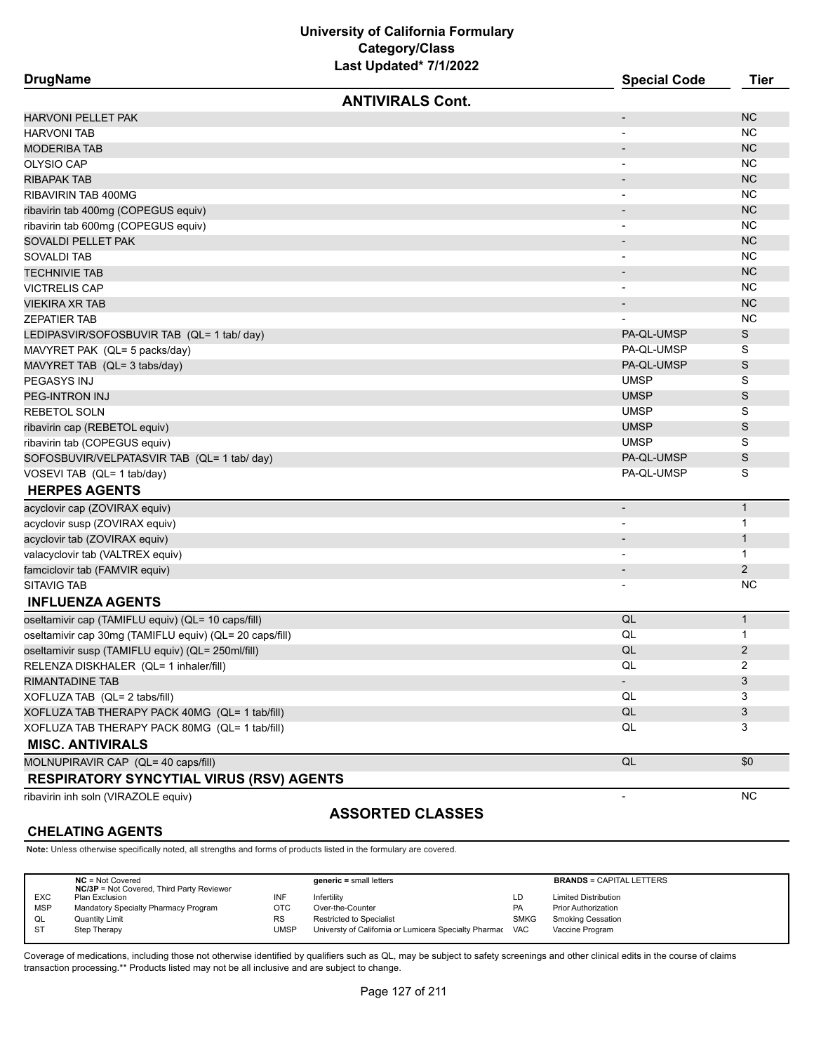# University of California Formulary
## Category/Class
### Last Updated* 7/1/2022

| DrugName | Special Code | Tier |
|---|---|---|
| **ANTIVIRALS Cont.** | | |
| HARVONI PELLET PAK | - | NC |
| HARVONI TAB | - | NC |
| MODERIBA TAB | - | NC |
| OLYSIO CAP | - | NC |
| RIBAPAK TAB | - | NC |
| RIBAVIRIN TAB 400MG | - | NC |
| ribavirin tab 400mg (COPEGUS equiv) | - | NC |
| ribavirin tab 600mg (COPEGUS equiv) | - | NC |
| SOVALDI PELLET PAK | - | NC |
| SOVALDI TAB | - | NC |
| TECHNIVIE TAB | - | NC |
| VICTRELIS CAP | - | NC |
| VIEKIRA XR TAB | - | NC |
| ZEPATIER TAB | - | NC |
| LEDIPASVIR/SOFOSBUVIR TAB (QL= 1 tab/ day) | PA-QL-UMSP | S |
| MAVYRET PAK (QL= 5 packs/day) | PA-QL-UMSP | S |
| MAVYRET TAB (QL= 3 tabs/day) | PA-QL-UMSP | S |
| PEGASYS INJ | UMSP | S |
| PEG-INTRON INJ | UMSP | S |
| REBETOL SOLN | UMSP | S |
| ribavirin cap (REBETOL equiv) | UMSP | S |
| ribavirin tab (COPEGUS equiv) | UMSP | S |
| SOFOSBUVIR/VELPATASVIR TAB (QL= 1 tab/ day) | PA-QL-UMSP | S |
| VOSEVI TAB (QL= 1 tab/day) | PA-QL-UMSP | S |
| **HERPES AGENTS** | | |
| acyclovir cap (ZOVIRAX equiv) | - | 1 |
| acyclovir susp (ZOVIRAX equiv) | - | 1 |
| acyclovir tab (ZOVIRAX equiv) | - | 1 |
| valacyclovir tab (VALTREX equiv) | - | 1 |
| famciclovir tab (FAMVIR equiv) | - | 2 |
| SITAVIG TAB | - | NC |
| **INFLUENZA AGENTS** | | |
| oseltamivir cap (TAMIFLU equiv) (QL= 10 caps/fill) | QL | 1 |
| oseltamivir cap 30mg (TAMIFLU equiv) (QL= 20 caps/fill) | QL | 1 |
| oseltamivir susp (TAMIFLU equiv) (QL= 250ml/fill) | QL | 2 |
| RELENZA DISKHALER (QL= 1 inhaler/fill) | QL | 2 |
| RIMANTADINE TAB | - | 3 |
| XOFLUZA TAB (QL= 2 tabs/fill) | QL | 3 |
| XOFLUZA TAB THERAPY PACK 40MG (QL= 1 tab/fill) | QL | 3 |
| XOFLUZA TAB THERAPY PACK 80MG (QL= 1 tab/fill) | QL | 3 |
| **MISC. ANTIVIRALS** | | |
| MOLNUPIRAVIR CAP (QL= 40 caps/fill) | QL | $0 |
| **RESPIRATORY SYNCYTIAL VIRUS (RSV) AGENTS** | | |
| ribavirin inh soln (VIRAZOLE equiv) | - | NC |

## ASSORTED CLASSES

### CHELATING AGENTS

**Note:** Unless otherwise specifically noted, all strengths and forms of products listed in the formulary are covered.

| | | | | | |
|---|---|---|---|---|---|
| **NC** = Not Covered<br>**NC/3P** = Not Covered, Third Party Reviewer | | **generic** = small letters | | **BRANDS** = CAPITAL LETTERS | |
| EXC | Plan Exclusion | INF | Infertility | LD | Limited Distribution |
| MSP | Mandatory Specialty Pharmacy Program | OTC | Over-the-Counter | PA | Prior Authorization |
| QL | Quantity Limit | RS | Restricted to Specialist | SMKG | Smoking Cessation |
| ST | Step Therapy | UMSP | Universty of California or Lumicera Specialty Pharmac | VAC | Vaccine Program |

Coverage of medications, including those not otherwise identified by qualifiers such as QL, may be subject to safety screenings and other clinical edits in the course of claims transaction processing.** Products listed may not be all inclusive and are subject to change.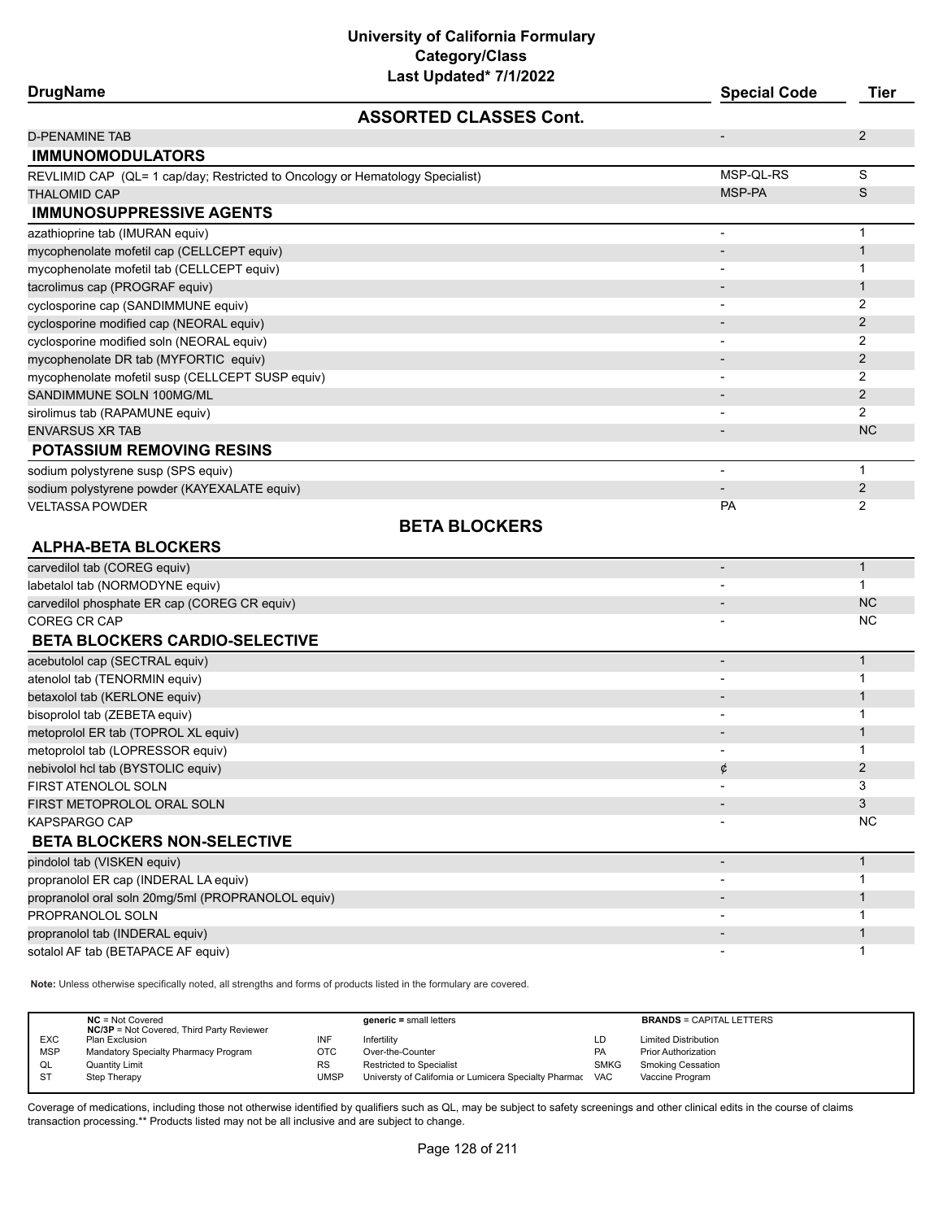# University of California Formulary
## Category/Class
### Last Updated* 7/1/2022

| DrugName | Special Code | Tier |
|---|---|---|
| **ASSORTED CLASSES Cont.** | | |
| D-PENAMINE TAB | - | 2 |
| **IMMUNOMODULATORS** | | |
| REVLIMID CAP (QL= 1 cap/day; Restricted to Oncology or Hematology Specialist) | MSP-QL-RS | S |
| THALOMID CAP | MSP-PA | S |
| **IMMUNOSUPPRESSIVE AGENTS** | | |
| azathioprine tab (IMURAN equiv) | - | 1 |
| mycophenolate mofetil cap (CELLCEPT equiv) | - | 1 |
| mycophenolate mofetil tab (CELLCEPT equiv) | - | 1 |
| tacrolimus cap (PROGRAF equiv) | - | 1 |
| cyclosporine cap (SANDIMMUNE equiv) | - | 2 |
| cyclosporine modified cap (NEORAL equiv) | - | 2 |
| cyclosporine modified soln (NEORAL equiv) | - | 2 |
| mycophenolate DR tab (MYFORTIC equiv) | - | 2 |
| mycophenolate mofetil susp (CELLCEPT SUSP equiv) | - | 2 |
| SANDIMMUNE SOLN 100MG/ML | - | 2 |
| sirolimus tab (RAPAMUNE equiv) | - | 2 |
| ENVARSUS XR TAB | - | NC |
| **POTASSIUM REMOVING RESINS** | | |
| sodium polystyrene susp (SPS equiv) | - | 1 |
| sodium polystyrene powder (KAYEXALATE equiv) | - | 2 |
| VELTASSA POWDER | PA | 2 |
| **BETA BLOCKERS** | | |
| **ALPHA-BETA BLOCKERS** | | |
| carvedilol tab (COREG equiv) | - | 1 |
| labetalol tab (NORMODYNE equiv) | - | 1 |
| carvedilol phosphate ER cap (COREG CR equiv) | - | NC |
| COREG CR CAP | - | NC |
| **BETA BLOCKERS CARDIO-SELECTIVE** | | |
| acebutolol cap (SECTRAL equiv) | - | 1 |
| atenolol tab (TENORMIN equiv) | - | 1 |
| betaxolol tab (KERLONE equiv) | - | 1 |
| bisoprolol tab (ZEBETA equiv) | - | 1 |
| metoprolol ER tab (TOPROL XL equiv) | - | 1 |
| metoprolol tab (LOPRESSOR equiv) | - | 1 |
| nebivolol hcl tab (BYSTOLIC equiv) | ¢ | 2 |
| FIRST ATENOLOL SOLN | - | 3 |
| FIRST METOPROLOL ORAL SOLN | - | 3 |
| KAPSPARGO CAP | - | NC |
| **BETA BLOCKERS NON-SELECTIVE** | | |
| pindolol tab (VISKEN equiv) | - | 1 |
| propranolol ER cap (INDERAL LA equiv) | - | 1 |
| propranolol oral soln 20mg/5ml (PROPRANOLOL equiv) | - | 1 |
| PROPRANOLOL SOLN | - | 1 |
| propranolol tab (INDERAL equiv) | - | 1 |
| sotalol AF tab (BETAPACE AF equiv) | - | 1 |

**Note:** Unless otherwise specifically noted, all strengths and forms of products listed in the formulary are covered.

| | NC = Not Covered<br>NC/3P = Not Covered, Third Party Reviewer | | generic = small letters | | BRANDS = CAPITAL LETTERS |
|---|---|---|---|---|---|
| EXC | Plan Exclusion | INF | Infertility | LD | Limited Distribution |
| MSP | Mandatory Specialty Pharmacy Program | OTC | Over-the-Counter | PA | Prior Authorization |
| QL | Quantity Limit | RS | Restricted to Specialist | SMKG | Smoking Cessation |
| ST | Step Therapy | UMSP | Universty of California or Lumicera Specialty Pharmac | VAC | Vaccine Program |

Coverage of medications, including those not otherwise identified by qualifiers such as QL, may be subject to safety screenings and other clinical edits in the course of claims transaction processing.** Products listed may not be all inclusive and are subject to change.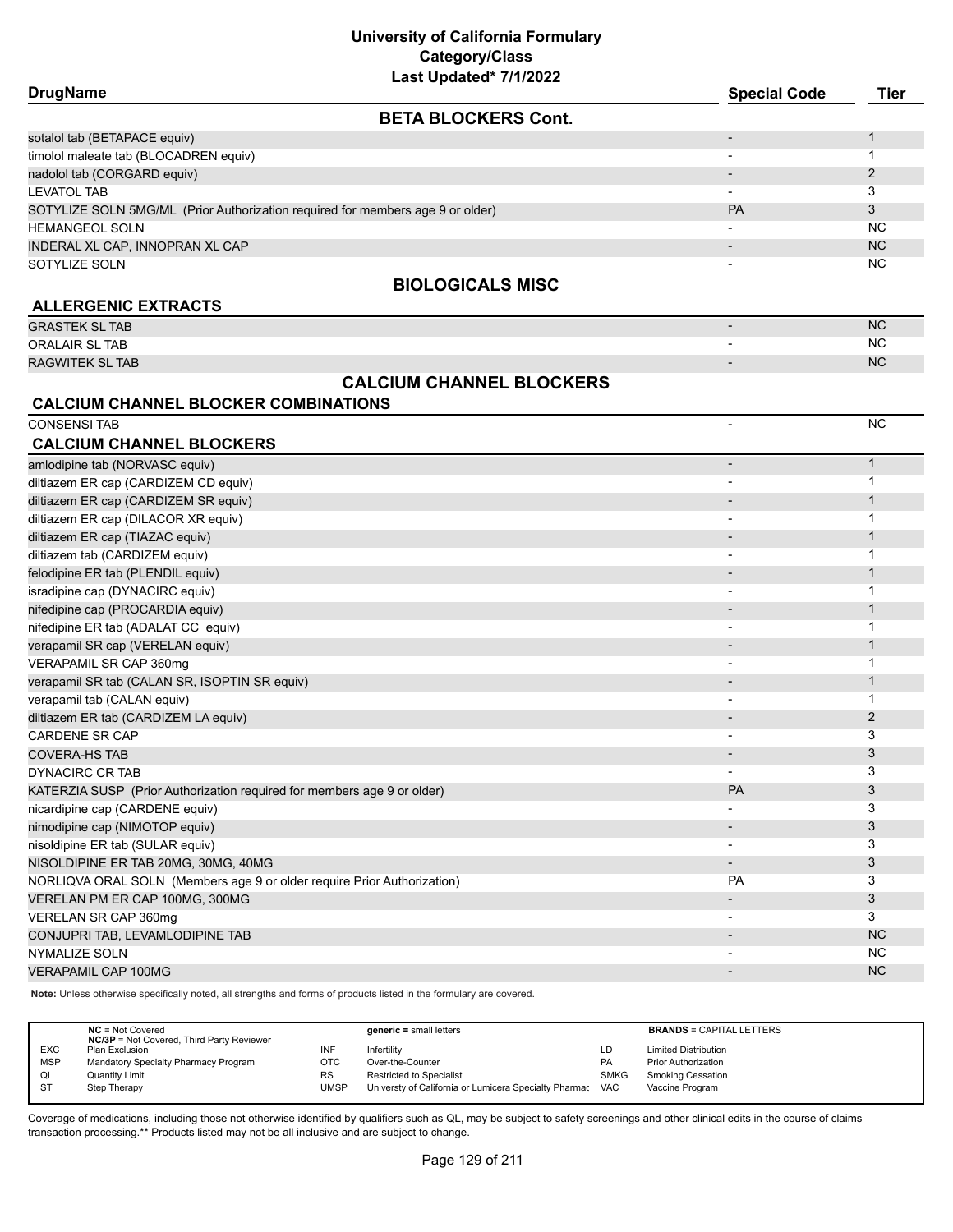# University of California Formulary
## Category/Class
### Last Updated* 7/1/2022

| DrugName | Special Code | Tier |
|---|---|---|
| **BETA BLOCKERS Cont.** | | |
| sotalol tab (BETAPACE equiv) | - | 1 |
| timolol maleate tab (BLOCADREN equiv) | - | 1 |
| nadolol tab (CORGARD equiv) | - | 2 |
| LEVATOL TAB | - | 3 |
| SOTYLIZE SOLN 5MG/ML (Prior Authorization required for members age 9 or older) | PA | 3 |
| HEMANGEOL SOLN | - | NC |
| INDERAL XL CAP, INNOPRAN XL CAP | - | NC |
| SOTYLIZE SOLN | - | NC |
| **BIOLOGICALS MISC** | | |
| **ALLERGENIC EXTRACTS** | | |
| GRASTEK SL TAB | - | NC |
| ORALAIR SL TAB | - | NC |
| RAGWITEK SL TAB | - | NC |
| **CALCIUM CHANNEL BLOCKERS** | | |
| **CALCIUM CHANNEL BLOCKER COMBINATIONS** | | |
| CONSENSI TAB | - | NC |
| **CALCIUM CHANNEL BLOCKERS** | | |
| amlodipine tab (NORVASC equiv) | - | 1 |
| diltiazem ER cap (CARDIZEM CD equiv) | - | 1 |
| diltiazem ER cap (CARDIZEM SR equiv) | - | 1 |
| diltiazem ER cap (DILACOR XR equiv) | - | 1 |
| diltiazem ER cap (TIAZAC equiv) | - | 1 |
| diltiazem tab (CARDIZEM equiv) | - | 1 |
| felodipine ER tab (PLENDIL equiv) | - | 1 |
| isradipine cap (DYNACIRC equiv) | - | 1 |
| nifedipine cap (PROCARDIA equiv) | - | 1 |
| nifedipine ER tab (ADALAT CC equiv) | - | 1 |
| verapamil SR cap (VERELAN equiv) | - | 1 |
| VERAPAMIL SR CAP 360mg | - | 1 |
| verapamil SR tab (CALAN SR, ISOPTIN SR equiv) | - | 1 |
| verapamil tab (CALAN equiv) | - | 1 |
| diltiazem ER tab (CARDIZEM LA equiv) | - | 2 |
| CARDENE SR CAP | - | 3 |
| COVERA-HS TAB | - | 3 |
| DYNACIRC CR TAB | - | 3 |
| KATERZIA SUSP (Prior Authorization required for members age 9 or older) | PA | 3 |
| nicardipine cap (CARDENE equiv) | - | 3 |
| nimodipine cap (NIMOTOP equiv) | - | 3 |
| nisoldipine ER tab (SULAR equiv) | - | 3 |
| NISOLDIPINE ER TAB 20MG, 30MG, 40MG | - | 3 |
| NORLIQVA ORAL SOLN (Members age 9 or older require Prior Authorization) | PA | 3 |
| VERELAN PM ER CAP 100MG, 300MG | - | 3 |
| VERELAN SR CAP 360mg | - | 3 |
| CONJUPRI TAB, LEVAMLODIPINE TAB | - | NC |
| NYMALIZE SOLN | - | NC |
| VERAPAMIL CAP 100MG | - | NC |

**Note:** Unless otherwise specifically noted, all strengths and forms of products listed in the formulary are covered.

| | | | | | |
|---|---|---|---|---|---|
| **NC** = Not Covered<br>**NC/3P** = Not Covered, Third Party Reviewer | | **generic =** small letters | | **BRANDS** = CAPITAL LETTERS | |
| EXC | Plan Exclusion | INF | Infertility | LD | Limited Distribution |
| MSP | Mandatory Specialty Pharmacy Program | OTC | Over-the-Counter | PA | Prior Authorization |
| QL | Quantity Limit | RS | Restricted to Specialist | SMKG | Smoking Cessation |
| ST | Step Therapy | UMSP | Universty of California or Lumicera Specialty Pharmac | VAC | Vaccine Program |

Coverage of medications, including those not otherwise identified by qualifiers such as QL, may be subject to safety screenings and other clinical edits in the course of claims transaction processing.** Products listed may not be all inclusive and are subject to change.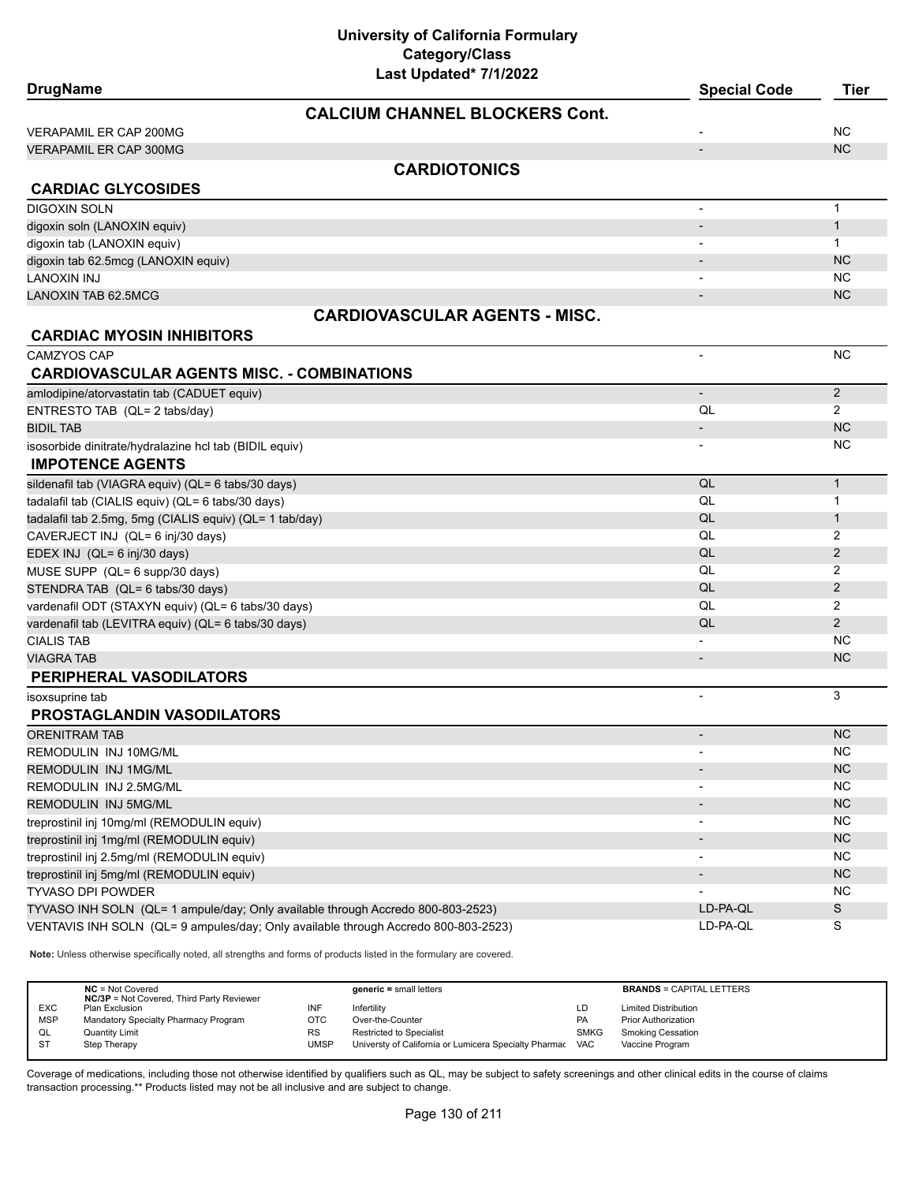# University of California Formulary
## Category/Class
### Last Updated* 7/1/2022

| DrugName | Special Code | Tier |
|---|---|---|
| **CALCIUM CHANNEL BLOCKERS Cont.** | | |
| VERAPAMIL ER CAP 200MG | - | NC |
| VERAPAMIL ER CAP 300MG | - | NC |
| **CARDIOTONICS** | | |
| **CARDIAC GLYCOSIDES** | | |
| DIGOXIN SOLN | - | 1 |
| digoxin soln (LANOXIN equiv) | - | 1 |
| digoxin tab (LANOXIN equiv) | - | 1 |
| digoxin tab 62.5mcg (LANOXIN equiv) | - | NC |
| LANOXIN INJ | - | NC |
| LANOXIN TAB 62.5MCG | - | NC |
| **CARDIOVASCULAR AGENTS - MISC.** | | |
| **CARDIAC MYOSIN INHIBITORS** | | |
| CAMZYOS CAP | - | NC |
| **CARDIOVASCULAR AGENTS MISC. - COMBINATIONS** | | |
| amlodipine/atorvastatin tab (CADUET equiv) | - | 2 |
| ENTRESTO TAB (QL= 2 tabs/day) | QL | 2 |
| BIDIL TAB | - | NC |
| isosorbide dinitrate/hydralazine hcl tab (BIDIL equiv) | - | NC |
| **IMPOTENCE AGENTS** | | |
| sildenafil tab (VIAGRA equiv) (QL= 6 tabs/30 days) | QL | 1 |
| tadalafil tab (CIALIS equiv) (QL= 6 tabs/30 days) | QL | 1 |
| tadalafil tab 2.5mg, 5mg (CIALIS equiv) (QL= 1 tab/day) | QL | 1 |
| CAVERJECT INJ (QL= 6 inj/30 days) | QL | 2 |
| EDEX INJ (QL= 6 inj/30 days) | QL | 2 |
| MUSE SUPP (QL= 6 supp/30 days) | QL | 2 |
| STENDRA TAB (QL= 6 tabs/30 days) | QL | 2 |
| vardenafil ODT (STAXYN equiv) (QL= 6 tabs/30 days) | QL | 2 |
| vardenafil tab (LEVITRA equiv) (QL= 6 tabs/30 days) | QL | 2 |
| CIALIS TAB | - | NC |
| VIAGRA TAB | - | NC |
| **PERIPHERAL VASODILATORS** | | |
| isoxsuprine tab | - | 3 |
| **PROSTAGLANDIN VASODILATORS** | | |
| ORENITRAM TAB | - | NC |
| REMODULIN INJ 10MG/ML | - | NC |
| REMODULIN INJ 1MG/ML | - | NC |
| REMODULIN INJ 2.5MG/ML | - | NC |
| REMODULIN INJ 5MG/ML | - | NC |
| treprostinil inj 10mg/ml (REMODULIN equiv) | - | NC |
| treprostinil inj 1mg/ml (REMODULIN equiv) | - | NC |
| treprostinil inj 2.5mg/ml (REMODULIN equiv) | - | NC |
| treprostinil inj 5mg/ml (REMODULIN equiv) | - | NC |
| TYVASO DPI POWDER | - | NC |
| TYVASO INH SOLN (QL= 1 ampule/day; Only available through Accredo 800-803-2523) | LD-PA-QL | S |
| VENTAVIS INH SOLN (QL= 9 ampules/day; Only available through Accredo 800-803-2523) | LD-PA-QL | S |

**Note:** Unless otherwise specifically noted, all strengths and forms of products listed in the formulary are covered.

| | | | | | |
|---|---|---|---|---|---|
| **NC** = Not Covered<br>**NC/3P** = Not Covered, Third Party Reviewer | | **generic** = small letters | | **BRANDS** = CAPITAL LETTERS | |
| EXC | Plan Exclusion | INF | Infertility | LD | Limited Distribution |
| MSP | Mandatory Specialty Pharmacy Program | OTC | Over-the-Counter | PA | Prior Authorization |
| QL | Quantity Limit | RS | Restricted to Specialist | SMKG | Smoking Cessation |
| ST | Step Therapy | UMSP | Universty of California or Lumicera Specialty Pharmac | VAC | Vaccine Program |

Coverage of medications, including those not otherwise identified by qualifiers such as QL, may be subject to safety screenings and other clinical edits in the course of claims transaction processing.** Products listed may not be all inclusive and are subject to change.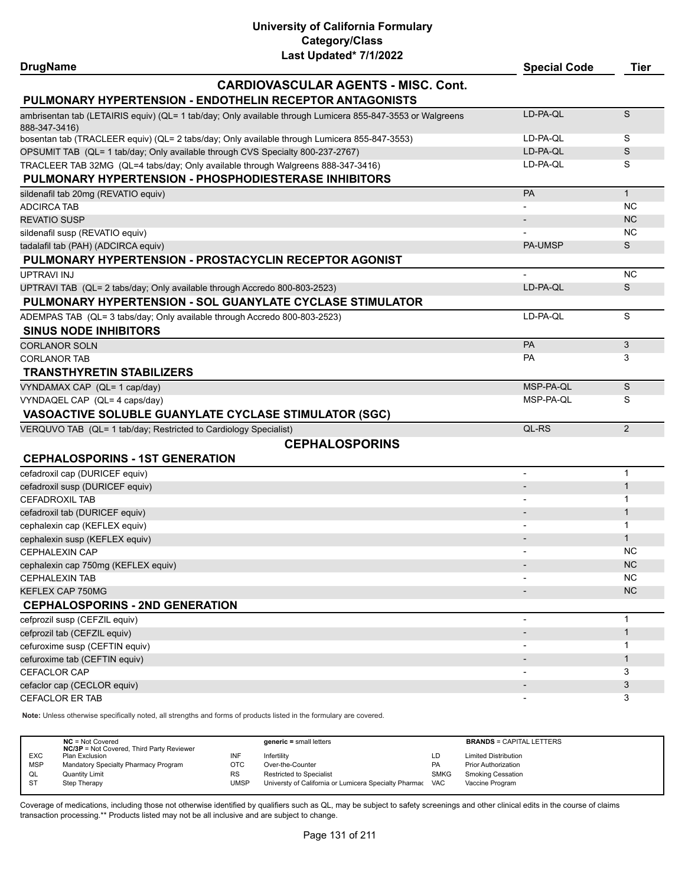# University of California Formulary
## Category/Class
### Last Updated* 7/1/2022

| DrugName | Special Code | Tier |
|---|---|---|
| **CARDIOVASCULAR AGENTS - MISC. Cont.** | | |
| **PULMONARY HYPERTENSION - ENDOTHELIN RECEPTOR ANTAGONISTS** | | |
| ambrisentan tab (LETAIRIS equiv) (QL= 1 tab/day; Only available through Lumicera 855-847-3553 or Walgreens 888-347-3416) | LD-PA-QL | S |
| bosentan tab (TRACLEER equiv) (QL= 2 tabs/day; Only available through Lumicera 855-847-3553) | LD-PA-QL | S |
| OPSUMIT TAB (QL= 1 tab/day; Only available through CVS Specialty 800-237-2767) | LD-PA-QL | S |
| TRACLEER TAB 32MG (QL=4 tabs/day; Only available through Walgreens 888-347-3416) | LD-PA-QL | S |
| **PULMONARY HYPERTENSION - PHOSPHODIESTERASE INHIBITORS** | | |
| sildenafil tab 20mg (REVATIO equiv) | PA | 1 |
| ADCIRCA TAB | - | NC |
| REVATIO SUSP | - | NC |
| sildenafil susp (REVATIO equiv) | - | NC |
| tadalafil tab (PAH) (ADCIRCA equiv) | PA-UMSP | S |
| **PULMONARY HYPERTENSION - PROSTACYCLIN RECEPTOR AGONIST** | | |
| UPTRAVI INJ | - | NC |
| UPTRAVI TAB (QL= 2 tabs/day; Only available through Accredo 800-803-2523) | LD-PA-QL | S |
| **PULMONARY HYPERTENSION - SOL GUANYLATE CYCLASE STIMULATOR** | | |
| ADEMPAS TAB (QL= 3 tabs/day; Only available through Accredo 800-803-2523) | LD-PA-QL | S |
| **SINUS NODE INHIBITORS** | | |
| CORLANOR SOLN | PA | 3 |
| CORLANOR TAB | PA | 3 |
| **TRANSTHYRETIN STABILIZERS** | | |
| VYNDAMAX CAP (QL= 1 cap/day) | MSP-PA-QL | S |
| VYNDAQEL CAP (QL= 4 caps/day) | MSP-PA-QL | S |
| **VASOACTIVE SOLUBLE GUANYLATE CYCLASE STIMULATOR (SGC)** | | |
| VERQUVO TAB (QL= 1 tab/day; Restricted to Cardiology Specialist) | QL-RS | 2 |
| **CEPHALOSPORINS** | | |
| **CEPHALOSPORINS - 1ST GENERATION** | | |
| cefadroxil cap (DURICEF equiv) | - | 1 |
| cefadroxil susp (DURICEF equiv) | - | 1 |
| CEFADROXIL TAB | - | 1 |
| cefadroxil tab (DURICEF equiv) | - | 1 |
| cephalexin cap (KEFLEX equiv) | - | 1 |
| cephalexin susp (KEFLEX equiv) | - | 1 |
| CEPHALEXIN CAP | - | NC |
| cephalexin cap 750mg (KEFLEX equiv) | - | NC |
| CEPHALEXIN TAB | - | NC |
| KEFLEX CAP 750MG | - | NC |
| **CEPHALOSPORINS - 2ND GENERATION** | | |
| cefprozil susp (CEFZIL equiv) | - | 1 |
| cefprozil tab (CEFZIL equiv) | - | 1 |
| cefuroxime susp (CEFTIN equiv) | - | 1 |
| cefuroxime tab (CEFTIN equiv) | - | 1 |
| CEFACLOR CAP | - | 3 |
| cefaclor cap (CECLOR equiv) | - | 3 |
| CEFACLOR ER TAB | - | 3 |

**Note:** Unless otherwise specifically noted, all strengths and forms of products listed in the formulary are covered.

| | | | | | |
|---|---|---|---|---|---|
| **NC** = Not Covered<br>**NC/3P** = Not Covered, Third Party Reviewer | | | **generic =** small letters | | **BRANDS** = CAPITAL LETTERS |
| EXC | Plan Exclusion | INF | Infertility | LD | Limited Distribution |
| MSP | Mandatory Specialty Pharmacy Program | OTC | Over-the-Counter | PA | Prior Authorization |
| QL | Quantity Limit | RS | Restricted to Specialist | SMKG | Smoking Cessation |
| ST | Step Therapy | UMSP | Universty of California or Lumicera Specialty Pharmac | VAC | Vaccine Program |

Coverage of medications, including those not otherwise identified by qualifiers such as QL, may be subject to safety screenings and other clinical edits in the course of claims transaction processing.** Products listed may not be all inclusive and are subject to change.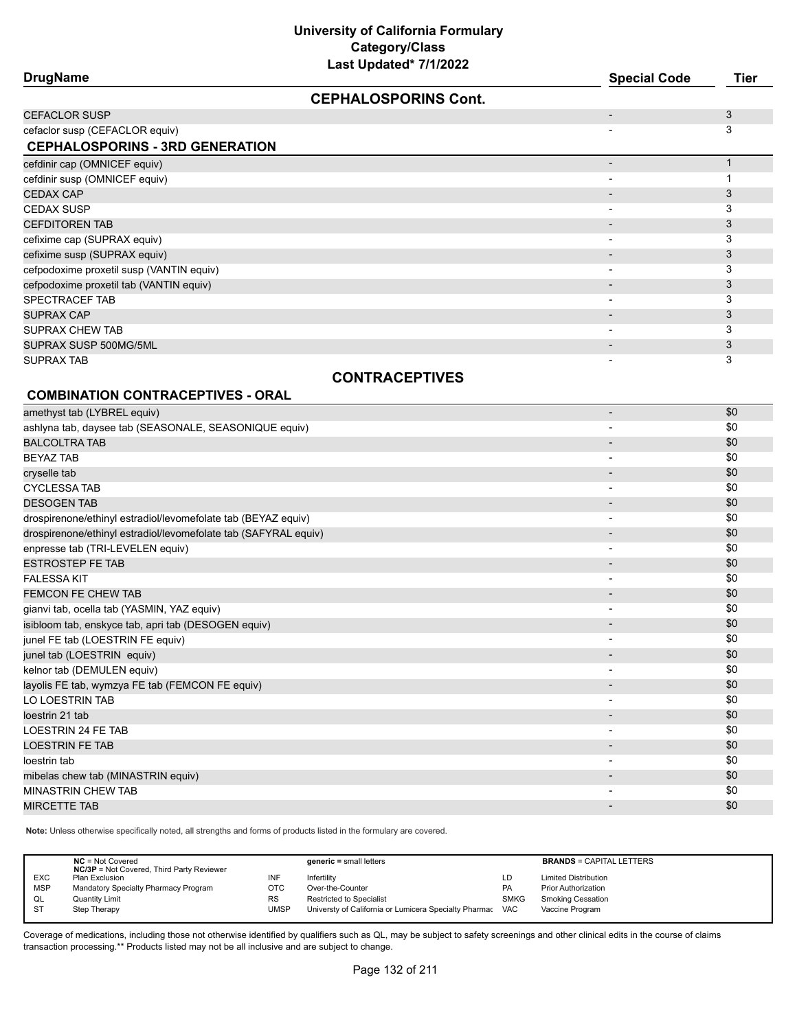# University of California Formulary
## Category/Class
### Last Updated* 7/1/2022

| DrugName | Special Code | Tier |
|---|---|---|
| **CEPHALOSPORINS Cont.** | | |
| CEFACLOR SUSP | - | 3 |
| cefaclor susp (CEFACLOR equiv) | - | 3 |
| **CEPHALOSPORINS - 3RD GENERATION** | | |
| cefdinir cap (OMNICEF equiv) | - | 1 |
| cefdinir susp (OMNICEF equiv) | - | 1 |
| CEDAX CAP | - | 3 |
| CEDAX SUSP | - | 3 |
| CEFDITOREN TAB | - | 3 |
| cefixime cap (SUPRAX equiv) | - | 3 |
| cefixime susp (SUPRAX equiv) | - | 3 |
| cefpodoxime proxetil susp (VANTIN equiv) | - | 3 |
| cefpodoxime proxetil tab (VANTIN equiv) | - | 3 |
| SPECTRACEF TAB | - | 3 |
| SUPRAX CAP | - | 3 |
| SUPRAX CHEW TAB | - | 3 |
| SUPRAX SUSP 500MG/5ML | - | 3 |
| SUPRAX TAB | - | 3 |
| **CONTRACEPTIVES** | | |
| **COMBINATION CONTRACEPTIVES - ORAL** | | |
| amethyst tab (LYBREL equiv) | - | $0 |
| ashlyna tab, daysee tab (SEASONALE, SEASONIQUE equiv) | - | $0 |
| BALCOLTRA TAB | - | $0 |
| BEYAZ TAB | - | $0 |
| cryselle tab | - | $0 |
| CYCLESSA TAB | - | $0 |
| DESOGEN TAB | - | $0 |
| drospirenone/ethinyl estradiol/levomefolate tab (BEYAZ equiv) | - | $0 |
| drospirenone/ethinyl estradiol/levomefolate tab (SAFYRAL equiv) | - | $0 |
| enpresse tab (TRI-LEVELEN equiv) | - | $0 |
| ESTROSTEP FE TAB | - | $0 |
| FALESSA KIT | - | $0 |
| FEMCON FE CHEW TAB | - | $0 |
| gianvi tab, ocella tab (YASMIN, YAZ equiv) | - | $0 |
| isibloom tab, enskyce tab, apri tab (DESOGEN equiv) | - | $0 |
| junel FE tab (LOESTRIN FE equiv) | - | $0 |
| junel tab (LOESTRIN equiv) | - | $0 |
| kelnor tab (DEMULEN equiv) | - | $0 |
| layolis FE tab, wymzya FE tab (FEMCON FE equiv) | - | $0 |
| LO LOESTRIN TAB | - | $0 |
| loestrin 21 tab | - | $0 |
| LOESTRIN 24 FE TAB | - | $0 |
| LOESTRIN FE TAB | - | $0 |
| loestrin tab | - | $0 |
| mibelas chew tab (MINASTRIN equiv) | - | $0 |
| MINASTRIN CHEW TAB | - | $0 |
| MIRCETTE TAB | - | $0 |

**Note:** Unless otherwise specifically noted, all strengths and forms of products listed in the formulary are covered.

| | | | | | |
|---|---|---|---|---|---|
| **NC** = Not Covered<br>**NC/3P** = Not Covered, Third Party Reviewer | | **generic** = small letters | | **BRANDS** = CAPITAL LETTERS | |
| EXC | Plan Exclusion | INF | Infertility | LD | Limited Distribution |
| MSP | Mandatory Specialty Pharmacy Program | OTC | Over-the-Counter | PA | Prior Authorization |
| QL | Quantity Limit | RS | Restricted to Specialist | SMKG | Smoking Cessation |
| ST | Step Therapy | UMSP | Universty of California or Lumicera Specialty Pharmac | VAC | Vaccine Program |

Coverage of medications, including those not otherwise identified by qualifiers such as QL, may be subject to safety screenings and other clinical edits in the course of claims transaction processing.** Products listed may not be all inclusive and are subject to change.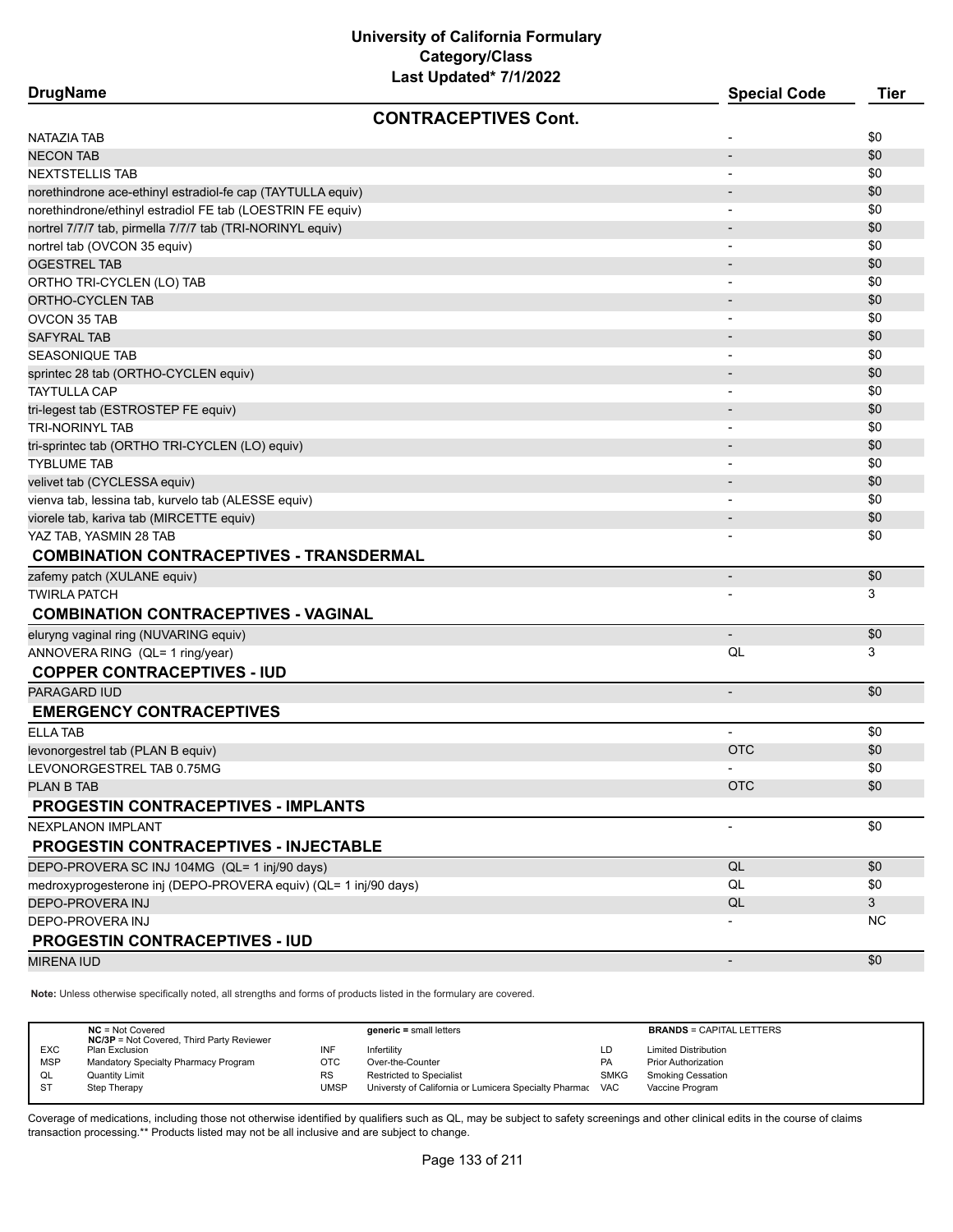# University of California Formulary
## Category/Class
### Last Updated* 7/1/2022

| DrugName | Special Code | Tier |
|---|---|---|
| **CONTRACEPTIVES Cont.** | | |
| NATAZIA TAB | - | $0 |
| NECON TAB | - | $0 |
| NEXTSTELLIS TAB | - | $0 |
| norethindrone ace-ethinyl estradiol-fe cap (TAYTULLA equiv) | - | $0 |
| norethindrone/ethinyl estradiol FE tab (LOESTRIN FE equiv) | - | $0 |
| nortrel 7/7/7 tab, pirmella 7/7/7 tab (TRI-NORINYL equiv) | - | $0 |
| nortrel tab (OVCON 35 equiv) | - | $0 |
| OGESTREL TAB | - | $0 |
| ORTHO TRI-CYCLEN (LO) TAB | - | $0 |
| ORTHO-CYCLEN TAB | - | $0 |
| OVCON 35 TAB | - | $0 |
| SAFYRAL TAB | - | $0 |
| SEASONIQUE TAB | - | $0 |
| sprintec 28 tab (ORTHO-CYCLEN equiv) | - | $0 |
| TAYTULLA CAP | - | $0 |
| tri-legest tab (ESTROSTEP FE equiv) | - | $0 |
| TRI-NORINYL TAB | - | $0 |
| tri-sprintec tab (ORTHO TRI-CYCLEN (LO) equiv) | - | $0 |
| TYBLUME TAB | - | $0 |
| velivet tab (CYCLESSA equiv) | - | $0 |
| vienna tab, lessina tab, kurvelo tab (ALESSE equiv) | - | $0 |
| viorele tab, kariva tab (MIRCETTE equiv) | - | $0 |
| YAZ TAB, YASMIN 28 TAB | - | $0 |
| **COMBINATION CONTRACEPTIVES - TRANSDERMAL** | | |
| zafemy patch (XULANE equiv) | - | $0 |
| TWIRLA PATCH | - | 3 |
| **COMBINATION CONTRACEPTIVES - VAGINAL** | | |
| eluryng vaginal ring (NUVARING equiv) | - | $0 |
| ANNOVERA RING (QL= 1 ring/year) | QL | 3 |
| **COPPER CONTRACEPTIVES - IUD** | | |
| PARAGARD IUD | - | $0 |
| **EMERGENCY CONTRACEPTIVES** | | |
| ELLA TAB | - | $0 |
| levonorgestrel tab (PLAN B equiv) | OTC | $0 |
| LEVONORGESTREL TAB 0.75MG | - | $0 |
| PLAN B TAB | OTC | $0 |
| **PROGESTIN CONTRACEPTIVES - IMPLANTS** | | |
| NEXPLANON IMPLANT | - | $0 |
| **PROGESTIN CONTRACEPTIVES - INJECTABLE** | | |
| DEPO-PROVERA SC INJ 104MG (QL= 1 inj/90 days) | QL | $0 |
| medroxyprogesterone inj (DEPO-PROVERA equiv) (QL= 1 inj/90 days) | QL | $0 |
| DEPO-PROVERA INJ | QL | 3 |
| DEPO-PROVERA INJ | - | NC |
| **PROGESTIN CONTRACEPTIVES - IUD** | | |
| MIRENA IUD | - | $0 |

**Note:** Unless otherwise specifically noted, all strengths and forms of products listed in the formulary are covered.

| | | | | | |
|---|---|---|---|---|---|
| **NC** = Not Covered<br>**NC/3P** = Not Covered, Third Party Reviewer | | **generic =** small letters | | **BRANDS** = CAPITAL LETTERS | |
| EXC | Plan Exclusion | INF | Infertility | LD | Limited Distribution |
| MSP | Mandatory Specialty Pharmacy Program | OTC | Over-the-Counter | PA | Prior Authorization |
| QL | Quantity Limit | RS | Restricted to Specialist | SMKG | Smoking Cessation |
| ST | Step Therapy | UMSP | Universty of California or Lumicera Specialty Pharmac | VAC | Vaccine Program |

Coverage of medications, including those not otherwise identified by qualifiers such as QL, may be subject to safety screenings and other clinical edits in the course of claims transaction processing.** Products listed may not be all inclusive and are subject to change.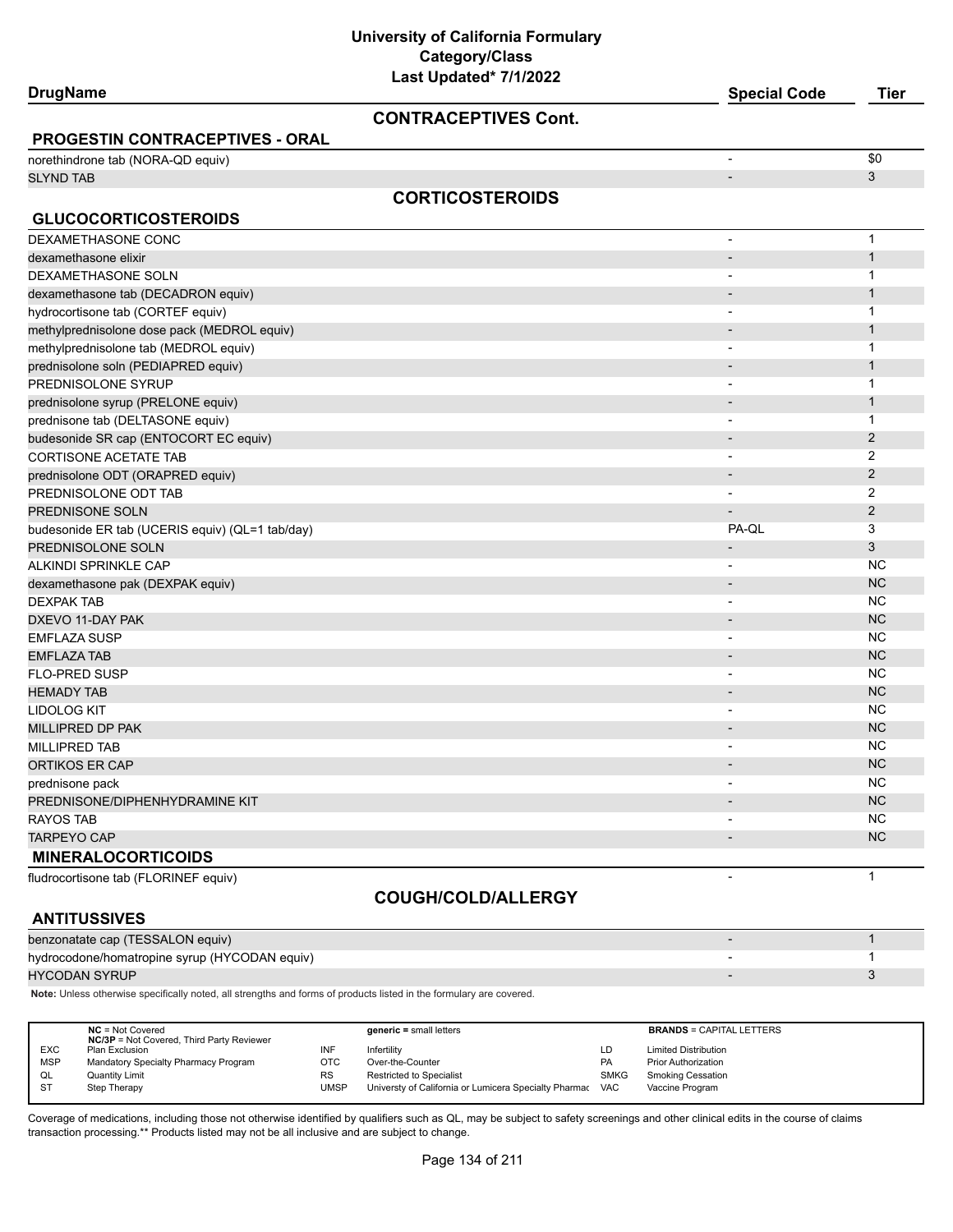# University of California Formulary
## Category/Class
### Last Updated* 7/1/2022

| DrugName | Special Code | Tier |
|---|---|---|
| **CONTRACEPTIVES Cont.** | | |
| **PROGESTIN CONTRACEPTIVES - ORAL** | | |
| norethindrone tab (NORA-QD equiv) | - | $0 |
| SLYND TAB | - | 3 |
| **CORTICOSTEROIDS** | | |
| **GLUCOCORTICOSTEROIDS** | | |
| DEXAMETHASONE CONC | - | 1 |
| dexamethasone elixir | - | 1 |
| DEXAMETHASONE SOLN | - | 1 |
| dexamethasone tab (DECADRON equiv) | - | 1 |
| hydrocortisone tab (CORTEF equiv) | - | 1 |
| methylprednisolone dose pack (MEDROL equiv) | - | 1 |
| methylprednisolone tab (MEDROL equiv) | - | 1 |
| prednisolone soln (PEDIAPRED equiv) | - | 1 |
| PREDNISOLONE SYRUP | - | 1 |
| prednisolone syrup (PRELONE equiv) | - | 1 |
| prednisone tab (DELTASONE equiv) | - | 1 |
| budesonide SR cap (ENTOCORT EC equiv) | - | 2 |
| CORTISONE ACETATE TAB | - | 2 |
| prednisolone ODT (ORAPRED equiv) | - | 2 |
| PREDNISOLONE ODT TAB | - | 2 |
| PREDNISONE SOLN | - | 2 |
| budesonide ER tab (UCERIS equiv) (QL=1 tab/day) | PA-QL | 3 |
| PREDNISOLONE SOLN | - | 3 |
| ALKINDI SPRINKLE CAP | - | NC |
| dexamethasone pak (DEXPAK equiv) | - | NC |
| DEXPAK TAB | - | NC |
| DXEVO 11-DAY PAK | - | NC |
| EMFLAZA SUSP | - | NC |
| EMFLAZA TAB | - | NC |
| FLO-PRED SUSP | - | NC |
| HEMADY TAB | - | NC |
| LIDOLOG KIT | - | NC |
| MILLIPRED DP PAK | - | NC |
| MILLIPRED TAB | - | NC |
| ORTIKOS ER CAP | - | NC |
| prednisone pack | - | NC |
| PREDNISONE/DIPHENHYDRAMINE KIT | - | NC |
| RAYOS TAB | - | NC |
| TARPEYO CAP | - | NC |
| **MINERALOCORTICOIDS** | | |
| fludrocortisone tab (FLORINEF equiv) | - | 1 |
| **COUGH/COLD/ALLERGY** | | |
| **ANTITUSSIVES** | | |
| benzonatate cap (TESSALON equiv) | - | 1 |
| hydrocodone/homatropine syrup (HYCODAN equiv) | - | 1 |
| HYCODAN SYRUP | - | 3 |

**Note:** Unless otherwise specifically noted, all strengths and forms of products listed in the formulary are covered.

| | | | | | |
|---|---|---|---|---|---|
| **NC** = Not Covered<br>**NC/3P** = Not Covered, Third Party Reviewer | | **generic =** small letters | | **BRANDS** = CAPITAL LETTERS | |
| EXC | Plan Exclusion | INF | Infertility | LD | Limited Distribution |
| MSP | Mandatory Specialty Pharmacy Program | OTC | Over-the-Counter | PA | Prior Authorization |
| QL | Quantity Limit | RS | Restricted to Specialist | SMKG | Smoking Cessation |
| ST | Step Therapy | UMSP | Universty of California or Lumicera Specialty Pharmac | VAC | Vaccine Program |

Coverage of medications, including those not otherwise identified by qualifiers such as QL, may be subject to safety screenings and other clinical edits in the course of claims transaction processing.** Products listed may not be all inclusive and are subject to change.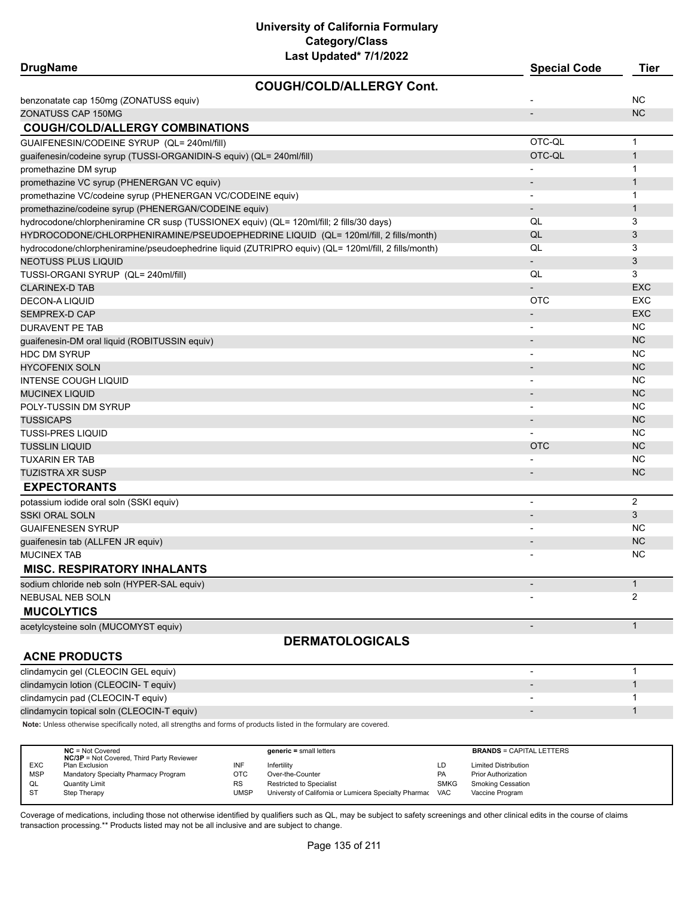# University of California Formulary
## Category/Class
### Last Updated* 7/1/2022

| DrugName | Special Code | Tier |
|---|---|---|
| **COUGH/COLD/ALLERGY Cont.** | | |
| benzonatate cap 150mg (ZONATUSS equiv) | - | NC |
| ZONATUSS CAP 150MG | - | NC |
| **COUGH/COLD/ALLERGY COMBINATIONS** | | |
| GUAIFENESIN/CODEINE SYRUP (QL= 240ml/fill) | OTC-QL | 1 |
| guaifenesin/codeine syrup (TUSSI-ORGANIDIN-S equiv) (QL= 240ml/fill) | OTC-QL | 1 |
| promethazine DM syrup | - | 1 |
| promethazine VC syrup (PHENERGAN VC equiv) | - | 1 |
| promethazine VC/codeine syrup (PHENERGAN VC/CODEINE equiv) | - | 1 |
| promethazine/codeine syrup (PHENERGAN/CODEINE equiv) | - | 1 |
| hydrocodone/chlorpheniramine CR susp (TUSSIONEX equiv) (QL= 120ml/fill; 2 fills/30 days) | QL | 3 |
| HYDROCODONE/CHLORPHENIRAMINE/PSEUDOEPHEDRINE LIQUID (QL= 120ml/fill, 2 fills/month) | QL | 3 |
| hydrocodone/chlorpheniramine/pseudoephedrine liquid (ZUTRIPRO equiv) (QL= 120ml/fill, 2 fills/month) | QL | 3 |
| NEOTUSS PLUS LIQUID | - | 3 |
| TUSSI-ORGANI SYRUP (QL= 240ml/fill) | QL | 3 |
| CLARINEX-D TAB | - | EXC |
| DECON-A LIQUID | OTC | EXC |
| SEMPREX-D CAP | - | EXC |
| DURAVENT PE TAB | - | NC |
| guaifenesin-DM oral liquid (ROBITUSSIN equiv) | - | NC |
| HDC DM SYRUP | - | NC |
| HYCOFENIX SOLN | - | NC |
| INTENSE COUGH LIQUID | - | NC |
| MUCINEX LIQUID | - | NC |
| POLY-TUSSIN DM SYRUP | - | NC |
| TUSSICAPS | - | NC |
| TUSSI-PRES LIQUID | - | NC |
| TUSSLIN LIQUID | OTC | NC |
| TUXARIN ER TAB | - | NC |
| TUZISTRA XR SUSP | - | NC |
| **EXPECTORANTS** | | |
| potassium iodide oral soln (SSKI equiv) | - | 2 |
| SSKI ORAL SOLN | - | 3 |
| GUAIFENESEN SYRUP | - | NC |
| guaifenesin tab (ALLFEN JR equiv) | - | NC |
| MUCINEX TAB | - | NC |
| **MISC. RESPIRATORY INHALANTS** | | |
| sodium chloride neb soln (HYPER-SAL equiv) | - | 1 |
| NEBUSAL NEB SOLN | - | 2 |
| **MUCOLYTICS** | | |
| acetylcysteine soln (MUCOMYST equiv) | - | 1 |
| **DERMATOLOGICALS** | | |
| **ACNE PRODUCTS** | | |
| clindamycin gel (CLEOCIN GEL equiv) | - | 1 |
| clindamycin lotion (CLEOCIN- T equiv) | - | 1 |
| clindamycin pad (CLEOCIN-T equiv) | - | 1 |
| clindamycin topical soln (CLEOCIN-T equiv) | - | 1 |

**Note:** Unless otherwise specifically noted, all strengths and forms of products listed in the formulary are covered.

| | | | | | |
|---|---|---|---|---|---|
| **NC** = Not Covered<br>**NC/3P** = Not Covered, Third Party Reviewer | | **generic =** small letters | | **BRANDS** = CAPITAL LETTERS | |
| EXC | Plan Exclusion | INF | Infertility | LD | Limited Distribution |
| MSP | Mandatory Specialty Pharmacy Program | OTC | Over-the-Counter | PA | Prior Authorization |
| QL | Quantity Limit | RS | Restricted to Specialist | SMKG | Smoking Cessation |
| ST | Step Therapy | UMSP | Universty of California or Lumicera Specialty Pharmac | VAC | Vaccine Program |

Coverage of medications, including those not otherwise identified by qualifiers such as QL, may be subject to safety screenings and other clinical edits in the course of claims transaction processing.** Products listed may not be all inclusive and are subject to change.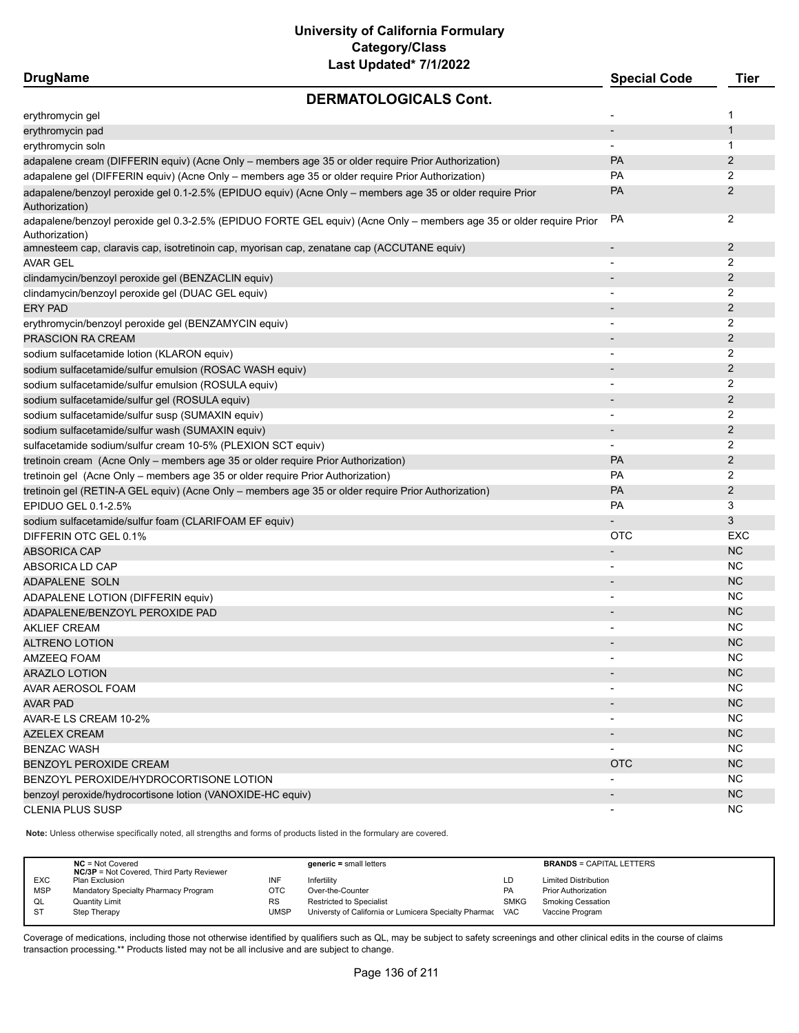# University of California Formulary
## Category/Class
### Last Updated* 7/1/2022

| DrugName | Special Code | Tier |
|---|---|---|
| **DERMATOLOGICALS Cont.** | | |
| erythromycin gel | - | 1 |
| erythromycin pad | - | 1 |
| erythromycin soln | - | 1 |
| adapalene cream (DIFFERIN equiv) (Acne Only – members age 35 or older require Prior Authorization) | PA | 2 |
| adapalene gel (DIFFERIN equiv) (Acne Only – members age 35 or older require Prior Authorization) | PA | 2 |
| adapalene/benzoyl peroxide gel 0.1-2.5% (EPIDUO equiv) (Acne Only – members age 35 or older require Prior Authorization) | PA | 2 |
| adapalene/benzoyl peroxide gel 0.3-2.5% (EPIDUO FORTE GEL equiv) (Acne Only – members age 35 or older require Prior Authorization) | PA | 2 |
| amnesteem cap, claravis cap, isotretinoin cap, myorisan cap, zenatane cap (ACCUTANE equiv) | - | 2 |
| AVAR GEL | - | 2 |
| clindamycin/benzoyl peroxide gel (BENZACLIN equiv) | - | 2 |
| clindamycin/benzoyl peroxide gel (DUAC GEL equiv) | - | 2 |
| ERY PAD | - | 2 |
| erythromycin/benzoyl peroxide gel (BENZAMYCIN equiv) | - | 2 |
| PRASCION RA CREAM | - | 2 |
| sodium sulfacetamide lotion (KLARON equiv) | - | 2 |
| sodium sulfacetamide/sulfur emulsion (ROSAC WASH equiv) | - | 2 |
| sodium sulfacetamide/sulfur emulsion (ROSULA equiv) | - | 2 |
| sodium sulfacetamide/sulfur gel (ROSULA equiv) | - | 2 |
| sodium sulfacetamide/sulfur susp (SUMAXIN equiv) | - | 2 |
| sodium sulfacetamide/sulfur wash (SUMAXIN equiv) | - | 2 |
| sulfacetamide sodium/sulfur cream 10-5% (PLEXION SCT equiv) | - | 2 |
| tretinoin cream (Acne Only – members age 35 or older require Prior Authorization) | PA | 2 |
| tretinoin gel (Acne Only – members age 35 or older require Prior Authorization) | PA | 2 |
| tretinoin gel (RETIN-A GEL equiv) (Acne Only – members age 35 or older require Prior Authorization) | PA | 2 |
| EPIDUO GEL 0.1-2.5% | PA | 3 |
| sodium sulfacetamide/sulfur foam (CLARIFOAM EF equiv) | - | 3 |
| DIFFERIN OTC GEL 0.1% | OTC | EXC |
| ABSORICA CAP | - | NC |
| ABSORICA LD CAP | - | NC |
| ADAPALENE SOLN | - | NC |
| ADAPALENE LOTION (DIFFERIN equiv) | - | NC |
| ADAPALENE/BENZOYL PEROXIDE PAD | - | NC |
| AKLIEF CREAM | - | NC |
| ALTRENO LOTION | - | NC |
| AMZEEQ FOAM | - | NC |
| ARAZLO LOTION | - | NC |
| AVAR AEROSOL FOAM | - | NC |
| AVAR PAD | - | NC |
| AVAR-E LS CREAM 10-2% | - | NC |
| AZELEX CREAM | - | NC |
| BENZAC WASH | - | NC |
| BENZOYL PEROXIDE CREAM | OTC | NC |
| BENZOYL PEROXIDE/HYDROCORTISONE LOTION | - | NC |
| benzoyl peroxide/hydrocortisone lotion (VANOXIDE-HC equiv) | - | NC |
| CLENIA PLUS SUSP | - | NC |

**Note:** Unless otherwise specifically noted, all strengths and forms of products listed in the formulary are covered.

| | | | | | |
|---|---|---|---|---|---|
| **NC** = Not Covered<br>**NC/3P** = Not Covered, Third Party Reviewer | | **generic** = small letters | | **BRANDS** = CAPITAL LETTERS | |
| EXC | Plan Exclusion | INF | Infertility | LD | Limited Distribution |
| MSP | Mandatory Specialty Pharmacy Program | OTC | Over-the-Counter | PA | Prior Authorization |
| QL | Quantity Limit | RS | Restricted to Specialist | SMKG | Smoking Cessation |
| ST | Step Therapy | UMSP | Universty of California or Lumicera Specialty Pharmac | VAC | Vaccine Program |

Coverage of medications, including those not otherwise identified by qualifiers such as QL, may be subject to safety screenings and other clinical edits in the course of claims transaction processing.** Products listed may not be all inclusive and are subject to change.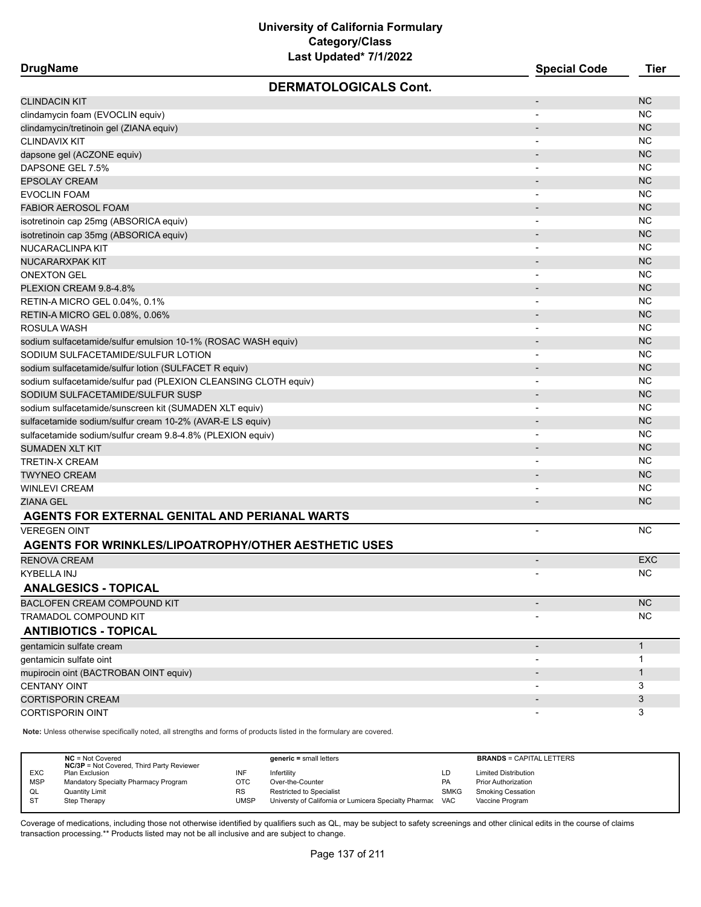# University of California Formulary
## Category/Class
### Last Updated* 7/1/2022

| DrugName | Special Code | Tier |
|---|---|---|
| **DERMATOLOGICALS Cont.** | | |
| CLINDACIN KIT | - | NC |
| clindamycin foam (EVOCLIN equiv) | - | NC |
| clindamycin/tretinoin gel (ZIANA equiv) | - | NC |
| CLINDAVIX KIT | - | NC |
| dapsone gel (ACZONE equiv) | - | NC |
| DAPSONE GEL 7.5% | - | NC |
| EPSOLAY CREAM | - | NC |
| EVOCLIN FOAM | - | NC |
| FABIOR AEROSOL FOAM | - | NC |
| isotretinoin cap 25mg (ABSORICA equiv) | - | NC |
| isotretinoin cap 35mg (ABSORICA equiv) | - | NC |
| NUCARACLINPA KIT | - | NC |
| NUCARARXPAK KIT | - | NC |
| ONEXTON GEL | - | NC |
| PLEXION CREAM 9.8-4.8% | - | NC |
| RETIN-A MICRO GEL 0.04%, 0.1% | - | NC |
| RETIN-A MICRO GEL 0.08%, 0.06% | - | NC |
| ROSULA WASH | - | NC |
| sodium sulfacetamide/sulfur emulsion 10-1% (ROSAC WASH equiv) | - | NC |
| SODIUM SULFACETAMIDE/SULFUR LOTION | - | NC |
| sodium sulfacetamide/sulfur lotion (SULFACET R equiv) | - | NC |
| sodium sulfacetamide/sulfur pad (PLEXION CLEANSING CLOTH equiv) | - | NC |
| SODIUM SULFACETAMIDE/SULFUR SUSP | - | NC |
| sodium sulfacetamide/sunscreen kit (SUMADEN XLT equiv) | - | NC |
| sulfacetamide sodium/sulfur cream 10-2% (AVAR-E LS equiv) | - | NC |
| sulfacetamide sodium/sulfur cream 9.8-4.8% (PLEXION equiv) | - | NC |
| SUMADEN XLT KIT | - | NC |
| TRETIN-X CREAM | - | NC |
| TWYNEO CREAM | - | NC |
| WINLEVI CREAM | - | NC |
| ZIANA GEL | - | NC |
| **AGENTS FOR EXTERNAL GENITAL AND PERIANAL WARTS** | | |
| VEREGEN OINT | - | NC |
| **AGENTS FOR WRINKLES/LIPOATROPHY/OTHER AESTHETIC USES** | | |
| RENOVA CREAM | - | EXC |
| KYBELLA INJ | - | NC |
| **ANALGESICS - TOPICAL** | | |
| BACLOFEN CREAM COMPOUND KIT | - | NC |
| TRAMADOL COMPOUND KIT | - | NC |
| **ANTIBIOTICS - TOPICAL** | | |
| gentamicin sulfate cream | - | 1 |
| gentamicin sulfate oint | - | 1 |
| mupirocin oint (BACTROBAN OINT equiv) | - | 1 |
| CENTANY OINT | - | 3 |
| CORTISPORIN CREAM | - | 3 |
| CORTISPORIN OINT | - | 3 |

**Note:** Unless otherwise specifically noted, all strengths and forms of products listed in the formulary are covered.

| | | | | | |
|---|---|---|---|---|---|
| **NC** = Not Covered<br>**NC/3P** = Not Covered, Third Party Reviewer | | **generic** = small letters | | **BRANDS** = CAPITAL LETTERS | |
| EXC | Plan Exclusion | INF | Infertility | LD | Limited Distribution |
| MSP | Mandatory Specialty Pharmacy Program | OTC | Over-the-Counter | PA | Prior Authorization |
| QL | Quantity Limit | RS | Restricted to Specialist | SMKG | Smoking Cessation |
| ST | Step Therapy | UMSP | Universty of California or Lumicera Specialty Pharmac | VAC | Vaccine Program |

Coverage of medications, including those not otherwise identified by qualifiers such as QL, may be subject to safety screenings and other clinical edits in the course of claims transaction processing.** Products listed may not be all inclusive and are subject to change.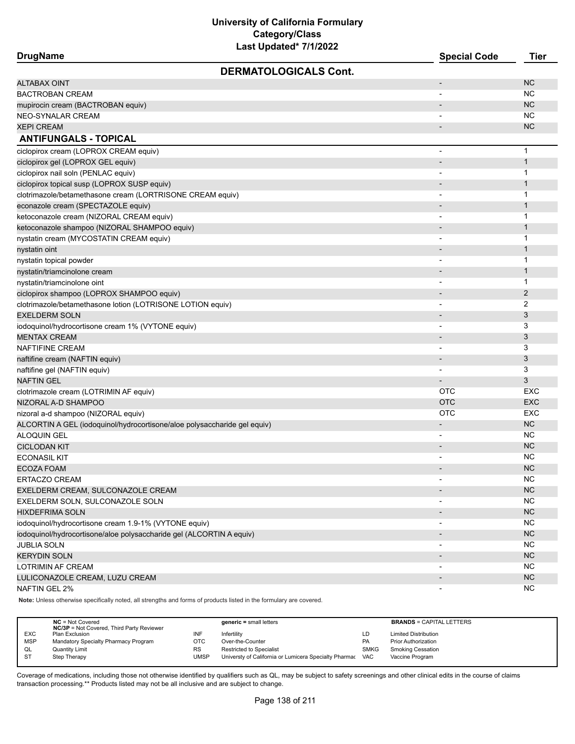# University of California Formulary
## Category/Class
### Last Updated* 7/1/2022

| DrugName | Special Code | Tier |
|---|---|---|
| **DERMATOLOGICALS Cont.** | | |
| ALTABAX OINT | - | NC |
| BACTROBAN CREAM | - | NC |
| mupirocin cream (BACTROBAN equiv) | - | NC |
| NEO-SYNALAR CREAM | - | NC |
| XEPI CREAM | - | NC |
| **ANTIFUNGALS - TOPICAL** | | |
| ciclopirox cream (LOPROX CREAM equiv) | - | 1 |
| ciclopirox gel (LOPROX GEL equiv) | - | 1 |
| ciclopirox nail soln (PENLAC equiv) | - | 1 |
| ciclopirox topical susp (LOPROX SUSP equiv) | - | 1 |
| clotrimazole/betamethasone cream (LORTRISONE CREAM equiv) | - | 1 |
| econazole cream (SPECTAZOLE equiv) | - | 1 |
| ketoconazole cream (NIZORAL CREAM equiv) | - | 1 |
| ketoconazole shampoo (NIZORAL SHAMPOO equiv) | - | 1 |
| nystatin cream (MYCOSTATIN CREAM equiv) | - | 1 |
| nystatin oint | - | 1 |
| nystatin topical powder | - | 1 |
| nystatin/triamcinolone cream | - | 1 |
| nystatin/triamcinolone oint | - | 1 |
| ciclopirox shampoo (LOPROX SHAMPOO equiv) | - | 2 |
| clotrimazole/betamethasone lotion (LOTRISONE LOTION equiv) | - | 2 |
| EXELDERM SOLN | - | 3 |
| iodoquinol/hydrocortisone cream 1% (VYTONE equiv) | - | 3 |
| MENTAX CREAM | - | 3 |
| NAFTIFINE CREAM | - | 3 |
| naftifine cream (NAFTIN equiv) | - | 3 |
| naftifine gel (NAFTIN equiv) | - | 3 |
| NAFTIN GEL | - | 3 |
| clotrimazole cream (LOTRIMIN AF equiv) | OTC | EXC |
| NIZORAL A-D SHAMPOO | OTC | EXC |
| nizoral a-d shampoo (NIZORAL equiv) | OTC | EXC |
| ALCORTIN A GEL (iodoquinol/hydrocortisone/aloe polysaccharide gel equiv) | - | NC |
| ALOQUIN GEL | - | NC |
| CICLODAN KIT | - | NC |
| ECONASIL KIT | - | NC |
| ECOZA FOAM | - | NC |
| ERTACZO CREAM | - | NC |
| EXELDERM CREAM, SULCONAZOLE CREAM | - | NC |
| EXELDERM SOLN, SULCONAZOLE SOLN | - | NC |
| HIXDEFRIMA SOLN | - | NC |
| iodoquinol/hydrocortisone cream 1.9-1% (VYTONE equiv) | - | NC |
| iodoquinol/hydrocortisone/aloe polysaccharide gel (ALCORTIN A equiv) | - | NC |
| JUBLIA SOLN | - | NC |
| KERYDIN SOLN | - | NC |
| LOTRIMIN AF CREAM | - | NC |
| LULICONAZOLE CREAM, LUZU CREAM | - | NC |
| NAFTIN GEL 2% | - | NC |

**Note:** Unless otherwise specifically noted, all strengths and forms of products listed in the formulary are covered.

| | | | | | |
|---|---|---|---|---|---|
| NC = Not Covered<br>NC/3P = Not Covered, Third Party Reviewer | | generic = small letters | | BRANDS = CAPITAL LETTERS | |
| EXC | Plan Exclusion | INF | Infertility | LD | Limited Distribution |
| MSP | Mandatory Specialty Pharmacy Program | OTC | Over-the-Counter | PA | Prior Authorization |
| QL | Quantity Limit | RS | Restricted to Specialist | SMKG | Smoking Cessation |
| ST | Step Therapy | UMSP | Universty of California or Lumicera Specialty Pharmac | VAC | Vaccine Program |

Coverage of medications, including those not otherwise identified by qualifiers such as QL, may be subject to safety screenings and other clinical edits in the course of claims transaction processing.** Products listed may not be all inclusive and are subject to change.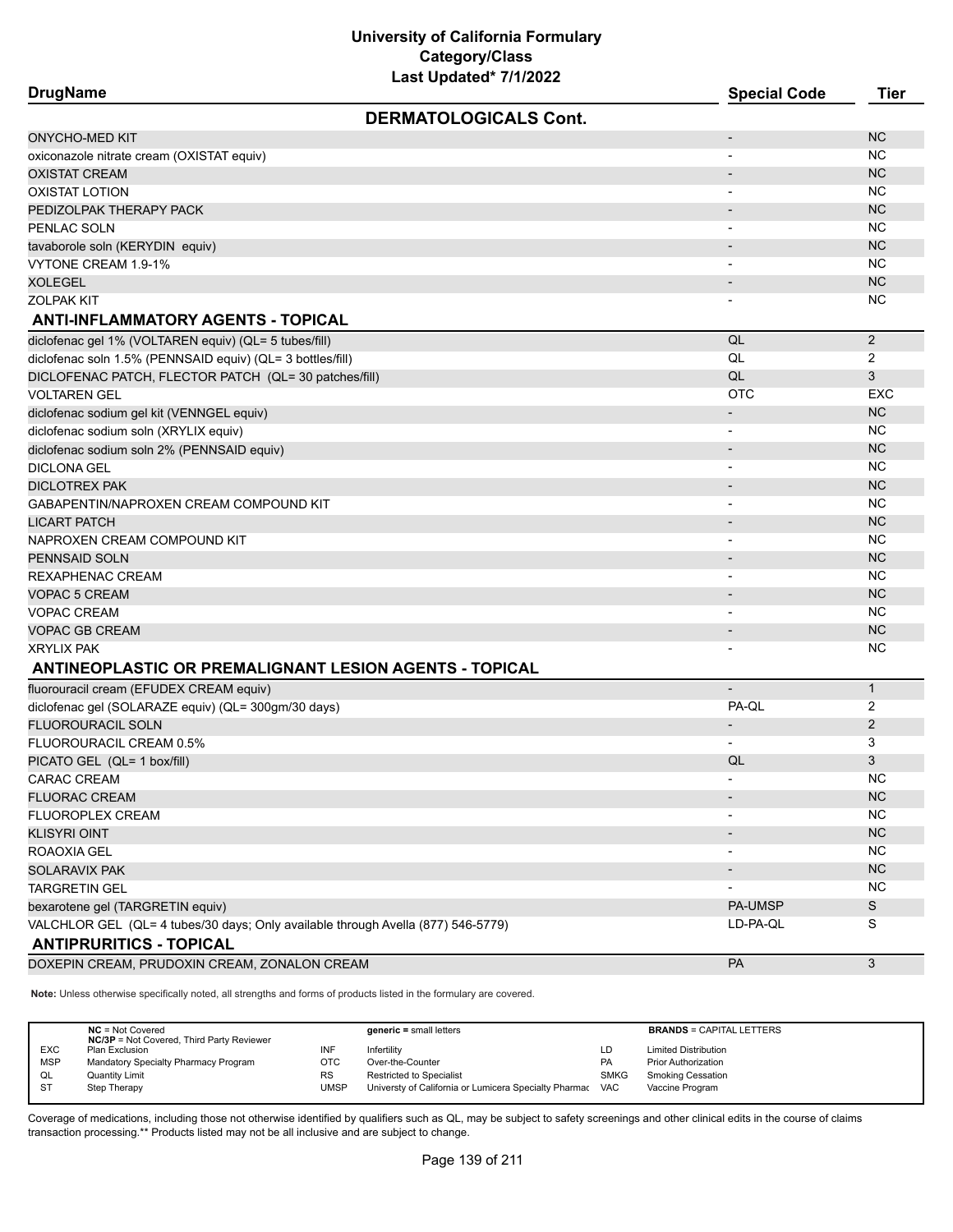**University of California Formulary**
**Category/Class**
**Last Updated* 7/1/2022**

| DrugName | Special Code | Tier |
|---|---|---|
| **DERMATOLOGICALS Cont.** | | |
| ONYCHO-MED KIT | - | NC |
| oxiconazole nitrate cream (OXISTAT equiv) | - | NC |
| OXISTAT CREAM | - | NC |
| OXISTAT LOTION | - | NC |
| PEDIZOLPAK THERAPY PACK | - | NC |
| PENLAC SOLN | - | NC |
| tavaborole soln (KERYDIN equiv) | - | NC |
| VYTONE CREAM 1.9-1% | - | NC |
| XOLEGEL | - | NC |
| ZOLPAK KIT | - | NC |
| **ANTI-INFLAMMATORY AGENTS - TOPICAL** | | |
| diclofenac gel 1% (VOLTAREN equiv) (QL= 5 tubes/fill) | QL | 2 |
| diclofenac soln 1.5% (PENNSAID equiv) (QL= 3 bottles/fill) | QL | 2 |
| DICLOFENAC PATCH, FLECTOR PATCH (QL= 30 patches/fill) | QL | 3 |
| VOLTAREN GEL | OTC | EXC |
| diclofenac sodium gel kit (VENNGEL equiv) | - | NC |
| diclofenac sodium soln (XRYLIX equiv) | - | NC |
| diclofenac sodium soln 2% (PENNSAID equiv) | - | NC |
| DICLONA GEL | - | NC |
| DICLOTREX PAK | - | NC |
| GABAPENTIN/NAPROXEN CREAM COMPOUND KIT | - | NC |
| LICART PATCH | - | NC |
| NAPROXEN CREAM COMPOUND KIT | - | NC |
| PENNSAID SOLN | - | NC |
| REXAPHENAC CREAM | - | NC |
| VOPAC 5 CREAM | - | NC |
| VOPAC CREAM | - | NC |
| VOPAC GB CREAM | - | NC |
| XRYLIX PAK | - | NC |
| **ANTINEOPLASTIC OR PREMALIGNANT LESION AGENTS - TOPICAL** | | |
| fluorouracil cream (EFUDEX CREAM equiv) | - | 1 |
| diclofenac gel (SOLARAZE equiv) (QL= 300gm/30 days) | PA-QL | 2 |
| FLUOROURACIL SOLN | - | 2 |
| FLUOROURACIL CREAM 0.5% | - | 3 |
| PICATO GEL (QL= 1 box/fill) | QL | 3 |
| CARAC CREAM | - | NC |
| FLUORAC CREAM | - | NC |
| FLUOROPLEX CREAM | - | NC |
| KLISYRI OINT | - | NC |
| ROAOXIA GEL | - | NC |
| SOLARAVIX PAK | - | NC |
| TARGRETIN GEL | - | NC |
| bexarotene gel (TARGRETIN equiv) | PA-UMSP | S |
| VALCHLOR GEL (QL= 4 tubes/30 days; Only available through Avella (877) 546-5779) | LD-PA-QL | S |
| **ANTIPRURITICS - TOPICAL** | | |
| DOXEPIN CREAM, PRUDOXIN CREAM, ZONALON CREAM | PA | 3 |

**Note:** Unless otherwise specifically noted, all strengths and forms of products listed in the formulary are covered.

| | | | | | |
|---|---|---|---|---|---|
| **NC** = Not Covered<br>**NC/3P** = Not Covered, Third Party Reviewer | | **generic** = small letters | | **BRANDS** = CAPITAL LETTERS | |
| EXC | Plan Exclusion | INF | Infertility | LD | Limited Distribution |
| MSP | Mandatory Specialty Pharmacy Program | OTC | Over-the-Counter | PA | Prior Authorization |
| QL | Quantity Limit | RS | Restricted to Specialist | SMKG | Smoking Cessation |
| ST | Step Therapy | UMSP | Universty of California or Lumicera Specialty Pharmac | VAC | Vaccine Program |

Coverage of medications, including those not otherwise identified by qualifiers such as QL, may be subject to safety screenings and other clinical edits in the course of claims transaction processing.** Products listed may not be all inclusive and are subject to change.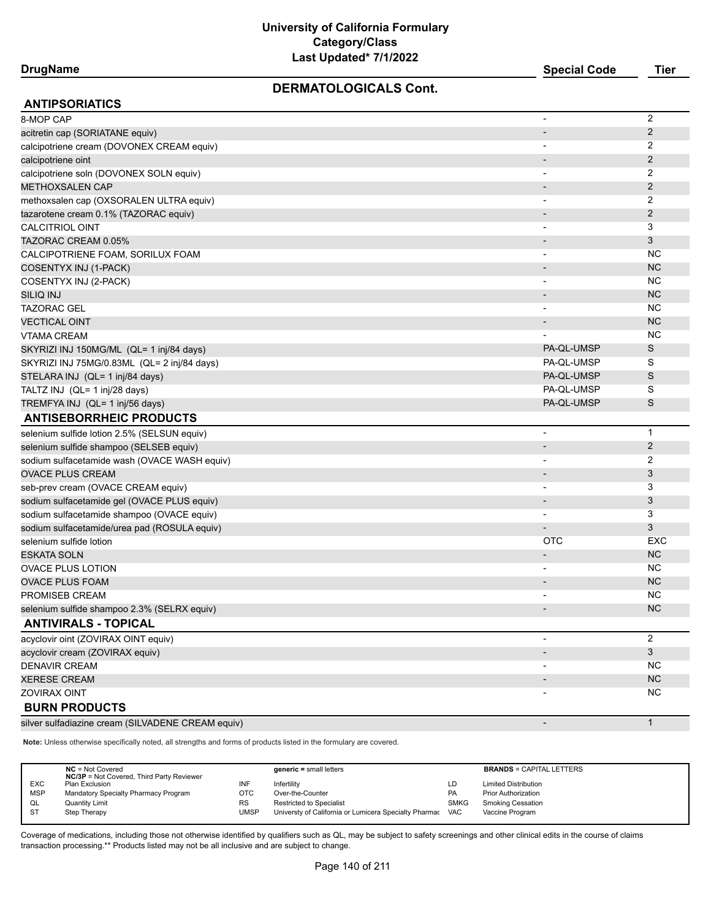# University of California Formulary
## Category/Class
### Last Updated* 7/1/2022

## DERMATOLOGICALS Cont.

| DrugName | Special Code | Tier |
|---|---|---|
| **ANTIPSORIATICS** | | |
| 8-MOP CAP | - | 2 |
| acitretin cap (SORIATANE equiv) | - | 2 |
| calcipotriene cream (DOVONEX CREAM equiv) | - | 2 |
| calcipotriene oint | - | 2 |
| calcipotriene soln (DOVONEX SOLN equiv) | - | 2 |
| METHOXSALEN CAP | - | 2 |
| methoxsalen cap (OXSORALEN ULTRA equiv) | - | 2 |
| tazarotene cream 0.1% (TAZORAC equiv) | - | 2 |
| CALCITRIOL OINT | - | 3 |
| TAZORAC CREAM 0.05% | - | 3 |
| CALCIPOTRIENE FOAM, SORILUX FOAM | - | NC |
| COSENTYX INJ (1-PACK) | - | NC |
| COSENTYX INJ (2-PACK) | - | NC |
| SILIQ INJ | - | NC |
| TAZORAC GEL | - | NC |
| VECTICAL OINT | - | NC |
| VTAMA CREAM | - | NC |
| SKYRIZI INJ 150MG/ML (QL= 1 inj/84 days) | PA-QL-UMSP | S |
| SKYRIZI INJ 75MG/0.83ML (QL= 2 inj/84 days) | PA-QL-UMSP | S |
| STELARA INJ (QL= 1 inj/84 days) | PA-QL-UMSP | S |
| TALTZ INJ (QL= 1 inj/28 days) | PA-QL-UMSP | S |
| TREMFYA INJ (QL= 1 inj/56 days) | PA-QL-UMSP | S |
| **ANTISEBORRHEIC PRODUCTS** | | |
| selenium sulfide lotion 2.5% (SELSUN equiv) | - | 1 |
| selenium sulfide shampoo (SELSEB equiv) | - | 2 |
| sodium sulfacetamide wash (OVACE WASH equiv) | - | 2 |
| OVACE PLUS CREAM | - | 3 |
| seb-prev cream (OVACE CREAM equiv) | - | 3 |
| sodium sulfacetamide gel (OVACE PLUS equiv) | - | 3 |
| sodium sulfacetamide shampoo (OVACE equiv) | - | 3 |
| sodium sulfacetamide/urea pad (ROSULA equiv) | - | 3 |
| selenium sulfide lotion | OTC | EXC |
| ESKATA SOLN | - | NC |
| OVACE PLUS LOTION | - | NC |
| OVACE PLUS FOAM | - | NC |
| PROMISEB CREAM | - | NC |
| selenium sulfide shampoo 2.3% (SELRX equiv) | - | NC |
| **ANTIVIRALS - TOPICAL** | | |
| acyclovir oint (ZOVIRAX OINT equiv) | - | 2 |
| acyclovir cream (ZOVIRAX equiv) | - | 3 |
| DENAVIR CREAM | - | NC |
| XERESE CREAM | - | NC |
| ZOVIRAX OINT | - | NC |
| **BURN PRODUCTS** | | |
| silver sulfadiazine cream (SILVADENE CREAM equiv) | - | 1 |

**Note:** Unless otherwise specifically noted, all strengths and forms of products listed in the formulary are covered.

| | | | | | |
|---|---|---|---|---|---|
| **NC** = Not Covered<br>**NC/3P** = Not Covered, Third Party Reviewer | | **generic** = small letters | | **BRANDS** = CAPITAL LETTERS | |
| EXC | Plan Exclusion | INF | Infertility | LD | Limited Distribution |
| MSP | Mandatory Specialty Pharmacy Program | OTC | Over-the-Counter | PA | Prior Authorization |
| QL | Quantity Limit | RS | Restricted to Specialist | SMKG | Smoking Cessation |
| ST | Step Therapy | UMSP | Universty of California or Lumicera Specialty Pharmac | VAC | Vaccine Program |

Coverage of medications, including those not otherwise identified by qualifiers such as QL, may be subject to safety screenings and other clinical edits in the course of claims transaction processing.** Products listed may not be all inclusive and are subject to change.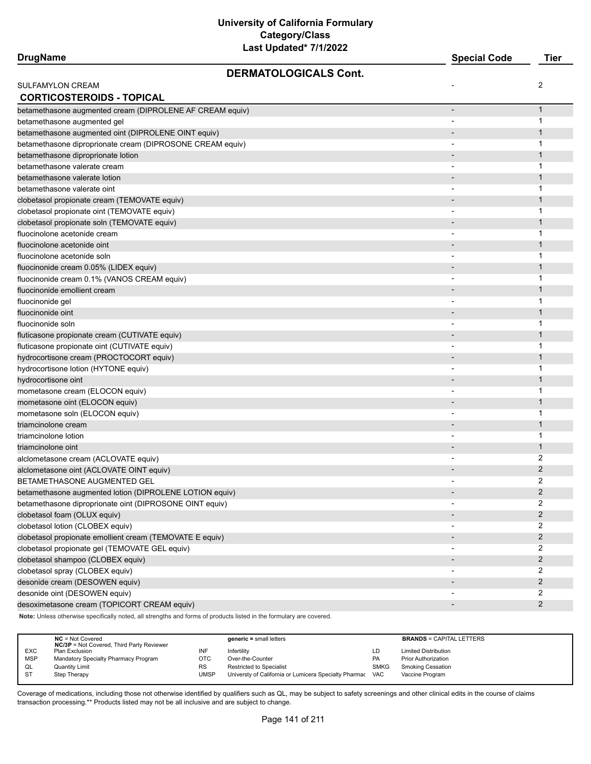# University of California Formulary
## Category/Class
### Last Updated* 7/1/2022

| DrugName | Special Code | Tier |
|---|---|---|
| **DERMATOLOGICALS Cont.** | | |
| SULFAMYLON CREAM | - | 2 |
| **CORTICOSTEROIDS - TOPICAL** | | |
| betamethasone augmented cream (DIPROLENE AF CREAM equiv) | - | 1 |
| betamethasone augmented gel | - | 1 |
| betamethasone augmented oint (DIPROLENE OINT equiv) | - | 1 |
| betamethasone diproprionate cream (DIPROSONE CREAM equiv) | - | 1 |
| betamethasone diproprionate lotion | - | 1 |
| betamethasone valerate cream | - | 1 |
| betamethasone valerate lotion | - | 1 |
| betamethasone valerate oint | - | 1 |
| clobetasol propionate cream (TEMOVATE equiv) | - | 1 |
| clobetasol propionate oint (TEMOVATE equiv) | - | 1 |
| clobetasol propionate soln (TEMOVATE equiv) | - | 1 |
| fluocinolone acetonide cream | - | 1 |
| fluocinolone acetonide oint | - | 1 |
| fluocinolone acetonide soln | - | 1 |
| fluocinonide cream 0.05% (LIDEX equiv) | - | 1 |
| fluocinonide cream 0.1% (VANOS CREAM equiv) | - | 1 |
| fluocinonide emollient cream | - | 1 |
| fluocinonide gel | - | 1 |
| fluocinonide oint | - | 1 |
| fluocinonide soln | - | 1 |
| fluticasone propionate cream (CUTIVATE equiv) | - | 1 |
| fluticasone propionate oint (CUTIVATE equiv) | - | 1 |
| hydrocortisone cream (PROCTOCORT equiv) | - | 1 |
| hydrocortisone lotion (HYTONE equiv) | - | 1 |
| hydrocortisone oint | - | 1 |
| mometasone cream (ELOCON equiv) | - | 1 |
| mometasone oint (ELOCON equiv) | - | 1 |
| mometasone soln (ELOCON equiv) | - | 1 |
| triamcinolone cream | - | 1 |
| triamcinolone lotion | - | 1 |
| triamcinolone oint | - | 1 |
| alclometasone cream (ACLOVATE equiv) | - | 2 |
| alclometasone oint (ACLOVATE OINT equiv) | - | 2 |
| BETAMETHASONE AUGMENTED GEL | - | 2 |
| betamethasone augmented lotion (DIPROLENE LOTION equiv) | - | 2 |
| betamethasone diproprionate oint (DIPROSONE OINT equiv) | - | 2 |
| clobetasol foam (OLUX equiv) | - | 2 |
| clobetasol lotion (CLOBEX equiv) | - | 2 |
| clobetasol propionate emollient cream (TEMOVATE E equiv) | - | 2 |
| clobetasol propionate gel (TEMOVATE GEL equiv) | - | 2 |
| clobetasol shampoo (CLOBEX equiv) | - | 2 |
| clobetasol spray (CLOBEX equiv) | - | 2 |
| desonide cream (DESOWEN equiv) | - | 2 |
| desonide oint (DESOWEN equiv) | - | 2 |
| desoximetasone cream (TOPICORT CREAM equiv) | - | 2 |

**Note:** Unless otherwise specifically noted, all strengths and forms of products listed in the formulary are covered.

| | | | | | |
|---|---|---|---|---|---|
| **NC** = Not Covered<br>**NC/3P** = Not Covered, Third Party Reviewer | | **generic** = small letters | | **BRANDS** = CAPITAL LETTERS | |
| EXC | Plan Exclusion | INF | Infertility | LD | Limited Distribution |
| MSP | Mandatory Specialty Pharmacy Program | OTC | Over-the-Counter | PA | Prior Authorization |
| QL | Quantity Limit | RS | Restricted to Specialist | SMKG | Smoking Cessation |
| ST | Step Therapy | UMSP | Universty of California or Lumicera Specialty Pharmac | VAC | Vaccine Program |

Coverage of medications, including those not otherwise identified by qualifiers such as QL, may be subject to safety screenings and other clinical edits in the course of claims transaction processing.** Products listed may not be all inclusive and are subject to change.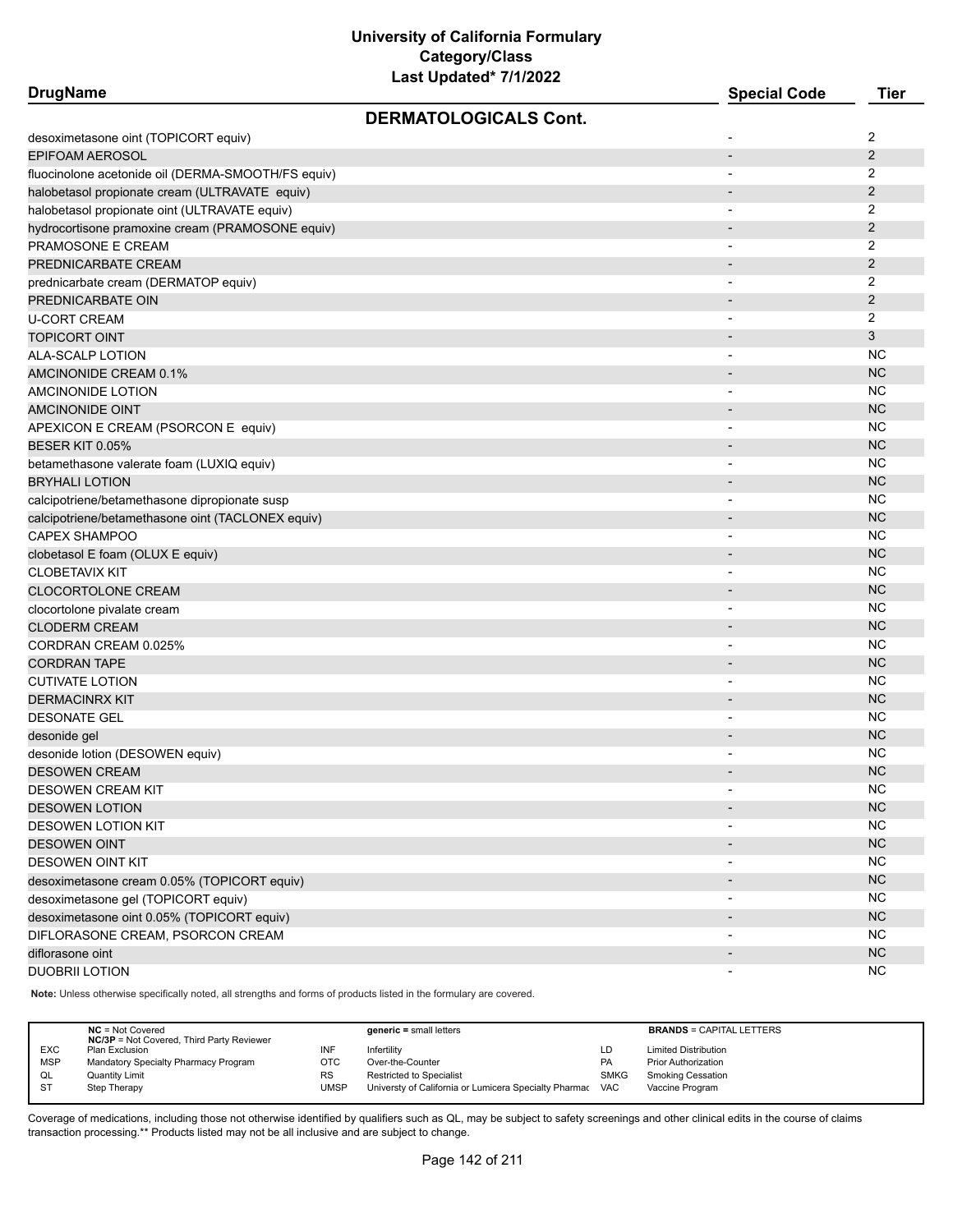# University of California Formulary
## Category/Class
### Last Updated* 7/1/2022

| DrugName | Special Code | Tier |
|---|---|---|
| **DERMATOLOGICALS Cont.** | | |
| desoximetasone oint (TOPICORT equiv) | - | 2 |
| EPIFOAM AEROSOL | - | 2 |
| fluocinolone acetonide oil (DERMA-SMOOTH/FS equiv) | - | 2 |
| halobetasol propionate cream (ULTRAVATE equiv) | - | 2 |
| halobetasol propionate oint (ULTRAVATE equiv) | - | 2 |
| hydrocortisone pramoxine cream (PRAMOSONE equiv) | - | 2 |
| PRAMOSONE E CREAM | - | 2 |
| PREDNICARBATE CREAM | - | 2 |
| prednicarbate cream (DERMATOP equiv) | - | 2 |
| PREDNICARBATE OIN | - | 2 |
| U-CORT CREAM | - | 2 |
| TOPICORT OINT | - | 3 |
| ALA-SCALP LOTION | - | NC |
| AMCINONIDE CREAM 0.1% | - | NC |
| AMCINONIDE LOTION | - | NC |
| AMCINONIDE OINT | - | NC |
| APEXICON E CREAM (PSORCON E equiv) | - | NC |
| BESER KIT 0.05% | - | NC |
| betamethasone valerate foam (LUXIQ equiv) | - | NC |
| BRYHALI LOTION | - | NC |
| calcipotriene/betamethasone dipropionate susp | - | NC |
| calcipotriene/betamethasone oint (TACLONEX equiv) | - | NC |
| CAPEX SHAMPOO | - | NC |
| clobetasol E foam (OLUX E equiv) | - | NC |
| CLOBETAVIX KIT | - | NC |
| CLOCORTOLONE CREAM | - | NC |
| clocortolone pivalate cream | - | NC |
| CLODERM CREAM | - | NC |
| CORDRAN CREAM 0.025% | - | NC |
| CORDRAN TAPE | - | NC |
| CUTIVATE LOTION | - | NC |
| DERMACINRX KIT | - | NC |
| DESONATE GEL | - | NC |
| desonide gel | - | NC |
| desonide lotion (DESOWEN equiv) | - | NC |
| DESOWEN CREAM | - | NC |
| DESOWEN CREAM KIT | - | NC |
| DESOWEN LOTION | - | NC |
| DESOWEN LOTION KIT | - | NC |
| DESOWEN OINT | - | NC |
| DESOWEN OINT KIT | - | NC |
| desoximetasone cream 0.05% (TOPICORT equiv) | - | NC |
| desoximetasone gel (TOPICORT equiv) | - | NC |
| desoximetasone oint 0.05% (TOPICORT equiv) | - | NC |
| DIFLORASONE CREAM, PSORCON CREAM | - | NC |
| diflorasone oint | - | NC |
| DUOBRII LOTION | - | NC |

**Note:** Unless otherwise specifically noted, all strengths and forms of products listed in the formulary are covered.

| | | | | | |
|---|---|---|---|---|---|
| **NC** = Not Covered<br>**NC/3P** = Not Covered, Third Party Reviewer | | **generic =** small letters | | **BRANDS** = CAPITAL LETTERS | |
| EXC | Plan Exclusion | INF | Infertility | LD | Limited Distribution |
| MSP | Mandatory Specialty Pharmacy Program | OTC | Over-the-Counter | PA | Prior Authorization |
| QL | Quantity Limit | RS | Restricted to Specialist | SMKG | Smoking Cessation |
| ST | Step Therapy | UMSP | Universty of California or Lumicera Specialty Pharmac | VAC | Vaccine Program |

Coverage of medications, including those not otherwise identified by qualifiers such as QL, may be subject to safety screenings and other clinical edits in the course of claims transaction processing.** Products listed may not be all inclusive and are subject to change.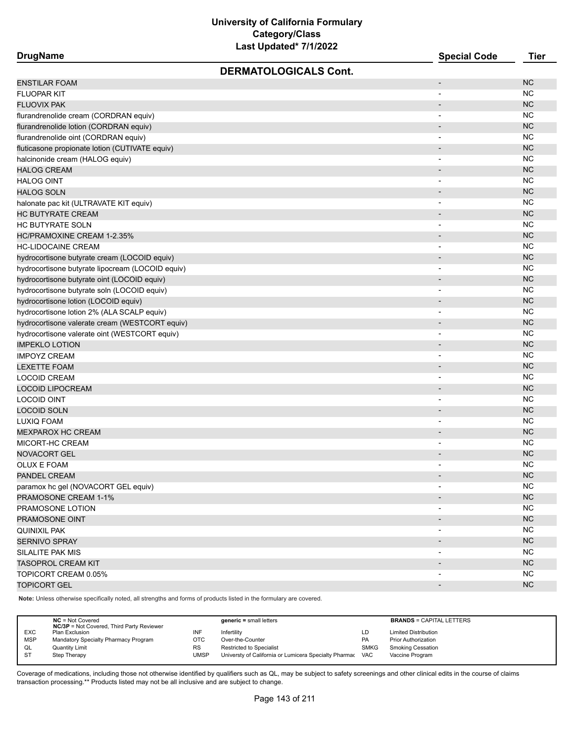# University of California Formulary
## Category/Class
### Last Updated* 7/1/2022

| DrugName | Special Code | Tier |
|---|---|---|
| **DERMATOLOGICALS Cont.** | | |
| ENSTILAR FOAM | - | NC |
| FLUOPAR KIT | - | NC |
| FLUOVIX PAK | - | NC |
| flurandrenolide cream (CORDRAN equiv) | - | NC |
| flurandrenolide lotion (CORDRAN equiv) | - | NC |
| flurandrenolide oint (CORDRAN equiv) | - | NC |
| fluticasone propionate lotion (CUTIVATE equiv) | - | NC |
| halcinonide cream (HALOG equiv) | - | NC |
| HALOG CREAM | - | NC |
| HALOG OINT | - | NC |
| HALOG SOLN | - | NC |
| halonate pac kit (ULTRAVATE KIT equiv) | - | NC |
| HC BUTYRATE CREAM | - | NC |
| HC BUTYRATE SOLN | - | NC |
| HC/PRAMOXINE CREAM 1-2.35% | - | NC |
| HC-LIDOCAINE CREAM | - | NC |
| hydrocortisone butyrate cream (LOCOID equiv) | - | NC |
| hydrocortisone butyrate lipocream (LOCOID equiv) | - | NC |
| hydrocortisone butyrate oint (LOCOID equiv) | - | NC |
| hydrocortisone butyrate soln (LOCOID equiv) | - | NC |
| hydrocortisone lotion (LOCOID equiv) | - | NC |
| hydrocortisone lotion 2% (ALA SCALP equiv) | - | NC |
| hydrocortisone valerate cream (WESTCORT equiv) | - | NC |
| hydrocortisone valerate oint (WESTCORT equiv) | - | NC |
| IMPEKLO LOTION | - | NC |
| IMPOYZ CREAM | - | NC |
| LEXETTE FOAM | - | NC |
| LOCOID CREAM | - | NC |
| LOCOID LIPOCREAM | - | NC |
| LOCOID OINT | - | NC |
| LOCOID SOLN | - | NC |
| LUXIQ FOAM | - | NC |
| MEXPAROX HC CREAM | - | NC |
| MICORT-HC CREAM | - | NC |
| NOVACORT GEL | - | NC |
| OLUX E FOAM | - | NC |
| PANDEL CREAM | - | NC |
| paramox hc gel (NOVACORT GEL equiv) | - | NC |
| PRAMOSONE CREAM 1-1% | - | NC |
| PRAMOSONE LOTION | - | NC |
| PRAMOSONE OINT | - | NC |
| QUINIXIL PAK | - | NC |
| SERNIVO SPRAY | - | NC |
| SILALITE PAK MIS | - | NC |
| TASOPROL CREAM KIT | - | NC |
| TOPICORT CREAM 0.05% | - | NC |
| TOPICORT GEL | - | NC |

**Note:** Unless otherwise specifically noted, all strengths and forms of products listed in the formulary are covered.

| | | | | | |
|---|---|---|---|---|---|
| **NC** = Not Covered<br>**NC/3P** = Not Covered, Third Party Reviewer | | **generic =** small letters | | **BRANDS** = CAPITAL LETTERS | |
| EXC | Plan Exclusion | INF | Infertility | LD | Limited Distribution |
| MSP | Mandatory Specialty Pharmacy Program | OTC | Over-the-Counter | PA | Prior Authorization |
| QL | Quantity Limit | RS | Restricted to Specialist | SMKG | Smoking Cessation |
| ST | Step Therapy | UMSP | Universty of California or Lumicera Specialty Pharmac | VAC | Vaccine Program |

Coverage of medications, including those not otherwise identified by qualifiers such as QL, may be subject to safety screenings and other clinical edits in the course of claims transaction processing.** Products listed may not be all inclusive and are subject to change.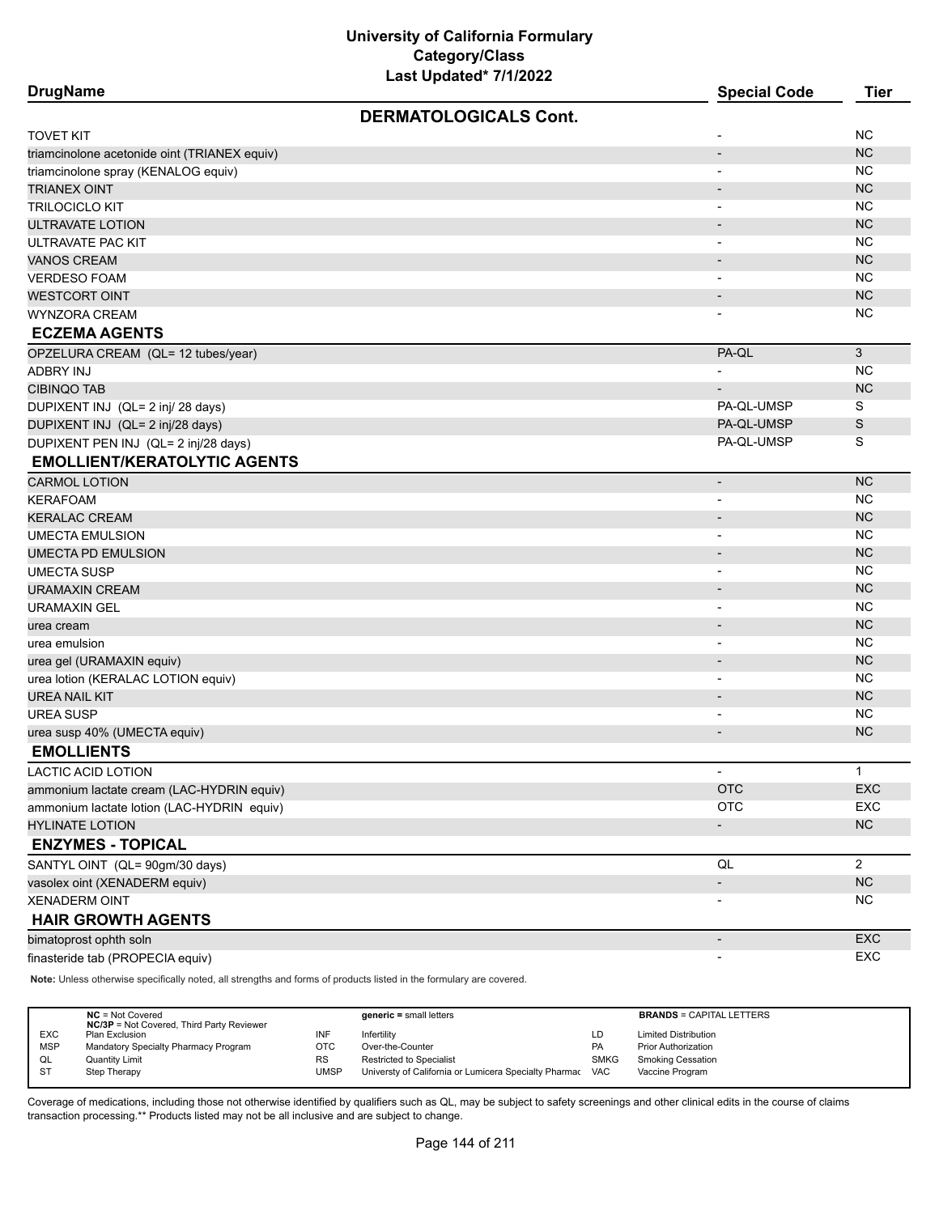# University of California Formulary
## Category/Class
### Last Updated* 7/1/2022

| DrugName | Special Code | Tier |
|---|---|---|
| **DERMATOLOGICALS Cont.** | | |
| TOVET KIT | - | NC |
| triamcinolone acetonide oint (TRIANEX equiv) | - | NC |
| triamcinolone spray (KENALOG equiv) | - | NC |
| TRIANEX OINT | - | NC |
| TRILOCICLO KIT | - | NC |
| ULTRAVATE LOTION | - | NC |
| ULTRAVATE PAC KIT | - | NC |
| VANOS CREAM | - | NC |
| VERDESO FOAM | - | NC |
| WESTCORT OINT | - | NC |
| WYNZORA CREAM | - | NC |
| **ECZEMA AGENTS** | | |
| OPZELURA CREAM (QL= 12 tubes/year) | PA-QL | 3 |
| ADBRY INJ | - | NC |
| CIBINQO TAB | - | NC |
| DUPIXENT INJ (QL= 2 inj/ 28 days) | PA-QL-UMSP | S |
| DUPIXENT INJ (QL= 2 inj/28 days) | PA-QL-UMSP | S |
| DUPIXENT PEN INJ (QL= 2 inj/28 days) | PA-QL-UMSP | S |
| **EMOLLIENT/KERATOLYTIC AGENTS** | | |
| CARMOL LOTION | - | NC |
| KERAFOAM | - | NC |
| KERALAC CREAM | - | NC |
| UMECTA EMULSION | - | NC |
| UMECTA PD EMULSION | - | NC |
| UMECTA SUSP | - | NC |
| URAMAXIN CREAM | - | NC |
| URAMAXIN GEL | - | NC |
| urea cream | - | NC |
| urea emulsion | - | NC |
| urea gel (URAMAXIN equiv) | - | NC |
| urea lotion (KERALAC LOTION equiv) | - | NC |
| UREA NAIL KIT | - | NC |
| UREA SUSP | - | NC |
| urea susp 40% (UMECTA equiv) | - | NC |
| **EMOLLIENTS** | | |
| LACTIC ACID LOTION | - | 1 |
| ammonium lactate cream (LAC-HYDRIN equiv) | OTC | EXC |
| ammonium lactate lotion (LAC-HYDRIN equiv) | OTC | EXC |
| HYLINATE LOTION | - | NC |
| **ENZYMES - TOPICAL** | | |
| SANTYL OINT (QL= 90gm/30 days) | QL | 2 |
| vasolex oint (XENADERM equiv) | - | NC |
| XENADERM OINT | - | NC |
| **HAIR GROWTH AGENTS** | | |
| bimatoprost ophth soln | - | EXC |
| finasteride tab (PROPECIA equiv) | - | EXC |

**Note:** Unless otherwise specifically noted, all strengths and forms of products listed in the formulary are covered.

| | | | | | |
|---|---|---|---|---|---|
| **NC** = Not Covered; **NC/3P** = Not Covered, Third Party Reviewer | | **generic** = small letters | | **BRANDS** = CAPITAL LETTERS | |
| EXC | Plan Exclusion | INF | Infertility | LD | Limited Distribution |
| MSP | Mandatory Specialty Pharmacy Program | OTC | Over-the-Counter | PA | Prior Authorization |
| QL | Quantity Limit | RS | Restricted to Specialist | SMKG | Smoking Cessation |
| ST | Step Therapy | UMSP | Universty of California or Lumicera Specialty Pharmac | VAC | Vaccine Program |

Coverage of medications, including those not otherwise identified by qualifiers such as QL, may be subject to safety screenings and other clinical edits in the course of claims transaction processing.** Products listed may not be all inclusive and are subject to change.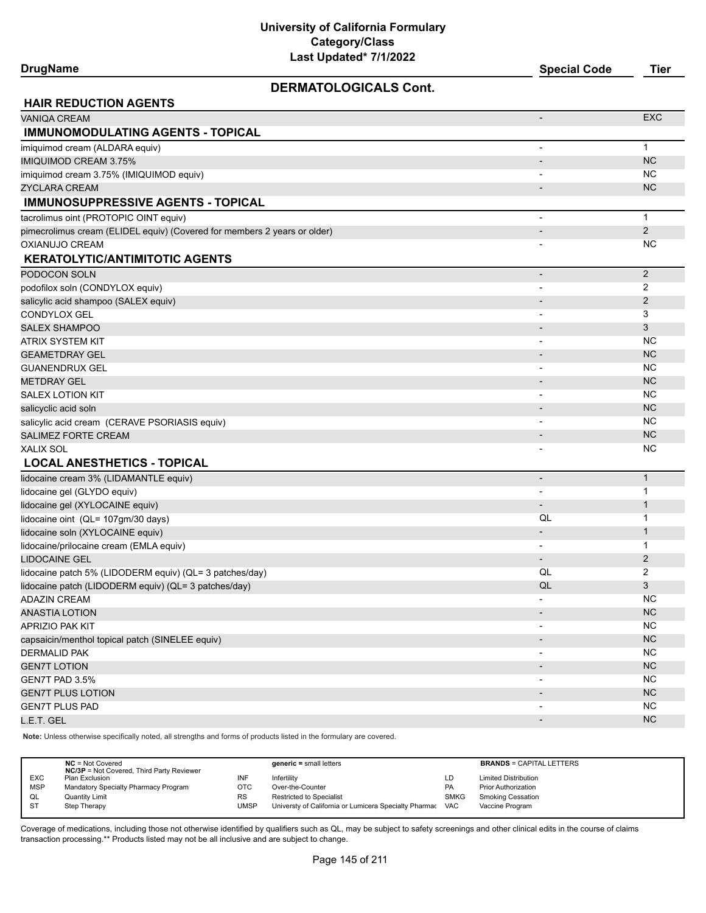# University of California Formulary
## Category/Class
### Last Updated* 7/1/2022

## DERMATOLOGICALS Cont.

| DrugName | Special Code | Tier |
|---|---|---|
| **HAIR REDUCTION AGENTS** | | |
| VANIQA CREAM | - | EXC |
| **IMMUNOMODULATING AGENTS - TOPICAL** | | |
| imiquimod cream (ALDARA equiv) | - | 1 |
| IMIQUIMOD CREAM 3.75% | - | NC |
| imiquimod cream 3.75% (IMIQUIMOD equiv) | - | NC |
| ZYCLARA CREAM | - | NC |
| **IMMUNOSUPPRESSIVE AGENTS - TOPICAL** | | |
| tacrolimus oint (PROTOPIC OINT equiv) | - | 1 |
| pimecrolimus cream (ELIDEL equiv) (Covered for members 2 years or older) | - | 2 |
| OXIANUJO CREAM | - | NC |
| **KERATOLYTIC/ANTIMITOTIC AGENTS** | | |
| PODOCON SOLN | - | 2 |
| podofilox soln (CONDYLOX equiv) | - | 2 |
| salicylic acid shampoo (SALEX equiv) | - | 2 |
| CONDYLOX GEL | - | 3 |
| SALEX SHAMPOO | - | 3 |
| ATRIX SYSTEM KIT | - | NC |
| GEAMETDRAY GEL | - | NC |
| GUANENDRUX GEL | - | NC |
| METDRAY GEL | - | NC |
| SALEX LOTION KIT | - | NC |
| salicyclic acid soln | - | NC |
| salicylic acid cream (CERAVE PSORIASIS equiv) | - | NC |
| SALIMEZ FORTE CREAM | - | NC |
| XALIX SOL | - | NC |
| **LOCAL ANESTHETICS - TOPICAL** | | |
| lidocaine cream 3% (LIDAMANTLE equiv) | - | 1 |
| lidocaine gel (GLYDO equiv) | - | 1 |
| lidocaine gel (XYLOCAINE equiv) | - | 1 |
| lidocaine oint (QL= 107gm/30 days) | QL | 1 |
| lidocaine soln (XYLOCAINE equiv) | - | 1 |
| lidocaine/prilocaine cream (EMLA equiv) | - | 1 |
| LIDOCAINE GEL | - | 2 |
| lidocaine patch 5% (LIDODERM equiv) (QL= 3 patches/day) | QL | 2 |
| lidocaine patch (LIDODERM equiv) (QL= 3 patches/day) | QL | 3 |
| ADAZIN CREAM | - | NC |
| ANASTIA LOTION | - | NC |
| APRIZIO PAK KIT | - | NC |
| capsaicin/menthol topical patch (SINELEE equiv) | - | NC |
| DERMALID PAK | - | NC |
| GEN7T LOTION | - | NC |
| GEN7T PAD 3.5% | - | NC |
| GEN7T PLUS LOTION | - | NC |
| GEN7T PLUS PAD | - | NC |
| L.E.T. GEL | - | NC |

**Note:** Unless otherwise specifically noted, all strengths and forms of products listed in the formulary are covered.

| | | | | | |
|---|---|---|---|---|---|
| **NC** = Not Covered<br>**NC/3P** = Not Covered, Third Party Reviewer | | **generic** = small letters | | **BRANDS** = CAPITAL LETTERS | |
| EXC | Plan Exclusion | INF | Infertility | LD | Limited Distribution |
| MSP | Mandatory Specialty Pharmacy Program | OTC | Over-the-Counter | PA | Prior Authorization |
| QL | Quantity Limit | RS | Restricted to Specialist | SMKG | Smoking Cessation |
| ST | Step Therapy | UMSP | Universty of California or Lumicera Specialty Pharmac | VAC | Vaccine Program |

Coverage of medications, including those not otherwise identified by qualifiers such as QL, may be subject to safety screenings and other clinical edits in the course of claims transaction processing.** Products listed may not be all inclusive and are subject to change.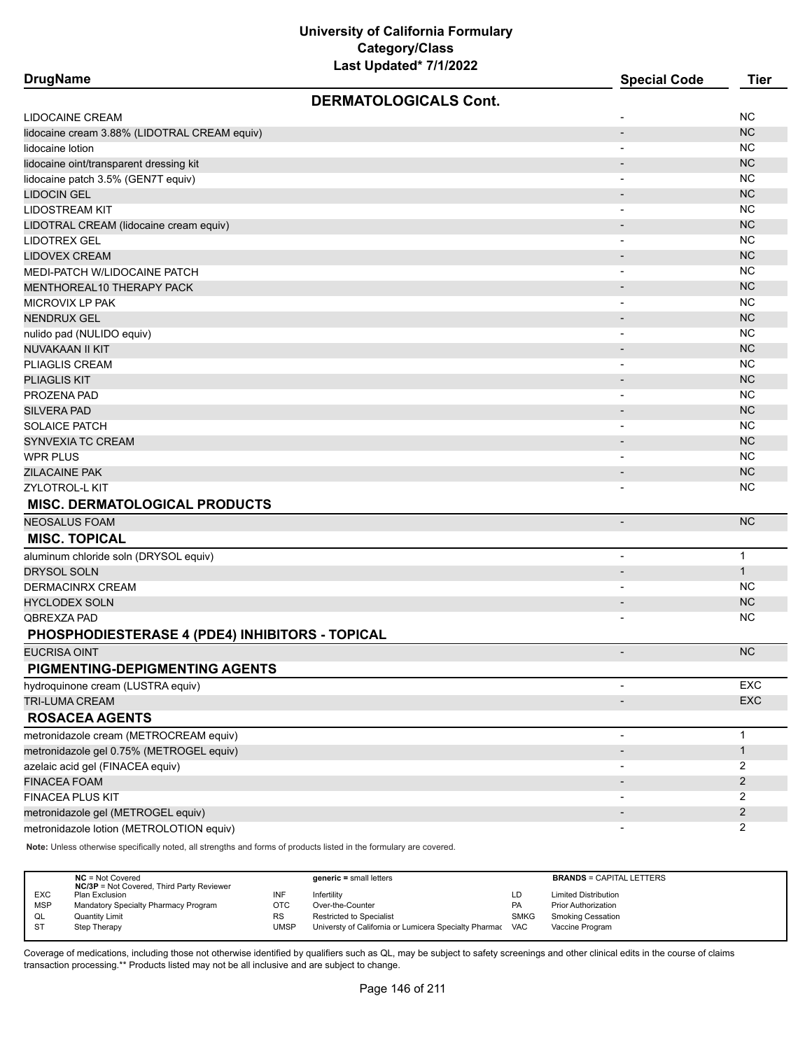# University of California Formulary
## Category/Class
### Last Updated* 7/1/2022

| DrugName | Special Code | Tier |
|---|---|---|
| **DERMATOLOGICALS Cont.** | | |
| LIDOCAINE CREAM | - | NC |
| lidocaine cream 3.88% (LIDOTRAL CREAM equiv) | - | NC |
| lidocaine lotion | - | NC |
| lidocaine oint/transparent dressing kit | - | NC |
| lidocaine patch 3.5% (GEN7T equiv) | - | NC |
| LIDOCIN GEL | - | NC |
| LIDOSTREAM KIT | - | NC |
| LIDOTRAL CREAM (lidocaine cream equiv) | - | NC |
| LIDOTREX GEL | - | NC |
| LIDOVEX CREAM | - | NC |
| MEDI-PATCH W/LIDOCAINE PATCH | - | NC |
| MENTHOREAL10 THERAPY PACK | - | NC |
| MICROVIX LP PAK | - | NC |
| NENDRUX GEL | - | NC |
| nulido pad (NULIDO equiv) | - | NC |
| NUVAKAAN II KIT | - | NC |
| PLIAGLIS CREAM | - | NC |
| PLIAGLIS KIT | - | NC |
| PROZENA PAD | - | NC |
| SILVERA PAD | - | NC |
| SOLAICE PATCH | - | NC |
| SYNVEXIA TC CREAM | - | NC |
| WPR PLUS | - | NC |
| ZILACAINE PAK | - | NC |
| ZYLOTROL-L KIT | - | NC |
| **MISC. DERMATOLOGICAL PRODUCTS** | | |
| NEOSALUS FOAM | - | NC |
| **MISC. TOPICAL** | | |
| aluminum chloride soln (DRYSOL equiv) | - | 1 |
| DRYSOL SOLN | - | 1 |
| DERMACINRX CREAM | - | NC |
| HYCLODEX SOLN | - | NC |
| QBREXZA PAD | - | NC |
| **PHOSPHODIESTERASE 4 (PDE4) INHIBITORS - TOPICAL** | | |
| EUCRISA OINT | - | NC |
| **PIGMENTING-DEPIGMENTING AGENTS** | | |
| hydroquinone cream (LUSTRA equiv) | - | EXC |
| TRI-LUMA CREAM | - | EXC |
| **ROSACEA AGENTS** | | |
| metronidazole cream (METROCREAM equiv) | - | 1 |
| metronidazole gel 0.75% (METROGEL equiv) | - | 1 |
| azelaic acid gel (FINACEA equiv) | - | 2 |
| FINACEA FOAM | - | 2 |
| FINACEA PLUS KIT | - | 2 |
| metronidazole gel (METROGEL equiv) | - | 2 |
| metronidazole lotion (METROLOTION equiv) | - | 2 |

**Note:** Unless otherwise specifically noted, all strengths and forms of products listed in the formulary are covered.

| | | | | | |
|---|---|---|---|---|---|
| **NC** = Not Covered<br>**NC/3P** = Not Covered, Third Party Reviewer | | | **generic** = small letters | | **BRANDS** = CAPITAL LETTERS |
| EXC | Plan Exclusion | INF | Infertility | LD | Limited Distribution |
| MSP | Mandatory Specialty Pharmacy Program | OTC | Over-the-Counter | PA | Prior Authorization |
| QL | Quantity Limit | RS | Restricted to Specialist | SMKG | Smoking Cessation |
| ST | Step Therapy | UMSP | Universty of California or Lumicera Specialty Pharmac | VAC | Vaccine Program |

Coverage of medications, including those not otherwise identified by qualifiers such as QL, may be subject to safety screenings and other clinical edits in the course of claims transaction processing.** Products listed may not be all inclusive and are subject to change.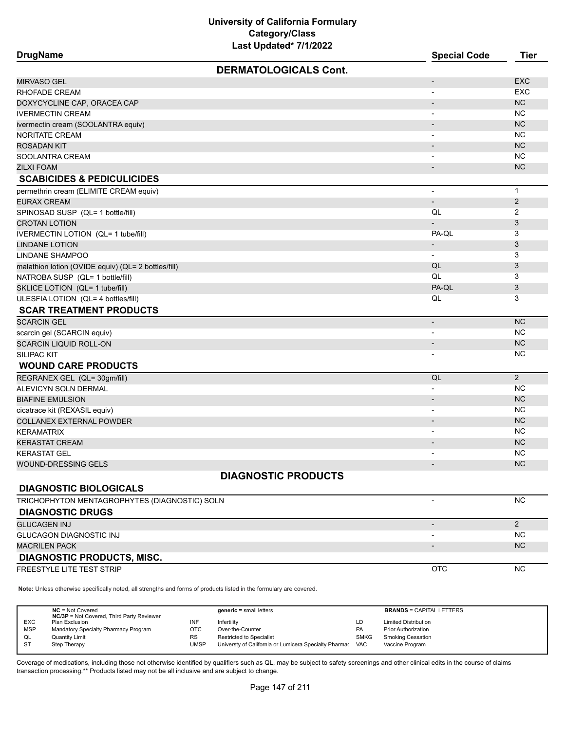# University of California Formulary
## Category/Class
### Last Updated* 7/1/2022

| DrugName | Special Code | Tier |
|---|---|---|
| **DERMATOLOGICALS Cont.** | | |
| MIRVASO GEL | - | EXC |
| RHOFADE CREAM | - | EXC |
| DOXYCYCLINE CAP, ORACEA CAP | - | NC |
| IVERMECTIN CREAM | - | NC |
| ivermectin cream (SOOLANTRA equiv) | - | NC |
| NORITATE CREAM | - | NC |
| ROSADAN KIT | - | NC |
| SOOLANTRA CREAM | - | NC |
| ZILXI FOAM | - | NC |
| **SCABICIDES & PEDICULICIDES** | | |
| permethrin cream (ELIMITE CREAM equiv) | - | 1 |
| EURAX CREAM | - | 2 |
| SPINOSAD SUSP (QL= 1 bottle/fill) | QL | 2 |
| CROTAN LOTION | - | 3 |
| IVERMECTIN LOTION (QL= 1 tube/fill) | PA-QL | 3 |
| LINDANE LOTION | - | 3 |
| LINDANE SHAMPOO | - | 3 |
| malathion lotion (OVIDE equiv) (QL= 2 bottles/fill) | QL | 3 |
| NATROBA SUSP (QL= 1 bottle/fill) | QL | 3 |
| SKLICE LOTION (QL= 1 tube/fill) | PA-QL | 3 |
| ULESFIA LOTION (QL= 4 bottles/fill) | QL | 3 |
| **SCAR TREATMENT PRODUCTS** | | |
| SCARCIN GEL | - | NC |
| scarcin gel (SCARCIN equiv) | - | NC |
| SCARCIN LIQUID ROLL-ON | - | NC |
| SILIPAC KIT | - | NC |
| **WOUND CARE PRODUCTS** | | |
| REGRANEX GEL (QL= 30gm/fill) | QL | 2 |
| ALEVICYN SOLN DERMAL | - | NC |
| BIAFINE EMULSION | - | NC |
| cicatrace kit (REXASIL equiv) | - | NC |
| COLLANEX EXTERNAL POWDER | - | NC |
| KERAMATRIX | - | NC |
| KERASTAT CREAM | - | NC |
| KERASTAT GEL | - | NC |
| WOUND-DRESSING GELS | - | NC |
| **DIAGNOSTIC PRODUCTS** | | |
| **DIAGNOSTIC BIOLOGICALS** | | |
| TRICHOPHYTON MENTAGROPHYTES (DIAGNOSTIC) SOLN | - | NC |
| **DIAGNOSTIC DRUGS** | | |
| GLUCAGEN INJ | - | 2 |
| GLUCAGON DIAGNOSTIC INJ | - | NC |
| MACRILEN PACK | - | NC |
| **DIAGNOSTIC PRODUCTS, MISC.** | | |
| FREESTYLE LITE TEST STRIP | OTC | NC |

**Note:** Unless otherwise specifically noted, all strengths and forms of products listed in the formulary are covered.

| | | | | | |
|---|---|---|---|---|---|
| **NC** = Not Covered<br>**NC/3P** = Not Covered, Third Party Reviewer | | **generic =** small letters | | **BRANDS** = CAPITAL LETTERS | |
| EXC | Plan Exclusion | INF | Infertility | LD | Limited Distribution |
| MSP | Mandatory Specialty Pharmacy Program | OTC | Over-the-Counter | PA | Prior Authorization |
| QL | Quantity Limit | RS | Restricted to Specialist | SMKG | Smoking Cessation |
| ST | Step Therapy | UMSP | Universty of California or Lumicera Specialty Pharmac | VAC | Vaccine Program |

Coverage of medications, including those not otherwise identified by qualifiers such as QL, may be subject to safety screenings and other clinical edits in the course of claims transaction processing.** Products listed may not be all inclusive and are subject to change.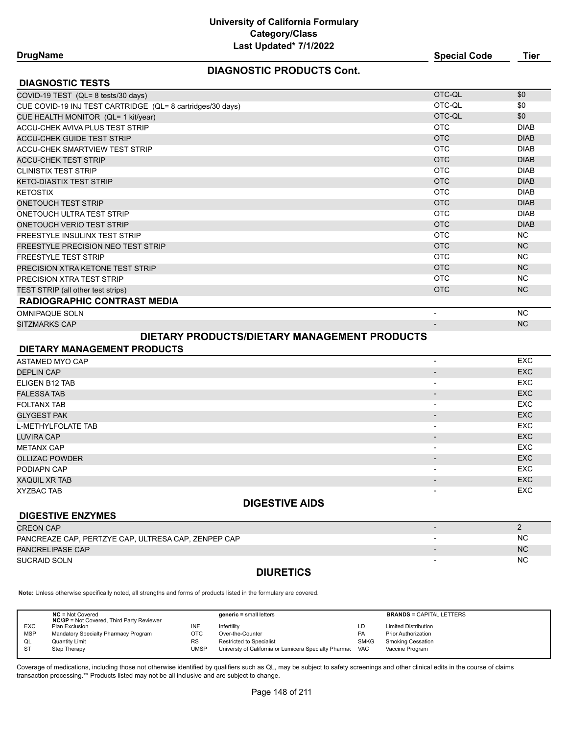# University of California Formulary
## Category/Class
### Last Updated* 7/1/2022

## DIAGNOSTIC PRODUCTS Cont.

### DIAGNOSTIC TESTS

| DrugName | Special Code | Tier |
|---|---|---|
| COVID-19 TEST (QL= 8 tests/30 days) | OTC-QL | $0 |
| CUE COVID-19 INJ TEST CARTRIDGE (QL= 8 cartridges/30 days) | OTC-QL | $0 |
| CUE HEALTH MONITOR (QL= 1 kit/year) | OTC-QL | $0 |
| ACCU-CHEK AVIVA PLUS TEST STRIP | OTC | DIAB |
| ACCU-CHEK GUIDE TEST STRIP | OTC | DIAB |
| ACCU-CHEK SMARTVIEW TEST STRIP | OTC | DIAB |
| ACCU-CHEK TEST STRIP | OTC | DIAB |
| CLINISTIX TEST STRIP | OTC | DIAB |
| KETO-DIASTIX TEST STRIP | OTC | DIAB |
| KETOSTIX | OTC | DIAB |
| ONETOUCH TEST STRIP | OTC | DIAB |
| ONETOUCH ULTRA TEST STRIP | OTC | DIAB |
| ONETOUCH VERIO TEST STRIP | OTC | DIAB |
| FREESTYLE INSULINX TEST STRIP | OTC | NC |
| FREESTYLE PRECISION NEO TEST STRIP | OTC | NC |
| FREESTYLE TEST STRIP | OTC | NC |
| PRECISION XTRA KETONE TEST STRIP | OTC | NC |
| PRECISION XTRA TEST STRIP | OTC | NC |
| TEST STRIP (all other test strips) | OTC | NC |

### RADIOGRAPHIC CONTRAST MEDIA

| DrugName | Special Code | Tier |
|---|---|---|
| OMNIPAQUE SOLN | - | NC |
| SITZMARKS CAP | - | NC |

## DIETARY PRODUCTS/DIETARY MANAGEMENT PRODUCTS

### DIETARY MANAGEMENT PRODUCTS

| DrugName | Special Code | Tier |
|---|---|---|
| ASTAMED MYO CAP | - | EXC |
| DEPLIN CAP | - | EXC |
| ELIGEN B12 TAB | - | EXC |
| FALESSA TAB | - | EXC |
| FOLTANX TAB | - | EXC |
| GLYGEST PAK | - | EXC |
| L-METHYLFOLATE TAB | - | EXC |
| LUVIRA CAP | - | EXC |
| METANX CAP | - | EXC |
| OLLIZAC POWDER | - | EXC |
| PODIAPN CAP | - | EXC |
| XAQUIL XR TAB | - | EXC |
| XYZBAC TAB | - | EXC |

## DIGESTIVE AIDS

### DIGESTIVE ENZYMES

| DrugName | Special Code | Tier |
|---|---|---|
| CREON CAP | - | 2 |
| PANCREAZE CAP, PERTZYE CAP, ULTRESA CAP, ZENPEP CAP | - | NC |
| PANCRELIPASE CAP | - | NC |
| SUCRAID SOLN | - | NC |

## DIURETICS

**Note:** Unless otherwise specifically noted, all strengths and forms of products listed in the formulary are covered.

| | | | | | |
|---|---|---|---|---|---|
| **NC** = Not Covered<br>**NC/3P** = Not Covered, Third Party Reviewer | | **generic =** small letters | | **BRANDS** = CAPITAL LETTERS | |
| EXC | Plan Exclusion | INF | Infertility | LD | Limited Distribution |
| MSP | Mandatory Specialty Pharmacy Program | OTC | Over-the-Counter | PA | Prior Authorization |
| QL | Quantity Limit | RS | Restricted to Specialist | SMKG | Smoking Cessation |
| ST | Step Therapy | UMSP | Universty of California or Lumicera Specialty Pharmac | VAC | Vaccine Program |

Coverage of medications, including those not otherwise identified by qualifiers such as QL, may be subject to safety screenings and other clinical edits in the course of claims transaction processing.** Products listed may not be all inclusive and are subject to change.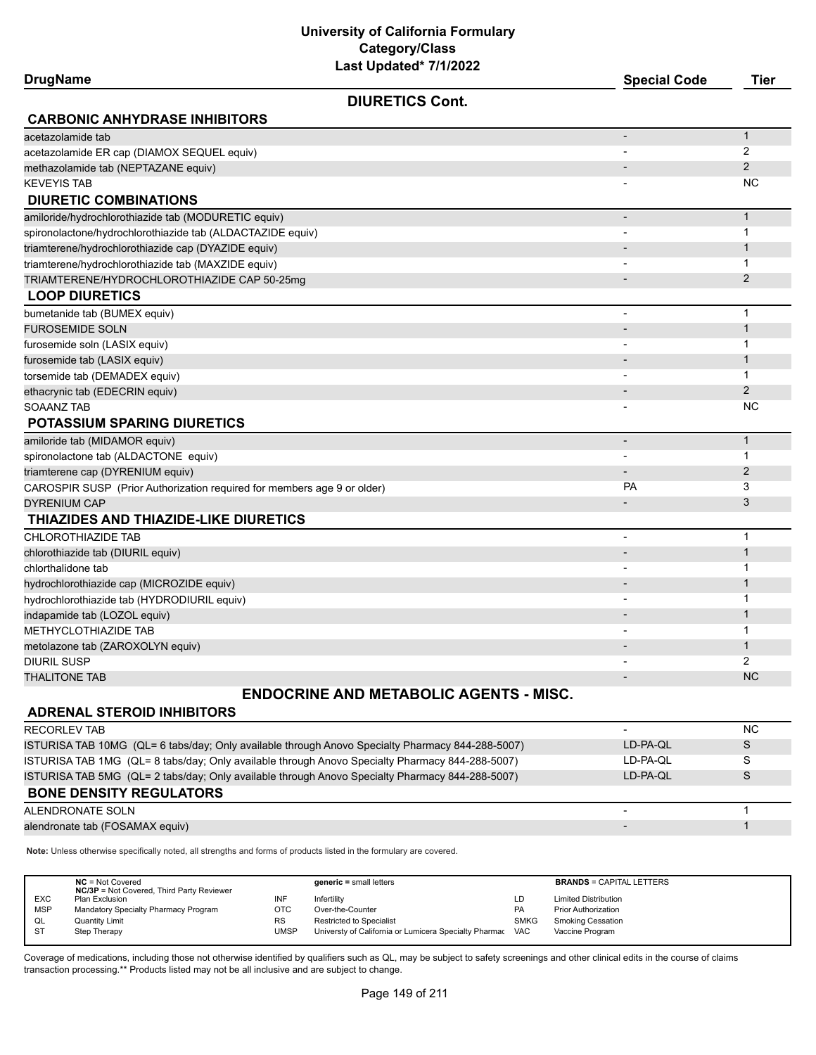# University of California Formulary
## Category/Class
### Last Updated* 7/1/2022

| DrugName | Special Code | Tier |
|---|---|---|
| **DIURETICS Cont.** | | |
| **CARBONIC ANHYDRASE INHIBITORS** | | |
| acetazolamide tab | - | 1 |
| acetazolamide ER cap (DIAMOX SEQUEL equiv) | - | 2 |
| methazolamide tab (NEPTAZANE equiv) | - | 2 |
| KEVEYIS TAB | - | NC |
| **DIURETIC COMBINATIONS** | | |
| amiloride/hydrochlorothiazide tab (MODURETIC equiv) | - | 1 |
| spironolactone/hydrochlorothiazide tab (ALDACTAZIDE equiv) | - | 1 |
| triamterene/hydrochlorothiazide cap (DYAZIDE equiv) | - | 1 |
| triamterene/hydrochlorothiazide tab (MAXZIDE equiv) | - | 1 |
| TRIAMTERENE/HYDROCHLOROTHIAZIDE CAP 50-25mg | - | 2 |
| **LOOP DIURETICS** | | |
| bumetanide tab (BUMEX equiv) | - | 1 |
| FUROSEMIDE SOLN | - | 1 |
| furosemide soln (LASIX equiv) | - | 1 |
| furosemide tab (LASIX equiv) | - | 1 |
| torsemide tab (DEMADEX equiv) | - | 1 |
| ethacrynic tab (EDECRIN equiv) | - | 2 |
| SOAANZ TAB | - | NC |
| **POTASSIUM SPARING DIURETICS** | | |
| amiloride tab (MIDAMOR equiv) | - | 1 |
| spironolactone tab (ALDACTONE equiv) | - | 1 |
| triamterene cap (DYRENIUM equiv) | - | 2 |
| CAROSPIR SUSP (Prior Authorization required for members age 9 or older) | PA | 3 |
| DYRENIUM CAP | - | 3 |
| **THIAZIDES AND THIAZIDE-LIKE DIURETICS** | | |
| CHLOROTHIAZIDE TAB | - | 1 |
| chlorothiazide tab (DIURIL equiv) | - | 1 |
| chlorthalidone tab | - | 1 |
| hydrochlorothiazide cap (MICROZIDE equiv) | - | 1 |
| hydrochlorothiazide tab (HYDRODIURIL equiv) | - | 1 |
| indapamide tab (LOZOL equiv) | - | 1 |
| METHYCLOTHIAZIDE TAB | - | 1 |
| metolazone tab (ZAROXOLYN equiv) | - | 1 |
| DIURIL SUSP | - | 2 |
| THALITONE TAB | - | NC |
| **ENDOCRINE AND METABOLIC AGENTS - MISC.** | | |
| **ADRENAL STEROID INHIBITORS** | | |
| RECORLEV TAB | - | NC |
| ISTURISA TAB 10MG (QL= 6 tabs/day; Only available through Anovo Specialty Pharmacy 844-288-5007) | LD-PA-QL | S |
| ISTURISA TAB 1MG (QL= 8 tabs/day; Only available through Anovo Specialty Pharmacy 844-288-5007) | LD-PA-QL | S |
| ISTURISA TAB 5MG (QL= 2 tabs/day; Only available through Anovo Specialty Pharmacy 844-288-5007) | LD-PA-QL | S |
| **BONE DENSITY REGULATORS** | | |
| ALENDRONATE SOLN | - | 1 |
| alendronate tab (FOSAMAX equiv) | - | 1 |

**Note:** Unless otherwise specifically noted, all strengths and forms of products listed in the formulary are covered.

| | | | | | |
|---|---|---|---|---|---|
| **NC** = Not Covered<br>**NC/3P** = Not Covered, Third Party Reviewer | | **generic =** small letters | | **BRANDS** = CAPITAL LETTERS | |
| EXC | Plan Exclusion | INF | Infertility | LD | Limited Distribution |
| MSP | Mandatory Specialty Pharmacy Program | OTC | Over-the-Counter | PA | Prior Authorization |
| QL | Quantity Limit | RS | Restricted to Specialist | SMKG | Smoking Cessation |
| ST | Step Therapy | UMSP | Universty of California or Lumicera Specialty Pharmac | VAC | Vaccine Program |

Coverage of medications, including those not otherwise identified by qualifiers such as QL, may be subject to safety screenings and other clinical edits in the course of claims transaction processing.** Products listed may not be all inclusive and are subject to change.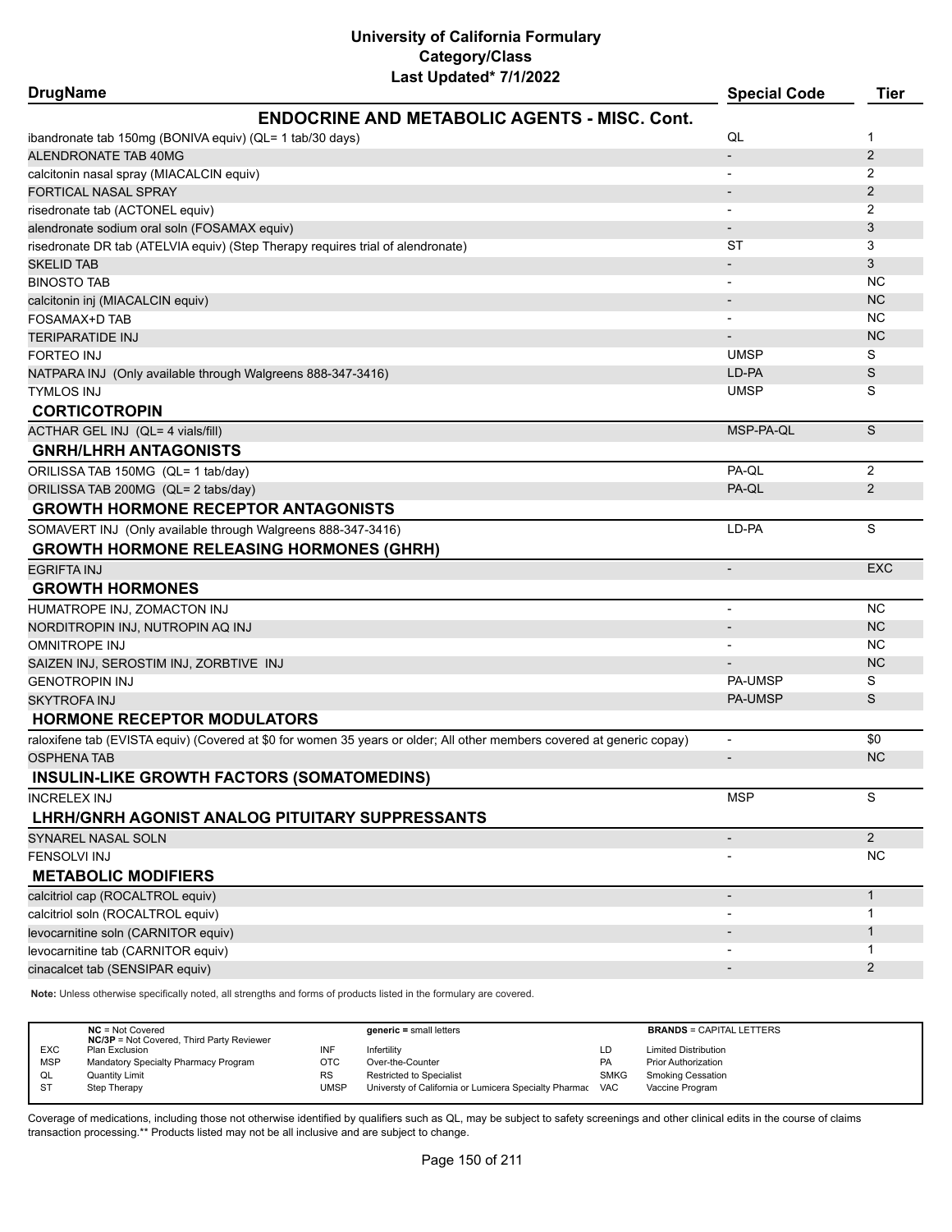# University of California Formulary
## Category/Class
### Last Updated* 7/1/2022

| DrugName | Special Code | Tier |
|---|---|---|
| **ENDOCRINE AND METABOLIC AGENTS - MISC. Cont.** | | |
| ibandronate tab 150mg (BONIVA equiv) (QL= 1 tab/30 days) | QL | 1 |
| ALENDRONATE TAB 40MG | - | 2 |
| calcitonin nasal spray (MIACALCIN equiv) | - | 2 |
| FORTICAL NASAL SPRAY | - | 2 |
| risedronate tab (ACTONEL equiv) | - | 2 |
| alendronate sodium oral soln (FOSAMAX equiv) | - | 3 |
| risedronate DR tab (ATELVIA equiv) (Step Therapy requires trial of alendronate) | ST | 3 |
| SKELID TAB | - | 3 |
| BINOSTO TAB | - | NC |
| calcitonin inj (MIACALCIN equiv) | - | NC |
| FOSAMAX+D TAB | - | NC |
| TERIPARATIDE INJ | - | NC |
| FORTEO INJ | UMSP | S |
| NATPARA INJ (Only available through Walgreens 888-347-3416) | LD-PA | S |
| TYMLOS INJ | UMSP | S |
| **CORTICOTROPIN** | | |
| ACTHAR GEL INJ (QL= 4 vials/fill) | MSP-PA-QL | S |
| **GNRH/LHRH ANTAGONISTS** | | |
| ORILISSA TAB 150MG (QL= 1 tab/day) | PA-QL | 2 |
| ORILISSA TAB 200MG (QL= 2 tabs/day) | PA-QL | 2 |
| **GROWTH HORMONE RECEPTOR ANTAGONISTS** | | |
| SOMAVERT INJ (Only available through Walgreens 888-347-3416) | LD-PA | S |
| **GROWTH HORMONE RELEASING HORMONES (GHRH)** | | |
| EGRIFTA INJ | - | EXC |
| **GROWTH HORMONES** | | |
| HUMATROPE INJ, ZOMACTON INJ | - | NC |
| NORDITROPIN INJ, NUTROPIN AQ INJ | - | NC |
| OMNITROPE INJ | - | NC |
| SAIZEN INJ, SEROSTIM INJ, ZORBTIVE INJ | - | NC |
| GENOTROPIN INJ | PA-UMSP | S |
| SKYTROFA INJ | PA-UMSP | S |
| **HORMONE RECEPTOR MODULATORS** | | |
| raloxifene tab (EVISTA equiv) (Covered at $0 for women 35 years or older; All other members covered at generic copay) | - | $0 |
| OSPHENA TAB | - | NC |
| **INSULIN-LIKE GROWTH FACTORS (SOMATOMEDINS)** | | |
| INCRELEX INJ | MSP | S |
| **LHRH/GNRH AGONIST ANALOG PITUITARY SUPPRESSANTS** | | |
| SYNAREL NASAL SOLN | - | 2 |
| FENSOLVI INJ | - | NC |
| **METABOLIC MODIFIERS** | | |
| calcitriol cap (ROCALTROL equiv) | - | 1 |
| calcitriol soln (ROCALTROL equiv) | - | 1 |
| levocarnitine soln (CARNITOR equiv) | - | 1 |
| levocarnitine tab (CARNITOR equiv) | - | 1 |
| cinacalcet tab (SENSIPAR equiv) | - | 2 |

**Note:** Unless otherwise specifically noted, all strengths and forms of products listed in the formulary are covered.

| | | | | | |
|---|---|---|---|---|---|
| **NC** = Not Covered<br>**NC/3P** = Not Covered, Third Party Reviewer | | **generic =** small letters | | **BRANDS** = CAPITAL LETTERS | |
| EXC | Plan Exclusion | INF | Infertility | LD | Limited Distribution |
| MSP | Mandatory Specialty Pharmacy Program | OTC | Over-the-Counter | PA | Prior Authorization |
| QL | Quantity Limit | RS | Restricted to Specialist | SMKG | Smoking Cessation |
| ST | Step Therapy | UMSP | Universty of California or Lumicera Specialty Pharmac | VAC | Vaccine Program |

Coverage of medications, including those not otherwise identified by qualifiers such as QL, may be subject to safety screenings and other clinical edits in the course of claims transaction processing.** Products listed may not be all inclusive and are subject to change.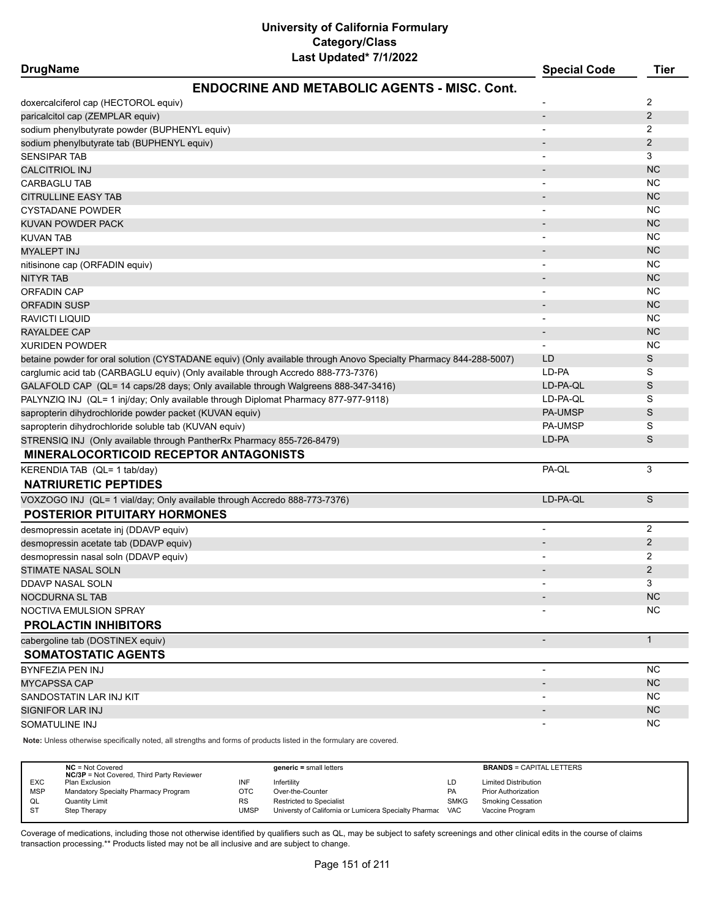# University of California Formulary
## Category/Class
### Last Updated* 7/1/2022

| DrugName | Special Code | Tier |
|---|---|---|
| **ENDOCRINE AND METABOLIC AGENTS - MISC. Cont.** | | |
| doxercalciferol cap (HECTOROL equiv) | - | 2 |
| paricalcitol cap (ZEMPLAR equiv) | - | 2 |
| sodium phenylbutyrate powder (BUPHENYL equiv) | - | 2 |
| sodium phenylbutyrate tab (BUPHENYL equiv) | - | 2 |
| SENSIPAR TAB | - | 3 |
| CALCITRIOL INJ | - | NC |
| CARBAGLU TAB | - | NC |
| CITRULLINE EASY TAB | - | NC |
| CYSTADANE POWDER | - | NC |
| KUVAN POWDER PACK | - | NC |
| KUVAN TAB | - | NC |
| MYALEPT INJ | - | NC |
| nitisinone cap (ORFADIN equiv) | - | NC |
| NITYR TAB | - | NC |
| ORFADIN CAP | - | NC |
| ORFADIN SUSP | - | NC |
| RAVICTI LIQUID | - | NC |
| RAYALDEE CAP | - | NC |
| XURIDEN POWDER | - | NC |
| betaine powder for oral solution (CYSTADANE equiv) (Only available through Anovo Specialty Pharmacy 844-288-5007) | LD | S |
| carglumic acid tab (CARBAGLU equiv) (Only available through Accredo 888-773-7376) | LD-PA | S |
| GALAFOLD CAP (QL= 14 caps/28 days; Only available through Walgreens 888-347-3416) | LD-PA-QL | S |
| PALYNZIQ INJ (QL= 1 inj/day; Only available through Diplomat Pharmacy 877-977-9118) | LD-PA-QL | S |
| sapropterin dihydrochloride powder packet (KUVAN equiv) | PA-UMSP | S |
| sapropterin dihydrochloride soluble tab (KUVAN equiv) | PA-UMSP | S |
| STRENSIQ INJ (Only available through PantherRx Pharmacy 855-726-8479) | LD-PA | S |
| **MINERALOCORTICOID RECEPTOR ANTAGONISTS** | | |
| KERENDIA TAB (QL= 1 tab/day) | PA-QL | 3 |
| **NATRIURETIC PEPTIDES** | | |
| VOXZOGO INJ (QL= 1 vial/day; Only available through Accredo 888-773-7376) | LD-PA-QL | S |
| **POSTERIOR PITUITARY HORMONES** | | |
| desmopressin acetate inj (DDAVP equiv) | - | 2 |
| desmopressin acetate tab (DDAVP equiv) | - | 2 |
| desmopressin nasal soln (DDAVP equiv) | - | 2 |
| STIMATE NASAL SOLN | - | 2 |
| DDAVP NASAL SOLN | - | 3 |
| NOCDURNA SL TAB | - | NC |
| NOCTIVA EMULSION SPRAY | - | NC |
| **PROLACTIN INHIBITORS** | | |
| cabergoline tab (DOSTINEX equiv) | - | 1 |
| **SOMATOSTATIC AGENTS** | | |
| BYNFEZIA PEN INJ | - | NC |
| MYCAPSSA CAP | - | NC |
| SANDOSTATIN LAR INJ KIT | - | NC |
| SIGNIFOR LAR INJ | - | NC |
| SOMATULINE INJ | - | NC |

**Note:** Unless otherwise specifically noted, all strengths and forms of products listed in the formulary are covered.

| | | | | | |
|---|---|---|---|---|---|
| **NC** = Not Covered<br>**NC/3P** = Not Covered, Third Party Reviewer | | **generic =** small letters | | **BRANDS** = CAPITAL LETTERS | |
| EXC | Plan Exclusion | INF | Infertility | LD | Limited Distribution |
| MSP | Mandatory Specialty Pharmacy Program | OTC | Over-the-Counter | PA | Prior Authorization |
| QL | Quantity Limit | RS | Restricted to Specialist | SMKG | Smoking Cessation |
| ST | Step Therapy | UMSP | Universty of California or Lumicera Specialty Pharmac | VAC | Vaccine Program |

Coverage of medications, including those not otherwise identified by qualifiers such as QL, may be subject to safety screenings and other clinical edits in the course of claims transaction processing.** Products listed may not be all inclusive and are subject to change.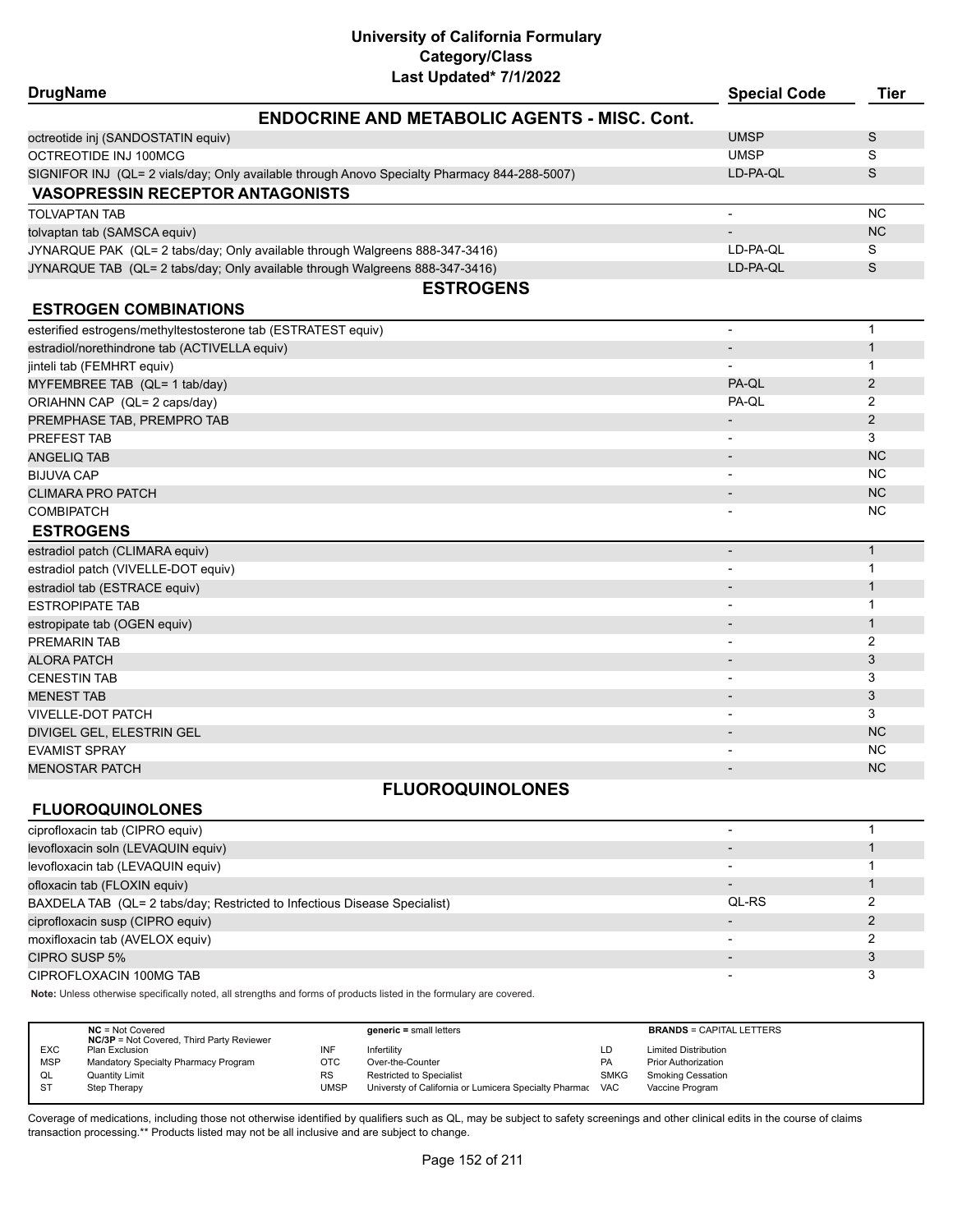# University of California Formulary
## Category/Class
### Last Updated* 7/1/2022

| DrugName | Special Code | Tier |
|---|---|---|
| **ENDOCRINE AND METABOLIC AGENTS - MISC. Cont.** | | |
| octreotide inj (SANDOSTATIN equiv) | UMSP | S |
| OCTREOTIDE INJ 100MCG | UMSP | S |
| SIGNIFOR INJ (QL= 2 vials/day; Only available through Anovo Specialty Pharmacy 844-288-5007) | LD-PA-QL | S |
| **VASOPRESSIN RECEPTOR ANTAGONISTS** | | |
| TOLVAPTAN TAB | - | NC |
| tolvaptan tab (SAMSCA equiv) | - | NC |
| JYNARQUE PAK (QL= 2 tabs/day; Only available through Walgreens 888-347-3416) | LD-PA-QL | S |
| JYNARQUE TAB (QL= 2 tabs/day; Only available through Walgreens 888-347-3416) | LD-PA-QL | S |
| **ESTROGENS** | | |
| **ESTROGEN COMBINATIONS** | | |
| esterified estrogens/methyltestosterone tab (ESTRATEST equiv) | - | 1 |
| estradiol/norethindrone tab (ACTIVELLA equiv) | - | 1 |
| jinteli tab (FEMHRT equiv) | - | 1 |
| MYFEMBREE TAB (QL= 1 tab/day) | PA-QL | 2 |
| ORIAHNN CAP (QL= 2 caps/day) | PA-QL | 2 |
| PREMPHASE TAB, PREMPRO TAB | - | 2 |
| PREFEST TAB | - | 3 |
| ANGELIQ TAB | - | NC |
| BIJUVA CAP | - | NC |
| CLIMARA PRO PATCH | - | NC |
| COMBIPATCH | - | NC |
| **ESTROGENS** | | |
| estradiol patch (CLIMARA equiv) | - | 1 |
| estradiol patch (VIVELLE-DOT equiv) | - | 1 |
| estradiol tab (ESTRACE equiv) | - | 1 |
| ESTROPIPATE TAB | - | 1 |
| estropipate tab (OGEN equiv) | - | 1 |
| PREMARIN TAB | - | 2 |
| ALORA PATCH | - | 3 |
| CENESTIN TAB | - | 3 |
| MENEST TAB | - | 3 |
| VIVELLE-DOT PATCH | - | 3 |
| DIVIGEL GEL, ELESTRIN GEL | - | NC |
| EVAMIST SPRAY | - | NC |
| MENOSTAR PATCH | - | NC |
| **FLUOROQUINOLONES** | | |
| **FLUOROQUINOLONES** | | |
| ciprofloxacin tab (CIPRO equiv) | - | 1 |
| levofloxacin soln (LEVAQUIN equiv) | - | 1 |
| levofloxacin tab (LEVAQUIN equiv) | - | 1 |
| ofloxacin tab (FLOXIN equiv) | - | 1 |
| BAXDELA TAB (QL= 2 tabs/day; Restricted to Infectious Disease Specialist) | QL-RS | 2 |
| ciprofloxacin susp (CIPRO equiv) | - | 2 |
| moxifloxacin tab (AVELOX equiv) | - | 2 |
| CIPRO SUSP 5% | - | 3 |
| CIPROFLOXACIN 100MG TAB | - | 3 |

**Note:** Unless otherwise specifically noted, all strengths and forms of products listed in the formulary are covered.

| | | | | | |
|---|---|---|---|---|---|
| **NC** = Not Covered<br>**NC/3P** = Not Covered, Third Party Reviewer | | **generic =** small letters | | **BRANDS** = CAPITAL LETTERS | |
| EXC | Plan Exclusion | INF | Infertility | LD | Limited Distribution |
| MSP | Mandatory Specialty Pharmacy Program | OTC | Over-the-Counter | PA | Prior Authorization |
| QL | Quantity Limit | RS | Restricted to Specialist | SMKG | Smoking Cessation |
| ST | Step Therapy | UMSP | Universty of California or Lumicera Specialty Pharmac | VAC | Vaccine Program |

Coverage of medications, including those not otherwise identified by qualifiers such as QL, may be subject to safety screenings and other clinical edits in the course of claims transaction processing.** Products listed may not be all inclusive and are subject to change.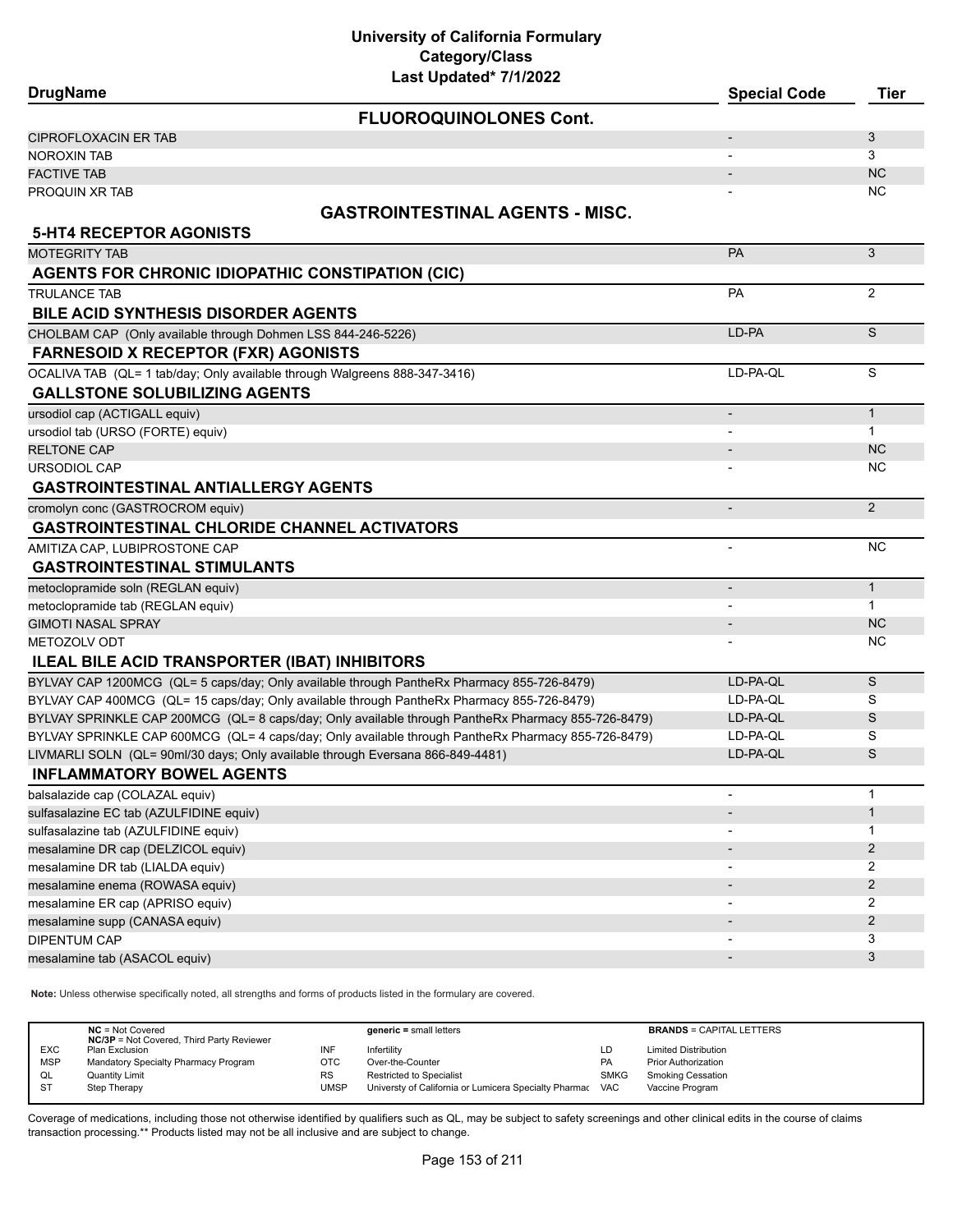# University of California Formulary
## Category/Class
### Last Updated* 7/1/2022

| DrugName | Special Code | Tier |
|---|---|---|
| **FLUOROQUINOLONES Cont.** | | |
| CIPROFLOXACIN ER TAB | - | 3 |
| NOROXIN TAB | - | 3 |
| FACTIVE TAB | - | NC |
| PROQUIN XR TAB | - | NC |
| **GASTROINTESTINAL AGENTS - MISC.** | | |
| **5-HT4 RECEPTOR AGONISTS** | | |
| MOTEGRITY TAB | PA | 3 |
| **AGENTS FOR CHRONIC IDIOPATHIC CONSTIPATION (CIC)** | | |
| TRULANCE TAB | PA | 2 |
| **BILE ACID SYNTHESIS DISORDER AGENTS** | | |
| CHOLBAM CAP (Only available through Dohmen LSS 844-246-5226) | LD-PA | S |
| **FARNESOID X RECEPTOR (FXR) AGONISTS** | | |
| OCALIVA TAB (QL= 1 tab/day; Only available through Walgreens 888-347-3416) | LD-PA-QL | S |
| **GALLSTONE SOLUBILIZING AGENTS** | | |
| ursodiol cap (ACTIGALL equiv) | - | 1 |
| ursodiol tab (URSO (FORTE) equiv) | - | 1 |
| RELTONE CAP | - | NC |
| URSODIOL CAP | - | NC |
| **GASTROINTESTINAL ANTIALLERGY AGENTS** | | |
| cromolyn conc (GASTROCROM equiv) | - | 2 |
| **GASTROINTESTINAL CHLORIDE CHANNEL ACTIVATORS** | | |
| AMITIZA CAP, LUBIPROSTONE CAP | - | NC |
| **GASTROINTESTINAL STIMULANTS** | | |
| metoclopramide soln (REGLAN equiv) | - | 1 |
| metoclopramide tab (REGLAN equiv) | - | 1 |
| GIMOTI NASAL SPRAY | - | NC |
| METOZOLV ODT | - | NC |
| **ILEAL BILE ACID TRANSPORTER (IBAT) INHIBITORS** | | |
| BYLVAY CAP 1200MCG (QL= 5 caps/day; Only available through PantheRx Pharmacy 855-726-8479) | LD-PA-QL | S |
| BYLVAY CAP 400MCG (QL= 15 caps/day; Only available through PantheRx Pharmacy 855-726-8479) | LD-PA-QL | S |
| BYLVAY SPRINKLE CAP 200MCG (QL= 8 caps/day; Only available through PantheRx Pharmacy 855-726-8479) | LD-PA-QL | S |
| BYLVAY SPRINKLE CAP 600MCG (QL= 4 caps/day; Only available through PantheRx Pharmacy 855-726-8479) | LD-PA-QL | S |
| LIVMARLI SOLN (QL= 90ml/30 days; Only available through Eversana 866-849-4481) | LD-PA-QL | S |
| **INFLAMMATORY BOWEL AGENTS** | | |
| balsalazide cap (COLAZAL equiv) | - | 1 |
| sulfasalazine EC tab (AZULFIDINE equiv) | - | 1 |
| sulfasalazine tab (AZULFIDINE equiv) | - | 1 |
| mesalamine DR cap (DELZICOL equiv) | - | 2 |
| mesalamine DR tab (LIALDA equiv) | - | 2 |
| mesalamine enema (ROWASA equiv) | - | 2 |
| mesalamine ER cap (APRISO equiv) | - | 2 |
| mesalamine supp (CANASA equiv) | - | 2 |
| DIPENTUM CAP | - | 3 |
| mesalamine tab (ASACOL equiv) | - | 3 |

**Note:** Unless otherwise specifically noted, all strengths and forms of products listed in the formulary are covered.

| | | | | | |
|---|---|---|---|---|---|
| **NC** = Not Covered<br>**NC/3P** = Not Covered, Third Party Reviewer | | **generic** = small letters | | **BRANDS** = CAPITAL LETTERS | |
| EXC | Plan Exclusion | INF | Infertility | LD | Limited Distribution |
| MSP | Mandatory Specialty Pharmacy Program | OTC | Over-the-Counter | PA | Prior Authorization |
| QL | Quantity Limit | RS | Restricted to Specialist | SMKG | Smoking Cessation |
| ST | Step Therapy | UMSP | Universty of California or Lumicera Specialty Pharmac | VAC | Vaccine Program |

Coverage of medications, including those not otherwise identified by qualifiers such as QL, may be subject to safety screenings and other clinical edits in the course of claims transaction processing.** Products listed may not be all inclusive and are subject to change.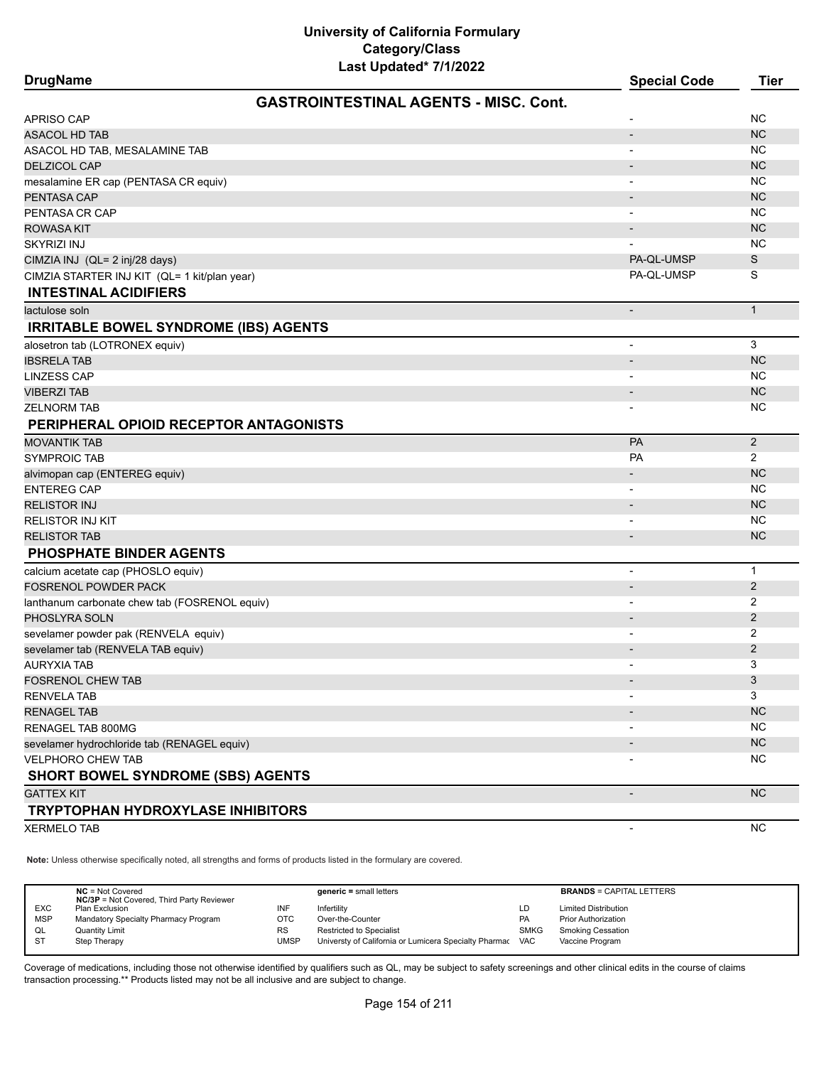# University of California Formulary
## Category/Class
### Last Updated* 7/1/2022

| DrugName | Special Code | Tier |
|---|---|---|
| **GASTROINTESTINAL AGENTS - MISC. Cont.** | | |
| APRISO CAP | - | NC |
| ASACOL HD TAB | - | NC |
| ASACOL HD TAB, MESALAMINE TAB | - | NC |
| DELZICOL CAP | - | NC |
| mesalamine ER cap (PENTASA CR equiv) | - | NC |
| PENTASA CAP | - | NC |
| PENTASA CR CAP | - | NC |
| ROWASA KIT | - | NC |
| SKYRIZI INJ | - | NC |
| CIMZIA INJ (QL= 2 inj/28 days) | PA-QL-UMSP | S |
| CIMZIA STARTER INJ KIT (QL= 1 kit/plan year) | PA-QL-UMSP | S |
| **INTESTINAL ACIDIFIERS** | | |
| lactulose soln | - | 1 |
| **IRRITABLE BOWEL SYNDROME (IBS) AGENTS** | | |
| alosetron tab (LOTRONEX equiv) | - | 3 |
| IBSRELA TAB | - | NC |
| LINZESS CAP | - | NC |
| VIBERZI TAB | - | NC |
| ZELNORM TAB | - | NC |
| **PERIPHERAL OPIOID RECEPTOR ANTAGONISTS** | | |
| MOVANTIK TAB | PA | 2 |
| SYMPROIC TAB | PA | 2 |
| alvimopan cap (ENTEREG equiv) | - | NC |
| ENTEREG CAP | - | NC |
| RELISTOR INJ | - | NC |
| RELISTOR INJ KIT | - | NC |
| RELISTOR TAB | - | NC |
| **PHOSPHATE BINDER AGENTS** | | |
| calcium acetate cap (PHOSLO equiv) | - | 1 |
| FOSRENOL POWDER PACK | - | 2 |
| lanthanum carbonate chew tab (FOSRENOL equiv) | - | 2 |
| PHOSLYRA SOLN | - | 2 |
| sevelamer powder pak (RENVELA equiv) | - | 2 |
| sevelamer tab (RENVELA TAB equiv) | - | 2 |
| AURYXIA TAB | - | 3 |
| FOSRENOL CHEW TAB | - | 3 |
| RENVELA TAB | - | 3 |
| RENAGEL TAB | - | NC |
| RENAGEL TAB 800MG | - | NC |
| sevelamer hydrochloride tab (RENAGEL equiv) | - | NC |
| VELPHORO CHEW TAB | - | NC |
| **SHORT BOWEL SYNDROME (SBS) AGENTS** | | |
| GATTEX KIT | - | NC |
| **TRYPTOPHAN HYDROXYLASE INHIBITORS** | | |
| XERMELO TAB | - | NC |

**Note:** Unless otherwise specifically noted, all strengths and forms of products listed in the formulary are covered.

| | | | | | |
|---|---|---|---|---|---|
| | **NC** = Not Covered<br>**NC/3P** = Not Covered, Third Party Reviewer | | **generic** = small letters | | **BRANDS** = CAPITAL LETTERS |
| EXC | Plan Exclusion | INF | Infertility | LD | Limited Distribution |
| MSP | Mandatory Specialty Pharmacy Program | OTC | Over-the-Counter | PA | Prior Authorization |
| QL | Quantity Limit | RS | Restricted to Specialist | SMKG | Smoking Cessation |
| ST | Step Therapy | UMSP | Universty of California or Lumicera Specialty Pharmac | VAC | Vaccine Program |

Coverage of medications, including those not otherwise identified by qualifiers such as QL, may be subject to safety screenings and other clinical edits in the course of claims transaction processing.** Products listed may not be all inclusive and are subject to change.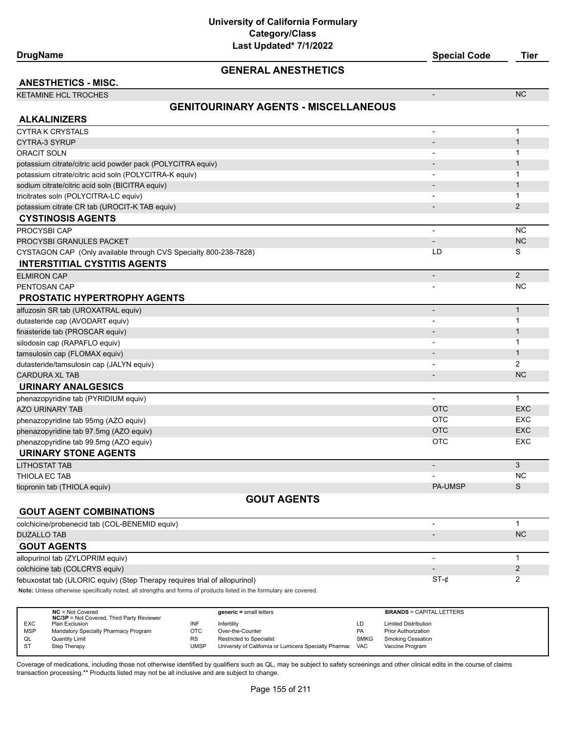# University of California Formulary
## Category/Class
### Last Updated* 7/1/2022

| DrugName | Special Code | Tier |
|---|---|---|
| **GENERAL ANESTHETICS** | | |
| **ANESTHETICS - MISC.** | | |
| KETAMINE HCL TROCHES | - | NC |
| **GENITOURINARY AGENTS - MISCELLANEOUS** | | |
| **ALKALINIZERS** | | |
| CYTRA K CRYSTALS | - | 1 |
| CYTRA-3 SYRUP | - | 1 |
| ORACIT SOLN | - | 1 |
| potassium citrate/citric acid powder pack (POLYCITRA equiv) | - | 1 |
| potassium citrate/citric acid soln (POLYCITRA-K equiv) | - | 1 |
| sodium citrate/citric acid soln (BICITRA equiv) | - | 1 |
| tricitrates soln (POLYCITRA-LC equiv) | - | 1 |
| potassium citrate CR tab (UROCIT-K TAB equiv) | - | 2 |
| **CYSTINOSIS AGENTS** | | |
| PROCYSBI CAP | - | NC |
| PROCYSBI GRANULES PACKET | - | NC |
| CYSTAGON CAP (Only available through CVS Specialty 800-238-7828) | LD | S |
| **INTERSTITIAL CYSTITIS AGENTS** | | |
| ELMIRON CAP | - | 2 |
| PENTOSAN CAP | - | NC |
| **PROSTATIC HYPERTROPHY AGENTS** | | |
| alfuzosin SR tab (UROXATRAL equiv) | - | 1 |
| dutasteride cap (AVODART equiv) | - | 1 |
| finasteride tab (PROSCAR equiv) | - | 1 |
| silodosin cap (RAPAFLO equiv) | - | 1 |
| tamsulosin cap (FLOMAX equiv) | - | 1 |
| dutasteride/tamsulosin cap (JALYN equiv) | - | 2 |
| CARDURA XL TAB | - | NC |
| **URINARY ANALGESICS** | | |
| phenazopyridine tab (PYRIDIUM equiv) | - | 1 |
| AZO URINARY TAB | OTC | EXC |
| phenazopyridine tab 95mg (AZO equiv) | OTC | EXC |
| phenazopyridine tab 97.5mg (AZO equiv) | OTC | EXC |
| phenazopyridine tab 99.5mg (AZO equiv) | OTC | EXC |
| **URINARY STONE AGENTS** | | |
| LITHOSTAT TAB | - | 3 |
| THIOLA EC TAB | - | NC |
| tiopronin tab (THIOLA equiv) | PA-UMSP | S |
| **GOUT AGENTS** | | |
| **GOUT AGENT COMBINATIONS** | | |
| colchicine/probenecid tab (COL-BENEMID equiv) | - | 1 |
| DUZALLO TAB | - | NC |
| **GOUT AGENTS** | | |
| allopurinol tab (ZYLOPRIM equiv) | - | 1 |
| colchicine tab (COLCRYS equiv) | - | 2 |
| febuxostat tab (ULORIC equiv) (Step Therapy requires trial of allopurinol) | ST-¢ | 2 |

**Note:** Unless otherwise specifically noted, all strengths and forms of products listed in the formulary are covered.

| | | | | | |
|---|---|---|---|---|---|
| **NC** = Not Covered<br>**NC/3P** = Not Covered, Third Party Reviewer | | **generic** = small letters | | **BRANDS** = CAPITAL LETTERS | |
| EXC | Plan Exclusion | INF | Infertility | LD | Limited Distribution |
| MSP | Mandatory Specialty Pharmacy Program | OTC | Over-the-Counter | PA | Prior Authorization |
| QL | Quantity Limit | RS | Restricted to Specialist | SMKG | Smoking Cessation |
| ST | Step Therapy | UMSP | Universty of California or Lumicera Specialty Pharmac | VAC | Vaccine Program |

Coverage of medications, including those not otherwise identified by qualifiers such as QL, may be subject to safety screenings and other clinical edits in the course of claims transaction processing.** Products listed may not be all inclusive and are subject to change.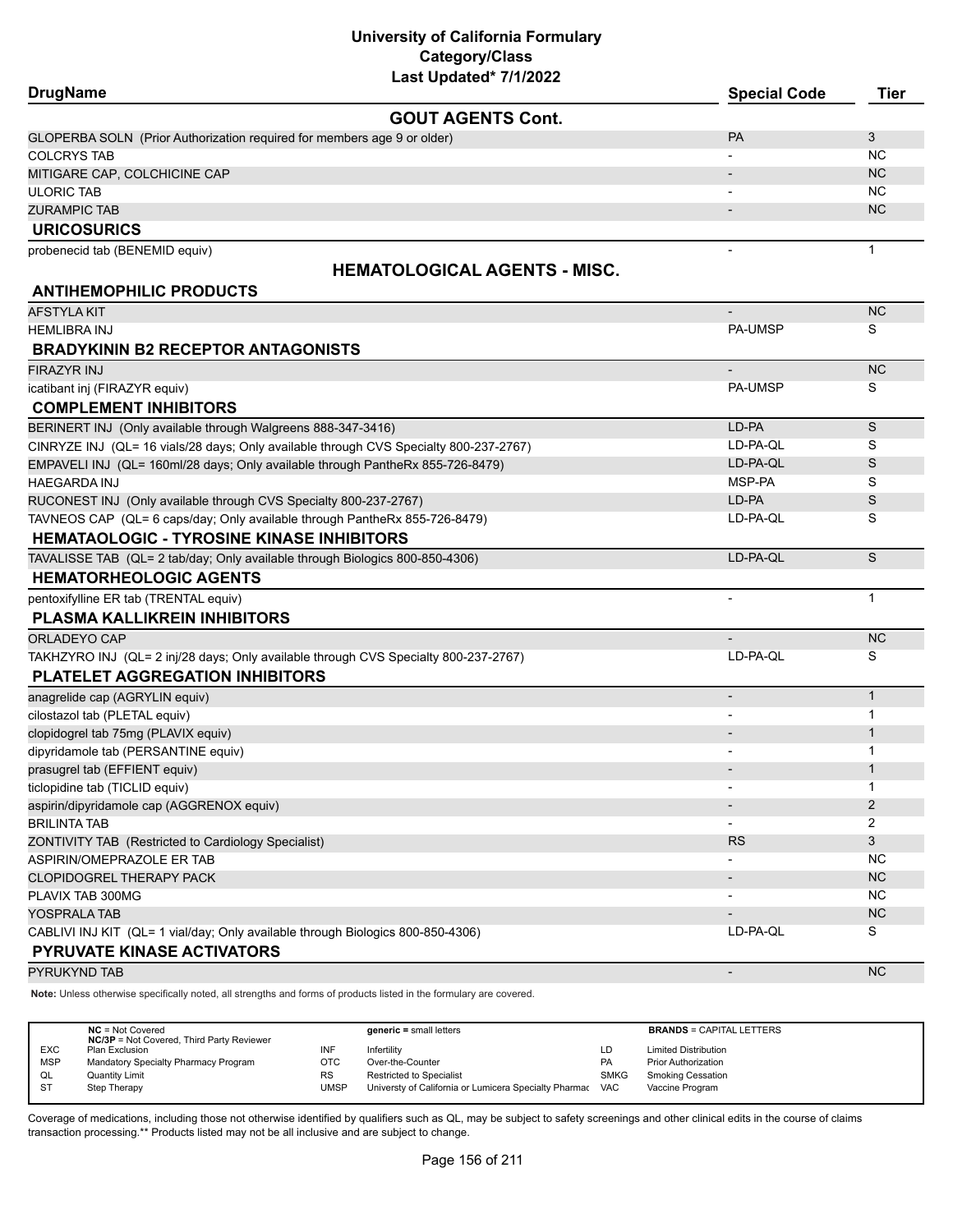**University of California Formulary**
**Category/Class**
**Last Updated* 7/1/2022**

| DrugName | Special Code | Tier |
|---|---|---|
| **GOUT AGENTS Cont.** | | |
| GLOPERBA SOLN (Prior Authorization required for members age 9 or older) | PA | 3 |
| COLCRYS TAB | - | NC |
| MITIGARE CAP, COLCHICINE CAP | - | NC |
| ULORIC TAB | - | NC |
| ZURAMPIC TAB | - | NC |
| **URICOSURICS** | | |
| probenecid tab (BENEMID equiv) | - | 1 |
| **HEMATOLOGICAL AGENTS - MISC.** | | |
| **ANTIHEMOPHILIC PRODUCTS** | | |
| AFSTYLA KIT | - | NC |
| HEMLIBRA INJ | PA-UMSP | S |
| **BRADYKININ B2 RECEPTOR ANTAGONISTS** | | |
| FIRAZYR INJ | - | NC |
| icatibant inj (FIRAZYR equiv) | PA-UMSP | S |
| **COMPLEMENT INHIBITORS** | | |
| BERINERT INJ (Only available through Walgreens 888-347-3416) | LD-PA | S |
| CINRYZE INJ (QL= 16 vials/28 days; Only available through CVS Specialty 800-237-2767) | LD-PA-QL | S |
| EMPAVELI INJ (QL= 160ml/28 days; Only available through PantheRx 855-726-8479) | LD-PA-QL | S |
| HAEGARDA INJ | MSP-PA | S |
| RUCONEST INJ (Only available through CVS Specialty 800-237-2767) | LD-PA | S |
| TAVNEOS CAP (QL= 6 caps/day; Only available through PantheRx 855-726-8479) | LD-PA-QL | S |
| **HEMATAOLOGIC - TYROSINE KINASE INHIBITORS** | | |
| TAVALISSE TAB (QL= 2 tab/day; Only available through Biologics 800-850-4306) | LD-PA-QL | S |
| **HEMATORHEOLOGIC AGENTS** | | |
| pentoxifylline ER tab (TRENTAL equiv) | - | 1 |
| **PLASMA KALLIKREIN INHIBITORS** | | |
| ORLADEYO CAP | - | NC |
| TAKHZYRO INJ (QL= 2 inj/28 days; Only available through CVS Specialty 800-237-2767) | LD-PA-QL | S |
| **PLATELET AGGREGATION INHIBITORS** | | |
| anagrelide cap (AGRYLIN equiv) | - | 1 |
| cilostazol tab (PLETAL equiv) | - | 1 |
| clopidogrel tab 75mg (PLAVIX equiv) | - | 1 |
| dipyridamole tab (PERSANTINE equiv) | - | 1 |
| prasugrel tab (EFFIENT equiv) | - | 1 |
| ticlopidine tab (TICLID equiv) | - | 1 |
| aspirin/dipyridamole cap (AGGRENOX equiv) | - | 2 |
| BRILINTA TAB | - | 2 |
| ZONTIVITY TAB (Restricted to Cardiology Specialist) | RS | 3 |
| ASPIRIN/OMEPRAZOLE ER TAB | - | NC |
| CLOPIDOGREL THERAPY PACK | - | NC |
| PLAVIX TAB 300MG | - | NC |
| YOSPRALA TAB | - | NC |
| CABLIVI INJ KIT (QL= 1 vial/day; Only available through Biologics 800-850-4306) | LD-PA-QL | S |
| **PYRUVATE KINASE ACTIVATORS** | | |
| PYRUKYND TAB | - | NC |

**Note:** Unless otherwise specifically noted, all strengths and forms of products listed in the formulary are covered.

| | | | | | |
|---|---|---|---|---|---|
| **NC** = Not Covered | | **generic** = small letters | | **BRANDS** = CAPITAL LETTERS | |
| **NC/3P** = Not Covered, Third Party Reviewer | | | | | |
| EXC | Plan Exclusion | INF | Infertility | LD | Limited Distribution |
| MSP | Mandatory Specialty Pharmacy Program | OTC | Over-the-Counter | PA | Prior Authorization |
| QL | Quantity Limit | RS | Restricted to Specialist | SMKG | Smoking Cessation |
| ST | Step Therapy | UMSP | Universty of California or Lumicera Specialty Pharmac | VAC | Vaccine Program |

Coverage of medications, including those not otherwise identified by qualifiers such as QL, may be subject to safety screenings and other clinical edits in the course of claims transaction processing.** Products listed may not be all inclusive and are subject to change.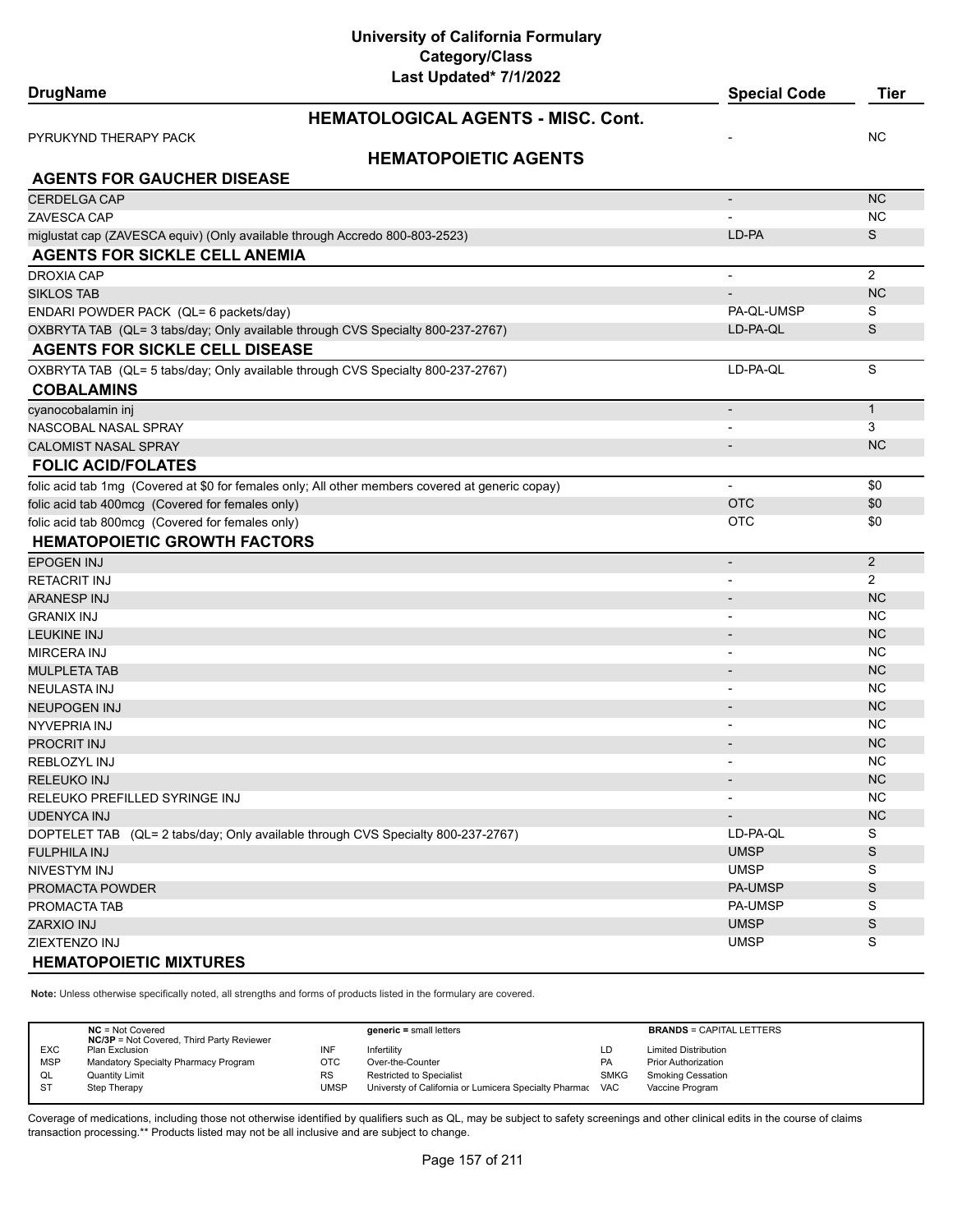# University of California Formulary
## Category/Class
### Last Updated* 7/1/2022

| DrugName | Special Code | Tier |
|---|---|---|
| **HEMATOLOGICAL AGENTS - MISC. Cont.** | | |
| PYRUKYND THERAPY PACK | - | NC |
| **HEMATOPOIETIC AGENTS** | | |
| **AGENTS FOR GAUCHER DISEASE** | | |
| CERDELGA CAP | - | NC |
| ZAVESCA CAP | - | NC |
| miglustat cap (ZAVESCA equiv) (Only available through Accredo 800-803-2523) | LD-PA | S |
| **AGENTS FOR SICKLE CELL ANEMIA** | | |
| DROXIA CAP | - | 2 |
| SIKLOS TAB | - | NC |
| ENDARI POWDER PACK (QL= 6 packets/day) | PA-QL-UMSP | S |
| OXBRYTA TAB (QL= 3 tabs/day; Only available through CVS Specialty 800-237-2767) | LD-PA-QL | S |
| **AGENTS FOR SICKLE CELL DISEASE** | | |
| OXBRYTA TAB (QL= 5 tabs/day; Only available through CVS Specialty 800-237-2767) | LD-PA-QL | S |
| **COBALAMINS** | | |
| cyanocobalamin inj | - | 1 |
| NASCOBAL NASAL SPRAY | - | 3 |
| CALOMIST NASAL SPRAY | - | NC |
| **FOLIC ACID/FOLATES** | | |
| folic acid tab 1mg (Covered at $0 for females only; All other members covered at generic copay) | - | $0 |
| folic acid tab 400mcg (Covered for females only) | OTC | $0 |
| folic acid tab 800mcg (Covered for females only) | OTC | $0 |
| **HEMATOPOIETIC GROWTH FACTORS** | | |
| EPOGEN INJ | - | 2 |
| RETACRIT INJ | - | 2 |
| ARANESP INJ | - | NC |
| GRANIX INJ | - | NC |
| LEUKINE INJ | - | NC |
| MIRCERA INJ | - | NC |
| MULPLETA TAB | - | NC |
| NEULASTA INJ | - | NC |
| NEUPOGEN INJ | - | NC |
| NYVEPRIA INJ | - | NC |
| PROCRIT INJ | - | NC |
| REBLOZYL INJ | - | NC |
| RELEUKO INJ | - | NC |
| RELEUKO PREFILLED SYRINGE INJ | - | NC |
| UDENYCA INJ | - | NC |
| DOPTELET TAB (QL= 2 tabs/day; Only available through CVS Specialty 800-237-2767) | LD-PA-QL | S |
| FULPHILA INJ | UMSP | S |
| NIVESTYM INJ | UMSP | S |
| PROMACTA POWDER | PA-UMSP | S |
| PROMACTA TAB | PA-UMSP | S |
| ZARXIO INJ | UMSP | S |
| ZIEXTENZO INJ | UMSP | S |
| **HEMATOPOIETIC MIXTURES** | | |

**Note:** Unless otherwise specifically noted, all strengths and forms of products listed in the formulary are covered.

| | | | | | |
|---|---|---|---|---|---|
| **NC** = Not Covered; **NC/3P** = Not Covered, Third Party Reviewer | | **generic** = small letters | | **BRANDS** = CAPITAL LETTERS | |
| EXC | Plan Exclusion | INF | Infertility | LD | Limited Distribution |
| MSP | Mandatory Specialty Pharmacy Program | OTC | Over-the-Counter | PA | Prior Authorization |
| QL | Quantity Limit | RS | Restricted to Specialist | SMKG | Smoking Cessation |
| ST | Step Therapy | UMSP | Universty of California or Lumicera Specialty Pharmac | VAC | Vaccine Program |

Coverage of medications, including those not otherwise identified by qualifiers such as QL, may be subject to safety screenings and other clinical edits in the course of claims transaction processing.** Products listed may not be all inclusive and are subject to change.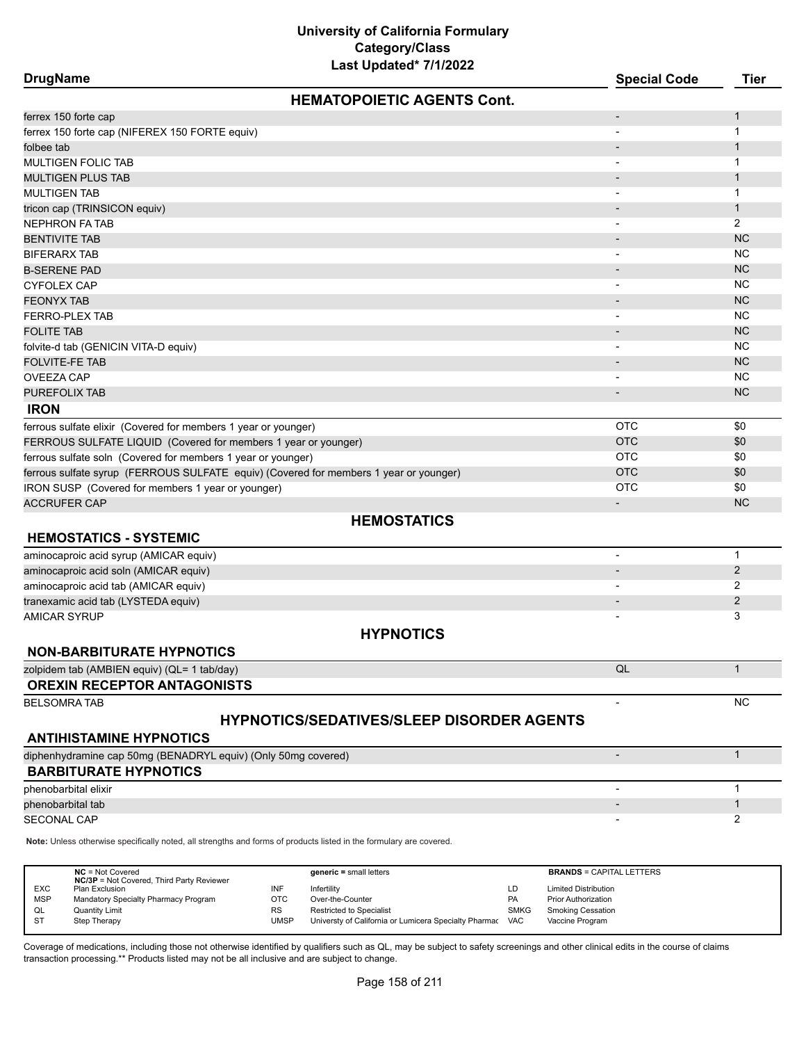# University of California Formulary
## Category/Class
### Last Updated* 7/1/2022

| DrugName | Special Code | Tier |
|---|---|---|
| **HEMATOPOIETIC AGENTS Cont.** | | |
| ferrex 150 forte cap | - | 1 |
| ferrex 150 forte cap (NIFEREX 150 FORTE equiv) | - | 1 |
| folbee tab | - | 1 |
| MULTIGEN FOLIC TAB | - | 1 |
| MULTIGEN PLUS TAB | - | 1 |
| MULTIGEN TAB | - | 1 |
| tricon cap (TRINSICON equiv) | - | 1 |
| NEPHRON FA TAB | - | 2 |
| BENTIVITE TAB | - | NC |
| BIFERARX TAB | - | NC |
| B-SERENE PAD | - | NC |
| CYFOLEX CAP | - | NC |
| FEONYX TAB | - | NC |
| FERRO-PLEX TAB | - | NC |
| FOLITE TAB | - | NC |
| folvite-d tab (GENICIN VITA-D equiv) | - | NC |
| FOLVITE-FE TAB | - | NC |
| OVEEZA CAP | - | NC |
| PUREFOLIX TAB | - | NC |
| **IRON** | | |
| ferrous sulfate elixir (Covered for members 1 year or younger) | OTC | $0 |
| FERROUS SULFATE LIQUID (Covered for members 1 year or younger) | OTC | $0 |
| ferrous sulfate soln (Covered for members 1 year or younger) | OTC | $0 |
| ferrous sulfate syrup (FERROUS SULFATE equiv) (Covered for members 1 year or younger) | OTC | $0 |
| IRON SUSP (Covered for members 1 year or younger) | OTC | $0 |
| ACCRUFER CAP | - | NC |
| **HEMOSTATICS** | | |
| **HEMOSTATICS - SYSTEMIC** | | |
| aminocaproic acid syrup (AMICAR equiv) | - | 1 |
| aminocaproic acid soln (AMICAR equiv) | - | 2 |
| aminocaproic acid tab (AMICAR equiv) | - | 2 |
| tranexamic acid tab (LYSTEDA equiv) | - | 2 |
| AMICAR SYRUP | - | 3 |
| **HYPNOTICS** | | |
| **NON-BARBITURATE HYPNOTICS** | | |
| zolpidem tab (AMBIEN equiv) (QL= 1 tab/day) | QL | 1 |
| **OREXIN RECEPTOR ANTAGONISTS** | | |
| BELSOMRA TAB | - | NC |
| **HYPNOTICS/SEDATIVES/SLEEP DISORDER AGENTS** | | |
| **ANTIHISTAMINE HYPNOTICS** | | |
| diphenhydramine cap 50mg (BENADRYL equiv) (Only 50mg covered) | - | 1 |
| **BARBITURATE HYPNOTICS** | | |
| phenobarbital elixir | - | 1 |
| phenobarbital tab | - | 1 |
| SECONAL CAP | - | 2 |

**Note:** Unless otherwise specifically noted, all strengths and forms of products listed in the formulary are covered.

| | | | | | |
|---|---|---|---|---|---|
| **NC** = Not Covered<br>**NC/3P** = Not Covered, Third Party Reviewer | | **generic** = small letters | | **BRANDS** = CAPITAL LETTERS | |
| EXC | Plan Exclusion | INF | Infertility | LD | Limited Distribution |
| MSP | Mandatory Specialty Pharmacy Program | OTC | Over-the-Counter | PA | Prior Authorization |
| QL | Quantity Limit | RS | Restricted to Specialist | SMKG | Smoking Cessation |
| ST | Step Therapy | UMSP | Universty of California or Lumicera Specialty Pharmac | VAC | Vaccine Program |

Coverage of medications, including those not otherwise identified by qualifiers such as QL, may be subject to safety screenings and other clinical edits in the course of claims transaction processing.** Products listed may not be all inclusive and are subject to change.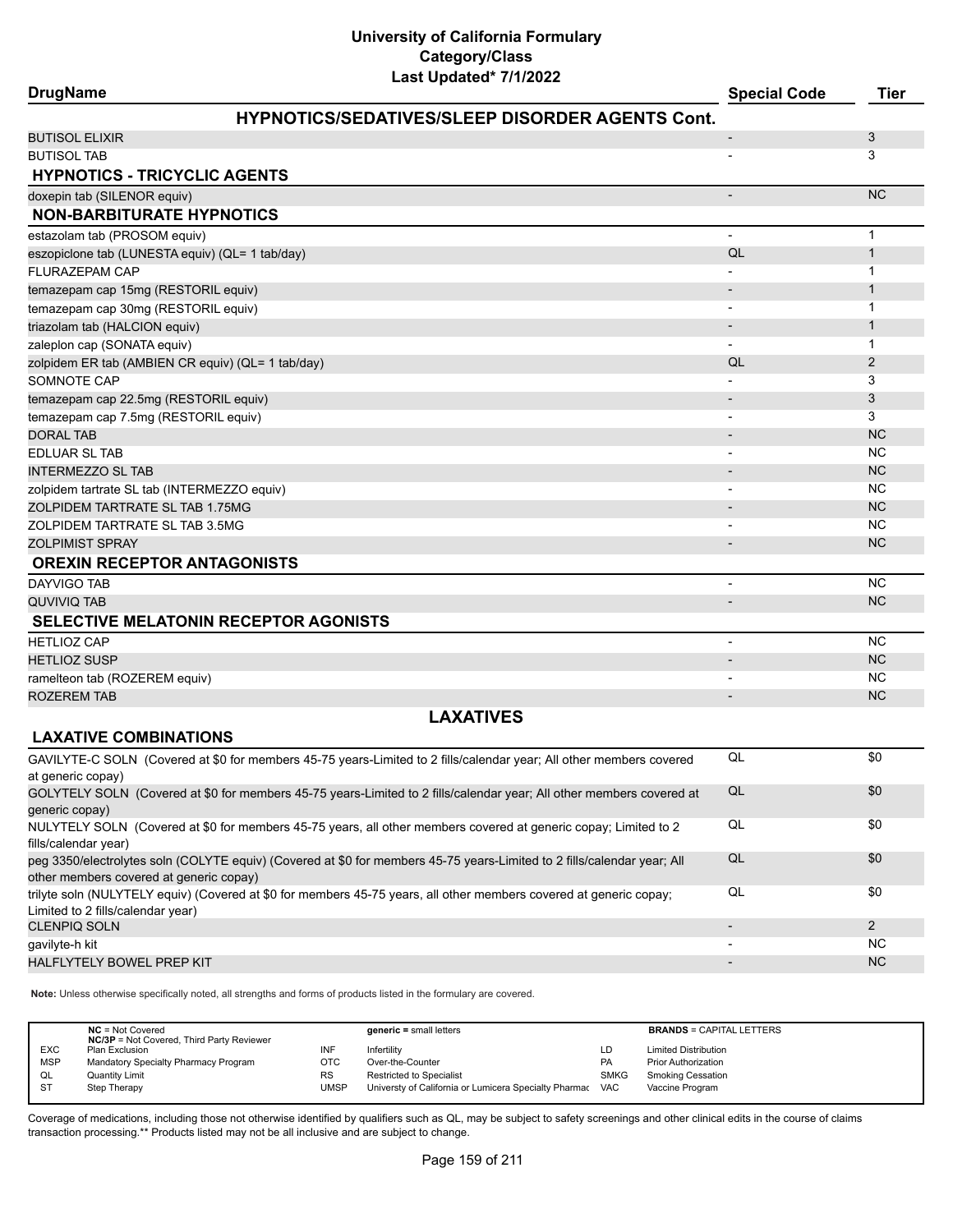# University of California Formulary
## Category/Class
### Last Updated* 7/1/2022

| DrugName | Special Code | Tier |
|---|---|---|
| **HYPNOTICS/SEDATIVES/SLEEP DISORDER AGENTS Cont.** | | |
| BUTISOL ELIXIR | - | 3 |
| BUTISOL TAB | - | 3 |
| **HYPNOTICS - TRICYCLIC AGENTS** | | |
| doxepin tab (SILENOR equiv) | - | NC |
| **NON-BARBITURATE HYPNOTICS** | | |
| estazolam tab (PROSOM equiv) | - | 1 |
| eszopiclone tab (LUNESTA equiv) (QL= 1 tab/day) | QL | 1 |
| FLURAZEPAM CAP | - | 1 |
| temazepam cap 15mg (RESTORIL equiv) | - | 1 |
| temazepam cap 30mg (RESTORIL equiv) | - | 1 |
| triazolam tab (HALCION equiv) | - | 1 |
| zaleplon cap (SONATA equiv) | - | 1 |
| zolpidem ER tab (AMBIEN CR equiv) (QL= 1 tab/day) | QL | 2 |
| SOMNOTE CAP | - | 3 |
| temazepam cap 22.5mg (RESTORIL equiv) | - | 3 |
| temazepam cap 7.5mg (RESTORIL equiv) | - | 3 |
| DORAL TAB | - | NC |
| EDLUAR SL TAB | - | NC |
| INTERMEZZO SL TAB | - | NC |
| zolpidem tartrate SL tab (INTERMEZZO equiv) | - | NC |
| ZOLPIDEM TARTRATE SL TAB 1.75MG | - | NC |
| ZOLPIDEM TARTRATE SL TAB 3.5MG | - | NC |
| ZOLPIMIST SPRAY | - | NC |
| **OREXIN RECEPTOR ANTAGONISTS** | | |
| DAYVIGO TAB | - | NC |
| QUVIVIQ TAB | - | NC |
| **SELECTIVE MELATONIN RECEPTOR AGONISTS** | | |
| HETLIOZ CAP | - | NC |
| HETLIOZ SUSP | - | NC |
| ramelteon tab (ROZEREM equiv) | - | NC |
| ROZEREM TAB | - | NC |
| **LAXATIVES** | | |
| **LAXATIVE COMBINATIONS** | | |
| GAVILYTE-C SOLN (Covered at $0 for members 45-75 years-Limited to 2 fills/calendar year; All other members covered at generic copay) | QL | $0 |
| GOLYTELY SOLN (Covered at $0 for members 45-75 years-Limited to 2 fills/calendar year; All other members covered at generic copay) | QL | $0 |
| NULYTELY SOLN (Covered at $0 for members 45-75 years, all other members covered at generic copay; Limited to 2 fills/calendar year) | QL | $0 |
| peg 3350/electrolytes soln (COLYTE equiv) (Covered at $0 for members 45-75 years-Limited to 2 fills/calendar year; All other members covered at generic copay) | QL | $0 |
| trilyte soln (NULYTELY equiv) (Covered at $0 for members 45-75 years, all other members covered at generic copay; Limited to 2 fills/calendar year) | QL | $0 |
| CLENPIQ SOLN | - | 2 |
| gavilyte-h kit | - | NC |
| HALFLYTELY BOWEL PREP KIT | - | NC |

**Note:** Unless otherwise specifically noted, all strengths and forms of products listed in the formulary are covered.

| | | | | | |
|---|---|---|---|---|---|
| **NC** = Not Covered<br>**NC/3P** = Not Covered, Third Party Reviewer | | **generic =** small letters | | **BRANDS** = CAPITAL LETTERS | |
| EXC | Plan Exclusion | INF | Infertility | LD | Limited Distribution |
| MSP | Mandatory Specialty Pharmacy Program | OTC | Over-the-Counter | PA | Prior Authorization |
| QL | Quantity Limit | RS | Restricted to Specialist | SMKG | Smoking Cessation |
| ST | Step Therapy | UMSP | Universty of California or Lumicera Specialty Pharmac | VAC | Vaccine Program |

Coverage of medications, including those not otherwise identified by qualifiers such as QL, may be subject to safety screenings and other clinical edits in the course of claims transaction processing.** Products listed may not be all inclusive and are subject to change.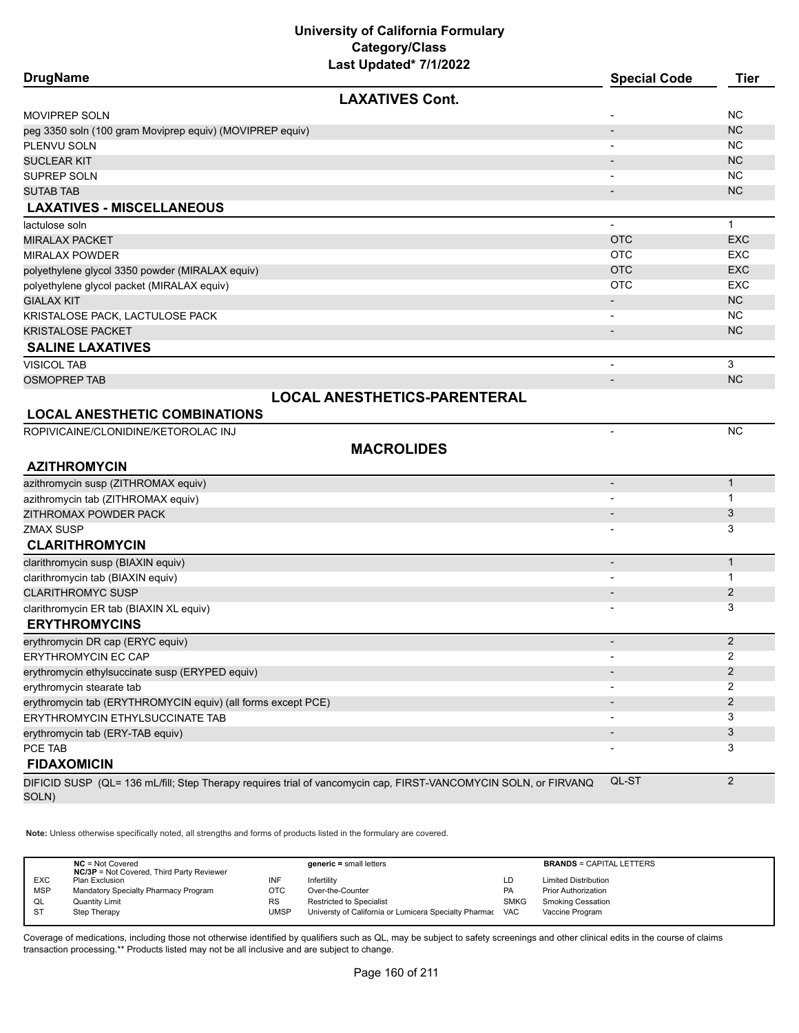# University of California Formulary
## Category/Class
### Last Updated* 7/1/2022

| DrugName | Special Code | Tier |
|---|---|---|
| **LAXATIVES Cont.** | | |
| MOVIPREP SOLN | - | NC |
| peg 3350 soln (100 gram Moviprep equiv) (MOVIPREP equiv) | - | NC |
| PLENVU SOLN | - | NC |
| SUCLEAR KIT | - | NC |
| SUPREP SOLN | - | NC |
| SUTAB TAB | - | NC |
| **LAXATIVES - MISCELLANEOUS** | | |
| lactulose soln | - | 1 |
| MIRALAX PACKET | OTC | EXC |
| MIRALAX POWDER | OTC | EXC |
| polyethylene glycol 3350 powder (MIRALAX equiv) | OTC | EXC |
| polyethylene glycol packet (MIRALAX equiv) | OTC | EXC |
| GIALAX KIT | - | NC |
| KRISTALOSE PACK, LACTULOSE PACK | - | NC |
| KRISTALOSE PACKET | - | NC |
| **SALINE LAXATIVES** | | |
| VISICOL TAB | - | 3 |
| OSMOPREP TAB | - | NC |
| **LOCAL ANESTHETICS-PARENTERAL** | | |
| **LOCAL ANESTHETIC COMBINATIONS** | | |
| ROPIVICAINE/CLONIDINE/KETOROLAC INJ | - | NC |
| **MACROLIDES** | | |
| **AZITHROMYCIN** | | |
| azithromycin susp (ZITHROMAX equiv) | - | 1 |
| azithromycin tab (ZITHROMAX equiv) | - | 1 |
| ZITHROMAX POWDER PACK | - | 3 |
| ZMAX SUSP | - | 3 |
| **CLARITHROMYCIN** | | |
| clarithromycin susp (BIAXIN equiv) | - | 1 |
| clarithromycin tab (BIAXIN equiv) | - | 1 |
| CLARITHROMYC SUSP | - | 2 |
| clarithromycin ER tab (BIAXIN XL equiv) | - | 3 |
| **ERYTHROMYCINS** | | |
| erythromycin DR cap (ERYC equiv) | - | 2 |
| ERYTHROMYCIN EC CAP | - | 2 |
| erythromycin ethylsuccinate susp (ERYPED equiv) | - | 2 |
| erythromycin stearate tab | - | 2 |
| erythromycin tab (ERYTHROMYCIN equiv) (all forms except PCE) | - | 2 |
| ERYTHROMYCIN ETHYLSUCCINATE TAB | - | 3 |
| erythromycin tab (ERY-TAB equiv) | - | 3 |
| PCE TAB | - | 3 |
| **FIDAXOMICIN** | | |
| DIFICID SUSP (QL= 136 mL/fill; Step Therapy requires trial of vancomycin cap, FIRST-VANCOMYCIN SOLN, or FIRVANQ SOLN) | QL-ST | 2 |

**Note:** Unless otherwise specifically noted, all strengths and forms of products listed in the formulary are covered.

| | | | | | |
|---|---|---|---|---|---|
| **NC** = Not Covered<br>**NC/3P** = Not Covered, Third Party Reviewer | | **generic =** small letters | | **BRANDS** = CAPITAL LETTERS | |
| EXC | Plan Exclusion | INF | Infertility | LD | Limited Distribution |
| MSP | Mandatory Specialty Pharmacy Program | OTC | Over-the-Counter | PA | Prior Authorization |
| QL | Quantity Limit | RS | Restricted to Specialist | SMKG | Smoking Cessation |
| ST | Step Therapy | UMSP | Universty of California or Lumicera Specialty Pharmac | VAC | Vaccine Program |

Coverage of medications, including those not otherwise identified by qualifiers such as QL, may be subject to safety screenings and other clinical edits in the course of claims transaction processing.** Products listed may not be all inclusive and are subject to change.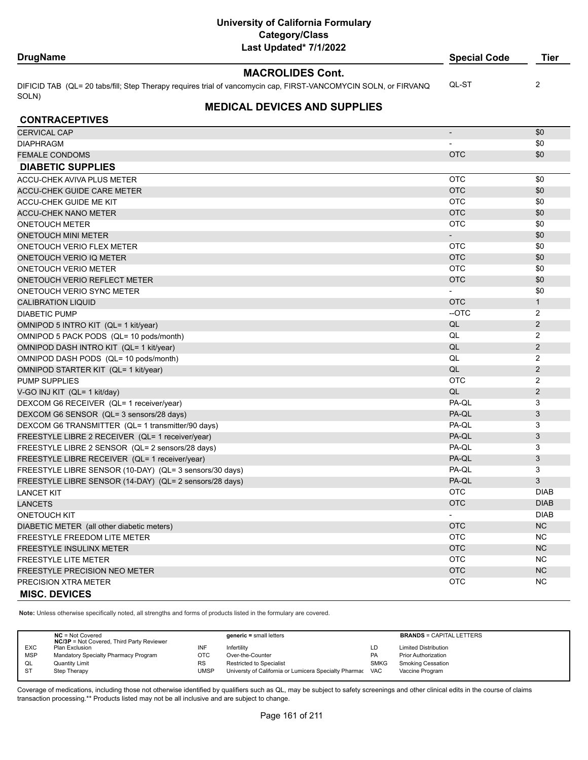| DrugName | Special Code | Tier |
|---|---|---|
| **MACROLIDES Cont.** | | |
| DIFICID TAB (QL= 20 tabs/fill; Step Therapy requires trial of vancomycin cap, FIRST-VANCOMYCIN SOLN, or FIRVANQ SOLN) | QL-ST | 2 |

## MEDICAL DEVICES AND SUPPLIES

| DrugName | Special Code | Tier |
|---|---|---|
| **CONTRACEPTIVES** | | |
| CERVICAL CAP | - | $0 |
| DIAPHRAGM | - | $0 |
| FEMALE CONDOMS | OTC | $0 |
| **DIABETIC SUPPLIES** | | |
| ACCU-CHEK AVIVA PLUS METER | OTC | $0 |
| ACCU-CHEK GUIDE CARE METER | OTC | $0 |
| ACCU-CHEK GUIDE ME KIT | OTC | $0 |
| ACCU-CHEK NANO METER | OTC | $0 |
| ONETOUCH METER | OTC | $0 |
| ONETOUCH MINI METER | - | $0 |
| ONETOUCH VERIO FLEX METER | OTC | $0 |
| ONETOUCH VERIO IQ METER | OTC | $0 |
| ONETOUCH VERIO METER | OTC | $0 |
| ONETOUCH VERIO REFLECT METER | OTC | $0 |
| ONETOUCH VERIO SYNC METER | - | $0 |
| CALIBRATION LIQUID | OTC | 1 |
| DIABETIC PUMP | --OTC | 2 |
| OMNIPOD 5 INTRO KIT (QL= 1 kit/year) | QL | 2 |
| OMNIPOD 5 PACK PODS (QL= 10 pods/month) | QL | 2 |
| OMNIPOD DASH INTRO KIT (QL= 1 kit/year) | QL | 2 |
| OMNIPOD DASH PODS (QL= 10 pods/month) | QL | 2 |
| OMNIPOD STARTER KIT (QL= 1 kit/year) | QL | 2 |
| PUMP SUPPLIES | OTC | 2 |
| V-GO INJ KIT (QL= 1 kit/day) | QL | 2 |
| DEXCOM G6 RECEIVER (QL= 1 receiver/year) | PA-QL | 3 |
| DEXCOM G6 SENSOR (QL= 3 sensors/28 days) | PA-QL | 3 |
| DEXCOM G6 TRANSMITTER (QL= 1 transmitter/90 days) | PA-QL | 3 |
| FREESTYLE LIBRE 2 RECEIVER (QL= 1 receiver/year) | PA-QL | 3 |
| FREESTYLE LIBRE 2 SENSOR (QL= 2 sensors/28 days) | PA-QL | 3 |
| FREESTYLE LIBRE RECEIVER (QL= 1 receiver/year) | PA-QL | 3 |
| FREESTYLE LIBRE SENSOR (10-DAY) (QL= 3 sensors/30 days) | PA-QL | 3 |
| FREESTYLE LIBRE SENSOR (14-DAY) (QL= 2 sensors/28 days) | PA-QL | 3 |
| LANCET KIT | OTC | DIAB |
| LANCETS | OTC | DIAB |
| ONETOUCH KIT | - | DIAB |
| DIABETIC METER (all other diabetic meters) | OTC | NC |
| FREESTYLE FREEDOM LITE METER | OTC | NC |
| FREESTYLE INSULINX METER | OTC | NC |
| FREESTYLE LITE METER | OTC | NC |
| FREESTYLE PRECISION NEO METER | OTC | NC |
| PRECISION XTRA METER | OTC | NC |
| **MISC. DEVICES** | | |

**Note:** Unless otherwise specifically noted, all strengths and forms of products listed in the formulary are covered.

| | | | | | |
|---|---|---|---|---|---|
| **NC** = Not Covered<br>**NC/3P** = Not Covered, Third Party Reviewer | | **generic** = small letters | | **BRANDS** = CAPITAL LETTERS | |
| EXC | Plan Exclusion | INF | Infertility | LD | Limited Distribution |
| MSP | Mandatory Specialty Pharmacy Program | OTC | Over-the-Counter | PA | Prior Authorization |
| QL | Quantity Limit | RS | Restricted to Specialist | SMKG | Smoking Cessation |
| ST | Step Therapy | UMSP | Universty of California or Lumicera Specialty Pharmac | VAC | Vaccine Program |

Coverage of medications, including those not otherwise identified by qualifiers such as QL, may be subject to safety screenings and other clinical edits in the course of claims transaction processing.** Products listed may not be all inclusive and are subject to change.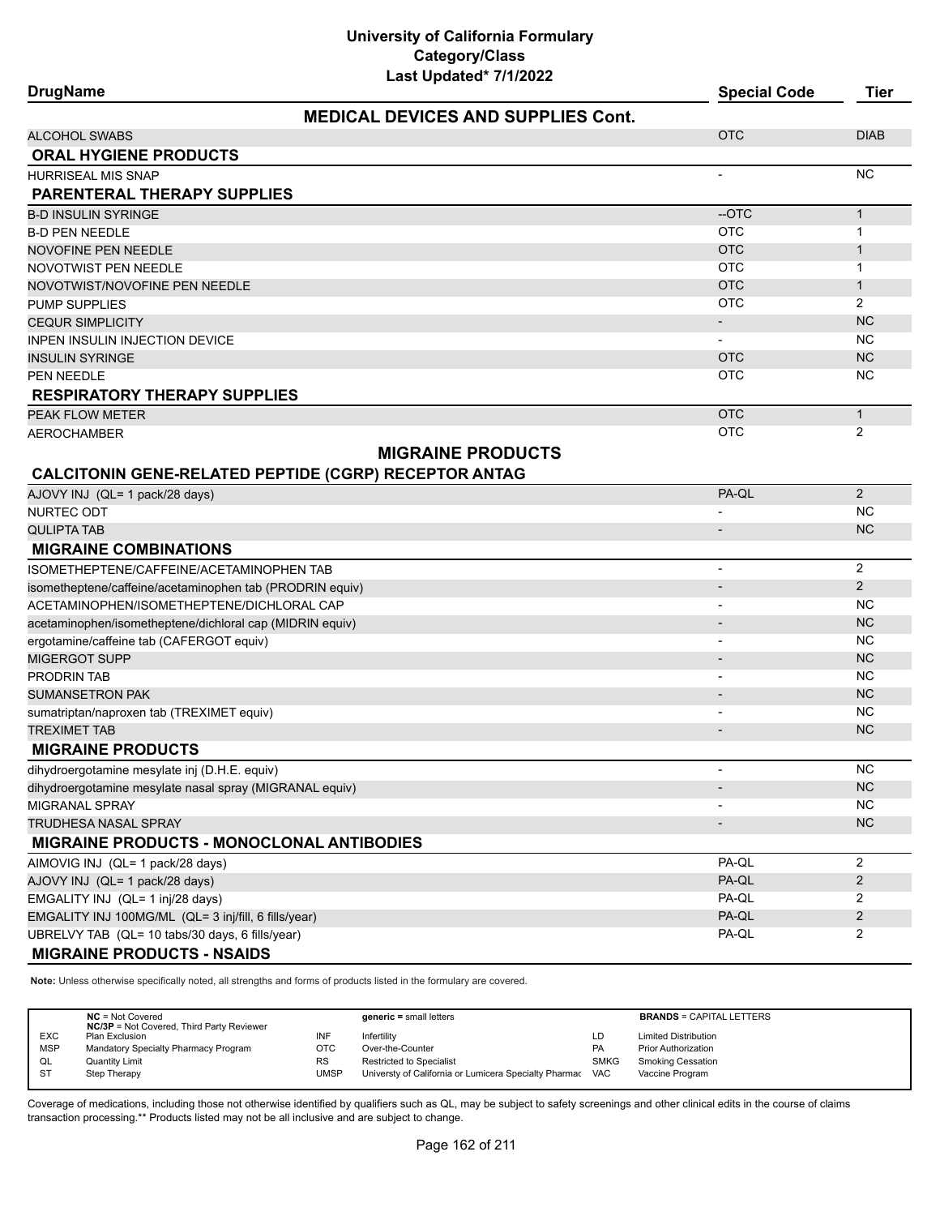# University of California Formulary
## Category/Class
### Last Updated* 7/1/2022

| DrugName | Special Code | Tier |
|---|---|---|
| **MEDICAL DEVICES AND SUPPLIES Cont.** | | |
| ALCOHOL SWABS | OTC | DIAB |
| **ORAL HYGIENE PRODUCTS** | | |
| HURRISEAL MIS SNAP | - | NC |
| **PARENTERAL THERAPY SUPPLIES** | | |
| B-D INSULIN SYRINGE | --OTC | 1 |
| B-D PEN NEEDLE | OTC | 1 |
| NOVOFINE PEN NEEDLE | OTC | 1 |
| NOVOTWIST PEN NEEDLE | OTC | 1 |
| NOVOTWIST/NOVOFINE PEN NEEDLE | OTC | 1 |
| PUMP SUPPLIES | OTC | 2 |
| CEQUR SIMPLICITY | - | NC |
| INPEN INSULIN INJECTION DEVICE | - | NC |
| INSULIN SYRINGE | OTC | NC |
| PEN NEEDLE | OTC | NC |
| **RESPIRATORY THERAPY SUPPLIES** | | |
| PEAK FLOW METER | OTC | 1 |
| AEROCHAMBER | OTC | 2 |
| **MIGRAINE PRODUCTS** | | |
| **CALCITONIN GENE-RELATED PEPTIDE (CGRP) RECEPTOR ANTAG** | | |
| AJOVY INJ (QL= 1 pack/28 days) | PA-QL | 2 |
| NURTEC ODT | - | NC |
| QULIPTA TAB | - | NC |
| **MIGRAINE COMBINATIONS** | | |
| ISOMETHEPTENE/CAFFEINE/ACETAMINOPHEN TAB | - | 2 |
| isometheptene/caffeine/acetaminophen tab (PRODRIN equiv) | - | 2 |
| ACETAMINOPHEN/ISOMETHEPTENE/DICHLORAL CAP | - | NC |
| acetaminophen/isometheptene/dichloral cap (MIDRIN equiv) | - | NC |
| ergotamine/caffeine tab (CAFERGOT equiv) | - | NC |
| MIGERGOT SUPP | - | NC |
| PRODRIN TAB | - | NC |
| SUMANSETRON PAK | - | NC |
| sumatriptan/naproxen tab (TREXIMET equiv) | - | NC |
| TREXIMET TAB | - | NC |
| **MIGRAINE PRODUCTS** | | |
| dihydroergotamine mesylate inj (D.H.E. equiv) | - | NC |
| dihydroergotamine mesylate nasal spray (MIGRANAL equiv) | - | NC |
| MIGRANAL SPRAY | - | NC |
| TRUDHESA NASAL SPRAY | - | NC |
| **MIGRAINE PRODUCTS - MONOCLONAL ANTIBODIES** | | |
| AIMOVIG INJ (QL= 1 pack/28 days) | PA-QL | 2 |
| AJOVY INJ (QL= 1 pack/28 days) | PA-QL | 2 |
| EMGALITY INJ (QL= 1 inj/28 days) | PA-QL | 2 |
| EMGALITY INJ 100MG/ML (QL= 3 inj/fill, 6 fills/year) | PA-QL | 2 |
| UBRELVY TAB (QL= 10 tabs/30 days, 6 fills/year) | PA-QL | 2 |
| **MIGRAINE PRODUCTS - NSAIDS** | | |

**Note:** Unless otherwise specifically noted, all strengths and forms of products listed in the formulary are covered.

| | | | | | |
|---|---|---|---|---|---|
| **NC** = Not Covered<br>**NC/3P** = Not Covered, Third Party Reviewer | | | **generic** = small letters | | **BRANDS** = CAPITAL LETTERS |
| EXC | Plan Exclusion | INF | Infertility | LD | Limited Distribution |
| MSP | Mandatory Specialty Pharmacy Program | OTC | Over-the-Counter | PA | Prior Authorization |
| QL | Quantity Limit | RS | Restricted to Specialist | SMKG | Smoking Cessation |
| ST | Step Therapy | UMSP | Universty of California or Lumicera Specialty Pharmac | VAC | Vaccine Program |

Coverage of medications, including those not otherwise identified by qualifiers such as QL, may be subject to safety screenings and other clinical edits in the course of claims transaction processing.** Products listed may not be all inclusive and are subject to change.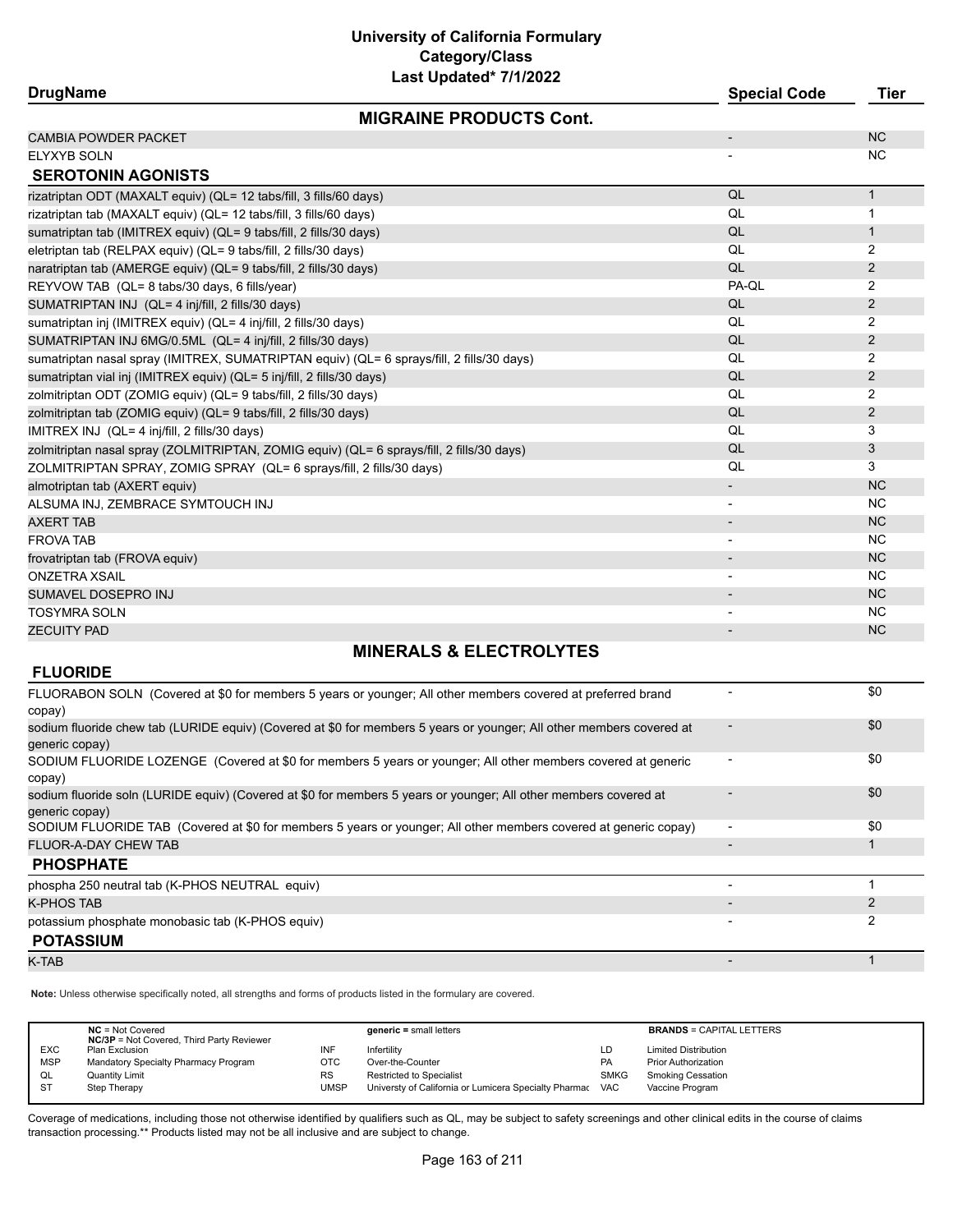# University of California Formulary
## Category/Class
### Last Updated* 7/1/2022

| DrugName | Special Code | Tier |
|---|---|---|
| **MIGRAINE PRODUCTS Cont.** | | |
| CAMBIA POWDER PACKET | - | NC |
| ELYXYB SOLN | - | NC |
| **SEROTONIN AGONISTS** | | |
| rizatriptan ODT (MAXALT equiv) (QL= 12 tabs/fill, 3 fills/60 days) | QL | 1 |
| rizatriptan tab (MAXALT equiv) (QL= 12 tabs/fill, 3 fills/60 days) | QL | 1 |
| sumatriptan tab (IMITREX equiv) (QL= 9 tabs/fill, 2 fills/30 days) | QL | 1 |
| eletriptan tab (RELPAX equiv) (QL= 9 tabs/fill, 2 fills/30 days) | QL | 2 |
| naratriptan tab (AMERGE equiv) (QL= 9 tabs/fill, 2 fills/30 days) | QL | 2 |
| REYVOW TAB (QL= 8 tabs/30 days, 6 fills/year) | PA-QL | 2 |
| SUMATRIPTAN INJ (QL= 4 inj/fill, 2 fills/30 days) | QL | 2 |
| sumatriptan inj (IMITREX equiv) (QL= 4 inj/fill, 2 fills/30 days) | QL | 2 |
| SUMATRIPTAN INJ 6MG/0.5ML (QL= 4 inj/fill, 2 fills/30 days) | QL | 2 |
| sumatriptan nasal spray (IMITREX, SUMATRIPTAN equiv) (QL= 6 sprays/fill, 2 fills/30 days) | QL | 2 |
| sumatriptan vial inj (IMITREX equiv) (QL= 5 inj/fill, 2 fills/30 days) | QL | 2 |
| zolmitriptan ODT (ZOMIG equiv) (QL= 9 tabs/fill, 2 fills/30 days) | QL | 2 |
| zolmitriptan tab (ZOMIG equiv) (QL= 9 tabs/fill, 2 fills/30 days) | QL | 2 |
| IMITREX INJ (QL= 4 inj/fill, 2 fills/30 days) | QL | 3 |
| zolmitriptan nasal spray (ZOLMITRIPTAN, ZOMIG equiv) (QL= 6 sprays/fill, 2 fills/30 days) | QL | 3 |
| ZOLMITRIPTAN SPRAY, ZOMIG SPRAY (QL= 6 sprays/fill, 2 fills/30 days) | QL | 3 |
| almotriptan tab (AXERT equiv) | - | NC |
| ALSUMA INJ, ZEMBRACE SYMTOUCH INJ | - | NC |
| AXERT TAB | - | NC |
| FROVA TAB | - | NC |
| frovatriptan tab (FROVA equiv) | - | NC |
| ONZETRA XSAIL | - | NC |
| SUMAVEL DOSEPRO INJ | - | NC |
| TOSYMRA SOLN | - | NC |
| ZECUITY PAD | - | NC |
| **MINERALS & ELECTROLYTES** | | |
| **FLUORIDE** | | |
| FLUORABON SOLN (Covered at $0 for members 5 years or younger; All other members covered at preferred brand copay) | - | $0 |
| sodium fluoride chew tab (LURIDE equiv) (Covered at $0 for members 5 years or younger; All other members covered at generic copay) | - | $0 |
| SODIUM FLUORIDE LOZENGE (Covered at $0 for members 5 years or younger; All other members covered at generic copay) | - | $0 |
| sodium fluoride soln (LURIDE equiv) (Covered at $0 for members 5 years or younger; All other members covered at generic copay) | - | $0 |
| SODIUM FLUORIDE TAB (Covered at $0 for members 5 years or younger; All other members covered at generic copay) | - | $0 |
| FLUOR-A-DAY CHEW TAB | - | 1 |
| **PHOSPHATE** | | |
| phospha 250 neutral tab (K-PHOS NEUTRAL equiv) | - | 1 |
| K-PHOS TAB | - | 2 |
| potassium phosphate monobasic tab (K-PHOS equiv) | - | 2 |
| **POTASSIUM** | | |
| K-TAB | - | 1 |

**Note:** Unless otherwise specifically noted, all strengths and forms of products listed in the formulary are covered.

| | | | | | |
|---|---|---|---|---|---|
| **NC** = Not Covered<br>**NC/3P** = Not Covered, Third Party Reviewer | | **generic =** small letters | | **BRANDS** = CAPITAL LETTERS | |
| EXC | Plan Exclusion | INF | Infertility | LD | Limited Distribution |
| MSP | Mandatory Specialty Pharmacy Program | OTC | Over-the-Counter | PA | Prior Authorization |
| QL | Quantity Limit | RS | Restricted to Specialist | SMKG | Smoking Cessation |
| ST | Step Therapy | UMSP | Universty of California or Lumicera Specialty Pharmac | VAC | Vaccine Program |

Coverage of medications, including those not otherwise identified by qualifiers such as QL, may be subject to safety screenings and other clinical edits in the course of claims transaction processing.** Products listed may not be all inclusive and are subject to change.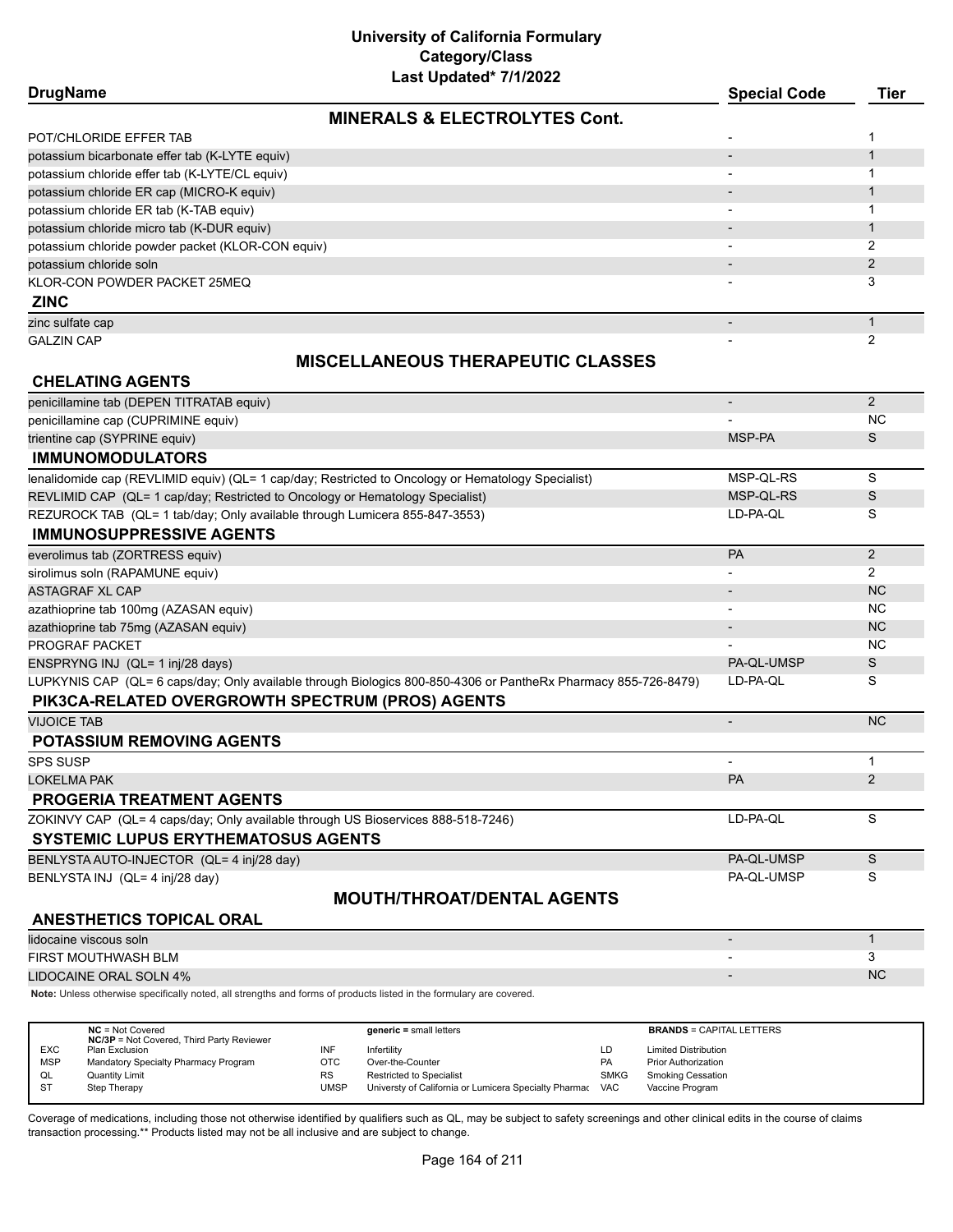# University of California Formulary
## Category/Class
### Last Updated* 7/1/2022

| DrugName | Special Code | Tier |
|---|---|---|
| **MINERALS & ELECTROLYTES Cont.** | | |
| POT/CHLORIDE EFFER TAB | - | 1 |
| potassium bicarbonate effer tab (K-LYTE equiv) | - | 1 |
| potassium chloride effer tab (K-LYTE/CL equiv) | - | 1 |
| potassium chloride ER cap (MICRO-K equiv) | - | 1 |
| potassium chloride ER tab (K-TAB equiv) | - | 1 |
| potassium chloride micro tab (K-DUR equiv) | - | 1 |
| potassium chloride powder packet (KLOR-CON equiv) | - | 2 |
| potassium chloride soln | - | 2 |
| KLOR-CON POWDER PACKET 25MEQ | - | 3 |
| **ZINC** | | |
| zinc sulfate cap | - | 1 |
| GALZIN CAP | - | 2 |
| **MISCELLANEOUS THERAPEUTIC CLASSES** | | |
| **CHELATING AGENTS** | | |
| penicillamine tab (DEPEN TITRATAB equiv) | - | 2 |
| penicillamine cap (CUPRIMINE equiv) | - | NC |
| trientine cap (SYPRINE equiv) | MSP-PA | S |
| **IMMUNOMODULATORS** | | |
| lenalidomide cap (REVLIMID equiv) (QL= 1 cap/day; Restricted to Oncology or Hematology Specialist) | MSP-QL-RS | S |
| REVLIMID CAP (QL= 1 cap/day; Restricted to Oncology or Hematology Specialist) | MSP-QL-RS | S |
| REZUROCK TAB (QL= 1 tab/day; Only available through Lumicera 855-847-3553) | LD-PA-QL | S |
| **IMMUNOSUPPRESSIVE AGENTS** | | |
| everolimus tab (ZORTRESS equiv) | PA | 2 |
| sirolimus soln (RAPAMUNE equiv) | - | 2 |
| ASTAGRAF XL CAP | - | NC |
| azathioprine tab 100mg (AZASAN equiv) | - | NC |
| azathioprine tab 75mg (AZASAN equiv) | - | NC |
| PROGRAF PACKET | - | NC |
| ENSPRYNG INJ (QL= 1 inj/28 days) | PA-QL-UMSP | S |
| LUPKYNIS CAP (QL= 6 caps/day; Only available through Biologics 800-850-4306 or PantheRx Pharmacy 855-726-8479) | LD-PA-QL | S |
| **PIK3CA-RELATED OVERGROWTH SPECTRUM (PROS) AGENTS** | | |
| VIJOICE TAB | - | NC |
| **POTASSIUM REMOVING AGENTS** | | |
| SPS SUSP | - | 1 |
| LOKELMA PAK | PA | 2 |
| **PROGERIA TREATMENT AGENTS** | | |
| ZOKINVY CAP (QL= 4 caps/day; Only available through US Bioservices 888-518-7246) | LD-PA-QL | S |
| **SYSTEMIC LUPUS ERYTHEMATOSUS AGENTS** | | |
| BENLYSTA AUTO-INJECTOR (QL= 4 inj/28 day) | PA-QL-UMSP | S |
| BENLYSTA INJ (QL= 4 inj/28 day) | PA-QL-UMSP | S |
| **MOUTH/THROAT/DENTAL AGENTS** | | |
| **ANESTHETICS TOPICAL ORAL** | | |
| lidocaine viscous soln | - | 1 |
| FIRST MOUTHWASH BLM | - | 3 |
| LIDOCAINE ORAL SOLN 4% | - | NC |

**Note:** Unless otherwise specifically noted, all strengths and forms of products listed in the formulary are covered.

| | | | | | |
|---|---|---|---|---|---|
| **NC** = Not Covered | | **generic** = small letters | | **BRANDS** = CAPITAL LETTERS | |
| **NC/3P** = Not Covered, Third Party Reviewer | | | | | |
| EXC | Plan Exclusion | INF | Infertility | LD | Limited Distribution |
| MSP | Mandatory Specialty Pharmacy Program | OTC | Over-the-Counter | PA | Prior Authorization |
| QL | Quantity Limit | RS | Restricted to Specialist | SMKG | Smoking Cessation |
| ST | Step Therapy | UMSP | Universty of California or Lumicera Specialty Pharmac | VAC | Vaccine Program |

Coverage of medications, including those not otherwise identified by qualifiers such as QL, may be subject to safety screenings and other clinical edits in the course of claims transaction processing.** Products listed may not be all inclusive and are subject to change.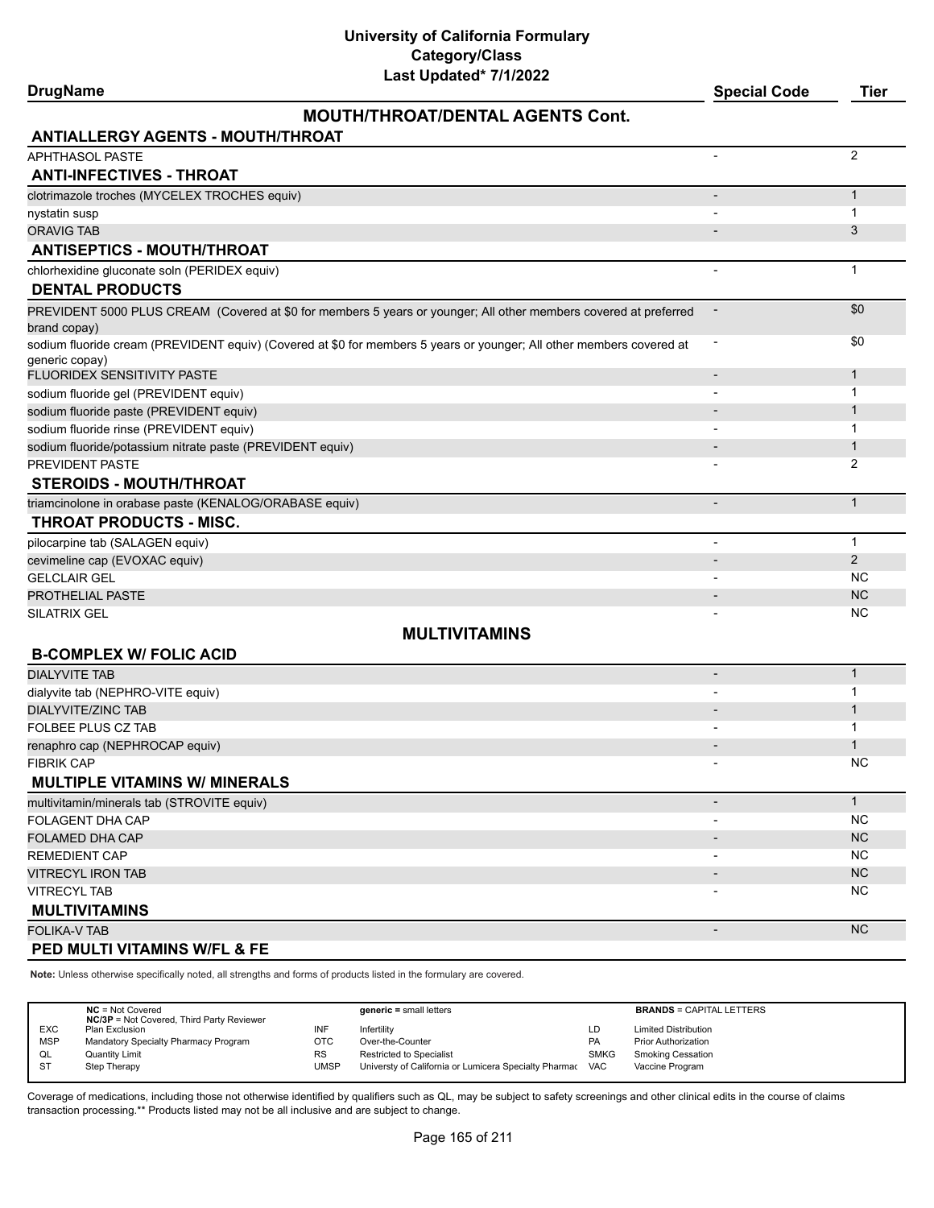# University of California Formulary
## Category/Class
### Last Updated* 7/1/2022

| DrugName | Special Code | Tier |
|---|---|---|
| **MOUTH/THROAT/DENTAL AGENTS Cont.** | | |
| **ANTIALLERGY AGENTS - MOUTH/THROAT** | | |
| APHTHASOL PASTE | - | 2 |
| **ANTI-INFECTIVES - THROAT** | | |
| clotrimazole troches (MYCELEX TROCHES equiv) | - | 1 |
| nystatin susp | - | 1 |
| ORAVIG TAB | - | 3 |
| **ANTISEPTICS - MOUTH/THROAT** | | |
| chlorhexidine gluconate soln (PERIDEX equiv) | - | 1 |
| **DENTAL PRODUCTS** | | |
| PREVIDENT 5000 PLUS CREAM (Covered at $0 for members 5 years or younger; All other members covered at preferred brand copay) | - | $0 |
| sodium fluoride cream (PREVIDENT equiv) (Covered at $0 for members 5 years or younger; All other members covered at generic copay) | - | $0 |
| FLUORIDEX SENSITIVITY PASTE | - | 1 |
| sodium fluoride gel (PREVIDENT equiv) | - | 1 |
| sodium fluoride paste (PREVIDENT equiv) | - | 1 |
| sodium fluoride rinse (PREVIDENT equiv) | - | 1 |
| sodium fluoride/potassium nitrate paste (PREVIDENT equiv) | - | 1 |
| PREVIDENT PASTE | - | 2 |
| **STEROIDS - MOUTH/THROAT** | | |
| triamcinolone in orabase paste (KENALOG/ORABASE equiv) | - | 1 |
| **THROAT PRODUCTS - MISC.** | | |
| pilocarpine tab (SALAGEN equiv) | - | 1 |
| cevimeline cap (EVOXAC equiv) | - | 2 |
| GELCLAIR GEL | - | NC |
| PROTHELIAL PASTE | - | NC |
| SILATRIX GEL | - | NC |
| **MULTIVITAMINS** | | |
| **B-COMPLEX W/ FOLIC ACID** | | |
| DIALYVITE TAB | - | 1 |
| dialyvite tab (NEPHRO-VITE equiv) | - | 1 |
| DIALYVITE/ZINC TAB | - | 1 |
| FOLBEE PLUS CZ TAB | - | 1 |
| renaphro cap (NEPHROCAP equiv) | - | 1 |
| FIBRIK CAP | - | NC |
| **MULTIPLE VITAMINS W/ MINERALS** | | |
| multivitamin/minerals tab (STROVITE equiv) | - | 1 |
| FOLAGENT DHA CAP | - | NC |
| FOLAMED DHA CAP | - | NC |
| REMEDIENT CAP | - | NC |
| VITRECYL IRON TAB | - | NC |
| VITRECYL TAB | - | NC |
| **MULTIVITAMINS** | | |
| FOLIKA-V TAB | - | NC |
| **PED MULTI VITAMINS W/FL & FE** | | |

**Note:** Unless otherwise specifically noted, all strengths and forms of products listed in the formulary are covered.

| | | | | | |
|---|---|---|---|---|---|
| **NC** = Not Covered<br>**NC/3P** = Not Covered, Third Party Reviewer | | **generic** = small letters | | **BRANDS** = CAPITAL LETTERS | |
| EXC | Plan Exclusion | INF | Infertility | LD | Limited Distribution |
| MSP | Mandatory Specialty Pharmacy Program | OTC | Over-the-Counter | PA | Prior Authorization |
| QL | Quantity Limit | RS | Restricted to Specialist | SMKG | Smoking Cessation |
| ST | Step Therapy | UMSP | Universty of California or Lumicera Specialty Pharmac | VAC | Vaccine Program |

Coverage of medications, including those not otherwise identified by qualifiers such as QL, may be subject to safety screenings and other clinical edits in the course of claims transaction processing.** Products listed may not be all inclusive and are subject to change.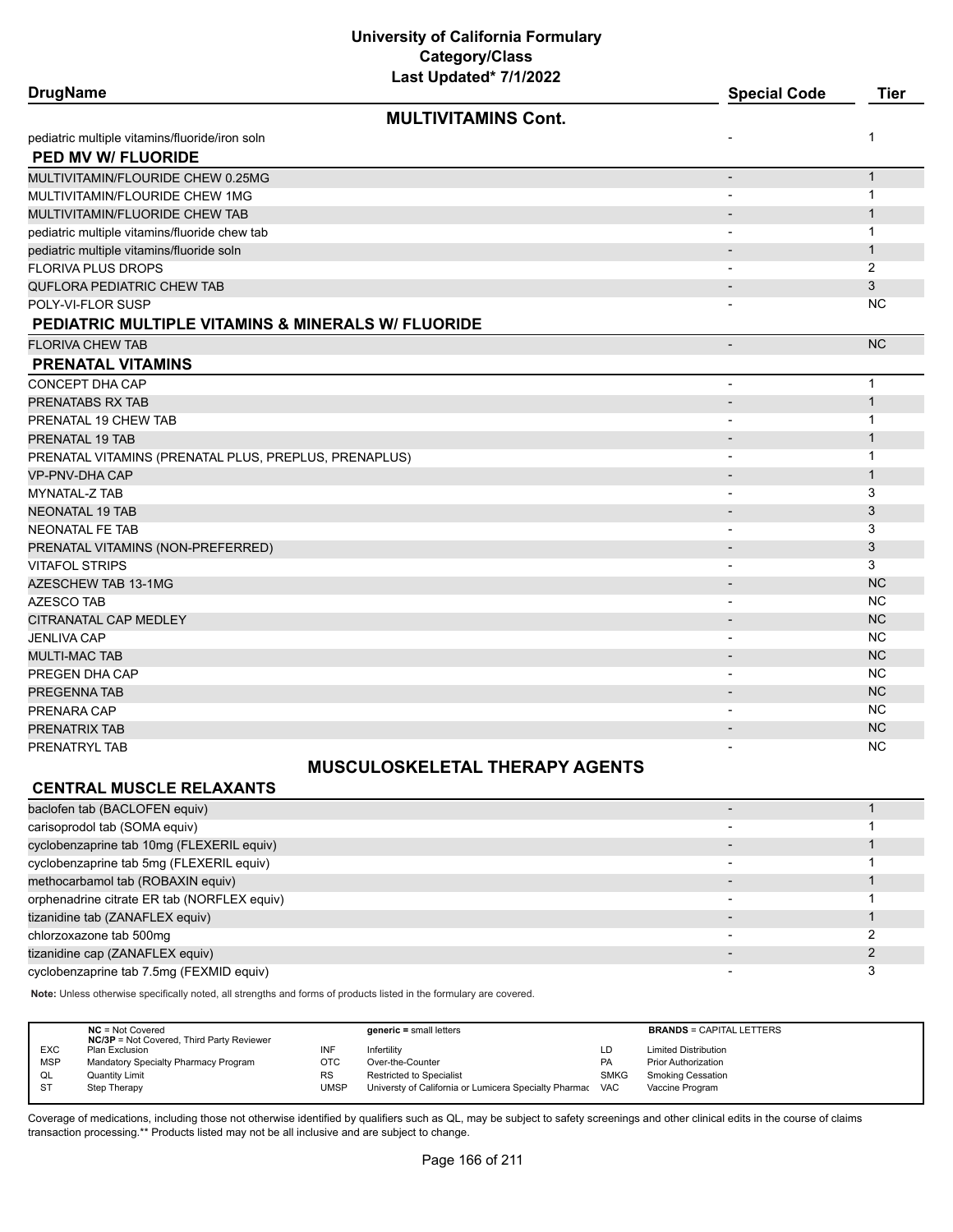# University of California Formulary
## Category/Class
### Last Updated* 7/1/2022

| DrugName | Special Code | Tier |
|---|---|---|
| **MULTIVITAMINS Cont.** | | |
| pediatric multiple vitamins/fluoride/iron soln | - | 1 |
| **PED MV W/ FLUORIDE** | | |
| MULTIVITAMIN/FLOURIDE CHEW 0.25MG | - | 1 |
| MULTIVITAMIN/FLOURIDE CHEW 1MG | - | 1 |
| MULTIVITAMIN/FLUORIDE CHEW TAB | - | 1 |
| pediatric multiple vitamins/fluoride chew tab | - | 1 |
| pediatric multiple vitamins/fluoride soln | - | 1 |
| FLORIVA PLUS DROPS | - | 2 |
| QUFLORA PEDIATRIC CHEW TAB | - | 3 |
| POLY-VI-FLOR SUSP | - | NC |
| **PEDIATRIC MULTIPLE VITAMINS & MINERALS W/ FLUORIDE** | | |
| FLORIVA CHEW TAB | - | NC |
| **PRENATAL VITAMINS** | | |
| CONCEPT DHA CAP | - | 1 |
| PRENATABS RX TAB | - | 1 |
| PRENATAL 19 CHEW TAB | - | 1 |
| PRENATAL 19 TAB | - | 1 |
| PRENATAL VITAMINS (PRENATAL PLUS, PREPLUS, PRENAPLUS) | - | 1 |
| VP-PNV-DHA CAP | - | 1 |
| MYNATAL-Z TAB | - | 3 |
| NEONATAL 19 TAB | - | 3 |
| NEONATAL FE TAB | - | 3 |
| PRENATAL VITAMINS (NON-PREFERRED) | - | 3 |
| VITAFOL STRIPS | - | 3 |
| AZESCHEW TAB 13-1MG | - | NC |
| AZESCO TAB | - | NC |
| CITRANATAL CAP MEDLEY | - | NC |
| JENLIVA CAP | - | NC |
| MULTI-MAC TAB | - | NC |
| PREGEN DHA CAP | - | NC |
| PREGENNA TAB | - | NC |
| PRENARA CAP | - | NC |
| PRENATRIX TAB | - | NC |
| PRENATRYL TAB | - | NC |

## MUSCULOSKELETAL THERAPY AGENTS

| DrugName | Special Code | Tier |
|---|---|---|
| **CENTRAL MUSCLE RELAXANTS** | | |
| baclofen tab (BACLOFEN equiv) | - | 1 |
| carisoprodol tab (SOMA equiv) | - | 1 |
| cyclobenzaprine tab 10mg (FLEXERIL equiv) | - | 1 |
| cyclobenzaprine tab 5mg (FLEXERIL equiv) | - | 1 |
| methocarbamol tab (ROBAXIN equiv) | - | 1 |
| orphenadrine citrate ER tab (NORFLEX equiv) | - | 1 |
| tizanidine tab (ZANAFLEX equiv) | - | 1 |
| chlorzoxazone tab 500mg | - | 2 |
| tizanidine cap (ZANAFLEX equiv) | - | 2 |
| cyclobenzaprine tab 7.5mg (FEXMID equiv) | - | 3 |

**Note:** Unless otherwise specifically noted, all strengths and forms of products listed in the formulary are covered.

| | | | | | |
|---|---|---|---|---|---|
| **NC** = Not Covered<br>**NC/3P** = Not Covered, Third Party Reviewer | | **generic** = small letters | | **BRANDS** = CAPITAL LETTERS | |
| EXC | Plan Exclusion | INF | Infertility | LD | Limited Distribution |
| MSP | Mandatory Specialty Pharmacy Program | OTC | Over-the-Counter | PA | Prior Authorization |
| QL | Quantity Limit | RS | Restricted to Specialist | SMKG | Smoking Cessation |
| ST | Step Therapy | UMSP | Universty of California or Lumicera Specialty Pharmac | VAC | Vaccine Program |

Coverage of medications, including those not otherwise identified by qualifiers such as QL, may be subject to safety screenings and other clinical edits in the course of claims transaction processing.** Products listed may not be all inclusive and are subject to change.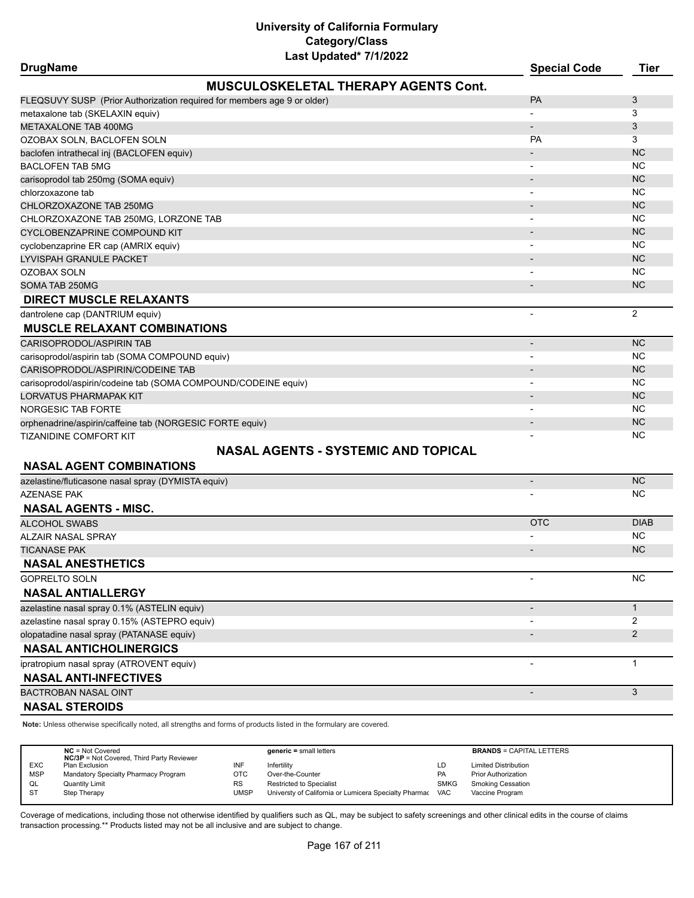# University of California Formulary
## Category/Class
### Last Updated* 7/1/2022

| DrugName | Special Code | Tier |
|---|---|---|
| **MUSCULOSKELETAL THERAPY AGENTS Cont.** | | |
| FLEQSUVY SUSP (Prior Authorization required for members age 9 or older) | PA | 3 |
| metaxalone tab (SKELAXIN equiv) | - | 3 |
| METAXALONE TAB 400MG | - | 3 |
| OZOBAX SOLN, BACLOFEN SOLN | PA | 3 |
| baclofen intrathecal inj (BACLOFEN equiv) | - | NC |
| BACLOFEN TAB 5MG | - | NC |
| carisoprodol tab 250mg (SOMA equiv) | - | NC |
| chlorzoxazone tab | - | NC |
| CHLORZOXAZONE TAB 250MG | - | NC |
| CHLORZOXAZONE TAB 250MG, LORZONE TAB | - | NC |
| CYCLOBENZAPRINE COMPOUND KIT | - | NC |
| cyclobenzaprine ER cap (AMRIX equiv) | - | NC |
| LYVISPAH GRANULE PACKET | - | NC |
| OZOBAX SOLN | - | NC |
| SOMA TAB 250MG | - | NC |
| **DIRECT MUSCLE RELAXANTS** | | |
| dantrolene cap (DANTRIUM equiv) | - | 2 |
| **MUSCLE RELAXANT COMBINATIONS** | | |
| CARISOPRODOL/ASPIRIN TAB | - | NC |
| carisoprodol/aspirin tab (SOMA COMPOUND equiv) | - | NC |
| CARISOPRODOL/ASPIRIN/CODEINE TAB | - | NC |
| carisoprodol/aspirin/codeine tab (SOMA COMPOUND/CODEINE equiv) | - | NC |
| LORVATUS PHARMAPAK KIT | - | NC |
| NORGESIC TAB FORTE | - | NC |
| orphenadrine/aspirin/caffeine tab (NORGESIC FORTE equiv) | - | NC |
| TIZANIDINE COMFORT KIT | - | NC |
| **NASAL AGENTS - SYSTEMIC AND TOPICAL** | | |
| **NASAL AGENT COMBINATIONS** | | |
| azelastine/fluticasone nasal spray (DYMISTA equiv) | - | NC |
| AZENASE PAK | - | NC |
| **NASAL AGENTS - MISC.** | | |
| ALCOHOL SWABS | OTC | DIAB |
| ALZAIR NASAL SPRAY | - | NC |
| TICANASE PAK | - | NC |
| **NASAL ANESTHETICS** | | |
| GOPRELTO SOLN | - | NC |
| **NASAL ANTIALLERGY** | | |
| azelastine nasal spray 0.1% (ASTELIN equiv) | - | 1 |
| azelastine nasal spray 0.15% (ASTEPRO equiv) | - | 2 |
| olopatadine nasal spray (PATANASE equiv) | - | 2 |
| **NASAL ANTICHOLINERGICS** | | |
| ipratropium nasal spray (ATROVENT equiv) | - | 1 |
| **NASAL ANTI-INFECTIVES** | | |
| BACTROBAN NASAL OINT | - | 3 |
| **NASAL STEROIDS** | | |

**Note:** Unless otherwise specifically noted, all strengths and forms of products listed in the formulary are covered.

| | | | | | |
|---|---|---|---|---|---|
| **NC** = Not Covered<br>**NC/3P** = Not Covered, Third Party Reviewer | | **generic** = small letters | | **BRANDS** = CAPITAL LETTERS | |
| EXC | Plan Exclusion | INF | Infertility | LD | Limited Distribution |
| MSP | Mandatory Specialty Pharmacy Program | OTC | Over-the-Counter | PA | Prior Authorization |
| QL | Quantity Limit | RS | Restricted to Specialist | SMKG | Smoking Cessation |
| ST | Step Therapy | UMSP | Universty of California or Lumicera Specialty Pharmac | VAC | Vaccine Program |

Coverage of medications, including those not otherwise identified by qualifiers such as QL, may be subject to safety screenings and other clinical edits in the course of claims transaction processing.** Products listed may not be all inclusive and are subject to change.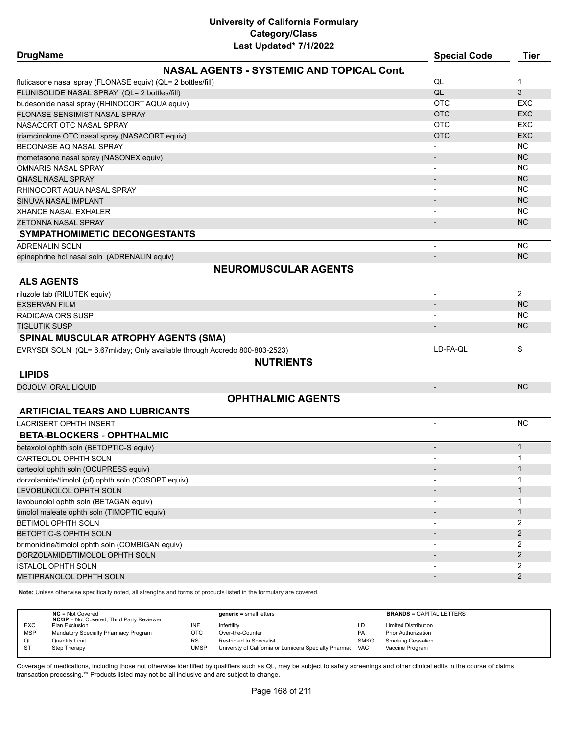# University of California Formulary
## Category/Class
### Last Updated* 7/1/2022

| DrugName | Special Code | Tier |
|---|---|---|
| **NASAL AGENTS - SYSTEMIC AND TOPICAL Cont.** | | |
| fluticasone nasal spray (FLONASE equiv) (QL= 2 bottles/fill) | QL | 1 |
| FLUNISOLIDE NASAL SPRAY (QL= 2 bottles/fill) | QL | 3 |
| budesonide nasal spray (RHINOCORT AQUA equiv) | OTC | EXC |
| FLONASE SENSIMIST NASAL SPRAY | OTC | EXC |
| NASACORT OTC NASAL SPRAY | OTC | EXC |
| triamcinolone OTC nasal spray (NASACORT equiv) | OTC | EXC |
| BECONASE AQ NASAL SPRAY | - | NC |
| mometasone nasal spray (NASONEX equiv) | - | NC |
| OMNARIS NASAL SPRAY | - | NC |
| QNASL NASAL SPRAY | - | NC |
| RHINOCORT AQUA NASAL SPRAY | - | NC |
| SINUVA NASAL IMPLANT | - | NC |
| XHANCE NASAL EXHALER | - | NC |
| ZETONNA NASAL SPRAY | - | NC |
| **SYMPATHOMIMETIC DECONGESTANTS** | | |
| ADRENALIN SOLN | - | NC |
| epinephrine hcl nasal soln (ADRENALIN equiv) | - | NC |
| **NEUROMUSCULAR AGENTS** | | |
| **ALS AGENTS** | | |
| riluzole tab (RILUTEK equiv) | - | 2 |
| EXSERVAN FILM | - | NC |
| RADICAVA ORS SUSP | - | NC |
| TIGLUTIK SUSP | - | NC |
| **SPINAL MUSCULAR ATROPHY AGENTS (SMA)** | | |
| EVRYSDI SOLN (QL= 6.67ml/day; Only available through Accredo 800-803-2523) | LD-PA-QL | S |
| **NUTRIENTS** | | |
| **LIPIDS** | | |
| DOJOLVI ORAL LIQUID | - | NC |
| **OPHTHALMIC AGENTS** | | |
| **ARTIFICIAL TEARS AND LUBRICANTS** | | |
| LACRISERT OPHTH INSERT | - | NC |
| **BETA-BLOCKERS - OPHTHALMIC** | | |
| betaxolol ophth soln (BETOPTIC-S equiv) | - | 1 |
| CARTEOLOL OPHTH SOLN | - | 1 |
| carteolol ophth soln (OCUPRESS equiv) | - | 1 |
| dorzolamide/timolol (pf) ophth soln (COSOPT equiv) | - | 1 |
| LEVOBUNOLOL OPHTH SOLN | - | 1 |
| levobunolol ophth soln (BETAGAN equiv) | - | 1 |
| timolol maleate ophth soln (TIMOPTIC equiv) | - | 1 |
| BETIMOL OPHTH SOLN | - | 2 |
| BETOPTIC-S OPHTH SOLN | - | 2 |
| brimonidine/timolol ophth soln (COMBIGAN equiv) | - | 2 |
| DORZOLAMIDE/TIMOLOL OPHTH SOLN | - | 2 |
| ISTALOL OPHTH SOLN | - | 2 |
| METIPRANOLOL OPHTH SOLN | - | 2 |

**Note:** Unless otherwise specifically noted, all strengths and forms of products listed in the formulary are covered.

| | | | | | |
|---|---|---|---|---|---|
| **NC** = Not Covered<br>**NC/3P** = Not Covered, Third Party Reviewer | | **generic** = small letters | | **BRANDS** = CAPITAL LETTERS | |
| EXC | Plan Exclusion | INF | Infertility | LD | Limited Distribution |
| MSP | Mandatory Specialty Pharmacy Program | OTC | Over-the-Counter | PA | Prior Authorization |
| QL | Quantity Limit | RS | Restricted to Specialist | SMKG | Smoking Cessation |
| ST | Step Therapy | UMSP | Universty of California or Lumicera Specialty Pharmac | VAC | Vaccine Program |

Coverage of medications, including those not otherwise identified by qualifiers such as QL, may be subject to safety screenings and other clinical edits in the course of claims transaction processing.** Products listed may not be all inclusive and are subject to change.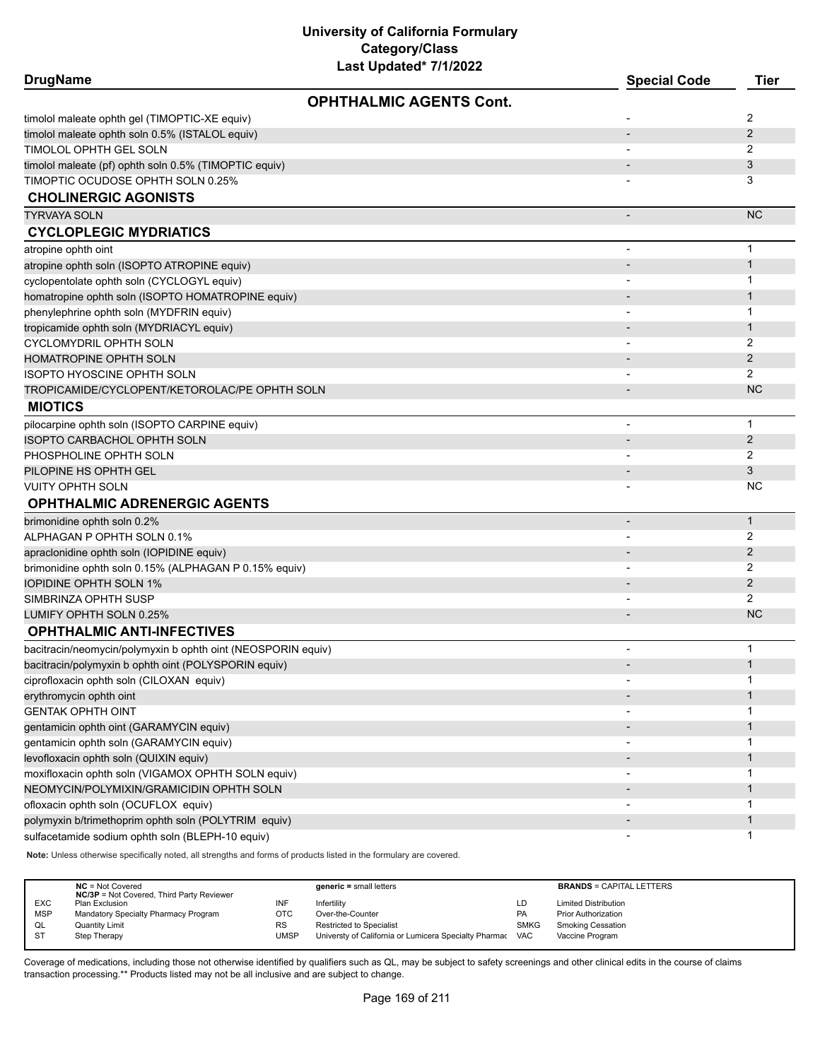# University of California Formulary
## Category/Class
### Last Updated* 7/1/2022

| DrugName | Special Code | Tier |
|---|---|---|
| **OPHTHALMIC AGENTS Cont.** | | |
| timolol maleate ophth gel (TIMOPTIC-XE equiv) | - | 2 |
| timolol maleate ophth soln 0.5% (ISTALOL equiv) | - | 2 |
| TIMOLOL OPHTH GEL SOLN | - | 2 |
| timolol maleate (pf) ophth soln 0.5% (TIMOPTIC equiv) | - | 3 |
| TIMOPTIC OCUDOSE OPHTH SOLN 0.25% | - | 3 |
| **CHOLINERGIC AGONISTS** | | |
| TYRVAYA SOLN | - | NC |
| **CYCLOPLEGIC MYDRIATICS** | | |
| atropine ophth oint | - | 1 |
| atropine ophth soln (ISOPTO ATROPINE equiv) | - | 1 |
| cyclopentolate ophth soln (CYCLOGYL equiv) | - | 1 |
| homatropine ophth soln (ISOPTO HOMATROPINE equiv) | - | 1 |
| phenylephrine ophth soln (MYDFRIN equiv) | - | 1 |
| tropicamide ophth soln (MYDRIACYL equiv) | - | 1 |
| CYCLOMYDRIL OPHTH SOLN | - | 2 |
| HOMATROPINE OPHTH SOLN | - | 2 |
| ISOPTO HYOSCINE OPHTH SOLN | - | 2 |
| TROPICAMIDE/CYCLOPENT/KETOROLAC/PE OPHTH SOLN | - | NC |
| **MIOTICS** | | |
| pilocarpine ophth soln (ISOPTO CARPINE equiv) | - | 1 |
| ISOPTO CARBACHOL OPHTH SOLN | - | 2 |
| PHOSPHOLINE OPHTH SOLN | - | 2 |
| PILOPINE HS OPHTH GEL | - | 3 |
| VUITY OPHTH SOLN | - | NC |
| **OPHTHALMIC ADRENERGIC AGENTS** | | |
| brimonidine ophth soln 0.2% | - | 1 |
| ALPHAGAN P OPHTH SOLN 0.1% | - | 2 |
| apraclonidine ophth soln (IOPIDINE equiv) | - | 2 |
| brimonidine ophth soln 0.15% (ALPHAGAN P 0.15% equiv) | - | 2 |
| IOPIDINE OPHTH SOLN 1% | - | 2 |
| SIMBRINZA OPHTH SUSP | - | 2 |
| LUMIFY OPHTH SOLN 0.25% | - | NC |
| **OPHTHALMIC ANTI-INFECTIVES** | | |
| bacitracin/neomycin/polymyxin b ophth oint (NEOSPORIN equiv) | - | 1 |
| bacitracin/polymyxin b ophth oint (POLYSPORIN equiv) | - | 1 |
| ciprofloxacin ophth soln (CILOXAN equiv) | - | 1 |
| erythromycin ophth oint | - | 1 |
| GENTAK OPHTH OINT | - | 1 |
| gentamicin ophth oint (GARAMYCIN equiv) | - | 1 |
| gentamicin ophth soln (GARAMYCIN equiv) | - | 1 |
| levofloxacin ophth soln (QUIXIN equiv) | - | 1 |
| moxifloxacin ophth soln (VIGAMOX OPHTH SOLN equiv) | - | 1 |
| NEOMYCIN/POLYMIXIN/GRAMICIDIN OPHTH SOLN | - | 1 |
| ofloxacin ophth soln (OCUFLOX equiv) | - | 1 |
| polymyxin b/trimethoprim ophth soln (POLYTRIM equiv) | - | 1 |
| sulfacetamide sodium ophth soln (BLEPH-10 equiv) | - | 1 |

**Note:** Unless otherwise specifically noted, all strengths and forms of products listed in the formulary are covered.

| | | | | | |
|---|---|---|---|---|---|
| **NC** = Not Covered<br>**NC/3P** = Not Covered, Third Party Reviewer | | **generic** = small letters | | **BRANDS** = CAPITAL LETTERS | |
| EXC | Plan Exclusion | INF | Infertility | LD | Limited Distribution |
| MSP | Mandatory Specialty Pharmacy Program | OTC | Over-the-Counter | PA | Prior Authorization |
| QL | Quantity Limit | RS | Restricted to Specialist | SMKG | Smoking Cessation |
| ST | Step Therapy | UMSP | Universty of California or Lumicera Specialty Pharmac | VAC | Vaccine Program |

Coverage of medications, including those not otherwise identified by qualifiers such as QL, may be subject to safety screenings and other clinical edits in the course of claims transaction processing.** Products listed may not be all inclusive and are subject to change.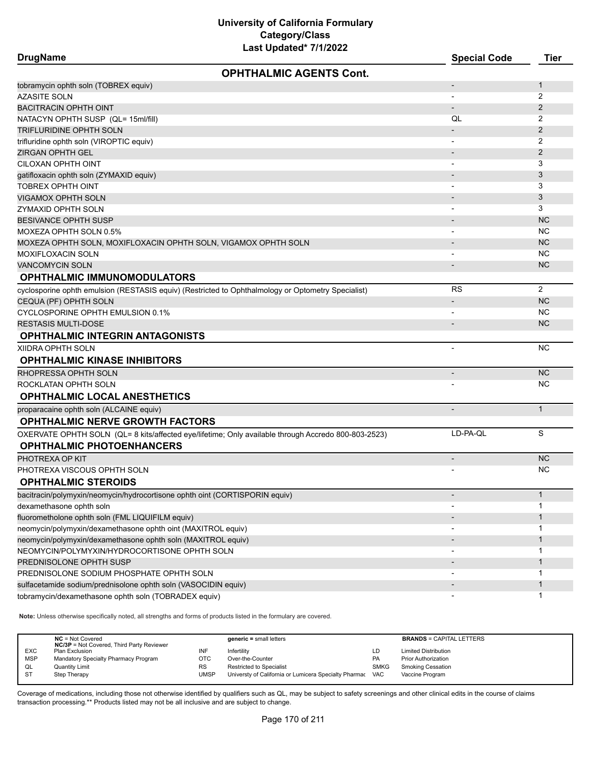# University of California Formulary
## Category/Class
### Last Updated* 7/1/2022

| DrugName | Special Code | Tier |
|---|---|---|
| **OPHTHALMIC AGENTS Cont.** | | |
| tobramycin ophth soln (TOBREX equiv) | - | 1 |
| AZASITE SOLN | - | 2 |
| BACITRACIN OPHTH OINT | - | 2 |
| NATACYN OPHTH SUSP (QL= 15ml/fill) | QL | 2 |
| TRIFLURIDINE OPHTH SOLN | - | 2 |
| trifluridine ophth soln (VIROPTIC equiv) | - | 2 |
| ZIRGAN OPHTH GEL | - | 2 |
| CILOXAN OPHTH OINT | - | 3 |
| gatifloxacin ophth soln (ZYMAXID equiv) | - | 3 |
| TOBREX OPHTH OINT | - | 3 |
| VIGAMOX OPHTH SOLN | - | 3 |
| ZYMAXID OPHTH SOLN | - | 3 |
| BESIVANCE OPHTH SUSP | - | NC |
| MOXEZA OPHTH SOLN 0.5% | - | NC |
| MOXEZA OPHTH SOLN, MOXIFLOXACIN OPHTH SOLN, VIGAMOX OPHTH SOLN | - | NC |
| MOXIFLOXACIN SOLN | - | NC |
| VANCOMYCIN SOLN | - | NC |
| **OPHTHALMIC IMMUNOMODULATORS** | | |
| cyclosporine ophth emulsion (RESTASIS equiv) (Restricted to Ophthalmology or Optometry Specialist) | RS | 2 |
| CEQUA (PF) OPHTH SOLN | - | NC |
| CYCLOSPORINE OPHTH EMULSION 0.1% | - | NC |
| RESTASIS MULTI-DOSE | - | NC |
| **OPHTHALMIC INTEGRIN ANTAGONISTS** | | |
| XIIDRA OPHTH SOLN | - | NC |
| **OPHTHALMIC KINASE INHIBITORS** | | |
| RHOPRESSA OPHTH SOLN | - | NC |
| ROCKLATAN OPHTH SOLN | - | NC |
| **OPHTHALMIC LOCAL ANESTHETICS** | | |
| proparacaine ophth soln (ALCAINE equiv) | - | 1 |
| **OPHTHALMIC NERVE GROWTH FACTORS** | | |
| OXERVATE OPHTH SOLN (QL= 8 kits/affected eye/lifetime; Only available through Accredo 800-803-2523) | LD-PA-QL | S |
| **OPHTHALMIC PHOTOENHANCERS** | | |
| PHOTREXA OP KIT | - | NC |
| PHOTREXA VISCOUS OPHTH SOLN | - | NC |
| **OPHTHALMIC STEROIDS** | | |
| bacitracin/polymyxin/neomycin/hydrocortisone ophth oint (CORTISPORIN equiv) | - | 1 |
| dexamethasone ophth soln | - | 1 |
| fluorometholone ophth soln (FML LIQUIFILM equiv) | - | 1 |
| neomycin/polymyxin/dexamethasone ophth oint (MAXITROL equiv) | - | 1 |
| neomycin/polymyxin/dexamethasone ophth soln (MAXITROL equiv) | - | 1 |
| NEOMYCIN/POLYMYXIN/HYDROCORTISONE OPHTH SOLN | - | 1 |
| PREDNISOLONE OPHTH SUSP | - | 1 |
| PREDNISOLONE SODIUM PHOSPHATE OPHTH SOLN | - | 1 |
| sulfacetamide sodium/prednisolone ophth soln (VASOCIDIN equiv) | - | 1 |
| tobramycin/dexamethasone ophth soln (TOBRADEX equiv) | - | 1 |

**Note:** Unless otherwise specifically noted, all strengths and forms of products listed in the formulary are covered.

| | | | | | |
|---|---|---|---|---|---|
| **NC** = Not Covered<br>**NC/3P** = Not Covered, Third Party Reviewer | | **generic** = small letters | | **BRANDS** = CAPITAL LETTERS | |
| EXC | Plan Exclusion | INF | Infertility | LD | Limited Distribution |
| MSP | Mandatory Specialty Pharmacy Program | OTC | Over-the-Counter | PA | Prior Authorization |
| QL | Quantity Limit | RS | Restricted to Specialist | SMKG | Smoking Cessation |
| ST | Step Therapy | UMSP | Universty of California or Lumicera Specialty Pharmac | VAC | Vaccine Program |

Coverage of medications, including those not otherwise identified by qualifiers such as QL, may be subject to safety screenings and other clinical edits in the course of claims transaction processing.** Products listed may not be all inclusive and are subject to change.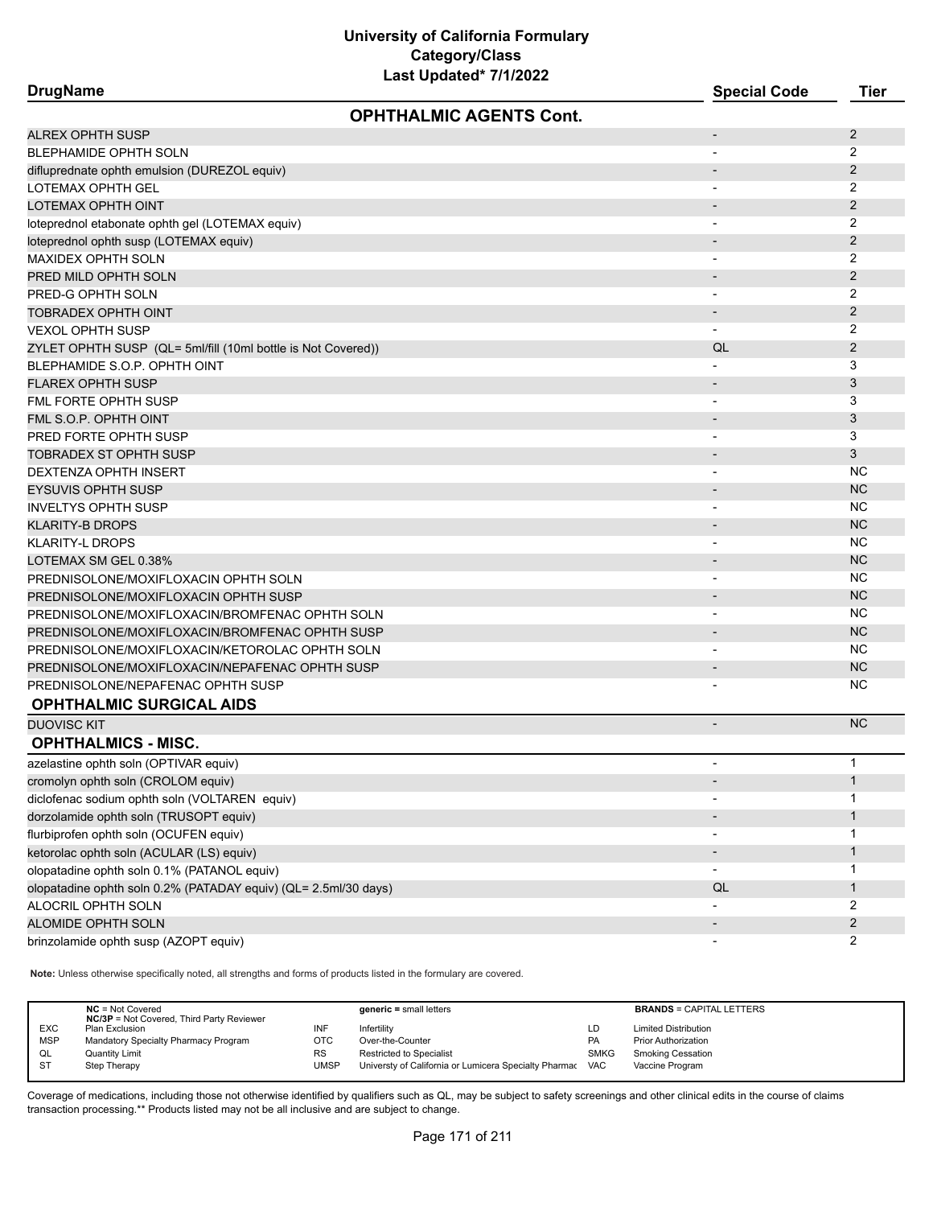# University of California Formulary
## Category/Class
### Last Updated* 7/1/2022

| DrugName | Special Code | Tier |
|---|---|---|
| **OPHTHALMIC AGENTS Cont.** | | |
| ALREX OPHTH SUSP | - | 2 |
| BLEPHAMIDE OPHTH SOLN | - | 2 |
| difluprednate ophth emulsion (DUREZOL equiv) | - | 2 |
| LOTEMAX OPHTH GEL | - | 2 |
| LOTEMAX OPHTH OINT | - | 2 |
| loteprednol etabonate ophth gel (LOTEMAX equiv) | - | 2 |
| loteprednol ophth susp (LOTEMAX equiv) | - | 2 |
| MAXIDEX OPHTH SOLN | - | 2 |
| PRED MILD OPHTH SOLN | - | 2 |
| PRED-G OPHTH SOLN | - | 2 |
| TOBRADEX OPHTH OINT | - | 2 |
| VEXOL OPHTH SUSP | - | 2 |
| ZYLET OPHTH SUSP (QL= 5ml/fill (10ml bottle is Not Covered)) | QL | 2 |
| BLEPHAMIDE S.O.P. OPHTH OINT | - | 3 |
| FLAREX OPHTH SUSP | - | 3 |
| FML FORTE OPHTH SUSP | - | 3 |
| FML S.O.P. OPHTH OINT | - | 3 |
| PRED FORTE OPHTH SUSP | - | 3 |
| TOBRADEX ST OPHTH SUSP | - | 3 |
| DEXTENZA OPHTH INSERT | - | NC |
| EYSUVIS OPHTH SUSP | - | NC |
| INVELTYS OPHTH SUSP | - | NC |
| KLARITY-B DROPS | - | NC |
| KLARITY-L DROPS | - | NC |
| LOTEMAX SM GEL 0.38% | - | NC |
| PREDNISOLONE/MOXIFLOXACIN OPHTH SOLN | - | NC |
| PREDNISOLONE/MOXIFLOXACIN OPHTH SUSP | - | NC |
| PREDNISOLONE/MOXIFLOXACIN/BROMFENAC OPHTH SOLN | - | NC |
| PREDNISOLONE/MOXIFLOXACIN/BROMFENAC OPHTH SUSP | - | NC |
| PREDNISOLONE/MOXIFLOXACIN/KETOROLAC OPHTH SOLN | - | NC |
| PREDNISOLONE/MOXIFLOXACIN/NEPAFENAC OPHTH SUSP | - | NC |
| PREDNISOLONE/NEPAFENAC OPHTH SUSP | - | NC |
| **OPHTHALMIC SURGICAL AIDS** | | |
| DUOVISC KIT | - | NC |
| **OPHTHALMICS - MISC.** | | |
| azelastine ophth soln (OPTIVAR equiv) | - | 1 |
| cromolyn ophth soln (CROLOM equiv) | - | 1 |
| diclofenac sodium ophth soln (VOLTAREN equiv) | - | 1 |
| dorzolamide ophth soln (TRUSOPT equiv) | - | 1 |
| flurbiprofen ophth soln (OCUFEN equiv) | - | 1 |
| ketorolac ophth soln (ACULAR (LS) equiv) | - | 1 |
| olopatadine ophth soln 0.1% (PATANOL equiv) | - | 1 |
| olopatadine ophth soln 0.2% (PATADAY equiv) (QL= 2.5ml/30 days) | QL | 1 |
| ALOCRIL OPHTH SOLN | - | 2 |
| ALOMIDE OPHTH SOLN | - | 2 |
| brinzolamide ophth susp (AZOPT equiv) | - | 2 |

**Note:** Unless otherwise specifically noted, all strengths and forms of products listed in the formulary are covered.

| | | | | | |
|---|---|---|---|---|---|
| **NC** = Not Covered; **NC/3P** = Not Covered, Third Party Reviewer | | **generic** = small letters | | **BRANDS** = CAPITAL LETTERS | |
| EXC | Plan Exclusion | INF | Infertility | LD | Limited Distribution |
| MSP | Mandatory Specialty Pharmacy Program | OTC | Over-the-Counter | PA | Prior Authorization |
| QL | Quantity Limit | RS | Restricted to Specialist | SMKG | Smoking Cessation |
| ST | Step Therapy | UMSP | Universty of California or Lumicera Specialty Pharmac | VAC | Vaccine Program |

Coverage of medications, including those not otherwise identified by qualifiers such as QL, may be subject to safety screenings and other clinical edits in the course of claims transaction processing.** Products listed may not be all inclusive and are subject to change.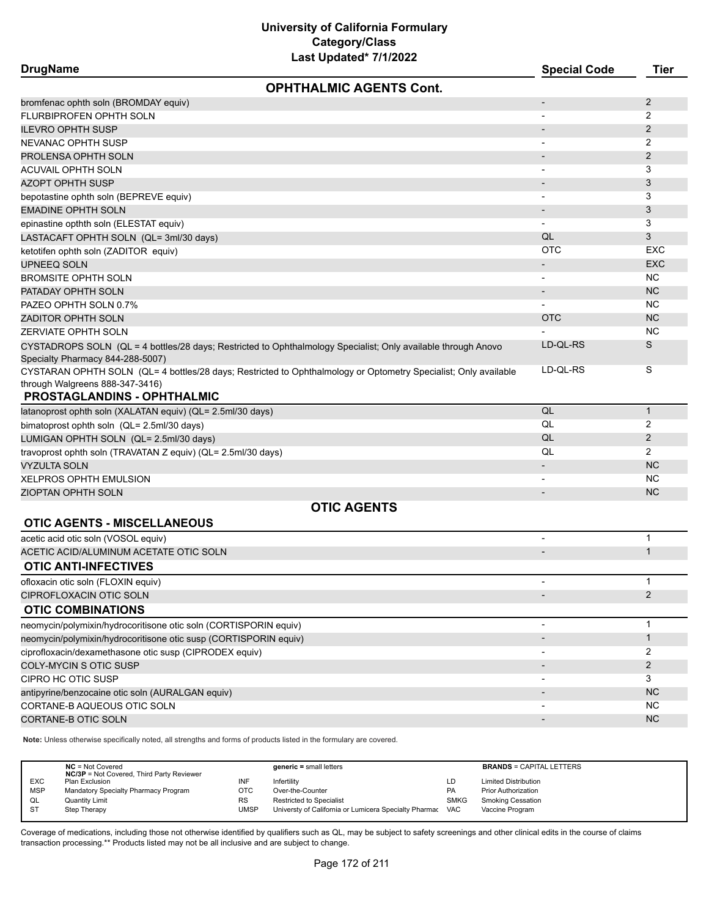# University of California Formulary
## Category/Class
### Last Updated* 7/1/2022

| DrugName | Special Code | Tier |
|---|---|---|
| **OPHTHALMIC AGENTS Cont.** | | |
| bromfenac ophth soln (BROMDAY equiv) | - | 2 |
| FLURBIPROFEN OPHTH SOLN | - | 2 |
| ILEVRO OPHTH SUSP | - | 2 |
| NEVANAC OPHTH SUSP | - | 2 |
| PROLENSA OPHTH SOLN | - | 2 |
| ACUVAIL OPHTH SOLN | - | 3 |
| AZOPT OPHTH SUSP | - | 3 |
| bepotastine ophth soln (BEPREVE equiv) | - | 3 |
| EMADINE OPHTH SOLN | - | 3 |
| epinastine opthth soln (ELESTAT equiv) | - | 3 |
| LASTACAFT OPHTH SOLN (QL= 3ml/30 days) | QL | 3 |
| ketotifen ophth soln (ZADITOR equiv) | OTC | EXC |
| UPNEEQ SOLN | - | EXC |
| BROMSITE OPHTH SOLN | - | NC |
| PATADAY OPHTH SOLN | - | NC |
| PAZEO OPHTH SOLN 0.7% | - | NC |
| ZADITOR OPHTH SOLN | OTC | NC |
| ZERVIATE OPHTH SOLN | - | NC |
| CYSTADROPS SOLN (QL = 4 bottles/28 days; Restricted to Ophthalmology Specialist; Only available through Anovo Specialty Pharmacy 844-288-5007) | LD-QL-RS | S |
| CYSTARAN OPHTH SOLN (QL= 4 bottles/28 days; Restricted to Ophthalmology or Optometry Specialist; Only available through Walgreens 888-347-3416) | LD-QL-RS | S |
| **PROSTAGLANDINS - OPHTHALMIC** | | |
| latanoprost ophth soln (XALATAN equiv) (QL= 2.5ml/30 days) | QL | 1 |
| bimatoprost ophth soln (QL= 2.5ml/30 days) | QL | 2 |
| LUMIGAN OPHTH SOLN (QL= 2.5ml/30 days) | QL | 2 |
| travoprost ophth soln (TRAVATAN Z equiv) (QL= 2.5ml/30 days) | QL | 2 |
| VYZULTA SOLN | - | NC |
| XELPROS OPHTH EMULSION | - | NC |
| ZIOPTAN OPHTH SOLN | - | NC |
| **OTIC AGENTS** | | |
| **OTIC AGENTS - MISCELLANEOUS** | | |
| acetic acid otic soln (VOSOL equiv) | - | 1 |
| ACETIC ACID/ALUMINUM ACETATE OTIC SOLN | - | 1 |
| **OTIC ANTI-INFECTIVES** | | |
| ofloxacin otic soln (FLOXIN equiv) | - | 1 |
| CIPROFLOXACIN OTIC SOLN | - | 2 |
| **OTIC COMBINATIONS** | | |
| neomycin/polymixin/hydrocoritisone otic soln (CORTISPORIN equiv) | - | 1 |
| neomycin/polymixin/hydrocoritisone otic susp (CORTISPORIN equiv) | - | 1 |
| ciprofloxacin/dexamethasone otic susp (CIPRODEX equiv) | - | 2 |
| COLY-MYCIN S OTIC SUSP | - | 2 |
| CIPRO HC OTIC SUSP | - | 3 |
| antipyrine/benzocaine otic soln (AURALGAN equiv) | - | NC |
| CORTANE-B AQUEOUS OTIC SOLN | - | NC |
| CORTANE-B OTIC SOLN | - | NC |

**Note:** Unless otherwise specifically noted, all strengths and forms of products listed in the formulary are covered.

| | | | | | |
|---|---|---|---|---|---|
| **NC** = Not Covered<br>**NC/3P** = Not Covered, Third Party Reviewer | | **generic =** small letters | | **BRANDS** = CAPITAL LETTERS | |
| EXC | Plan Exclusion | INF | Infertility | LD | Limited Distribution |
| MSP | Mandatory Specialty Pharmacy Program | OTC | Over-the-Counter | PA | Prior Authorization |
| QL | Quantity Limit | RS | Restricted to Specialist | SMKG | Smoking Cessation |
| ST | Step Therapy | UMSP | Universty of California or Lumicera Specialty Pharmac | VAC | Vaccine Program |

Coverage of medications, including those not otherwise identified by qualifiers such as QL, may be subject to safety screenings and other clinical edits in the course of claims transaction processing.** Products listed may not be all inclusive and are subject to change.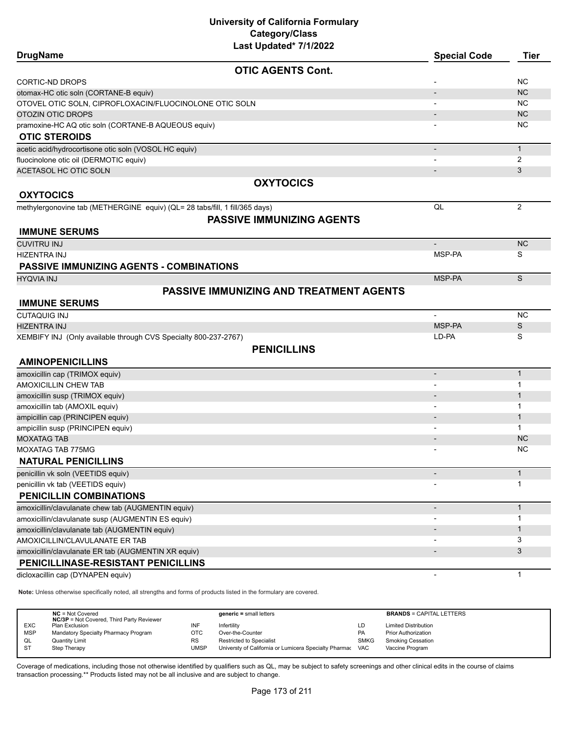# University of California Formulary
## Category/Class
### Last Updated* 7/1/2022

| DrugName | Special Code | Tier |
|---|---|---|
| **OTIC AGENTS Cont.** | | |
| CORTIC-ND DROPS | - | NC |
| otomax-HC otic soln (CORTANE-B equiv) | - | NC |
| OTOVEL OTIC SOLN, CIPROFLOXACIN/FLUOCINOLONE OTIC SOLN | - | NC |
| OTOZIN OTIC DROPS | - | NC |
| pramoxine-HC AQ otic soln (CORTANE-B AQUEOUS equiv) | - | NC |
| **OTIC STEROIDS** | | |
| acetic acid/hydrocortisone otic soln (VOSOL HC equiv) | - | 1 |
| fluocinolone otic oil (DERMOTIC equiv) | - | 2 |
| ACETASOL HC OTIC SOLN | - | 3 |
| **OXYTOCICS** | | |
| **OXYTOCICS** | | |
| methylergonovine tab (METHERGINE equiv) (QL= 28 tabs/fill, 1 fill/365 days) | QL | 2 |
| **PASSIVE IMMUNIZING AGENTS** | | |
| **IMMUNE SERUMS** | | |
| CUVITRU INJ | - | NC |
| HIZENTRA INJ | MSP-PA | S |
| **PASSIVE IMMUNIZING AGENTS - COMBINATIONS** | | |
| HYQVIA INJ | MSP-PA | S |
| **PASSIVE IMMUNIZING AND TREATMENT AGENTS** | | |
| **IMMUNE SERUMS** | | |
| CUTAQUIG INJ | - | NC |
| HIZENTRA INJ | MSP-PA | S |
| XEMBIFY INJ (Only available through CVS Specialty 800-237-2767) | LD-PA | S |
| **PENICILLINS** | | |
| **AMINOPENICILLINS** | | |
| amoxicillin cap (TRIMOX equiv) | - | 1 |
| AMOXICILLIN CHEW TAB | - | 1 |
| amoxicillin susp (TRIMOX equiv) | - | 1 |
| amoxicillin tab (AMOXIL equiv) | - | 1 |
| ampicillin cap (PRINCIPEN equiv) | - | 1 |
| ampicillin susp (PRINCIPEN equiv) | - | 1 |
| MOXATAG TAB | - | NC |
| MOXATAG TAB 775MG | - | NC |
| **NATURAL PENICILLINS** | | |
| penicillin vk soln (VEETIDS equiv) | - | 1 |
| penicillin vk tab (VEETIDS equiv) | - | 1 |
| **PENICILLIN COMBINATIONS** | | |
| amoxicillin/clavulanate chew tab (AUGMENTIN equiv) | - | 1 |
| amoxicillin/clavulanate susp (AUGMENTIN ES equiv) | - | 1 |
| amoxicillin/clavulanate tab (AUGMENTIN equiv) | - | 1 |
| AMOXICILLIN/CLAVULANATE ER TAB | - | 3 |
| amoxicillin/clavulanate ER tab (AUGMENTIN XR equiv) | - | 3 |
| **PENICILLINASE-RESISTANT PENICILLINS** | | |
| dicloxacillin cap (DYNAPEN equiv) | - | 1 |

**Note:** Unless otherwise specifically noted, all strengths and forms of products listed in the formulary are covered.

| | | | | | |
|---|---|---|---|---|---|
| **NC** = Not Covered<br>**NC/3P** = Not Covered, Third Party Reviewer | | **generic** = small letters | | **BRANDS** = CAPITAL LETTERS | |
| EXC | Plan Exclusion | INF | Infertility | LD | Limited Distribution |
| MSP | Mandatory Specialty Pharmacy Program | OTC | Over-the-Counter | PA | Prior Authorization |
| QL | Quantity Limit | RS | Restricted to Specialist | SMKG | Smoking Cessation |
| ST | Step Therapy | UMSP | Universty of California or Lumicera Specialty Pharmac | VAC | Vaccine Program |

Coverage of medications, including those not otherwise identified by qualifiers such as QL, may be subject to safety screenings and other clinical edits in the course of claims transaction processing.** Products listed may not be all inclusive and are subject to change.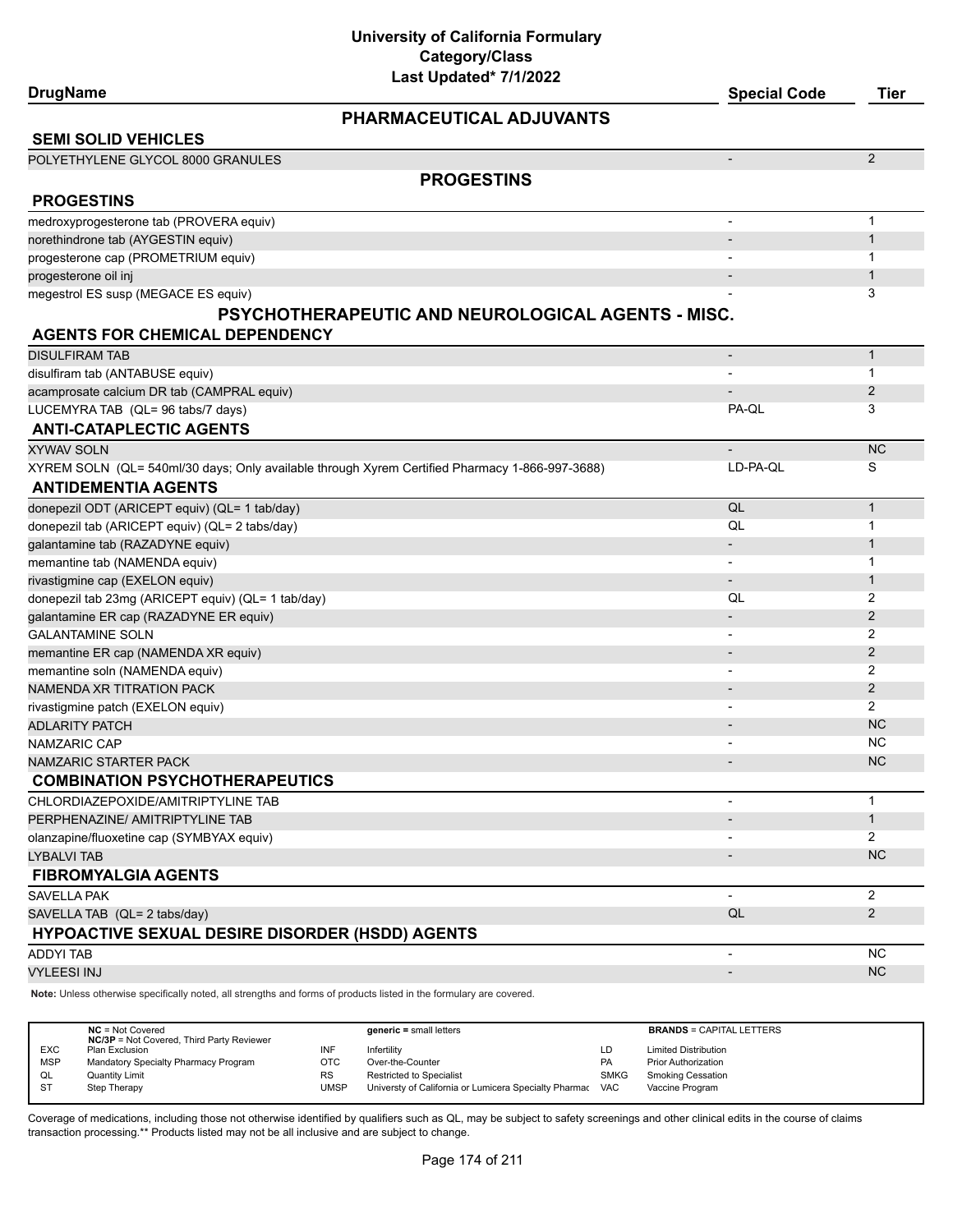# University of California Formulary
## Category/Class
### Last Updated* 7/1/2022

| DrugName | Special Code | Tier |
|---|---|---|
| **PHARMACEUTICAL ADJUVANTS** | | |
| **SEMI SOLID VEHICLES** | | |
| POLYETHYLENE GLYCOL 8000 GRANULES | - | 2 |
| **PROGESTINS** | | |
| **PROGESTINS** | | |
| medroxyprogesterone tab (PROVERA equiv) | - | 1 |
| norethindrone tab (AYGESTIN equiv) | - | 1 |
| progesterone cap (PROMETRIUM equiv) | - | 1 |
| progesterone oil inj | - | 1 |
| megestrol ES susp (MEGACE ES equiv) | - | 3 |
| **PSYCHOTHERAPEUTIC AND NEUROLOGICAL AGENTS - MISC.** | | |
| **AGENTS FOR CHEMICAL DEPENDENCY** | | |
| DISULFIRAM TAB | - | 1 |
| disulfiram tab (ANTABUSE equiv) | - | 1 |
| acamprosate calcium DR tab (CAMPRAL equiv) | - | 2 |
| LUCEMYRA TAB (QL= 96 tabs/7 days) | PA-QL | 3 |
| **ANTI-CATAPLECTIC AGENTS** | | |
| XYWAV SOLN | - | NC |
| XYREM SOLN (QL= 540ml/30 days; Only available through Xyrem Certified Pharmacy 1-866-997-3688) | LD-PA-QL | S |
| **ANTIDEMENTIA AGENTS** | | |
| donepezil ODT (ARICEPT equiv) (QL= 1 tab/day) | QL | 1 |
| donepezil tab (ARICEPT equiv) (QL= 2 tabs/day) | QL | 1 |
| galantamine tab (RAZADYNE equiv) | - | 1 |
| memantine tab (NAMENDA equiv) | - | 1 |
| rivastigmine cap (EXELON equiv) | - | 1 |
| donepezil tab 23mg (ARICEPT equiv) (QL= 1 tab/day) | QL | 2 |
| galantamine ER cap (RAZADYNE ER equiv) | - | 2 |
| GALANTAMINE SOLN | - | 2 |
| memantine ER cap (NAMENDA XR equiv) | - | 2 |
| memantine soln (NAMENDA equiv) | - | 2 |
| NAMENDA XR TITRATION PACK | - | 2 |
| rivastigmine patch (EXELON equiv) | - | 2 |
| ADLARITY PATCH | - | NC |
| NAMZARIC CAP | - | NC |
| NAMZARIC STARTER PACK | - | NC |
| **COMBINATION PSYCHOTHERAPEUTICS** | | |
| CHLORDIAZEPOXIDE/AMITRIPTYLINE TAB | - | 1 |
| PERPHENAZINE/ AMITRIPTYLINE TAB | - | 1 |
| olanzapine/fluoxetine cap (SYMBYAX equiv) | - | 2 |
| LYBALVI TAB | - | NC |
| **FIBROMYALGIA AGENTS** | | |
| SAVELLA PAK | - | 2 |
| SAVELLA TAB (QL= 2 tabs/day) | QL | 2 |
| **HYPOACTIVE SEXUAL DESIRE DISORDER (HSDD) AGENTS** | | |
| ADDYI TAB | - | NC |
| VYLEESI INJ | - | NC |

**Note:** Unless otherwise specifically noted, all strengths and forms of products listed in the formulary are covered.

| | | | | | |
|---|---|---|---|---|---|
| **NC** = Not Covered; **NC/3P** = Not Covered, Third Party Reviewer | | **generic** = small letters | | **BRANDS** = CAPITAL LETTERS | |
| EXC | Plan Exclusion | INF | Infertility | LD | Limited Distribution |
| MSP | Mandatory Specialty Pharmacy Program | OTC | Over-the-Counter | PA | Prior Authorization |
| QL | Quantity Limit | RS | Restricted to Specialist | SMKG | Smoking Cessation |
| ST | Step Therapy | UMSP | Universty of California or Lumicera Specialty Pharmac | VAC | Vaccine Program |

Coverage of medications, including those not otherwise identified by qualifiers such as QL, may be subject to safety screenings and other clinical edits in the course of claims transaction processing.** Products listed may not be all inclusive and are subject to change.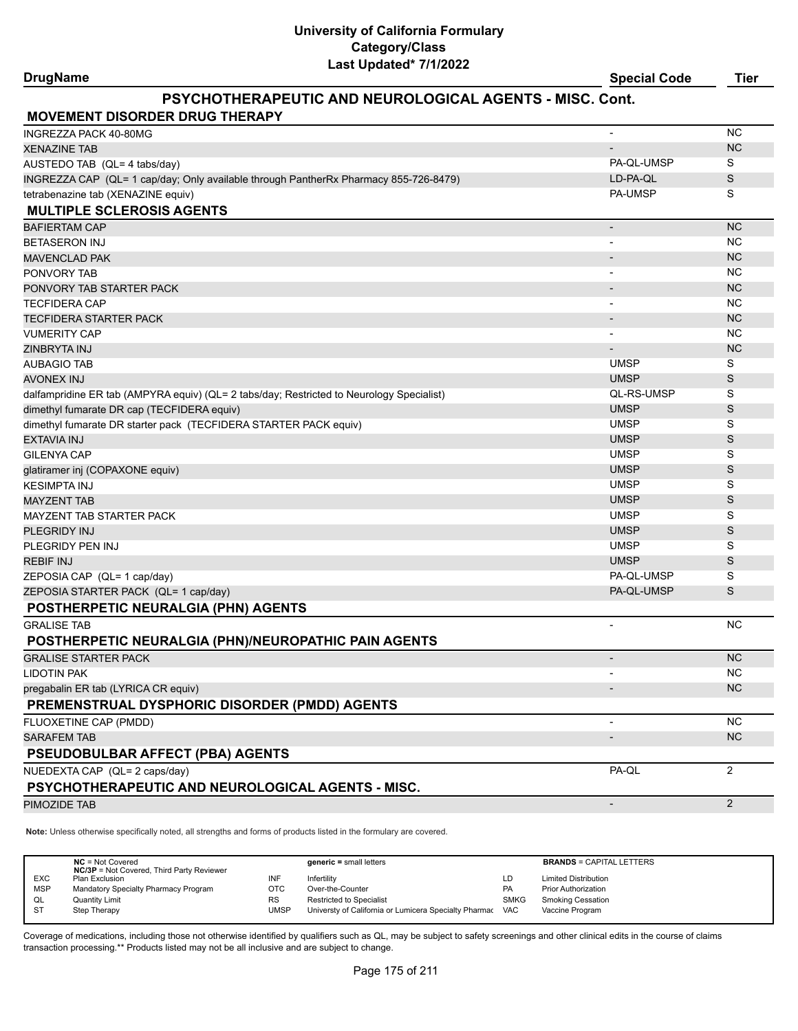# University of California Formulary
## Category/Class
### Last Updated* 7/1/2022

| DrugName | Special Code | Tier |
|---|---|---|
| **PSYCHOTHERAPEUTIC AND NEUROLOGICAL AGENTS - MISC. Cont.** | | |
| **MOVEMENT DISORDER DRUG THERAPY** | | |
| INGREZZA PACK 40-80MG | - | NC |
| XENAZINE TAB | - | NC |
| AUSTEDO TAB (QL= 4 tabs/day) | PA-QL-UMSP | S |
| INGREZZA CAP (QL= 1 cap/day; Only available through PantherRx Pharmacy 855-726-8479) | LD-PA-QL | S |
| tetrabenazine tab (XENAZINE equiv) | PA-UMSP | S |
| **MULTIPLE SCLEROSIS AGENTS** | | |
| BAFIERTAM CAP | - | NC |
| BETASERON INJ | - | NC |
| MAVENCLAD PAK | - | NC |
| PONVORY TAB | - | NC |
| PONVORY TAB STARTER PACK | - | NC |
| TECFIDERA CAP | - | NC |
| TECFIDERA STARTER PACK | - | NC |
| VUMERITY CAP | - | NC |
| ZINBRYTA INJ | - | NC |
| AUBAGIO TAB | UMSP | S |
| AVONEX INJ | UMSP | S |
| dalfampridine ER tab (AMPYRA equiv) (QL= 2 tabs/day; Restricted to Neurology Specialist) | QL-RS-UMSP | S |
| dimethyl fumarate DR cap (TECFIDERA equiv) | UMSP | S |
| dimethyl fumarate DR starter pack (TECFIDERA STARTER PACK equiv) | UMSP | S |
| EXTAVIA INJ | UMSP | S |
| GILENYA CAP | UMSP | S |
| glatiramer inj (COPAXONE equiv) | UMSP | S |
| KESIMPTA INJ | UMSP | S |
| MAYZENT TAB | UMSP | S |
| MAYZENT TAB STARTER PACK | UMSP | S |
| PLEGRIDY INJ | UMSP | S |
| PLEGRIDY PEN INJ | UMSP | S |
| REBIF INJ | UMSP | S |
| ZEPOSIA CAP (QL= 1 cap/day) | PA-QL-UMSP | S |
| ZEPOSIA STARTER PACK (QL= 1 cap/day) | PA-QL-UMSP | S |
| **POSTHERPETIC NEURALGIA (PHN) AGENTS** | | |
| GRALISE TAB | - | NC |
| **POSTHERPETIC NEURALGIA (PHN)/NEUROPATHIC PAIN AGENTS** | | |
| GRALISE STARTER PACK | - | NC |
| LIDOTIN PAK | - | NC |
| pregabalin ER tab (LYRICA CR equiv) | - | NC |
| **PREMENSTRUAL DYSPHORIC DISORDER (PMDD) AGENTS** | | |
| FLUOXETINE CAP (PMDD) | - | NC |
| SARAFEM TAB | - | NC |
| **PSEUDOBULBAR AFFECT (PBA) AGENTS** | | |
| NUEDEXTA CAP (QL= 2 caps/day) | PA-QL | 2 |
| **PSYCHOTHERAPEUTIC AND NEUROLOGICAL AGENTS - MISC.** | | |
| PIMOZIDE TAB | - | 2 |

**Note:** Unless otherwise specifically noted, all strengths and forms of products listed in the formulary are covered.

| | NC = Not Covered<br>NC/3P = Not Covered, Third Party Reviewer | | generic = small letters | | BRANDS = CAPITAL LETTERS |
|---|---|---|---|---|---|
| EXC | Plan Exclusion | INF | Infertility | LD | Limited Distribution |
| MSP | Mandatory Specialty Pharmacy Program | OTC | Over-the-Counter | PA | Prior Authorization |
| QL | Quantity Limit | RS | Restricted to Specialist | SMKG | Smoking Cessation |
| ST | Step Therapy | UMSP | Universty of California or Lumicera Specialty Pharmac | VAC | Vaccine Program |

Coverage of medications, including those not otherwise identified by qualifiers such as QL, may be subject to safety screenings and other clinical edits in the course of claims transaction processing.** Products listed may not be all inclusive and are subject to change.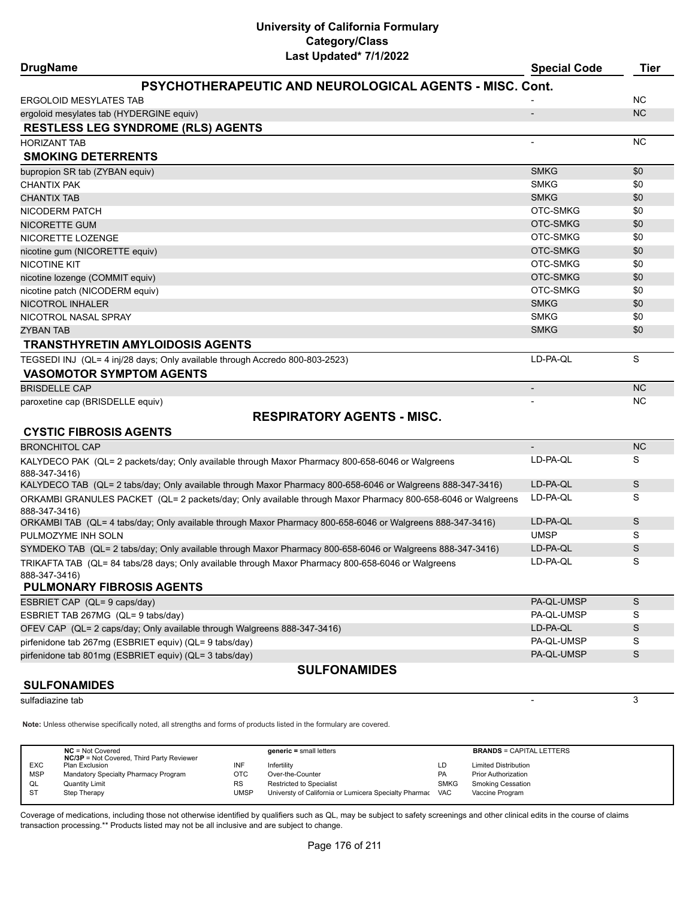# University of California Formulary
## Category/Class
### Last Updated* 7/1/2022

| DrugName | Special Code | Tier |
|---|---|---|
| **PSYCHOTHERAPEUTIC AND NEUROLOGICAL AGENTS - MISC. Cont.** | | |
| ERGOLOID MESYLATES TAB | - | NC |
| ergoloid mesylates tab (HYDERGINE equiv) | - | NC |
| **RESTLESS LEG SYNDROME (RLS) AGENTS** | | |
| HORIZANT TAB | - | NC |
| **SMOKING DETERRENTS** | | |
| bupropion SR tab (ZYBAN equiv) | SMKG | $0 |
| CHANTIX PAK | SMKG | $0 |
| CHANTIX TAB | SMKG | $0 |
| NICODERM PATCH | OTC-SMKG | $0 |
| NICORETTE GUM | OTC-SMKG | $0 |
| NICORETTE LOZENGE | OTC-SMKG | $0 |
| nicotine gum (NICORETTE equiv) | OTC-SMKG | $0 |
| NICOTINE KIT | OTC-SMKG | $0 |
| nicotine lozenge (COMMIT equiv) | OTC-SMKG | $0 |
| nicotine patch (NICODERM equiv) | OTC-SMKG | $0 |
| NICOTROL INHALER | SMKG | $0 |
| NICOTROL NASAL SPRAY | SMKG | $0 |
| ZYBAN TAB | SMKG | $0 |
| **TRANSTHYRETIN AMYLOIDOSIS AGENTS** | | |
| TEGSEDI INJ (QL= 4 inj/28 days; Only available through Accredo 800-803-2523) | LD-PA-QL | S |
| **VASOMOTOR SYMPTOM AGENTS** | | |
| BRISDELLE CAP | - | NC |
| paroxetine cap (BRISDELLE equiv) | - | NC |
| **RESPIRATORY AGENTS - MISC.** | | |
| **CYSTIC FIBROSIS AGENTS** | | |
| BRONCHITOL CAP | - | NC |
| KALYDECO PAK (QL= 2 packets/day; Only available through Maxor Pharmacy 800-658-6046 or Walgreens 888-347-3416) | LD-PA-QL | S |
| KALYDECO TAB (QL= 2 tabs/day; Only available through Maxor Pharmacy 800-658-6046 or Walgreens 888-347-3416) | LD-PA-QL | S |
| ORKAMBI GRANULES PACKET (QL= 2 packets/day; Only available through Maxor Pharmacy 800-658-6046 or Walgreens 888-347-3416) | LD-PA-QL | S |
| ORKAMBI TAB (QL= 4 tabs/day; Only available through Maxor Pharmacy 800-658-6046 or Walgreens 888-347-3416) | LD-PA-QL | S |
| PULMOZYME INH SOLN | UMSP | S |
| SYMDEKO TAB (QL= 2 tabs/day; Only available through Maxor Pharmacy 800-658-6046 or Walgreens 888-347-3416) | LD-PA-QL | S |
| TRIKAFTA TAB (QL= 84 tabs/28 days; Only available through Maxor Pharmacy 800-658-6046 or Walgreens 888-347-3416) | LD-PA-QL | S |
| **PULMONARY FIBROSIS AGENTS** | | |
| ESBRIET CAP (QL= 9 caps/day) | PA-QL-UMSP | S |
| ESBRIET TAB 267MG (QL= 9 tabs/day) | PA-QL-UMSP | S |
| OFEV CAP (QL= 2 caps/day; Only available through Walgreens 888-347-3416) | LD-PA-QL | S |
| pirfenidone tab 267mg (ESBRIET equiv) (QL= 9 tabs/day) | PA-QL-UMSP | S |
| pirfenidone tab 801mg (ESBRIET equiv) (QL= 3 tabs/day) | PA-QL-UMSP | S |
| **SULFONAMIDES** | | |
| **SULFONAMIDES** | | |
| sulfadiazine tab | - | 3 |

**Note:** Unless otherwise specifically noted, all strengths and forms of products listed in the formulary are covered.

| | | | | | |
|---|---|---|---|---|---|
| **NC** = Not Covered<br>**NC/3P** = Not Covered, Third Party Reviewer | | **generic =** small letters | | **BRANDS** = CAPITAL LETTERS | |
| EXC | Plan Exclusion | INF | Infertility | LD | Limited Distribution |
| MSP | Mandatory Specialty Pharmacy Program | OTC | Over-the-Counter | PA | Prior Authorization |
| QL | Quantity Limit | RS | Restricted to Specialist | SMKG | Smoking Cessation |
| ST | Step Therapy | UMSP | Universty of California or Lumicera Specialty Pharmac | VAC | Vaccine Program |

Coverage of medications, including those not otherwise identified by qualifiers such as QL, may be subject to safety screenings and other clinical edits in the course of claims transaction processing.** Products listed may not be all inclusive and are subject to change.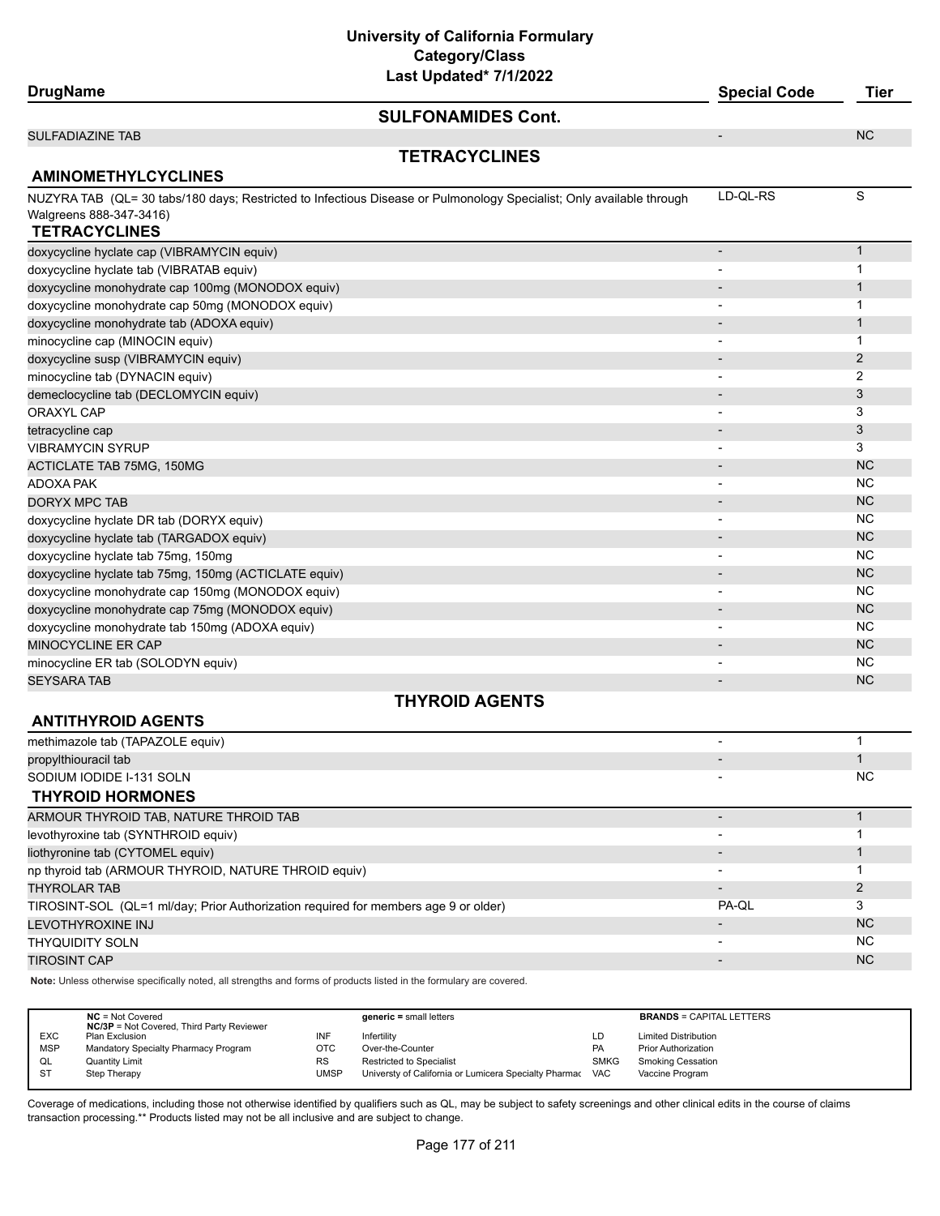# University of California Formulary
## Category/Class
### Last Updated* 7/1/2022

| DrugName | Special Code | Tier |
|---|---|---|
| **SULFONAMIDES Cont.** | | |
| SULFADIAZINE TAB | - | NC |
| **TETRACYCLINES** | | |
| **AMINOMETHYLCYCLINES** | | |
| NUZYRA TAB (QL= 30 tabs/180 days; Restricted to Infectious Disease or Pulmonology Specialist; Only available through Walgreens 888-347-3416) | LD-QL-RS | S |
| **TETRACYCLINES** | | |
| doxycycline hyclate cap (VIBRAMYCIN equiv) | - | 1 |
| doxycycline hyclate tab (VIBRATAB equiv) | - | 1 |
| doxycycline monohydrate cap 100mg (MONODOX equiv) | - | 1 |
| doxycycline monohydrate cap 50mg (MONODOX equiv) | - | 1 |
| doxycycline monohydrate tab (ADOXA equiv) | - | 1 |
| minocycline cap (MINOCIN equiv) | - | 1 |
| doxycycline susp (VIBRAMYCIN equiv) | - | 2 |
| minocycline tab (DYNACIN equiv) | - | 2 |
| demeclocycline tab (DECLOMYCIN equiv) | - | 3 |
| ORAXYL CAP | - | 3 |
| tetracycline cap | - | 3 |
| VIBRAMYCIN SYRUP | - | 3 |
| ACTICLATE TAB 75MG, 150MG | - | NC |
| ADOXA PAK | - | NC |
| DORYX MPC TAB | - | NC |
| doxycycline hyclate DR tab (DORYX equiv) | - | NC |
| doxycycline hyclate tab (TARGADOX equiv) | - | NC |
| doxycycline hyclate tab 75mg, 150mg | - | NC |
| doxycycline hyclate tab 75mg, 150mg (ACTICLATE equiv) | - | NC |
| doxycycline monohydrate cap 150mg (MONODOX equiv) | - | NC |
| doxycycline monohydrate cap 75mg (MONODOX equiv) | - | NC |
| doxycycline monohydrate tab 150mg (ADOXA equiv) | - | NC |
| MINOCYCLINE ER CAP | - | NC |
| minocycline ER tab (SOLODYN equiv) | - | NC |
| SEYSARA TAB | - | NC |
| **THYROID AGENTS** | | |
| **ANTITHYROID AGENTS** | | |
| methimazole tab (TAPAZOLE equiv) | - | 1 |
| propylthiouracil tab | - | 1 |
| SODIUM IODIDE I-131 SOLN | - | NC |
| **THYROID HORMONES** | | |
| ARMOUR THYROID TAB, NATURE THROID TAB | - | 1 |
| levothyroxine tab (SYNTHROID equiv) | - | 1 |
| liothyronine tab (CYTOMEL equiv) | - | 1 |
| np thyroid tab (ARMOUR THYROID, NATURE THROID equiv) | - | 1 |
| THYROLAR TAB | - | 2 |
| TIROSINT-SOL (QL=1 ml/day; Prior Authorization required for members age 9 or older) | PA-QL | 3 |
| LEVOTHYROXINE INJ | - | NC |
| THYQUIDITY SOLN | - | NC |
| TIROSINT CAP | - | NC |

**Note:** Unless otherwise specifically noted, all strengths and forms of products listed in the formulary are covered.

| | | | | | |
|---|---|---|---|---|---|
| **NC** = Not Covered<br>**NC/3P** = Not Covered, Third Party Reviewer | | **generic** = small letters | | **BRANDS** = CAPITAL LETTERS | |
| EXC | Plan Exclusion | INF | Infertility | LD | Limited Distribution |
| MSP | Mandatory Specialty Pharmacy Program | OTC | Over-the-Counter | PA | Prior Authorization |
| QL | Quantity Limit | RS | Restricted to Specialist | SMKG | Smoking Cessation |
| ST | Step Therapy | UMSP | Universty of California or Lumicera Specialty Pharmac | VAC | Vaccine Program |

Coverage of medications, including those not otherwise identified by qualifiers such as QL, may be subject to safety screenings and other clinical edits in the course of claims transaction processing.** Products listed may not be all inclusive and are subject to change.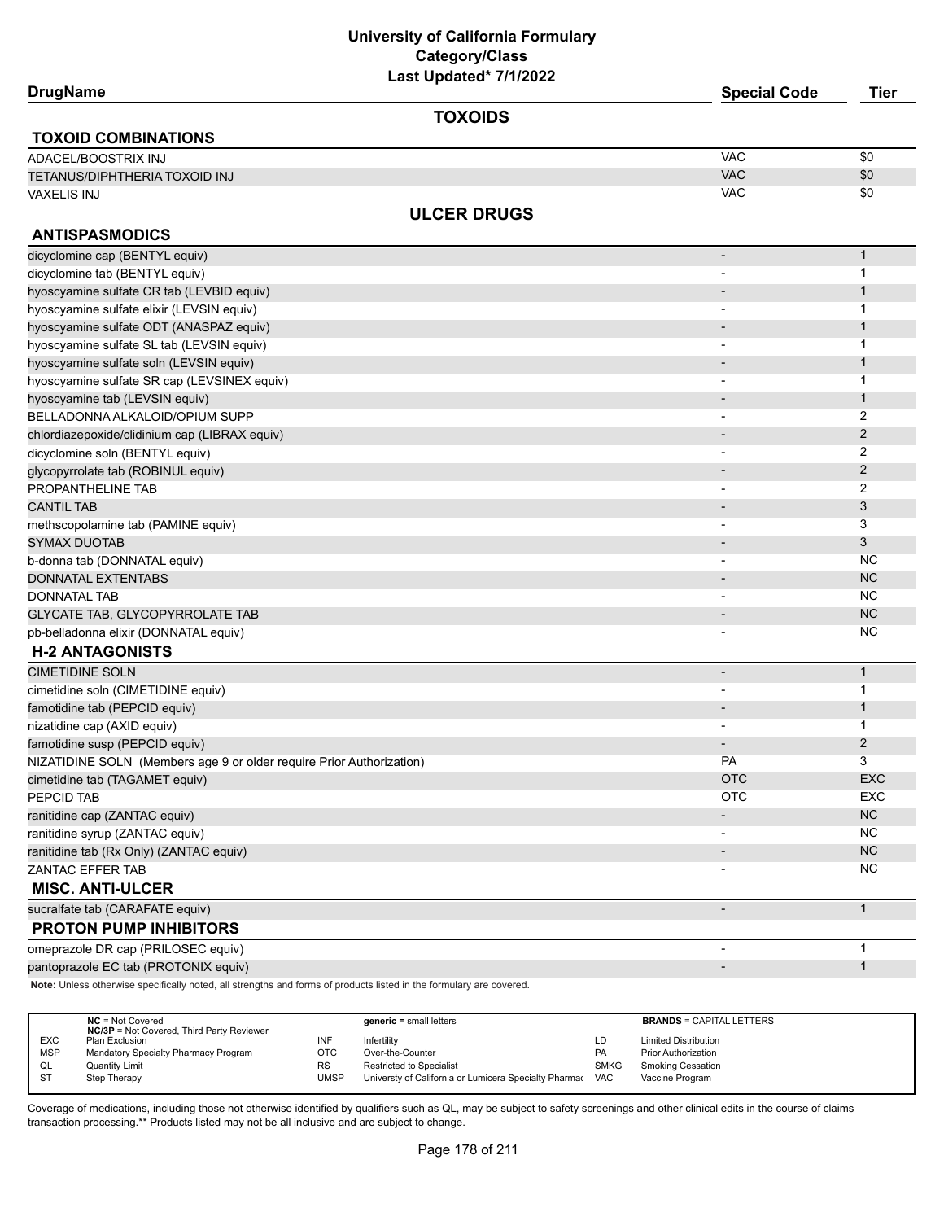# University of California Formulary
## Category/Class
### Last Updated* 7/1/2022

| DrugName | Special Code | Tier |
|---|---|---|
| **TOXOIDS** | | |
| **TOXOID COMBINATIONS** | | |
| ADACEL/BOOSTRIX INJ | VAC | $0 |
| TETANUS/DIPHTHERIA TOXOID INJ | VAC | $0 |
| VAXELIS INJ | VAC | $0 |
| **ULCER DRUGS** | | |
| **ANTISPASMODICS** | | |
| dicyclomine cap (BENTYL equiv) | - | 1 |
| dicyclomine tab (BENTYL equiv) | - | 1 |
| hyoscyamine sulfate CR tab (LEVBID equiv) | - | 1 |
| hyoscyamine sulfate elixir (LEVSIN equiv) | - | 1 |
| hyoscyamine sulfate ODT (ANASPAZ equiv) | - | 1 |
| hyoscyamine sulfate SL tab (LEVSIN equiv) | - | 1 |
| hyoscyamine sulfate soln (LEVSIN equiv) | - | 1 |
| hyoscyamine sulfate SR cap (LEVSINEX equiv) | - | 1 |
| hyoscyamine tab (LEVSIN equiv) | - | 1 |
| BELLADONNA ALKALOID/OPIUM SUPP | - | 2 |
| chlordiazepoxide/clidinium cap (LIBRAX equiv) | - | 2 |
| dicyclomine soln (BENTYL equiv) | - | 2 |
| glycopyrrolate tab (ROBINUL equiv) | - | 2 |
| PROPANTHELINE TAB | - | 2 |
| CANTIL TAB | - | 3 |
| methscopolamine tab (PAMINE equiv) | - | 3 |
| SYMAX DUOTAB | - | 3 |
| b-donna tab (DONNATAL equiv) | - | NC |
| DONNATAL EXTENTABS | - | NC |
| DONNATAL TAB | - | NC |
| GLYCATE TAB, GLYCOPYRROLATE TAB | - | NC |
| pb-belladonna elixir (DONNATAL equiv) | - | NC |
| **H-2 ANTAGONISTS** | | |
| CIMETIDINE SOLN | - | 1 |
| cimetidine soln (CIMETIDINE equiv) | - | 1 |
| famotidine tab (PEPCID equiv) | - | 1 |
| nizatidine cap (AXID equiv) | - | 1 |
| famotidine susp (PEPCID equiv) | - | 2 |
| NIZATIDINE SOLN (Members age 9 or older require Prior Authorization) | PA | 3 |
| cimetidine tab (TAGAMET equiv) | OTC | EXC |
| PEPCID TAB | OTC | EXC |
| ranitidine cap (ZANTAC equiv) | - | NC |
| ranitidine syrup (ZANTAC equiv) | - | NC |
| ranitidine tab (Rx Only) (ZANTAC equiv) | - | NC |
| ZANTAC EFFER TAB | - | NC |
| **MISC. ANTI-ULCER** | | |
| sucralfate tab (CARAFATE equiv) | - | 1 |
| **PROTON PUMP INHIBITORS** | | |
| omeprazole DR cap (PRILOSEC equiv) | - | 1 |
| pantoprazole EC tab (PROTONIX equiv) | - | 1 |

**Note:** Unless otherwise specifically noted, all strengths and forms of products listed in the formulary are covered.

| | | | | | |
|---|---|---|---|---|---|
| | **NC** = Not Covered<br>**NC/3P** = Not Covered, Third Party Reviewer | | **generic =** small letters | | **BRANDS** = CAPITAL LETTERS |
| EXC | Plan Exclusion | INF | Infertility | LD | Limited Distribution |
| MSP | Mandatory Specialty Pharmacy Program | OTC | Over-the-Counter | PA | Prior Authorization |
| QL | Quantity Limit | RS | Restricted to Specialist | SMKG | Smoking Cessation |
| ST | Step Therapy | UMSP | Universty of California or Lumicera Specialty Pharmac | VAC | Vaccine Program |

Coverage of medications, including those not otherwise identified by qualifiers such as QL, may be subject to safety screenings and other clinical edits in the course of claims transaction processing.** Products listed may not be all inclusive and are subject to change.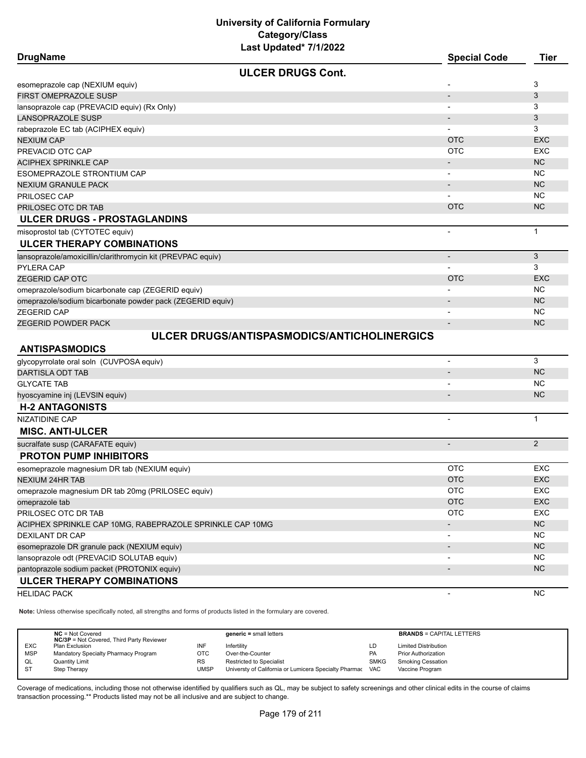# University of California Formulary
## Category/Class
### Last Updated* 7/1/2022

| DrugName | Special Code | Tier |
|---|---|---|
| **ULCER DRUGS Cont.** | | |
| esomeprazole cap (NEXIUM equiv) | - | 3 |
| FIRST OMEPRAZOLE SUSP | - | 3 |
| lansoprazole cap (PREVACID equiv) (Rx Only) | - | 3 |
| LANSOPRAZOLE SUSP | - | 3 |
| rabeprazole EC tab (ACIPHEX equiv) | - | 3 |
| NEXIUM CAP | OTC | EXC |
| PREVACID OTC CAP | OTC | EXC |
| ACIPHEX SPRINKLE CAP | - | NC |
| ESOMEPRAZOLE STRONTIUM CAP | - | NC |
| NEXIUM GRANULE PACK | - | NC |
| PRILOSEC CAP | - | NC |
| PRILOSEC OTC DR TAB | OTC | NC |
| **ULCER DRUGS - PROSTAGLANDINS** | | |
| misoprostol tab (CYTOTEC equiv) | - | 1 |
| **ULCER THERAPY COMBINATIONS** | | |
| lansoprazole/amoxicillin/clarithromycin kit (PREVPAC equiv) | - | 3 |
| PYLERA CAP | - | 3 |
| ZEGERID CAP OTC | OTC | EXC |
| omeprazole/sodium bicarbonate cap (ZEGERID equiv) | - | NC |
| omeprazole/sodium bicarbonate powder pack (ZEGERID equiv) | - | NC |
| ZEGERID CAP | - | NC |
| ZEGERID POWDER PACK | - | NC |

## ULCER DRUGS/ANTISPASMODICS/ANTICHOLINERGICS

| DrugName | Special Code | Tier |
|---|---|---|
| **ANTISPASMODICS** | | |
| glycopyrrolate oral soln (CUVPOSA equiv) | - | 3 |
| DARTISLA ODT TAB | - | NC |
| GLYCATE TAB | - | NC |
| hyoscyamine inj (LEVSIN equiv) | - | NC |
| **H-2 ANTAGONISTS** | | |
| NIZATIDINE CAP | - | 1 |
| **MISC. ANTI-ULCER** | | |
| sucralfate susp (CARAFATE equiv) | - | 2 |
| **PROTON PUMP INHIBITORS** | | |
| esomeprazole magnesium DR tab (NEXIUM equiv) | OTC | EXC |
| NEXIUM 24HR TAB | OTC | EXC |
| omeprazole magnesium DR tab 20mg (PRILOSEC equiv) | OTC | EXC |
| omeprazole tab | OTC | EXC |
| PRILOSEC OTC DR TAB | OTC | EXC |
| ACIPHEX SPRINKLE CAP 10MG, RABEPRAZOLE SPRINKLE CAP 10MG | - | NC |
| DEXILANT DR CAP | - | NC |
| esomeprazole DR granule pack (NEXIUM equiv) | - | NC |
| lansoprazole odt (PREVACID SOLUTAB equiv) | - | NC |
| pantoprazole sodium packet (PROTONIX equiv) | - | NC |
| **ULCER THERAPY COMBINATIONS** | | |
| HELIDAC PACK | - | NC |

**Note:** Unless otherwise specifically noted, all strengths and forms of products listed in the formulary are covered.

| | | | | | |
|---|---|---|---|---|---|
| **NC** = Not Covered<br>**NC/3P** = Not Covered, Third Party Reviewer | | | **generic** = small letters | | **BRANDS** = CAPITAL LETTERS |
| EXC | Plan Exclusion | INF | Infertility | LD | Limited Distribution |
| MSP | Mandatory Specialty Pharmacy Program | OTC | Over-the-Counter | PA | Prior Authorization |
| QL | Quantity Limit | RS | Restricted to Specialist | SMKG | Smoking Cessation |
| ST | Step Therapy | UMSP | Universty of California or Lumicera Specialty Pharmac | VAC | Vaccine Program |

Coverage of medications, including those not otherwise identified by qualifiers such as QL, may be subject to safety screenings and other clinical edits in the course of claims transaction processing.** Products listed may not be all inclusive and are subject to change.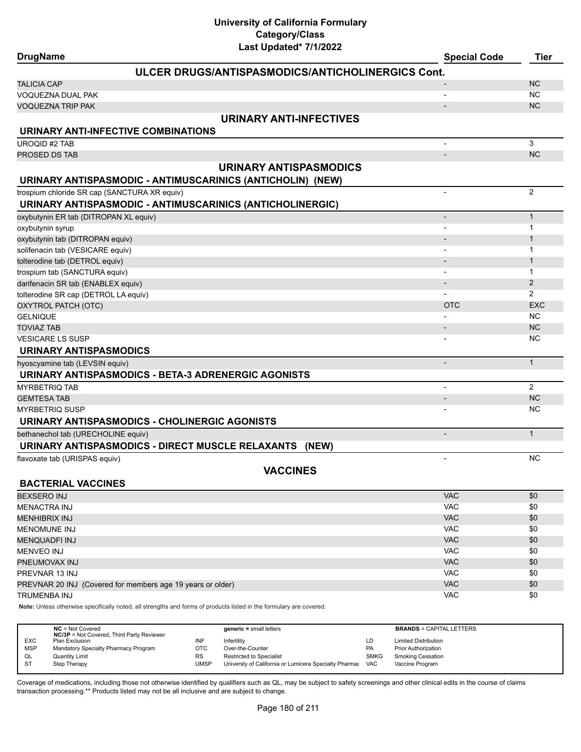# University of California Formulary
## Category/Class
### Last Updated* 7/1/2022

| DrugName | Special Code | Tier |
|---|---|---|
| **ULCER DRUGS/ANTISPASMODICS/ANTICHOLINERGICS Cont.** | | |
| TALICIA CAP | - | NC |
| VOQUEZNA DUAL PAK | - | NC |
| VOQUEZNA TRIP PAK | - | NC |
| **URINARY ANTI-INFECTIVES** | | |
| **URINARY ANTI-INFECTIVE COMBINATIONS** | | |
| UROQID #2 TAB | - | 3 |
| PROSED DS TAB | - | NC |
| **URINARY ANTISPASMODICS** | | |
| **URINARY ANTISPASMODIC - ANTIMUSCARINICS (ANTICHOLIN) (NEW)** | | |
| trospium chloride SR cap (SANCTURA XR equiv) | - | 2 |
| **URINARY ANTISPASMODIC - ANTIMUSCARINICS (ANTICHOLINERGIC)** | | |
| oxybutynin ER tab (DITROPAN XL equiv) | - | 1 |
| oxybutynin syrup | - | 1 |
| oxybutynin tab (DITROPAN equiv) | - | 1 |
| solifenacin tab (VESICARE equiv) | - | 1 |
| tolterodine tab (DETROL equiv) | - | 1 |
| trospium tab (SANCTURA equiv) | - | 1 |
| darifenacin SR tab (ENABLEX equiv) | - | 2 |
| tolterodine SR cap (DETROL LA equiv) | - | 2 |
| OXYTROL PATCH (OTC) | OTC | EXC |
| GELNIQUE | - | NC |
| TOVIAZ TAB | - | NC |
| VESICARE LS SUSP | - | NC |
| **URINARY ANTISPASMODICS** | | |
| hyoscyamine tab (LEVSIN equiv) | - | 1 |
| **URINARY ANTISPASMODICS - BETA-3 ADRENERGIC AGONISTS** | | |
| MYRBETRIQ TAB | - | 2 |
| GEMTESA TAB | - | NC |
| MYRBETRIQ SUSP | - | NC |
| **URINARY ANTISPASMODICS - CHOLINERGIC AGONISTS** | | |
| bethanechol tab (URECHOLINE equiv) | - | 1 |
| **URINARY ANTISPASMODICS - DIRECT MUSCLE RELAXANTS (NEW)** | | |
| flavoxate tab (URISPAS equiv) | - | NC |
| **VACCINES** | | |
| **BACTERIAL VACCINES** | | |
| BEXSERO INJ | VAC | $0 |
| MENACTRA INJ | VAC | $0 |
| MENHIBRIX INJ | VAC | $0 |
| MENOMUNE INJ | VAC | $0 |
| MENQUADFI INJ | VAC | $0 |
| MENVEO INJ | VAC | $0 |
| PNEUMOVAX INJ | VAC | $0 |
| PREVNAR 13 INJ | VAC | $0 |
| PREVNAR 20 INJ (Covered for members age 19 years or older) | VAC | $0 |
| TRUMENBA INJ | VAC | $0 |

**Note:** Unless otherwise specifically noted, all strengths and forms of products listed in the formulary are covered.

| | | | | | |
|---|---|---|---|---|---|
| **NC** = Not Covered<br>**NC/3P** = Not Covered, Third Party Reviewer | | **generic** = small letters | | **BRANDS** = CAPITAL LETTERS | |
| EXC | Plan Exclusion | INF | Infertility | LD | Limited Distribution |
| MSP | Mandatory Specialty Pharmacy Program | OTC | Over-the-Counter | PA | Prior Authorization |
| QL | Quantity Limit | RS | Restricted to Specialist | SMKG | Smoking Cessation |
| ST | Step Therapy | UMSP | Universty of California or Lumicera Specialty Pharmac | VAC | Vaccine Program |

Coverage of medications, including those not otherwise identified by qualifiers such as QL, may be subject to safety screenings and other clinical edits in the course of claims transaction processing.** Products listed may not be all inclusive and are subject to change.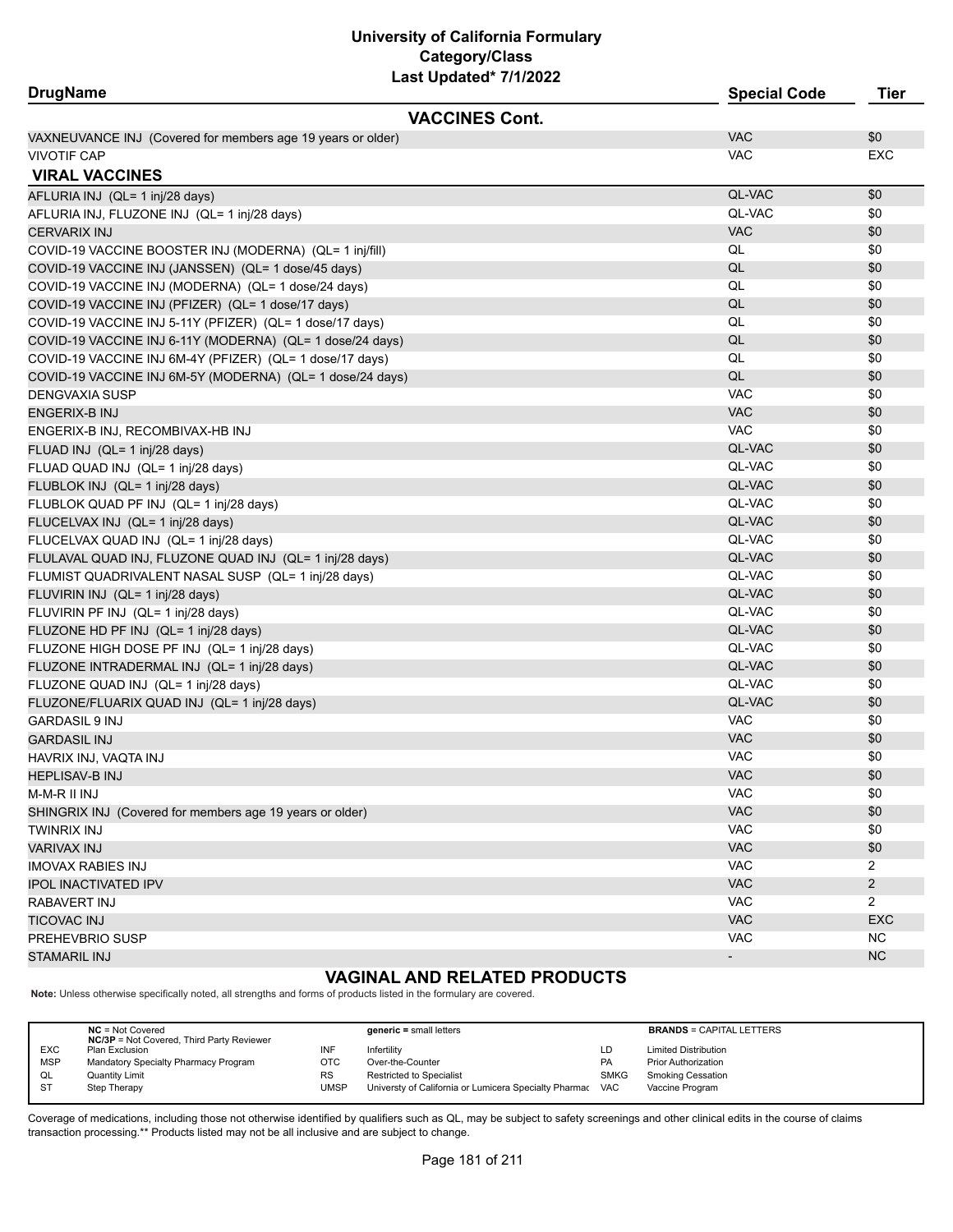# University of California Formulary
## Category/Class
### Last Updated* 7/1/2022

| DrugName | Special Code | Tier |
|---|---|---|
| **VACCINES Cont.** | | |
| VAXNEUVANCE INJ (Covered for members age 19 years or older) | VAC | $0 |
| VIVOTIF CAP | VAC | EXC |
| **VIRAL VACCINES** | | |
| AFLURIA INJ (QL= 1 inj/28 days) | QL-VAC | $0 |
| AFLURIA INJ, FLUZONE INJ (QL= 1 inj/28 days) | QL-VAC | $0 |
| CERVARIX INJ | VAC | $0 |
| COVID-19 VACCINE BOOSTER INJ (MODERNA) (QL= 1 inj/fill) | QL | $0 |
| COVID-19 VACCINE INJ (JANSSEN) (QL= 1 dose/45 days) | QL | $0 |
| COVID-19 VACCINE INJ (MODERNA) (QL= 1 dose/24 days) | QL | $0 |
| COVID-19 VACCINE INJ (PFIZER) (QL= 1 dose/17 days) | QL | $0 |
| COVID-19 VACCINE INJ 5-11Y (PFIZER) (QL= 1 dose/17 days) | QL | $0 |
| COVID-19 VACCINE INJ 6-11Y (MODERNA) (QL= 1 dose/24 days) | QL | $0 |
| COVID-19 VACCINE INJ 6M-4Y (PFIZER) (QL= 1 dose/17 days) | QL | $0 |
| COVID-19 VACCINE INJ 6M-5Y (MODERNA) (QL= 1 dose/24 days) | QL | $0 |
| DENGVAXIA SUSP | VAC | $0 |
| ENGERIX-B INJ | VAC | $0 |
| ENGERIX-B INJ, RECOMBIVAX-HB INJ | VAC | $0 |
| FLUAD INJ (QL= 1 inj/28 days) | QL-VAC | $0 |
| FLUAD QUAD INJ (QL= 1 inj/28 days) | QL-VAC | $0 |
| FLUBLOK INJ (QL= 1 inj/28 days) | QL-VAC | $0 |
| FLUBLOK QUAD PF INJ (QL= 1 inj/28 days) | QL-VAC | $0 |
| FLUCELVAX INJ (QL= 1 inj/28 days) | QL-VAC | $0 |
| FLUCELVAX QUAD INJ (QL= 1 inj/28 days) | QL-VAC | $0 |
| FLULAVAL QUAD INJ, FLUZONE QUAD INJ (QL= 1 inj/28 days) | QL-VAC | $0 |
| FLUMIST QUADRIVALENT NASAL SUSP (QL= 1 inj/28 days) | QL-VAC | $0 |
| FLUVIRIN INJ (QL= 1 inj/28 days) | QL-VAC | $0 |
| FLUVIRIN PF INJ (QL= 1 inj/28 days) | QL-VAC | $0 |
| FLUZONE HD PF INJ (QL= 1 inj/28 days) | QL-VAC | $0 |
| FLUZONE HIGH DOSE PF INJ (QL= 1 inj/28 days) | QL-VAC | $0 |
| FLUZONE INTRADERMAL INJ (QL= 1 inj/28 days) | QL-VAC | $0 |
| FLUZONE QUAD INJ (QL= 1 inj/28 days) | QL-VAC | $0 |
| FLUZONE/FLUARIX QUAD INJ (QL= 1 inj/28 days) | QL-VAC | $0 |
| GARDASIL 9 INJ | VAC | $0 |
| GARDASIL INJ | VAC | $0 |
| HAVRIX INJ, VAQTA INJ | VAC | $0 |
| HEPLISAV-B INJ | VAC | $0 |
| M-M-R II INJ | VAC | $0 |
| SHINGRIX INJ (Covered for members age 19 years or older) | VAC | $0 |
| TWINRIX INJ | VAC | $0 |
| VARIVAX INJ | VAC | $0 |
| IMOVAX RABIES INJ | VAC | 2 |
| IPOL INACTIVATED IPV | VAC | 2 |
| RABAVERT INJ | VAC | 2 |
| TICOVAC INJ | VAC | EXC |
| PREHEVBRIO SUSP | VAC | NC |
| STAMARIL INJ | - | NC |

## VAGINAL AND RELATED PRODUCTS

**Note:** Unless otherwise specifically noted, all strengths and forms of products listed in the formulary are covered.

| | | | | | |
|---|---|---|---|---|---|
| **NC** = Not Covered<br>**NC/3P** = Not Covered, Third Party Reviewer | | **generic** = small letters | | **BRANDS** = CAPITAL LETTERS | |
| EXC | Plan Exclusion | INF | Infertility | LD | Limited Distribution |
| MSP | Mandatory Specialty Pharmacy Program | OTC | Over-the-Counter | PA | Prior Authorization |
| QL | Quantity Limit | RS | Restricted to Specialist | SMKG | Smoking Cessation |
| ST | Step Therapy | UMSP | Universty of California or Lumicera Specialty Pharmac | VAC | Vaccine Program |

Coverage of medications, including those not otherwise identified by qualifiers such as QL, may be subject to safety screenings and other clinical edits in the course of claims transaction processing.** Products listed may not be all inclusive and are subject to change.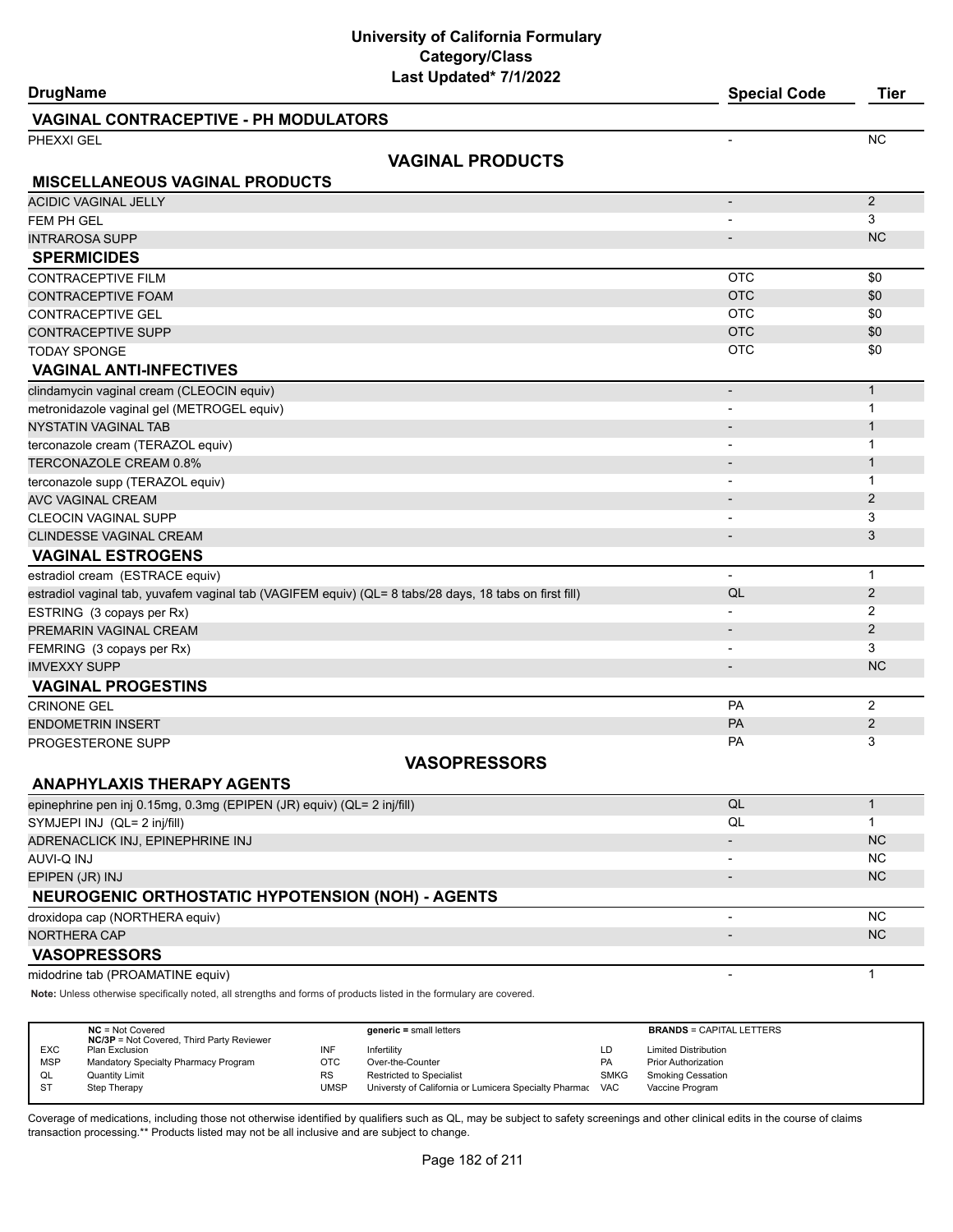# University of California Formulary
## Category/Class
### Last Updated* 7/1/2022

| DrugName | Special Code | Tier |
|---|---|---|
| **VAGINAL CONTRACEPTIVE - PH MODULATORS** | | |
| PHEXXI GEL | - | NC |

## VAGINAL PRODUCTS

| DrugName | Special Code | Tier |
|---|---|---|
| **MISCELLANEOUS VAGINAL PRODUCTS** | | |
| ACIDIC VAGINAL JELLY | - | 2 |
| FEM PH GEL | - | 3 |
| INTRAROSA SUPP | - | NC |
| **SPERMICIDES** | | |
| CONTRACEPTIVE FILM | OTC | $0 |
| CONTRACEPTIVE FOAM | OTC | $0 |
| CONTRACEPTIVE GEL | OTC | $0 |
| CONTRACEPTIVE SUPP | OTC | $0 |
| TODAY SPONGE | OTC | $0 |
| **VAGINAL ANTI-INFECTIVES** | | |
| clindamycin vaginal cream (CLEOCIN equiv) | - | 1 |
| metronidazole vaginal gel (METROGEL equiv) | - | 1 |
| NYSTATIN VAGINAL TAB | - | 1 |
| terconazole cream (TERAZOL equiv) | - | 1 |
| TERCONAZOLE CREAM 0.8% | - | 1 |
| terconazole supp (TERAZOL equiv) | - | 1 |
| AVC VAGINAL CREAM | - | 2 |
| CLEOCIN VAGINAL SUPP | - | 3 |
| CLINDESSE VAGINAL CREAM | - | 3 |
| **VAGINAL ESTROGENS** | | |
| estradiol cream (ESTRACE equiv) | - | 1 |
| estradiol vaginal tab, yuvafem vaginal tab (VAGIFEM equiv) (QL= 8 tabs/28 days, 18 tabs on first fill) | QL | 2 |
| ESTRING (3 copays per Rx) | - | 2 |
| PREMARIN VAGINAL CREAM | - | 2 |
| FEMRING (3 copays per Rx) | - | 3 |
| IMVEXXY SUPP | - | NC |
| **VAGINAL PROGESTINS** | | |
| CRINONE GEL | PA | 2 |
| ENDOMETRIN INSERT | PA | 2 |
| PROGESTERONE SUPP | PA | 3 |

## VASOPRESSORS

| DrugName | Special Code | Tier |
|---|---|---|
| **ANAPHYLAXIS THERAPY AGENTS** | | |
| epinephrine pen inj 0.15mg, 0.3mg (EPIPEN (JR) equiv) (QL= 2 inj/fill) | QL | 1 |
| SYMJEPI INJ (QL= 2 inj/fill) | QL | 1 |
| ADRENACLICK INJ, EPINEPHRINE INJ | - | NC |
| AUVI-Q INJ | - | NC |
| EPIPEN (JR) INJ | - | NC |
| **NEUROGENIC ORTHOSTATIC HYPOTENSION (NOH) - AGENTS** | | |
| droxidopa cap (NORTHERA equiv) | - | NC |
| NORTHERA CAP | - | NC |
| **VASOPRESSORS** | | |
| midodrine tab (PROAMATINE equiv) | - | 1 |

**Note:** Unless otherwise specifically noted, all strengths and forms of products listed in the formulary are covered.

| | | | | | |
|---|---|---|---|---|---|
| **NC** = Not Covered<br>**NC/3P** = Not Covered, Third Party Reviewer | | **generic =** small letters | | **BRANDS** = CAPITAL LETTERS | |
| EXC | Plan Exclusion | INF | Infertility | LD | Limited Distribution |
| MSP | Mandatory Specialty Pharmacy Program | OTC | Over-the-Counter | PA | Prior Authorization |
| QL | Quantity Limit | RS | Restricted to Specialist | SMKG | Smoking Cessation |
| ST | Step Therapy | UMSP | Universty of California or Lumicera Specialty Pharmac | VAC | Vaccine Program |

Coverage of medications, including those not otherwise identified by qualifiers such as QL, may be subject to safety screenings and other clinical edits in the course of claims transaction processing.** Products listed may not be all inclusive and are subject to change.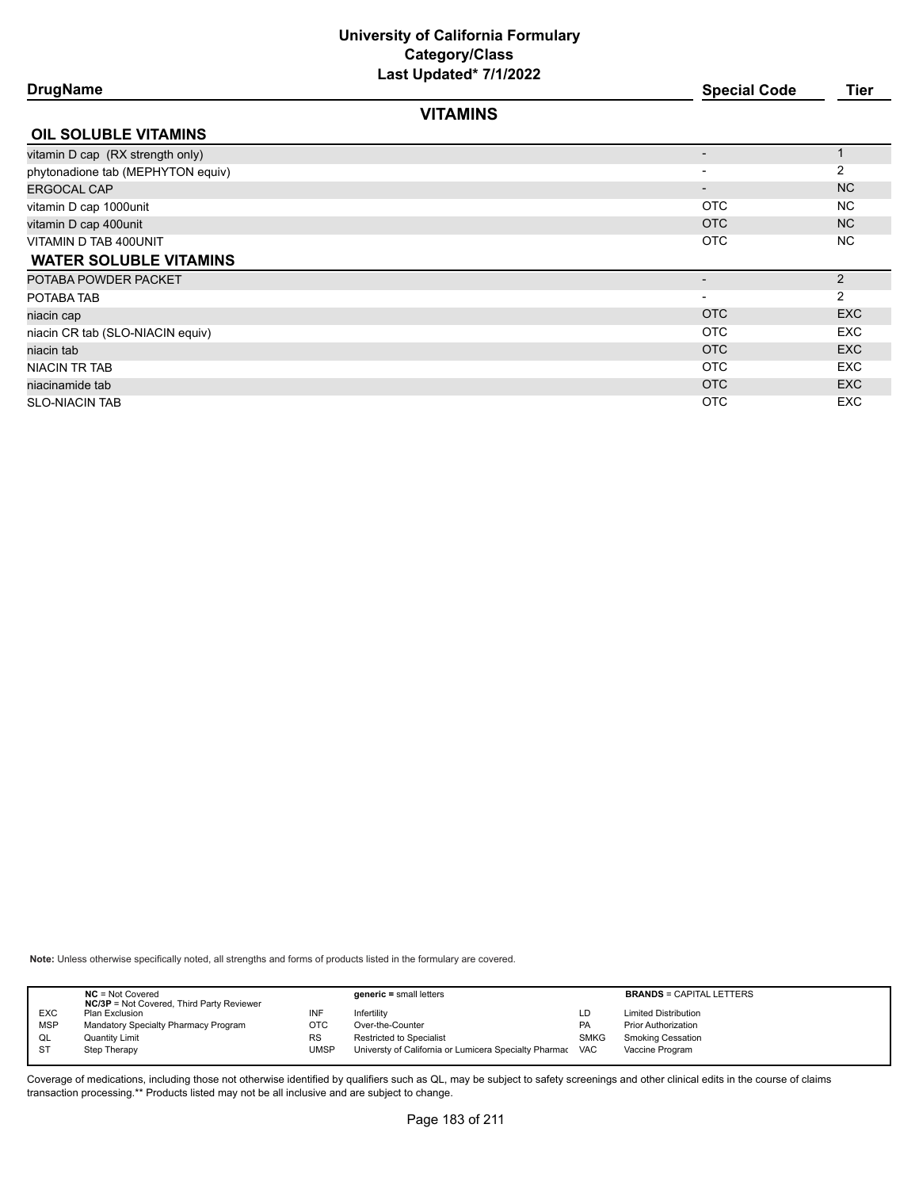# University of California Formulary
## Category/Class
### Last Updated* 7/1/2022

| DrugName | Special Code | Tier |
|---|---|---|
| **VITAMINS** | | |
| **OIL SOLUBLE VITAMINS** | | |
| vitamin D cap (RX strength only) | - | 1 |
| phytonadione tab (MEPHYTON equiv) | - | 2 |
| ERGOCAL CAP | - | NC |
| vitamin D cap 1000unit | OTC | NC |
| vitamin D cap 400unit | OTC | NC |
| VITAMIN D TAB 400UNIT | OTC | NC |
| **WATER SOLUBLE VITAMINS** | | |
| POTABA POWDER PACKET | - | 2 |
| POTABA TAB | - | 2 |
| niacin cap | OTC | EXC |
| niacin CR tab (SLO-NIACIN equiv) | OTC | EXC |
| niacin tab | OTC | EXC |
| NIACIN TR TAB | OTC | EXC |
| niacinamide tab | OTC | EXC |
| SLO-NIACIN TAB | OTC | EXC |

**Note:** Unless otherwise specifically noted, all strengths and forms of products listed in the formulary are covered.

| | | | | | |
|---|---|---|---|---|---|
| **NC** = Not Covered<br>**NC/3P** = Not Covered, Third Party Reviewer | | **generic =** small letters | | **BRANDS** = CAPITAL LETTERS | |
| EXC | Plan Exclusion | INF | Infertility | LD | Limited Distribution |
| MSP | Mandatory Specialty Pharmacy Program | OTC | Over-the-Counter | PA | Prior Authorization |
| QL | Quantity Limit | RS | Restricted to Specialist | SMKG | Smoking Cessation |
| ST | Step Therapy | UMSP | Universty of California or Lumicera Specialty Pharmac | VAC | Vaccine Program |

Coverage of medications, including those not otherwise identified by qualifiers such as QL, may be subject to safety screenings and other clinical edits in the course of claims transaction processing.** Products listed may not be all inclusive and are subject to change.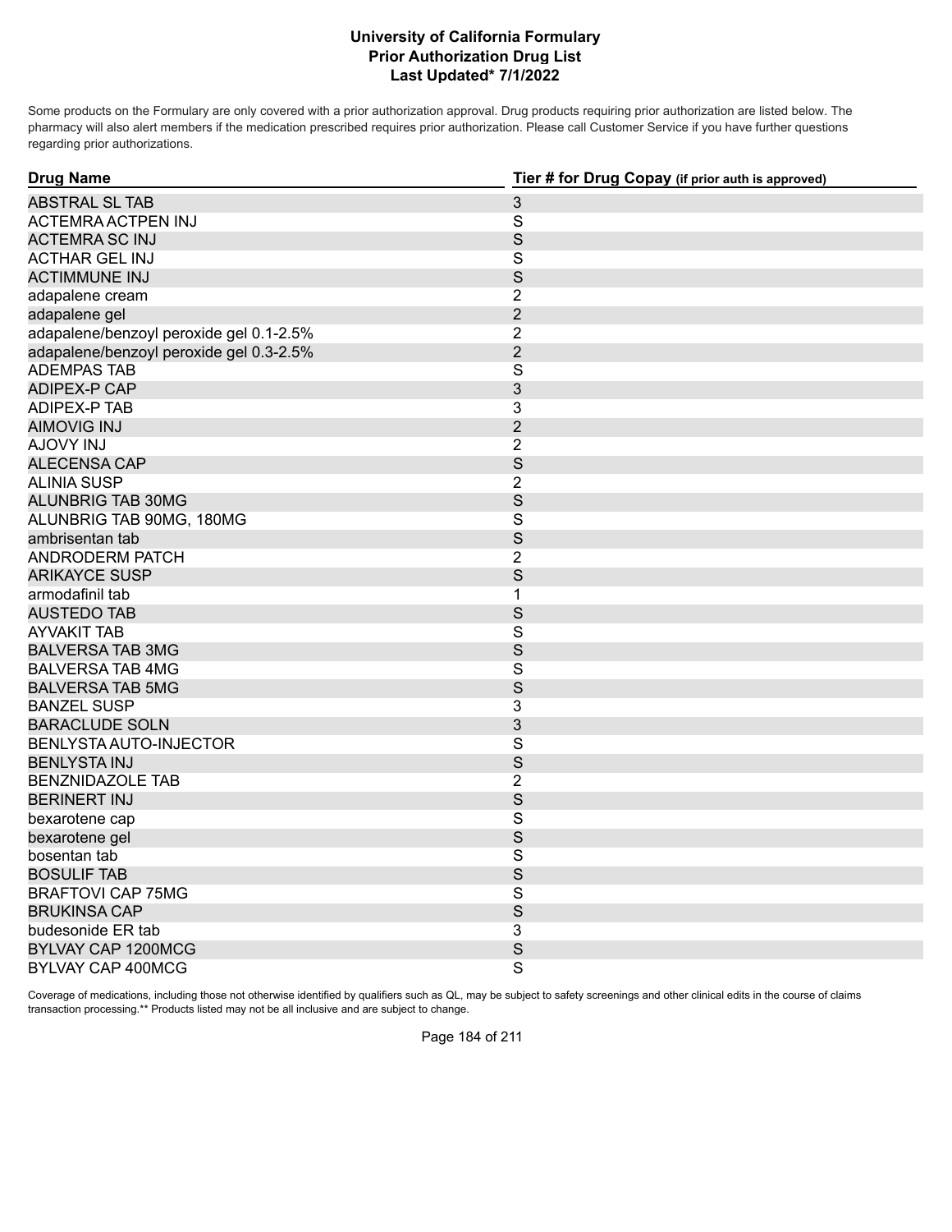# University of California Formulary
## Prior Authorization Drug List
### Last Updated* 7/1/2022

Some products on the Formulary are only covered with a prior authorization approval. Drug products requiring prior authorization are listed below. The pharmacy will also alert members if the medication prescribed requires prior authorization. Please call Customer Service if you have further questions regarding prior authorizations.

| Drug Name | Tier # for Drug Copay (if prior auth is approved) |
|---|---|
| ABSTRAL SL TAB | 3 |
| ACTEMRA ACTPEN INJ | S |
| ACTEMRA SC INJ | S |
| ACTHAR GEL INJ | S |
| ACTIMMUNE INJ | S |
| adapalene cream | 2 |
| adapalene gel | 2 |
| adapalene/benzoyl peroxide gel 0.1-2.5% | 2 |
| adapalene/benzoyl peroxide gel 0.3-2.5% | 2 |
| ADEMPAS TAB | S |
| ADIPEX-P CAP | 3 |
| ADIPEX-P TAB | 3 |
| AIMOVIG INJ | 2 |
| AJOVY INJ | 2 |
| ALECENSA CAP | S |
| ALINIA SUSP | 2 |
| ALUNBRIG TAB 30MG | S |
| ALUNBRIG TAB 90MG, 180MG | S |
| ambrisentan tab | S |
| ANDRODERM PATCH | 2 |
| ARIKAYCE SUSP | S |
| armodafinil tab | 1 |
| AUSTEDO TAB | S |
| AYVAKIT TAB | S |
| BALVERSA TAB 3MG | S |
| BALVERSA TAB 4MG | S |
| BALVERSA TAB 5MG | S |
| BANZEL SUSP | 3 |
| BARACLUDE SOLN | 3 |
| BENLYSTA AUTO-INJECTOR | S |
| BENLYSTA INJ | S |
| BENZNIDAZOLE TAB | 2 |
| BERINERT INJ | S |
| bexarotene cap | S |
| bexarotene gel | S |
| bosentan tab | S |
| BOSULIF TAB | S |
| BRAFTOVI CAP 75MG | S |
| BRUKINSA CAP | S |
| budesonide ER tab | 3 |
| BYLVAY CAP 1200MCG | S |
| BYLVAY CAP 400MCG | S |

Coverage of medications, including those not otherwise identified by qualifiers such as QL, may be subject to safety screenings and other clinical edits in the course of claims transaction processing.** Products listed may not be all inclusive and are subject to change.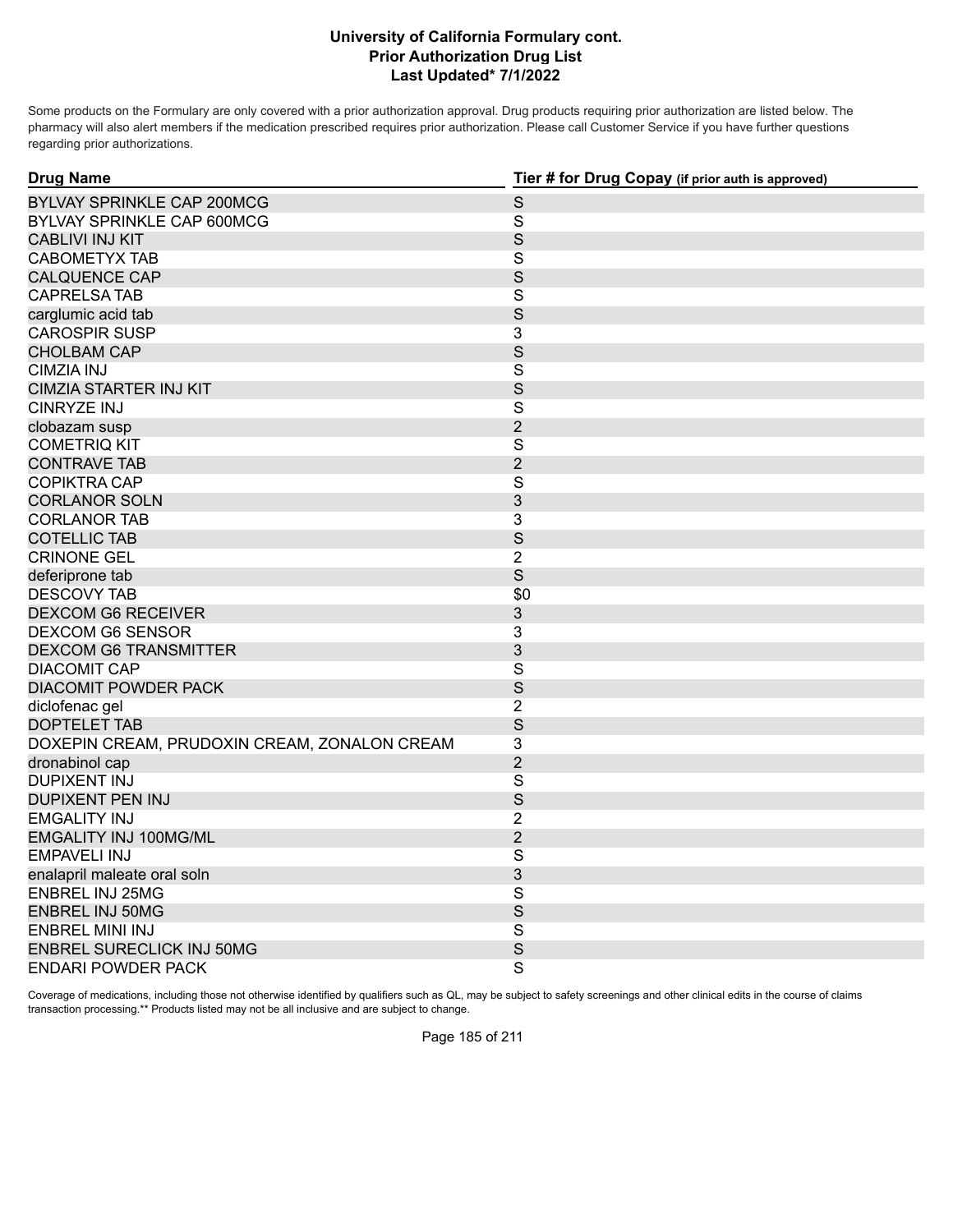# University of California Formulary cont.
## Prior Authorization Drug List
### Last Updated* 7/1/2022

Some products on the Formulary are only covered with a prior authorization approval. Drug products requiring prior authorization are listed below. The pharmacy will also alert members if the medication prescribed requires prior authorization. Please call Customer Service if you have further questions regarding prior authorizations.

| Drug Name | Tier # for Drug Copay (if prior auth is approved) |
|---|---|
| BYLVAY SPRINKLE CAP 200MCG | S |
| BYLVAY SPRINKLE CAP 600MCG | S |
| CABLIVI INJ KIT | S |
| CABOMETYX TAB | S |
| CALQUENCE CAP | S |
| CAPRELSA TAB | S |
| carglumic acid tab | S |
| CAROSPIR SUSP | 3 |
| CHOLBAM CAP | S |
| CIMZIA INJ | S |
| CIMZIA STARTER INJ KIT | S |
| CINRYZE INJ | S |
| clobazam susp | 2 |
| COMETRIQ KIT | S |
| CONTRAVE TAB | 2 |
| COPIKTRA CAP | S |
| CORLANOR SOLN | 3 |
| CORLANOR TAB | 3 |
| COTELLIC TAB | S |
| CRINONE GEL | 2 |
| deferiprone tab | S |
| DESCOVY TAB | $0 |
| DEXCOM G6 RECEIVER | 3 |
| DEXCOM G6 SENSOR | 3 |
| DEXCOM G6 TRANSMITTER | 3 |
| DIACOMIT CAP | S |
| DIACOMIT POWDER PACK | S |
| diclofenac gel | 2 |
| DOPTELET TAB | S |
| DOXEPIN CREAM, PRUDOXIN CREAM, ZONALON CREAM | 3 |
| dronabinol cap | 2 |
| DUPIXENT INJ | S |
| DUPIXENT PEN INJ | S |
| EMGALITY INJ | 2 |
| EMGALITY INJ 100MG/ML | 2 |
| EMPAVELI INJ | S |
| enalapril maleate oral soln | 3 |
| ENBREL INJ 25MG | S |
| ENBREL INJ 50MG | S |
| ENBREL MINI INJ | S |
| ENBREL SURECLICK INJ 50MG | S |
| ENDARI POWDER PACK | S |

Coverage of medications, including those not otherwise identified by qualifiers such as QL, may be subject to safety screenings and other clinical edits in the course of claims transaction processing.** Products listed may not be all inclusive and are subject to change.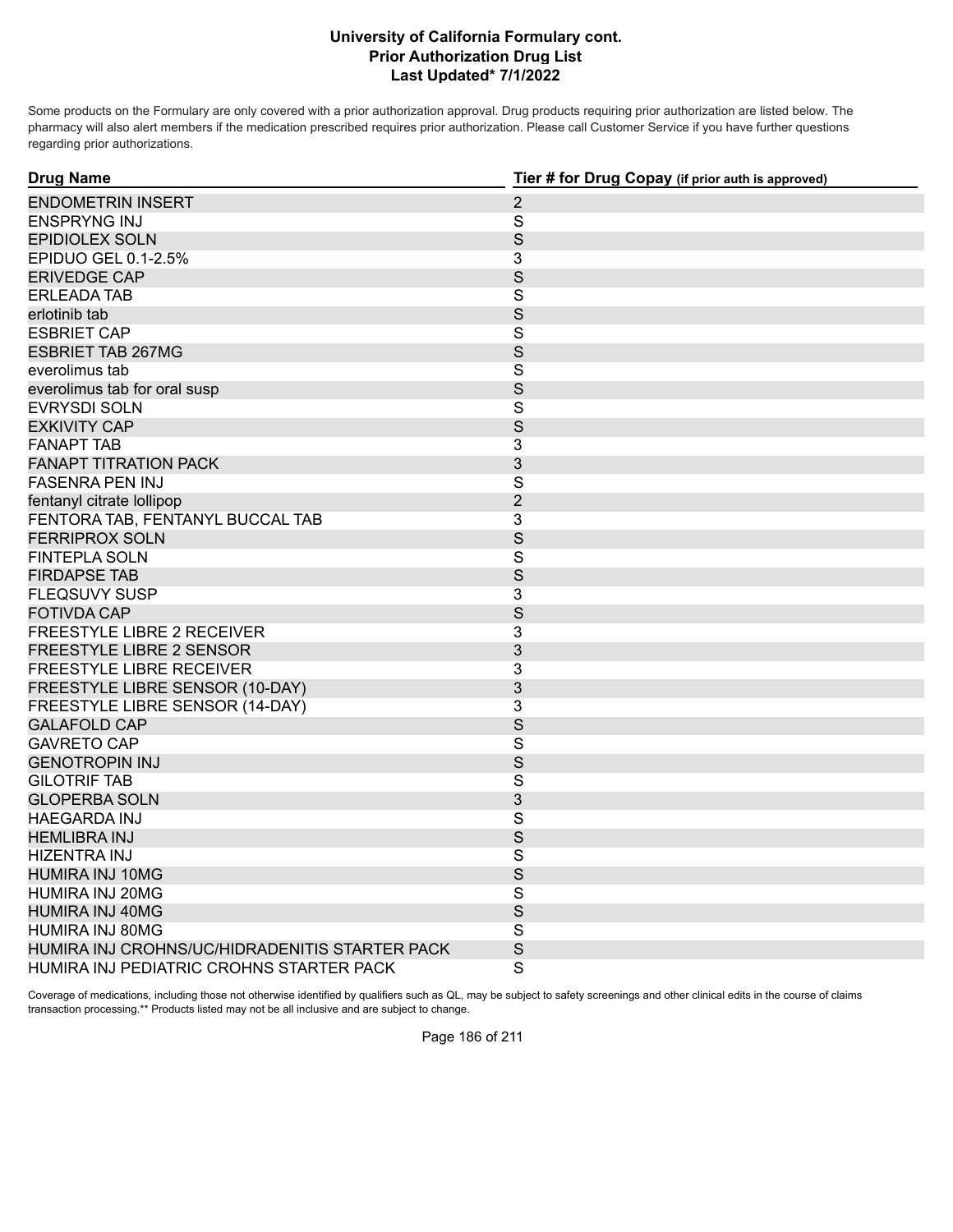**University of California Formulary cont.**
**Prior Authorization Drug List**
**Last Updated* 7/1/2022**

Some products on the Formulary are only covered with a prior authorization approval. Drug products requiring prior authorization are listed below. The pharmacy will also alert members if the medication prescribed requires prior authorization. Please call Customer Service if you have further questions regarding prior authorizations.

| Drug Name | Tier # for Drug Copay (if prior auth is approved) |
|---|---|
| ENDOMETRIN INSERT | 2 |
| ENSPRYNG INJ | S |
| EPIDIOLEX SOLN | S |
| EPIDUO GEL 0.1-2.5% | 3 |
| ERIVEDGE CAP | S |
| ERLEADA TAB | S |
| erlotinib tab | S |
| ESBRIET CAP | S |
| ESBRIET TAB 267MG | S |
| everolimus tab | S |
| everolimus tab for oral susp | S |
| EVRYSDI SOLN | S |
| EXKIVITY CAP | S |
| FANAPT TAB | 3 |
| FANAPT TITRATION PACK | 3 |
| FASENRA PEN INJ | S |
| fentanyl citrate lollipop | 2 |
| FENTORA TAB, FENTANYL BUCCAL TAB | 3 |
| FERRIPROX SOLN | S |
| FINTEPLA SOLN | S |
| FIRDAPSE TAB | S |
| FLEQSUVY SUSP | 3 |
| FOTIVDA CAP | S |
| FREESTYLE LIBRE 2 RECEIVER | 3 |
| FREESTYLE LIBRE 2 SENSOR | 3 |
| FREESTYLE LIBRE RECEIVER | 3 |
| FREESTYLE LIBRE SENSOR (10-DAY) | 3 |
| FREESTYLE LIBRE SENSOR (14-DAY) | 3 |
| GALAFOLD CAP | S |
| GAVRETO CAP | S |
| GENOTROPIN INJ | S |
| GILOTRIF TAB | S |
| GLOPERBA SOLN | 3 |
| HAEGARDA INJ | S |
| HEMLIBRA INJ | S |
| HIZENTRA INJ | S |
| HUMIRA INJ 10MG | S |
| HUMIRA INJ 20MG | S |
| HUMIRA INJ 40MG | S |
| HUMIRA INJ 80MG | S |
| HUMIRA INJ CROHNS/UC/HIDRADENITIS STARTER PACK | S |
| HUMIRA INJ PEDIATRIC CROHNS STARTER PACK | S |

Coverage of medications, including those not otherwise identified by qualifiers such as QL, may be subject to safety screenings and other clinical edits in the course of claims transaction processing.** Products listed may not be all inclusive and are subject to change.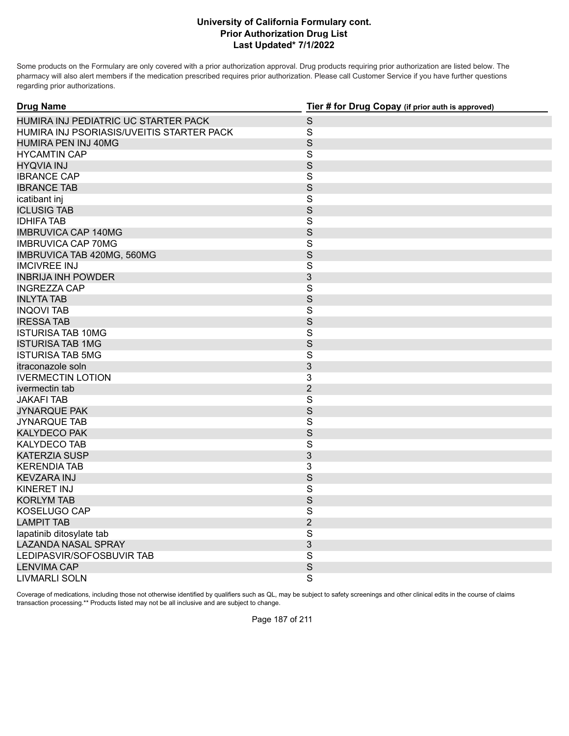# University of California Formulary cont.
## Prior Authorization Drug List
### Last Updated* 7/1/2022

Some products on the Formulary are only covered with a prior authorization approval. Drug products requiring prior authorization are listed below. The pharmacy will also alert members if the medication prescribed requires prior authorization. Please call Customer Service if you have further questions regarding prior authorizations.

| Drug Name | Tier # for Drug Copay (if prior auth is approved) |
|---|---|
| HUMIRA INJ PEDIATRIC UC STARTER PACK | S |
| HUMIRA INJ PSORIASIS/UVEITIS STARTER PACK | S |
| HUMIRA PEN INJ 40MG | S |
| HYCAMTIN CAP | S |
| HYQVIA INJ | S |
| IBRANCE CAP | S |
| IBRANCE TAB | S |
| icatibant inj | S |
| ICLUSIG TAB | S |
| IDHIFA TAB | S |
| IMBRUVICA CAP 140MG | S |
| IMBRUVICA CAP 70MG | S |
| IMBRUVICA TAB 420MG, 560MG | S |
| IMCIVREE INJ | S |
| INBRIJA INH POWDER | 3 |
| INGREZZA CAP | S |
| INLYTA TAB | S |
| INQOVI TAB | S |
| IRESSA TAB | S |
| ISTURISA TAB 10MG | S |
| ISTURISA TAB 1MG | S |
| ISTURISA TAB 5MG | S |
| itraconazole soln | 3 |
| IVERMECTIN LOTION | 3 |
| ivermectin tab | 2 |
| JAKAFI TAB | S |
| JYNARQUE PAK | S |
| JYNARQUE TAB | S |
| KALYDECO PAK | S |
| KALYDECO TAB | S |
| KATERZIA SUSP | 3 |
| KERENDIA TAB | 3 |
| KEVZARA INJ | S |
| KINERET INJ | S |
| KORLYM TAB | S |
| KOSELUGO CAP | S |
| LAMPIT TAB | 2 |
| lapatinib ditosylate tab | S |
| LAZANDA NASAL SPRAY | 3 |
| LEDIPASVIR/SOFOSBUVIR TAB | S |
| LENVIMA CAP | S |
| LIVMARLI SOLN | S |

Coverage of medications, including those not otherwise identified by qualifiers such as QL, may be subject to safety screenings and other clinical edits in the course of claims transaction processing.** Products listed may not be all inclusive and are subject to change.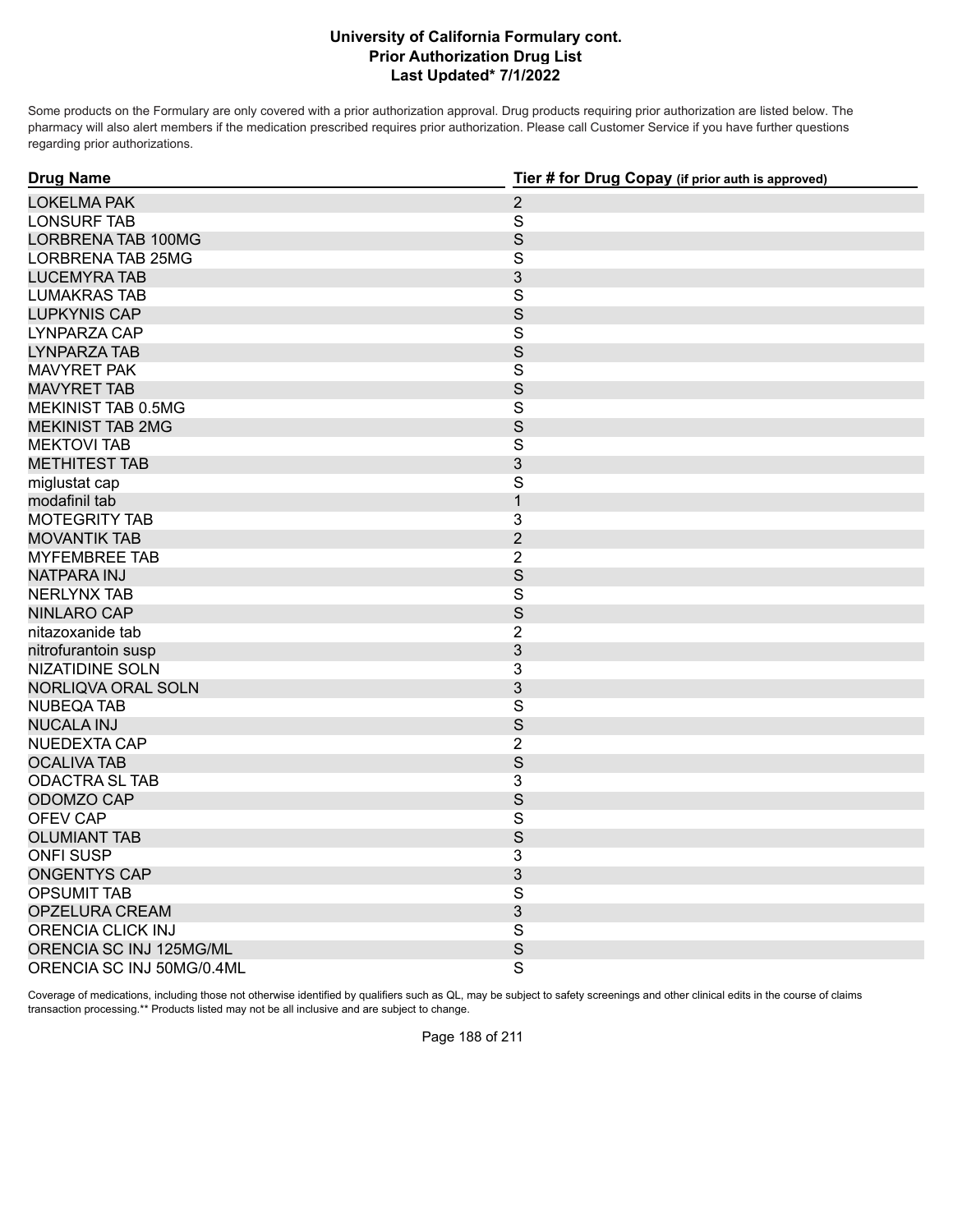# University of California Formulary cont.
## Prior Authorization Drug List
### Last Updated* 7/1/2022

Some products on the Formulary are only covered with a prior authorization approval. Drug products requiring prior authorization are listed below. The pharmacy will also alert members if the medication prescribed requires prior authorization. Please call Customer Service if you have further questions regarding prior authorizations.

| Drug Name | Tier # for Drug Copay (if prior auth is approved) |
|---|---|
| LOKELMA PAK | 2 |
| LONSURF TAB | S |
| LORBRENA TAB 100MG | S |
| LORBRENA TAB 25MG | S |
| LUCEMYRA TAB | 3 |
| LUMAKRAS TAB | S |
| LUPKYNIS CAP | S |
| LYNPARZA CAP | S |
| LYNPARZA TAB | S |
| MAVYRET PAK | S |
| MAVYRET TAB | S |
| MEKINIST TAB 0.5MG | S |
| MEKINIST TAB 2MG | S |
| MEKTOVI TAB | S |
| METHITEST TAB | 3 |
| miglustat cap | S |
| modafinil tab | 1 |
| MOTEGRITY TAB | 3 |
| MOVANTIK TAB | 2 |
| MYFEMBREE TAB | 2 |
| NATPARA INJ | S |
| NERLYNX TAB | S |
| NINLARO CAP | S |
| nitazoxanide tab | 2 |
| nitrofurantoin susp | 3 |
| NIZATIDINE SOLN | 3 |
| NORLIQVA ORAL SOLN | 3 |
| NUBEQA TAB | S |
| NUCALA INJ | S |
| NUEDEXTA CAP | 2 |
| OCALIVA TAB | S |
| ODACTRA SL TAB | 3 |
| ODOMZO CAP | S |
| OFEV CAP | S |
| OLUMIANT TAB | S |
| ONFI SUSP | 3 |
| ONGENTYS CAP | 3 |
| OPSUMIT TAB | S |
| OPZELURA CREAM | 3 |
| ORENCIA CLICK INJ | S |
| ORENCIA SC INJ 125MG/ML | S |
| ORENCIA SC INJ 50MG/0.4ML | S |

Coverage of medications, including those not otherwise identified by qualifiers such as QL, may be subject to safety screenings and other clinical edits in the course of claims transaction processing.** Products listed may not be all inclusive and are subject to change.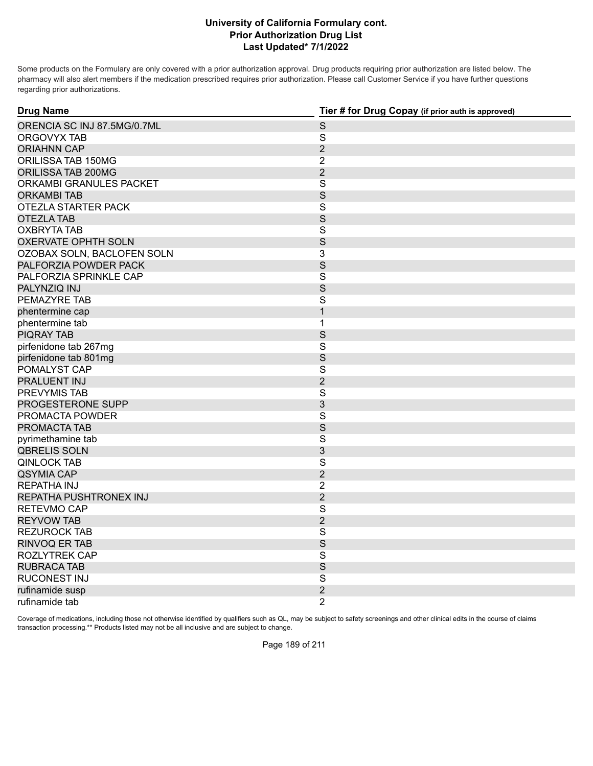**University of California Formulary cont.**
**Prior Authorization Drug List**
**Last Updated* 7/1/2022**

Some products on the Formulary are only covered with a prior authorization approval. Drug products requiring prior authorization are listed below. The pharmacy will also alert members if the medication prescribed requires prior authorization. Please call Customer Service if you have further questions regarding prior authorizations.

| Drug Name | Tier # for Drug Copay (if prior auth is approved) |
|---|---|
| ORENCIA SC INJ 87.5MG/0.7ML | S |
| ORGOVYX TAB | S |
| ORIAHNN CAP | 2 |
| ORILISSA TAB 150MG | 2 |
| ORILISSA TAB 200MG | 2 |
| ORKAMBI GRANULES PACKET | S |
| ORKAMBI TAB | S |
| OTEZLA STARTER PACK | S |
| OTEZLA TAB | S |
| OXBRYTA TAB | S |
| OXERVATE OPHTH SOLN | S |
| OZOBAX SOLN, BACLOFEN SOLN | 3 |
| PALFORZIA POWDER PACK | S |
| PALFORZIA SPRINKLE CAP | S |
| PALYNZIQ INJ | S |
| PEMAZYRE TAB | S |
| phentermine cap | 1 |
| phentermine tab | 1 |
| PIQRAY TAB | S |
| pirfenidone tab 267mg | S |
| pirfenidone tab 801mg | S |
| POMALYST CAP | S |
| PRALUENT INJ | 2 |
| PREVYMIS TAB | S |
| PROGESTERONE SUPP | 3 |
| PROMACTA POWDER | S |
| PROMACTA TAB | S |
| pyrimethamine tab | S |
| QBRELIS SOLN | 3 |
| QINLOCK TAB | S |
| QSYMIA CAP | 2 |
| REPATHA INJ | 2 |
| REPATHA PUSHTRONEX INJ | 2 |
| RETEVMO CAP | S |
| REYVOW TAB | 2 |
| REZUROCK TAB | S |
| RINVOQ ER TAB | S |
| ROZLYTREK CAP | S |
| RUBRACA TAB | S |
| RUCONEST INJ | S |
| rufinamide susp | 2 |
| rufinamide tab | 2 |

Coverage of medications, including those not otherwise identified by qualifiers such as QL, may be subject to safety screenings and other clinical edits in the course of claims transaction processing.** Products listed may not be all inclusive and are subject to change.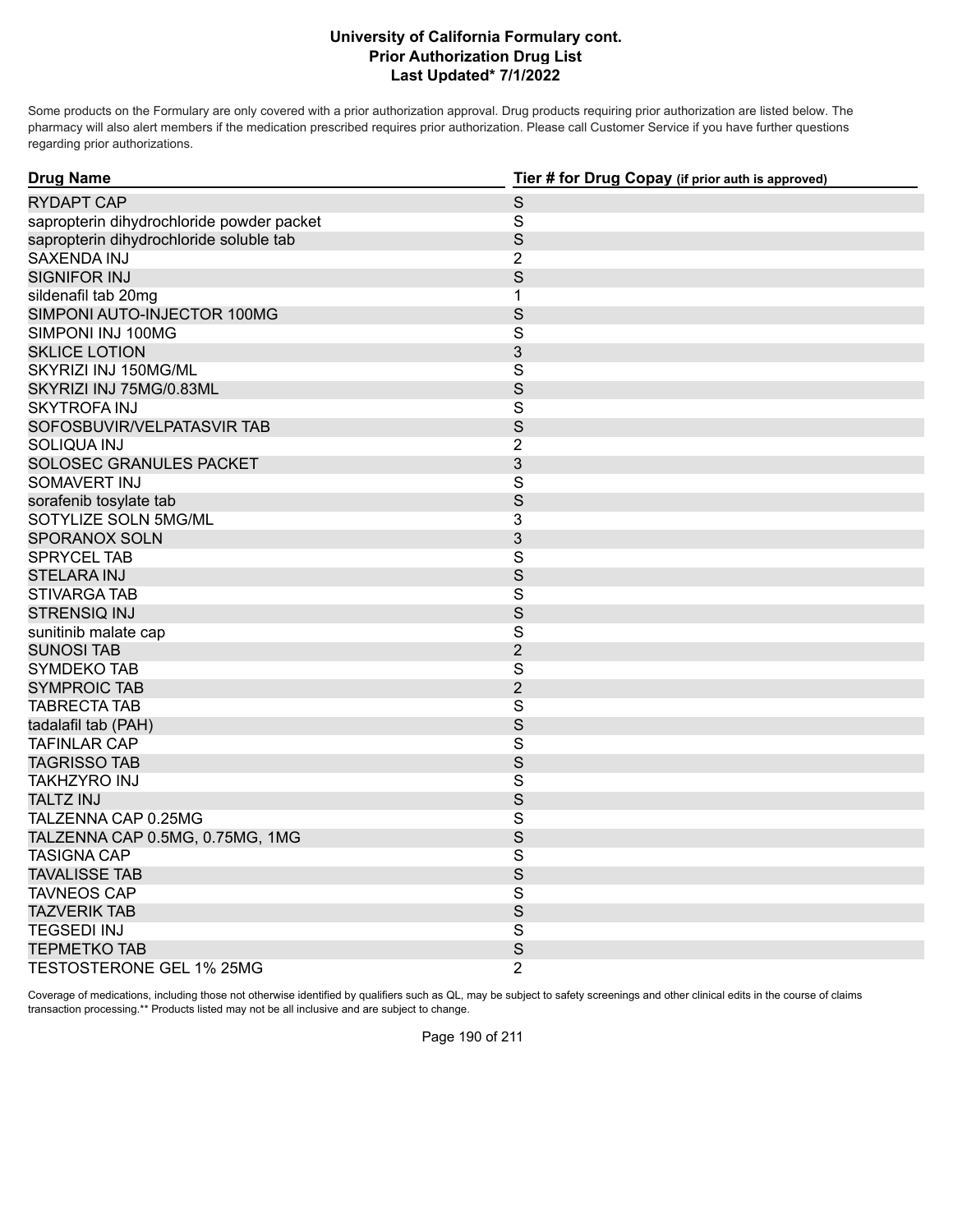# University of California Formulary cont.
## Prior Authorization Drug List
### Last Updated* 7/1/2022

Some products on the Formulary are only covered with a prior authorization approval. Drug products requiring prior authorization are listed below. The pharmacy will also alert members if the medication prescribed requires prior authorization. Please call Customer Service if you have further questions regarding prior authorizations.

| Drug Name | Tier # for Drug Copay (if prior auth is approved) |
| --- | --- |
| RYDAPT CAP | S |
| sapropterin dihydrochloride powder packet | S |
| sapropterin dihydrochloride soluble tab | S |
| SAXENDA INJ | 2 |
| SIGNIFOR INJ | S |
| sildenafil tab 20mg | 1 |
| SIMPONI AUTO-INJECTOR 100MG | S |
| SIMPONI INJ 100MG | S |
| SKLICE LOTION | 3 |
| SKYRIZI INJ 150MG/ML | S |
| SKYRIZI INJ 75MG/0.83ML | S |
| SKYTROFA INJ | S |
| SOFOSBUVIR/VELPATASVIR TAB | S |
| SOLIQUA INJ | 2 |
| SOLOSEC GRANULES PACKET | 3 |
| SOMAVERT INJ | S |
| sorafenib tosylate tab | S |
| SOTYLIZE SOLN 5MG/ML | 3 |
| SPORANOX SOLN | 3 |
| SPRYCEL TAB | S |
| STELARA INJ | S |
| STIVARGA TAB | S |
| STRENSIQ INJ | S |
| sunitinib malate cap | S |
| SUNOSI TAB | 2 |
| SYMDEKO TAB | S |
| SYMPROIC TAB | 2 |
| TABRECTA TAB | S |
| tadalafil tab (PAH) | S |
| TAFINLAR CAP | S |
| TAGRISSO TAB | S |
| TAKHZYRO INJ | S |
| TALTZ INJ | S |
| TALZENNA CAP 0.25MG | S |
| TALZENNA CAP 0.5MG, 0.75MG, 1MG | S |
| TASIGNA CAP | S |
| TAVALISSE TAB | S |
| TAVNEOS CAP | S |
| TAZVERIK TAB | S |
| TEGSEDI INJ | S |
| TEPMETKO TAB | S |
| TESTOSTERONE GEL 1% 25MG | 2 |

Coverage of medications, including those not otherwise identified by qualifiers such as QL, may be subject to safety screenings and other clinical edits in the course of claims transaction processing.** Products listed may not be all inclusive and are subject to change.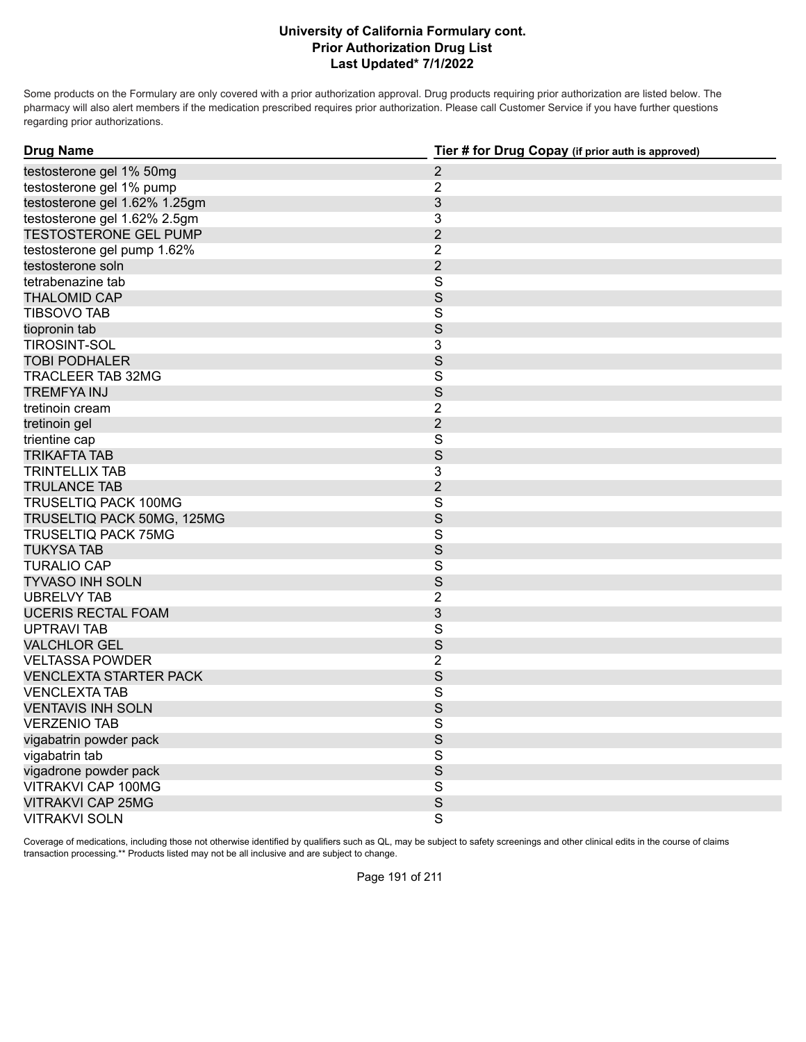# University of California Formulary cont.
## Prior Authorization Drug List
### Last Updated* 7/1/2022

Some products on the Formulary are only covered with a prior authorization approval. Drug products requiring prior authorization are listed below. The pharmacy will also alert members if the medication prescribed requires prior authorization. Please call Customer Service if you have further questions regarding prior authorizations.

| Drug Name | Tier # for Drug Copay (if prior auth is approved) |
|---|---|
| testosterone gel 1% 50mg | 2 |
| testosterone gel 1% pump | 2 |
| testosterone gel 1.62% 1.25gm | 3 |
| testosterone gel 1.62% 2.5gm | 3 |
| TESTOSTERONE GEL PUMP | 2 |
| testosterone gel pump 1.62% | 2 |
| testosterone soln | 2 |
| tetrabenazine tab | S |
| THALOMID CAP | S |
| TIBSOVO TAB | S |
| tiopronin tab | S |
| TIROSINT-SOL | 3 |
| TOBI PODHALER | S |
| TRACLEER TAB 32MG | S |
| TREMFYA INJ | S |
| tretinoin cream | 2 |
| tretinoin gel | 2 |
| trientine cap | S |
| TRIKAFTA TAB | S |
| TRINTELLIX TAB | 3 |
| TRULANCE TAB | 2 |
| TRUSELTIQ PACK 100MG | S |
| TRUSELTIQ PACK 50MG, 125MG | S |
| TRUSELTIQ PACK 75MG | S |
| TUKYSA TAB | S |
| TURALIO CAP | S |
| TYVASO INH SOLN | S |
| UBRELVY TAB | 2 |
| UCERIS RECTAL FOAM | 3 |
| UPTRAVI TAB | S |
| VALCHLOR GEL | S |
| VELTASSA POWDER | 2 |
| VENCLEXTA STARTER PACK | S |
| VENCLEXTA TAB | S |
| VENTAVIS INH SOLN | S |
| VERZENIO TAB | S |
| vigabatrin powder pack | S |
| vigabatrin tab | S |
| vigadrone powder pack | S |
| VITRAKVI CAP 100MG | S |
| VITRAKVI CAP 25MG | S |
| VITRAKVI SOLN | S |

Coverage of medications, including those not otherwise identified by qualifiers such as QL, may be subject to safety screenings and other clinical edits in the course of claims transaction processing.** Products listed may not be all inclusive and are subject to change.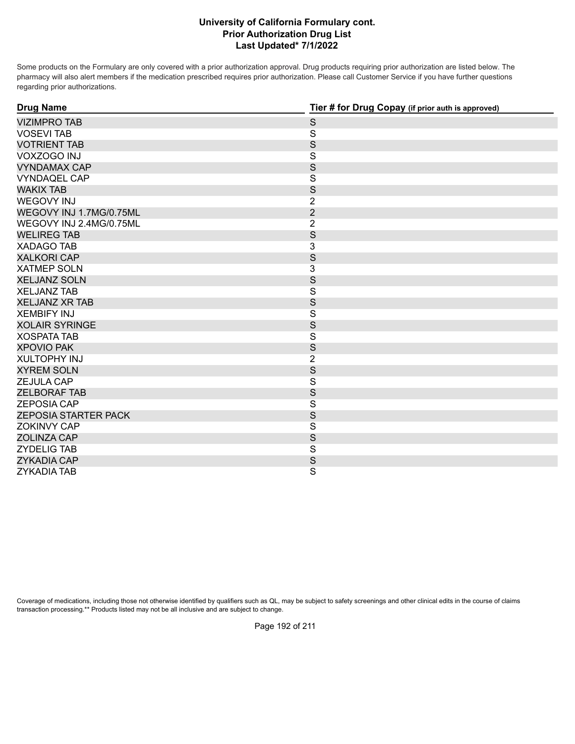# University of California Formulary cont.
## Prior Authorization Drug List
### Last Updated* 7/1/2022

Some products on the Formulary are only covered with a prior authorization approval. Drug products requiring prior authorization are listed below. The pharmacy will also alert members if the medication prescribed requires prior authorization. Please call Customer Service if you have further questions regarding prior authorizations.

| Drug Name | Tier # for Drug Copay (if prior auth is approved) |
|---|---|
| VIZIMPRO TAB | S |
| VOSEVI TAB | S |
| VOTRIENT TAB | S |
| VOXZOGO INJ | S |
| VYNDAMAX CAP | S |
| VYNDAQEL CAP | S |
| WAKIX TAB | S |
| WEGOVY INJ | 2 |
| WEGOVY INJ 1.7MG/0.75ML | 2 |
| WEGOVY INJ 2.4MG/0.75ML | 2 |
| WELIREG TAB | S |
| XADAGO TAB | 3 |
| XALKORI CAP | S |
| XATMEP SOLN | 3 |
| XELJANZ SOLN | S |
| XELJANZ TAB | S |
| XELJANZ XR TAB | S |
| XEMBIFY INJ | S |
| XOLAIR SYRINGE | S |
| XOSPATA TAB | S |
| XPOVIO PAK | S |
| XULTOPHY INJ | 2 |
| XYREM SOLN | S |
| ZEJULA CAP | S |
| ZELBORAF TAB | S |
| ZEPOSIA CAP | S |
| ZEPOSIA STARTER PACK | S |
| ZOKINVY CAP | S |
| ZOLINZA CAP | S |
| ZYDELIG TAB | S |
| ZYKADIA CAP | S |
| ZYKADIA TAB | S |

Coverage of medications, including those not otherwise identified by qualifiers such as QL, may be subject to safety screenings and other clinical edits in the course of claims transaction processing.** Products listed may not be all inclusive and are subject to change.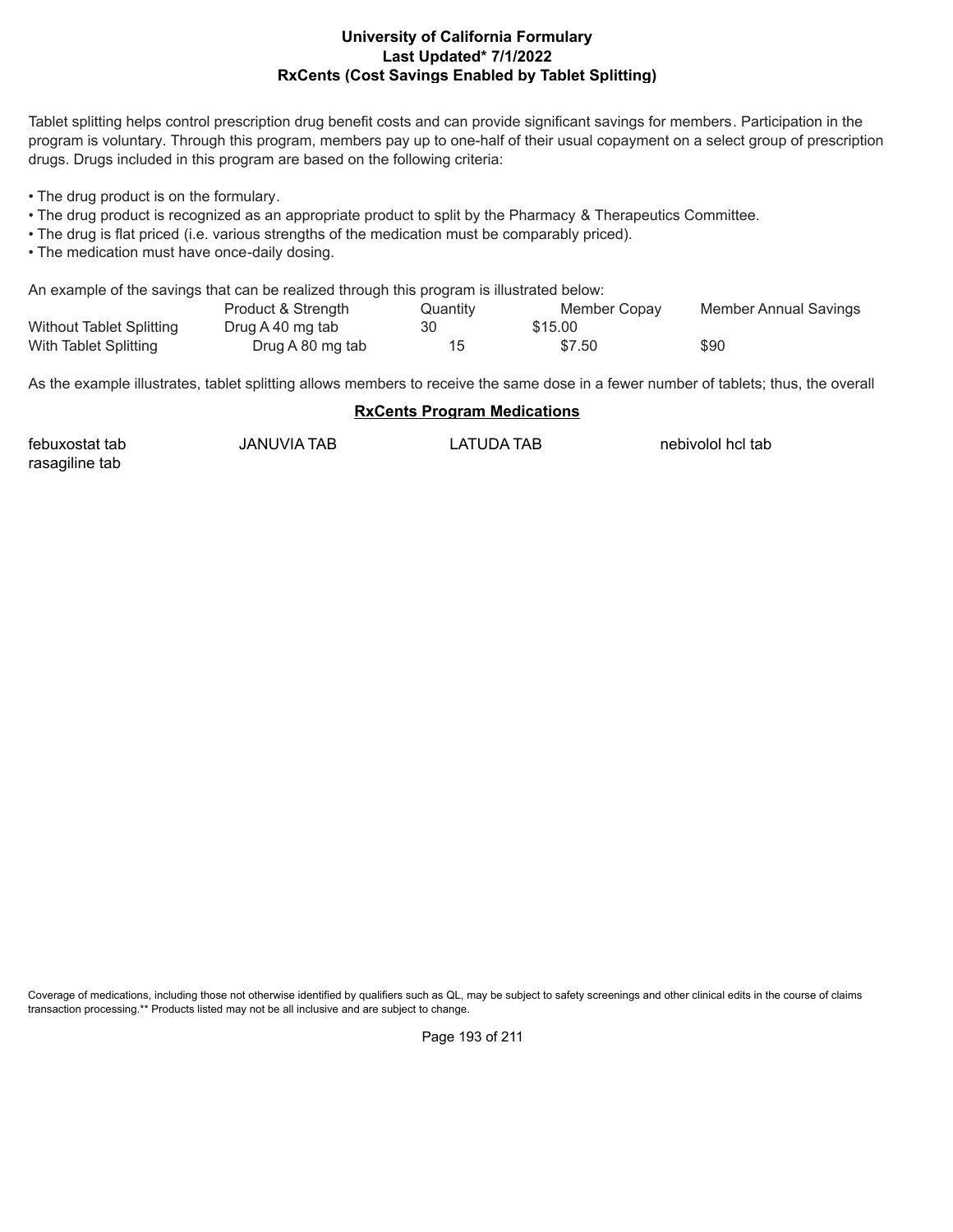# University of California Formulary
## Last Updated* 7/1/2022
## RxCents (Cost Savings Enabled by Tablet Splitting)

Tablet splitting helps control prescription drug benefit costs and can provide significant savings for members. Participation in the program is voluntary. Through this program, members pay up to one-half of their usual copayment on a select group of prescription drugs. Drugs included in this program are based on the following criteria:

- The drug product is on the formulary.
- The drug product is recognized as an appropriate product to split by the Pharmacy & Therapeutics Committee.
- The drug is flat priced (i.e. various strengths of the medication must be comparably priced).
- The medication must have once-daily dosing.

An example of the savings that can be realized through this program is illustrated below:

| | Product & Strength | Quantity | Member Copay | Member Annual Savings |
|---|---|---|---|---|
| Without Tablet Splitting | Drug A 40 mg tab | 30 | $15.00 | |
| With Tablet Splitting | Drug A 80 mg tab | 15 | $7.50 | $90 |

As the example illustrates, tablet splitting allows members to receive the same dose in a fewer number of tablets; thus, the overall

### RxCents Program Medications

| | | | |
|---|---|---|---|
| febuxostat tab | JANUVIA TAB | LATUDA TAB | nebivolol hcl tab |
| rasagiline tab | | | |

Coverage of medications, including those not otherwise identified by qualifiers such as QL, may be subject to safety screenings and other clinical edits in the course of claims transaction processing.** Products listed may not be all inclusive and are subject to change.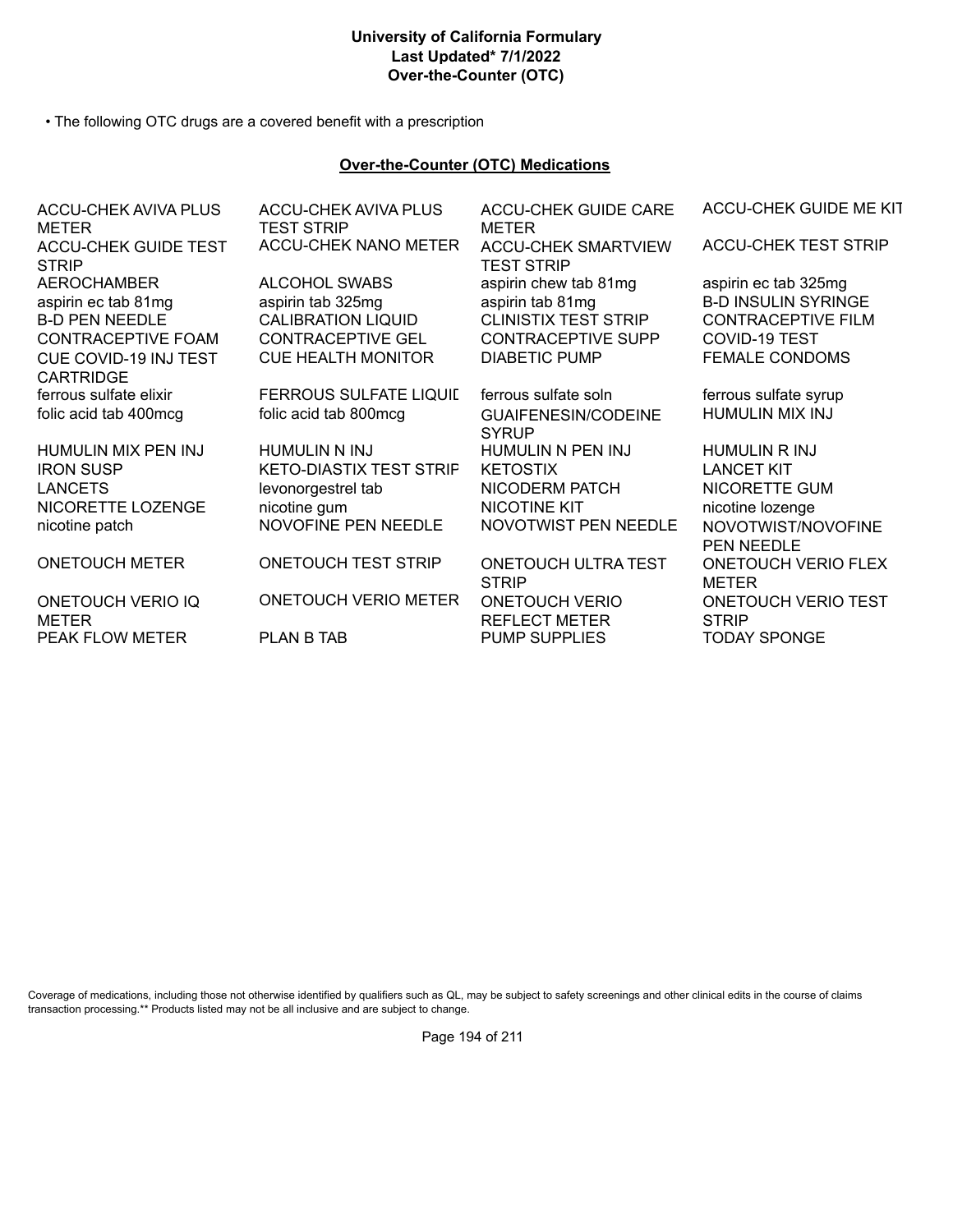# University of California Formulary
**Last Updated* 7/1/2022**
**Over-the-Counter (OTC)**

- The following OTC drugs are a covered benefit with a prescription

## Over-the-Counter (OTC) Medications

| | | | |
|---|---|---|---|
| ACCU-CHEK AVIVA PLUS METER | ACCU-CHEK AVIVA PLUS TEST STRIP | ACCU-CHEK GUIDE CARE METER | ACCU-CHEK GUIDE ME KIT |
| ACCU-CHEK GUIDE TEST STRIP | ACCU-CHEK NANO METER | ACCU-CHEK SMARTVIEW TEST STRIP | ACCU-CHEK TEST STRIP |
| AEROCHAMBER | ALCOHOL SWABS | aspirin chew tab 81mg | aspirin ec tab 325mg |
| aspirin ec tab 81mg | aspirin tab 325mg | aspirin tab 81mg | B-D INSULIN SYRINGE |
| B-D PEN NEEDLE | CALIBRATION LIQUID | CLINISTIX TEST STRIP | CONTRACEPTIVE FILM |
| CONTRACEPTIVE FOAM | CONTRACEPTIVE GEL | CONTRACEPTIVE SUPP | COVID-19 TEST |
| CUE COVID-19 INJ TEST CARTRIDGE | CUE HEALTH MONITOR | DIABETIC PUMP | FEMALE CONDOMS |
| ferrous sulfate elixir | FERROUS SULFATE LIQUID | ferrous sulfate soln | ferrous sulfate syrup |
| folic acid tab 400mcg | folic acid tab 800mcg | GUAIFENESIN/CODEINE SYRUP | HUMULIN MIX INJ |
| HUMULIN MIX PEN INJ | HUMULIN N INJ | HUMULIN N PEN INJ | HUMULIN R INJ |
| IRON SUSP | KETO-DIASTIX TEST STRIP | KETOSTIX | LANCET KIT |
| LANCETS | levonorgestrel tab | NICODERM PATCH | NICORETTE GUM |
| NICORETTE LOZENGE | nicotine gum | NICOTINE KIT | nicotine lozenge |
| nicotine patch | NOVOFINE PEN NEEDLE | NOVOTWIST PEN NEEDLE | NOVOTWIST/NOVOFINE PEN NEEDLE |
| ONETOUCH METER | ONETOUCH TEST STRIP | ONETOUCH ULTRA TEST STRIP | ONETOUCH VERIO FLEX METER |
| ONETOUCH VERIO IQ METER | ONETOUCH VERIO METER | ONETOUCH VERIO REFLECT METER | ONETOUCH VERIO TEST STRIP |
| PEAK FLOW METER | PLAN B TAB | PUMP SUPPLIES | TODAY SPONGE |

Coverage of medications, including those not otherwise identified by qualifiers such as QL, may be subject to safety screenings and other clinical edits in the course of claims transaction processing.** Products listed may not be all inclusive and are subject to change.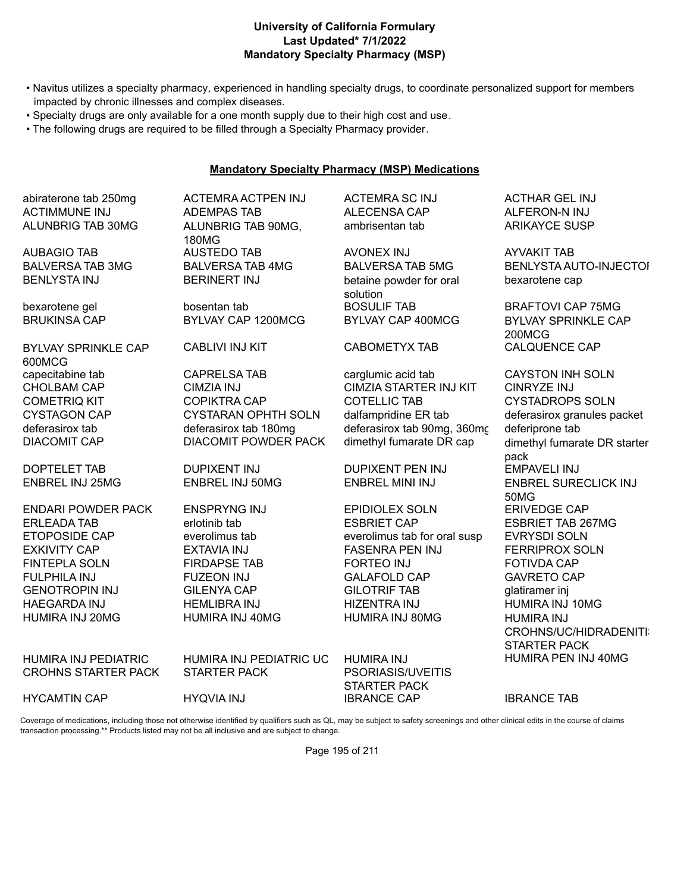# University of California Formulary
## Last Updated* 7/1/2022
## Mandatory Specialty Pharmacy (MSP)

- Navitus utilizes a specialty pharmacy, experienced in handling specialty drugs, to coordinate personalized support for members impacted by chronic illnesses and complex diseases.
- Specialty drugs are only available for a one month supply due to their high cost and use.
- The following drugs are required to be filled through a Specialty Pharmacy provider.

### Mandatory Specialty Pharmacy (MSP) Medications

| | | | |
|---|---|---|---|
| abiraterone tab 250mg | ACTEMRA ACTPEN INJ | ACTEMRA SC INJ | ACTHAR GEL INJ |
| ACTIMMUNE INJ | ADEMPAS TAB | ALECENSA CAP | ALFERON-N INJ |
| ALUNBRIG TAB 30MG | ALUNBRIG TAB 90MG, 180MG | ambrisentan tab | ARIKAYCE SUSP |
| AUBAGIO TAB | AUSTEDO TAB | AVONEX INJ | AYVAKIT TAB |
| BALVERSA TAB 3MG | BALVERSA TAB 4MG | BALVERSA TAB 5MG | BENLYSTA AUTO-INJECTOI |
| BENLYSTA INJ | BERINERT INJ | betaine powder for oral solution | bexarotene cap |
| bexarotene gel | bosentan tab | BOSULIF TAB | BRAFTOVI CAP 75MG |
| BRUKINSA CAP | BYLVAY CAP 1200MCG | BYLVAY CAP 400MCG | BYLVAY SPRINKLE CAP 200MCG |
| BYLVAY SPRINKLE CAP 600MCG | CABLIVI INJ KIT | CABOMETYX TAB | CALQUENCE CAP |
| capecitabine tab | CAPRELSA TAB | carglumic acid tab | CAYSTON INH SOLN |
| CHOLBAM CAP | CIMZIA INJ | CIMZIA STARTER INJ KIT | CINRYZE INJ |
| COMETRIQ KIT | COPIKTRA CAP | COTELLIC TAB | CYSTADROPS SOLN |
| CYSTAGON CAP | CYSTARAN OPHTH SOLN | dalfampridine ER tab | deferasirox granules packet |
| deferasirox tab | deferasirox tab 180mg | deferasirox tab 90mg, 360mg | deferiprone tab |
| DIACOMIT CAP | DIACOMIT POWDER PACK | dimethyl fumarate DR cap | dimethyl fumarate DR starter pack |
| DOPTELET TAB | DUPIXENT INJ | DUPIXENT PEN INJ | EMPAVELI INJ |
| ENBREL INJ 25MG | ENBREL INJ 50MG | ENBREL MINI INJ | ENBREL SURECLICK INJ 50MG |
| ENDARI POWDER PACK | ENSPRYNG INJ | EPIDIOLEX SOLN | ERIVEDGE CAP |
| ERLEADA TAB | erlotinib tab | ESBRIET CAP | ESBRIET TAB 267MG |
| ETOPOSIDE CAP | everolimus tab | everolimus tab for oral susp | EVRYSDI SOLN |
| EXKIVITY CAP | EXTAVIA INJ | FASENRA PEN INJ | FERRIPROX SOLN |
| FINTEPLA SOLN | FIRDAPSE TAB | FORTEO INJ | FOTIVDA CAP |
| FULPHILA INJ | FUZEON INJ | GALAFOLD CAP | GAVRETO CAP |
| GENOTROPIN INJ | GILENYA CAP | GILOTRIF TAB | glatiramer inj |
| HAEGARDA INJ | HEMLIBRA INJ | HIZENTRA INJ | HUMIRA INJ 10MG |
| HUMIRA INJ 20MG | HUMIRA INJ 40MG | HUMIRA INJ 80MG | HUMIRA INJ CROHNS/UC/HIDRADENITI STARTER PACK |
| HUMIRA INJ PEDIATRIC CROHNS STARTER PACK | HUMIRA INJ PEDIATRIC UC STARTER PACK | HUMIRA INJ PSORIASIS/UVEITIS STARTER PACK | HUMIRA PEN INJ 40MG |
| HYCAMTIN CAP | HYQVIA INJ | IBRANCE CAP | IBRANCE TAB |

Coverage of medications, including those not otherwise identified by qualifiers such as QL, may be subject to safety screenings and other clinical edits in the course of claims transaction processing.** Products listed may not be all inclusive and are subject to change.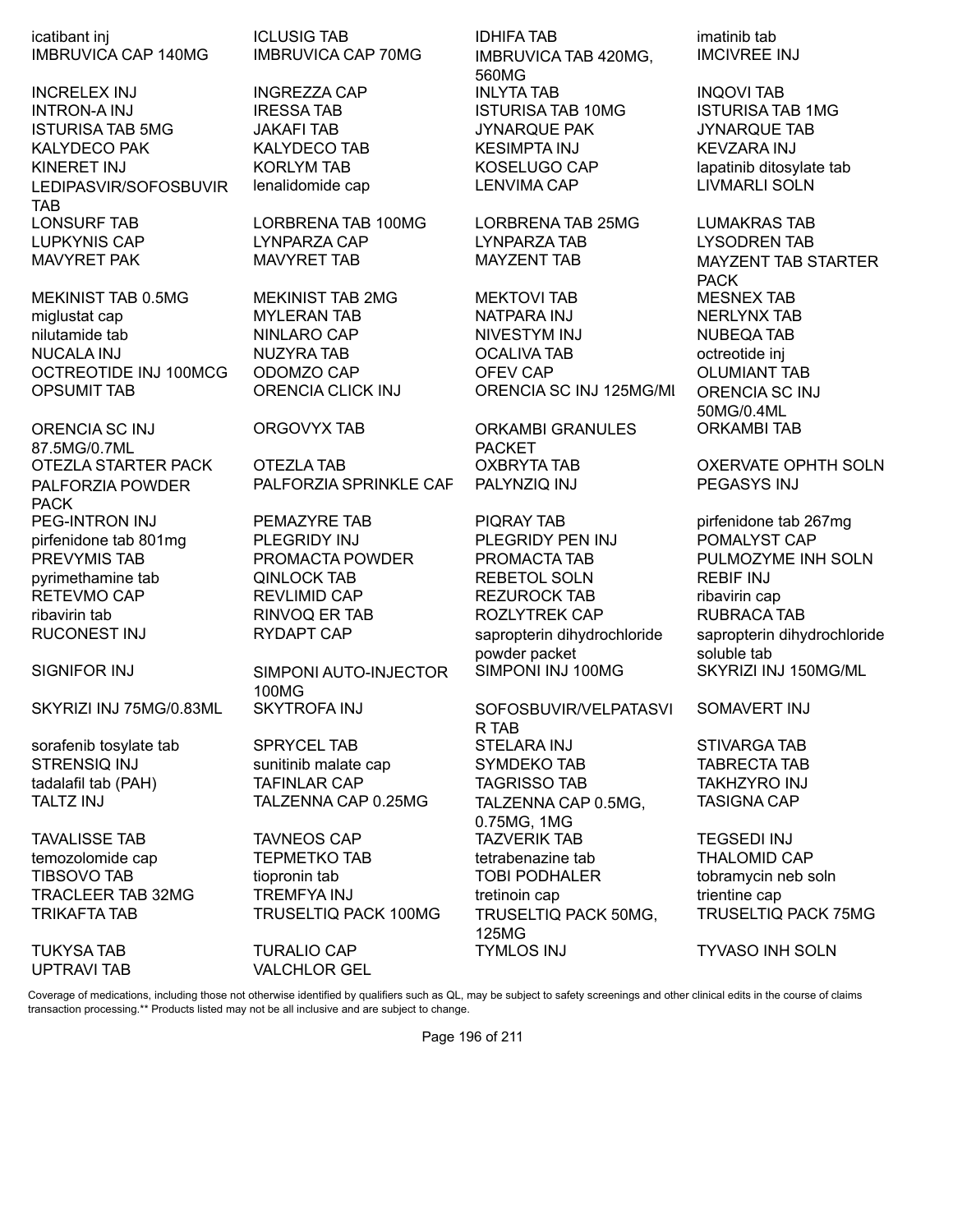| | | | |
|---|---|---|---|
| icatibant inj | ICLUSIG TAB | IDHIFA TAB | imatinib tab |
| IMBRUVICA CAP 140MG | IMBRUVICA CAP 70MG | IMBRUVICA TAB 420MG, 560MG | IMCIVREE INJ |
| INCRELEX INJ | INGREZZA CAP | INLYTA TAB | INQOVI TAB |
| INTRON-A INJ | IRESSA TAB | ISTURISA TAB 10MG | ISTURISA TAB 1MG |
| ISTURISA TAB 5MG | JAKAFI TAB | JYNARQUE PAK | JYNARQUE TAB |
| KALYDECO PAK | KALYDECO TAB | KESIMPTA INJ | KEVZARA INJ |
| KINERET INJ | KORLYM TAB | KOSELUGO CAP | lapatinib ditosylate tab |
| LEDIPASVIR/SOFOSBUVIR TAB | lenalidomide cap | LENVIMA CAP | LIVMARLI SOLN |
| LONSURF TAB | LORBRENA TAB 100MG | LORBRENA TAB 25MG | LUMAKRAS TAB |
| LUPKYNIS CAP | LYNPARZA CAP | LYNPARZA TAB | LYSODREN TAB |
| MAVYRET PAK | MAVYRET TAB | MAYZENT TAB | MAYZENT TAB STARTER PACK |
| MEKINIST TAB 0.5MG | MEKINIST TAB 2MG | MEKTOVI TAB | MESNEX TAB |
| miglustat cap | MYLERAN TAB | NATPARA INJ | NERLYNX TAB |
| nilutamide tab | NINLARO CAP | NIVESTYM INJ | NUBEQA TAB |
| NUCALA INJ | NUZYRA TAB | OCALIVA TAB | octreotide inj |
| OCTREOTIDE INJ 100MCG | ODOMZO CAP | OFEV CAP | OLUMIANT TAB |
| OPSUMIT TAB | ORENCIA CLICK INJ | ORENCIA SC INJ 125MG/MI | ORENCIA SC INJ 50MG/0.4ML |
| ORENCIA SC INJ 87.5MG/0.7ML | ORGOVYX TAB | ORKAMBI GRANULES PACKET | ORKAMBI TAB |
| OTEZLA STARTER PACK | OTEZLA TAB | OXBRYTA TAB | OXERVATE OPHTH SOLN |
| PALFORZIA POWDER PACK | PALFORZIA SPRINKLE CAF | PALYNZIQ INJ | PEGASYS INJ |
| PEG-INTRON INJ | PEMAZYRE TAB | PIQRAY TAB | pirfenidone tab 267mg |
| pirfenidone tab 801mg | PLEGRIDY INJ | PLEGRIDY PEN INJ | POMALYST CAP |
| PREVYMIS TAB | PROMACTA POWDER | PROMACTA TAB | PULMOZYME INH SOLN |
| pyrimethamine tab | QINLOCK TAB | REBETOL SOLN | REBIF INJ |
| RETEVMO CAP | REVLIMID CAP | REZUROCK TAB | ribavirin cap |
| ribavirin tab | RINVOQ ER TAB | ROZLYTREK CAP | RUBRACA TAB |
| RUCONEST INJ | RYDAPT CAP | sapropterin dihydrochloride powder packet | sapropterin dihydrochloride soluble tab |
| SIGNIFOR INJ | SIMPONI AUTO-INJECTOR 100MG | SIMPONI INJ 100MG | SKYRIZI INJ 150MG/ML |
| SKYRIZI INJ 75MG/0.83ML | SKYTROFA INJ | SOFOSBUVIR/VELPATASVIR TAB | SOMAVERT INJ |
| sorafenib tosylate tab | SPRYCEL TAB | STELARA INJ | STIVARGA TAB |
| STRENSIQ INJ | sunitinib malate cap | SYMDEKO TAB | TABRECTA TAB |
| tadalafil tab (PAH) | TAFINLAR CAP | TAGRISSO TAB | TAKHZYRO INJ |
| TALTZ INJ | TALZENNA CAP 0.25MG | TALZENNA CAP 0.5MG, 0.75MG, 1MG | TASIGNA CAP |
| TAVALISSE TAB | TAVNEOS CAP | TAZVERIK TAB | TEGSEDI INJ |
| temozolomide cap | TEPMETKO TAB | tetrabenazine tab | THALOMID CAP |
| TIBSOVO TAB | tiopronin tab | TOBI PODHALER | tobramycin neb soln |
| TRACLEER TAB 32MG | TREMFYA INJ | tretinoin cap | trientine cap |
| TRIKAFTA TAB | TRUSELTIQ PACK 100MG | TRUSELTIQ PACK 50MG, 125MG | TRUSELTIQ PACK 75MG |
| TUKYSA TAB | TURALIO CAP | TYMLOS INJ | TYVASO INH SOLN |
| UPTRAVI TAB | VALCHLOR GEL | | |

Coverage of medications, including those not otherwise identified by qualifiers such as QL, may be subject to safety screenings and other clinical edits in the course of claims transaction processing.** Products listed may not be all inclusive and are subject to change.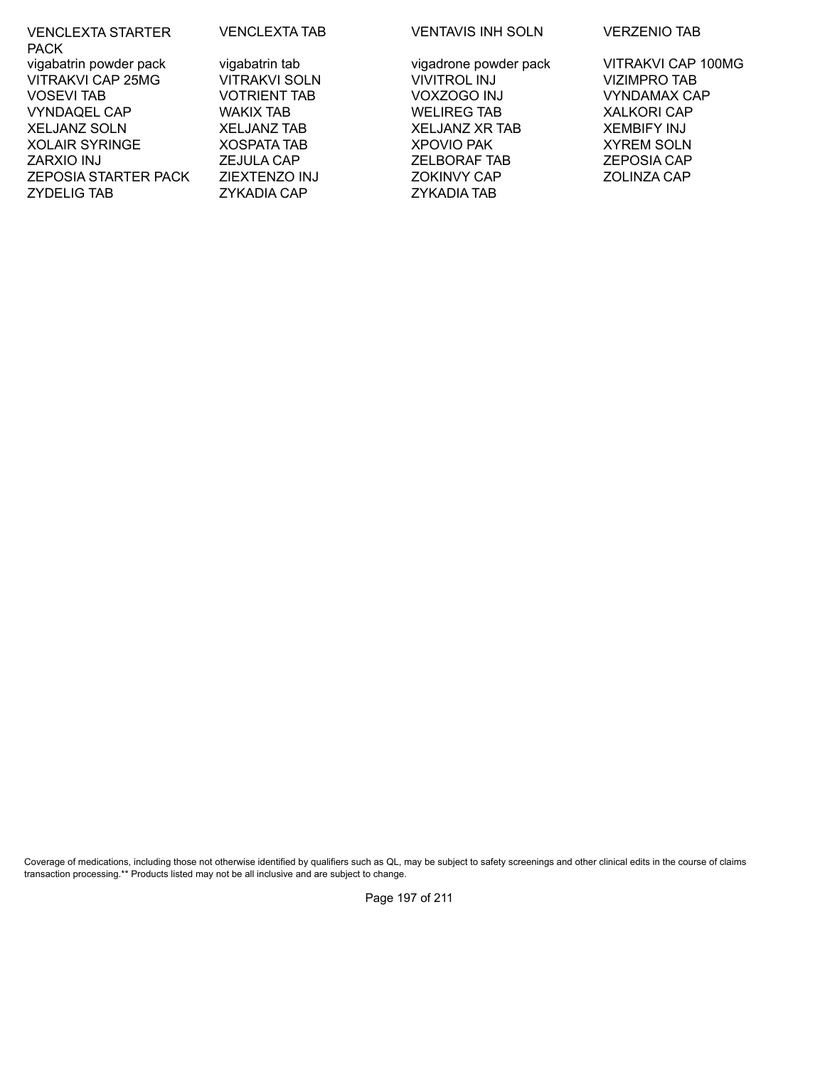| | | | |
|---|---|---|---|
| VENCLEXTA STARTER PACK | VENCLEXTA TAB | VENTAVIS INH SOLN | VERZENIO TAB |
| vigabatrin powder pack | vigabatrin tab | vigadrone powder pack | VITRAKVI CAP 100MG |
| VITRAKVI CAP 25MG | VITRAKVI SOLN | VIVITROL INJ | VIZIMPRO TAB |
| VOSEVI TAB | VOTRIENT TAB | VOXZOGO INJ | VYNDAMAX CAP |
| VYNDAQEL CAP | WAKIX TAB | WELIREG TAB | XALKORI CAP |
| XELJANZ SOLN | XELJANZ TAB | XELJANZ XR TAB | XEMBIFY INJ |
| XOLAIR SYRINGE | XOSPATA TAB | XPOVIO PAK | XYREM SOLN |
| ZARXIO INJ | ZEJULA CAP | ZELBORAF TAB | ZEPOSIA CAP |
| ZEPOSIA STARTER PACK | ZIEXTENZO INJ | ZOKINVY CAP | ZOLINZA CAP |
| ZYDELIG TAB | ZYKADIA CAP | ZYKADIA TAB | |

Coverage of medications, including those not otherwise identified by qualifiers such as QL, may be subject to safety screenings and other clinical edits in the course of claims transaction processing.** Products listed may not be all inclusive and are subject to change.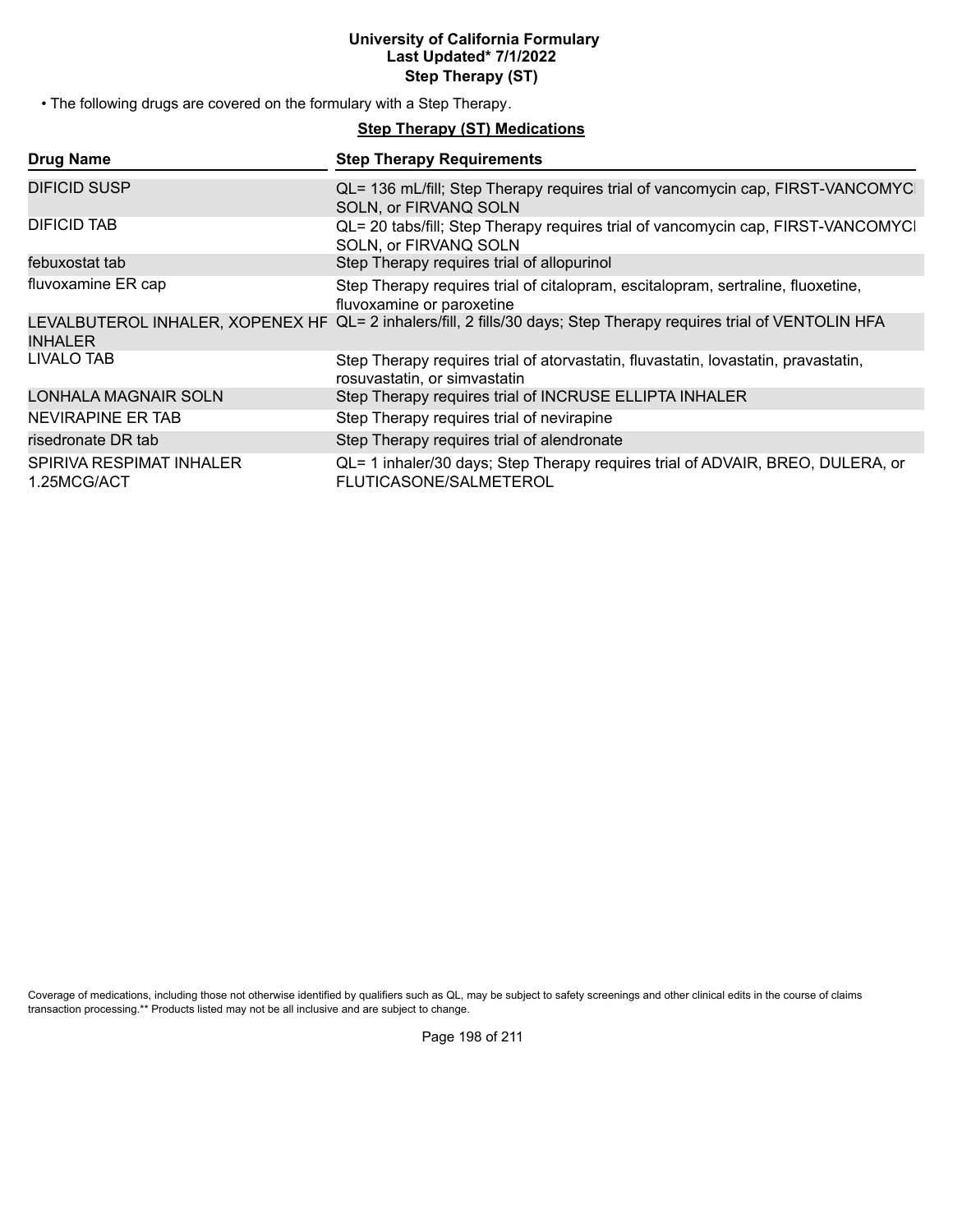# University of California Formulary

**Last Updated\* 7/1/2022**

**Step Therapy (ST)**

- The following drugs are covered on the formulary with a Step Therapy.

## Step Therapy (ST) Medications

| Drug Name | Step Therapy Requirements |
|---|---|
| DIFICID SUSP | QL= 136 mL/fill; Step Therapy requires trial of vancomycin cap, FIRST-VANCOMYCI SOLN, or FIRVANQ SOLN |
| DIFICID TAB | QL= 20 tabs/fill; Step Therapy requires trial of vancomycin cap, FIRST-VANCOMYCI SOLN, or FIRVANQ SOLN |
| febuxostat tab | Step Therapy requires trial of allopurinol |
| fluvoxamine ER cap | Step Therapy requires trial of citalopram, escitalopram, sertraline, fluoxetine, fluvoxamine or paroxetine |
| LEVALBUTEROL INHALER, XOPENEX HF INHALER | QL= 2 inhalers/fill, 2 fills/30 days; Step Therapy requires trial of VENTOLIN HFA |
| LIVALO TAB | Step Therapy requires trial of atorvastatin, fluvastatin, lovastatin, pravastatin, rosuvastatin, or simvastatin |
| LONHALA MAGNAIR SOLN | Step Therapy requires trial of INCRUSE ELLIPTA INHALER |
| NEVIRAPINE ER TAB | Step Therapy requires trial of nevirapine |
| risedronate DR tab | Step Therapy requires trial of alendronate |
| SPIRIVA RESPIMAT INHALER 1.25MCG/ACT | QL= 1 inhaler/30 days; Step Therapy requires trial of ADVAIR, BREO, DULERA, or FLUTICASONE/SALMETEROL |

Coverage of medications, including those not otherwise identified by qualifiers such as QL, may be subject to safety screenings and other clinical edits in the course of claims transaction processing.\*\* Products listed may not be all inclusive and are subject to change.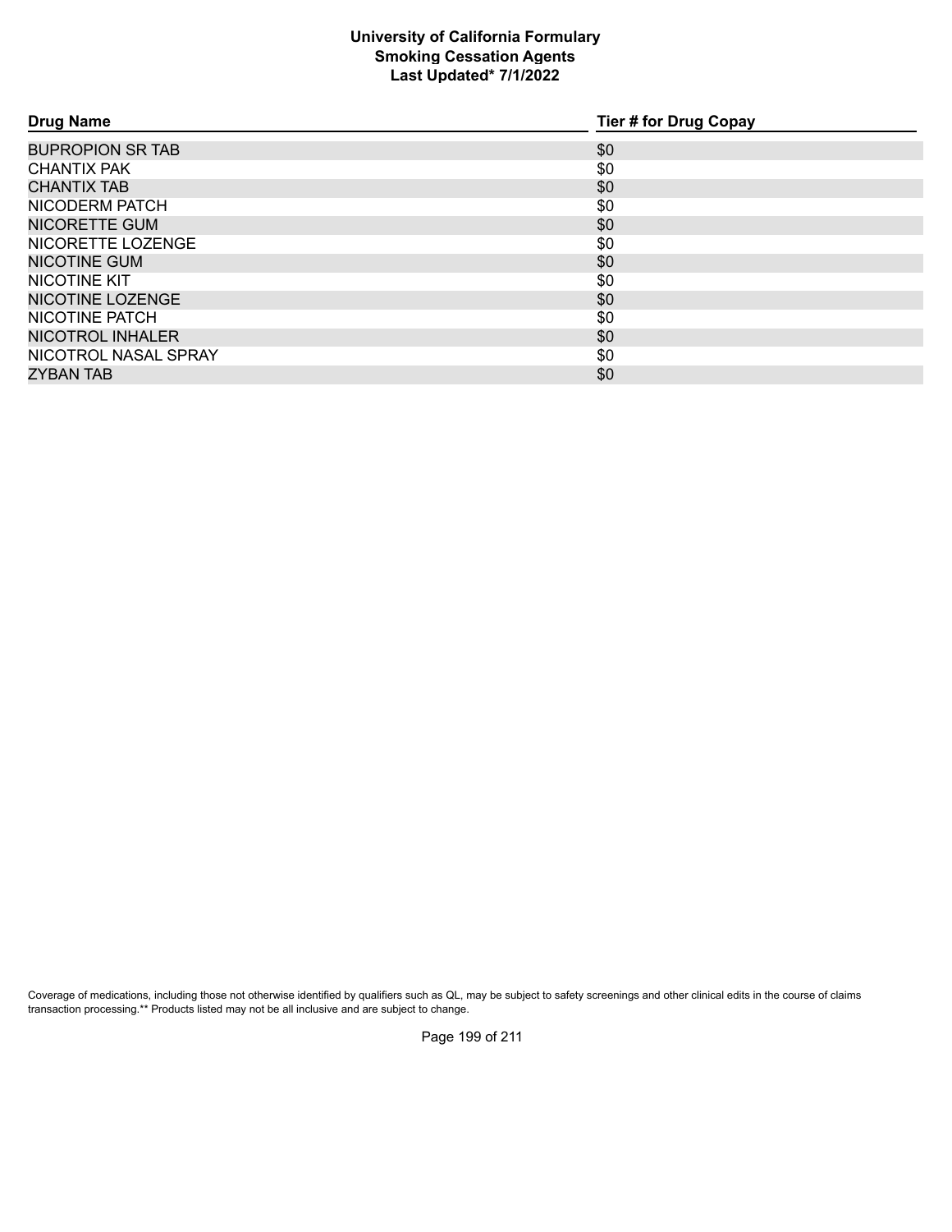# University of California Formulary
## Smoking Cessation Agents
### Last Updated* 7/1/2022

| Drug Name | Tier # for Drug Copay |
| --- | --- |
| BUPROPION SR TAB | $0 |
| CHANTIX PAK | $0 |
| CHANTIX TAB | $0 |
| NICODERM PATCH | $0 |
| NICORETTE GUM | $0 |
| NICORETTE LOZENGE | $0 |
| NICOTINE GUM | $0 |
| NICOTINE KIT | $0 |
| NICOTINE LOZENGE | $0 |
| NICOTINE PATCH | $0 |
| NICOTROL INHALER | $0 |
| NICOTROL NASAL SPRAY | $0 |
| ZYBAN TAB | $0 |

Coverage of medications, including those not otherwise identified by qualifiers such as QL, may be subject to safety screenings and other clinical edits in the course of claims transaction processing.** Products listed may not be all inclusive and are subject to change.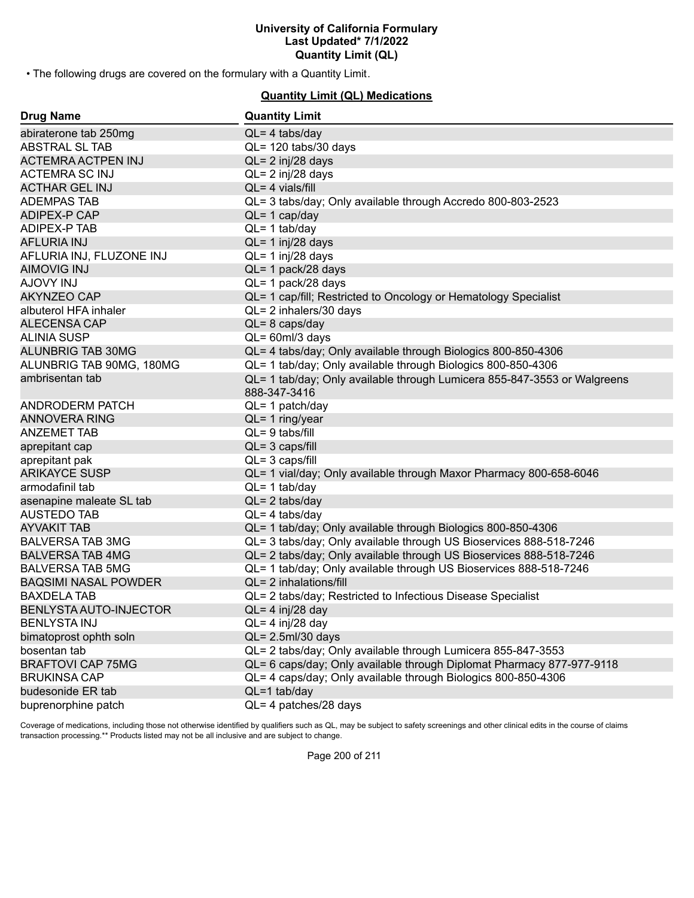• The following drugs are covered on the formulary with a Quantity Limit.

## Quantity Limit (QL) Medications

| Drug Name | Quantity Limit |
|---|---|
| abiraterone tab 250mg | QL= 4 tabs/day |
| ABSTRAL SL TAB | QL= 120 tabs/30 days |
| ACTEMRA ACTPEN INJ | QL= 2 inj/28 days |
| ACTEMRA SC INJ | QL= 2 inj/28 days |
| ACTHAR GEL INJ | QL= 4 vials/fill |
| ADEMPAS TAB | QL= 3 tabs/day; Only available through Accredo 800-803-2523 |
| ADIPEX-P CAP | QL= 1 cap/day |
| ADIPEX-P TAB | QL= 1 tab/day |
| AFLURIA INJ | QL= 1 inj/28 days |
| AFLURIA INJ, FLUZONE INJ | QL= 1 inj/28 days |
| AIMOVIG INJ | QL= 1 pack/28 days |
| AJOVY INJ | QL= 1 pack/28 days |
| AKYNZEO CAP | QL= 1 cap/fill; Restricted to Oncology or Hematology Specialist |
| albuterol HFA inhaler | QL= 2 inhalers/30 days |
| ALECENSA CAP | QL= 8 caps/day |
| ALINIA SUSP | QL= 60ml/3 days |
| ALUNBRIG TAB 30MG | QL= 4 tabs/day; Only available through Biologics 800-850-4306 |
| ALUNBRIG TAB 90MG, 180MG | QL= 1 tab/day; Only available through Biologics 800-850-4306 |
| ambrisentan tab | QL= 1 tab/day; Only available through Lumicera 855-847-3553 or Walgreens 888-347-3416 |
| ANDRODERM PATCH | QL= 1 patch/day |
| ANNOVERA RING | QL= 1 ring/year |
| ANZEMET TAB | QL= 9 tabs/fill |
| aprepitant cap | QL= 3 caps/fill |
| aprepitant pak | QL= 3 caps/fill |
| ARIKAYCE SUSP | QL= 1 vial/day; Only available through Maxor Pharmacy 800-658-6046 |
| armodafinil tab | QL= 1 tab/day |
| asenapine maleate SL tab | QL= 2 tabs/day |
| AUSTEDO TAB | QL= 4 tabs/day |
| AYVAKIT TAB | QL= 1 tab/day; Only available through Biologics 800-850-4306 |
| BALVERSA TAB 3MG | QL= 3 tabs/day; Only available through US Bioservices 888-518-7246 |
| BALVERSA TAB 4MG | QL= 2 tabs/day; Only available through US Bioservices 888-518-7246 |
| BALVERSA TAB 5MG | QL= 1 tab/day; Only available through US Bioservices 888-518-7246 |
| BAQSIMI NASAL POWDER | QL= 2 inhalations/fill |
| BAXDELA TAB | QL= 2 tabs/day; Restricted to Infectious Disease Specialist |
| BENLYSTA AUTO-INJECTOR | QL= 4 inj/28 day |
| BENLYSTA INJ | QL= 4 inj/28 day |
| bimatoprost ophth soln | QL= 2.5ml/30 days |
| bosentan tab | QL= 2 tabs/day; Only available through Lumicera 855-847-3553 |
| BRAFTOVI CAP 75MG | QL= 6 caps/day; Only available through Diplomat Pharmacy 877-977-9118 |
| BRUKINSA CAP | QL= 4 caps/day; Only available through Biologics 800-850-4306 |
| budesonide ER tab | QL=1 tab/day |
| buprenorphine patch | QL= 4 patches/28 days |

Coverage of medications, including those not otherwise identified by qualifiers such as QL, may be subject to safety screenings and other clinical edits in the course of claims transaction processing.** Products listed may not be all inclusive and are subject to change.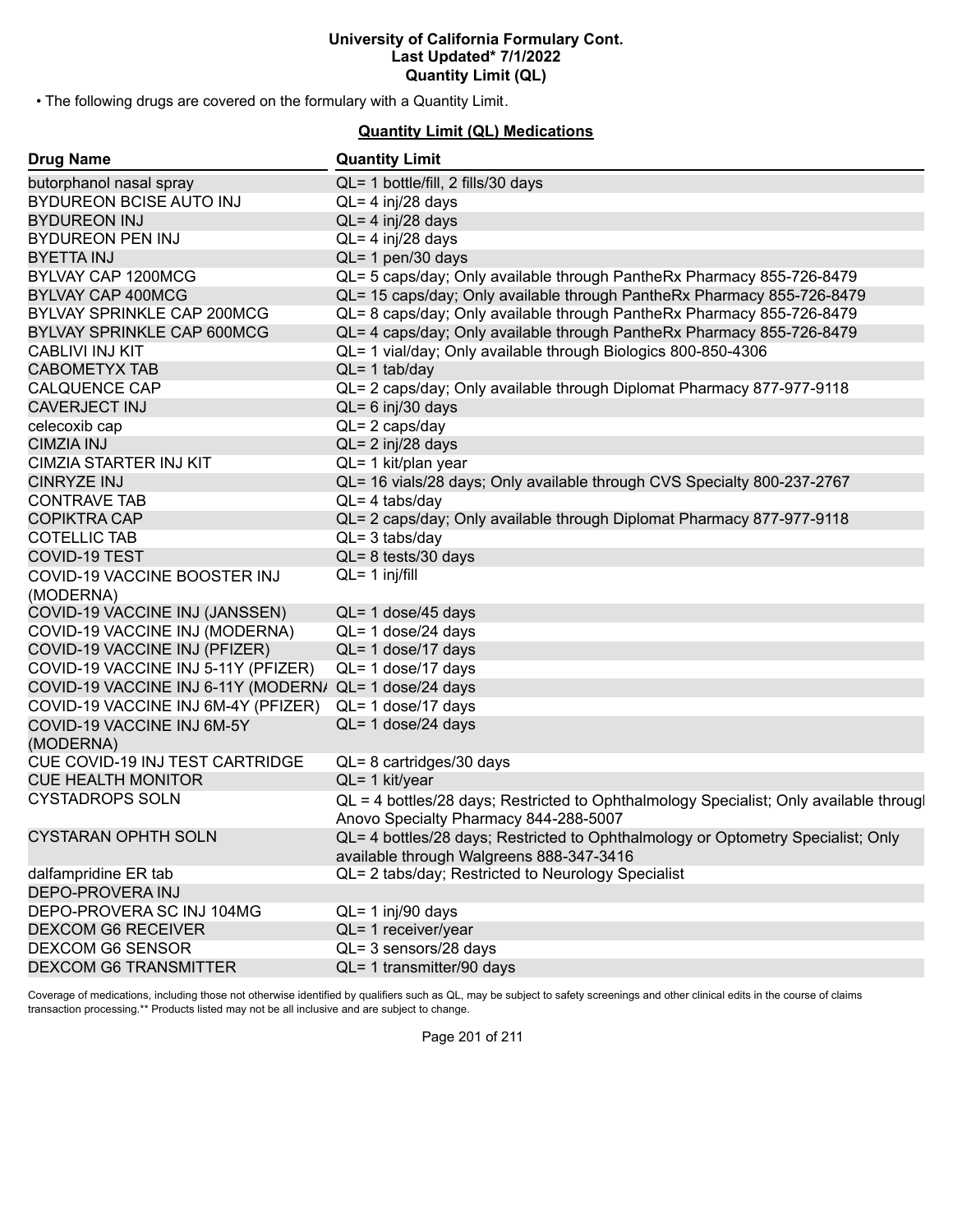• The following drugs are covered on the formulary with a Quantity Limit.

**Quantity Limit (QL) Medications**

| Drug Name | Quantity Limit |
|---|---|
| butorphanol nasal spray | QL= 1 bottle/fill, 2 fills/30 days |
| BYDUREON BCISE AUTO INJ | QL= 4 inj/28 days |
| BYDUREON INJ | QL= 4 inj/28 days |
| BYDUREON PEN INJ | QL= 4 inj/28 days |
| BYETTA INJ | QL= 1 pen/30 days |
| BYLVAY CAP 1200MCG | QL= 5 caps/day; Only available through PantheRx Pharmacy 855-726-8479 |
| BYLVAY CAP 400MCG | QL= 15 caps/day; Only available through PantheRx Pharmacy 855-726-8479 |
| BYLVAY SPRINKLE CAP 200MCG | QL= 8 caps/day; Only available through PantheRx Pharmacy 855-726-8479 |
| BYLVAY SPRINKLE CAP 600MCG | QL= 4 caps/day; Only available through PantheRx Pharmacy 855-726-8479 |
| CABLIVI INJ KIT | QL= 1 vial/day; Only available through Biologics 800-850-4306 |
| CABOMETYX TAB | QL= 1 tab/day |
| CALQUENCE CAP | QL= 2 caps/day; Only available through Diplomat Pharmacy 877-977-9118 |
| CAVERJECT INJ | QL= 6 inj/30 days |
| celecoxib cap | QL= 2 caps/day |
| CIMZIA INJ | QL= 2 inj/28 days |
| CIMZIA STARTER INJ KIT | QL= 1 kit/plan year |
| CINRYZE INJ | QL= 16 vials/28 days; Only available through CVS Specialty 800-237-2767 |
| CONTRAVE TAB | QL= 4 tabs/day |
| COPIKTRA CAP | QL= 2 caps/day; Only available through Diplomat Pharmacy 877-977-9118 |
| COTELLIC TAB | QL= 3 tabs/day |
| COVID-19 TEST | QL= 8 tests/30 days |
| COVID-19 VACCINE BOOSTER INJ (MODERNA) | QL= 1 inj/fill |
| COVID-19 VACCINE INJ (JANSSEN) | QL= 1 dose/45 days |
| COVID-19 VACCINE INJ (MODERNA) | QL= 1 dose/24 days |
| COVID-19 VACCINE INJ (PFIZER) | QL= 1 dose/17 days |
| COVID-19 VACCINE INJ 5-11Y (PFIZER) | QL= 1 dose/17 days |
| COVID-19 VACCINE INJ 6-11Y (MODERN/ | QL= 1 dose/24 days |
| COVID-19 VACCINE INJ 6M-4Y (PFIZER) | QL= 1 dose/17 days |
| COVID-19 VACCINE INJ 6M-5Y (MODERNA) | QL= 1 dose/24 days |
| CUE COVID-19 INJ TEST CARTRIDGE | QL= 8 cartridges/30 days |
| CUE HEALTH MONITOR | QL= 1 kit/year |
| CYSTADROPS SOLN | QL = 4 bottles/28 days; Restricted to Ophthalmology Specialist; Only available througl Anovo Specialty Pharmacy 844-288-5007 |
| CYSTARAN OPHTH SOLN | QL= 4 bottles/28 days; Restricted to Ophthalmology or Optometry Specialist; Only available through Walgreens 888-347-3416 |
| dalfampridine ER tab | QL= 2 tabs/day; Restricted to Neurology Specialist |
| DEPO-PROVERA INJ | |
| DEPO-PROVERA SC INJ 104MG | QL= 1 inj/90 days |
| DEXCOM G6 RECEIVER | QL= 1 receiver/year |
| DEXCOM G6 SENSOR | QL= 3 sensors/28 days |
| DEXCOM G6 TRANSMITTER | QL= 1 transmitter/90 days |

Coverage of medications, including those not otherwise identified by qualifiers such as QL, may be subject to safety screenings and other clinical edits in the course of claims transaction processing.** Products listed may not be all inclusive and are subject to change.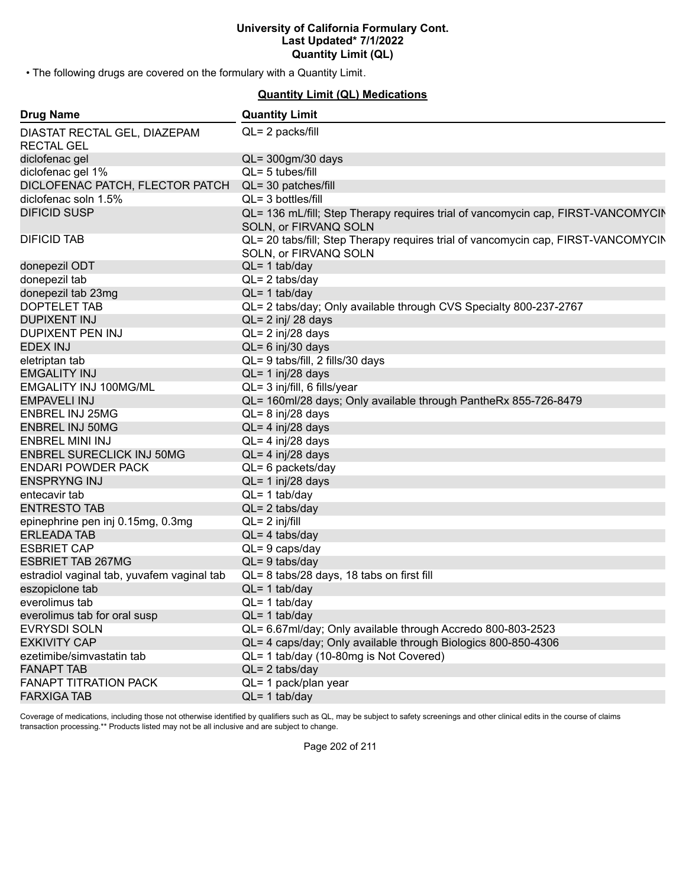• The following drugs are covered on the formulary with a Quantity Limit.

**Quantity Limit (QL) Medications**

| Drug Name | Quantity Limit |
|---|---|
| DIASTAT RECTAL GEL, DIAZEPAM RECTAL GEL | QL= 2 packs/fill |
| diclofenac gel | QL= 300gm/30 days |
| diclofenac gel 1% | QL= 5 tubes/fill |
| DICLOFENAC PATCH, FLECTOR PATCH | QL= 30 patches/fill |
| diclofenac soln 1.5% | QL= 3 bottles/fill |
| DIFICID SUSP | QL= 136 mL/fill; Step Therapy requires trial of vancomycin cap, FIRST-VANCOMYCIN SOLN, or FIRVANQ SOLN |
| DIFICID TAB | QL= 20 tabs/fill; Step Therapy requires trial of vancomycin cap, FIRST-VANCOMYCIN SOLN, or FIRVANQ SOLN |
| donepezil ODT | QL= 1 tab/day |
| donepezil tab | QL= 2 tabs/day |
| donepezil tab 23mg | QL= 1 tab/day |
| DOPTELET TAB | QL= 2 tabs/day; Only available through CVS Specialty 800-237-2767 |
| DUPIXENT INJ | QL= 2 inj/ 28 days |
| DUPIXENT PEN INJ | QL= 2 inj/28 days |
| EDEX INJ | QL= 6 inj/30 days |
| eletriptan tab | QL= 9 tabs/fill, 2 fills/30 days |
| EMGALITY INJ | QL= 1 inj/28 days |
| EMGALITY INJ 100MG/ML | QL= 3 inj/fill, 6 fills/year |
| EMPAVELI INJ | QL= 160ml/28 days; Only available through PantheRx 855-726-8479 |
| ENBREL INJ 25MG | QL= 8 inj/28 days |
| ENBREL INJ 50MG | QL= 4 inj/28 days |
| ENBREL MINI INJ | QL= 4 inj/28 days |
| ENBREL SURECLICK INJ 50MG | QL= 4 inj/28 days |
| ENDARI POWDER PACK | QL= 6 packets/day |
| ENSPRYNG INJ | QL= 1 inj/28 days |
| entecavir tab | QL= 1 tab/day |
| ENTRESTO TAB | QL= 2 tabs/day |
| epinephrine pen inj 0.15mg, 0.3mg | QL= 2 inj/fill |
| ERLEADA TAB | QL= 4 tabs/day |
| ESBRIET CAP | QL= 9 caps/day |
| ESBRIET TAB 267MG | QL= 9 tabs/day |
| estradiol vaginal tab, yuvafem vaginal tab | QL= 8 tabs/28 days, 18 tabs on first fill |
| eszopiclone tab | QL= 1 tab/day |
| everolimus tab | QL= 1 tab/day |
| everolimus tab for oral susp | QL= 1 tab/day |
| EVRYSDI SOLN | QL= 6.67ml/day; Only available through Accredo 800-803-2523 |
| EXKIVITY CAP | QL= 4 caps/day; Only available through Biologics 800-850-4306 |
| ezetimibe/simvastatin tab | QL= 1 tab/day (10-80mg is Not Covered) |
| FANAPT TAB | QL= 2 tabs/day |
| FANAPT TITRATION PACK | QL= 1 pack/plan year |
| FARXIGA TAB | QL= 1 tab/day |

Coverage of medications, including those not otherwise identified by qualifiers such as QL, may be subject to safety screenings and other clinical edits in the course of claims transaction processing.** Products listed may not be all inclusive and are subject to change.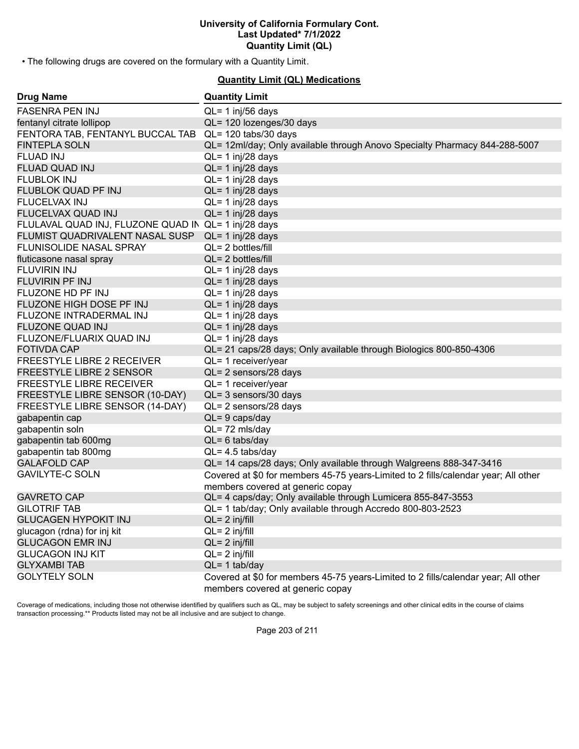**University of California Formulary Cont.**
**Last Updated* 7/1/2022**
**Quantity Limit (QL)**

• The following drugs are covered on the formulary with a Quantity Limit.

## Quantity Limit (QL) Medications

| Drug Name | Quantity Limit |
|---|---|
| FASENRA PEN INJ | QL= 1 inj/56 days |
| fentanyl citrate lollipop | QL= 120 lozenges/30 days |
| FENTORA TAB, FENTANYL BUCCAL TAB | QL= 120 tabs/30 days |
| FINTEPLA SOLN | QL= 12ml/day; Only available through Anovo Specialty Pharmacy 844-288-5007 |
| FLUAD INJ | QL= 1 inj/28 days |
| FLUAD QUAD INJ | QL= 1 inj/28 days |
| FLUBLOK INJ | QL= 1 inj/28 days |
| FLUBLOK QUAD PF INJ | QL= 1 inj/28 days |
| FLUCELVAX INJ | QL= 1 inj/28 days |
| FLUCELVAX QUAD INJ | QL= 1 inj/28 days |
| FLULAVAL QUAD INJ, FLUZONE QUAD IN | QL= 1 inj/28 days |
| FLUMIST QUADRIVALENT NASAL SUSP | QL= 1 inj/28 days |
| FLUNISOLIDE NASAL SPRAY | QL= 2 bottles/fill |
| fluticasone nasal spray | QL= 2 bottles/fill |
| FLUVIRIN INJ | QL= 1 inj/28 days |
| FLUVIRIN PF INJ | QL= 1 inj/28 days |
| FLUZONE HD PF INJ | QL= 1 inj/28 days |
| FLUZONE HIGH DOSE PF INJ | QL= 1 inj/28 days |
| FLUZONE INTRADERMAL INJ | QL= 1 inj/28 days |
| FLUZONE QUAD INJ | QL= 1 inj/28 days |
| FLUZONE/FLUARIX QUAD INJ | QL= 1 inj/28 days |
| FOTIVDA CAP | QL= 21 caps/28 days; Only available through Biologics 800-850-4306 |
| FREESTYLE LIBRE 2 RECEIVER | QL= 1 receiver/year |
| FREESTYLE LIBRE 2 SENSOR | QL= 2 sensors/28 days |
| FREESTYLE LIBRE RECEIVER | QL= 1 receiver/year |
| FREESTYLE LIBRE SENSOR (10-DAY) | QL= 3 sensors/30 days |
| FREESTYLE LIBRE SENSOR (14-DAY) | QL= 2 sensors/28 days |
| gabapentin cap | QL= 9 caps/day |
| gabapentin soln | QL= 72 mls/day |
| gabapentin tab 600mg | QL= 6 tabs/day |
| gabapentin tab 800mg | QL= 4.5 tabs/day |
| GALAFOLD CAP | QL= 14 caps/28 days; Only available through Walgreens 888-347-3416 |
| GAVILYTE-C SOLN | Covered at $0 for members 45-75 years-Limited to 2 fills/calendar year; All other members covered at generic copay |
| GAVRETO CAP | QL= 4 caps/day; Only available through Lumicera 855-847-3553 |
| GILOTRIF TAB | QL= 1 tab/day; Only available through Accredo 800-803-2523 |
| GLUCAGEN HYPOKIT INJ | QL= 2 inj/fill |
| glucagon (rdna) for inj kit | QL= 2 inj/fill |
| GLUCAGON EMR INJ | QL= 2 inj/fill |
| GLUCAGON INJ KIT | QL= 2 inj/fill |
| GLYXAMBI TAB | QL= 1 tab/day |
| GOLYTELY SOLN | Covered at $0 for members 45-75 years-Limited to 2 fills/calendar year; All other members covered at generic copay |

Coverage of medications, including those not otherwise identified by qualifiers such as QL, may be subject to safety screenings and other clinical edits in the course of claims transaction processing.** Products listed may not be all inclusive and are subject to change.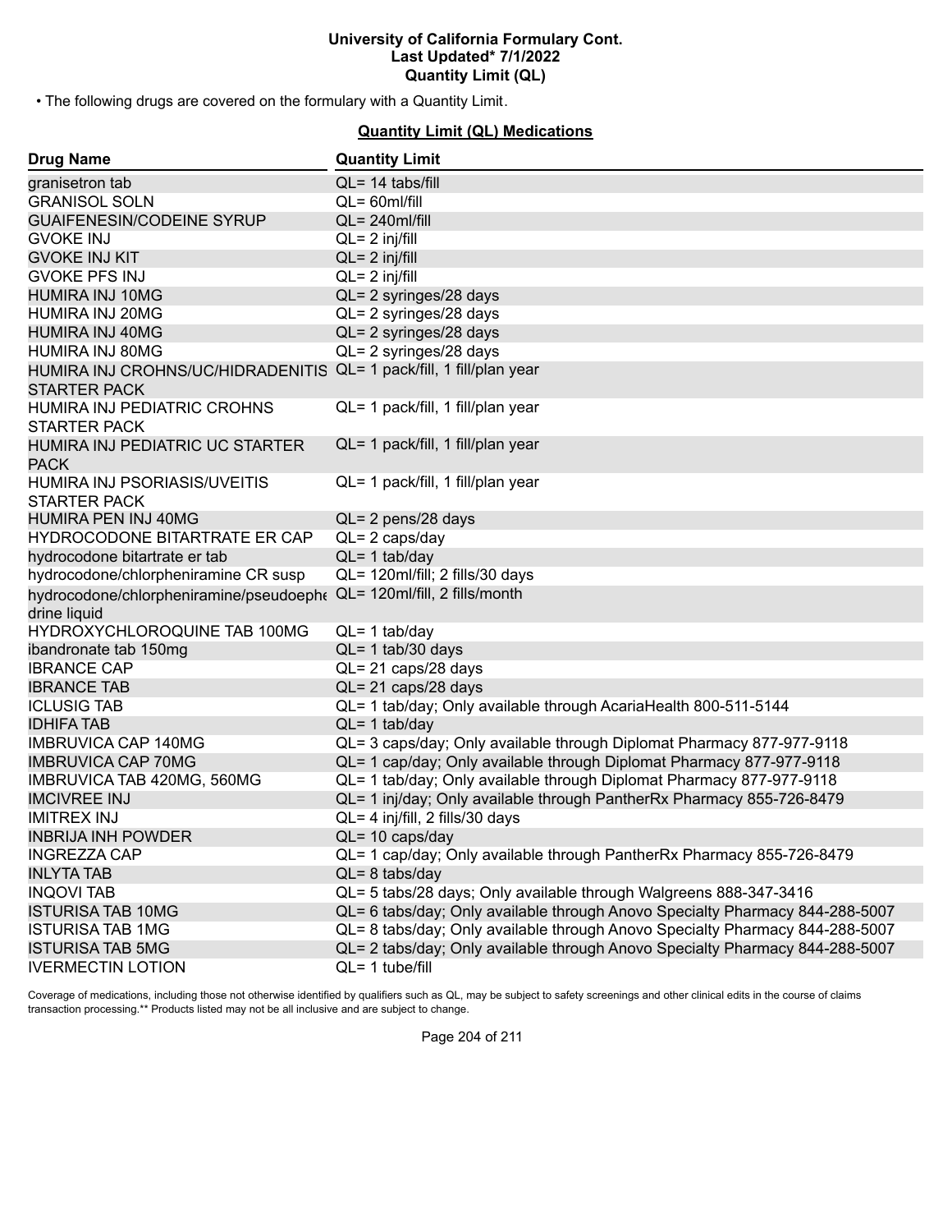• The following drugs are covered on the formulary with a Quantity Limit.

## Quantity Limit (QL) Medications

| Drug Name | Quantity Limit |
| --- | --- |
| granisetron tab | QL= 14 tabs/fill |
| GRANISOL SOLN | QL= 60ml/fill |
| GUAIFENESIN/CODEINE SYRUP | QL= 240ml/fill |
| GVOKE INJ | QL= 2 inj/fill |
| GVOKE INJ KIT | QL= 2 inj/fill |
| GVOKE PFS INJ | QL= 2 inj/fill |
| HUMIRA INJ 10MG | QL= 2 syringes/28 days |
| HUMIRA INJ 20MG | QL= 2 syringes/28 days |
| HUMIRA INJ 40MG | QL= 2 syringes/28 days |
| HUMIRA INJ 80MG | QL= 2 syringes/28 days |
| HUMIRA INJ CROHNS/UC/HIDRADENITIS STARTER PACK | QL= 1 pack/fill, 1 fill/plan year |
| HUMIRA INJ PEDIATRIC CROHNS STARTER PACK | QL= 1 pack/fill, 1 fill/plan year |
| HUMIRA INJ PEDIATRIC UC STARTER PACK | QL= 1 pack/fill, 1 fill/plan year |
| HUMIRA INJ PSORIASIS/UVEITIS STARTER PACK | QL= 1 pack/fill, 1 fill/plan year |
| HUMIRA PEN INJ 40MG | QL= 2 pens/28 days |
| HYDROCODONE BITARTRATE ER CAP | QL= 2 caps/day |
| hydrocodone bitartrate er tab | QL= 1 tab/day |
| hydrocodone/chlorpheniramine CR susp | QL= 120ml/fill; 2 fills/30 days |
| hydrocodone/chlorpheniramine/pseudoephedrine liquid | QL= 120ml/fill, 2 fills/month |
| HYDROXYCHLOROQUINE TAB 100MG | QL= 1 tab/day |
| ibandronate tab 150mg | QL= 1 tab/30 days |
| IBRANCE CAP | QL= 21 caps/28 days |
| IBRANCE TAB | QL= 21 caps/28 days |
| ICLUSIG TAB | QL= 1 tab/day; Only available through AcariaHealth 800-511-5144 |
| IDHIFA TAB | QL= 1 tab/day |
| IMBRUVICA CAP 140MG | QL= 3 caps/day; Only available through Diplomat Pharmacy 877-977-9118 |
| IMBRUVICA CAP 70MG | QL= 1 cap/day; Only available through Diplomat Pharmacy 877-977-9118 |
| IMBRUVICA TAB 420MG, 560MG | QL= 1 tab/day; Only available through Diplomat Pharmacy 877-977-9118 |
| IMCIVREE INJ | QL= 1 inj/day; Only available through PantherRx Pharmacy 855-726-8479 |
| IMITREX INJ | QL= 4 inj/fill, 2 fills/30 days |
| INBRIJA INH POWDER | QL= 10 caps/day |
| INGREZZA CAP | QL= 1 cap/day; Only available through PantherRx Pharmacy 855-726-8479 |
| INLYTA TAB | QL= 8 tabs/day |
| INQOVI TAB | QL= 5 tabs/28 days; Only available through Walgreens 888-347-3416 |
| ISTURISA TAB 10MG | QL= 6 tabs/day; Only available through Anovo Specialty Pharmacy 844-288-5007 |
| ISTURISA TAB 1MG | QL= 8 tabs/day; Only available through Anovo Specialty Pharmacy 844-288-5007 |
| ISTURISA TAB 5MG | QL= 2 tabs/day; Only available through Anovo Specialty Pharmacy 844-288-5007 |
| IVERMECTIN LOTION | QL= 1 tube/fill |

Coverage of medications, including those not otherwise identified by qualifiers such as QL, may be subject to safety screenings and other clinical edits in the course of claims transaction processing.** Products listed may not be all inclusive and are subject to change.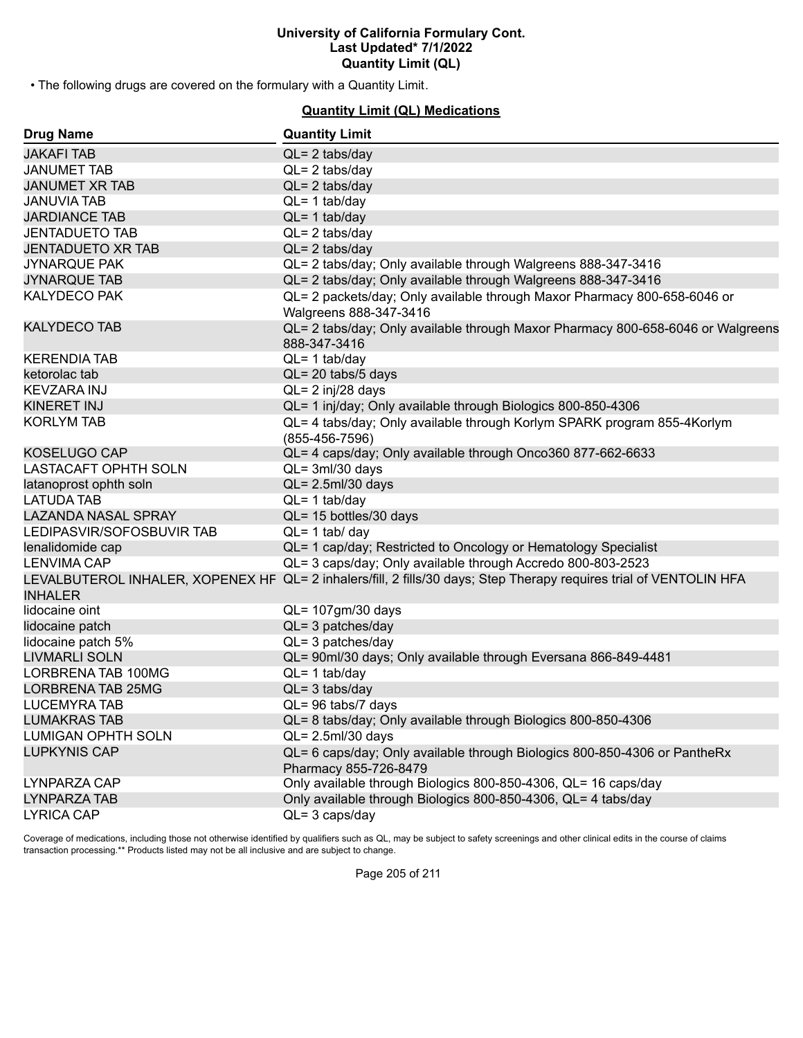• The following drugs are covered on the formulary with a Quantity Limit.

**Quantity Limit (QL) Medications**

| Drug Name | Quantity Limit |
| --- | --- |
| JAKAFI TAB | QL= 2 tabs/day |
| JANUMET TAB | QL= 2 tabs/day |
| JANUMET XR TAB | QL= 2 tabs/day |
| JANUVIA TAB | QL= 1 tab/day |
| JARDIANCE TAB | QL= 1 tab/day |
| JENTADUETO TAB | QL= 2 tabs/day |
| JENTADUETO XR TAB | QL= 2 tabs/day |
| JYNARQUE PAK | QL= 2 tabs/day; Only available through Walgreens 888-347-3416 |
| JYNARQUE TAB | QL= 2 tabs/day; Only available through Walgreens 888-347-3416 |
| KALYDECO PAK | QL= 2 packets/day; Only available through Maxor Pharmacy 800-658-6046 or Walgreens 888-347-3416 |
| KALYDECO TAB | QL= 2 tabs/day; Only available through Maxor Pharmacy 800-658-6046 or Walgreens 888-347-3416 |
| KERENDIA TAB | QL= 1 tab/day |
| ketorolac tab | QL= 20 tabs/5 days |
| KEVZARA INJ | QL= 2 inj/28 days |
| KINERET INJ | QL= 1 inj/day; Only available through Biologics 800-850-4306 |
| KORLYM TAB | QL= 4 tabs/day; Only available through Korlym SPARK program 855-4Korlym (855-456-7596) |
| KOSELUGO CAP | QL= 4 caps/day; Only available through Onco360 877-662-6633 |
| LASTACAFT OPHTH SOLN | QL= 3ml/30 days |
| latanoprost ophth soln | QL= 2.5ml/30 days |
| LATUDA TAB | QL= 1 tab/day |
| LAZANDA NASAL SPRAY | QL= 15 bottles/30 days |
| LEDIPASVIR/SOFOSBUVIR TAB | QL= 1 tab/ day |
| lenalidomide cap | QL= 1 cap/day; Restricted to Oncology or Hematology Specialist |
| LENVIMA CAP | QL= 3 caps/day; Only available through Accredo 800-803-2523 |
| LEVALBUTEROL INHALER, XOPENEX HF INHALER | QL= 2 inhalers/fill, 2 fills/30 days; Step Therapy requires trial of VENTOLIN HFA |
| lidocaine oint | QL= 107gm/30 days |
| lidocaine patch | QL= 3 patches/day |
| lidocaine patch 5% | QL= 3 patches/day |
| LIVMARLI SOLN | QL= 90ml/30 days; Only available through Eversana 866-849-4481 |
| LORBRENA TAB 100MG | QL= 1 tab/day |
| LORBRENA TAB 25MG | QL= 3 tabs/day |
| LUCEMYRA TAB | QL= 96 tabs/7 days |
| LUMAKRAS TAB | QL= 8 tabs/day; Only available through Biologics 800-850-4306 |
| LUMIGAN OPHTH SOLN | QL= 2.5ml/30 days |
| LUPKYNIS CAP | QL= 6 caps/day; Only available through Biologics 800-850-4306 or PantheRx Pharmacy 855-726-8479 |
| LYNPARZA CAP | Only available through Biologics 800-850-4306, QL= 16 caps/day |
| LYNPARZA TAB | Only available through Biologics 800-850-4306, QL= 4 tabs/day |
| LYRICA CAP | QL= 3 caps/day |

Coverage of medications, including those not otherwise identified by qualifiers such as QL, may be subject to safety screenings and other clinical edits in the course of claims transaction processing.** Products listed may not be all inclusive and are subject to change.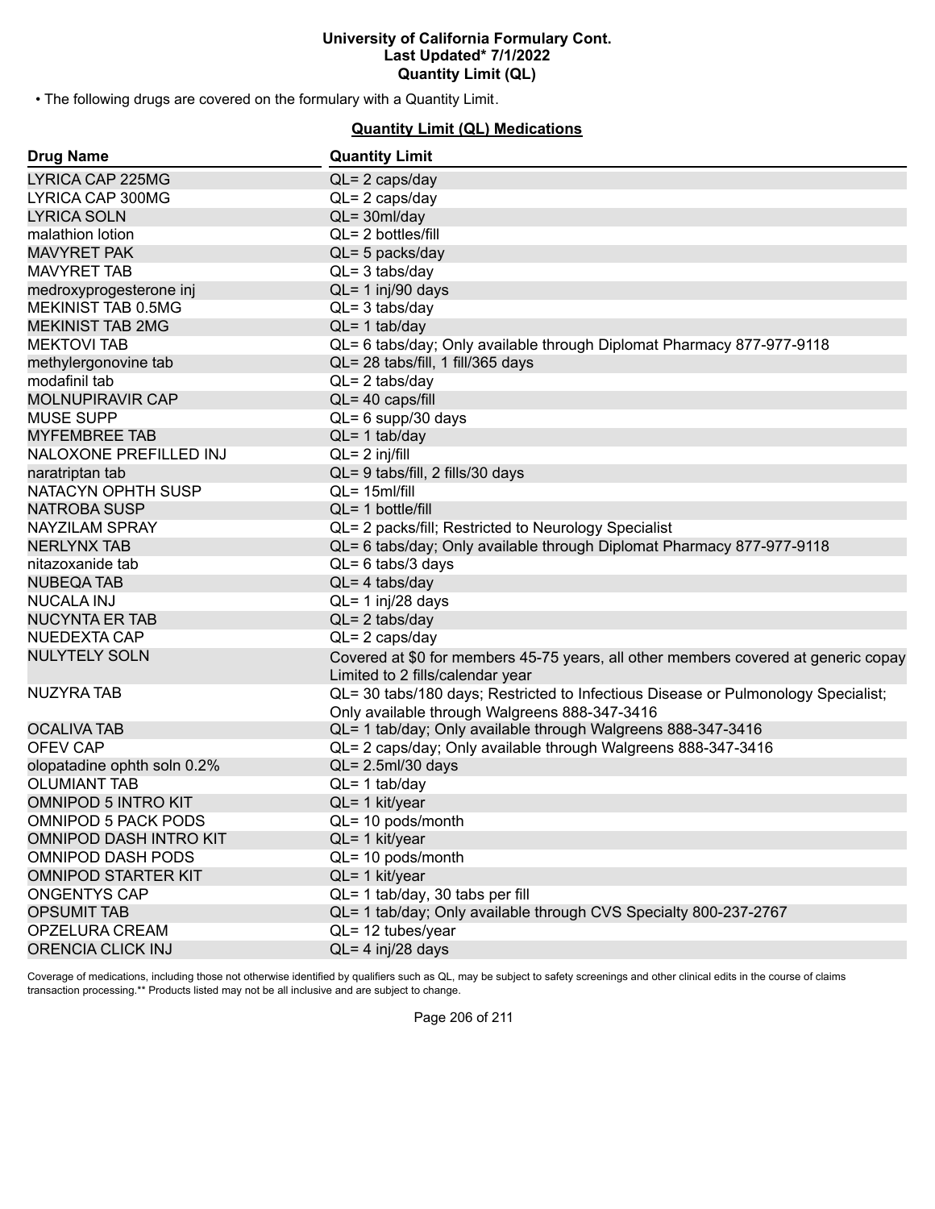**University of California Formulary Cont.**
**Last Updated* 7/1/2022**
**Quantity Limit (QL)**

• The following drugs are covered on the formulary with a Quantity Limit.

## Quantity Limit (QL) Medications

| Drug Name | Quantity Limit |
| --- | --- |
| LYRICA CAP 225MG | QL= 2 caps/day |
| LYRICA CAP 300MG | QL= 2 caps/day |
| LYRICA SOLN | QL= 30ml/day |
| malathion lotion | QL= 2 bottles/fill |
| MAVYRET PAK | QL= 5 packs/day |
| MAVYRET TAB | QL= 3 tabs/day |
| medroxyprogesterone inj | QL= 1 inj/90 days |
| MEKINIST TAB 0.5MG | QL= 3 tabs/day |
| MEKINIST TAB 2MG | QL= 1 tab/day |
| MEKTOVI TAB | QL= 6 tabs/day; Only available through Diplomat Pharmacy 877-977-9118 |
| methylergonovine tab | QL= 28 tabs/fill, 1 fill/365 days |
| modafinil tab | QL= 2 tabs/day |
| MOLNUPIRAVIR CAP | QL= 40 caps/fill |
| MUSE SUPP | QL= 6 supp/30 days |
| MYFEMBREE TAB | QL= 1 tab/day |
| NALOXONE PREFILLED INJ | QL= 2 inj/fill |
| naratriptan tab | QL= 9 tabs/fill, 2 fills/30 days |
| NATACYN OPHTH SUSP | QL= 15ml/fill |
| NATROBA SUSP | QL= 1 bottle/fill |
| NAYZILAM SPRAY | QL= 2 packs/fill; Restricted to Neurology Specialist |
| NERLYNX TAB | QL= 6 tabs/day; Only available through Diplomat Pharmacy 877-977-9118 |
| nitazoxanide tab | QL= 6 tabs/3 days |
| NUBEQA TAB | QL= 4 tabs/day |
| NUCALA INJ | QL= 1 inj/28 days |
| NUCYNTA ER TAB | QL= 2 tabs/day |
| NUEDEXTA CAP | QL= 2 caps/day |
| NULYTELY SOLN | Covered at $0 for members 45-75 years, all other members covered at generic copay Limited to 2 fills/calendar year |
| NUZYRA TAB | QL= 30 tabs/180 days; Restricted to Infectious Disease or Pulmonology Specialist; Only available through Walgreens 888-347-3416 |
| OCALIVA TAB | QL= 1 tab/day; Only available through Walgreens 888-347-3416 |
| OFEV CAP | QL= 2 caps/day; Only available through Walgreens 888-347-3416 |
| olopatadine ophth soln 0.2% | QL= 2.5ml/30 days |
| OLUMIANT TAB | QL= 1 tab/day |
| OMNIPOD 5 INTRO KIT | QL= 1 kit/year |
| OMNIPOD 5 PACK PODS | QL= 10 pods/month |
| OMNIPOD DASH INTRO KIT | QL= 1 kit/year |
| OMNIPOD DASH PODS | QL= 10 pods/month |
| OMNIPOD STARTER KIT | QL= 1 kit/year |
| ONGENTYS CAP | QL= 1 tab/day, 30 tabs per fill |
| OPSUMIT TAB | QL= 1 tab/day; Only available through CVS Specialty 800-237-2767 |
| OPZELURA CREAM | QL= 12 tubes/year |
| ORENCIA CLICK INJ | QL= 4 inj/28 days |

Coverage of medications, including those not otherwise identified by qualifiers such as QL, may be subject to safety screenings and other clinical edits in the course of claims transaction processing.** Products listed may not be all inclusive and are subject to change.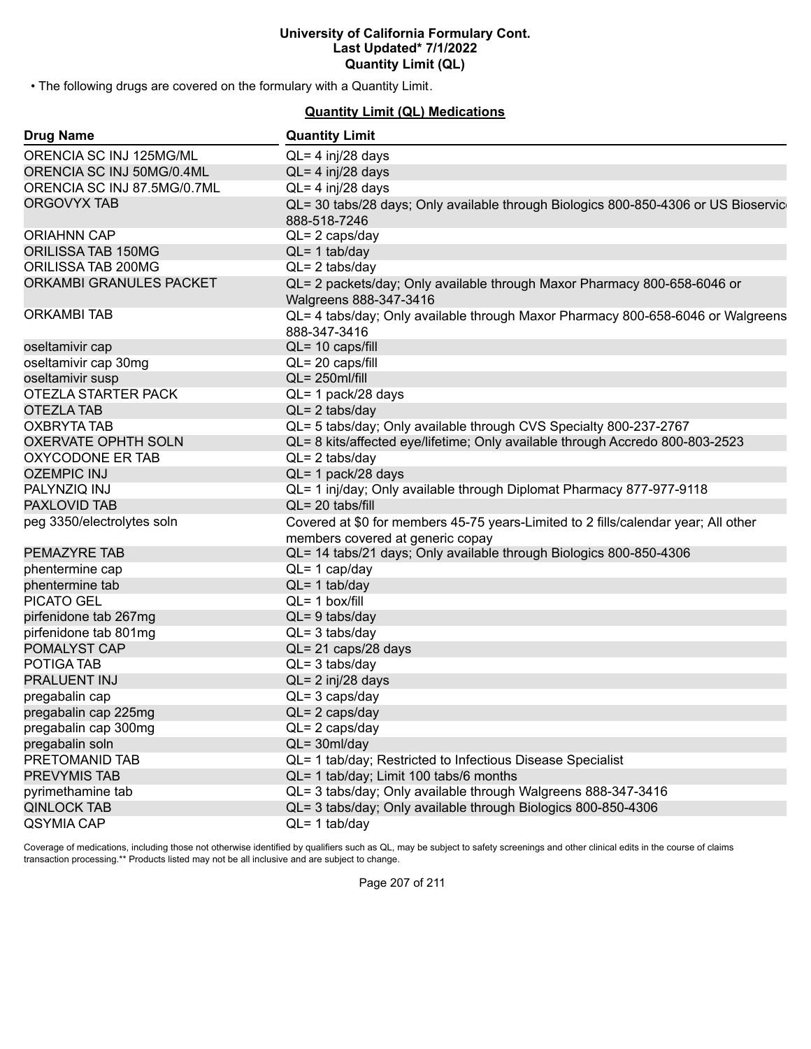• The following drugs are covered on the formulary with a Quantity Limit.

## Quantity Limit (QL) Medications

| Drug Name | Quantity Limit |
|---|---|
| ORENCIA SC INJ 125MG/ML | QL= 4 inj/28 days |
| ORENCIA SC INJ 50MG/0.4ML | QL= 4 inj/28 days |
| ORENCIA SC INJ 87.5MG/0.7ML | QL= 4 inj/28 days |
| ORGOVYX TAB | QL= 30 tabs/28 days; Only available through Biologics 800-850-4306 or US Bioservice 888-518-7246 |
| ORIAHNN CAP | QL= 2 caps/day |
| ORILISSA TAB 150MG | QL= 1 tab/day |
| ORILISSA TAB 200MG | QL= 2 tabs/day |
| ORKAMBI GRANULES PACKET | QL= 2 packets/day; Only available through Maxor Pharmacy 800-658-6046 or Walgreens 888-347-3416 |
| ORKAMBI TAB | QL= 4 tabs/day; Only available through Maxor Pharmacy 800-658-6046 or Walgreens 888-347-3416 |
| oseltamivir cap | QL= 10 caps/fill |
| oseltamivir cap 30mg | QL= 20 caps/fill |
| oseltamivir susp | QL= 250ml/fill |
| OTEZLA STARTER PACK | QL= 1 pack/28 days |
| OTEZLA TAB | QL= 2 tabs/day |
| OXBRYTA TAB | QL= 5 tabs/day; Only available through CVS Specialty 800-237-2767 |
| OXERVATE OPHTH SOLN | QL= 8 kits/affected eye/lifetime; Only available through Accredo 800-803-2523 |
| OXYCODONE ER TAB | QL= 2 tabs/day |
| OZEMPIC INJ | QL= 1 pack/28 days |
| PALYNZIQ INJ | QL= 1 inj/day; Only available through Diplomat Pharmacy 877-977-9118 |
| PAXLOVID TAB | QL= 20 tabs/fill |
| peg 3350/electrolytes soln | Covered at $0 for members 45-75 years-Limited to 2 fills/calendar year; All other members covered at generic copay |
| PEMAZYRE TAB | QL= 14 tabs/21 days; Only available through Biologics 800-850-4306 |
| phentermine cap | QL= 1 cap/day |
| phentermine tab | QL= 1 tab/day |
| PICATO GEL | QL= 1 box/fill |
| pirfenidone tab 267mg | QL= 9 tabs/day |
| pirfenidone tab 801mg | QL= 3 tabs/day |
| POMALYST CAP | QL= 21 caps/28 days |
| POTIGA TAB | QL= 3 tabs/day |
| PRALUENT INJ | QL= 2 inj/28 days |
| pregabalin cap | QL= 3 caps/day |
| pregabalin cap 225mg | QL= 2 caps/day |
| pregabalin cap 300mg | QL= 2 caps/day |
| pregabalin soln | QL= 30ml/day |
| PRETOMANID TAB | QL= 1 tab/day; Restricted to Infectious Disease Specialist |
| PREVYMIS TAB | QL= 1 tab/day; Limit 100 tabs/6 months |
| pyrimethamine tab | QL= 3 tabs/day; Only available through Walgreens 888-347-3416 |
| QINLOCK TAB | QL= 3 tabs/day; Only available through Biologics 800-850-4306 |
| QSYMIA CAP | QL= 1 tab/day |

Coverage of medications, including those not otherwise identified by qualifiers such as QL, may be subject to safety screenings and other clinical edits in the course of claims transaction processing.** Products listed may not be all inclusive and are subject to change.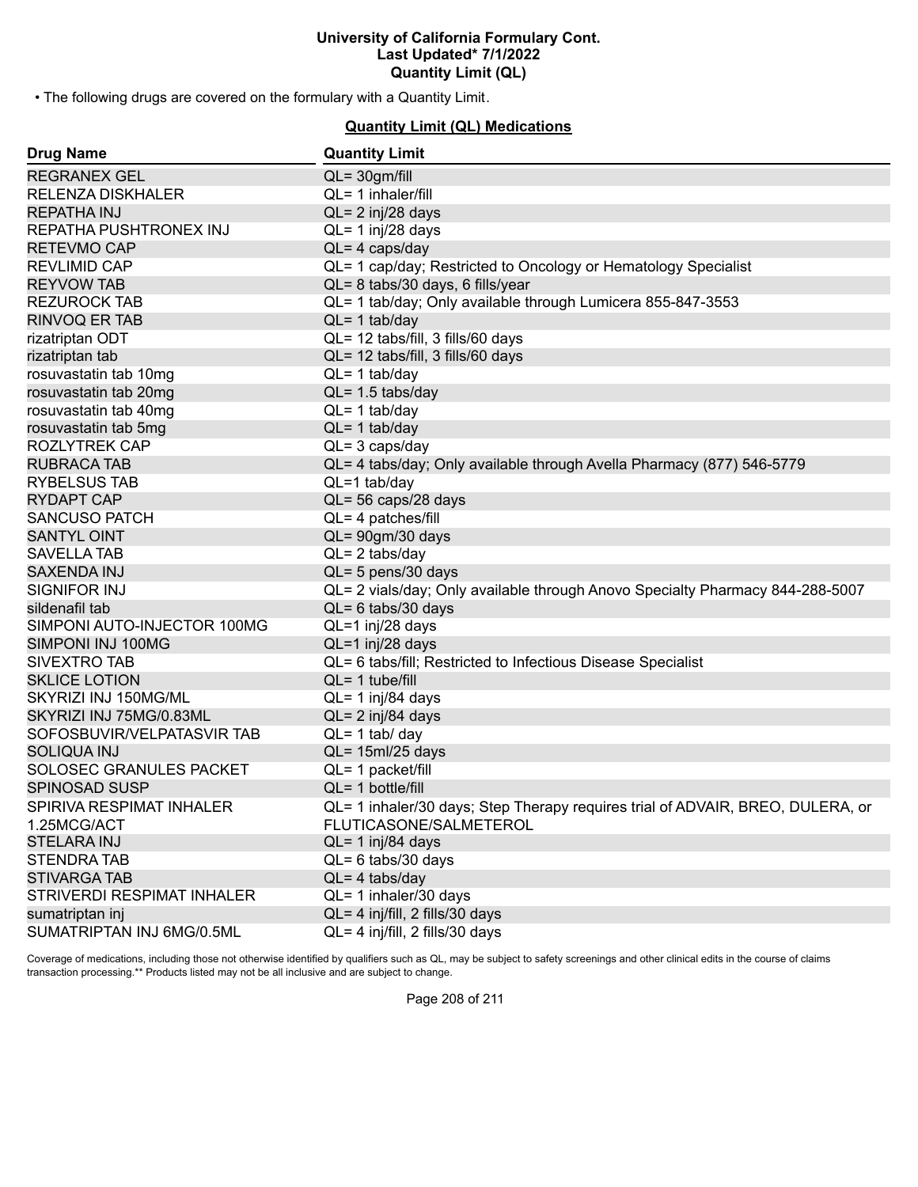• The following drugs are covered on the formulary with a Quantity Limit.

## Quantity Limit (QL) Medications

| Drug Name | Quantity Limit |
|---|---|
| REGRANEX GEL | QL= 30gm/fill |
| RELENZA DISKHALER | QL= 1 inhaler/fill |
| REPATHA INJ | QL= 2 inj/28 days |
| REPATHA PUSHTRONEX INJ | QL= 1 inj/28 days |
| RETEVMO CAP | QL= 4 caps/day |
| REVLIMID CAP | QL= 1 cap/day; Restricted to Oncology or Hematology Specialist |
| REYVOW TAB | QL= 8 tabs/30 days, 6 fills/year |
| REZUROCK TAB | QL= 1 tab/day; Only available through Lumicera 855-847-3553 |
| RINVOQ ER TAB | QL= 1 tab/day |
| rizatriptan ODT | QL= 12 tabs/fill, 3 fills/60 days |
| rizatriptan tab | QL= 12 tabs/fill, 3 fills/60 days |
| rosuvastatin tab 10mg | QL= 1 tab/day |
| rosuvastatin tab 20mg | QL= 1.5 tabs/day |
| rosuvastatin tab 40mg | QL= 1 tab/day |
| rosuvastatin tab 5mg | QL= 1 tab/day |
| ROZLYTREK CAP | QL= 3 caps/day |
| RUBRACA TAB | QL= 4 tabs/day; Only available through Avella Pharmacy (877) 546-5779 |
| RYBELSUS TAB | QL=1 tab/day |
| RYDAPT CAP | QL= 56 caps/28 days |
| SANCUSO PATCH | QL= 4 patches/fill |
| SANTYL OINT | QL= 90gm/30 days |
| SAVELLA TAB | QL= 2 tabs/day |
| SAXENDA INJ | QL= 5 pens/30 days |
| SIGNIFOR INJ | QL= 2 vials/day; Only available through Anovo Specialty Pharmacy 844-288-5007 |
| sildenafil tab | QL= 6 tabs/30 days |
| SIMPONI AUTO-INJECTOR 100MG | QL=1 inj/28 days |
| SIMPONI INJ 100MG | QL=1 inj/28 days |
| SIVEXTRO TAB | QL= 6 tabs/fill; Restricted to Infectious Disease Specialist |
| SKLICE LOTION | QL= 1 tube/fill |
| SKYRIZI INJ 150MG/ML | QL= 1 inj/84 days |
| SKYRIZI INJ 75MG/0.83ML | QL= 2 inj/84 days |
| SOFOSBUVIR/VELPATASVIR TAB | QL= 1 tab/ day |
| SOLIQUA INJ | QL= 15ml/25 days |
| SOLOSEC GRANULES PACKET | QL= 1 packet/fill |
| SPINOSAD SUSP | QL= 1 bottle/fill |
| SPIRIVA RESPIMAT INHALER 1.25MCG/ACT | QL= 1 inhaler/30 days; Step Therapy requires trial of ADVAIR, BREO, DULERA, or FLUTICASONE/SALMETEROL |
| STELARA INJ | QL= 1 inj/84 days |
| STENDRA TAB | QL= 6 tabs/30 days |
| STIVARGA TAB | QL= 4 tabs/day |
| STRIVERDI RESPIMAT INHALER | QL= 1 inhaler/30 days |
| sumatriptan inj | QL= 4 inj/fill, 2 fills/30 days |
| SUMATRIPTAN INJ 6MG/0.5ML | QL= 4 inj/fill, 2 fills/30 days |

Coverage of medications, including those not otherwise identified by qualifiers such as QL, may be subject to safety screenings and other clinical edits in the course of claims transaction processing.** Products listed may not be all inclusive and are subject to change.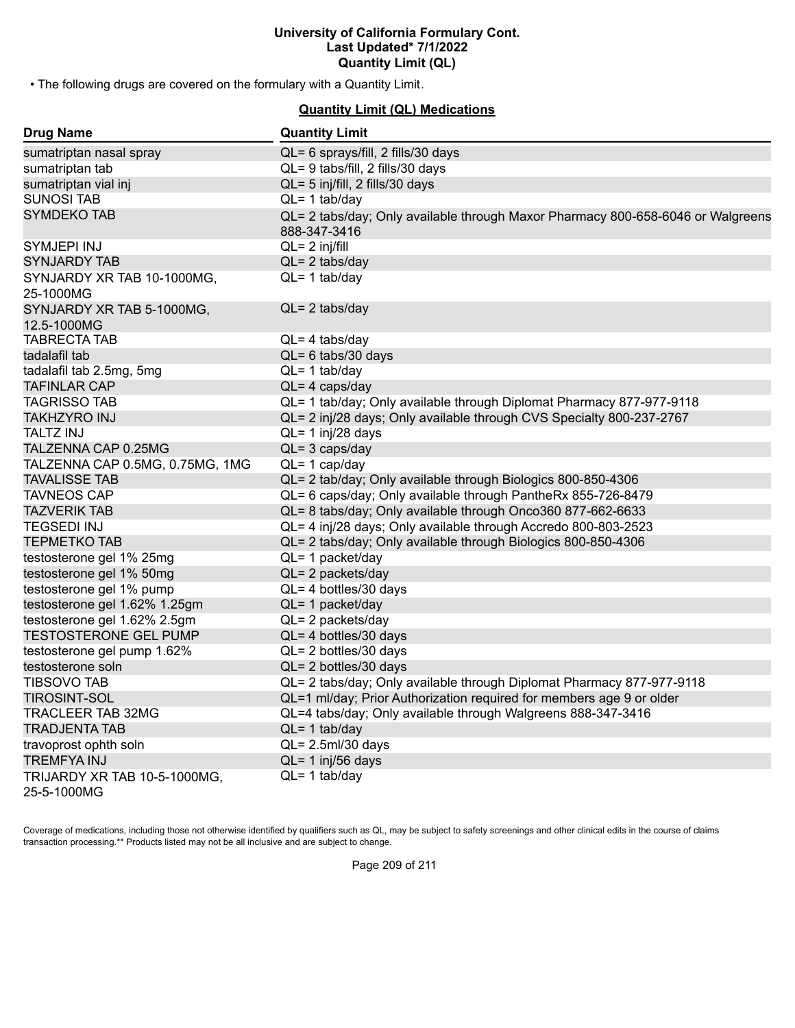• The following drugs are covered on the formulary with a Quantity Limit.

**Quantity Limit (QL) Medications**

| Drug Name | Quantity Limit |
|---|---|
| sumatriptan nasal spray | QL= 6 sprays/fill, 2 fills/30 days |
| sumatriptan tab | QL= 9 tabs/fill, 2 fills/30 days |
| sumatriptan vial inj | QL= 5 inj/fill, 2 fills/30 days |
| SUNOSI TAB | QL= 1 tab/day |
| SYMDEKO TAB | QL= 2 tabs/day; Only available through Maxor Pharmacy 800-658-6046 or Walgreens 888-347-3416 |
| SYMJEPI INJ | QL= 2 inj/fill |
| SYNJARDY TAB | QL= 2 tabs/day |
| SYNJARDY XR TAB 10-1000MG, 25-1000MG | QL= 1 tab/day |
| SYNJARDY XR TAB 5-1000MG, 12.5-1000MG | QL= 2 tabs/day |
| TABRECTA TAB | QL= 4 tabs/day |
| tadalafil tab | QL= 6 tabs/30 days |
| tadalafil tab 2.5mg, 5mg | QL= 1 tab/day |
| TAFINLAR CAP | QL= 4 caps/day |
| TAGRISSO TAB | QL= 1 tab/day; Only available through Diplomat Pharmacy 877-977-9118 |
| TAKHZYRO INJ | QL= 2 inj/28 days; Only available through CVS Specialty 800-237-2767 |
| TALTZ INJ | QL= 1 inj/28 days |
| TALZENNA CAP 0.25MG | QL= 3 caps/day |
| TALZENNA CAP 0.5MG, 0.75MG, 1MG | QL= 1 cap/day |
| TAVALISSE TAB | QL= 2 tab/day; Only available through Biologics 800-850-4306 |
| TAVNEOS CAP | QL= 6 caps/day; Only available through PantheRx 855-726-8479 |
| TAZVERIK TAB | QL= 8 tabs/day; Only available through Onco360 877-662-6633 |
| TEGSEDI INJ | QL= 4 inj/28 days; Only available through Accredo 800-803-2523 |
| TEPMETKO TAB | QL= 2 tabs/day; Only available through Biologics 800-850-4306 |
| testosterone gel 1% 25mg | QL= 1 packet/day |
| testosterone gel 1% 50mg | QL= 2 packets/day |
| testosterone gel 1% pump | QL= 4 bottles/30 days |
| testosterone gel 1.62% 1.25gm | QL= 1 packet/day |
| testosterone gel 1.62% 2.5gm | QL= 2 packets/day |
| TESTOSTERONE GEL PUMP | QL= 4 bottles/30 days |
| testosterone gel pump 1.62% | QL= 2 bottles/30 days |
| testosterone soln | QL= 2 bottles/30 days |
| TIBSOVO TAB | QL= 2 tabs/day; Only available through Diplomat Pharmacy 877-977-9118 |
| TIROSINT-SOL | QL=1 ml/day; Prior Authorization required for members age 9 or older |
| TRACLEER TAB 32MG | QL=4 tabs/day; Only available through Walgreens 888-347-3416 |
| TRADJENTA TAB | QL= 1 tab/day |
| travoprost ophth soln | QL= 2.5ml/30 days |
| TREMFYA INJ | QL= 1 inj/56 days |
| TRIJARDY XR TAB 10-5-1000MG, 25-5-1000MG | QL= 1 tab/day |

Coverage of medications, including those not otherwise identified by qualifiers such as QL, may be subject to safety screenings and other clinical edits in the course of claims transaction processing.** Products listed may not be all inclusive and are subject to change.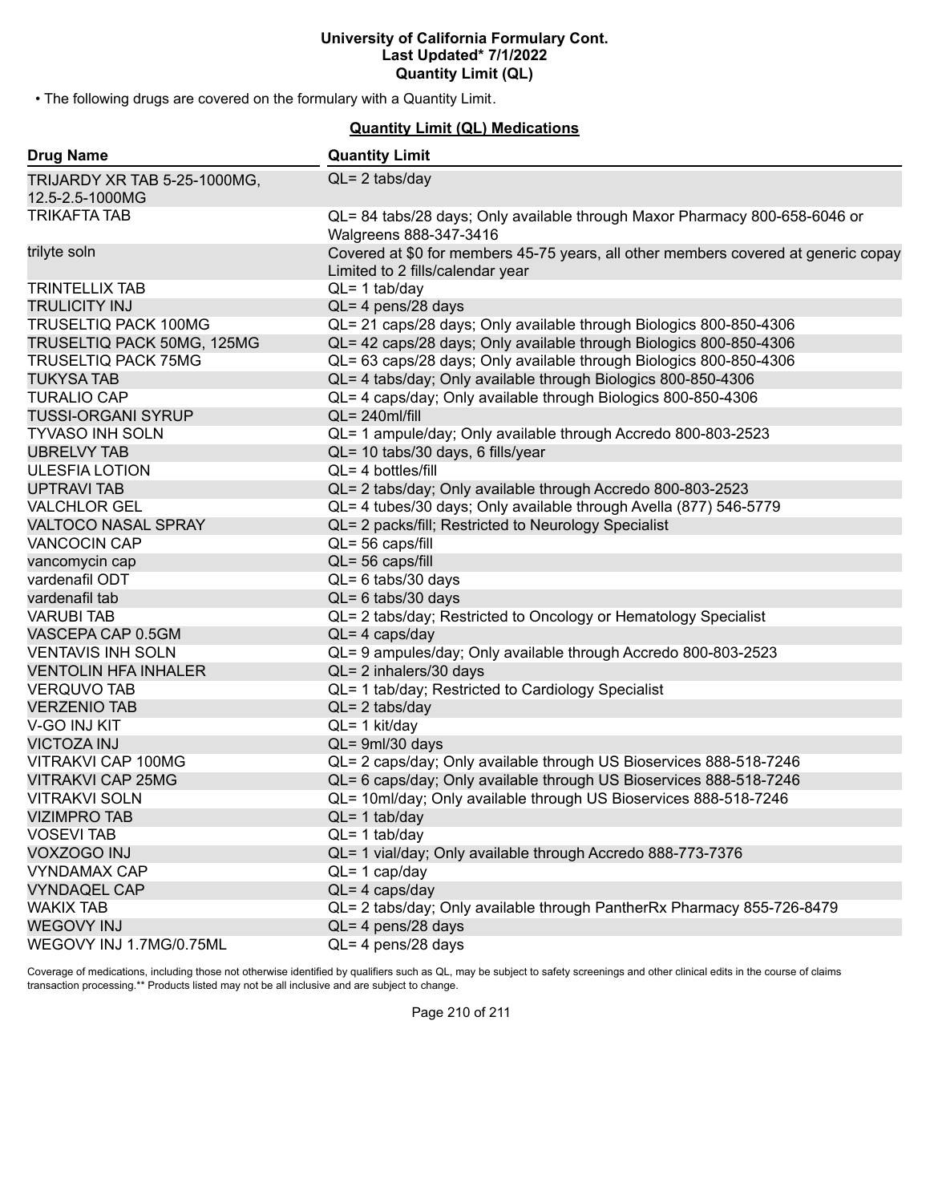• The following drugs are covered on the formulary with a Quantity Limit.

**Quantity Limit (QL) Medications**

| Drug Name | Quantity Limit |
| --- | --- |
| TRIJARDY XR TAB 5-25-1000MG, 12.5-2.5-1000MG | QL= 2 tabs/day |
| TRIKAFTA TAB | QL= 84 tabs/28 days; Only available through Maxor Pharmacy 800-658-6046 or Walgreens 888-347-3416 |
| trilyte soln | Covered at $0 for members 45-75 years, all other members covered at generic copay Limited to 2 fills/calendar year |
| TRINTELLIX TAB | QL= 1 tab/day |
| TRULICITY INJ | QL= 4 pens/28 days |
| TRUSELTIQ PACK 100MG | QL= 21 caps/28 days; Only available through Biologics 800-850-4306 |
| TRUSELTIQ PACK 50MG, 125MG | QL= 42 caps/28 days; Only available through Biologics 800-850-4306 |
| TRUSELTIQ PACK 75MG | QL= 63 caps/28 days; Only available through Biologics 800-850-4306 |
| TUKYSA TAB | QL= 4 tabs/day; Only available through Biologics 800-850-4306 |
| TURALIO CAP | QL= 4 caps/day; Only available through Biologics 800-850-4306 |
| TUSSI-ORGANI SYRUP | QL= 240ml/fill |
| TYVASO INH SOLN | QL= 1 ampule/day; Only available through Accredo 800-803-2523 |
| UBRELVY TAB | QL= 10 tabs/30 days, 6 fills/year |
| ULESFIA LOTION | QL= 4 bottles/fill |
| UPTRAVI TAB | QL= 2 tabs/day; Only available through Accredo 800-803-2523 |
| VALCHLOR GEL | QL= 4 tubes/30 days; Only available through Avella (877) 546-5779 |
| VALTOCO NASAL SPRAY | QL= 2 packs/fill; Restricted to Neurology Specialist |
| VANCOCIN CAP | QL= 56 caps/fill |
| vancomycin cap | QL= 56 caps/fill |
| vardenafil ODT | QL= 6 tabs/30 days |
| vardenafil tab | QL= 6 tabs/30 days |
| VARUBI TAB | QL= 2 tabs/day; Restricted to Oncology or Hematology Specialist |
| VASCEPA CAP 0.5GM | QL= 4 caps/day |
| VENTAVIS INH SOLN | QL= 9 ampules/day; Only available through Accredo 800-803-2523 |
| VENTOLIN HFA INHALER | QL= 2 inhalers/30 days |
| VERQUVO TAB | QL= 1 tab/day; Restricted to Cardiology Specialist |
| VERZENIO TAB | QL= 2 tabs/day |
| V-GO INJ KIT | QL= 1 kit/day |
| VICTOZA INJ | QL= 9ml/30 days |
| VITRAKVI CAP 100MG | QL= 2 caps/day; Only available through US Bioservices 888-518-7246 |
| VITRAKVI CAP 25MG | QL= 6 caps/day; Only available through US Bioservices 888-518-7246 |
| VITRAKVI SOLN | QL= 10ml/day; Only available through US Bioservices 888-518-7246 |
| VIZIMPRO TAB | QL= 1 tab/day |
| VOSEVI TAB | QL= 1 tab/day |
| VOXZOGO INJ | QL= 1 vial/day; Only available through Accredo 888-773-7376 |
| VYNDAMAX CAP | QL= 1 cap/day |
| VYNDAQEL CAP | QL= 4 caps/day |
| WAKIX TAB | QL= 2 tabs/day; Only available through PantherRx Pharmacy 855-726-8479 |
| WEGOVY INJ | QL= 4 pens/28 days |
| WEGOVY INJ 1.7MG/0.75ML | QL= 4 pens/28 days |

Coverage of medications, including those not otherwise identified by qualifiers such as QL, may be subject to safety screenings and other clinical edits in the course of claims transaction processing.** Products listed may not be all inclusive and are subject to change.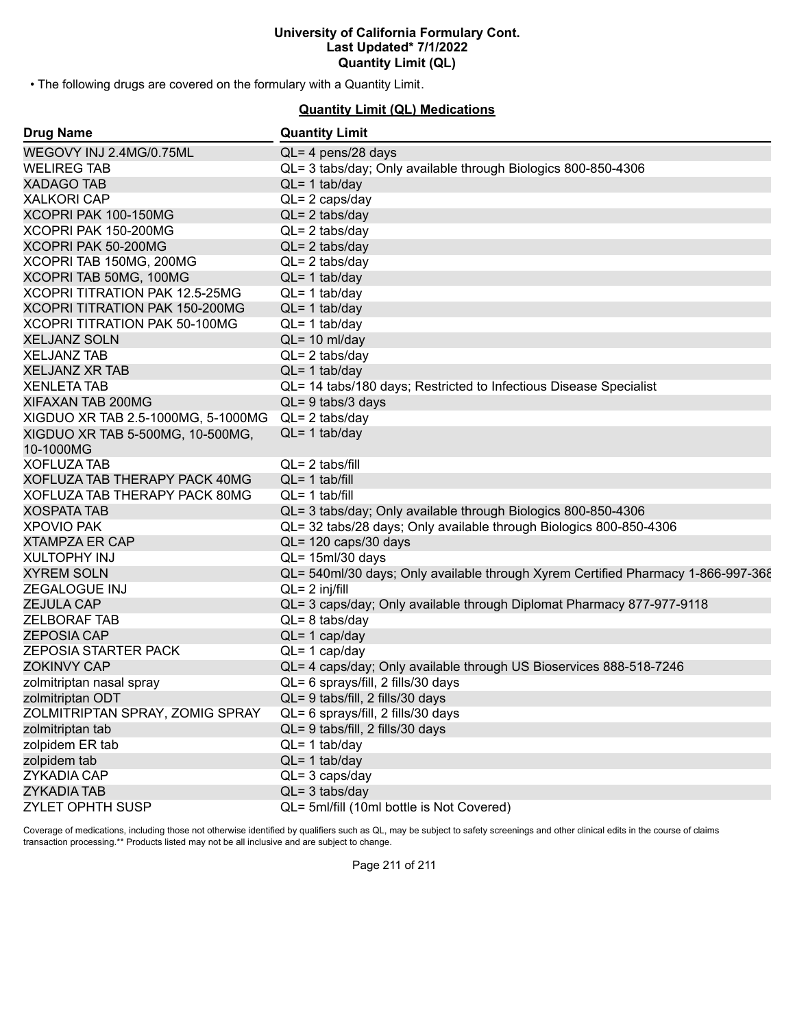• The following drugs are covered on the formulary with a Quantity Limit.

## Quantity Limit (QL) Medications

| Drug Name | Quantity Limit |
| --- | --- |
| WEGOVY INJ 2.4MG/0.75ML | QL= 4 pens/28 days |
| WELIREG TAB | QL= 3 tabs/day; Only available through Biologics 800-850-4306 |
| XADAGO TAB | QL= 1 tab/day |
| XALKORI CAP | QL= 2 caps/day |
| XCOPRI PAK 100-150MG | QL= 2 tabs/day |
| XCOPRI PAK 150-200MG | QL= 2 tabs/day |
| XCOPRI PAK 50-200MG | QL= 2 tabs/day |
| XCOPRI TAB 150MG, 200MG | QL= 2 tabs/day |
| XCOPRI TAB 50MG, 100MG | QL= 1 tab/day |
| XCOPRI TITRATION PAK 12.5-25MG | QL= 1 tab/day |
| XCOPRI TITRATION PAK 150-200MG | QL= 1 tab/day |
| XCOPRI TITRATION PAK 50-100MG | QL= 1 tab/day |
| XELJANZ SOLN | QL= 10 ml/day |
| XELJANZ TAB | QL= 2 tabs/day |
| XELJANZ XR TAB | QL= 1 tab/day |
| XENLETA TAB | QL= 14 tabs/180 days; Restricted to Infectious Disease Specialist |
| XIFAXAN TAB 200MG | QL= 9 tabs/3 days |
| XIGDUO XR TAB 2.5-1000MG, 5-1000MG | QL= 2 tabs/day |
| XIGDUO XR TAB 5-500MG, 10-500MG, 10-1000MG | QL= 1 tab/day |
| XOFLUZA TAB | QL= 2 tabs/fill |
| XOFLUZA TAB THERAPY PACK 40MG | QL= 1 tab/fill |
| XOFLUZA TAB THERAPY PACK 80MG | QL= 1 tab/fill |
| XOSPATA TAB | QL= 3 tabs/day; Only available through Biologics 800-850-4306 |
| XPOVIO PAK | QL= 32 tabs/28 days; Only available through Biologics 800-850-4306 |
| XTAMPZA ER CAP | QL= 120 caps/30 days |
| XULTOPHY INJ | QL= 15ml/30 days |
| XYREM SOLN | QL= 540ml/30 days; Only available through Xyrem Certified Pharmacy 1-866-997-368 |
| ZEGALOGUE INJ | QL= 2 inj/fill |
| ZEJULA CAP | QL= 3 caps/day; Only available through Diplomat Pharmacy 877-977-9118 |
| ZELBORAF TAB | QL= 8 tabs/day |
| ZEPOSIA CAP | QL= 1 cap/day |
| ZEPOSIA STARTER PACK | QL= 1 cap/day |
| ZOKINVY CAP | QL= 4 caps/day; Only available through US Bioservices 888-518-7246 |
| zolmitriptan nasal spray | QL= 6 sprays/fill, 2 fills/30 days |
| zolmitriptan ODT | QL= 9 tabs/fill, 2 fills/30 days |
| ZOLMITRIPTAN SPRAY, ZOMIG SPRAY | QL= 6 sprays/fill, 2 fills/30 days |
| zolmitriptan tab | QL= 9 tabs/fill, 2 fills/30 days |
| zolpidem ER tab | QL= 1 tab/day |
| zolpidem tab | QL= 1 tab/day |
| ZYKADIA CAP | QL= 3 caps/day |
| ZYKADIA TAB | QL= 3 tabs/day |
| ZYLET OPHTH SUSP | QL= 5ml/fill (10ml bottle is Not Covered) |

Coverage of medications, including those not otherwise identified by qualifiers such as QL, may be subject to safety screenings and other clinical edits in the course of claims transaction processing.** Products listed may not be all inclusive and are subject to change.